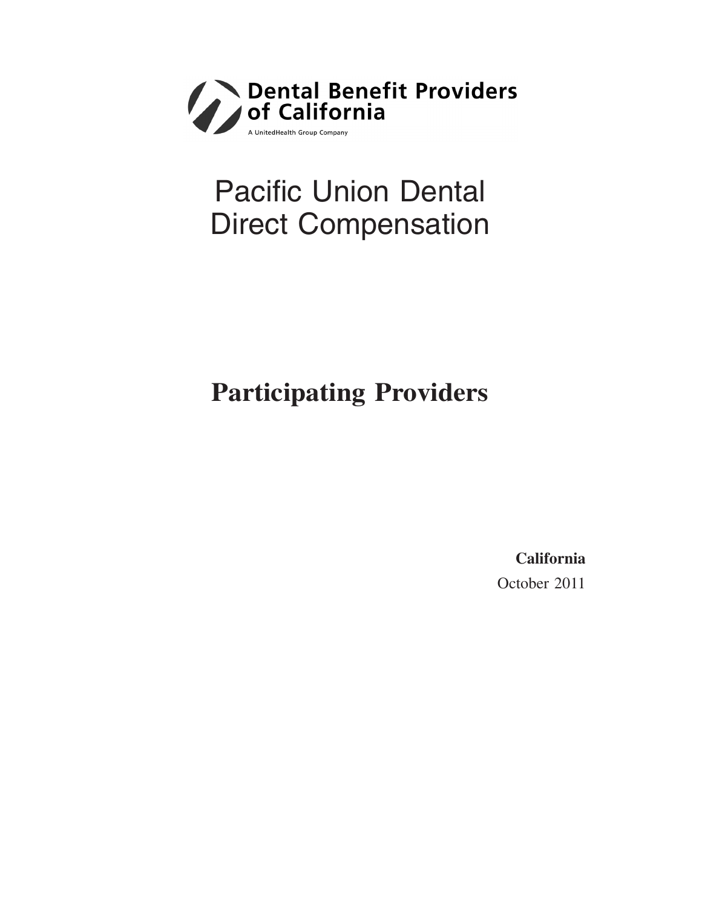**Dental Benefit Providers of California**

A UnitedHealth Group Company

# Pacific Union Dental Direct Compensation

## Participating Providers

**California**

October 2011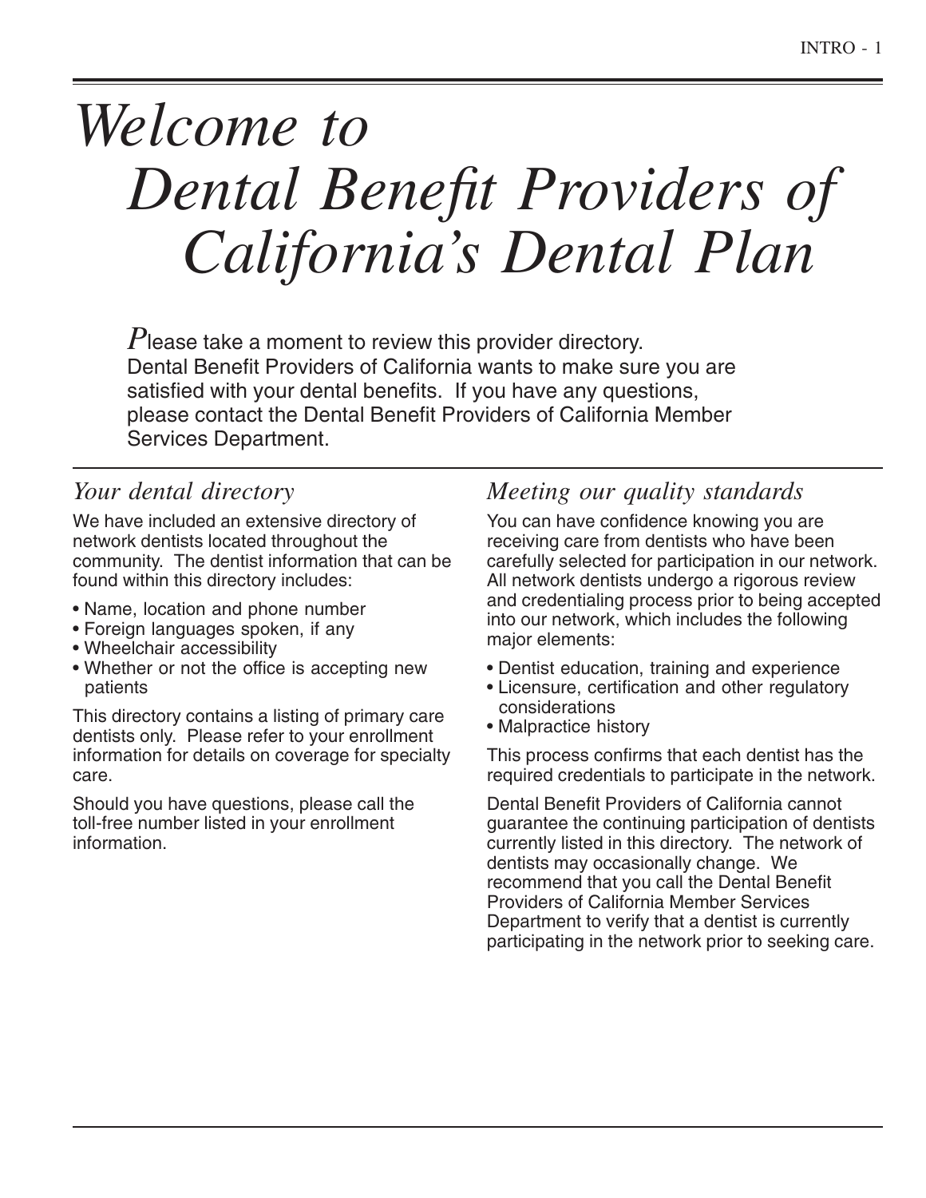# *Welcome to Dental Benefit Providers of California's Dental Plan*

Please take a moment to review this provider directory. Dental Benefit Providers of California wants to make sure you are satisfied with your dental benefits. If you have any questions, please contact the Dental Benefit Providers of California Member Services Department.

## *Your dental directory*

We have included an extensive directory of network dentists located throughout the community. The dentist information that can be found within this directory includes:

- Name, location and phone number
- Foreign languages spoken, if any
- Wheelchair accessibility
- Whether or not the office is accepting new patients

This directory contains a listing of primary care dentists only. Please refer to your enrollment information for details on coverage for specialty care.

Should you have questions, please call the toll-free number listed in your enrollment information.

## *Meeting our quality standards*

You can have confidence knowing you are receiving care from dentists who have been carefully selected for participation in our network. All network dentists undergo a rigorous review and credentialing process prior to being accepted into our network, which includes the following major elements:

- Dentist education, training and experience
- Licensure, certification and other regulatory considerations
- Malpractice history

This process confirms that each dentist has the required credentials to participate in the network.

Dental Benefit Providers of California cannot guarantee the continuing participation of dentists currently listed in this directory. The network of dentists may occasionally change. We recommend that you call the Dental Benefit Providers of California Member Services Department to verify that a dentist is currently participating in the network prior to seeking care.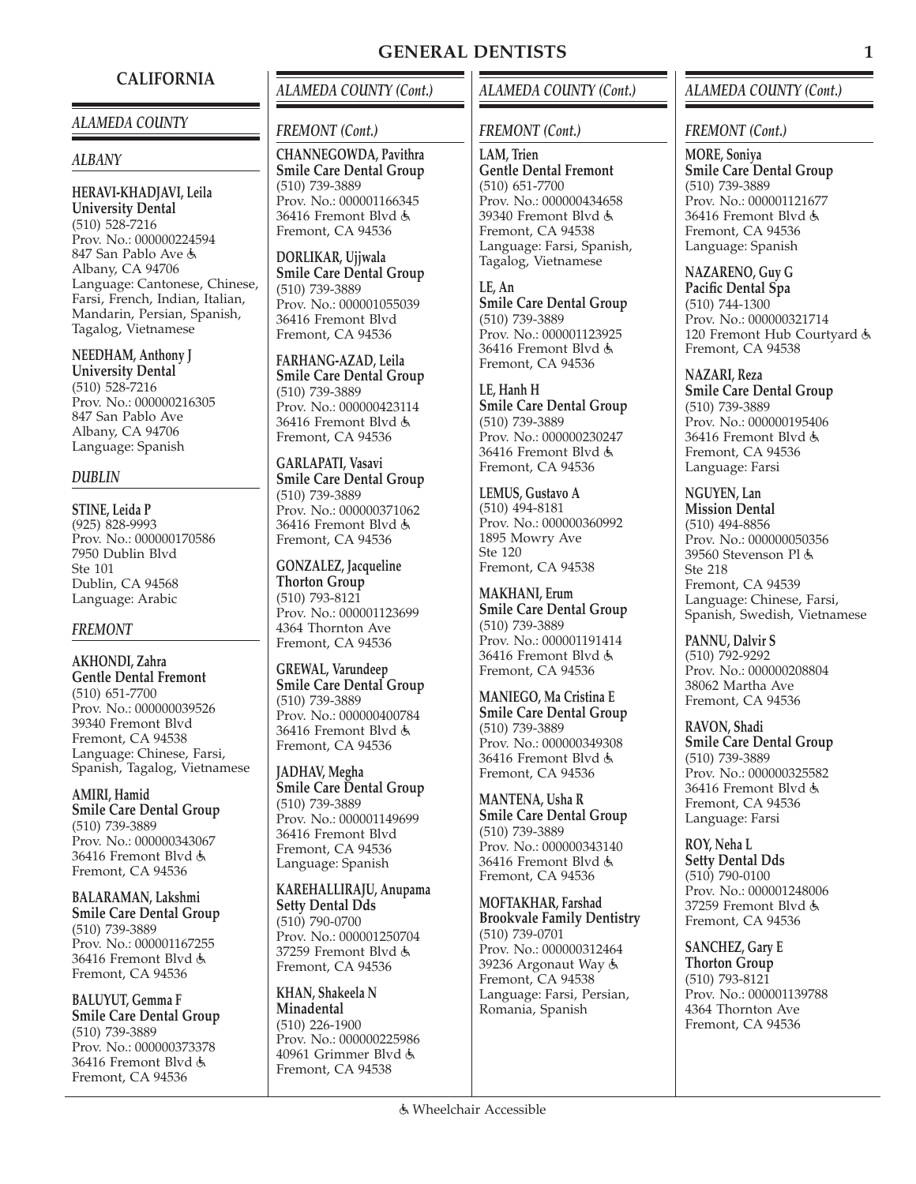# GENERAL DENTISTS

## CALIFORNIA

### *ALAMEDA COUNTY*

#### *ALBANY*

**HERAVI-KHADJAVI, Leila**
**University Dental**
(510) 528-7216
Prov. No.: 000000224594
847 San Pablo Ave ♿
Albany, CA 94706
Language: Cantonese, Chinese, Farsi, French, Indian, Italian, Mandarin, Persian, Spanish, Tagalog, Vietnamese

**NEEDHAM, Anthony J**
**University Dental**
(510) 528-7216
Prov. No.: 000000216305
847 San Pablo Ave
Albany, CA 94706
Language: Spanish

#### *DUBLIN*

**STINE, Leida P**
(925) 828-9993
Prov. No.: 000000170586
7950 Dublin Blvd
Ste 101
Dublin, CA 94568
Language: Arabic

#### *FREMONT*

**AKHONDI, Zahra**
**Gentle Dental Fremont**
(510) 651-7700
Prov. No.: 000000039526
39340 Fremont Blvd
Fremont, CA 94538
Language: Chinese, Farsi, Spanish, Tagalog, Vietnamese

**AMIRI, Hamid**
**Smile Care Dental Group**
(510) 739-3889
Prov. No.: 000000343067
36416 Fremont Blvd ♿
Fremont, CA 94536

**BALARAMAN, Lakshmi**
**Smile Care Dental Group**
(510) 739-3889
Prov. No.: 000001167255
36416 Fremont Blvd ♿
Fremont, CA 94536

**BALUYUT, Gemma F**
**Smile Care Dental Group**
(510) 739-3889
Prov. No.: 000000373378
36416 Fremont Blvd ♿
Fremont, CA 94536

**CHANNEGOWDA, Pavithra**
**Smile Care Dental Group**
(510) 739-3889
Prov. No.: 000001166345
36416 Fremont Blvd ♿
Fremont, CA 94536

**DORLIKAR, Ujjwala**
**Smile Care Dental Group**
(510) 739-3889
Prov. No.: 000001055039
36416 Fremont Blvd
Fremont, CA 94536

**FARHANG-AZAD, Leila**
**Smile Care Dental Group**
(510) 739-3889
Prov. No.: 000000423114
36416 Fremont Blvd ♿
Fremont, CA 94536

**GARLAPATI, Vasavi**
**Smile Care Dental Group**
(510) 739-3889
Prov. No.: 000000371062
36416 Fremont Blvd ♿
Fremont, CA 94536

**GONZALEZ, Jacqueline**
**Thorton Group**
(510) 793-8121
Prov. No.: 000001123699
4364 Thornton Ave
Fremont, CA 94536

**GREWAL, Varundeep**
**Smile Care Dental Group**
(510) 739-3889
Prov. No.: 000000400784
36416 Fremont Blvd ♿
Fremont, CA 94536

**JADHAV, Megha**
**Smile Care Dental Group**
(510) 739-3889
Prov. No.: 000001149699
36416 Fremont Blvd
Fremont, CA 94536
Language: Spanish

**KAREHALLIRAJU, Anupama**
**Setty Dental Dds**
(510) 790-0700
Prov. No.: 000001250704
37259 Fremont Blvd ♿
Fremont, CA 94536

**KHAN, Shakeela N**
**Minadental**
(510) 226-1900
Prov. No.: 000000225986
40961 Grimmer Blvd ♿
Fremont, CA 94538

**LAM, Trien**
**Gentle Dental Fremont**
(510) 651-7700
Prov. No.: 000000434658
39340 Fremont Blvd ♿
Fremont, CA 94538
Language: Farsi, Spanish, Tagalog, Vietnamese

**LE, An**
**Smile Care Dental Group**
(510) 739-3889
Prov. No.: 000001123925
36416 Fremont Blvd ♿
Fremont, CA 94536

**LE, Hanh H**
**Smile Care Dental Group**
(510) 739-3889
Prov. No.: 000000230247
36416 Fremont Blvd ♿
Fremont, CA 94536

**LEMUS, Gustavo A**
(510) 494-8181
Prov. No.: 000000360992
1895 Mowry Ave
Ste 120
Fremont, CA 94538

**MAKHANI, Erum**
**Smile Care Dental Group**
(510) 739-3889
Prov. No.: 000001191414
36416 Fremont Blvd ♿
Fremont, CA 94536

**MANIEGO, Ma Cristina E**
**Smile Care Dental Group**
(510) 739-3889
Prov. No.: 000000349308
36416 Fremont Blvd ♿
Fremont, CA 94536

**MANTENA, Usha R**
**Smile Care Dental Group**
(510) 739-3889
Prov. No.: 000000343140
36416 Fremont Blvd ♿
Fremont, CA 94536

**MOFTAKHAR, Farshad**
**Brookvale Family Dentistry**
(510) 739-0701
Prov. No.: 000000312464
39236 Argonaut Way ♿
Fremont, CA 94538
Language: Farsi, Persian, Romania, Spanish

**MORE, Soniya**
**Smile Care Dental Group**
(510) 739-3889
Prov. No.: 000001121677
36416 Fremont Blvd ♿
Fremont, CA 94536
Language: Spanish

**NAZARENO, Guy G**
**Pacific Dental Spa**
(510) 744-1300
Prov. No.: 000000321714
120 Fremont Hub Courtyard ♿
Fremont, CA 94538

**NAZARI, Reza**
**Smile Care Dental Group**
(510) 739-3889
Prov. No.: 000000195406
36416 Fremont Blvd ♿
Fremont, CA 94536
Language: Farsi

**NGUYEN, Lan**
**Mission Dental**
(510) 494-8856
Prov. No.: 000000050356
39560 Stevenson Pl ♿
Ste 218
Fremont, CA 94539
Language: Chinese, Farsi, Spanish, Swedish, Vietnamese

**PANNU, Dalvir S**
(510) 792-9292
Prov. No.: 000000208804
38062 Martha Ave
Fremont, CA 94536

**RAVON, Shadi**
**Smile Care Dental Group**
(510) 739-3889
Prov. No.: 000000325582
36416 Fremont Blvd ♿
Fremont, CA 94536
Language: Farsi

**ROY, Neha L**
**Setty Dental Dds**
(510) 790-0100
Prov. No.: 000001248006
37259 Fremont Blvd ♿
Fremont, CA 94536

**SANCHEZ, Gary E**
**Thorton Group**
(510) 793-8121
Prov. No.: 000001139788
4364 Thornton Ave
Fremont, CA 94536

♿ Wheelchair Accessible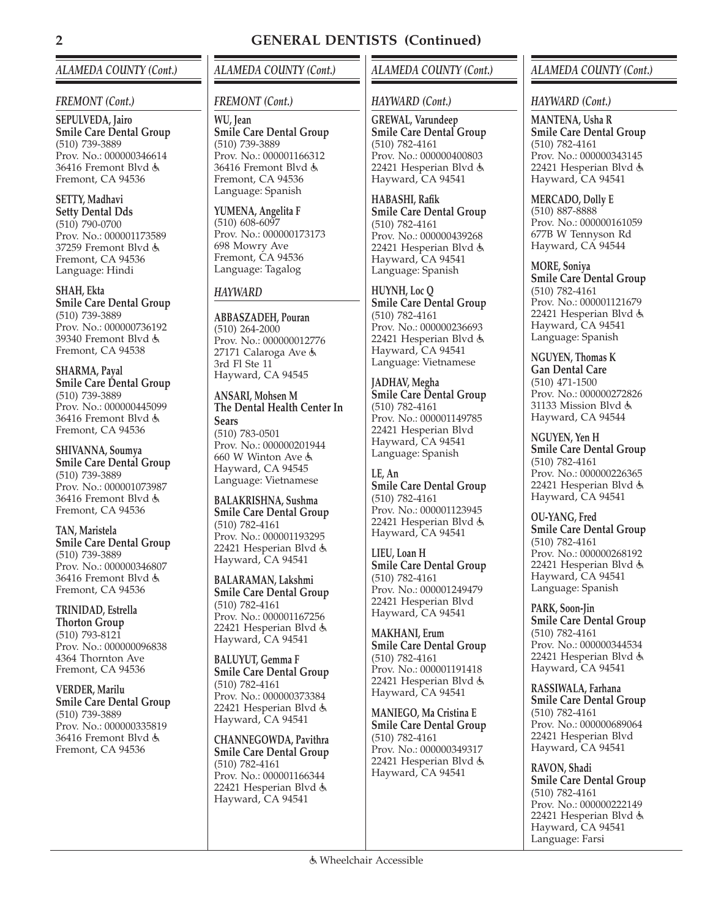## GENERAL DENTISTS (Continued)

### ALAMEDA COUNTY (Cont.)

#### FREMONT (Cont.)

**SEPULVEDA, Jairo**
**Smile Care Dental Group**
(510) 739-3889
Prov. No.: 000000346614
36416 Fremont Blvd ♿
Fremont, CA 94536

**SETTY, Madhavi**
**Setty Dental Dds**
(510) 790-0700
Prov. No.: 000001173589
37259 Fremont Blvd ♿
Fremont, CA 94536
Language: Hindi

**SHAH, Ekta**
**Smile Care Dental Group**
(510) 739-3889
Prov. No.: 000000736192
39340 Fremont Blvd ♿
Fremont, CA 94538

**SHARMA, Payal**
**Smile Care Dental Group**
(510) 739-3889
Prov. No.: 000000445099
36416 Fremont Blvd ♿
Fremont, CA 94536

**SHIVANNA, Soumya**
**Smile Care Dental Group**
(510) 739-3889
Prov. No.: 000001073987
36416 Fremont Blvd ♿
Fremont, CA 94536

**TAN, Maristela**
**Smile Care Dental Group**
(510) 739-3889
Prov. No.: 000000346807
36416 Fremont Blvd ♿
Fremont, CA 94536

**TRINIDAD, Estrella**
**Thorton Group**
(510) 793-8121
Prov. No.: 000000096838
4364 Thornton Ave
Fremont, CA 94536

**VERDER, Marilu**
**Smile Care Dental Group**
(510) 739-3889
Prov. No.: 000000335819
36416 Fremont Blvd ♿
Fremont, CA 94536

**WU, Jean**
**Smile Care Dental Group**
(510) 739-3889
Prov. No.: 000001166312
36416 Fremont Blvd ♿
Fremont, CA 94536
Language: Spanish

**YUMENA, Angelita F**
(510) 608-6097
Prov. No.: 000000173173
698 Mowry Ave
Fremont, CA 94536
Language: Tagalog

#### HAYWARD

**ABBASZADEH, Pouran**
(510) 264-2000
Prov. No.: 000000012776
27171 Calaroga Ave ♿
3rd Fl Ste 11
Hayward, CA 94545

**ANSARI, Mohsen M**
**The Dental Health Center In Sears**
(510) 783-0501
Prov. No.: 000000201944
660 W Winton Ave ♿
Hayward, CA 94545
Language: Vietnamese

**BALAKRISHNA, Sushma**
**Smile Care Dental Group**
(510) 782-4161
Prov. No.: 000001193295
22421 Hesperian Blvd ♿
Hayward, CA 94541

**BALARAMAN, Lakshmi**
**Smile Care Dental Group**
(510) 782-4161
Prov. No.: 000001167256
22421 Hesperian Blvd ♿
Hayward, CA 94541

**BALUYUT, Gemma F**
**Smile Care Dental Group**
(510) 782-4161
Prov. No.: 000000373384
22421 Hesperian Blvd ♿
Hayward, CA 94541

**CHANNEGOWDA, Pavithra**
**Smile Care Dental Group**
(510) 782-4161
Prov. No.: 000001166344
22421 Hesperian Blvd ♿
Hayward, CA 94541

#### HAYWARD (Cont.)

**GREWAL, Varundeep**
**Smile Care Dental Group**
(510) 782-4161
Prov. No.: 000000400803
22421 Hesperian Blvd ♿
Hayward, CA 94541

**HABASHI, Rafik**
**Smile Care Dental Group**
(510) 782-4161
Prov. No.: 000000439268
22421 Hesperian Blvd ♿
Hayward, CA 94541
Language: Spanish

**HUYNH, Loc Q**
**Smile Care Dental Group**
(510) 782-4161
Prov. No.: 000000236693
22421 Hesperian Blvd ♿
Hayward, CA 94541
Language: Vietnamese

**JADHAV, Megha**
**Smile Care Dental Group**
(510) 782-4161
Prov. No.: 000001149785
22421 Hesperian Blvd
Hayward, CA 94541
Language: Spanish

**LE, An**
**Smile Care Dental Group**
(510) 782-4161
Prov. No.: 000001123945
22421 Hesperian Blvd ♿
Hayward, CA 94541

**LIEU, Loan H**
**Smile Care Dental Group**
(510) 782-4161
Prov. No.: 000001249479
22421 Hesperian Blvd
Hayward, CA 94541

**MAKHANI, Erum**
**Smile Care Dental Group**
(510) 782-4161
Prov. No.: 000001191418
22421 Hesperian Blvd ♿
Hayward, CA 94541

**MANIEGO, Ma Cristina E**
**Smile Care Dental Group**
(510) 782-4161
Prov. No.: 000000349317
22421 Hesperian Blvd ♿
Hayward, CA 94541

**MANTENA, Usha R**
**Smile Care Dental Group**
(510) 782-4161
Prov. No.: 000000343145
22421 Hesperian Blvd ♿
Hayward, CA 94541

**MERCADO, Dolly E**
(510) 887-8888
Prov. No.: 000000161059
677B W Tennyson Rd
Hayward, CA 94544

**MORE, Soniya**
**Smile Care Dental Group**
(510) 782-4161
Prov. No.: 000001121679
22421 Hesperian Blvd ♿
Hayward, CA 94541
Language: Spanish

**NGUYEN, Thomas K**
**Gan Dental Care**
(510) 471-1500
Prov. No.: 000000272826
31133 Mission Blvd ♿
Hayward, CA 94544

**NGUYEN, Yen H**
**Smile Care Dental Group**
(510) 782-4161
Prov. No.: 000000226365
22421 Hesperian Blvd ♿
Hayward, CA 94541

**OU-YANG, Fred**
**Smile Care Dental Group**
(510) 782-4161
Prov. No.: 000000268192
22421 Hesperian Blvd ♿
Hayward, CA 94541
Language: Spanish

**PARK, Soon-Jin**
**Smile Care Dental Group**
(510) 782-4161
Prov. No.: 000000344534
22421 Hesperian Blvd ♿
Hayward, CA 94541

**RASSIWALA, Farhana**
**Smile Care Dental Group**
(510) 782-4161
Prov. No.: 000000689064
22421 Hesperian Blvd
Hayward, CA 94541

**RAVON, Shadi**
**Smile Care Dental Group**
(510) 782-4161
Prov. No.: 000000222149
22421 Hesperian Blvd ♿
Hayward, CA 94541
Language: Farsi

♿ Wheelchair Accessible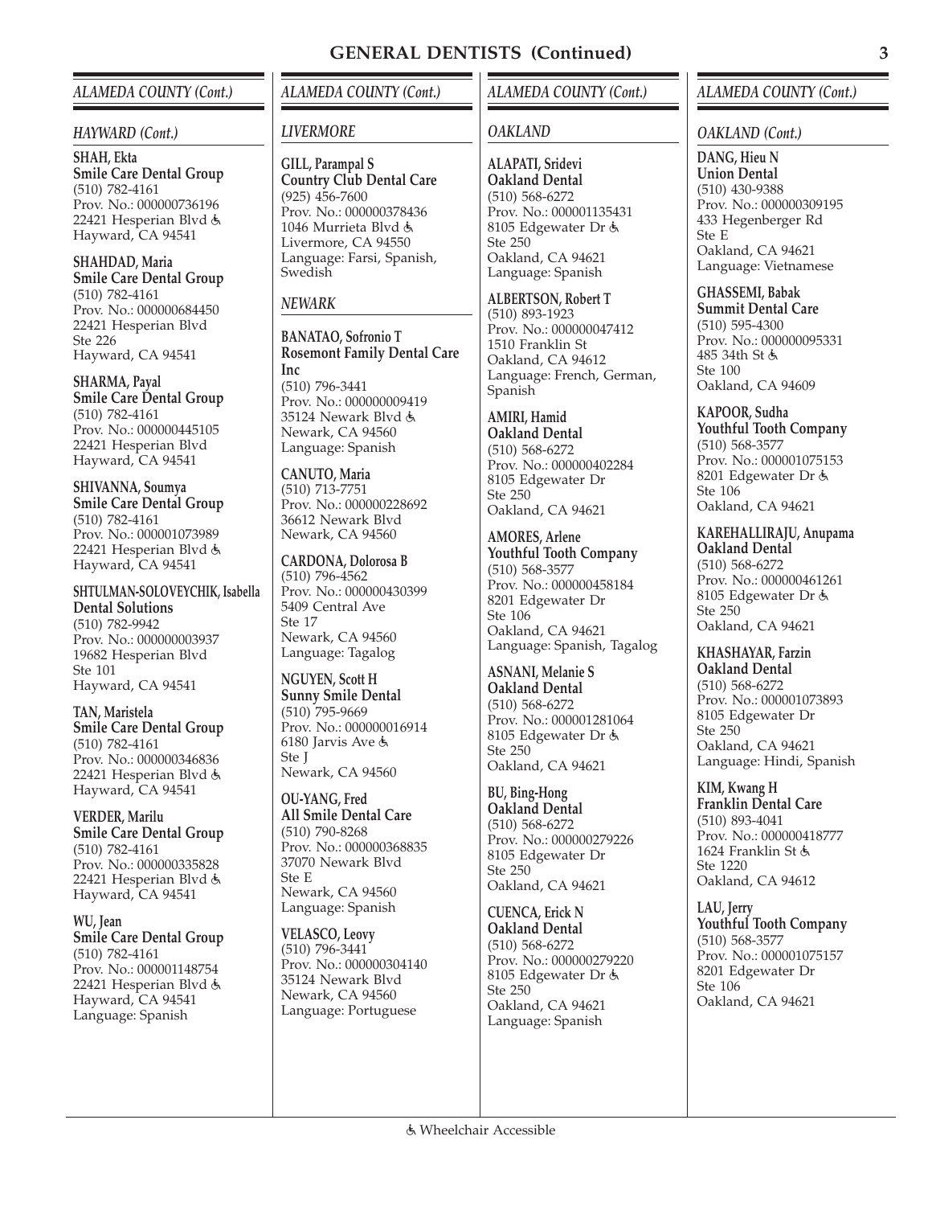# GENERAL DENTISTS (Continued)

## ALAMEDA COUNTY (Cont.)

### HAYWARD (Cont.)

**SHAH, Ekta**
**Smile Care Dental Group**
(510) 782-4161
Prov. No.: 000000736196
22421 Hesperian Blvd ♿
Hayward, CA 94541

**SHAHDAD, Maria**
**Smile Care Dental Group**
(510) 782-4161
Prov. No.: 000000684450
22421 Hesperian Blvd
Ste 226
Hayward, CA 94541

**SHARMA, Payal**
**Smile Care Dental Group**
(510) 782-4161
Prov. No.: 000000445105
22421 Hesperian Blvd
Hayward, CA 94541

**SHIVANNA, Soumya**
**Smile Care Dental Group**
(510) 782-4161
Prov. No.: 000001073989
22421 Hesperian Blvd ♿
Hayward, CA 94541

**SHTULMAN-SOLOVEYCHIK, Isabella**
**Dental Solutions**
(510) 782-9942
Prov. No.: 000000003937
19682 Hesperian Blvd
Ste 101
Hayward, CA 94541

**TAN, Maristela**
**Smile Care Dental Group**
(510) 782-4161
Prov. No.: 000000346836
22421 Hesperian Blvd ♿
Hayward, CA 94541

**VERDER, Marilu**
**Smile Care Dental Group**
(510) 782-4161
Prov. No.: 000000335828
22421 Hesperian Blvd ♿
Hayward, CA 94541

**WU, Jean**
**Smile Care Dental Group**
(510) 782-4161
Prov. No.: 000001148754
22421 Hesperian Blvd ♿
Hayward, CA 94541
Language: Spanish

### LIVERMORE

**GILL, Parampal S**
**Country Club Dental Care**
(925) 456-7600
Prov. No.: 000000378436
1046 Murrieta Blvd ♿
Livermore, CA 94550
Language: Farsi, Spanish, Swedish

### NEWARK

**BANATAO, Sofronio T**
**Rosemont Family Dental Care Inc**
(510) 796-3441
Prov. No.: 000000009419
35124 Newark Blvd ♿
Newark, CA 94560
Language: Spanish

**CANUTO, Maria**
(510) 713-7751
Prov. No.: 000000228692
36612 Newark Blvd
Newark, CA 94560

**CARDONA, Dolorosa B**
(510) 796-4562
Prov. No.: 000000430399
5409 Central Ave
Ste 17
Newark, CA 94560
Language: Tagalog

**NGUYEN, Scott H**
**Sunny Smile Dental**
(510) 795-9669
Prov. No.: 000000016914
6180 Jarvis Ave ♿
Ste J
Newark, CA 94560

**OU-YANG, Fred**
**All Smile Dental Care**
(510) 790-8268
Prov. No.: 000000368835
37070 Newark Blvd
Ste E
Newark, CA 94560
Language: Spanish

**VELASCO, Leovy**
(510) 796-3441
Prov. No.: 000000304140
35124 Newark Blvd
Newark, CA 94560
Language: Portuguese

### OAKLAND

**ALAPATI, Sridevi**
**Oakland Dental**
(510) 568-6272
Prov. No.: 000001135431
8105 Edgewater Dr ♿
Ste 250
Oakland, CA 94621
Language: Spanish

**ALBERTSON, Robert T**
(510) 893-1923
Prov. No.: 000000047412
1510 Franklin St
Oakland, CA 94612
Language: French, German, Spanish

**AMIRI, Hamid**
**Oakland Dental**
(510) 568-6272
Prov. No.: 000000402284
8105 Edgewater Dr
Ste 250
Oakland, CA 94621

**AMORES, Arlene**
**Youthful Tooth Company**
(510) 568-3577
Prov. No.: 000000458184
8201 Edgewater Dr
Ste 106
Oakland, CA 94621
Language: Spanish, Tagalog

**ASNANI, Melanie S**
**Oakland Dental**
(510) 568-6272
Prov. No.: 000001281064
8105 Edgewater Dr ♿
Ste 250
Oakland, CA 94621

**BU, Bing-Hong**
**Oakland Dental**
(510) 568-6272
Prov. No.: 000000279226
8105 Edgewater Dr
Ste 250
Oakland, CA 94621

**CUENCA, Erick N**
**Oakland Dental**
(510) 568-6272
Prov. No.: 000000279220
8105 Edgewater Dr ♿
Ste 250
Oakland, CA 94621
Language: Spanish

### OAKLAND (Cont.)

**DANG, Hieu N**
**Union Dental**
(510) 430-9388
Prov. No.: 000000309195
433 Hegenberger Rd
Ste E
Oakland, CA 94621
Language: Vietnamese

**GHASSEMI, Babak**
**Summit Dental Care**
(510) 595-4300
Prov. No.: 000000095331
485 34th St ♿
Ste 100
Oakland, CA 94609

**KAPOOR, Sudha**
**Youthful Tooth Company**
(510) 568-3577
Prov. No.: 000001075153
8201 Edgewater Dr ♿
Ste 106
Oakland, CA 94621

**KAREHALLIRAJU, Anupama**
**Oakland Dental**
(510) 568-6272
Prov. No.: 000000461261
8105 Edgewater Dr ♿
Ste 250
Oakland, CA 94621

**KHASHAYAR, Farzin**
**Oakland Dental**
(510) 568-6272
Prov. No.: 000001073893
8105 Edgewater Dr
Ste 250
Oakland, CA 94621
Language: Hindi, Spanish

**KIM, Kwang H**
**Franklin Dental Care**
(510) 893-4041
Prov. No.: 000000418777
1624 Franklin St ♿
Ste 1220
Oakland, CA 94612

**LAU, Jerry**
**Youthful Tooth Company**
(510) 568-3577
Prov. No.: 000001075157
8201 Edgewater Dr
Ste 106
Oakland, CA 94621

♿ Wheelchair Accessible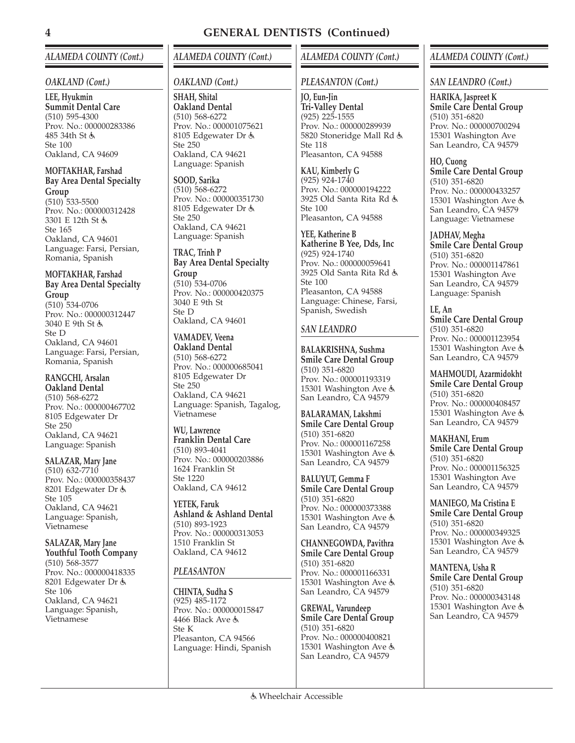# GENERAL DENTISTS (Continued)

## ALAMEDA COUNTY (Cont.)

### OAKLAND (Cont.)

**LEE, Hyukmin**
**Summit Dental Care**
(510) 595-4300
Prov. No.: 000000283386
485 34th St ♿
Ste 100
Oakland, CA 94609

**MOFTAKHAR, Farshad**
**Bay Area Dental Specialty Group**
(510) 533-5500
Prov. No.: 000000312428
3301 E 12th St ♿
Ste 165
Oakland, CA 94601
Language: Farsi, Persian, Romania, Spanish

**MOFTAKHAR, Farshad**
**Bay Area Dental Specialty Group**
(510) 534-0706
Prov. No.: 000000312447
3040 E 9th St ♿
Ste D
Oakland, CA 94601
Language: Farsi, Persian, Romania, Spanish

**RANGCHI, Arsalan**
**Oakland Dental**
(510) 568-6272
Prov. No.: 000000467702
8105 Edgewater Dr
Ste 250
Oakland, CA 94621
Language: Spanish

**SALAZAR, Mary Jane**
(510) 632-7710
Prov. No.: 000000358437
8201 Edgewater Dr ♿
Ste 105
Oakland, CA 94621
Language: Spanish, Vietnamese

**SALAZAR, Mary Jane**
**Youthful Tooth Company**
(510) 568-3577
Prov. No.: 000000418335
8201 Edgewater Dr ♿
Ste 106
Oakland, CA 94621
Language: Spanish, Vietnamese

**SHAH, Shital**
**Oakland Dental**
(510) 568-6272
Prov. No.: 000001075621
8105 Edgewater Dr ♿
Ste 250
Oakland, CA 94621
Language: Spanish

**SOOD, Sarika**
(510) 568-6272
Prov. No.: 000000351730
8105 Edgewater Dr ♿
Ste 250
Oakland, CA 94621
Language: Spanish

**TRAC, Trinh P**
**Bay Area Dental Specialty Group**
(510) 534-0706
Prov. No.: 000000420375
3040 E 9th St
Ste D
Oakland, CA 94601

**VAMADEV, Veena**
**Oakland Dental**
(510) 568-6272
Prov. No.: 000000685041
8105 Edgewater Dr
Ste 250
Oakland, CA 94621
Language: Spanish, Tagalog, Vietnamese

**WU, Lawrence**
**Franklin Dental Care**
(510) 893-4041
Prov. No.: 000000203886
1624 Franklin St
Ste 1220
Oakland, CA 94612

**YETEK, Faruk**
**Ashland & Ashland Dental**
(510) 893-1923
Prov. No.: 000000313053
1510 Franklin St
Oakland, CA 94612

### PLEASANTON

**CHINTA, Sudha S**
(925) 485-1172
Prov. No.: 000000015847
4466 Black Ave ♿
Ste K
Pleasanton, CA 94566
Language: Hindi, Spanish

### PLEASANTON (Cont.)

**JO, Eun-Jin**
**Tri-Valley Dental**
(925) 225-1555
Prov. No.: 000000289939
5820 Stoneridge Mall Rd ♿
Ste 118
Pleasanton, CA 94588

**KAU, Kimberly G**
(925) 924-1740
Prov. No.: 000000194222
3925 Old Santa Rita Rd ♿
Ste 100
Pleasanton, CA 94588

**YEE, Katherine B**
**Katherine B Yee, Dds, Inc**
(925) 924-1740
Prov. No.: 000000059641
3925 Old Santa Rita Rd ♿
Ste 100
Pleasanton, CA 94588
Language: Chinese, Farsi, Spanish, Swedish

### SAN LEANDRO

**BALAKRISHNA, Sushma**
**Smile Care Dental Group**
(510) 351-6820
Prov. No.: 000001193319
15301 Washington Ave ♿
San Leandro, CA 94579

**BALARAMAN, Lakshmi**
**Smile Care Dental Group**
(510) 351-6820
Prov. No.: 000001167258
15301 Washington Ave ♿
San Leandro, CA 94579

**BALUYUT, Gemma F**
**Smile Care Dental Group**
(510) 351-6820
Prov. No.: 000000373388
15301 Washington Ave ♿
San Leandro, CA 94579

**CHANNEGOWDA, Pavithra**
**Smile Care Dental Group**
(510) 351-6820
Prov. No.: 000001166331
15301 Washington Ave ♿
San Leandro, CA 94579

**GREWAL, Varundeep**
**Smile Care Dental Group**
(510) 351-6820
Prov. No.: 000000400821
15301 Washington Ave ♿
San Leandro, CA 94579

### SAN LEANDRO (Cont.)

**HARIKA, Jaspreet K**
**Smile Care Dental Group**
(510) 351-6820
Prov. No.: 000000700294
15301 Washington Ave
San Leandro, CA 94579

**HO, Cuong**
**Smile Care Dental Group**
(510) 351-6820
Prov. No.: 000000433257
15301 Washington Ave ♿
San Leandro, CA 94579
Language: Vietnamese

**JADHAV, Megha**
**Smile Care Dental Group**
(510) 351-6820
Prov. No.: 000001147861
15301 Washington Ave
San Leandro, CA 94579
Language: Spanish

**LE, An**
**Smile Care Dental Group**
(510) 351-6820
Prov. No.: 000001123954
15301 Washington Ave ♿
San Leandro, CA 94579

**MAHMOUDI, Azarmidokht**
**Smile Care Dental Group**
(510) 351-6820
Prov. No.: 000000408457
15301 Washington Ave ♿
San Leandro, CA 94579

**MAKHANI, Erum**
**Smile Care Dental Group**
(510) 351-6820
Prov. No.: 000001156325
15301 Washington Ave
San Leandro, CA 94579

**MANIEGO, Ma Cristina E**
**Smile Care Dental Group**
(510) 351-6820
Prov. No.: 000000349325
15301 Washington Ave ♿
San Leandro, CA 94579

**MANTENA, Usha R**
**Smile Care Dental Group**
(510) 351-6820
Prov. No.: 000000343148
15301 Washington Ave ♿
San Leandro, CA 94579

♿ Wheelchair Accessible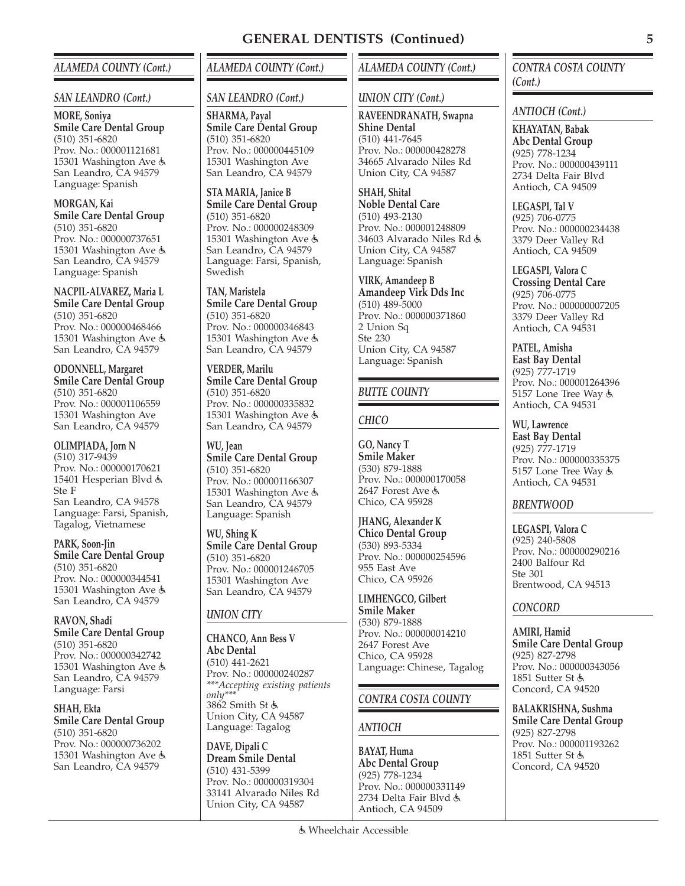## GENERAL DENTISTS (Continued)

### *ALAMEDA COUNTY (Cont.)*

#### *SAN LEANDRO (Cont.)*

**MORE, Soniya**
**Smile Care Dental Group**
(510) 351-6820
Prov. No.: 000001121681
15301 Washington Ave ♿
San Leandro, CA 94579
Language: Spanish

**MORGAN, Kai**
**Smile Care Dental Group**
(510) 351-6820
Prov. No.: 000000737651
15301 Washington Ave ♿
San Leandro, CA 94579
Language: Spanish

**NACPIL-ALVAREZ, Maria L**
**Smile Care Dental Group**
(510) 351-6820
Prov. No.: 000000468466
15301 Washington Ave ♿
San Leandro, CA 94579

**ODONNELL, Margaret**
**Smile Care Dental Group**
(510) 351-6820
Prov. No.: 000001106559
15301 Washington Ave
San Leandro, CA 94579

**OLIMPIADA, Jorn N**
(510) 317-9439
Prov. No.: 000000170621
15401 Hesperian Blvd ♿
Ste F
San Leandro, CA 94578
Language: Farsi, Spanish, Tagalog, Vietnamese

**PARK, Soon-Jin**
**Smile Care Dental Group**
(510) 351-6820
Prov. No.: 000000344541
15301 Washington Ave ♿
San Leandro, CA 94579

**RAVON, Shadi**
**Smile Care Dental Group**
(510) 351-6820
Prov. No.: 000000342742
15301 Washington Ave ♿
San Leandro, CA 94579
Language: Farsi

**SHAH, Ekta**
**Smile Care Dental Group**
(510) 351-6820
Prov. No.: 000000736202
15301 Washington Ave ♿
San Leandro, CA 94579

**SHARMA, Payal**
**Smile Care Dental Group**
(510) 351-6820
Prov. No.: 000000445109
15301 Washington Ave
San Leandro, CA 94579

**STA MARIA, Janice B**
**Smile Care Dental Group**
(510) 351-6820
Prov. No.: 000000248309
15301 Washington Ave ♿
San Leandro, CA 94579
Language: Farsi, Spanish, Swedish

**TAN, Maristela**
**Smile Care Dental Group**
(510) 351-6820
Prov. No.: 000000346843
15301 Washington Ave ♿
San Leandro, CA 94579

**VERDER, Marilu**
**Smile Care Dental Group**
(510) 351-6820
Prov. No.: 000000335832
15301 Washington Ave ♿
San Leandro, CA 94579

**WU, Jean**
**Smile Care Dental Group**
(510) 351-6820
Prov. No.: 000001166307
15301 Washington Ave ♿
San Leandro, CA 94579
Language: Spanish

**WU, Shing K**
**Smile Care Dental Group**
(510) 351-6820
Prov. No.: 000001246705
15301 Washington Ave
San Leandro, CA 94579

#### *UNION CITY*

**CHANCO, Ann Bess V**
**Abc Dental**
(510) 441-2621
Prov. No.: 000000240287
****Accepting existing patients only****
3862 Smith St ♿
Union City, CA 94587
Language: Tagalog

**DAVE, Dipali C**
**Dream Smile Dental**
(510) 431-5399
Prov. No.: 000000319304
33141 Alvarado Niles Rd
Union City, CA 94587

**RAVEENDRANATH, Swapna**
**Shine Dental**
(510) 441-7645
Prov. No.: 000000428278
34665 Alvarado Niles Rd
Union City, CA 94587

**SHAH, Shital**
**Noble Dental Care**
(510) 493-2130
Prov. No.: 000001248809
34603 Alvarado Niles Rd ♿
Union City, CA 94587
Language: Spanish

**VIRK, Amandeep B**
**Amandeep Virk Dds Inc**
(510) 489-5000
Prov. No.: 000000371860
2 Union Sq
Ste 230
Union City, CA 94587
Language: Spanish

### *BUTTE COUNTY*

#### *CHICO*

**GO, Nancy T**
**Smile Maker**
(530) 879-1888
Prov. No.: 000000170058
2647 Forest Ave ♿
Chico, CA 95928

**JHANG, Alexander K**
**Chico Dental Group**
(530) 893-5334
Prov. No.: 000000254596
955 East Ave
Chico, CA 95926

**LIMHENGCO, Gilbert**
**Smile Maker**
(530) 879-1888
Prov. No.: 000000014210
2647 Forest Ave
Chico, CA 95928
Language: Chinese, Tagalog

### *CONTRA COSTA COUNTY*

#### *ANTIOCH*

**BAYAT, Huma**
**Abc Dental Group**
(925) 778-1234
Prov. No.: 000000331149
2734 Delta Fair Blvd ♿
Antioch, CA 94509

**KHAYATAN, Babak**
**Abc Dental Group**
(925) 778-1234
Prov. No.: 000000439111
2734 Delta Fair Blvd
Antioch, CA 94509

**LEGASPI, Tal V**
(925) 706-0775
Prov. No.: 000000234438
3379 Deer Valley Rd
Antioch, CA 94509

**LEGASPI, Valora C**
**Crossing Dental Care**
(925) 706-0775
Prov. No.: 000000007205
3379 Deer Valley Rd
Antioch, CA 94531

**PATEL, Amisha**
**East Bay Dental**
(925) 777-1719
Prov. No.: 000001264396
5157 Lone Tree Way ♿
Antioch, CA 94531

**WU, Lawrence**
**East Bay Dental**
(925) 777-1719
Prov. No.: 000000335375
5157 Lone Tree Way ♿
Antioch, CA 94531

#### *BRENTWOOD*

**LEGASPI, Valora C**
(925) 240-5808
Prov. No.: 000000290216
2400 Balfour Rd
Ste 301
Brentwood, CA 94513

#### *CONCORD*

**AMIRI, Hamid**
**Smile Care Dental Group**
(925) 827-2798
Prov. No.: 000000343056
1851 Sutter St ♿
Concord, CA 94520

**BALAKRISHNA, Sushma**
**Smile Care Dental Group**
(925) 827-2798
Prov. No.: 000001193262
1851 Sutter St ♿
Concord, CA 94520

♿ Wheelchair Accessible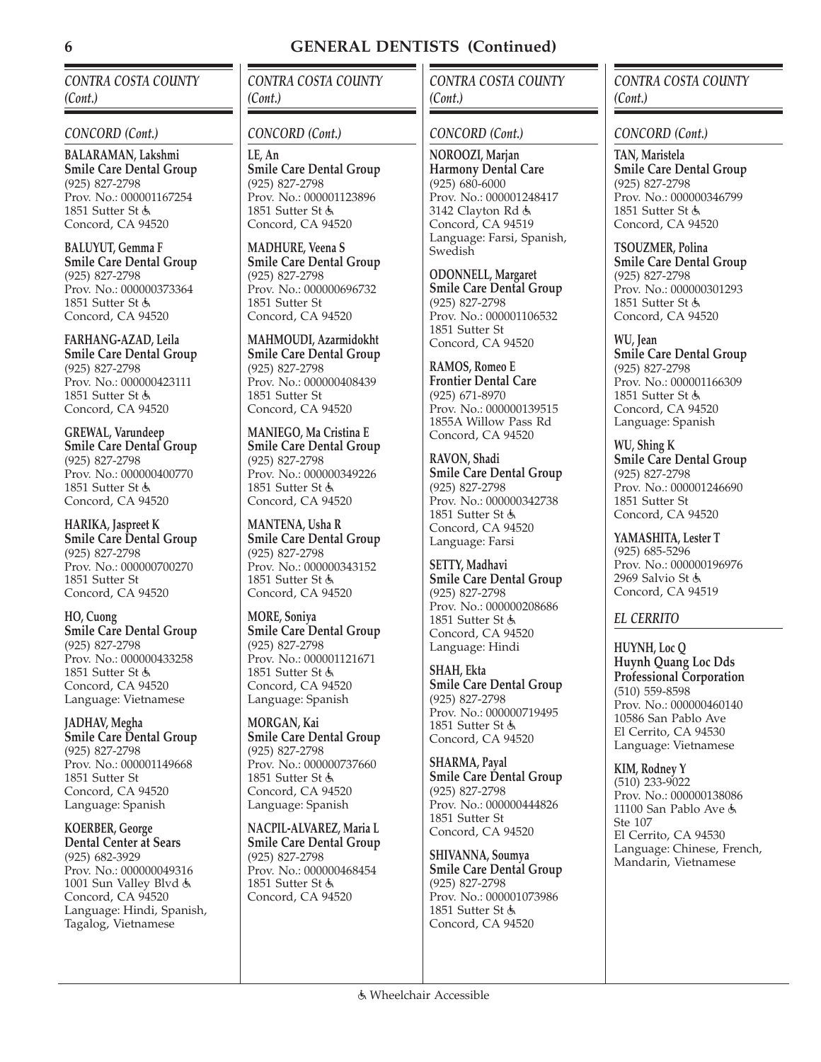# GENERAL DENTISTS (Continued)

## *CONTRA COSTA COUNTY (Cont.)*

### *CONCORD (Cont.)*

**BALARAMAN, Lakshmi**
**Smile Care Dental Group**
(925) 827-2798
Prov. No.: 000001167254
1851 Sutter St ♿
Concord, CA 94520

**BALUYUT, Gemma F**
**Smile Care Dental Group**
(925) 827-2798
Prov. No.: 000000373364
1851 Sutter St ♿
Concord, CA 94520

**FARHANG-AZAD, Leila**
**Smile Care Dental Group**
(925) 827-2798
Prov. No.: 000000423111
1851 Sutter St ♿
Concord, CA 94520

**GREWAL, Varundeep**
**Smile Care Dental Group**
(925) 827-2798
Prov. No.: 000000400770
1851 Sutter St ♿
Concord, CA 94520

**HARIKA, Jaspreet K**
**Smile Care Dental Group**
(925) 827-2798
Prov. No.: 000000700270
1851 Sutter St
Concord, CA 94520

**HO, Cuong**
**Smile Care Dental Group**
(925) 827-2798
Prov. No.: 000000433258
1851 Sutter St ♿
Concord, CA 94520
Language: Vietnamese

**JADHAV, Megha**
**Smile Care Dental Group**
(925) 827-2798
Prov. No.: 000001149668
1851 Sutter St
Concord, CA 94520
Language: Spanish

**KOERBER, George**
**Dental Center at Sears**
(925) 682-3929
Prov. No.: 000000049316
1001 Sun Valley Blvd ♿
Concord, CA 94520
Language: Hindi, Spanish, Tagalog, Vietnamese

**LE, An**
**Smile Care Dental Group**
(925) 827-2798
Prov. No.: 000001123896
1851 Sutter St ♿
Concord, CA 94520

**MADHURE, Veena S**
**Smile Care Dental Group**
(925) 827-2798
Prov. No.: 000000696732
1851 Sutter St
Concord, CA 94520

**MAHMOUDI, Azarmidokht**
**Smile Care Dental Group**
(925) 827-2798
Prov. No.: 000000408439
1851 Sutter St
Concord, CA 94520

**MANIEGO, Ma Cristina E**
**Smile Care Dental Group**
(925) 827-2798
Prov. No.: 000000349226
1851 Sutter St ♿
Concord, CA 94520

**MANTENA, Usha R**
**Smile Care Dental Group**
(925) 827-2798
Prov. No.: 000000343152
1851 Sutter St ♿
Concord, CA 94520

**MORE, Soniya**
**Smile Care Dental Group**
(925) 827-2798
Prov. No.: 000001121671
1851 Sutter St ♿
Concord, CA 94520
Language: Spanish

**MORGAN, Kai**
**Smile Care Dental Group**
(925) 827-2798
Prov. No.: 000000737660
1851 Sutter St ♿
Concord, CA 94520
Language: Spanish

**NACPIL-ALVAREZ, Maria L**
**Smile Care Dental Group**
(925) 827-2798
Prov. No.: 000000468454
1851 Sutter St ♿
Concord, CA 94520

**NOROOZI, Marjan**
**Harmony Dental Care**
(925) 680-6000
Prov. No.: 000001248417
3142 Clayton Rd ♿
Concord, CA 94519
Language: Farsi, Spanish, Swedish

**ODONNELL, Margaret**
**Smile Care Dental Group**
(925) 827-2798
Prov. No.: 000001106532
1851 Sutter St
Concord, CA 94520

**RAMOS, Romeo E**
**Frontier Dental Care**
(925) 671-8970
Prov. No.: 000000139515
1855A Willow Pass Rd
Concord, CA 94520

**RAVON, Shadi**
**Smile Care Dental Group**
(925) 827-2798
Prov. No.: 000000342738
1851 Sutter St ♿
Concord, CA 94520
Language: Farsi

**SETTY, Madhavi**
**Smile Care Dental Group**
(925) 827-2798
Prov. No.: 000000208686
1851 Sutter St ♿
Concord, CA 94520
Language: Hindi

**SHAH, Ekta**
**Smile Care Dental Group**
(925) 827-2798
Prov. No.: 000000719495
1851 Sutter St ♿
Concord, CA 94520

**SHARMA, Payal**
**Smile Care Dental Group**
(925) 827-2798
Prov. No.: 000000444826
1851 Sutter St
Concord, CA 94520

**SHIVANNA, Soumya**
**Smile Care Dental Group**
(925) 827-2798
Prov. No.: 000001073986
1851 Sutter St ♿
Concord, CA 94520

**TAN, Maristela**
**Smile Care Dental Group**
(925) 827-2798
Prov. No.: 000000346799
1851 Sutter St ♿
Concord, CA 94520

**TSOUZMER, Polina**
**Smile Care Dental Group**
(925) 827-2798
Prov. No.: 000000301293
1851 Sutter St ♿
Concord, CA 94520

**WU, Jean**
**Smile Care Dental Group**
(925) 827-2798
Prov. No.: 000001166309
1851 Sutter St ♿
Concord, CA 94520
Language: Spanish

**WU, Shing K**
**Smile Care Dental Group**
(925) 827-2798
Prov. No.: 000001246690
1851 Sutter St
Concord, CA 94520

**YAMASHITA, Lester T**
(925) 685-5296
Prov. No.: 000000196976
2969 Salvio St ♿
Concord, CA 94519

### *EL CERRITO*

**HUYNH, Loc Q**
**Huynh Quang Loc Dds Professional Corporation**
(510) 559-8598
Prov. No.: 000000460140
10586 San Pablo Ave
El Cerrito, CA 94530
Language: Vietnamese

**KIM, Rodney Y**
(510) 233-9022
Prov. No.: 000000138086
11100 San Pablo Ave ♿
Ste 107
El Cerrito, CA 94530
Language: Chinese, French, Mandarin, Vietnamese

♿ Wheelchair Accessible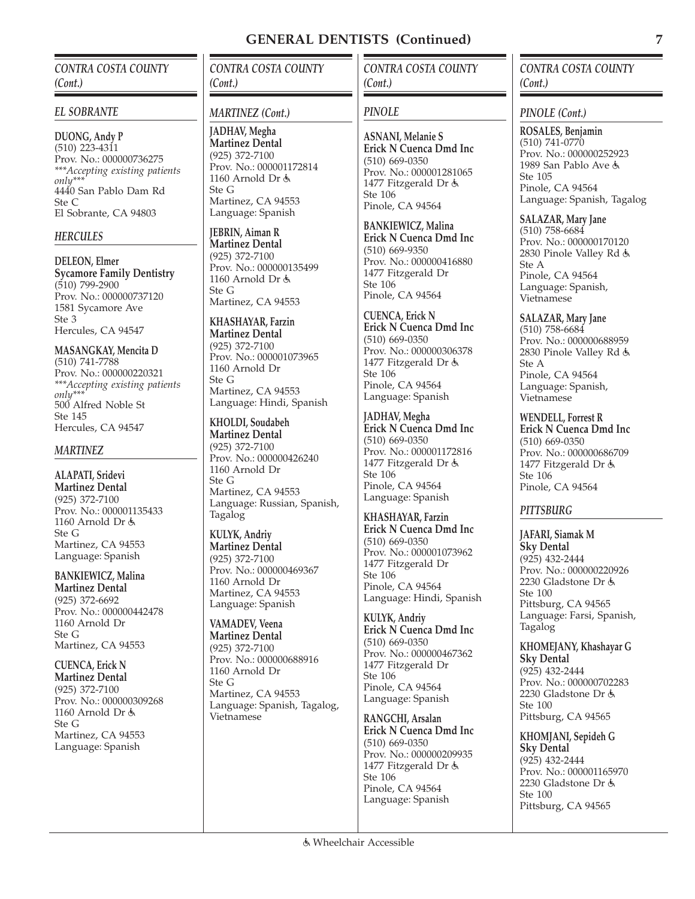# GENERAL DENTISTS (Continued)

## CONTRA COSTA COUNTY (Cont.)

### EL SOBRANTE

**DUONG, Andy P**
(510) 223-4311
Prov. No.: 000000736275
*\*\*\*Accepting existing patients only\*\*\**
4440 San Pablo Dam Rd
Ste C
El Sobrante, CA 94803

### HERCULES

**DELEON, Elmer**
**Sycamore Family Dentistry**
(510) 799-2900
Prov. No.: 000000737120
1581 Sycamore Ave
Ste 3
Hercules, CA 94547

**MASANGKAY, Mencita D**
(510) 741-7788
Prov. No.: 000000220321
*\*\*\*Accepting existing patients only\*\*\**
500 Alfred Noble St
Ste 145
Hercules, CA 94547

### MARTINEZ

**ALAPATI, Sridevi**
**Martinez Dental**
(925) 372-7100
Prov. No.: 000001135433
1160 Arnold Dr ♿
Ste G
Martinez, CA 94553
Language: Spanish

**BANKIEWICZ, Malina**
**Martinez Dental**
(925) 372-6692
Prov. No.: 000000442478
1160 Arnold Dr
Ste G
Martinez, CA 94553

**CUENCA, Erick N**
**Martinez Dental**
(925) 372-7100
Prov. No.: 000000309268
1160 Arnold Dr ♿
Ste G
Martinez, CA 94553
Language: Spanish

### MARTINEZ (Cont.)

**JADHAV, Megha**
**Martinez Dental**
(925) 372-7100
Prov. No.: 000001172814
1160 Arnold Dr ♿
Ste G
Martinez, CA 94553
Language: Spanish

**JEBRIN, Aiman R**
**Martinez Dental**
(925) 372-7100
Prov. No.: 000000135499
1160 Arnold Dr ♿
Ste G
Martinez, CA 94553

**KHASHAYAR, Farzin**
**Martinez Dental**
(925) 372-7100
Prov. No.: 000001073965
1160 Arnold Dr
Ste G
Martinez, CA 94553
Language: Hindi, Spanish

**KHOLDI, Soudabeh**
**Martinez Dental**
(925) 372-7100
Prov. No.: 000000426240
1160 Arnold Dr
Ste G
Martinez, CA 94553
Language: Russian, Spanish, Tagalog

**KULYK, Andriy**
**Martinez Dental**
(925) 372-7100
Prov. No.: 000000469367
1160 Arnold Dr
Martinez, CA 94553
Language: Spanish

**VAMADEV, Veena**
**Martinez Dental**
(925) 372-7100
Prov. No.: 000000688916
1160 Arnold Dr
Ste G
Martinez, CA 94553
Language: Spanish, Tagalog, Vietnamese

### PINOLE

**ASNANI, Melanie S**
**Erick N Cuenca Dmd Inc**
(510) 669-0350
Prov. No.: 000001281065
1477 Fitzgerald Dr ♿
Ste 106
Pinole, CA 94564

**BANKIEWICZ, Malina**
**Erick N Cuenca Dmd Inc**
(510) 669-9350
Prov. No.: 000000416880
1477 Fitzgerald Dr
Ste 106
Pinole, CA 94564

**CUENCA, Erick N**
**Erick N Cuenca Dmd Inc**
(510) 669-0350
Prov. No.: 000000306378
1477 Fitzgerald Dr ♿
Ste 106
Pinole, CA 94564
Language: Spanish

**JADHAV, Megha**
**Erick N Cuenca Dmd Inc**
(510) 669-0350
Prov. No.: 000001172816
1477 Fitzgerald Dr ♿
Ste 106
Pinole, CA 94564
Language: Spanish

**KHASHAYAR, Farzin**
**Erick N Cuenca Dmd Inc**
(510) 669-0350
Prov. No.: 000001073962
1477 Fitzgerald Dr
Ste 106
Pinole, CA 94564
Language: Hindi, Spanish

**KULYK, Andriy**
**Erick N Cuenca Dmd Inc**
(510) 669-0350
Prov. No.: 000000467362
1477 Fitzgerald Dr
Ste 106
Pinole, CA 94564
Language: Spanish

**RANGCHI, Arsalan**
**Erick N Cuenca Dmd Inc**
(510) 669-0350
Prov. No.: 000000209935
1477 Fitzgerald Dr ♿
Ste 106
Pinole, CA 94564
Language: Spanish

### PINOLE (Cont.)

**ROSALES, Benjamin**
(510) 741-0770
Prov. No.: 000000252923
1989 San Pablo Ave ♿
Ste 105
Pinole, CA 94564
Language: Spanish, Tagalog

**SALAZAR, Mary Jane**
(510) 758-6684
Prov. No.: 000000170120
2830 Pinole Valley Rd ♿
Ste A
Pinole, CA 94564
Language: Spanish, Vietnamese

**SALAZAR, Mary Jane**
(510) 758-6684
Prov. No.: 000000688959
2830 Pinole Valley Rd ♿
Ste A
Pinole, CA 94564
Language: Spanish, Vietnamese

**WENDELL, Forrest R**
**Erick N Cuenca Dmd Inc**
(510) 669-0350
Prov. No.: 000000686709
1477 Fitzgerald Dr ♿
Ste 106
Pinole, CA 94564

### PITTSBURG

**JAFARI, Siamak M**
**Sky Dental**
(925) 432-2444
Prov. No.: 000000220926
2230 Gladstone Dr ♿
Ste 100
Pittsburg, CA 94565
Language: Farsi, Spanish, Tagalog

**KHOMEJANY, Khashayar G**
**Sky Dental**
(925) 432-2444
Prov. No.: 000000702283
2230 Gladstone Dr ♿
Ste 100
Pittsburg, CA 94565

**KHOMJANI, Sepideh G**
**Sky Dental**
(925) 432-2444
Prov. No.: 000001165970
2230 Gladstone Dr ♿
Ste 100
Pittsburg, CA 94565

♿ Wheelchair Accessible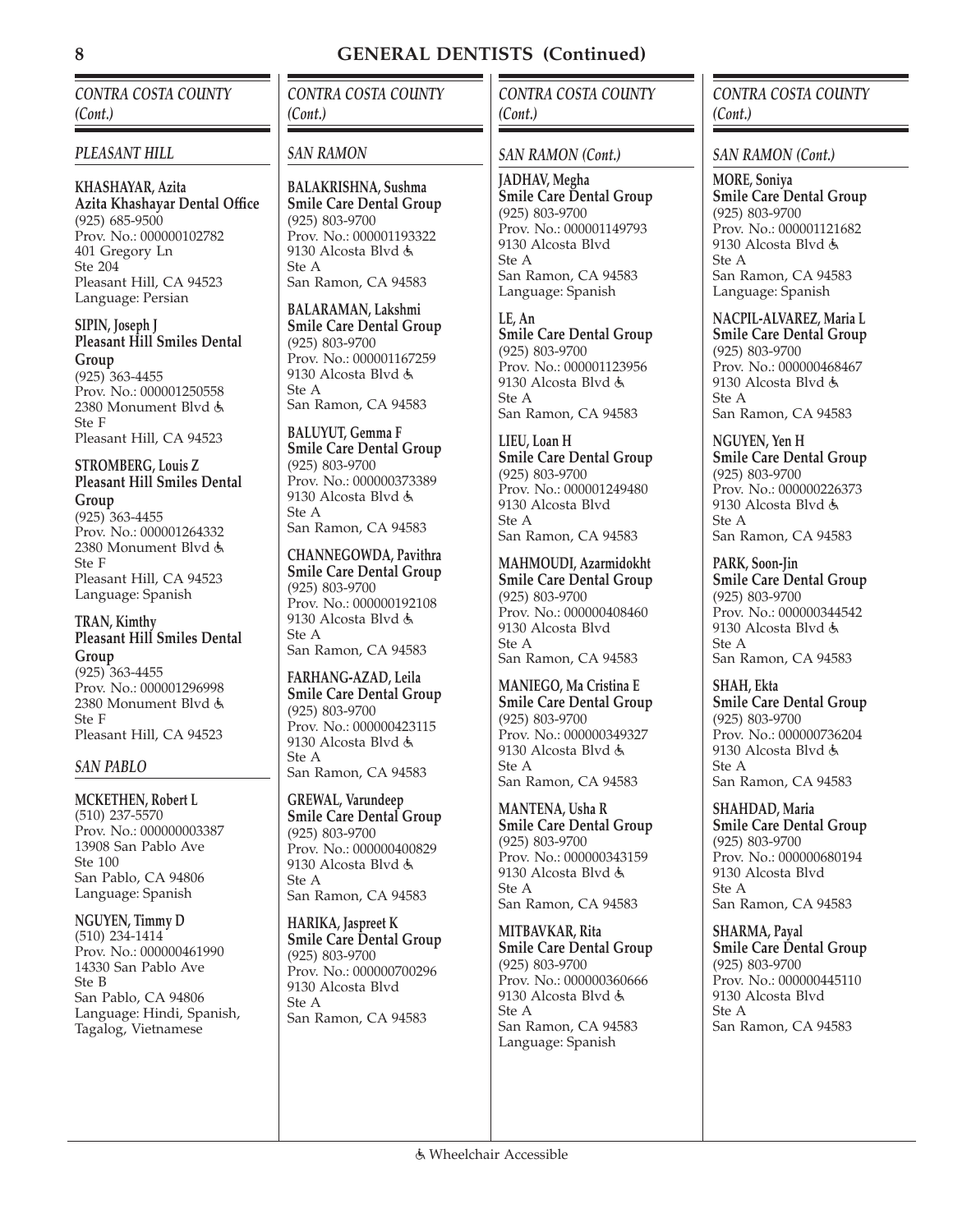## GENERAL DENTISTS (Continued)

### *CONTRA COSTA COUNTY (Cont.)*

#### *PLEASANT HILL*

**KHASHAYAR, Azita**
**Azita Khashayar Dental Office**
(925) 685-9500
Prov. No.: 000000102782
401 Gregory Ln
Ste 204
Pleasant Hill, CA 94523
Language: Persian

**SIPIN, Joseph J**
**Pleasant Hill Smiles Dental Group**
(925) 363-4455
Prov. No.: 000001250558
2380 Monument Blvd ♿
Ste F
Pleasant Hill, CA 94523

**STROMBERG, Louis Z**
**Pleasant Hill Smiles Dental Group**
(925) 363-4455
Prov. No.: 000001264332
2380 Monument Blvd ♿
Ste F
Pleasant Hill, CA 94523
Language: Spanish

**TRAN, Kimthy**
**Pleasant Hill Smiles Dental Group**
(925) 363-4455
Prov. No.: 000001296998
2380 Monument Blvd ♿
Ste F
Pleasant Hill, CA 94523

#### *SAN PABLO*

**MCKETHEN, Robert L**
(510) 237-5570
Prov. No.: 000000003387
13908 San Pablo Ave
Ste 100
San Pablo, CA 94806
Language: Spanish

**NGUYEN, Timmy D**
(510) 234-1414
Prov. No.: 000000461990
14330 San Pablo Ave
Ste B
San Pablo, CA 94806
Language: Hindi, Spanish, Tagalog, Vietnamese

#### *SAN RAMON*

**BALAKRISHNA, Sushma**
**Smile Care Dental Group**
(925) 803-9700
Prov. No.: 000001193322
9130 Alcosta Blvd ♿
Ste A
San Ramon, CA 94583

**BALARAMAN, Lakshmi**
**Smile Care Dental Group**
(925) 803-9700
Prov. No.: 000001167259
9130 Alcosta Blvd ♿
Ste A
San Ramon, CA 94583

**BALUYUT, Gemma F**
**Smile Care Dental Group**
(925) 803-9700
Prov. No.: 000000373389
9130 Alcosta Blvd ♿
Ste A
San Ramon, CA 94583

**CHANNEGOWDA, Pavithra**
**Smile Care Dental Group**
(925) 803-9700
Prov. No.: 000000192108
9130 Alcosta Blvd ♿
Ste A
San Ramon, CA 94583

**FARHANG-AZAD, Leila**
**Smile Care Dental Group**
(925) 803-9700
Prov. No.: 000000423115
9130 Alcosta Blvd ♿
Ste A
San Ramon, CA 94583

**GREWAL, Varundeep**
**Smile Care Dental Group**
(925) 803-9700
Prov. No.: 000000400829
9130 Alcosta Blvd ♿
Ste A
San Ramon, CA 94583

**HARIKA, Jaspreet K**
**Smile Care Dental Group**
(925) 803-9700
Prov. No.: 000000700296
9130 Alcosta Blvd
Ste A
San Ramon, CA 94583

#### *SAN RAMON (Cont.)*

**JADHAV, Megha**
**Smile Care Dental Group**
(925) 803-9700
Prov. No.: 000001149793
9130 Alcosta Blvd
Ste A
San Ramon, CA 94583
Language: Spanish

**LE, An**
**Smile Care Dental Group**
(925) 803-9700
Prov. No.: 000001123956
9130 Alcosta Blvd ♿
Ste A
San Ramon, CA 94583

**LIEU, Loan H**
**Smile Care Dental Group**
(925) 803-9700
Prov. No.: 000001249480
9130 Alcosta Blvd
Ste A
San Ramon, CA 94583

**MAHMOUDI, Azarmidokht**
**Smile Care Dental Group**
(925) 803-9700
Prov. No.: 000000408460
9130 Alcosta Blvd
Ste A
San Ramon, CA 94583

**MANIEGO, Ma Cristina E**
**Smile Care Dental Group**
(925) 803-9700
Prov. No.: 000000349327
9130 Alcosta Blvd ♿
Ste A
San Ramon, CA 94583

**MANTENA, Usha R**
**Smile Care Dental Group**
(925) 803-9700
Prov. No.: 000000343159
9130 Alcosta Blvd ♿
Ste A
San Ramon, CA 94583

**MITBAVKAR, Rita**
**Smile Care Dental Group**
(925) 803-9700
Prov. No.: 000000360666
9130 Alcosta Blvd ♿
Ste A
San Ramon, CA 94583
Language: Spanish

**MORE, Soniya**
**Smile Care Dental Group**
(925) 803-9700
Prov. No.: 000001121682
9130 Alcosta Blvd ♿
Ste A
San Ramon, CA 94583
Language: Spanish

**NACPIL-ALVAREZ, Maria L**
**Smile Care Dental Group**
(925) 803-9700
Prov. No.: 000000468467
9130 Alcosta Blvd ♿
Ste A
San Ramon, CA 94583

**NGUYEN, Yen H**
**Smile Care Dental Group**
(925) 803-9700
Prov. No.: 000000226373
9130 Alcosta Blvd ♿
Ste A
San Ramon, CA 94583

**PARK, Soon-Jin**
**Smile Care Dental Group**
(925) 803-9700
Prov. No.: 000000344542
9130 Alcosta Blvd ♿
Ste A
San Ramon, CA 94583

**SHAH, Ekta**
**Smile Care Dental Group**
(925) 803-9700
Prov. No.: 000000736204
9130 Alcosta Blvd ♿
Ste A
San Ramon, CA 94583

**SHAHDAD, Maria**
**Smile Care Dental Group**
(925) 803-9700
Prov. No.: 000000680194
9130 Alcosta Blvd
Ste A
San Ramon, CA 94583

**SHARMA, Payal**
**Smile Care Dental Group**
(925) 803-9700
Prov. No.: 000000445110
9130 Alcosta Blvd
Ste A
San Ramon, CA 94583

♿ Wheelchair Accessible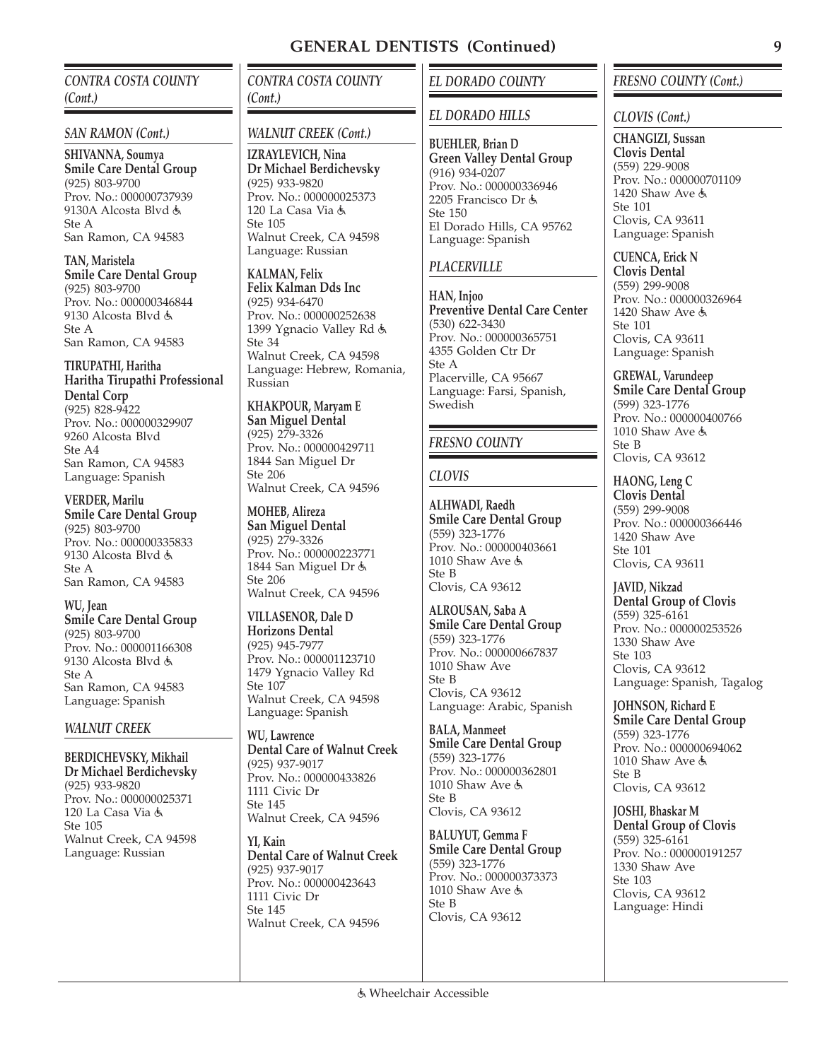## GENERAL DENTISTS (Continued)

### *CONTRA COSTA COUNTY (Cont.)*

#### *SAN RAMON (Cont.)*

**SHIVANNA, Soumya**
**Smile Care Dental Group**
(925) 803-9700
Prov. No.: 000000737939
9130A Alcosta Blvd ♿
Ste A
San Ramon, CA 94583

**TAN, Maristela**
**Smile Care Dental Group**
(925) 803-9700
Prov. No.: 000000346844
9130 Alcosta Blvd ♿
Ste A
San Ramon, CA 94583

**TIRUPATHI, Haritha**
**Haritha Tirupathi Professional Dental Corp**
(925) 828-9422
Prov. No.: 000000329907
9260 Alcosta Blvd
Ste A4
San Ramon, CA 94583
Language: Spanish

**VERDER, Marilu**
**Smile Care Dental Group**
(925) 803-9700
Prov. No.: 000000335833
9130 Alcosta Blvd ♿
Ste A
San Ramon, CA 94583

**WU, Jean**
**Smile Care Dental Group**
(925) 803-9700
Prov. No.: 000001166308
9130 Alcosta Blvd ♿
Ste A
San Ramon, CA 94583
Language: Spanish

#### *WALNUT CREEK*

**BERDICHEVSKY, Mikhail**
**Dr Michael Berdichevsky**
(925) 933-9820
Prov. No.: 000000025371
120 La Casa Via ♿
Ste 105
Walnut Creek, CA 94598
Language: Russian

### *CONTRA COSTA COUNTY (Cont.)*

#### *WALNUT CREEK (Cont.)*

**IZRAYLEVICH, Nina**
**Dr Michael Berdichevsky**
(925) 933-9820
Prov. No.: 000000025373
120 La Casa Via ♿
Ste 105
Walnut Creek, CA 94598
Language: Russian

**KALMAN, Felix**
**Felix Kalman Dds Inc**
(925) 934-6470
Prov. No.: 000000252638
1399 Ygnacio Valley Rd ♿
Ste 34
Walnut Creek, CA 94598
Language: Hebrew, Romania, Russian

**KHAKPOUR, Maryam E**
**San Miguel Dental**
(925) 279-3326
Prov. No.: 000000429711
1844 San Miguel Dr
Ste 206
Walnut Creek, CA 94596

**MOHEB, Alireza**
**San Miguel Dental**
(925) 279-3326
Prov. No.: 000000223771
1844 San Miguel Dr ♿
Ste 206
Walnut Creek, CA 94596

**VILLASENOR, Dale D**
**Horizons Dental**
(925) 945-7977
Prov. No.: 000001123710
1479 Ygnacio Valley Rd
Ste 107
Walnut Creek, CA 94598
Language: Spanish

**WU, Lawrence**
**Dental Care of Walnut Creek**
(925) 937-9017
Prov. No.: 000000433826
1111 Civic Dr
Ste 145
Walnut Creek, CA 94596

**YI, Kain**
**Dental Care of Walnut Creek**
(925) 937-9017
Prov. No.: 000000423643
1111 Civic Dr
Ste 145
Walnut Creek, CA 94596

### *EL DORADO COUNTY*

#### *EL DORADO HILLS*

**BUEHLER, Brian D**
**Green Valley Dental Group**
(916) 934-0207
Prov. No.: 000000336946
2205 Francisco Dr ♿
Ste 150
El Dorado Hills, CA 95762
Language: Spanish

#### *PLACERVILLE*

**HAN, Injoo**
**Preventive Dental Care Center**
(530) 622-3430
Prov. No.: 000000365751
4355 Golden Ctr Dr
Ste A
Placerville, CA 95667
Language: Farsi, Spanish, Swedish

### *FRESNO COUNTY*

#### *CLOVIS*

**ALHWADI, Raedh**
**Smile Care Dental Group**
(559) 323-1776
Prov. No.: 000000403661
1010 Shaw Ave ♿
Ste B
Clovis, CA 93612

**ALROUSAN, Saba A**
**Smile Care Dental Group**
(559) 323-1776
Prov. No.: 000000667837
1010 Shaw Ave
Ste B
Clovis, CA 93612
Language: Arabic, Spanish

**BALA, Manmeet**
**Smile Care Dental Group**
(559) 323-1776
Prov. No.: 000000362801
1010 Shaw Ave ♿
Ste B
Clovis, CA 93612

**BALUYUT, Gemma F**
**Smile Care Dental Group**
(559) 323-1776
Prov. No.: 000000373373
1010 Shaw Ave ♿
Ste B
Clovis, CA 93612

### *FRESNO COUNTY (Cont.)*

#### *CLOVIS (Cont.)*

**CHANGIZI, Sussan**
**Clovis Dental**
(559) 229-9008
Prov. No.: 000000701109
1420 Shaw Ave ♿
Ste 101
Clovis, CA 93611
Language: Spanish

**CUENCA, Erick N**
**Clovis Dental**
(559) 299-9008
Prov. No.: 000000326964
1420 Shaw Ave ♿
Ste 101
Clovis, CA 93611
Language: Spanish

**GREWAL, Varundeep**
**Smile Care Dental Group**
(599) 323-1776
Prov. No.: 000000400766
1010 Shaw Ave ♿
Ste B
Clovis, CA 93612

**HAONG, Leng C**
**Clovis Dental**
(559) 299-9008
Prov. No.: 000000366446
1420 Shaw Ave
Ste 101
Clovis, CA 93611

**JAVID, Nikzad**
**Dental Group of Clovis**
(559) 325-6161
Prov. No.: 000000253526
1330 Shaw Ave
Ste 103
Clovis, CA 93612
Language: Spanish, Tagalog

**JOHNSON, Richard E**
**Smile Care Dental Group**
(559) 323-1776
Prov. No.: 000000694062
1010 Shaw Ave ♿
Ste B
Clovis, CA 93612

**JOSHI, Bhaskar M**
**Dental Group of Clovis**
(559) 325-6161
Prov. No.: 000000191257
1330 Shaw Ave
Ste 103
Clovis, CA 93612
Language: Hindi

♿ Wheelchair Accessible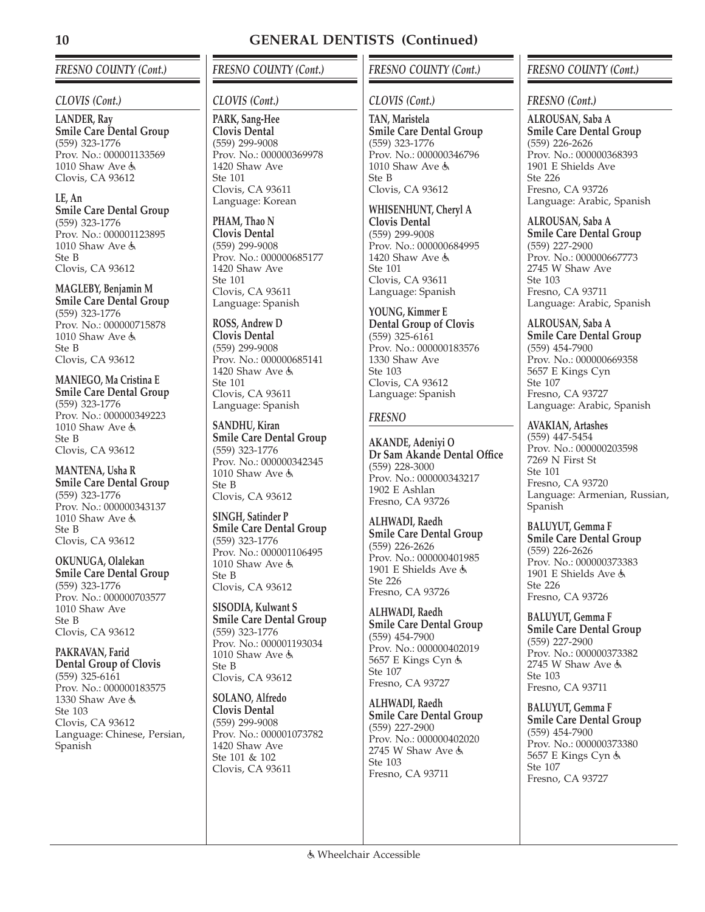## GENERAL DENTISTS (Continued)

### FRESNO COUNTY (Cont.)

#### CLOVIS (Cont.)

**LANDER, Ray**
**Smile Care Dental Group**
(559) 323-1776
Prov. No.: 000001133569
1010 Shaw Ave ♿
Clovis, CA 93612

**LE, An**
**Smile Care Dental Group**
(559) 323-1776
Prov. No.: 000001123895
1010 Shaw Ave ♿
Ste B
Clovis, CA 93612

**MAGLEBY, Benjamin M**
**Smile Care Dental Group**
(559) 323-1776
Prov. No.: 000000715878
1010 Shaw Ave ♿
Ste B
Clovis, CA 93612

**MANIEGO, Ma Cristina E**
**Smile Care Dental Group**
(559) 323-1776
Prov. No.: 000000349223
1010 Shaw Ave ♿
Ste B
Clovis, CA 93612

**MANTENA, Usha R**
**Smile Care Dental Group**
(559) 323-1776
Prov. No.: 000000343137
1010 Shaw Ave ♿
Ste B
Clovis, CA 93612

**OKUNUGA, Olalekan**
**Smile Care Dental Group**
(559) 323-1776
Prov. No.: 000000703577
1010 Shaw Ave
Ste B
Clovis, CA 93612

**PAKRAVAN, Farid**
**Dental Group of Clovis**
(559) 325-6161
Prov. No.: 000000183575
1330 Shaw Ave ♿
Ste 103
Clovis, CA 93612
Language: Chinese, Persian, Spanish

**PARK, Sang-Hee**
**Clovis Dental**
(559) 299-9008
Prov. No.: 000000369978
1420 Shaw Ave
Ste 101
Clovis, CA 93611
Language: Korean

**PHAM, Thao N**
**Clovis Dental**
(559) 299-9008
Prov. No.: 000000685177
1420 Shaw Ave
Ste 101
Clovis, CA 93611
Language: Spanish

**ROSS, Andrew D**
**Clovis Dental**
(559) 299-9008
Prov. No.: 000000685141
1420 Shaw Ave ♿
Ste 101
Clovis, CA 93611
Language: Spanish

**SANDHU, Kiran**
**Smile Care Dental Group**
(559) 323-1776
Prov. No.: 000000342345
1010 Shaw Ave ♿
Ste B
Clovis, CA 93612

**SINGH, Satinder P**
**Smile Care Dental Group**
(559) 323-1776
Prov. No.: 000001106495
1010 Shaw Ave ♿
Ste B
Clovis, CA 93612

**SISODIA, Kulwant S**
**Smile Care Dental Group**
(559) 323-1776
Prov. No.: 000001193034
1010 Shaw Ave ♿
Ste B
Clovis, CA 93612

**SOLANO, Alfredo**
**Clovis Dental**
(559) 299-9008
Prov. No.: 000001073782
1420 Shaw Ave
Ste 101 & 102
Clovis, CA 93611

**TAN, Maristela**
**Smile Care Dental Group**
(559) 323-1776
Prov. No.: 000000346796
1010 Shaw Ave ♿
Ste B
Clovis, CA 93612

**WHISENHUNT, Cheryl A**
**Clovis Dental**
(559) 299-9008
Prov. No.: 000000684995
1420 Shaw Ave ♿
Ste 101
Clovis, CA 93611
Language: Spanish

**YOUNG, Kimmer E**
**Dental Group of Clovis**
(559) 325-6161
Prov. No.: 000000183576
1330 Shaw Ave
Ste 103
Clovis, CA 93612
Language: Spanish

#### FRESNO

**AKANDE, Adeniyi O**
**Dr Sam Akande Dental Office**
(559) 228-3000
Prov. No.: 000000343217
1902 E Ashlan
Fresno, CA 93726

**ALHWADI, Raedh**
**Smile Care Dental Group**
(559) 226-2626
Prov. No.: 000000401985
1901 E Shields Ave ♿
Ste 226
Fresno, CA 93726

**ALHWADI, Raedh**
**Smile Care Dental Group**
(559) 454-7900
Prov. No.: 000000402019
5657 E Kings Cyn ♿
Ste 107
Fresno, CA 93727

**ALHWADI, Raedh**
**Smile Care Dental Group**
(559) 227-2900
Prov. No.: 000000402020
2745 W Shaw Ave ♿
Ste 103
Fresno, CA 93711

**ALROUSAN, Saba A**
**Smile Care Dental Group**
(559) 226-2626
Prov. No.: 000000368393
1901 E Shields Ave
Ste 226
Fresno, CA 93726
Language: Arabic, Spanish

**ALROUSAN, Saba A**
**Smile Care Dental Group**
(559) 227-2900
Prov. No.: 000000667773
2745 W Shaw Ave
Ste 103
Fresno, CA 93711
Language: Arabic, Spanish

**ALROUSAN, Saba A**
**Smile Care Dental Group**
(559) 454-7900
Prov. No.: 000000669358
5657 E Kings Cyn
Ste 107
Fresno, CA 93727
Language: Arabic, Spanish

**AVAKIAN, Artashes**
(559) 447-5454
Prov. No.: 000000203598
7269 N First St
Ste 101
Fresno, CA 93720
Language: Armenian, Russian, Spanish

**BALUYUT, Gemma F**
**Smile Care Dental Group**
(559) 226-2626
Prov. No.: 000000373383
1901 E Shields Ave ♿
Ste 226
Fresno, CA 93726

**BALUYUT, Gemma F**
**Smile Care Dental Group**
(559) 227-2900
Prov. No.: 000000373382
2745 W Shaw Ave ♿
Ste 103
Fresno, CA 93711

**BALUYUT, Gemma F**
**Smile Care Dental Group**
(559) 454-7900
Prov. No.: 000000373380
5657 E Kings Cyn ♿
Ste 107
Fresno, CA 93727

♿ Wheelchair Accessible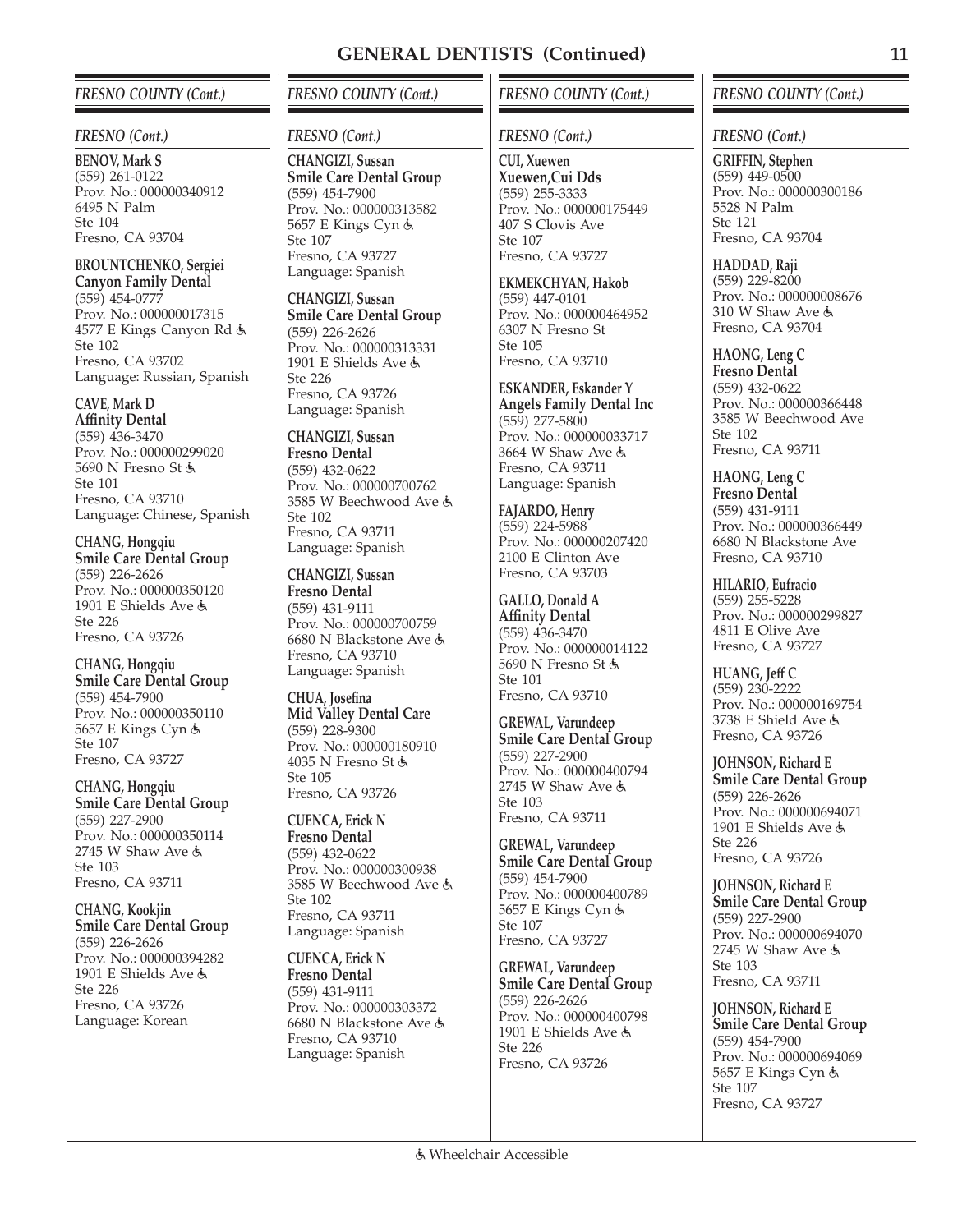# GENERAL DENTISTS (Continued)

## FRESNO COUNTY (Cont.)

### FRESNO (Cont.)

**BENOV, Mark S**
(559) 261-0122
Prov. No.: 000000340912
6495 N Palm
Ste 104
Fresno, CA 93704

**BROUNTCHENKO, Sergiei**
**Canyon Family Dental**
(559) 454-0777
Prov. No.: 000000017315
4577 E Kings Canyon Rd ♿
Ste 102
Fresno, CA 93702
Language: Russian, Spanish

**CAVE, Mark D**
**Affinity Dental**
(559) 436-3470
Prov. No.: 000000299020
5690 N Fresno St ♿
Ste 101
Fresno, CA 93710
Language: Chinese, Spanish

**CHANG, Hongqiu**
**Smile Care Dental Group**
(559) 226-2626
Prov. No.: 000000350120
1901 E Shields Ave ♿
Ste 226
Fresno, CA 93726

**CHANG, Hongqiu**
**Smile Care Dental Group**
(559) 454-7900
Prov. No.: 000000350110
5657 E Kings Cyn ♿
Ste 107
Fresno, CA 93727

**CHANG, Hongqiu**
**Smile Care Dental Group**
(559) 227-2900
Prov. No.: 000000350114
2745 W Shaw Ave ♿
Ste 103
Fresno, CA 93711

**CHANG, Kookjin**
**Smile Care Dental Group**
(559) 226-2626
Prov. No.: 000000394282
1901 E Shields Ave ♿
Ste 226
Fresno, CA 93726
Language: Korean

**CHANGIZI, Sussan**
**Smile Care Dental Group**
(559) 454-7900
Prov. No.: 000000313582
5657 E Kings Cyn ♿
Ste 107
Fresno, CA 93727
Language: Spanish

**CHANGIZI, Sussan**
**Smile Care Dental Group**
(559) 226-2626
Prov. No.: 000000313331
1901 E Shields Ave ♿
Ste 226
Fresno, CA 93726
Language: Spanish

**CHANGIZI, Sussan**
**Fresno Dental**
(559) 432-0622
Prov. No.: 000000700762
3585 W Beechwood Ave ♿
Ste 102
Fresno, CA 93711
Language: Spanish

**CHANGIZI, Sussan**
**Fresno Dental**
(559) 431-9111
Prov. No.: 000000700759
6680 N Blackstone Ave ♿
Fresno, CA 93710
Language: Spanish

**CHUA, Josefina**
**Mid Valley Dental Care**
(559) 228-9300
Prov. No.: 000000180910
4035 N Fresno St ♿
Ste 105
Fresno, CA 93726

**CUENCA, Erick N**
**Fresno Dental**
(559) 432-0622
Prov. No.: 000000300938
3585 W Beechwood Ave ♿
Ste 102
Fresno, CA 93711
Language: Spanish

**CUENCA, Erick N**
**Fresno Dental**
(559) 431-9111
Prov. No.: 000000303372
6680 N Blackstone Ave ♿
Fresno, CA 93710
Language: Spanish

**CUI, Xuewen**
**Xuewen,Cui Dds**
(559) 255-3333
Prov. No.: 000000175449
407 S Clovis Ave
Ste 107
Fresno, CA 93727

**EKMEKCHYAN, Hakob**
(559) 447-0101
Prov. No.: 000000464952
6307 N Fresno St
Ste 105
Fresno, CA 93710

**ESKANDER, Eskander Y**
**Angels Family Dental Inc**
(559) 277-5800
Prov. No.: 000000033717
3664 W Shaw Ave ♿
Fresno, CA 93711
Language: Spanish

**FAJARDO, Henry**
(559) 224-5988
Prov. No.: 000000207420
2100 E Clinton Ave
Fresno, CA 93703

**GALLO, Donald A**
**Affinity Dental**
(559) 436-3470
Prov. No.: 000000014122
5690 N Fresno St ♿
Ste 101
Fresno, CA 93710

**GREWAL, Varundeep**
**Smile Care Dental Group**
(559) 227-2900
Prov. No.: 000000400794
2745 W Shaw Ave ♿
Ste 103
Fresno, CA 93711

**GREWAL, Varundeep**
**Smile Care Dental Group**
(559) 454-7900
Prov. No.: 000000400789
5657 E Kings Cyn ♿
Ste 107
Fresno, CA 93727

**GREWAL, Varundeep**
**Smile Care Dental Group**
(559) 226-2626
Prov. No.: 000000400798
1901 E Shields Ave ♿
Ste 226
Fresno, CA 93726

**GRIFFIN, Stephen**
(559) 449-0500
Prov. No.: 000000300186
5528 N Palm
Ste 121
Fresno, CA 93704

**HADDAD, Raji**
(559) 229-8200
Prov. No.: 000000008676
310 W Shaw Ave ♿
Fresno, CA 93704

**HAONG, Leng C**
**Fresno Dental**
(559) 432-0622
Prov. No.: 000000366448
3585 W Beechwood Ave
Ste 102
Fresno, CA 93711

**HAONG, Leng C**
**Fresno Dental**
(559) 431-9111
Prov. No.: 000000366449
6680 N Blackstone Ave
Fresno, CA 93710

**HILARIO, Eufracio**
(559) 255-5228
Prov. No.: 000000299827
4811 E Olive Ave
Fresno, CA 93727

**HUANG, Jeff C**
(559) 230-2222
Prov. No.: 000000169754
3738 E Shield Ave ♿
Fresno, CA 93726

**JOHNSON, Richard E**
**Smile Care Dental Group**
(559) 226-2626
Prov. No.: 000000694071
1901 E Shields Ave ♿
Ste 226
Fresno, CA 93726

**JOHNSON, Richard E**
**Smile Care Dental Group**
(559) 227-2900
Prov. No.: 000000694070
2745 W Shaw Ave ♿
Ste 103
Fresno, CA 93711

**JOHNSON, Richard E**
**Smile Care Dental Group**
(559) 454-7900
Prov. No.: 000000694069
5657 E Kings Cyn ♿
Ste 107
Fresno, CA 93727

♿ Wheelchair Accessible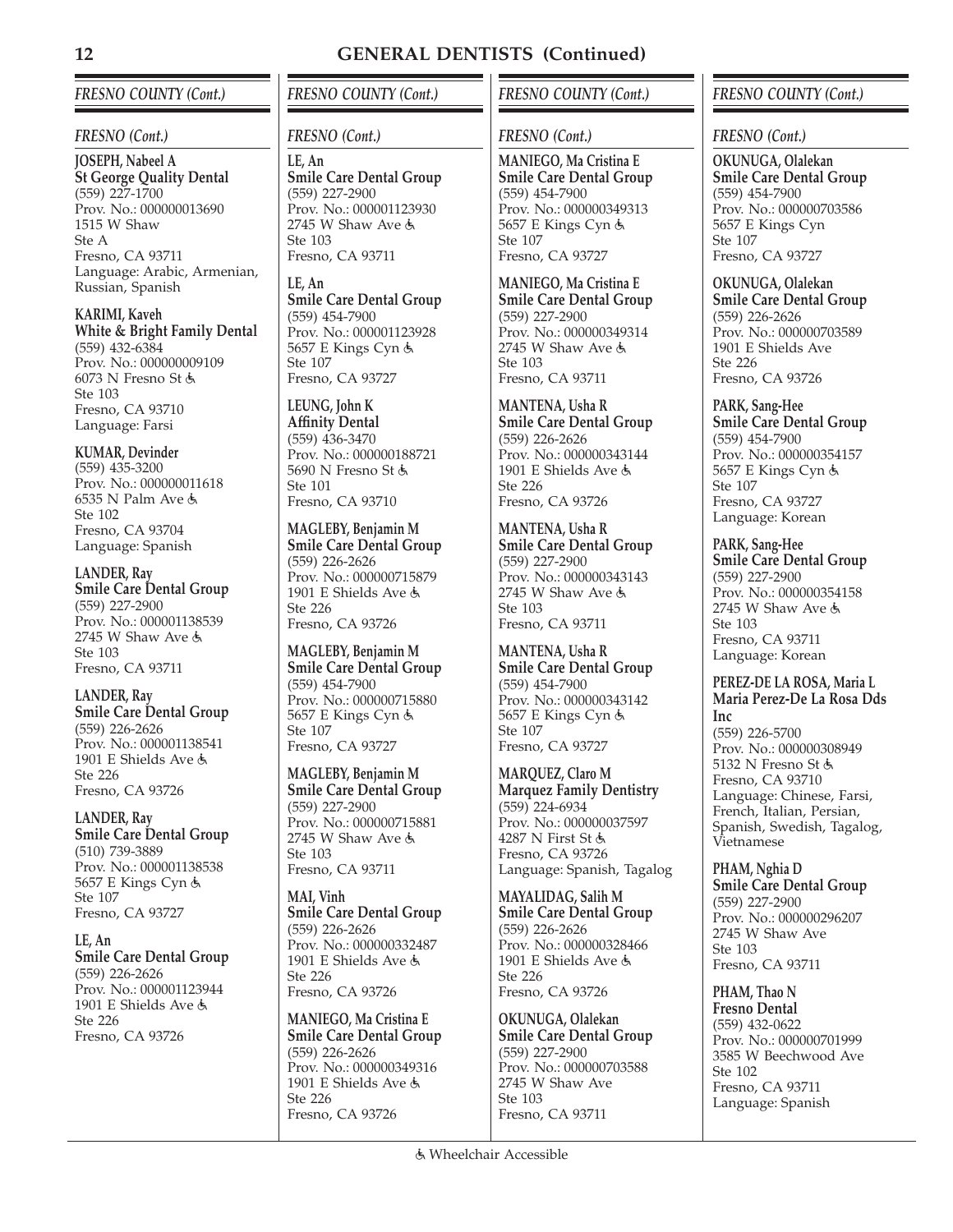## GENERAL DENTISTS (Continued)

### *FRESNO COUNTY (Cont.)*

#### *FRESNO (Cont.)*

**JOSEPH, Nabeel A**
**St George Quality Dental**
(559) 227-1700
Prov. No.: 000000013690
1515 W Shaw
Ste A
Fresno, CA 93711
Language: Arabic, Armenian, Russian, Spanish

**KARIMI, Kaveh**
**White & Bright Family Dental**
(559) 432-6384
Prov. No.: 000000009109
6073 N Fresno St ♿
Ste 103
Fresno, CA 93710
Language: Farsi

**KUMAR, Devinder**
(559) 435-3200
Prov. No.: 000000011618
6535 N Palm Ave ♿
Ste 102
Fresno, CA 93704
Language: Spanish

**LANDER, Ray**
**Smile Care Dental Group**
(559) 227-2900
Prov. No.: 000001138539
2745 W Shaw Ave ♿
Ste 103
Fresno, CA 93711

**LANDER, Ray**
**Smile Care Dental Group**
(559) 226-2626
Prov. No.: 000001138541
1901 E Shields Ave ♿
Ste 226
Fresno, CA 93726

**LANDER, Ray**
**Smile Care Dental Group**
(510) 739-3889
Prov. No.: 000001138538
5657 E Kings Cyn ♿
Ste 107
Fresno, CA 93727

**LE, An**
**Smile Care Dental Group**
(559) 226-2626
Prov. No.: 000001123944
1901 E Shields Ave ♿
Ste 226
Fresno, CA 93726

**LE, An**
**Smile Care Dental Group**
(559) 227-2900
Prov. No.: 000001123930
2745 W Shaw Ave ♿
Ste 103
Fresno, CA 93711

**LE, An**
**Smile Care Dental Group**
(559) 454-7900
Prov. No.: 000001123928
5657 E Kings Cyn ♿
Ste 107
Fresno, CA 93727

**LEUNG, John K**
**Affinity Dental**
(559) 436-3470
Prov. No.: 000000188721
5690 N Fresno St ♿
Ste 101
Fresno, CA 93710

**MAGLEBY, Benjamin M**
**Smile Care Dental Group**
(559) 226-2626
Prov. No.: 000000715879
1901 E Shields Ave ♿
Ste 226
Fresno, CA 93726

**MAGLEBY, Benjamin M**
**Smile Care Dental Group**
(559) 454-7900
Prov. No.: 000000715880
5657 E Kings Cyn ♿
Ste 107
Fresno, CA 93727

**MAGLEBY, Benjamin M**
**Smile Care Dental Group**
(559) 227-2900
Prov. No.: 000000715881
2745 W Shaw Ave ♿
Ste 103
Fresno, CA 93711

**MAI, Vinh**
**Smile Care Dental Group**
(559) 226-2626
Prov. No.: 000000332487
1901 E Shields Ave ♿
Ste 226
Fresno, CA 93726

**MANIEGO, Ma Cristina E**
**Smile Care Dental Group**
(559) 226-2626
Prov. No.: 000000349316
1901 E Shields Ave ♿
Ste 226
Fresno, CA 93726

**MANIEGO, Ma Cristina E**
**Smile Care Dental Group**
(559) 454-7900
Prov. No.: 000000349313
5657 E Kings Cyn ♿
Ste 107
Fresno, CA 93727

**MANIEGO, Ma Cristina E**
**Smile Care Dental Group**
(559) 227-2900
Prov. No.: 000000349314
2745 W Shaw Ave ♿
Ste 103
Fresno, CA 93711

**MANTENA, Usha R**
**Smile Care Dental Group**
(559) 226-2626
Prov. No.: 000000343144
1901 E Shields Ave ♿
Ste 226
Fresno, CA 93726

**MANTENA, Usha R**
**Smile Care Dental Group**
(559) 227-2900
Prov. No.: 000000343143
2745 W Shaw Ave ♿
Ste 103
Fresno, CA 93711

**MANTENA, Usha R**
**Smile Care Dental Group**
(559) 454-7900
Prov. No.: 000000343142
5657 E Kings Cyn ♿
Ste 107
Fresno, CA 93727

**MARQUEZ, Claro M**
**Marquez Family Dentistry**
(559) 224-6934
Prov. No.: 000000037597
4287 N First St ♿
Fresno, CA 93726
Language: Spanish, Tagalog

**MAYALIDAG, Salih M**
**Smile Care Dental Group**
(559) 226-2626
Prov. No.: 000000328466
1901 E Shields Ave ♿
Ste 226
Fresno, CA 93726

**OKUNUGA, Olalekan**
**Smile Care Dental Group**
(559) 227-2900
Prov. No.: 000000703588
2745 W Shaw Ave
Ste 103
Fresno, CA 93711

**OKUNUGA, Olalekan**
**Smile Care Dental Group**
(559) 454-7900
Prov. No.: 000000703586
5657 E Kings Cyn
Ste 107
Fresno, CA 93727

**OKUNUGA, Olalekan**
**Smile Care Dental Group**
(559) 226-2626
Prov. No.: 000000703589
1901 E Shields Ave
Ste 226
Fresno, CA 93726

**PARK, Sang-Hee**
**Smile Care Dental Group**
(559) 454-7900
Prov. No.: 000000354157
5657 E Kings Cyn ♿
Ste 107
Fresno, CA 93727
Language: Korean

**PARK, Sang-Hee**
**Smile Care Dental Group**
(559) 227-2900
Prov. No.: 000000354158
2745 W Shaw Ave ♿
Ste 103
Fresno, CA 93711
Language: Korean

**PEREZ-DE LA ROSA, Maria L**
**Maria Perez-De La Rosa Dds Inc**
(559) 226-5700
Prov. No.: 000000308949
5132 N Fresno St ♿
Fresno, CA 93710
Language: Chinese, Farsi, French, Italian, Persian, Spanish, Swedish, Tagalog, Vietnamese

**PHAM, Nghia D**
**Smile Care Dental Group**
(559) 227-2900
Prov. No.: 000000296207
2745 W Shaw Ave
Ste 103
Fresno, CA 93711

**PHAM, Thao N**
**Fresno Dental**
(559) 432-0622
Prov. No.: 000000701999
3585 W Beechwood Ave
Ste 102
Fresno, CA 93711
Language: Spanish

♿ Wheelchair Accessible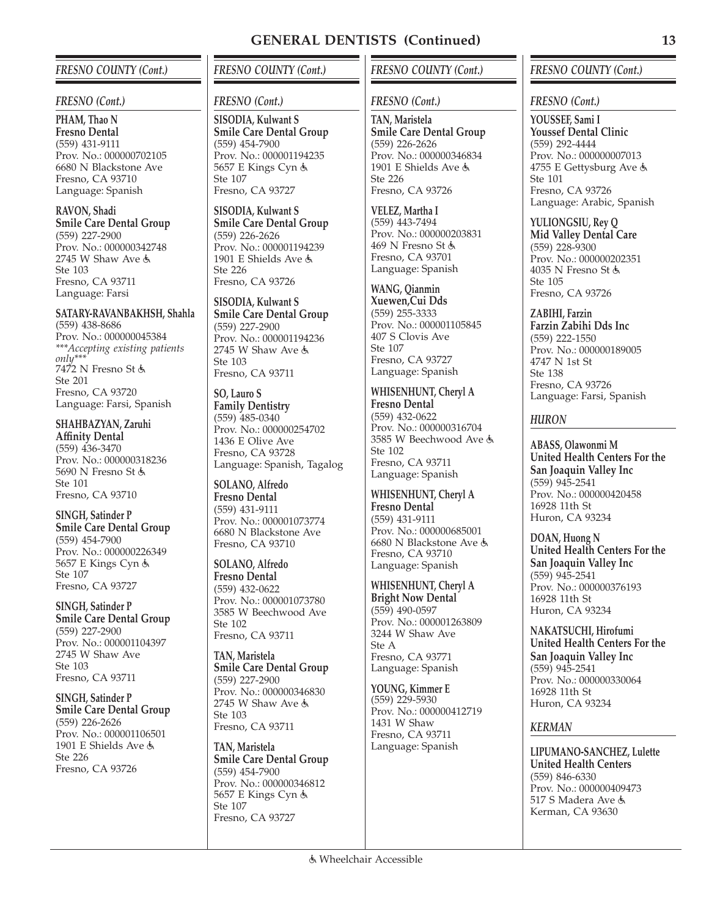## GENERAL DENTISTS (Continued)

### FRESNO COUNTY (Cont.)

#### FRESNO (Cont.)

**PHAM, Thao N**
**Fresno Dental**
(559) 431-9111
Prov. No.: 000000702105
6680 N Blackstone Ave
Fresno, CA 93710
Language: Spanish

**RAVON, Shadi**
**Smile Care Dental Group**
(559) 227-2900
Prov. No.: 000000342748
2745 W Shaw Ave ♿
Ste 103
Fresno, CA 93711
Language: Farsi

**SATARY-RAVANBAKHSH, Shahla**
(559) 438-8686
Prov. No.: 000000045384
*\*\*\*Accepting existing patients only\*\*\**
7472 N Fresno St ♿
Ste 201
Fresno, CA 93720
Language: Farsi, Spanish

**SHAHBAZYAN, Zaruhi**
**Affinity Dental**
(559) 436-3470
Prov. No.: 000000318236
5690 N Fresno St ♿
Ste 101
Fresno, CA 93710

**SINGH, Satinder P**
**Smile Care Dental Group**
(559) 454-7900
Prov. No.: 000000226349
5657 E Kings Cyn ♿
Ste 107
Fresno, CA 93727

**SINGH, Satinder P**
**Smile Care Dental Group**
(559) 227-2900
Prov. No.: 000001104397
2745 W Shaw Ave
Ste 103
Fresno, CA 93711

**SINGH, Satinder P**
**Smile Care Dental Group**
(559) 226-2626
Prov. No.: 000001106501
1901 E Shields Ave ♿
Ste 226
Fresno, CA 93726

**SISODIA, Kulwant S**
**Smile Care Dental Group**
(559) 454-7900
Prov. No.: 000001194235
5657 E Kings Cyn ♿
Ste 107
Fresno, CA 93727

**SISODIA, Kulwant S**
**Smile Care Dental Group**
(559) 226-2626
Prov. No.: 000001194239
1901 E Shields Ave ♿
Ste 226
Fresno, CA 93726

**SISODIA, Kulwant S**
**Smile Care Dental Group**
(559) 227-2900
Prov. No.: 000001194236
2745 W Shaw Ave ♿
Ste 103
Fresno, CA 93711

**SO, Lauro S**
**Family Dentistry**
(559) 485-0340
Prov. No.: 000000254702
1436 E Olive Ave
Fresno, CA 93728
Language: Spanish, Tagalog

**SOLANO, Alfredo**
**Fresno Dental**
(559) 431-9111
Prov. No.: 000001073774
6680 N Blackstone Ave
Fresno, CA 93710

**SOLANO, Alfredo**
**Fresno Dental**
(559) 432-0622
Prov. No.: 000001073780
3585 W Beechwood Ave
Ste 102
Fresno, CA 93711

**TAN, Maristela**
**Smile Care Dental Group**
(559) 227-2900
Prov. No.: 000000346830
2745 W Shaw Ave ♿
Ste 103
Fresno, CA 93711

**TAN, Maristela**
**Smile Care Dental Group**
(559) 454-7900
Prov. No.: 000000346812
5657 E Kings Cyn ♿
Ste 107
Fresno, CA 93727

**TAN, Maristela**
**Smile Care Dental Group**
(559) 226-2626
Prov. No.: 000000346834
1901 E Shields Ave ♿
Ste 226
Fresno, CA 93726

**VELEZ, Martha I**
(559) 443-7494
Prov. No.: 000000203831
469 N Fresno St ♿
Fresno, CA 93701
Language: Spanish

**WANG, Qianmin**
**Xuewen,Cui Dds**
(559) 255-3333
Prov. No.: 000001105845
407 S Clovis Ave
Ste 107
Fresno, CA 93727
Language: Spanish

**WHISENHUNT, Cheryl A**
**Fresno Dental**
(559) 432-0622
Prov. No.: 000000316704
3585 W Beechwood Ave ♿
Ste 102
Fresno, CA 93711
Language: Spanish

**WHISENHUNT, Cheryl A**
**Fresno Dental**
(559) 431-9111
Prov. No.: 000000685001
6680 N Blackstone Ave ♿
Fresno, CA 93710
Language: Spanish

**WHISENHUNT, Cheryl A**
**Bright Now Dental**
(559) 490-0597
Prov. No.: 000001263809
3244 W Shaw Ave
Ste A
Fresno, CA 93771
Language: Spanish

**YOUNG, Kimmer E**
(559) 229-5930
Prov. No.: 000000412719
1431 W Shaw
Fresno, CA 93711
Language: Spanish

**YOUSSEF, Sami I**
**Youssef Dental Clinic**
(559) 292-4444
Prov. No.: 000000007013
4755 E Gettysburg Ave ♿
Ste 101
Fresno, CA 93726
Language: Arabic, Spanish

**YULIONGSIU, Rey Q**
**Mid Valley Dental Care**
(559) 228-9300
Prov. No.: 000000202351
4035 N Fresno St ♿
Ste 105
Fresno, CA 93726

**ZABIHI, Farzin**
**Farzin Zabihi Dds Inc**
(559) 222-1550
Prov. No.: 000000189005
4747 N 1st St
Ste 138
Fresno, CA 93726
Language: Farsi, Spanish

#### HURON

**ABASS, Olawonmi M**
**United Health Centers For the San Joaquin Valley Inc**
(559) 945-2541
Prov. No.: 000000420458
16928 11th St
Huron, CA 93234

**DOAN, Huong N**
**United Health Centers For the San Joaquin Valley Inc**
(559) 945-2541
Prov. No.: 000000376193
16928 11th St
Huron, CA 93234

**NAKATSUCHI, Hirofumi**
**United Health Centers For the San Joaquin Valley Inc**
(559) 945-2541
Prov. No.: 000000330064
16928 11th St
Huron, CA 93234

#### KERMAN

**LIPUMANO-SANCHEZ, Lulette**
**United Health Centers**
(559) 846-6330
Prov. No.: 000000409473
517 S Madera Ave ♿
Kerman, CA 93630

♿ Wheelchair Accessible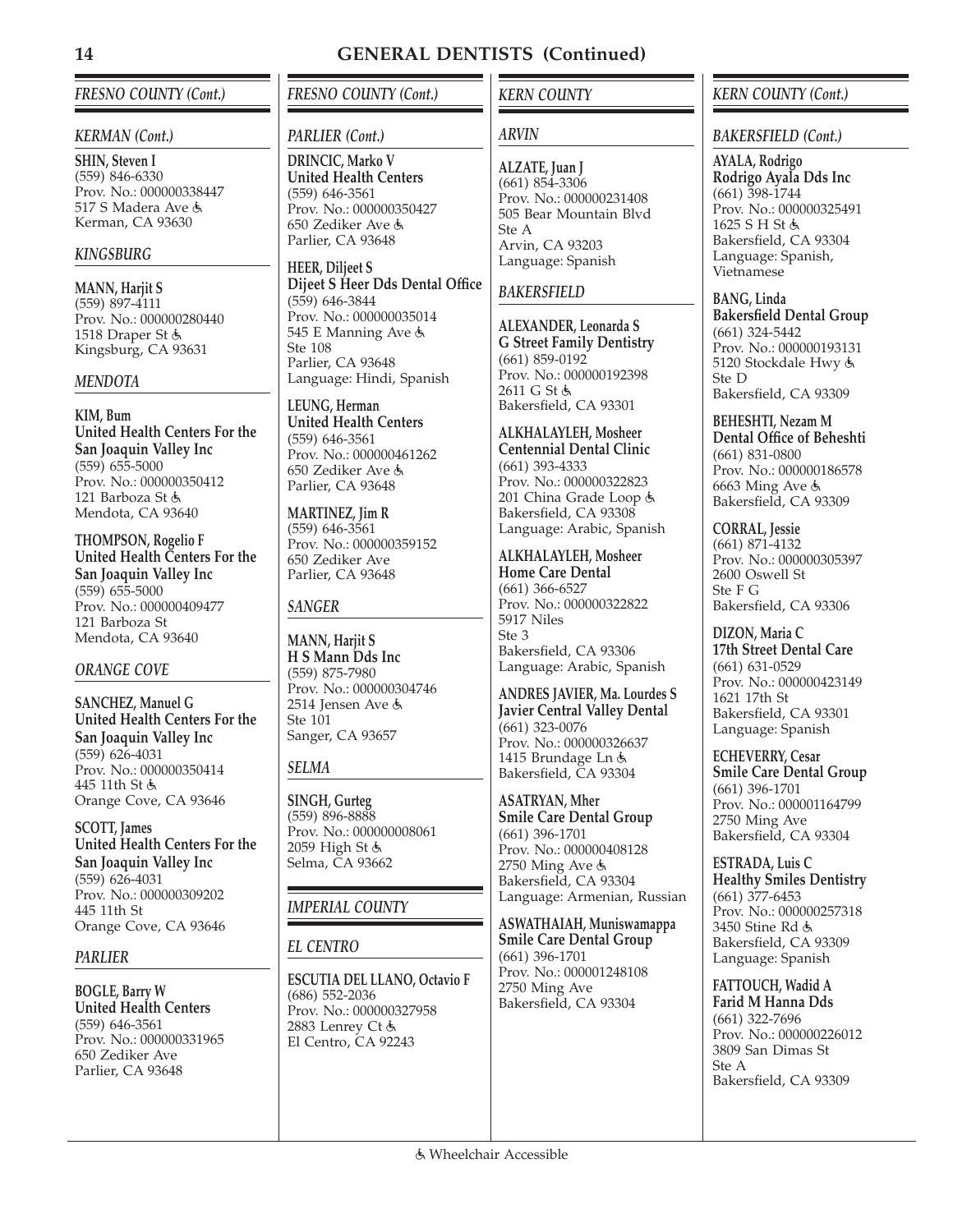## GENERAL DENTISTS (Continued)

### FRESNO COUNTY (Cont.)

#### KERMAN (Cont.)

**SHIN, Steven I**
(559) 846-6330
Prov. No.: 000000338447
517 S Madera Ave ♿
Kerman, CA 93630

#### KINGSBURG

**MANN, Harjit S**
(559) 897-4111
Prov. No.: 000000280440
1518 Draper St ♿
Kingsburg, CA 93631

#### MENDOTA

**KIM, Bum**
**United Health Centers For the San Joaquin Valley Inc**
(559) 655-5000
Prov. No.: 000000350412
121 Barboza St ♿
Mendota, CA 93640

**THOMPSON, Rogelio F**
**United Health Centers For the San Joaquin Valley Inc**
(559) 655-5000
Prov. No.: 000000409477
121 Barboza St
Mendota, CA 93640

#### ORANGE COVE

**SANCHEZ, Manuel G**
**United Health Centers For the San Joaquin Valley Inc**
(559) 626-4031
Prov. No.: 000000350414
445 11th St ♿
Orange Cove, CA 93646

**SCOTT, James**
**United Health Centers For the San Joaquin Valley Inc**
(559) 626-4031
Prov. No.: 000000309202
445 11th St
Orange Cove, CA 93646

#### PARLIER

**BOGLE, Barry W**
**United Health Centers**
(559) 646-3561
Prov. No.: 000000331965
650 Zediker Ave
Parlier, CA 93648

### FRESNO COUNTY (Cont.)

#### PARLIER (Cont.)

**DRINCIC, Marko V**
**United Health Centers**
(559) 646-3561
Prov. No.: 000000350427
650 Zediker Ave ♿
Parlier, CA 93648

**HEER, Diljeet S**
**Dijeet S Heer Dds Dental Office**
(559) 646-3844
Prov. No.: 000000035014
545 E Manning Ave ♿
Ste 108
Parlier, CA 93648
Language: Hindi, Spanish

**LEUNG, Herman**
**United Health Centers**
(559) 646-3561
Prov. No.: 000000461262
650 Zediker Ave ♿
Parlier, CA 93648

**MARTINEZ, Jim R**
(559) 646-3561
Prov. No.: 000000359152
650 Zediker Ave
Parlier, CA 93648

#### SANGER

**MANN, Harjit S**
**H S Mann Dds Inc**
(559) 875-7980
Prov. No.: 000000304746
2514 Jensen Ave ♿
Ste 101
Sanger, CA 93657

#### SELMA

**SINGH, Gurteg**
(559) 896-8888
Prov. No.: 000000008061
2059 High St ♿
Selma, CA 93662

### IMPERIAL COUNTY

#### EL CENTRO

**ESCUTIA DEL LLANO, Octavio F**
(686) 552-2036
Prov. No.: 000000327958
2883 Lenrey Ct ♿
El Centro, CA 92243

### KERN COUNTY

#### ARVIN

**ALZATE, Juan J**
(661) 854-3306
Prov. No.: 000000231408
505 Bear Mountain Blvd
Ste A
Arvin, CA 93203
Language: Spanish

#### BAKERSFIELD

**ALEXANDER, Leonarda S**
**G Street Family Dentistry**
(661) 859-0192
Prov. No.: 000000192398
2611 G St ♿
Bakersfield, CA 93301

**ALKHALAYLEH, Mosheer**
**Centennial Dental Clinic**
(661) 393-4333
Prov. No.: 000000322823
201 China Grade Loop ♿
Bakersfield, CA 93308
Language: Arabic, Spanish

**ALKHALAYLEH, Mosheer**
**Home Care Dental**
(661) 366-6527
Prov. No.: 000000322822
5917 Niles
Ste 3
Bakersfield, CA 93306
Language: Arabic, Spanish

**ANDRES JAVIER, Ma. Lourdes S**
**Javier Central Valley Dental**
(661) 323-0076
Prov. No.: 000000326637
1415 Brundage Ln ♿
Bakersfield, CA 93304

**ASATRYAN, Mher**
**Smile Care Dental Group**
(661) 396-1701
Prov. No.: 000000408128
2750 Ming Ave ♿
Bakersfield, CA 93304
Language: Armenian, Russian

**ASWATHAIAH, Muniswamappa**
**Smile Care Dental Group**
(661) 396-1701
Prov. No.: 000001248108
2750 Ming Ave
Bakersfield, CA 93304

### KERN COUNTY (Cont.)

#### BAKERSFIELD (Cont.)

**AYALA, Rodrigo**
**Rodrigo Ayala Dds Inc**
(661) 398-1744
Prov. No.: 000000325491
1625 S H St ♿
Bakersfield, CA 93304
Language: Spanish, Vietnamese

**BANG, Linda**
**Bakersfield Dental Group**
(661) 324-5442
Prov. No.: 000000193131
5120 Stockdale Hwy ♿
Ste D
Bakersfield, CA 93309

**BEHESHTI, Nezam M**
**Dental Office of Beheshti**
(661) 831-0800
Prov. No.: 000000186578
6663 Ming Ave ♿
Bakersfield, CA 93309

**CORRAL, Jessie**
(661) 871-4132
Prov. No.: 000000305397
2600 Oswell St
Ste F G
Bakersfield, CA 93306

**DIZON, Maria C**
**17th Street Dental Care**
(661) 631-0529
Prov. No.: 000000423149
1621 17th St
Bakersfield, CA 93301
Language: Spanish

**ECHEVERRY, Cesar**
**Smile Care Dental Group**
(661) 396-1701
Prov. No.: 000001164799
2750 Ming Ave
Bakersfield, CA 93304

**ESTRADA, Luis C**
**Healthy Smiles Dentistry**
(661) 377-6453
Prov. No.: 000000257318
3450 Stine Rd ♿
Bakersfield, CA 93309
Language: Spanish

**FATTOUCH, Wadid A**
**Farid M Hanna Dds**
(661) 322-7696
Prov. No.: 000000226012
3809 San Dimas St
Ste A
Bakersfield, CA 93309

♿ Wheelchair Accessible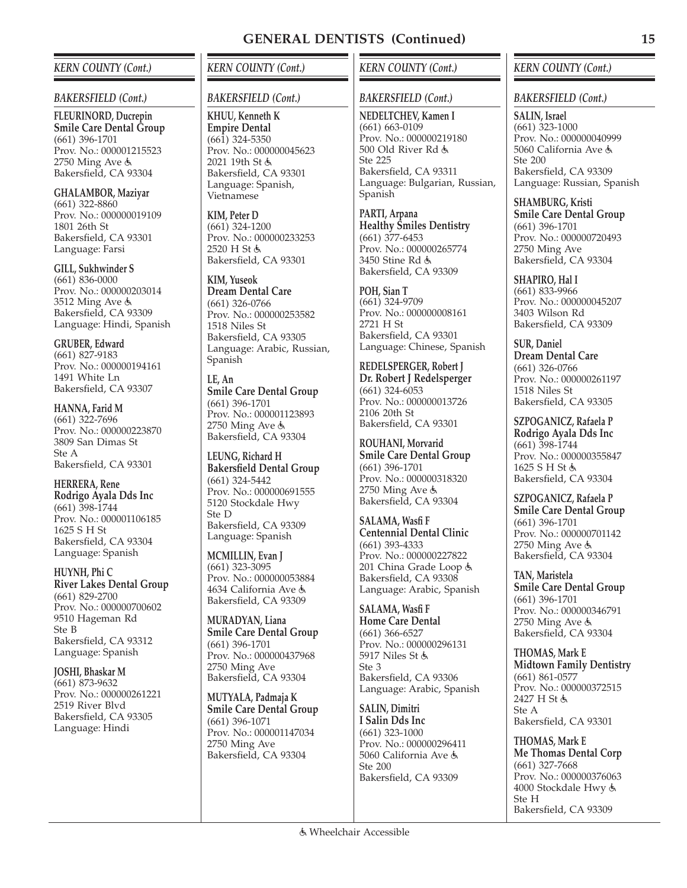# GENERAL DENTISTS (Continued)

## KERN COUNTY (Cont.)

### BAKERSFIELD (Cont.)

**FLEURINORD, Ducrepin**
**Smile Care Dental Group**
(661) 396-1701
Prov. No.: 000001215523
2750 Ming Ave ♿
Bakersfield, CA 93304

**GHALAMBOR, Maziyar**
(661) 322-8860
Prov. No.: 000000019109
1801 26th St
Bakersfield, CA 93301
Language: Farsi

**GILL, Sukhwinder S**
(661) 836-0000
Prov. No.: 000000203014
3512 Ming Ave ♿
Bakersfield, CA 93309
Language: Hindi, Spanish

**GRUBER, Edward**
(661) 827-9183
Prov. No.: 000000194161
1491 White Ln
Bakersfield, CA 93307

**HANNA, Farid M**
(661) 322-7696
Prov. No.: 000000223870
3809 San Dimas St
Ste A
Bakersfield, CA 93301

**HERRERA, Rene**
**Rodrigo Ayala Dds Inc**
(661) 398-1744
Prov. No.: 000001106185
1625 S H St
Bakersfield, CA 93304
Language: Spanish

**HUYNH, Phi C**
**River Lakes Dental Group**
(661) 829-2700
Prov. No.: 000000700602
9510 Hageman Rd
Ste B
Bakersfield, CA 93312
Language: Spanish

**JOSHI, Bhaskar M**
(661) 873-9632
Prov. No.: 000000261221
2519 River Blvd
Bakersfield, CA 93305
Language: Hindi

**KHUU, Kenneth K**
**Empire Dental**
(661) 324-5350
Prov. No.: 000000045623
2021 19th St ♿
Bakersfield, CA 93301
Language: Spanish, Vietnamese

**KIM, Peter D**
(661) 324-1200
Prov. No.: 000000233253
2520 H St ♿
Bakersfield, CA 93301

**KIM, Yuseok**
**Dream Dental Care**
(661) 326-0766
Prov. No.: 000000253582
1518 Niles St
Bakersfield, CA 93305
Language: Arabic, Russian, Spanish

**LE, An**
**Smile Care Dental Group**
(661) 396-1701
Prov. No.: 000001123893
2750 Ming Ave ♿
Bakersfield, CA 93304

**LEUNG, Richard H**
**Bakersfield Dental Group**
(661) 324-5442
Prov. No.: 000000691555
5120 Stockdale Hwy
Ste D
Bakersfield, CA 93309
Language: Spanish

**MCMILLIN, Evan J**
(661) 323-3095
Prov. No.: 000000053884
4634 California Ave ♿
Bakersfield, CA 93309

**MURADYAN, Liana**
**Smile Care Dental Group**
(661) 396-1701
Prov. No.: 000000437968
2750 Ming Ave
Bakersfield, CA 93304

**MUTYALA, Padmaja K**
**Smile Care Dental Group**
(661) 396-1071
Prov. No.: 000001147034
2750 Ming Ave
Bakersfield, CA 93304

**NEDELTCHEV, Kamen I**
(661) 663-0109
Prov. No.: 000000219180
500 Old River Rd ♿
Ste 225
Bakersfield, CA 93311
Language: Bulgarian, Russian, Spanish

**PARTI, Arpana**
**Healthy Smiles Dentistry**
(661) 377-6453
Prov. No.: 000000265774
3450 Stine Rd ♿
Bakersfield, CA 93309

**POH, Sian T**
(661) 324-9709
Prov. No.: 000000008161
2721 H St
Bakersfield, CA 93301
Language: Chinese, Spanish

**REDELSPERGER, Robert J**
**Dr. Robert J Redelsperger**
(661) 324-6053
Prov. No.: 000000013726
2106 20th St
Bakersfield, CA 93301

**ROUHANI, Morvarid**
**Smile Care Dental Group**
(661) 396-1701
Prov. No.: 000000318320
2750 Ming Ave ♿
Bakersfield, CA 93304

**SALAMA, Wasfi F**
**Centennial Dental Clinic**
(661) 393-4333
Prov. No.: 000000227822
201 China Grade Loop ♿
Bakersfield, CA 93308
Language: Arabic, Spanish

**SALAMA, Wasfi F**
**Home Care Dental**
(661) 366-6527
Prov. No.: 000000296131
5917 Niles St ♿
Ste 3
Bakersfield, CA 93306
Language: Arabic, Spanish

**SALIN, Dimitri**
**I Salin Dds Inc**
(661) 323-1000
Prov. No.: 000000296411
5060 California Ave ♿
Ste 200
Bakersfield, CA 93309

**SALIN, Israel**
(661) 323-1000
Prov. No.: 000000040999
5060 California Ave ♿
Ste 200
Bakersfield, CA 93309
Language: Russian, Spanish

**SHAMBURG, Kristi**
**Smile Care Dental Group**
(661) 396-1701
Prov. No.: 000000720493
2750 Ming Ave
Bakersfield, CA 93304

**SHAPIRO, Hal I**
(661) 833-9966
Prov. No.: 000000045207
3403 Wilson Rd
Bakersfield, CA 93309

**SUR, Daniel**
**Dream Dental Care**
(661) 326-0766
Prov. No.: 000000261197
1518 Niles St
Bakersfield, CA 93305

**SZPOGANICZ, Rafaela P**
**Rodrigo Ayala Dds Inc**
(661) 398-1744
Prov. No.: 000000355847
1625 S H St ♿
Bakersfield, CA 93304

**SZPOGANICZ, Rafaela P**
**Smile Care Dental Group**
(661) 396-1701
Prov. No.: 000000701142
2750 Ming Ave ♿
Bakersfield, CA 93304

**TAN, Maristela**
**Smile Care Dental Group**
(661) 396-1701
Prov. No.: 000000346791
2750 Ming Ave ♿
Bakersfield, CA 93304

**THOMAS, Mark E**
**Midtown Family Dentistry**
(661) 861-0577
Prov. No.: 000000372515
2427 H St ♿
Ste A
Bakersfield, CA 93301

**THOMAS, Mark E**
**Me Thomas Dental Corp**
(661) 327-7668
Prov. No.: 000000376063
4000 Stockdale Hwy ♿
Ste H
Bakersfield, CA 93309

♿ Wheelchair Accessible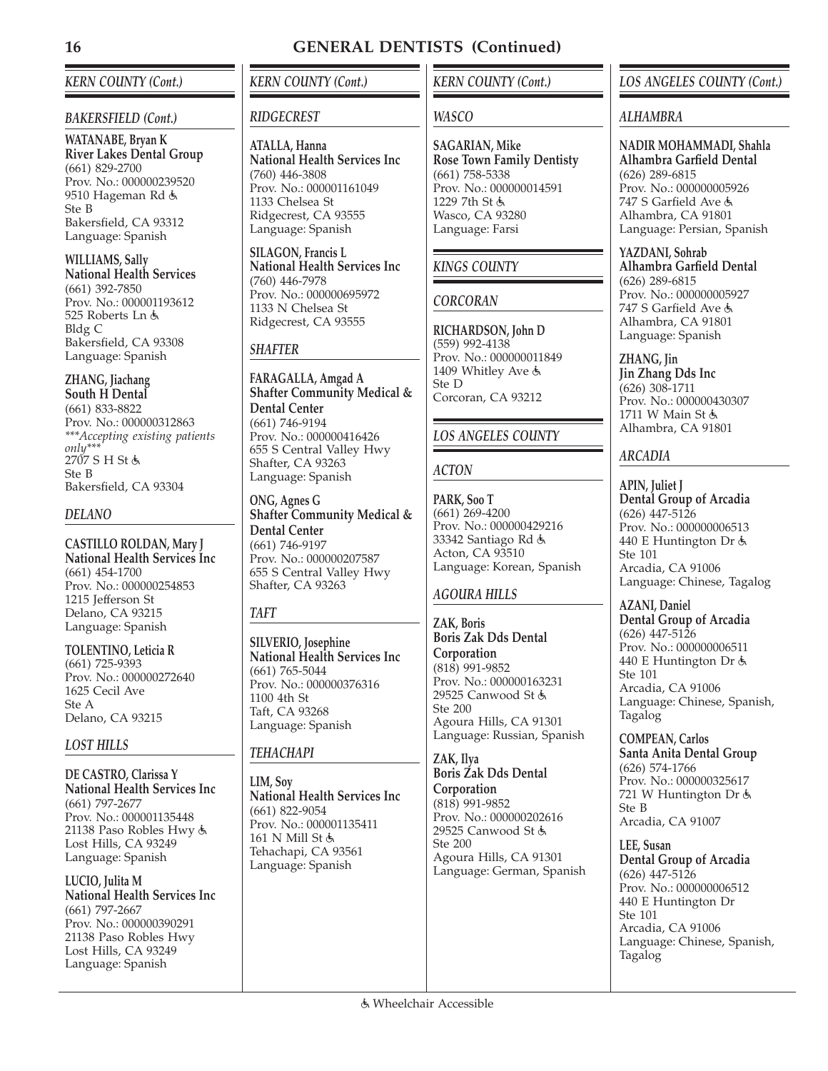# GENERAL DENTISTS (Continued)

## KERN COUNTY (Cont.)

### BAKERSFIELD (Cont.)

**WATANABE, Bryan K**
**River Lakes Dental Group**
(661) 829-2700
Prov. No.: 000000239520
9510 Hageman Rd ♿
Ste B
Bakersfield, CA 93312
Language: Spanish

**WILLIAMS, Sally**
**National Health Services**
(661) 392-7850
Prov. No.: 000001193612
525 Roberts Ln ♿
Bldg C
Bakersfield, CA 93308
Language: Spanish

**ZHANG, Jiachang**
**South H Dental**
(661) 833-8822
Prov. No.: 000000312863
****Accepting existing patients only****
2707 S H St ♿
Ste B
Bakersfield, CA 93304

### DELANO

**CASTILLO ROLDAN, Mary J**
**National Health Services Inc**
(661) 454-1700
Prov. No.: 000000254853
1215 Jefferson St
Delano, CA 93215
Language: Spanish

**TOLENTINO, Leticia R**
(661) 725-9393
Prov. No.: 000000272640
1625 Cecil Ave
Ste A
Delano, CA 93215

### LOST HILLS

**DE CASTRO, Clarissa Y**
**National Health Services Inc**
(661) 797-2677
Prov. No.: 000001135448
21138 Paso Robles Hwy ♿
Lost Hills, CA 93249
Language: Spanish

**LUCIO, Julita M**
**National Health Services Inc**
(661) 797-2667
Prov. No.: 000000390291
21138 Paso Robles Hwy
Lost Hills, CA 93249
Language: Spanish

## KERN COUNTY (Cont.)

### RIDGECREST

**ATALLA, Hanna**
**National Health Services Inc**
(760) 446-3808
Prov. No.: 000001161049
1133 Chelsea St
Ridgecrest, CA 93555
Language: Spanish

**SILAGON, Francis L**
**National Health Services Inc**
(760) 446-7978
Prov. No.: 000000695972
1133 N Chelsea St
Ridgecrest, CA 93555

### SHAFTER

**FARAGALLA, Amgad A**
**Shafter Community Medical & Dental Center**
(661) 746-9194
Prov. No.: 000000416426
655 S Central Valley Hwy
Shafter, CA 93263
Language: Spanish

**ONG, Agnes G**
**Shafter Community Medical & Dental Center**
(661) 746-9197
Prov. No.: 000000207587
655 S Central Valley Hwy
Shafter, CA 93263

### TAFT

**SILVERIO, Josephine**
**National Health Services Inc**
(661) 765-5044
Prov. No.: 000000376316
1100 4th St
Taft, CA 93268
Language: Spanish

### TEHACHAPI

**LIM, Soy**
**National Health Services Inc**
(661) 822-9054
Prov. No.: 000001135411
161 N Mill St ♿
Tehachapi, CA 93561
Language: Spanish

## KERN COUNTY (Cont.)

### WASCO

**SAGARIAN, Mike**
**Rose Town Family Dentisty**
(661) 758-5338
Prov. No.: 000000014591
1229 7th St ♿
Wasco, CA 93280
Language: Farsi

## KINGS COUNTY

### CORCORAN

**RICHARDSON, John D**
(559) 992-4138
Prov. No.: 000000011849
1409 Whitley Ave ♿
Ste D
Corcoran, CA 93212

## LOS ANGELES COUNTY

### ACTON

**PARK, Soo T**
(661) 269-4200
Prov. No.: 000000429216
33342 Santiago Rd ♿
Acton, CA 93510
Language: Korean, Spanish

### AGOURA HILLS

**ZAK, Boris**
**Boris Zak Dds Dental Corporation**
(818) 991-9852
Prov. No.: 000000163231
29525 Canwood St ♿
Ste 200
Agoura Hills, CA 91301
Language: Russian, Spanish

**ZAK, Ilya**
**Boris Zak Dds Dental Corporation**
(818) 991-9852
Prov. No.: 000000202616
29525 Canwood St ♿
Ste 200
Agoura Hills, CA 91301
Language: German, Spanish

## LOS ANGELES COUNTY (Cont.)

### ALHAMBRA

**NADIR MOHAMMADI, Shahla**
**Alhambra Garfield Dental**
(626) 289-6815
Prov. No.: 000000005926
747 S Garfield Ave ♿
Alhambra, CA 91801
Language: Persian, Spanish

**YAZDANI, Sohrab**
**Alhambra Garfield Dental**
(626) 289-6815
Prov. No.: 000000005927
747 S Garfield Ave ♿
Alhambra, CA 91801
Language: Spanish

**ZHANG, Jin**
**Jin Zhang Dds Inc**
(626) 308-1711
Prov. No.: 000000430307
1711 W Main St ♿
Alhambra, CA 91801

### ARCADIA

**APIN, Juliet J**
**Dental Group of Arcadia**
(626) 447-5126
Prov. No.: 000000006513
440 E Huntington Dr ♿
Ste 101
Arcadia, CA 91006
Language: Chinese, Tagalog

**AZANI, Daniel**
**Dental Group of Arcadia**
(626) 447-5126
Prov. No.: 000000006511
440 E Huntington Dr ♿
Ste 101
Arcadia, CA 91006
Language: Chinese, Spanish, Tagalog

**COMPEAN, Carlos**
**Santa Anita Dental Group**
(626) 574-1766
Prov. No.: 000000325617
721 W Huntington Dr ♿
Ste B
Arcadia, CA 91007

**LEE, Susan**
**Dental Group of Arcadia**
(626) 447-5126
Prov. No.: 000000006512
440 E Huntington Dr
Ste 101
Arcadia, CA 91006
Language: Chinese, Spanish, Tagalog

♿ Wheelchair Accessible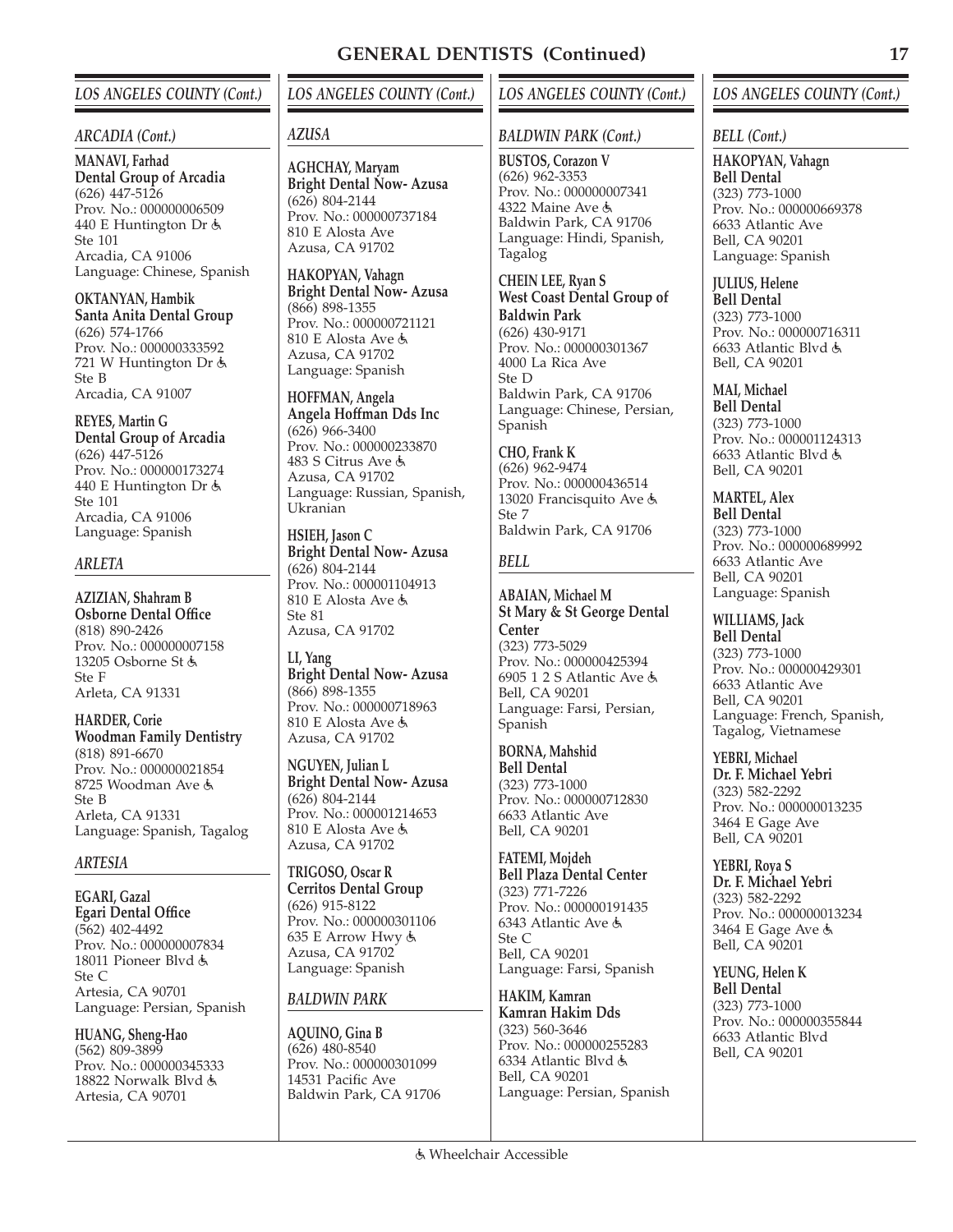# GENERAL DENTISTS (Continued)

## LOS ANGELES COUNTY (Cont.)

### ARCADIA (Cont.)

**MANAVI, Farhad**
**Dental Group of Arcadia**
(626) 447-5126
Prov. No.: 000000006509
440 E Huntington Dr ♿
Ste 101
Arcadia, CA 91006
Language: Chinese, Spanish

**OKTANYAN, Hambik**
**Santa Anita Dental Group**
(626) 574-1766
Prov. No.: 000000333592
721 W Huntington Dr ♿
Ste B
Arcadia, CA 91007

**REYES, Martin G**
**Dental Group of Arcadia**
(626) 447-5126
Prov. No.: 000000173274
440 E Huntington Dr ♿
Ste 101
Arcadia, CA 91006
Language: Spanish

### ARLETA

**AZIZIAN, Shahram B**
**Osborne Dental Office**
(818) 890-2426
Prov. No.: 000000007158
13205 Osborne St ♿
Ste F
Arleta, CA 91331

**HARDER, Corie**
**Woodman Family Dentistry**
(818) 891-6670
Prov. No.: 000000021854
8725 Woodman Ave ♿
Ste B
Arleta, CA 91331
Language: Spanish, Tagalog

### ARTESIA

**EGARI, Gazal**
**Egari Dental Office**
(562) 402-4492
Prov. No.: 000000007834
18011 Pioneer Blvd ♿
Ste C
Artesia, CA 90701
Language: Persian, Spanish

**HUANG, Sheng-Hao**
(562) 809-3899
Prov. No.: 000000345333
18822 Norwalk Blvd ♿
Artesia, CA 90701

### AZUSA

**AGHCHAY, Maryam**
**Bright Dental Now- Azusa**
(626) 804-2144
Prov. No.: 000000737184
810 E Alosta Ave
Azusa, CA 91702

**HAKOPYAN, Vahagn**
**Bright Dental Now- Azusa**
(866) 898-1355
Prov. No.: 000000721121
810 E Alosta Ave ♿
Azusa, CA 91702
Language: Spanish

**HOFFMAN, Angela**
**Angela Hoffman Dds Inc**
(626) 966-3400
Prov. No.: 000000233870
483 S Citrus Ave ♿
Azusa, CA 91702
Language: Russian, Spanish, Ukranian

**HSIEH, Jason C**
**Bright Dental Now- Azusa**
(626) 804-2144
Prov. No.: 000001104913
810 E Alosta Ave ♿
Ste 81
Azusa, CA 91702

**LI, Yang**
**Bright Dental Now- Azusa**
(866) 898-1355
Prov. No.: 000000718963
810 E Alosta Ave ♿
Azusa, CA 91702

**NGUYEN, Julian L**
**Bright Dental Now- Azusa**
(626) 804-2144
Prov. No.: 000001214653
810 E Alosta Ave ♿
Azusa, CA 91702

**TRIGOSO, Oscar R**
**Cerritos Dental Group**
(626) 915-8122
Prov. No.: 000000301106
635 E Arrow Hwy ♿
Azusa, CA 91702
Language: Spanish

### BALDWIN PARK

**AQUINO, Gina B**
(626) 480-8540
Prov. No.: 000000301099
14531 Pacific Ave
Baldwin Park, CA 91706

### BALDWIN PARK (Cont.)

**BUSTOS, Corazon V**
(626) 962-3353
Prov. No.: 000000007341
4322 Maine Ave ♿
Baldwin Park, CA 91706
Language: Hindi, Spanish, Tagalog

**CHEIN LEE, Ryan S**
**West Coast Dental Group of Baldwin Park**
(626) 430-9171
Prov. No.: 000000301367
4000 La Rica Ave
Ste D
Baldwin Park, CA 91706
Language: Chinese, Persian, Spanish

**CHO, Frank K**
(626) 962-9474
Prov. No.: 000000436514
13020 Francisquito Ave ♿
Ste 7
Baldwin Park, CA 91706

### BELL

**ABAIAN, Michael M**
**St Mary & St George Dental Center**
(323) 773-5029
Prov. No.: 000000425394
6905 1 2 S Atlantic Ave ♿
Bell, CA 90201
Language: Farsi, Persian, Spanish

**BORNA, Mahshid**
**Bell Dental**
(323) 773-1000
Prov. No.: 000000712830
6633 Atlantic Ave
Bell, CA 90201

**FATEMI, Mojdeh**
**Bell Plaza Dental Center**
(323) 771-7226
Prov. No.: 000000191435
6343 Atlantic Ave ♿
Ste C
Bell, CA 90201
Language: Farsi, Spanish

**HAKIM, Kamran**
**Kamran Hakim Dds**
(323) 560-3646
Prov. No.: 000000255283
6334 Atlantic Blvd ♿
Bell, CA 90201
Language: Persian, Spanish

### BELL (Cont.)

**HAKOPYAN, Vahagn**
**Bell Dental**
(323) 773-1000
Prov. No.: 000000669378
6633 Atlantic Ave
Bell, CA 90201
Language: Spanish

**JULIUS, Helene**
**Bell Dental**
(323) 773-1000
Prov. No.: 000000716311
6633 Atlantic Blvd ♿
Bell, CA 90201

**MAI, Michael**
**Bell Dental**
(323) 773-1000
Prov. No.: 000001124313
6633 Atlantic Blvd ♿
Bell, CA 90201

**MARTEL, Alex**
**Bell Dental**
(323) 773-1000
Prov. No.: 000000689992
6633 Atlantic Ave
Bell, CA 90201
Language: Spanish

**WILLIAMS, Jack**
**Bell Dental**
(323) 773-1000
Prov. No.: 000000429301
6633 Atlantic Ave
Bell, CA 90201
Language: French, Spanish, Tagalog, Vietnamese

**YEBRI, Michael**
**Dr. F. Michael Yebri**
(323) 582-2292
Prov. No.: 000000013235
3464 E Gage Ave
Bell, CA 90201

**YEBRI, Roya S**
**Dr. F. Michael Yebri**
(323) 582-2292
Prov. No.: 000000013234
3464 E Gage Ave ♿
Bell, CA 90201

**YEUNG, Helen K**
**Bell Dental**
(323) 773-1000
Prov. No.: 000000355844
6633 Atlantic Blvd
Bell, CA 90201

♿ Wheelchair Accessible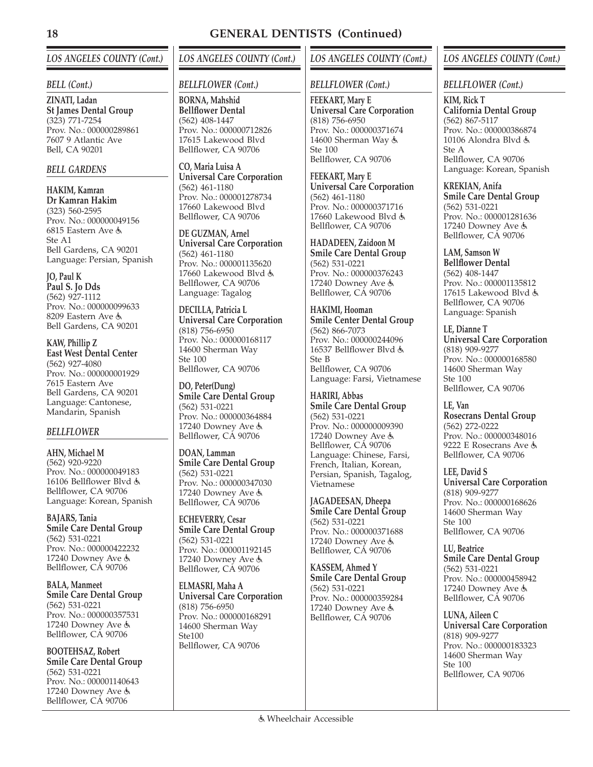# GENERAL DENTISTS (Continued)

## LOS ANGELES COUNTY (Cont.)

### BELL (Cont.)

**ZINATI, Ladan**
**St James Dental Group**
(323) 771-7254
Prov. No.: 000000289861
7607 9 Atlantic Ave
Bell, CA 90201

### BELL GARDENS

**HAKIM, Kamran**
**Dr Kamran Hakim**
(323) 560-2595
Prov. No.: 000000049156
6815 Eastern Ave ♿
Ste A1
Bell Gardens, CA 90201
Language: Persian, Spanish

**JO, Paul K**
**Paul S. Jo Dds**
(562) 927-1112
Prov. No.: 000000099633
8209 Eastern Ave ♿
Bell Gardens, CA 90201

**KAW, Phillip Z**
**East West Dental Center**
(562) 927-4080
Prov. No.: 000000001929
7615 Eastern Ave
Bell Gardens, CA 90201
Language: Cantonese, Mandarin, Spanish

### BELLFLOWER

**AHN, Michael M**
(562) 920-9220
Prov. No.: 000000049183
16106 Bellflower Blvd ♿
Bellflower, CA 90706
Language: Korean, Spanish

**BAJARS, Tania**
**Smile Care Dental Group**
(562) 531-0221
Prov. No.: 000000422232
17240 Downey Ave ♿
Bellflower, CA 90706

**BALA, Manmeet**
**Smile Care Dental Group**
(562) 531-0221
Prov. No.: 000000357531
17240 Downey Ave ♿
Bellflower, CA 90706

**BOOTEHSAZ, Robert**
**Smile Care Dental Group**
(562) 531-0221
Prov. No.: 000001140643
17240 Downey Ave ♿
Bellflower, CA 90706

**BORNA, Mahshid**
**Bellflower Dental**
(562) 408-1447
Prov. No.: 000000712826
17615 Lakewood Blvd
Bellflower, CA 90706

**CO, Maria Luisa A**
**Universal Care Corporation**
(562) 461-1180
Prov. No.: 000001278734
17660 Lakewood Blvd
Bellflower, CA 90706

**DE GUZMAN, Arnel**
**Universal Care Corporation**
(562) 461-1180
Prov. No.: 000001135620
17660 Lakewood Blvd ♿
Bellflower, CA 90706
Language: Tagalog

**DECILLA, Patricia L**
**Universal Care Corporation**
(818) 756-6950
Prov. No.: 000000168117
14600 Sherman Way
Ste 100
Bellflower, CA 90706

**DO, Peter(Dung)**
**Smile Care Dental Group**
(562) 531-0221
Prov. No.: 000000364884
17240 Downey Ave ♿
Bellflower, CA 90706

**DOAN, Lamman**
**Smile Care Dental Group**
(562) 531-0221
Prov. No.: 000000347030
17240 Downey Ave ♿
Bellflower, CA 90706

**ECHEVERRY, Cesar**
**Smile Care Dental Group**
(562) 531-0221
Prov. No.: 000001192145
17240 Downey Ave ♿
Bellflower, CA 90706

**ELMASRI, Maha A**
**Universal Care Corporation**
(818) 756-6950
Prov. No.: 000000168291
14600 Sherman Way
Ste100
Bellflower, CA 90706

**FEEKART, Mary E**
**Universal Care Corporation**
(818) 756-6950
Prov. No.: 000000371674
14600 Sherman Way ♿
Ste 100
Bellflower, CA 90706

**FEEKART, Mary E**
**Universal Care Corporation**
(562) 461-1180
Prov. No.: 000000371716
17660 Lakewood Blvd ♿
Bellflower, CA 90706

**HADADEEN, Zaidoon M**
**Smile Care Dental Group**
(562) 531-0221
Prov. No.: 000000376243
17240 Downey Ave ♿
Bellflower, CA 90706

**HAKIMI, Hooman**
**Smile Center Dental Group**
(562) 866-7073
Prov. No.: 000000244096
16537 Bellflower Blvd ♿
Ste B
Bellflower, CA 90706
Language: Farsi, Vietnamese

**HARIRI, Abbas**
**Smile Care Dental Group**
(562) 531-0221
Prov. No.: 000000009390
17240 Downey Ave ♿
Bellflower, CA 90706
Language: Chinese, Farsi, French, Italian, Korean, Persian, Spanish, Tagalog, Vietnamese

**JAGADEESAN, Dheepa**
**Smile Care Dental Group**
(562) 531-0221
Prov. No.: 000000371688
17240 Downey Ave ♿
Bellflower, CA 90706

**KASSEM, Ahmed Y**
**Smile Care Dental Group**
(562) 531-0221
Prov. No.: 000000359284
17240 Downey Ave ♿
Bellflower, CA 90706

**KIM, Rick T**
**California Dental Group**
(562) 867-5117
Prov. No.: 000000386874
10106 Alondra Blvd ♿
Ste A
Bellflower, CA 90706
Language: Korean, Spanish

**KREKIAN, Anifa**
**Smile Care Dental Group**
(562) 531-0221
Prov. No.: 000001281636
17240 Downey Ave ♿
Bellflower, CA 90706

**LAM, Samson W**
**Bellflower Dental**
(562) 408-1447
Prov. No.: 000001135812
17615 Lakewood Blvd ♿
Bellflower, CA 90706
Language: Spanish

**LE, Dianne T**
**Universal Care Corporation**
(818) 909-9277
Prov. No.: 000000168580
14600 Sherman Way
Ste 100
Bellflower, CA 90706

**LE, Van**
**Rosecrans Dental Group**
(562) 272-0222
Prov. No.: 000000348016
9222 E Rosecrans Ave ♿
Bellflower, CA 90706

**LEE, David S**
**Universal Care Corporation**
(818) 909-9277
Prov. No.: 000000168626
14600 Sherman Way
Ste 100
Bellflower, CA 90706

**LU, Beatrice**
**Smile Care Dental Group**
(562) 531-0221
Prov. No.: 000000458942
17240 Downey Ave ♿
Bellflower, CA 90706

**LUNA, Aileen C**
**Universal Care Corporation**
(818) 909-9277
Prov. No.: 000000183323
14600 Sherman Way
Ste 100
Bellflower, CA 90706

♿ Wheelchair Accessible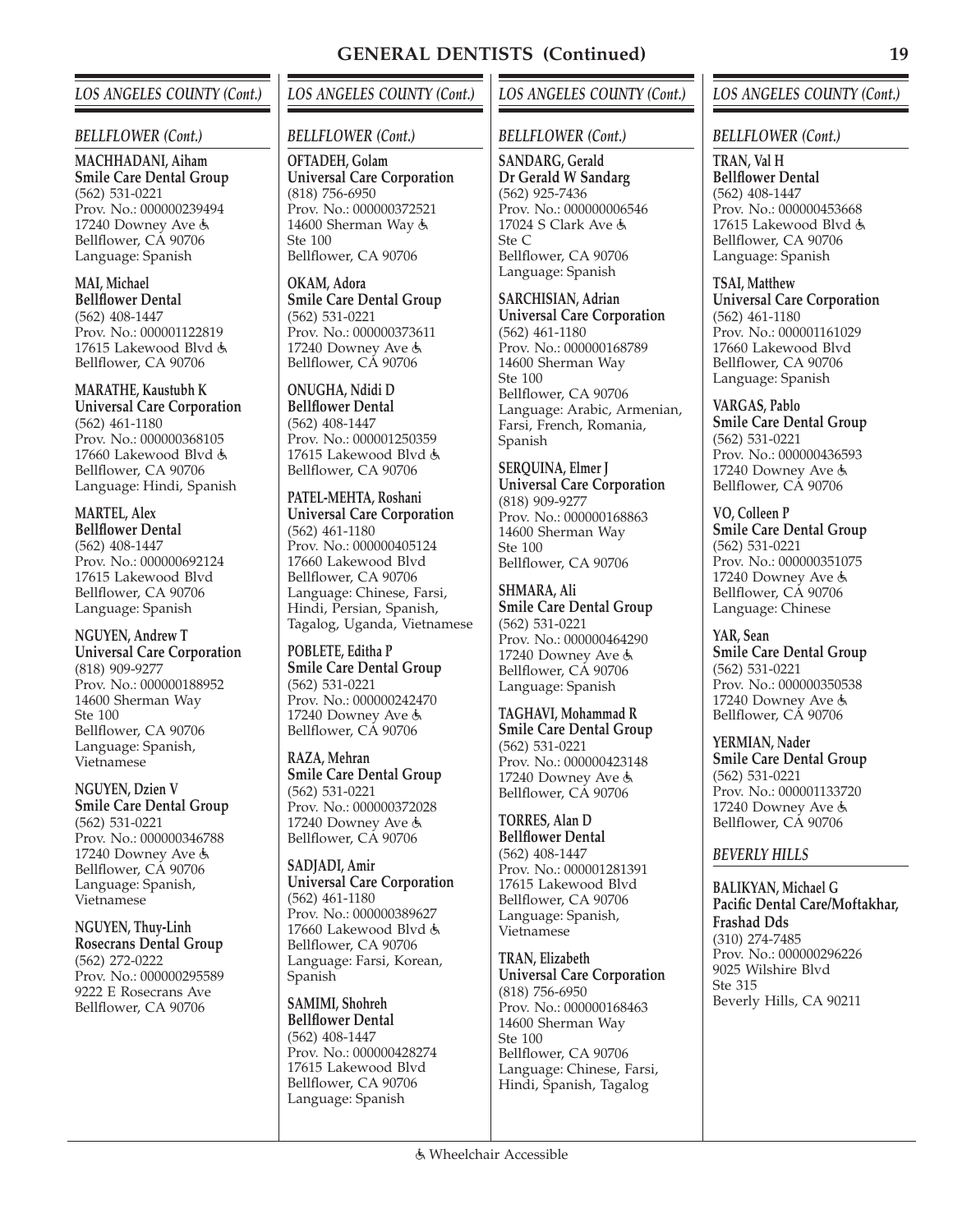# GENERAL DENTISTS (Continued)

## LOS ANGELES COUNTY (Cont.)

### BELLFLOWER (Cont.)

**MACHHADANI, Aiham**
**Smile Care Dental Group**
(562) 531-0221
Prov. No.: 000000239494
17240 Downey Ave ♿
Bellflower, CA 90706
Language: Spanish

**MAI, Michael**
**Bellflower Dental**
(562) 408-1447
Prov. No.: 000001122819
17615 Lakewood Blvd ♿
Bellflower, CA 90706

**MARATHE, Kaustubh K**
**Universal Care Corporation**
(562) 461-1180
Prov. No.: 000000368105
17660 Lakewood Blvd ♿
Bellflower, CA 90706
Language: Hindi, Spanish

**MARTEL, Alex**
**Bellflower Dental**
(562) 408-1447
Prov. No.: 000000692124
17615 Lakewood Blvd
Bellflower, CA 90706
Language: Spanish

**NGUYEN, Andrew T**
**Universal Care Corporation**
(818) 909-9277
Prov. No.: 000000188952
14600 Sherman Way
Ste 100
Bellflower, CA 90706
Language: Spanish, Vietnamese

**NGUYEN, Dzien V**
**Smile Care Dental Group**
(562) 531-0221
Prov. No.: 000000346788
17240 Downey Ave ♿
Bellflower, CA 90706
Language: Spanish, Vietnamese

**NGUYEN, Thuy-Linh**
**Rosecrans Dental Group**
(562) 272-0222
Prov. No.: 000000295589
9222 E Rosecrans Ave
Bellflower, CA 90706

**OFTADEH, Golam**
**Universal Care Corporation**
(818) 756-6950
Prov. No.: 000000372521
14600 Sherman Way ♿
Ste 100
Bellflower, CA 90706

**OKAM, Adora**
**Smile Care Dental Group**
(562) 531-0221
Prov. No.: 000000373611
17240 Downey Ave ♿
Bellflower, CA 90706

**ONUGHA, Ndidi D**
**Bellflower Dental**
(562) 408-1447
Prov. No.: 000001250359
17615 Lakewood Blvd ♿
Bellflower, CA 90706

**PATEL-MEHTA, Roshani**
**Universal Care Corporation**
(562) 461-1180
Prov. No.: 000000405124
17660 Lakewood Blvd
Bellflower, CA 90706
Language: Chinese, Farsi, Hindi, Persian, Spanish, Tagalog, Uganda, Vietnamese

**POBLETE, Editha P**
**Smile Care Dental Group**
(562) 531-0221
Prov. No.: 000000242470
17240 Downey Ave ♿
Bellflower, CA 90706

**RAZA, Mehran**
**Smile Care Dental Group**
(562) 531-0221
Prov. No.: 000000372028
17240 Downey Ave ♿
Bellflower, CA 90706

**SADJADI, Amir**
**Universal Care Corporation**
(562) 461-1180
Prov. No.: 000000389627
17660 Lakewood Blvd ♿
Bellflower, CA 90706
Language: Farsi, Korean, Spanish

**SAMIMI, Shohreh**
**Bellflower Dental**
(562) 408-1447
Prov. No.: 000000428274
17615 Lakewood Blvd
Bellflower, CA 90706
Language: Spanish

**SANDARG, Gerald**
**Dr Gerald W Sandarg**
(562) 925-7436
Prov. No.: 000000006546
17024 S Clark Ave ♿
Ste C
Bellflower, CA 90706
Language: Spanish

**SARCHISIAN, Adrian**
**Universal Care Corporation**
(562) 461-1180
Prov. No.: 000000168789
14600 Sherman Way
Ste 100
Bellflower, CA 90706
Language: Arabic, Armenian, Farsi, French, Romania, Spanish

**SERQUINA, Elmer J**
**Universal Care Corporation**
(818) 909-9277
Prov. No.: 000000168863
14600 Sherman Way
Ste 100
Bellflower, CA 90706

**SHMARA, Ali**
**Smile Care Dental Group**
(562) 531-0221
Prov. No.: 000000464290
17240 Downey Ave ♿
Bellflower, CA 90706
Language: Spanish

**TAGHAVI, Mohammad R**
**Smile Care Dental Group**
(562) 531-0221
Prov. No.: 000000423148
17240 Downey Ave ♿
Bellflower, CA 90706

**TORRES, Alan D**
**Bellflower Dental**
(562) 408-1447
Prov. No.: 000001281391
17615 Lakewood Blvd
Bellflower, CA 90706
Language: Spanish, Vietnamese

**TRAN, Elizabeth**
**Universal Care Corporation**
(818) 756-6950
Prov. No.: 000000168463
14600 Sherman Way
Ste 100
Bellflower, CA 90706
Language: Chinese, Farsi, Hindi, Spanish, Tagalog

**TRAN, Val H**
**Bellflower Dental**
(562) 408-1447
Prov. No.: 000000453668
17615 Lakewood Blvd ♿
Bellflower, CA 90706
Language: Spanish

**TSAI, Matthew**
**Universal Care Corporation**
(562) 461-1180
Prov. No.: 000001161029
17660 Lakewood Blvd
Bellflower, CA 90706
Language: Spanish

**VARGAS, Pablo**
**Smile Care Dental Group**
(562) 531-0221
Prov. No.: 000000436593
17240 Downey Ave ♿
Bellflower, CA 90706

**VO, Colleen P**
**Smile Care Dental Group**
(562) 531-0221
Prov. No.: 000000351075
17240 Downey Ave ♿
Bellflower, CA 90706
Language: Chinese

**YAR, Sean**
**Smile Care Dental Group**
(562) 531-0221
Prov. No.: 000000350538
17240 Downey Ave ♿
Bellflower, CA 90706

**YERMIAN, Nader**
**Smile Care Dental Group**
(562) 531-0221
Prov. No.: 000001133720
17240 Downey Ave ♿
Bellflower, CA 90706

### BEVERLY HILLS

**BALIKYAN, Michael G**
**Pacific Dental Care/Moftakhar, Frashad Dds**
(310) 274-7485
Prov. No.: 000000296226
9025 Wilshire Blvd
Ste 315
Beverly Hills, CA 90211

♿ Wheelchair Accessible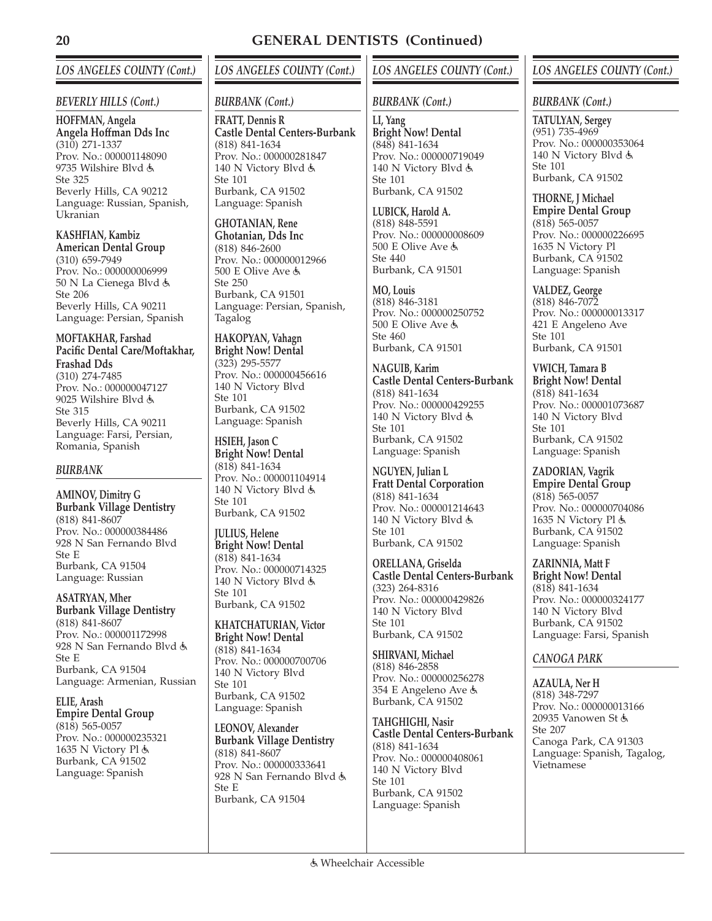# GENERAL DENTISTS (Continued)

## LOS ANGELES COUNTY (Cont.)

### BEVERLY HILLS (Cont.)

**HOFFMAN, Angela**
**Angela Hoffman Dds Inc**
(310) 271-1337
Prov. No.: 000001148090
9735 Wilshire Blvd ♿
Ste 325
Beverly Hills, CA 90212
Language: Russian, Spanish, Ukranian

**KASHFIAN, Kambiz**
**American Dental Group**
(310) 659-7949
Prov. No.: 000000006999
50 N La Cienega Blvd ♿
Ste 206
Beverly Hills, CA 90211
Language: Persian, Spanish

**MOFTAKHAR, Farshad**
**Pacific Dental Care/Moftakhar, Frashad Dds**
(310) 274-7485
Prov. No.: 000000047127
9025 Wilshire Blvd ♿
Ste 315
Beverly Hills, CA 90211
Language: Farsi, Persian, Romania, Spanish

### BURBANK

**AMINOV, Dimitry G**
**Burbank Village Dentistry**
(818) 841-8607
Prov. No.: 000000384486
928 N San Fernando Blvd
Ste E
Burbank, CA 91504
Language: Russian

**ASATRYAN, Mher**
**Burbank Village Dentistry**
(818) 841-8607
Prov. No.: 000001172998
928 N San Fernando Blvd ♿
Ste E
Burbank, CA 91504
Language: Armenian, Russian

**ELIE, Arash**
**Empire Dental Group**
(818) 565-0057
Prov. No.: 000000235321
1635 N Victory Pl ♿
Burbank, CA 91502
Language: Spanish

### BURBANK (Cont.)

**FRATT, Dennis R**
**Castle Dental Centers-Burbank**
(818) 841-1634
Prov. No.: 000000281847
140 N Victory Blvd ♿
Ste 101
Burbank, CA 91502
Language: Spanish

**GHOTANIAN, Rene**
**Ghotanian, Dds Inc**
(818) 846-2600
Prov. No.: 000000012966
500 E Olive Ave ♿
Ste 250
Burbank, CA 91501
Language: Persian, Spanish, Tagalog

**HAKOPYAN, Vahagn**
**Bright Now! Dental**
(323) 295-5577
Prov. No.: 000000456616
140 N Victory Blvd
Ste 101
Burbank, CA 91502
Language: Spanish

**HSIEH, Jason C**
**Bright Now! Dental**
(818) 841-1634
Prov. No.: 000001104914
140 N Victory Blvd ♿
Ste 101
Burbank, CA 91502

**JULIUS, Helene**
**Bright Now! Dental**
(818) 841-1634
Prov. No.: 000000714325
140 N Victory Blvd ♿
Ste 101
Burbank, CA 91502

**KHATCHATURIAN, Victor**
**Bright Now! Dental**
(818) 841-1634
Prov. No.: 000000700706
140 N Victory Blvd
Ste 101
Burbank, CA 91502
Language: Spanish

**LEONOV, Alexander**
**Burbank Village Dentistry**
(818) 841-8607
Prov. No.: 000000333641
928 N San Fernando Blvd ♿
Ste E
Burbank, CA 91504

**LI, Yang**
**Bright Now! Dental**
(848) 841-1634
Prov. No.: 000000719049
140 N Victory Blvd ♿
Ste 101
Burbank, CA 91502

**LUBICK, Harold A.**
(818) 848-5591
Prov. No.: 000000008609
500 E Olive Ave ♿
Ste 440
Burbank, CA 91501

**MO, Louis**
(818) 846-3181
Prov. No.: 000000250752
500 E Olive Ave ♿
Ste 460
Burbank, CA 91501

**NAGUIB, Karim**
**Castle Dental Centers-Burbank**
(818) 841-1634
Prov. No.: 000000429255
140 N Victory Blvd ♿
Ste 101
Burbank, CA 91502
Language: Spanish

**NGUYEN, Julian L**
**Fratt Dental Corporation**
(818) 841-1634
Prov. No.: 000001214643
140 N Victory Blvd ♿
Ste 101
Burbank, CA 91502

**ORELLANA, Griselda**
**Castle Dental Centers-Burbank**
(323) 264-8316
Prov. No.: 000000429826
140 N Victory Blvd
Ste 101
Burbank, CA 91502

**SHIRVANI, Michael**
(818) 846-2858
Prov. No.: 000000256278
354 E Angeleno Ave ♿
Burbank, CA 91502

**TAHGHIGHI, Nasir**
**Castle Dental Centers-Burbank**
(818) 841-1634
Prov. No.: 000000408061
140 N Victory Blvd
Ste 101
Burbank, CA 91502
Language: Spanish

**TATULYAN, Sergey**
(951) 735-4969
Prov. No.: 000000353064
140 N Victory Blvd ♿
Ste 101
Burbank, CA 91502

**THORNE, J Michael**
**Empire Dental Group**
(818) 565-0057
Prov. No.: 000000226695
1635 N Victory Pl
Burbank, CA 91502
Language: Spanish

**VALDEZ, George**
(818) 846-7072
Prov. No.: 000000013317
421 E Angeleno Ave
Ste 101
Burbank, CA 91501

**VWICH, Tamara B**
**Bright Now! Dental**
(818) 841-1634
Prov. No.: 000001073687
140 N Victory Blvd
Ste 101
Burbank, CA 91502
Language: Spanish

**ZADORIAN, Vagrik**
**Empire Dental Group**
(818) 565-0057
Prov. No.: 000000704086
1635 N Victory Pl ♿
Burbank, CA 91502
Language: Spanish

**ZARINNIA, Matt F**
**Bright Now! Dental**
(818) 841-1634
Prov. No.: 000000324177
140 N Victory Blvd
Burbank, CA 91502
Language: Farsi, Spanish

### CANOGA PARK

**AZAULA, Ner H**
(818) 348-7297
Prov. No.: 000000013166
20935 Vanowen St ♿
Ste 207
Canoga Park, CA 91303
Language: Spanish, Tagalog, Vietnamese

♿ Wheelchair Accessible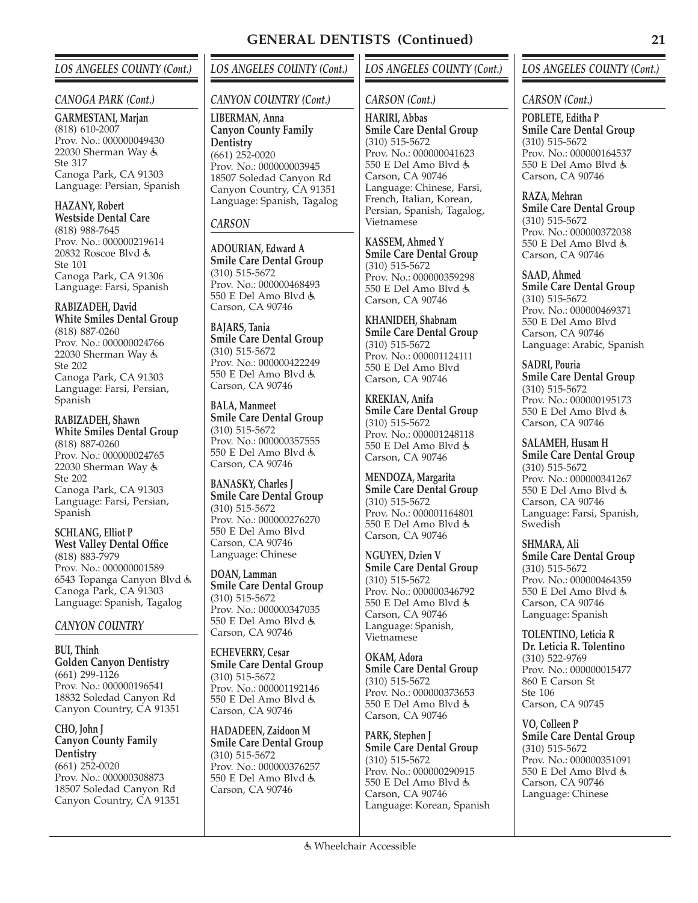# GENERAL DENTISTS (Continued)

## LOS ANGELES COUNTY (Cont.)

### CANOGA PARK (Cont.)

**GARMESTANI, Marjan**
(818) 610-2007
Prov. No.: 000000049430
22030 Sherman Way ♿
Ste 317
Canoga Park, CA 91303
Language: Persian, Spanish

**HAZANY, Robert**
**Westside Dental Care**
(818) 988-7645
Prov. No.: 000000219614
20832 Roscoe Blvd ♿
Ste 101
Canoga Park, CA 91306
Language: Farsi, Spanish

**RABIZADEH, David**
**White Smiles Dental Group**
(818) 887-0260
Prov. No.: 000000024766
22030 Sherman Way ♿
Ste 202
Canoga Park, CA 91303
Language: Farsi, Persian, Spanish

**RABIZADEH, Shawn**
**White Smiles Dental Group**
(818) 887-0260
Prov. No.: 000000024765
22030 Sherman Way ♿
Ste 202
Canoga Park, CA 91303
Language: Farsi, Persian, Spanish

**SCHLANG, Elliot P**
**West Valley Dental Office**
(818) 883-7979
Prov. No.: 000000001589
6543 Topanga Canyon Blvd ♿
Canoga Park, CA 91303
Language: Spanish, Tagalog

### CANYON COUNTRY

**BUI, Thinh**
**Golden Canyon Dentistry**
(661) 299-1126
Prov. No.: 000000196541
18832 Soledad Canyon Rd
Canyon Country, CA 91351

**CHO, John J**
**Canyon County Family Dentistry**
(661) 252-0020
Prov. No.: 000000308873
18507 Soledad Canyon Rd
Canyon Country, CA 91351

### CANYON COUNTRY (Cont.)

**LIBERMAN, Anna**
**Canyon County Family Dentistry**
(661) 252-0020
Prov. No.: 000000003945
18507 Soledad Canyon Rd
Canyon Country, CA 91351
Language: Spanish, Tagalog

### CARSON

**ADOURIAN, Edward A**
**Smile Care Dental Group**
(310) 515-5672
Prov. No.: 000000468493
550 E Del Amo Blvd ♿
Carson, CA 90746

**BAJARS, Tania**
**Smile Care Dental Group**
(310) 515-5672
Prov. No.: 000000422249
550 E Del Amo Blvd ♿
Carson, CA 90746

**BALA, Manmeet**
**Smile Care Dental Group**
(310) 515-5672
Prov. No.: 000000357555
550 E Del Amo Blvd ♿
Carson, CA 90746

**BANASKY, Charles J**
**Smile Care Dental Group**
(310) 515-5672
Prov. No.: 000000276270
550 E Del Amo Blvd
Carson, CA 90746
Language: Chinese

**DOAN, Lamman**
**Smile Care Dental Group**
(310) 515-5672
Prov. No.: 000000347035
550 E Del Amo Blvd ♿
Carson, CA 90746

**ECHEVERRY, Cesar**
**Smile Care Dental Group**
(310) 515-5672
Prov. No.: 000001192146
550 E Del Amo Blvd ♿
Carson, CA 90746

**HADADEEN, Zaidoon M**
**Smile Care Dental Group**
(310) 515-5672
Prov. No.: 000000376257
550 E Del Amo Blvd ♿
Carson, CA 90746

### CARSON (Cont.)

**HARIRI, Abbas**
**Smile Care Dental Group**
(310) 515-5672
Prov. No.: 000000041623
550 E Del Amo Blvd ♿
Carson, CA 90746
Language: Chinese, Farsi, French, Italian, Korean, Persian, Spanish, Tagalog, Vietnamese

**KASSEM, Ahmed Y**
**Smile Care Dental Group**
(310) 515-5672
Prov. No.: 000000359298
550 E Del Amo Blvd ♿
Carson, CA 90746

**KHANIDEH, Shabnam**
**Smile Care Dental Group**
(310) 515-5672
Prov. No.: 000001124111
550 E Del Amo Blvd
Carson, CA 90746

**KREKIAN, Anifa**
**Smile Care Dental Group**
(310) 515-5672
Prov. No.: 000001248118
550 E Del Amo Blvd ♿
Carson, CA 90746

**MENDOZA, Margarita**
**Smile Care Dental Group**
(310) 515-5672
Prov. No.: 000001164801
550 E Del Amo Blvd ♿
Carson, CA 90746

**NGUYEN, Dzien V**
**Smile Care Dental Group**
(310) 515-5672
Prov. No.: 000000346792
550 E Del Amo Blvd ♿
Carson, CA 90746
Language: Spanish, Vietnamese

**OKAM, Adora**
**Smile Care Dental Group**
(310) 515-5672
Prov. No.: 000000373653
550 E Del Amo Blvd ♿
Carson, CA 90746

**PARK, Stephen J**
**Smile Care Dental Group**
(310) 515-5672
Prov. No.: 000000290915
550 E Del Amo Blvd ♿
Carson, CA 90746
Language: Korean, Spanish

### CARSON (Cont.)

**POBLETE, Editha P**
**Smile Care Dental Group**
(310) 515-5672
Prov. No.: 000000164537
550 E Del Amo Blvd ♿
Carson, CA 90746

**RAZA, Mehran**
**Smile Care Dental Group**
(310) 515-5672
Prov. No.: 000000372038
550 E Del Amo Blvd ♿
Carson, CA 90746

**SAAD, Ahmed**
**Smile Care Dental Group**
(310) 515-5672
Prov. No.: 000000469371
550 E Del Amo Blvd
Carson, CA 90746
Language: Arabic, Spanish

**SADRI, Pouria**
**Smile Care Dental Group**
(310) 515-5672
Prov. No.: 000000195173
550 E Del Amo Blvd ♿
Carson, CA 90746

**SALAMEH, Husam H**
**Smile Care Dental Group**
(310) 515-5672
Prov. No.: 000000341267
550 E Del Amo Blvd ♿
Carson, CA 90746
Language: Farsi, Spanish, Swedish

**SHMARA, Ali**
**Smile Care Dental Group**
(310) 515-5672
Prov. No.: 000000464359
550 E Del Amo Blvd ♿
Carson, CA 90746
Language: Spanish

**TOLENTINO, Leticia R**
**Dr. Leticia R. Tolentino**
(310) 522-9769
Prov. No.: 000000015477
860 E Carson St
Ste 106
Carson, CA 90745

**VO, Colleen P**
**Smile Care Dental Group**
(310) 515-5672
Prov. No.: 000000351091
550 E Del Amo Blvd ♿
Carson, CA 90746
Language: Chinese

♿ Wheelchair Accessible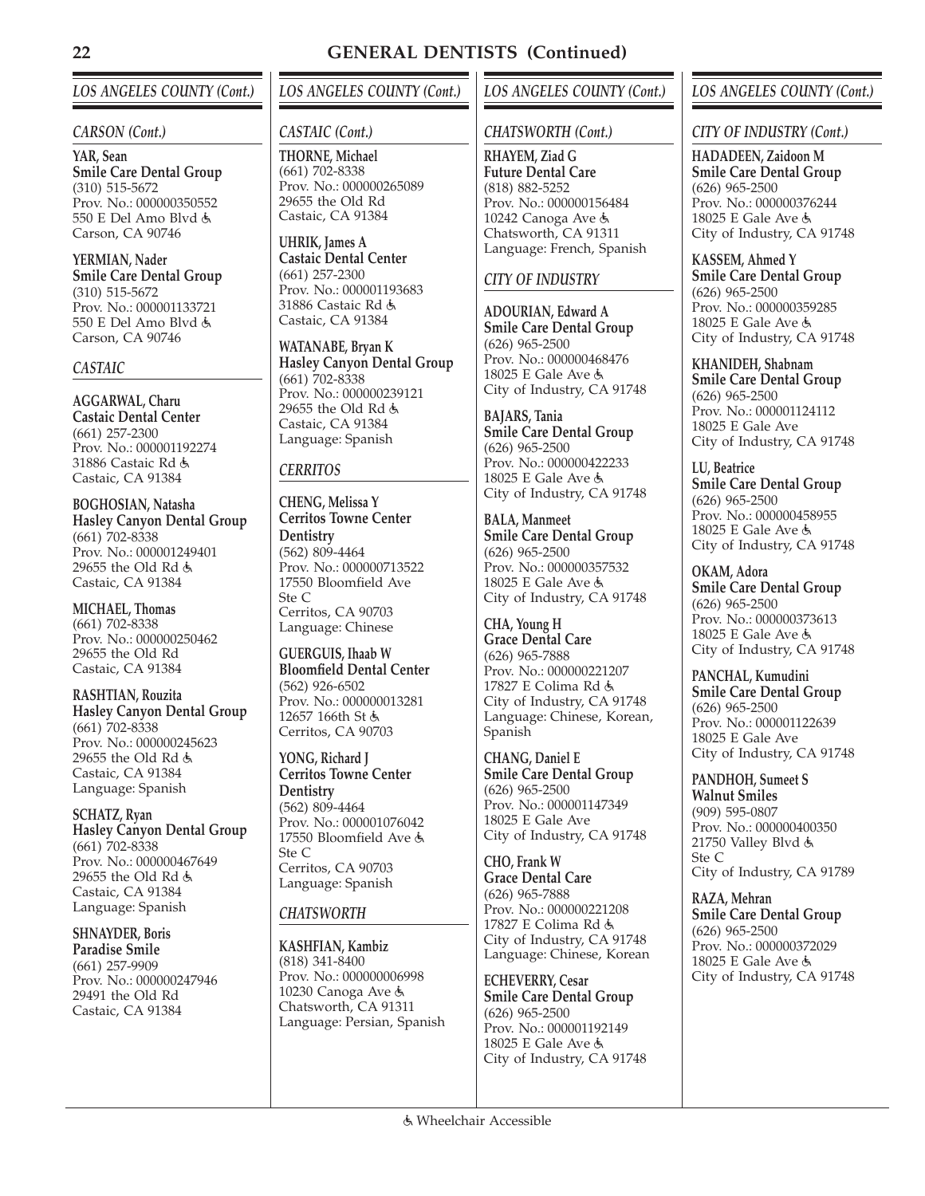# GENERAL DENTISTS (Continued)

## LOS ANGELES COUNTY (Cont.)

### CARSON (Cont.)

**YAR, Sean**
**Smile Care Dental Group**
(310) 515-5672
Prov. No.: 000000350552
550 E Del Amo Blvd ♿
Carson, CA 90746

**YERMIAN, Nader**
**Smile Care Dental Group**
(310) 515-5672
Prov. No.: 000001133721
550 E Del Amo Blvd ♿
Carson, CA 90746

### CASTAIC

**AGGARWAL, Charu**
**Castaic Dental Center**
(661) 257-2300
Prov. No.: 000001192274
31886 Castaic Rd ♿
Castaic, CA 91384

**BOGHOSIAN, Natasha**
**Hasley Canyon Dental Group**
(661) 702-8338
Prov. No.: 000001249401
29655 the Old Rd ♿
Castaic, CA 91384

**MICHAEL, Thomas**
(661) 702-8338
Prov. No.: 000000250462
29655 the Old Rd
Castaic, CA 91384

**RASHTIAN, Rouzita**
**Hasley Canyon Dental Group**
(661) 702-8338
Prov. No.: 000000245623
29655 the Old Rd ♿
Castaic, CA 91384
Language: Spanish

**SCHATZ, Ryan**
**Hasley Canyon Dental Group**
(661) 702-8338
Prov. No.: 000000467649
29655 the Old Rd ♿
Castaic, CA 91384
Language: Spanish

**SHNAYDER, Boris**
**Paradise Smile**
(661) 257-9909
Prov. No.: 000000247946
29491 the Old Rd
Castaic, CA 91384

### CASTAIC (Cont.)

**THORNE, Michael**
(661) 702-8338
Prov. No.: 000000265089
29655 the Old Rd
Castaic, CA 91384

**UHRIK, James A**
**Castaic Dental Center**
(661) 257-2300
Prov. No.: 000001193683
31886 Castaic Rd ♿
Castaic, CA 91384

**WATANABE, Bryan K**
**Hasley Canyon Dental Group**
(661) 702-8338
Prov. No.: 000000239121
29655 the Old Rd ♿
Castaic, CA 91384
Language: Spanish

### CERRITOS

**CHENG, Melissa Y**
**Cerritos Towne Center Dentistry**
(562) 809-4464
Prov. No.: 000000713522
17550 Bloomfield Ave
Ste C
Cerritos, CA 90703
Language: Chinese

**GUERGUIS, Ihaab W**
**Bloomfield Dental Center**
(562) 926-6502
Prov. No.: 000000013281
12657 166th St ♿
Cerritos, CA 90703

**YONG, Richard J**
**Cerritos Towne Center Dentistry**
(562) 809-4464
Prov. No.: 000001076042
17550 Bloomfield Ave ♿
Ste C
Cerritos, CA 90703
Language: Spanish

### CHATSWORTH

**KASHFIAN, Kambiz**
(818) 341-8400
Prov. No.: 000000006998
10230 Canoga Ave ♿
Chatsworth, CA 91311
Language: Persian, Spanish

### CHATSWORTH (Cont.)

**RHAYEM, Ziad G**
**Future Dental Care**
(818) 882-5252
Prov. No.: 000000156484
10242 Canoga Ave ♿
Chatsworth, CA 91311
Language: French, Spanish

### CITY OF INDUSTRY

**ADOURIAN, Edward A**
**Smile Care Dental Group**
(626) 965-2500
Prov. No.: 000000468476
18025 E Gale Ave ♿
City of Industry, CA 91748

**BAJARS, Tania**
**Smile Care Dental Group**
(626) 965-2500
Prov. No.: 000000422233
18025 E Gale Ave ♿
City of Industry, CA 91748

**BALA, Manmeet**
**Smile Care Dental Group**
(626) 965-2500
Prov. No.: 000000357532
18025 E Gale Ave ♿
City of Industry, CA 91748

**CHA, Young H**
**Grace Dental Care**
(626) 965-7888
Prov. No.: 000000221207
17827 E Colima Rd ♿
City of Industry, CA 91748
Language: Chinese, Korean, Spanish

**CHANG, Daniel E**
**Smile Care Dental Group**
(626) 965-2500
Prov. No.: 000001147349
18025 E Gale Ave
City of Industry, CA 91748

**CHO, Frank W**
**Grace Dental Care**
(626) 965-7888
Prov. No.: 000000221208
17827 E Colima Rd ♿
City of Industry, CA 91748
Language: Chinese, Korean

**ECHEVERRY, Cesar**
**Smile Care Dental Group**
(626) 965-2500
Prov. No.: 000001192149
18025 E Gale Ave ♿
City of Industry, CA 91748

### CITY OF INDUSTRY (Cont.)

**HADADEEN, Zaidoon M**
**Smile Care Dental Group**
(626) 965-2500
Prov. No.: 000000376244
18025 E Gale Ave ♿
City of Industry, CA 91748

**KASSEM, Ahmed Y**
**Smile Care Dental Group**
(626) 965-2500
Prov. No.: 000000359285
18025 E Gale Ave ♿
City of Industry, CA 91748

**KHANIDEH, Shabnam**
**Smile Care Dental Group**
(626) 965-2500
Prov. No.: 000001124112
18025 E Gale Ave
City of Industry, CA 91748

**LU, Beatrice**
**Smile Care Dental Group**
(626) 965-2500
Prov. No.: 000000458955
18025 E Gale Ave ♿
City of Industry, CA 91748

**OKAM, Adora**
**Smile Care Dental Group**
(626) 965-2500
Prov. No.: 000000373613
18025 E Gale Ave ♿
City of Industry, CA 91748

**PANCHAL, Kumudini**
**Smile Care Dental Group**
(626) 965-2500
Prov. No.: 000001122639
18025 E Gale Ave
City of Industry, CA 91748

**PANDHOH, Sumeet S**
**Walnut Smiles**
(909) 595-0807
Prov. No.: 000000400350
21750 Valley Blvd ♿
Ste C
City of Industry, CA 91789

**RAZA, Mehran**
**Smile Care Dental Group**
(626) 965-2500
Prov. No.: 000000372029
18025 E Gale Ave ♿
City of Industry, CA 91748

♿ Wheelchair Accessible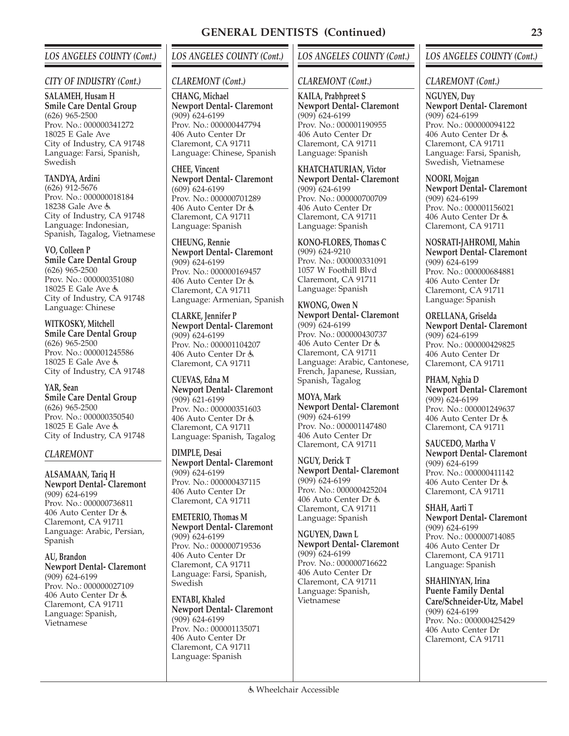## GENERAL DENTISTS (Continued)

### LOS ANGELES COUNTY (Cont.)

#### CITY OF INDUSTRY (Cont.)

**SALAMEH, Husam H**
**Smile Care Dental Group**
(626) 965-2500
Prov. No.: 000000341272
18025 E Gale Ave
City of Industry, CA 91748
Language: Farsi, Spanish, Swedish

**TANDYA, Ardini**
(626) 912-5676
Prov. No.: 000000018184
18238 Gale Ave ♿
City of Industry, CA 91748
Language: Indonesian, Spanish, Tagalog, Vietnamese

**VO, Colleen P**
**Smile Care Dental Group**
(626) 965-2500
Prov. No.: 000000351080
18025 E Gale Ave ♿
City of Industry, CA 91748
Language: Chinese

**WITKOSKY, Mitchell**
**Smile Care Dental Group**
(626) 965-2500
Prov. No.: 000001245586
18025 E Gale Ave ♿
City of Industry, CA 91748

**YAR, Sean**
**Smile Care Dental Group**
(626) 965-2500
Prov. No.: 000000350540
18025 E Gale Ave ♿
City of Industry, CA 91748

#### CLAREMONT

**ALSAMAAN, Tariq H**
**Newport Dental- Claremont**
(909) 624-6199
Prov. No.: 000000736811
406 Auto Center Dr ♿
Claremont, CA 91711
Language: Arabic, Persian, Spanish

**AU, Brandon**
**Newport Dental- Claremont**
(909) 624-6199
Prov. No.: 000000027109
406 Auto Center Dr ♿
Claremont, CA 91711
Language: Spanish, Vietnamese

**CHANG, Michael**
**Newport Dental- Claremont**
(909) 624-6199
Prov. No.: 000000447794
406 Auto Center Dr
Claremont, CA 91711
Language: Chinese, Spanish

**CHEE, Vincent**
**Newport Dental- Claremont**
(609) 624-6199
Prov. No.: 000000701289
406 Auto Center Dr ♿
Claremont, CA 91711
Language: Spanish

**CHEUNG, Rennie**
**Newport Dental- Claremont**
(909) 624-6199
Prov. No.: 000000169457
406 Auto Center Dr ♿
Claremont, CA 91711
Language: Armenian, Spanish

**CLARKE, Jennifer P**
**Newport Dental- Claremont**
(909) 624-6199
Prov. No.: 000001104207
406 Auto Center Dr ♿
Claremont, CA 91711

**CUEVAS, Edna M**
**Newport Dental- Claremont**
(909) 621-6199
Prov. No.: 000000351603
406 Auto Center Dr ♿
Claremont, CA 91711
Language: Spanish, Tagalog

**DIMPLE, Desai**
**Newport Dental- Claremont**
(909) 624-6199
Prov. No.: 000000437115
406 Auto Center Dr
Claremont, CA 91711

**EMETERIO, Thomas M**
**Newport Dental- Claremont**
(909) 624-6199
Prov. No.: 000000719536
406 Auto Center Dr
Claremont, CA 91711
Language: Farsi, Spanish, Swedish

**ENTABI, Khaled**
**Newport Dental- Claremont**
(909) 624-6199
Prov. No.: 000001135071
406 Auto Center Dr
Claremont, CA 91711
Language: Spanish

**KAILA, Prabhpreet S**
**Newport Dental- Claremont**
(909) 624-6199
Prov. No.: 000001190955
406 Auto Center Dr
Claremont, CA 91711
Language: Spanish

**KHATCHATURIAN, Victor**
**Newport Dental- Claremont**
(909) 624-6199
Prov. No.: 000000700709
406 Auto Center Dr
Claremont, CA 91711
Language: Spanish

**KONO-FLORES, Thomas C**
(909) 624-9210
Prov. No.: 000000331091
1057 W Foothill Blvd
Claremont, CA 91711
Language: Spanish

**KWONG, Owen N**
**Newport Dental- Claremont**
(909) 624-6199
Prov. No.: 000000430737
406 Auto Center Dr ♿
Claremont, CA 91711
Language: Arabic, Cantonese, French, Japanese, Russian, Spanish, Tagalog

**MOYA, Mark**
**Newport Dental- Claremont**
(909) 624-6199
Prov. No.: 000001147480
406 Auto Center Dr
Claremont, CA 91711

**NGUY, Derick T**
**Newport Dental- Claremont**
(909) 624-6199
Prov. No.: 000000425204
406 Auto Center Dr ♿
Claremont, CA 91711
Language: Spanish

**NGUYEN, Dawn L**
**Newport Dental- Claremont**
(909) 624-6199
Prov. No.: 000000716622
406 Auto Center Dr
Claremont, CA 91711
Language: Spanish, Vietnamese

**NGUYEN, Duy**
**Newport Dental- Claremont**
(909) 624-6199
Prov. No.: 000000094122
406 Auto Center Dr ♿
Claremont, CA 91711
Language: Farsi, Spanish, Swedish, Vietnamese

**NOORI, Mojgan**
**Newport Dental- Claremont**
(909) 624-6199
Prov. No.: 000001156021
406 Auto Center Dr ♿
Claremont, CA 91711

**NOSRATI-JAHROMI, Mahin**
**Newport Dental- Claremont**
(909) 624-6199
Prov. No.: 000000684881
406 Auto Center Dr
Claremont, CA 91711
Language: Spanish

**ORELLANA, Griselda**
**Newport Dental- Claremont**
(909) 624-6199
Prov. No.: 000000429825
406 Auto Center Dr
Claremont, CA 91711

**PHAM, Nghia D**
**Newport Dental- Claremont**
(909) 624-6199
Prov. No.: 000001249637
406 Auto Center Dr ♿
Claremont, CA 91711

**SAUCEDO, Martha V**
**Newport Dental- Claremont**
(909) 624-6199
Prov. No.: 000000411142
406 Auto Center Dr ♿
Claremont, CA 91711

**SHAH, Aarti T**
**Newport Dental- Claremont**
(909) 624-6199
Prov. No.: 000000714085
406 Auto Center Dr
Claremont, CA 91711
Language: Spanish

**SHAHINYAN, Irina**
**Puente Family Dental Care/Schneider-Utz, Mabel**
(909) 624-6199
Prov. No.: 000000425429
406 Auto Center Dr
Claremont, CA 91711

♿ Wheelchair Accessible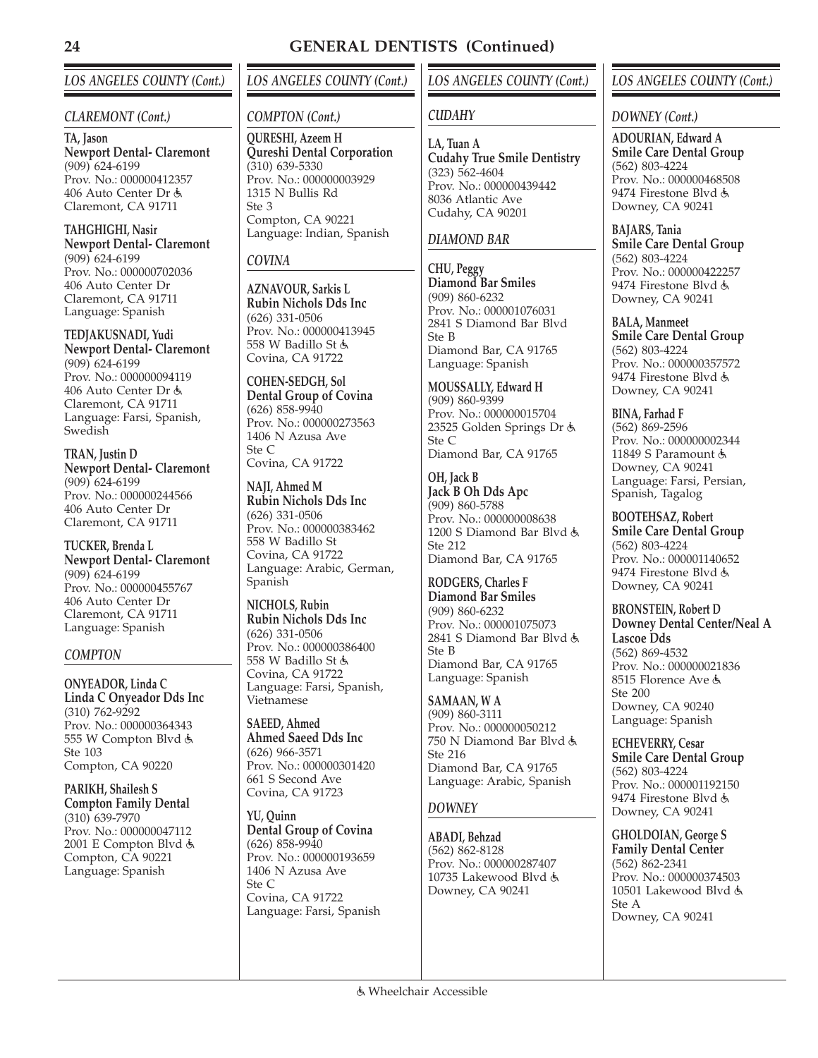# GENERAL DENTISTS (Continued)

## LOS ANGELES COUNTY (Cont.)

### CLAREMONT (Cont.)

**TA, Jason**
**Newport Dental- Claremont**
(909) 624-6199
Prov. No.: 000000412357
406 Auto Center Dr ♿
Claremont, CA 91711

**TAHGHIGHI, Nasir**
**Newport Dental- Claremont**
(909) 624-6199
Prov. No.: 000000702036
406 Auto Center Dr
Claremont, CA 91711
Language: Spanish

**TEDJAKUSNADI, Yudi**
**Newport Dental- Claremont**
(909) 624-6199
Prov. No.: 000000094119
406 Auto Center Dr ♿
Claremont, CA 91711
Language: Farsi, Spanish, Swedish

**TRAN, Justin D**
**Newport Dental- Claremont**
(909) 624-6199
Prov. No.: 000000244566
406 Auto Center Dr
Claremont, CA 91711

**TUCKER, Brenda L**
**Newport Dental- Claremont**
(909) 624-6199
Prov. No.: 000000455767
406 Auto Center Dr
Claremont, CA 91711
Language: Spanish

### COMPTON

**ONYEADOR, Linda C**
**Linda C Onyeador Dds Inc**
(310) 762-9292
Prov. No.: 000000364343
555 W Compton Blvd ♿
Ste 103
Compton, CA 90220

**PARIKH, Shailesh S**
**Compton Family Dental**
(310) 639-7970
Prov. No.: 000000047112
2001 E Compton Blvd ♿
Compton, CA 90221
Language: Spanish

### COMPTON (Cont.)

**QURESHI, Azeem H**
**Qureshi Dental Corporation**
(310) 639-5330
Prov. No.: 000000003929
1315 N Bullis Rd
Ste 3
Compton, CA 90221
Language: Indian, Spanish

### COVINA

**AZNAVOUR, Sarkis L**
**Rubin Nichols Dds Inc**
(626) 331-0506
Prov. No.: 000000413945
558 W Badillo St ♿
Covina, CA 91722

**COHEN-SEDGH, Sol**
**Dental Group of Covina**
(626) 858-9940
Prov. No.: 000000273563
1406 N Azusa Ave
Ste C
Covina, CA 91722

**NAJI, Ahmed M**
**Rubin Nichols Dds Inc**
(626) 331-0506
Prov. No.: 000000383462
558 W Badillo St
Covina, CA 91722
Language: Arabic, German, Spanish

**NICHOLS, Rubin**
**Rubin Nichols Dds Inc**
(626) 331-0506
Prov. No.: 000000386400
558 W Badillo St ♿
Covina, CA 91722
Language: Farsi, Spanish, Vietnamese

**SAEED, Ahmed**
**Ahmed Saeed Dds Inc**
(626) 966-3571
Prov. No.: 000000301420
661 S Second Ave
Covina, CA 91723

**YU, Quinn**
**Dental Group of Covina**
(626) 858-9940
Prov. No.: 000000193659
1406 N Azusa Ave
Ste C
Covina, CA 91722
Language: Farsi, Spanish

### CUDAHY

**LA, Tuan A**
**Cudahy True Smile Dentistry**
(323) 562-4604
Prov. No.: 000000439442
8036 Atlantic Ave
Cudahy, CA 90201

### DIAMOND BAR

**CHU, Peggy**
**Diamond Bar Smiles**
(909) 860-6232
Prov. No.: 000001076031
2841 S Diamond Bar Blvd
Ste B
Diamond Bar, CA 91765
Language: Spanish

**MOUSSALLY, Edward H**
(909) 860-9399
Prov. No.: 000000015704
23525 Golden Springs Dr ♿
Ste C
Diamond Bar, CA 91765

**OH, Jack B**
**Jack B Oh Dds Apc**
(909) 860-5788
Prov. No.: 000000008638
1200 S Diamond Bar Blvd ♿
Ste 212
Diamond Bar, CA 91765

**RODGERS, Charles F**
**Diamond Bar Smiles**
(909) 860-6232
Prov. No.: 000001075073
2841 S Diamond Bar Blvd ♿
Ste B
Diamond Bar, CA 91765
Language: Spanish

**SAMAAN, W A**
(909) 860-3111
Prov. No.: 000000050212
750 N Diamond Bar Blvd ♿
Ste 216
Diamond Bar, CA 91765
Language: Arabic, Spanish

### DOWNEY

**ABADI, Behzad**
(562) 862-8128
Prov. No.: 000000287407
10735 Lakewood Blvd ♿
Downey, CA 90241

### DOWNEY (Cont.)

**ADOURIAN, Edward A**
**Smile Care Dental Group**
(562) 803-4224
Prov. No.: 000000468508
9474 Firestone Blvd ♿
Downey, CA 90241

**BAJARS, Tania**
**Smile Care Dental Group**
(562) 803-4224
Prov. No.: 000000422257
9474 Firestone Blvd ♿
Downey, CA 90241

**BALA, Manmeet**
**Smile Care Dental Group**
(562) 803-4224
Prov. No.: 000000357572
9474 Firestone Blvd ♿
Downey, CA 90241

**BINA, Farhad F**
(562) 869-2596
Prov. No.: 000000002344
11849 S Paramount ♿
Downey, CA 90241
Language: Farsi, Persian, Spanish, Tagalog

**BOOTEHSAZ, Robert**
**Smile Care Dental Group**
(562) 803-4224
Prov. No.: 000001140652
9474 Firestone Blvd ♿
Downey, CA 90241

**BRONSTEIN, Robert D**
**Downey Dental Center/Neal A Lascoe Dds**
(562) 869-4532
Prov. No.: 000000021836
8515 Florence Ave ♿
Ste 200
Downey, CA 90240
Language: Spanish

**ECHEVERRY, Cesar**
**Smile Care Dental Group**
(562) 803-4224
Prov. No.: 000001192150
9474 Firestone Blvd ♿
Downey, CA 90241

**GHOLDOIAN, George S**
**Family Dental Center**
(562) 862-2341
Prov. No.: 000000374503
10501 Lakewood Blvd ♿
Ste A
Downey, CA 90241

♿ Wheelchair Accessible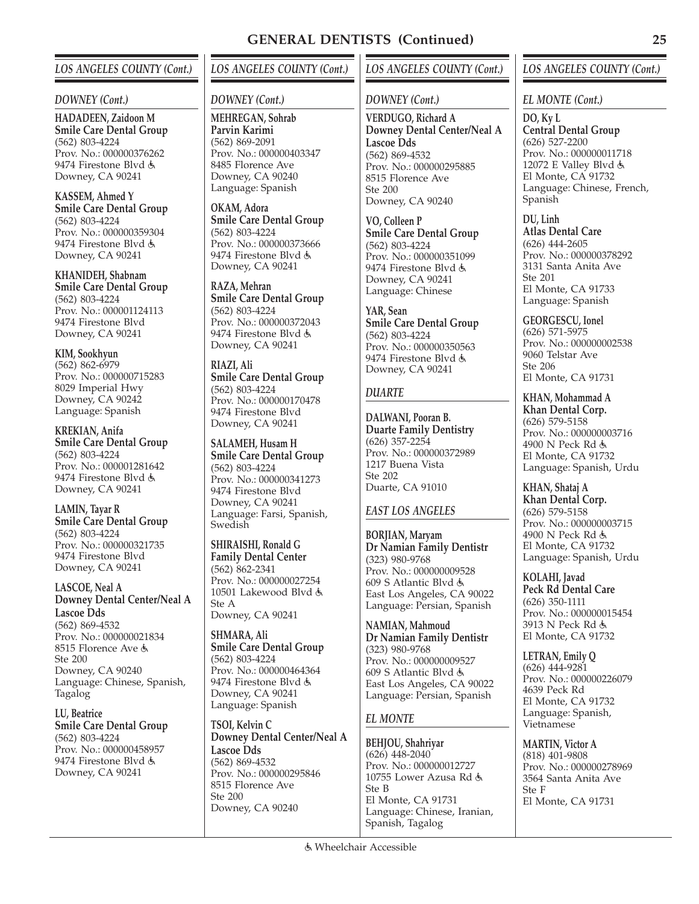# GENERAL DENTISTS (Continued)

## LOS ANGELES COUNTY (Cont.)

### DOWNEY (Cont.)

**HADADEEN, Zaidoon M**
**Smile Care Dental Group**
(562) 803-4224
Prov. No.: 000000376262
9474 Firestone Blvd ♿
Downey, CA 90241

**KASSEM, Ahmed Y**
**Smile Care Dental Group**
(562) 803-4224
Prov. No.: 000000359304
9474 Firestone Blvd ♿
Downey, CA 90241

**KHANIDEH, Shabnam**
**Smile Care Dental Group**
(562) 803-4224
Prov. No.: 000001124113
9474 Firestone Blvd
Downey, CA 90241

**KIM, Sookhyun**
(562) 862-6979
Prov. No.: 000000715283
8029 Imperial Hwy
Downey, CA 90242
Language: Spanish

**KREKIAN, Anifa**
**Smile Care Dental Group**
(562) 803-4224
Prov. No.: 000001281642
9474 Firestone Blvd ♿
Downey, CA 90241

**LAMIN, Tayar R**
**Smile Care Dental Group**
(562) 803-4224
Prov. No.: 000000321735
9474 Firestone Blvd
Downey, CA 90241

**LASCOE, Neal A**
**Downey Dental Center/Neal A Lascoe Dds**
(562) 869-4532
Prov. No.: 000000021834
8515 Florence Ave ♿
Ste 200
Downey, CA 90240
Language: Chinese, Spanish, Tagalog

**LU, Beatrice**
**Smile Care Dental Group**
(562) 803-4224
Prov. No.: 000000458957
9474 Firestone Blvd ♿
Downey, CA 90241

**MEHREGAN, Sohrab**
**Parvin Karimi**
(562) 869-2091
Prov. No.: 000000403347
8485 Florence Ave
Downey, CA 90240
Language: Spanish

**OKAM, Adora**
**Smile Care Dental Group**
(562) 803-4224
Prov. No.: 000000373666
9474 Firestone Blvd ♿
Downey, CA 90241

**RAZA, Mehran**
**Smile Care Dental Group**
(562) 803-4224
Prov. No.: 000000372043
9474 Firestone Blvd ♿
Downey, CA 90241

**RIAZI, Ali**
**Smile Care Dental Group**
(562) 803-4224
Prov. No.: 000000170478
9474 Firestone Blvd
Downey, CA 90241

**SALAMEH, Husam H**
**Smile Care Dental Group**
(562) 803-4224
Prov. No.: 000000341273
9474 Firestone Blvd
Downey, CA 90241
Language: Farsi, Spanish, Swedish

**SHIRAISHI, Ronald G**
**Family Dental Center**
(562) 862-2341
Prov. No.: 000000027254
10501 Lakewood Blvd ♿
Ste A
Downey, CA 90241

**SHMARA, Ali**
**Smile Care Dental Group**
(562) 803-4224
Prov. No.: 000000464364
9474 Firestone Blvd ♿
Downey, CA 90241
Language: Spanish

**TSOI, Kelvin C**
**Downey Dental Center/Neal A Lascoe Dds**
(562) 869-4532
Prov. No.: 000000295846
8515 Florence Ave
Ste 200
Downey, CA 90240

**VERDUGO, Richard A**
**Downey Dental Center/Neal A Lascoe Dds**
(562) 869-4532
Prov. No.: 000000295885
8515 Florence Ave
Ste 200
Downey, CA 90240

**VO, Colleen P**
**Smile Care Dental Group**
(562) 803-4224
Prov. No.: 000000351099
9474 Firestone Blvd ♿
Downey, CA 90241
Language: Chinese

**YAR, Sean**
**Smile Care Dental Group**
(562) 803-4224
Prov. No.: 000000350563
9474 Firestone Blvd ♿
Downey, CA 90241

### DUARTE

**DALWANI, Pooran B.**
**Duarte Family Dentistry**
(626) 357-2254
Prov. No.: 000000372989
1217 Buena Vista
Ste 202
Duarte, CA 91010

### EAST LOS ANGELES

**BORJIAN, Maryam**
**Dr Namian Family Dentistr**
(323) 980-9768
Prov. No.: 000000009528
609 S Atlantic Blvd ♿
East Los Angeles, CA 90022
Language: Persian, Spanish

**NAMIAN, Mahmoud**
**Dr Namian Family Dentistr**
(323) 980-9768
Prov. No.: 000000009527
609 S Atlantic Blvd ♿
East Los Angeles, CA 90022
Language: Persian, Spanish

### EL MONTE

**BEHJOU, Shahriyar**
(626) 448-2040
Prov. No.: 000000012727
10755 Lower Azusa Rd ♿
Ste B
El Monte, CA 91731
Language: Chinese, Iranian, Spanish, Tagalog

### EL MONTE (Cont.)

**DO, Ky L**
**Central Dental Group**
(626) 527-2200
Prov. No.: 000000011718
12072 E Valley Blvd ♿
El Monte, CA 91732
Language: Chinese, French, Spanish

**DU, Linh**
**Atlas Dental Care**
(626) 444-2605
Prov. No.: 000000378292
3131 Santa Anita Ave
Ste 201
El Monte, CA 91733
Language: Spanish

**GEORGESCU, Ionel**
(626) 571-5975
Prov. No.: 000000002538
9060 Telstar Ave
Ste 206
El Monte, CA 91731

**KHAN, Mohammad A**
**Khan Dental Corp.**
(626) 579-5158
Prov. No.: 000000003716
4900 N Peck Rd ♿
El Monte, CA 91732
Language: Spanish, Urdu

**KHAN, Shataj A**
**Khan Dental Corp.**
(626) 579-5158
Prov. No.: 000000003715
4900 N Peck Rd ♿
El Monte, CA 91732
Language: Spanish, Urdu

**KOLAHI, Javad**
**Peck Rd Dental Care**
(626) 350-1111
Prov. No.: 000000015454
3913 N Peck Rd ♿
El Monte, CA 91732

**LETRAN, Emily Q**
(626) 444-9281
Prov. No.: 000000226079
4639 Peck Rd
El Monte, CA 91732
Language: Spanish, Vietnamese

**MARTIN, Victor A**
(818) 401-9808
Prov. No.: 000000278969
3564 Santa Anita Ave
Ste F
El Monte, CA 91731

♿ Wheelchair Accessible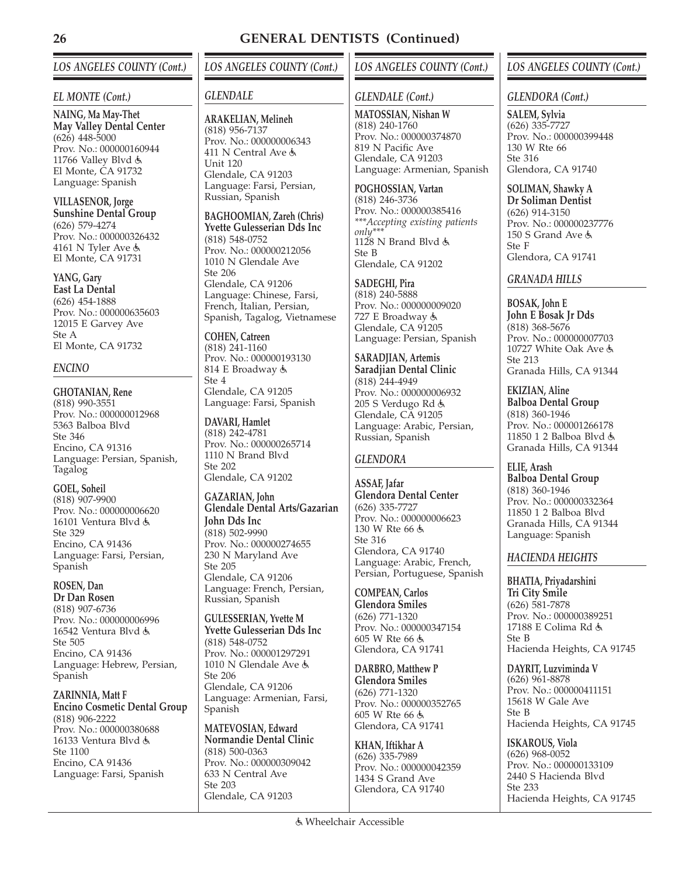# GENERAL DENTISTS (Continued)

## LOS ANGELES COUNTY (Cont.)

### EL MONTE (Cont.)

**NAING, Ma May-Thet**
**May Valley Dental Center**
(626) 448-5000
Prov. No.: 000000160944
11766 Valley Blvd ♿
El Monte, CA 91732
Language: Spanish

**VILLASENOR, Jorge**
**Sunshine Dental Group**
(626) 579-4274
Prov. No.: 000000326432
4161 N Tyler Ave ♿
El Monte, CA 91731

**YANG, Gary**
**East La Dental**
(626) 454-1888
Prov. No.: 000000635603
12015 E Garvey Ave
Ste A
El Monte, CA 91732

### ENCINO

**GHOTANIAN, Rene**
(818) 990-3551
Prov. No.: 000000012968
5363 Balboa Blvd
Ste 346
Encino, CA 91316
Language: Persian, Spanish, Tagalog

**GOEL, Soheil**
(818) 907-9900
Prov. No.: 000000006620
16101 Ventura Blvd ♿
Ste 329
Encino, CA 91436
Language: Farsi, Persian, Spanish

**ROSEN, Dan**
**Dr Dan Rosen**
(818) 907-6736
Prov. No.: 000000006996
16542 Ventura Blvd ♿
Ste 505
Encino, CA 91436
Language: Hebrew, Persian, Spanish

**ZARINNIA, Matt F**
**Encino Cosmetic Dental Group**
(818) 906-2222
Prov. No.: 000000380688
16133 Ventura Blvd ♿
Ste 1100
Encino, CA 91436
Language: Farsi, Spanish

## LOS ANGELES COUNTY (Cont.)

### GLENDALE

**ARAKELIAN, Melineh**
(818) 956-7137
Prov. No.: 000000006343
411 N Central Ave ♿
Unit 120
Glendale, CA 91203
Language: Farsi, Persian, Russian, Spanish

**BAGHOOMIAN, Zareh (Chris)**
**Yvette Gulesserian Dds Inc**
(818) 548-0752
Prov. No.: 000000212056
1010 N Glendale Ave
Ste 206
Glendale, CA 91206
Language: Chinese, Farsi, French, Italian, Persian, Spanish, Tagalog, Vietnamese

**COHEN, Catreen**
(818) 241-1160
Prov. No.: 000000193130
814 E Broadway ♿
Ste 4
Glendale, CA 91205
Language: Farsi, Spanish

**DAVARI, Hamlet**
(818) 242-4781
Prov. No.: 000000265714
1110 N Brand Blvd
Ste 202
Glendale, CA 91202

**GAZARIAN, John**
**Glendale Dental Arts/Gazarian John Dds Inc**
(818) 502-9990
Prov. No.: 000000274655
230 N Maryland Ave
Ste 205
Glendale, CA 91206
Language: French, Persian, Russian, Spanish

**GULESSERIAN, Yvette M**
**Yvette Gulesserian Dds Inc**
(818) 548-0752
Prov. No.: 000001297291
1010 N Glendale Ave ♿
Ste 206
Glendale, CA 91206
Language: Armenian, Farsi, Spanish

**MATEVOSIAN, Edward**
**Normandie Dental Clinic**
(818) 500-0363
Prov. No.: 000000309042
633 N Central Ave
Ste 203
Glendale, CA 91203

## LOS ANGELES COUNTY (Cont.)

### GLENDALE (Cont.)

**MATOSSIAN, Nishan W**
(818) 240-1760
Prov. No.: 000000374870
819 N Pacific Ave
Glendale, CA 91203
Language: Armenian, Spanish

**POGHOSSIAN, Vartan**
(818) 246-3736
Prov. No.: 000000385416
*\*\*\*Accepting existing patients only\*\*\**
1128 N Brand Blvd ♿
Ste B
Glendale, CA 91202

**SADEGHI, Pira**
(818) 240-5888
Prov. No.: 000000009020
727 E Broadway ♿
Glendale, CA 91205
Language: Persian, Spanish

**SARADJIAN, Artemis**
**Saradjian Dental Clinic**
(818) 244-4949
Prov. No.: 000000006932
205 S Verdugo Rd ♿
Glendale, CA 91205
Language: Arabic, Persian, Russian, Spanish

### GLENDORA

**ASSAF, Jafar**
**Glendora Dental Center**
(626) 335-7727
Prov. No.: 000000006623
130 W Rte 66 ♿
Ste 316
Glendora, CA 91740
Language: Arabic, French, Persian, Portuguese, Spanish

**COMPEAN, Carlos**
**Glendora Smiles**
(626) 771-1320
Prov. No.: 000000347154
605 W Rte 66 ♿
Glendora, CA 91741

**DARBRO, Matthew P**
**Glendora Smiles**
(626) 771-1320
Prov. No.: 000000352765
605 W Rte 66 ♿
Glendora, CA 91741

**KHAN, Iftikhar A**
(626) 335-7989
Prov. No.: 000000042359
1434 S Grand Ave
Glendora, CA 91740

## LOS ANGELES COUNTY (Cont.)

### GLENDORA (Cont.)

**SALEM, Sylvia**
(626) 335-7727
Prov. No.: 000000399448
130 W Rte 66
Ste 316
Glendora, CA 91740

**SOLIMAN, Shawky A**
**Dr Soliman Dentist**
(626) 914-3150
Prov. No.: 000000237776
150 S Grand Ave ♿
Ste F
Glendora, CA 91741

### GRANADA HILLS

**BOSAK, John E**
**John E Bosak Jr Dds**
(818) 368-5676
Prov. No.: 000000007703
10727 White Oak Ave ♿
Ste 213
Granada Hills, CA 91344

**EKIZIAN, Aline**
**Balboa Dental Group**
(818) 360-1946
Prov. No.: 000001266178
11850 1 2 Balboa Blvd ♿
Granada Hills, CA 91344

**ELIE, Arash**
**Balboa Dental Group**
(818) 360-1946
Prov. No.: 000000332364
11850 1 2 Balboa Blvd
Granada Hills, CA 91344
Language: Spanish

### HACIENDA HEIGHTS

**BHATIA, Priyadarshini**
**Tri City Smile**
(626) 581-7878
Prov. No.: 000000389251
17188 E Colima Rd ♿
Ste B
Hacienda Heights, CA 91745

**DAYRIT, Luzviminda V**
(626) 961-8878
Prov. No.: 000000411151
15618 W Gale Ave
Ste B
Hacienda Heights, CA 91745

**ISKAROUS, Viola**
(626) 968-0052
Prov. No.: 000000133109
2440 S Hacienda Blvd
Ste 233
Hacienda Heights, CA 91745

♿ Wheelchair Accessible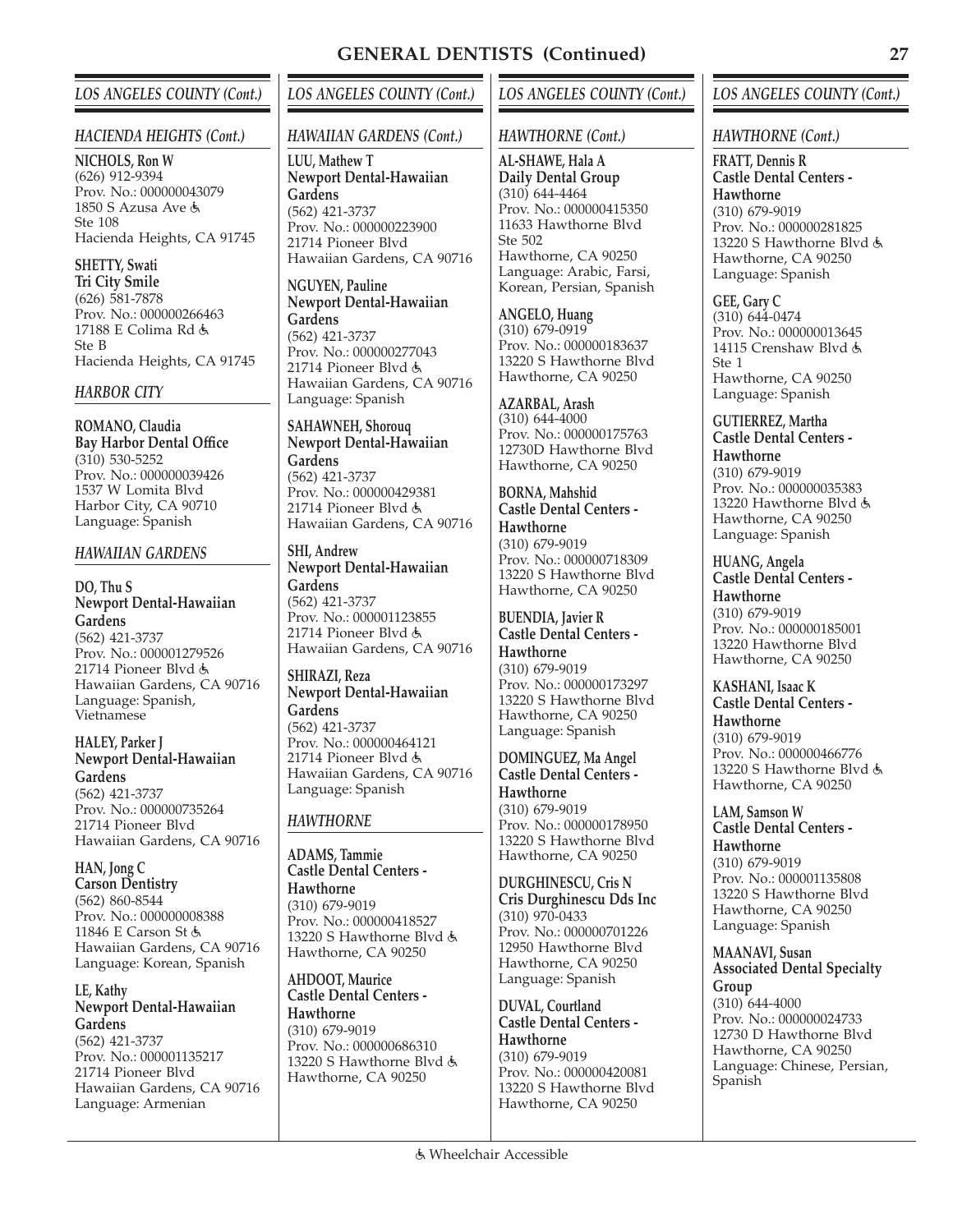# GENERAL DENTISTS (Continued)

## LOS ANGELES COUNTY (Cont.)

### HACIENDA HEIGHTS (Cont.)

**NICHOLS, Ron W**
(626) 912-9394
Prov. No.: 000000043079
1850 S Azusa Ave ♿
Ste 108
Hacienda Heights, CA 91745

**SHETTY, Swati**
**Tri City Smile**
(626) 581-7878
Prov. No.: 000000266463
17188 E Colima Rd ♿
Ste B
Hacienda Heights, CA 91745

### HARBOR CITY

**ROMANO, Claudia**
**Bay Harbor Dental Office**
(310) 530-5252
Prov. No.: 000000039426
1537 W Lomita Blvd
Harbor City, CA 90710
Language: Spanish

### HAWAIIAN GARDENS

**DO, Thu S**
**Newport Dental-Hawaiian Gardens**
(562) 421-3737
Prov. No.: 000001279526
21714 Pioneer Blvd ♿
Hawaiian Gardens, CA 90716
Language: Spanish, Vietnamese

**HALEY, Parker J**
**Newport Dental-Hawaiian Gardens**
(562) 421-3737
Prov. No.: 000000735264
21714 Pioneer Blvd
Hawaiian Gardens, CA 90716

**HAN, Jong C**
**Carson Dentistry**
(562) 860-8544
Prov. No.: 000000008388
11846 E Carson St ♿
Hawaiian Gardens, CA 90716
Language: Korean, Spanish

**LE, Kathy**
**Newport Dental-Hawaiian Gardens**
(562) 421-3737
Prov. No.: 000001135217
21714 Pioneer Blvd
Hawaiian Gardens, CA 90716
Language: Armenian

## LOS ANGELES COUNTY (Cont.)

### HAWAIIAN GARDENS (Cont.)

**LUU, Mathew T**
**Newport Dental-Hawaiian Gardens**
(562) 421-3737
Prov. No.: 000000223900
21714 Pioneer Blvd
Hawaiian Gardens, CA 90716

**NGUYEN, Pauline**
**Newport Dental-Hawaiian Gardens**
(562) 421-3737
Prov. No.: 000000277043
21714 Pioneer Blvd ♿
Hawaiian Gardens, CA 90716
Language: Spanish

**SAHAWNEH, Shorouq**
**Newport Dental-Hawaiian Gardens**
(562) 421-3737
Prov. No.: 000000429381
21714 Pioneer Blvd ♿
Hawaiian Gardens, CA 90716

**SHI, Andrew**
**Newport Dental-Hawaiian Gardens**
(562) 421-3737
Prov. No.: 000001123855
21714 Pioneer Blvd ♿
Hawaiian Gardens, CA 90716

**SHIRAZI, Reza**
**Newport Dental-Hawaiian Gardens**
(562) 421-3737
Prov. No.: 000000464121
21714 Pioneer Blvd ♿
Hawaiian Gardens, CA 90716
Language: Spanish

### HAWTHORNE

**ADAMS, Tammie**
**Castle Dental Centers - Hawthorne**
(310) 679-9019
Prov. No.: 000000418527
13220 S Hawthorne Blvd ♿
Hawthorne, CA 90250

**AHDOOT, Maurice**
**Castle Dental Centers - Hawthorne**
(310) 679-9019
Prov. No.: 000000686310
13220 S Hawthorne Blvd ♿
Hawthorne, CA 90250

## LOS ANGELES COUNTY (Cont.)

### HAWTHORNE (Cont.)

**AL-SHAWE, Hala A**
**Daily Dental Group**
(310) 644-4464
Prov. No.: 000000415350
11633 Hawthorne Blvd
Ste 502
Hawthorne, CA 90250
Language: Arabic, Farsi, Korean, Persian, Spanish

**ANGELO, Huang**
(310) 679-0919
Prov. No.: 000000183637
13220 S Hawthorne Blvd
Hawthorne, CA 90250

**AZARBAL, Arash**
(310) 644-4000
Prov. No.: 000000175763
12730D Hawthorne Blvd
Hawthorne, CA 90250

**BORNA, Mahshid**
**Castle Dental Centers - Hawthorne**
(310) 679-9019
Prov. No.: 000000718309
13220 S Hawthorne Blvd
Hawthorne, CA 90250

**BUENDIA, Javier R**
**Castle Dental Centers - Hawthorne**
(310) 679-9019
Prov. No.: 000000173297
13220 S Hawthorne Blvd
Hawthorne, CA 90250
Language: Spanish

**DOMINGUEZ, Ma Angel**
**Castle Dental Centers - Hawthorne**
(310) 679-9019
Prov. No.: 000000178950
13220 S Hawthorne Blvd
Hawthorne, CA 90250

**DURGHINESCU, Cris N**
**Cris Durghinescu Dds Inc**
(310) 970-0433
Prov. No.: 000000701226
12950 Hawthorne Blvd
Hawthorne, CA 90250
Language: Spanish

**DUVAL, Courtland**
**Castle Dental Centers - Hawthorne**
(310) 679-9019
Prov. No.: 000000420081
13220 S Hawthorne Blvd
Hawthorne, CA 90250

## LOS ANGELES COUNTY (Cont.)

### HAWTHORNE (Cont.)

**FRATT, Dennis R**
**Castle Dental Centers - Hawthorne**
(310) 679-9019
Prov. No.: 000000281825
13220 S Hawthorne Blvd ♿
Hawthorne, CA 90250
Language: Spanish

**GEE, Gary C**
(310) 644-0474
Prov. No.: 000000013645
14115 Crenshaw Blvd ♿
Ste 1
Hawthorne, CA 90250
Language: Spanish

**GUTIERREZ, Martha**
**Castle Dental Centers - Hawthorne**
(310) 679-9019
Prov. No.: 000000035383
13220 Hawthorne Blvd ♿
Hawthorne, CA 90250
Language: Spanish

**HUANG, Angela**
**Castle Dental Centers - Hawthorne**
(310) 679-9019
Prov. No.: 000000185001
13220 Hawthorne Blvd
Hawthorne, CA 90250

**KASHANI, Isaac K**
**Castle Dental Centers - Hawthorne**
(310) 679-9019
Prov. No.: 000000466776
13220 S Hawthorne Blvd ♿
Hawthorne, CA 90250

**LAM, Samson W**
**Castle Dental Centers - Hawthorne**
(310) 679-9019
Prov. No.: 000001135808
13220 S Hawthorne Blvd
Hawthorne, CA 90250
Language: Spanish

**MAANAVI, Susan**
**Associated Dental Specialty Group**
(310) 644-4000
Prov. No.: 000000024733
12730 D Hawthorne Blvd
Hawthorne, CA 90250
Language: Chinese, Persian, Spanish

♿ Wheelchair Accessible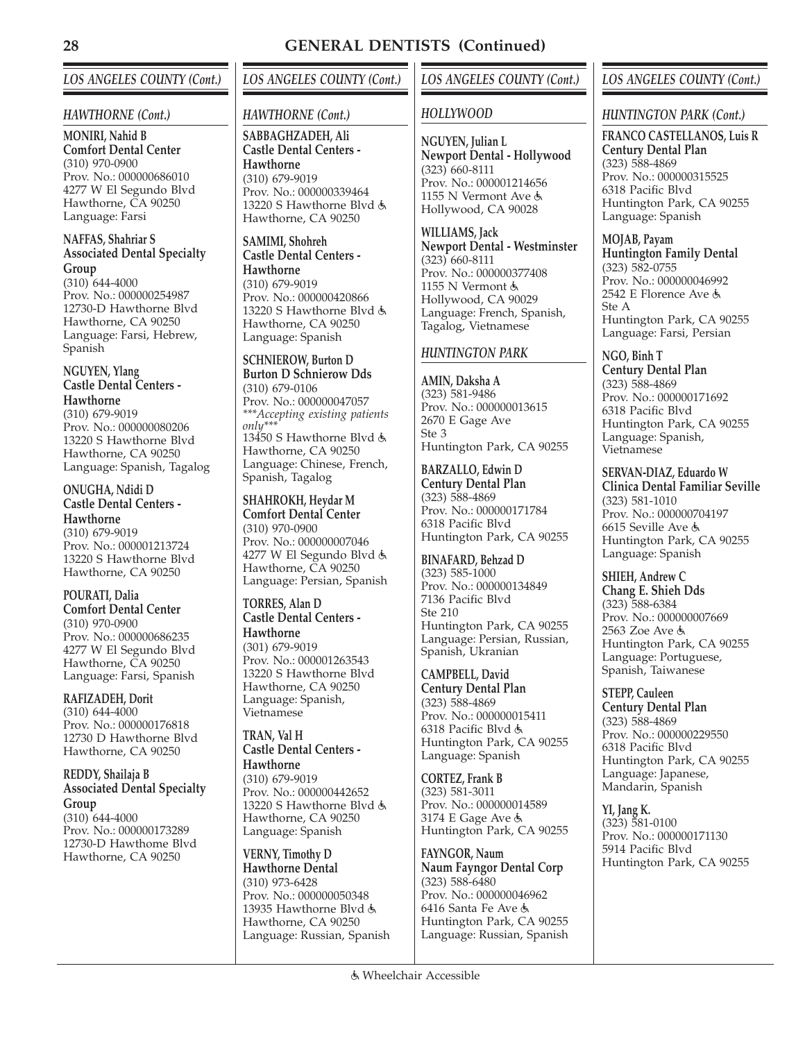# GENERAL DENTISTS (Continued)

## LOS ANGELES COUNTY (Cont.)

### HAWTHORNE (Cont.)

**MONIRI, Nahid B**
**Comfort Dental Center**
(310) 970-0900
Prov. No.: 000000686010
4277 W El Segundo Blvd
Hawthorne, CA 90250
Language: Farsi

**NAFFAS, Shahriar S**
**Associated Dental Specialty Group**
(310) 644-4000
Prov. No.: 000000254987
12730-D Hawthorne Blvd
Hawthorne, CA 90250
Language: Farsi, Hebrew, Spanish

**NGUYEN, Ylang**
**Castle Dental Centers - Hawthorne**
(310) 679-9019
Prov. No.: 000000080206
13220 S Hawthorne Blvd
Hawthorne, CA 90250
Language: Spanish, Tagalog

**ONUGHA, Ndidi D**
**Castle Dental Centers - Hawthorne**
(310) 679-9019
Prov. No.: 000001213724
13220 S Hawthorne Blvd
Hawthorne, CA 90250

**POURATI, Dalia**
**Comfort Dental Center**
(310) 970-0900
Prov. No.: 000000686235
4277 W El Segundo Blvd
Hawthorne, CA 90250
Language: Farsi, Spanish

**RAFIZADEH, Dorit**
(310) 644-4000
Prov. No.: 000000176818
12730 D Hawthorne Blvd
Hawthorne, CA 90250

**REDDY, Shailaja B**
**Associated Dental Specialty Group**
(310) 644-4000
Prov. No.: 000000173289
12730-D Hawthome Blvd
Hawthorne, CA 90250

**SABBAGHZADEH, Ali**
**Castle Dental Centers - Hawthorne**
(310) 679-9019
Prov. No.: 000000339464
13220 S Hawthorne Blvd ♿
Hawthorne, CA 90250

**SAMIMI, Shohreh**
**Castle Dental Centers - Hawthorne**
(310) 679-9019
Prov. No.: 000000420866
13220 S Hawthorne Blvd ♿
Hawthorne, CA 90250
Language: Spanish

**SCHNIEROW, Burton D**
**Burton D Schnierow Dds**
(310) 679-0106
Prov. No.: 000000047057
****Accepting existing patients only****
13450 S Hawthorne Blvd ♿
Hawthorne, CA 90250
Language: Chinese, French, Spanish, Tagalog

**SHAHROKH, Heydar M**
**Comfort Dental Center**
(310) 970-0900
Prov. No.: 000000007046
4277 W El Segundo Blvd ♿
Hawthorne, CA 90250
Language: Persian, Spanish

**TORRES, Alan D**
**Castle Dental Centers - Hawthorne**
(301) 679-9019
Prov. No.: 000001263543
13220 S Hawthorne Blvd
Hawthorne, CA 90250
Language: Spanish, Vietnamese

**TRAN, Val H**
**Castle Dental Centers - Hawthorne**
(310) 679-9019
Prov. No.: 000000442652
13220 S Hawthorne Blvd ♿
Hawthorne, CA 90250
Language: Spanish

**VERNY, Timothy D**
**Hawthorne Dental**
(310) 973-6428
Prov. No.: 000000050348
13935 Hawthorne Blvd ♿
Hawthorne, CA 90250
Language: Russian, Spanish

### HOLLYWOOD

**NGUYEN, Julian L**
**Newport Dental - Hollywood**
(323) 660-8111
Prov. No.: 000001214656
1155 N Vermont Ave ♿
Hollywood, CA 90028

**WILLIAMS, Jack**
**Newport Dental - Westminster**
(323) 660-8111
Prov. No.: 000000377408
1155 N Vermont ♿
Hollywood, CA 90029
Language: French, Spanish, Tagalog, Vietnamese

### HUNTINGTON PARK

**AMIN, Daksha A**
(323) 581-9486
Prov. No.: 000000013615
2670 E Gage Ave
Ste 3
Huntington Park, CA 90255

**BARZALLO, Edwin D**
**Century Dental Plan**
(323) 588-4869
Prov. No.: 000000171784
6318 Pacific Blvd
Huntington Park, CA 90255

**BINAFARD, Behzad D**
(323) 585-1000
Prov. No.: 000000134849
7136 Pacific Blvd
Ste 210
Huntington Park, CA 90255
Language: Persian, Russian, Spanish, Ukranian

**CAMPBELL, David**
**Century Dental Plan**
(323) 588-4869
Prov. No.: 000000015411
6318 Pacific Blvd ♿
Huntington Park, CA 90255
Language: Spanish

**CORTEZ, Frank B**
(323) 581-3011
Prov. No.: 000000014589
3174 E Gage Ave ♿
Huntington Park, CA 90255

**FAYNGOR, Naum**
**Naum Fayngor Dental Corp**
(323) 588-6480
Prov. No.: 000000046962
6416 Santa Fe Ave ♿
Huntington Park, CA 90255
Language: Russian, Spanish

### HUNTINGTON PARK (Cont.)

**FRANCO CASTELLANOS, Luis R**
**Century Dental Plan**
(323) 588-4869
Prov. No.: 000000315525
6318 Pacific Blvd
Huntington Park, CA 90255
Language: Spanish

**MOJAB, Payam**
**Huntington Family Dental**
(323) 582-0755
Prov. No.: 000000046992
2542 E Florence Ave ♿
Ste A
Huntington Park, CA 90255
Language: Farsi, Persian

**NGO, Binh T**
**Century Dental Plan**
(323) 588-4869
Prov. No.: 000000171692
6318 Pacific Blvd
Huntington Park, CA 90255
Language: Spanish, Vietnamese

**SERVAN-DIAZ, Eduardo W**
**Clinica Dental Familiar Seville**
(323) 581-1010
Prov. No.: 000000704197
6615 Seville Ave ♿
Huntington Park, CA 90255
Language: Spanish

**SHIEH, Andrew C**
**Chang E. Shieh Dds**
(323) 588-6384
Prov. No.: 000000007669
2563 Zoe Ave ♿
Huntington Park, CA 90255
Language: Portuguese, Spanish, Taiwanese

**STEPP, Cauleen**
**Century Dental Plan**
(323) 588-4869
Prov. No.: 000000229550
6318 Pacific Blvd
Huntington Park, CA 90255
Language: Japanese, Mandarin, Spanish

**YI, Jang K.**
(323) 581-0100
Prov. No.: 000000171130
5914 Pacific Blvd
Huntington Park, CA 90255

♿ Wheelchair Accessible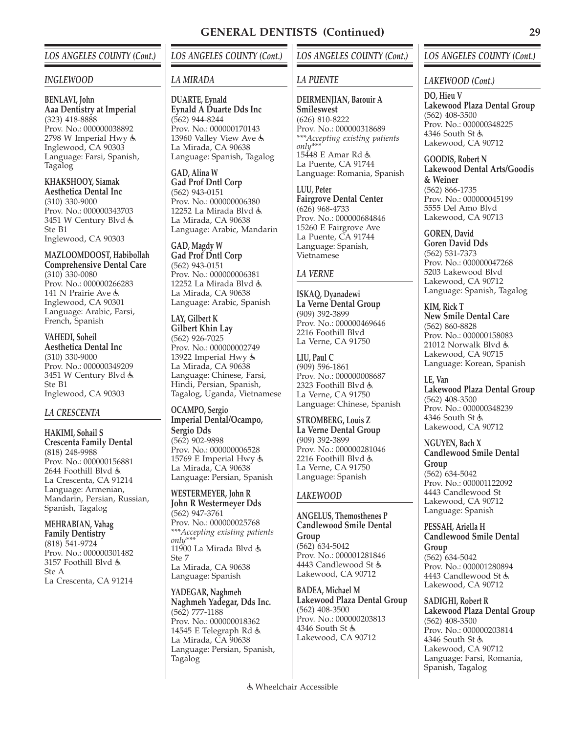# GENERAL DENTISTS (Continued)

## LOS ANGELES COUNTY (Cont.)

### INGLEWOOD

**BENLAVI, John**
**Aaa Dentistry at Imperial**
(323) 418-8888
Prov. No.: 000000038892
2798 W Imperial Hwy ♿
Inglewood, CA 90303
Language: Farsi, Spanish, Tagalog

**KHAKSHOOY, Siamak**
**Aesthetica Dental Inc**
(310) 330-9000
Prov. No.: 000000343703
3451 W Century Blvd ♿
Ste B1
Inglewood, CA 90303

**MAZLOOMDOOST, Habibollah**
**Comprehensive Dental Care**
(310) 330-0080
Prov. No.: 000000266283
141 N Prairie Ave ♿
Inglewood, CA 90301
Language: Arabic, Farsi, French, Spanish

**VAHEDI, Soheil**
**Aesthetica Dental Inc**
(310) 330-9000
Prov. No.: 000000349209
3451 W Century Blvd ♿
Ste B1
Inglewood, CA 90303

### LA CRESCENTA

**HAKIMI, Sohail S**
**Crescenta Family Dental**
(818) 248-9988
Prov. No.: 000000156881
2644 Foothill Blvd ♿
La Crescenta, CA 91214
Language: Armenian, Mandarin, Persian, Russian, Spanish, Tagalog

**MEHRABIAN, Vahag**
**Family Dentistry**
(818) 541-9724
Prov. No.: 000000301482
3157 Foothill Blvd ♿
Ste A
La Crescenta, CA 91214

## LOS ANGELES COUNTY (Cont.)

### LA MIRADA

**DUARTE, Eynald**
**Eynald A Duarte Dds Inc**
(562) 944-8244
Prov. No.: 000000170143
13960 Valley View Ave ♿
La Mirada, CA 90638
Language: Spanish, Tagalog

**GAD, Alina W**
**Gad Prof Dntl Corp**
(562) 943-0151
Prov. No.: 000000006380
12252 La Mirada Blvd ♿
La Mirada, CA 90638
Language: Arabic, Mandarin

**GAD, Magdy W**
**Gad Prof Dntl Corp**
(562) 943-0151
Prov. No.: 000000006381
12252 La Mirada Blvd ♿
La Mirada, CA 90638
Language: Arabic, Spanish

**LAY, Gilbert K**
**Gilbert Khin Lay**
(562) 926-7025
Prov. No.: 000000002749
13922 Imperial Hwy ♿
La Mirada, CA 90638
Language: Chinese, Farsi, Hindi, Persian, Spanish, Tagalog, Uganda, Vietnamese

**OCAMPO, Sergio**
**Imperial Dental/Ocampo, Sergio Dds**
(562) 902-9898
Prov. No.: 000000006528
15769 E Imperial Hwy ♿
La Mirada, CA 90638
Language: Persian, Spanish

**WESTERMEYER, John R**
**John R Westermeyer Dds**
(562) 947-3761
Prov. No.: 000000025768
****Accepting existing patients only****
11900 La Mirada Blvd ♿
Ste 7
La Mirada, CA 90638
Language: Spanish

**YADEGAR, Naghmeh**
**Naghmeh Yadegar, Dds Inc.**
(562) 777-1188
Prov. No.: 000000018362
14545 E Telegraph Rd ♿
La Mirada, CA 90638
Language: Persian, Spanish, Tagalog

## LOS ANGELES COUNTY (Cont.)

### LA PUENTE

**DEIRMENJIAN, Barouir A**
**Smileswest**
(626) 810-8222
Prov. No.: 000000318689
****Accepting existing patients only****
15448 E Amar Rd ♿
La Puente, CA 91744
Language: Romania, Spanish

**LUU, Peter**
**Fairgrove Dental Center**
(626) 968-4733
Prov. No.: 000000684846
15260 E Fairgrove Ave
La Puente, CA 91744
Language: Spanish, Vietnamese

### LA VERNE

**ISKAQ, Dyanadewi**
**La Verne Dental Group**
(909) 392-3899
Prov. No.: 000000469646
2216 Foothill Blvd
La Verne, CA 91750

**LIU, Paul C**
(909) 596-1861
Prov. No.: 000000008687
2323 Foothill Blvd ♿
La Verne, CA 91750
Language: Chinese, Spanish

**STROMBERG, Louis Z**
**La Verne Dental Group**
(909) 392-3899
Prov. No.: 000000281046
2216 Foothill Blvd ♿
La Verne, CA 91750
Language: Spanish

### LAKEWOOD

**ANGELUS, Themosthenes P**
**Candlewood Smile Dental Group**
(562) 634-5042
Prov. No.: 000001281846
4443 Candlewood St ♿
Lakewood, CA 90712

**BADEA, Michael M**
**Lakewood Plaza Dental Group**
(562) 408-3500
Prov. No.: 000000203813
4346 South St ♿
Lakewood, CA 90712

## LOS ANGELES COUNTY (Cont.)

### LAKEWOOD (Cont.)

**DO, Hieu V**
**Lakewood Plaza Dental Group**
(562) 408-3500
Prov. No.: 000000348225
4346 South St ♿
Lakewood, CA 90712

**GOODIS, Robert N**
**Lakewood Dental Arts/Goodis & Weiner**
(562) 866-1735
Prov. No.: 000000045199
5555 Del Amo Blvd
Lakewood, CA 90713

**GOREN, David**
**Goren David Dds**
(562) 531-7373
Prov. No.: 000000047268
5203 Lakewood Blvd
Lakewood, CA 90712
Language: Spanish, Tagalog

**KIM, Rick T**
**New Smile Dental Care**
(562) 860-8828
Prov. No.: 000000158083
21012 Norwalk Blvd ♿
Lakewood, CA 90715
Language: Korean, Spanish

**LE, Van**
**Lakewood Plaza Dental Group**
(562) 408-3500
Prov. No.: 000000348239
4346 South St ♿
Lakewood, CA 90712

**NGUYEN, Bach X**
**Candlewood Smile Dental Group**
(562) 634-5042
Prov. No.: 000001122092
4443 Candlewood St
Lakewood, CA 90712
Language: Spanish

**PESSAH, Ariella H**
**Candlewood Smile Dental Group**
(562) 634-5042
Prov. No.: 000001280894
4443 Candlewood St ♿
Lakewood, CA 90712

**SADIGHI, Robert R**
**Lakewood Plaza Dental Group**
(562) 408-3500
Prov. No.: 000000203814
4346 South St ♿
Lakewood, CA 90712
Language: Farsi, Romania, Spanish, Tagalog

♿ Wheelchair Accessible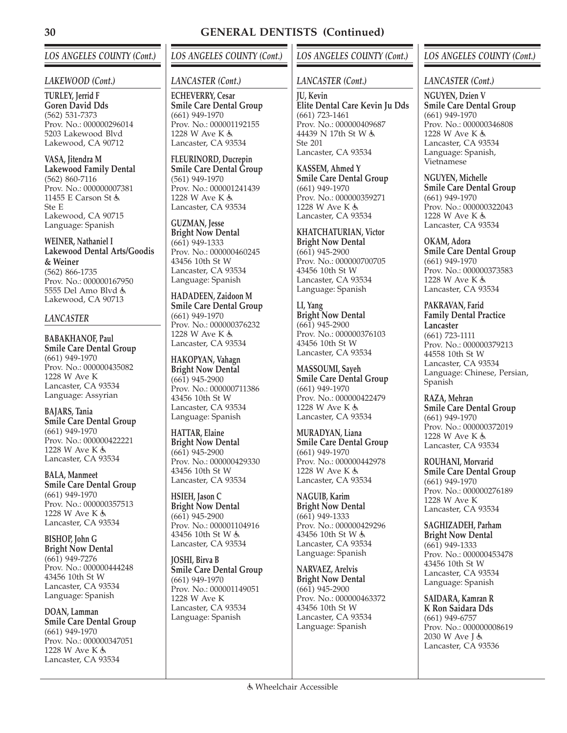# GENERAL DENTISTS (Continued)

## *LOS ANGELES COUNTY (Cont.)*

### *LAKEWOOD (Cont.)*

**TURLEY, Jerrid F**
**Goren David Dds**
(562) 531-7373
Prov. No.: 000000296014
5203 Lakewood Blvd
Lakewood, CA 90712

**VASA, Jitendra M**
**Lakewood Family Dental**
(562) 860-7116
Prov. No.: 000000007381
11455 E Carson St ♿
Ste E
Lakewood, CA 90715
Language: Spanish

**WEINER, Nathaniel I**
**Lakewood Dental Arts/Goodis & Weiner**
(562) 866-1735
Prov. No.: 000000167950
5555 Del Amo Blvd ♿
Lakewood, CA 90713

### *LANCASTER*

**BABAKHANOF, Paul**
**Smile Care Dental Group**
(661) 949-1970
Prov. No.: 000000435082
1228 W Ave K
Lancaster, CA 93534
Language: Assyrian

**BAJARS, Tania**
**Smile Care Dental Group**
(661) 949-1970
Prov. No.: 000000422221
1228 W Ave K ♿
Lancaster, CA 93534

**BALA, Manmeet**
**Smile Care Dental Group**
(661) 949-1970
Prov. No.: 000000357513
1228 W Ave K ♿
Lancaster, CA 93534

**BISHOP, John G**
**Bright Now Dental**
(661) 949-7276
Prov. No.: 000000444248
43456 10th St W
Lancaster, CA 93534
Language: Spanish

**DOAN, Lamman**
**Smile Care Dental Group**
(661) 949-1970
Prov. No.: 000000347051
1228 W Ave K ♿
Lancaster, CA 93534

**ECHEVERRY, Cesar**
**Smile Care Dental Group**
(661) 949-1970
Prov. No.: 000001192155
1228 W Ave K ♿
Lancaster, CA 93534

**FLEURINORD, Ducrepin**
**Smile Care Dental Group**
(561) 949-1970
Prov. No.: 000001241439
1228 W Ave K ♿
Lancaster, CA 93534

**GUZMAN, Jesse**
**Bright Now Dental**
(661) 949-1333
Prov. No.: 000000460245
43456 10th St W
Lancaster, CA 93534
Language: Spanish

**HADADEEN, Zaidoon M**
**Smile Care Dental Group**
(661) 949-1970
Prov. No.: 000000376232
1228 W Ave K ♿
Lancaster, CA 93534

**HAKOPYAN, Vahagn**
**Bright Now Dental**
(661) 945-2900
Prov. No.: 000000711386
43456 10th St W
Lancaster, CA 93534
Language: Spanish

**HATTAR, Elaine**
**Bright Now Dental**
(661) 945-2900
Prov. No.: 000000429330
43456 10th St W
Lancaster, CA 93534

**HSIEH, Jason C**
**Bright Now Dental**
(661) 945-2900
Prov. No.: 000001104916
43456 10th St W ♿
Lancaster, CA 93534

**JOSHI, Birva B**
**Smile Care Dental Group**
(661) 949-1970
Prov. No.: 000001149051
1228 W Ave K
Lancaster, CA 93534
Language: Spanish

**JU, Kevin**
**Elite Dental Care Kevin Ju Dds**
(661) 723-1461
Prov. No.: 000000409687
44439 N 17th St W ♿
Ste 201
Lancaster, CA 93534

**KASSEM, Ahmed Y**
**Smile Care Dental Group**
(661) 949-1970
Prov. No.: 000000359271
1228 W Ave K ♿
Lancaster, CA 93534

**KHATCHATURIAN, Victor**
**Bright Now Dental**
(661) 945-2900
Prov. No.: 000000700705
43456 10th St W
Lancaster, CA 93534
Language: Spanish

**LI, Yang**
**Bright Now Dental**
(661) 945-2900
Prov. No.: 000000376103
43456 10th St W
Lancaster, CA 93534

**MASSOUMI, Sayeh**
**Smile Care Dental Group**
(661) 949-1970
Prov. No.: 000000422479
1228 W Ave K ♿
Lancaster, CA 93534

**MURADYAN, Liana**
**Smile Care Dental Group**
(661) 949-1970
Prov. No.: 000000442978
1228 W Ave K ♿
Lancaster, CA 93534

**NAGUIB, Karim**
**Bright Now Dental**
(661) 949-1333
Prov. No.: 000000429296
43456 10th St W ♿
Lancaster, CA 93534
Language: Spanish

**NARVAEZ, Arelvis**
**Bright Now Dental**
(661) 945-2900
Prov. No.: 000000463372
43456 10th St W
Lancaster, CA 93534
Language: Spanish

**NGUYEN, Dzien V**
**Smile Care Dental Group**
(661) 949-1970
Prov. No.: 000000346808
1228 W Ave K ♿
Lancaster, CA 93534
Language: Spanish, Vietnamese

**NGUYEN, Michelle**
**Smile Care Dental Group**
(661) 949-1970
Prov. No.: 000000322043
1228 W Ave K ♿
Lancaster, CA 93534

**OKAM, Adora**
**Smile Care Dental Group**
(661) 949-1970
Prov. No.: 000000373583
1228 W Ave K ♿
Lancaster, CA 93534

**PAKRAVAN, Farid**
**Family Dental Practice Lancaster**
(661) 723-1111
Prov. No.: 000000379213
44558 10th St W
Lancaster, CA 93534
Language: Chinese, Persian, Spanish

**RAZA, Mehran**
**Smile Care Dental Group**
(661) 949-1970
Prov. No.: 000000372019
1228 W Ave K ♿
Lancaster, CA 93534

**ROUHANI, Morvarid**
**Smile Care Dental Group**
(661) 949-1970
Prov. No.: 000000276189
1228 W Ave K
Lancaster, CA 93534

**SAGHIZADEH, Parham**
**Bright Now Dental**
(661) 949-1333
Prov. No.: 000000453478
43456 10th St W
Lancaster, CA 93534
Language: Spanish

**SAIDARA, Kamran R**
**K Ron Saidara Dds**
(661) 949-6757
Prov. No.: 000000008619
2030 W Ave J ♿
Lancaster, CA 93536

♿ Wheelchair Accessible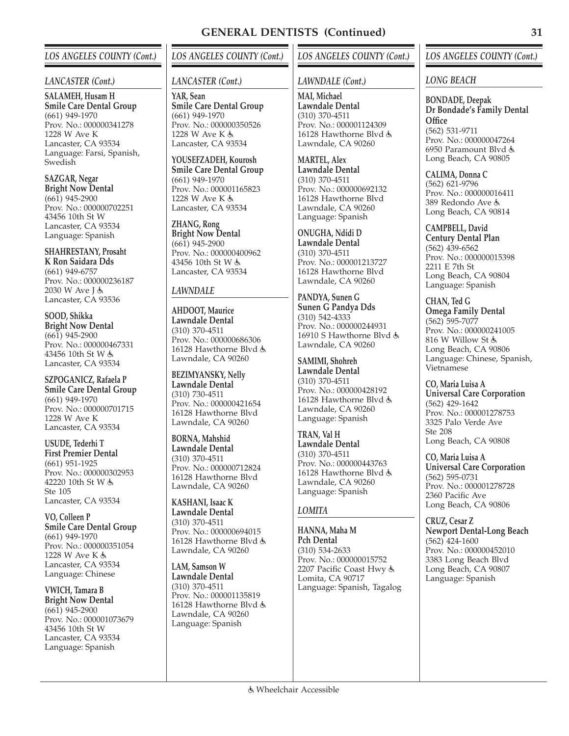# GENERAL DENTISTS (Continued)

## LOS ANGELES COUNTY (Cont.)

### LANCASTER (Cont.)

**SALAMEH, Husam H**
**Smile Care Dental Group**
(661) 949-1970
Prov. No.: 000000341278
1228 W Ave K
Lancaster, CA 93534
Language: Farsi, Spanish, Swedish

**SAZGAR, Negar**
**Bright Now Dental**
(661) 945-2900
Prov. No.: 000000702251
43456 10th St W
Lancaster, CA 93534
Language: Spanish

**SHAHRESTANY, Prosaht**
**K Ron Saidara Dds**
(661) 949-6757
Prov. No.: 000000236187
2030 W Ave J ♿
Lancaster, CA 93536

**SOOD, Shikka**
**Bright Now Dental**
(661) 945-2900
Prov. No.: 000000467331
43456 10th St W ♿
Lancaster, CA 93534

**SZPOGANICZ, Rafaela P**
**Smile Care Dental Group**
(661) 949-1970
Prov. No.: 000000701715
1228 W Ave K
Lancaster, CA 93534

**USUDE, Tederhi T**
**First Premier Dental**
(661) 951-1925
Prov. No.: 000000302953
42220 10th St W ♿
Ste 105
Lancaster, CA 93534

**VO, Colleen P**
**Smile Care Dental Group**
(661) 949-1970
Prov. No.: 000000351054
1228 W Ave K ♿
Lancaster, CA 93534
Language: Chinese

**VWICH, Tamara B**
**Bright Now Dental**
(661) 945-2900
Prov. No.: 000001073679
43456 10th St W
Lancaster, CA 93534
Language: Spanish

**YAR, Sean**
**Smile Care Dental Group**
(661) 949-1970
Prov. No.: 000000350526
1228 W Ave K ♿
Lancaster, CA 93534

**YOUSEFZADEH, Kourosh**
**Smile Care Dental Group**
(661) 949-1970
Prov. No.: 000001165823
1228 W Ave K ♿
Lancaster, CA 93534

**ZHANG, Rong**
**Bright Now Dental**
(661) 945-2900
Prov. No.: 000000400962
43456 10th St W ♿
Lancaster, CA 93534

### LAWNDALE

**AHDOOT, Maurice**
**Lawndale Dental**
(310) 370-4511
Prov. No.: 000000686306
16128 Hawthorne Blvd ♿
Lawndale, CA 90260

**BEZIMYANSKY, Nelly**
**Lawndale Dental**
(310) 730-4511
Prov. No.: 000000421654
16128 Hawthorne Blvd
Lawndale, CA 90260

**BORNA, Mahshid**
**Lawndale Dental**
(310) 370-4511
Prov. No.: 000000712824
16128 Hawthorne Blvd
Lawndale, CA 90260

**KASHANI, Isaac K**
**Lawndale Dental**
(310) 370-4511
Prov. No.: 000000694015
16128 Hawthorne Blvd ♿
Lawndale, CA 90260

**LAM, Samson W**
**Lawndale Dental**
(310) 370-4511
Prov. No.: 000001135819
16128 Hawthorne Blvd ♿
Lawndale, CA 90260
Language: Spanish

**MAI, Michael**
**Lawndale Dental**
(310) 370-4511
Prov. No.: 000001124309
16128 Hawthorne Blvd ♿
Lawndale, CA 90260

**MARTEL, Alex**
**Lawndale Dental**
(310) 370-4511
Prov. No.: 000000692132
16128 Hawthorne Blvd
Lawndale, CA 90260
Language: Spanish

**ONUGHA, Ndidi D**
**Lawndale Dental**
(310) 370-4511
Prov. No.: 000001213727
16128 Hawthorne Blvd
Lawndale, CA 90260

**PANDYA, Sunen G**
**Sunen G Pandya Dds**
(310) 542-4333
Prov. No.: 000000244931
16910 S Hawthorne Blvd ♿
Lawndale, CA 90260

**SAMIMI, Shohreh**
**Lawndale Dental**
(310) 370-4511
Prov. No.: 000000428192
16128 Hawthorne Blvd ♿
Lawndale, CA 90260
Language: Spanish

**TRAN, Val H**
**Lawndale Dental**
(310) 370-4511
Prov. No.: 000000443763
16128 Hawthorne Blvd ♿
Lawndale, CA 90260
Language: Spanish

### LOMITA

**HANNA, Maha M**
**Pch Dental**
(310) 534-2633
Prov. No.: 000000015752
2207 Pacific Coast Hwy ♿
Lomita, CA 90717
Language: Spanish, Tagalog

### LONG BEACH

**BONDADE, Deepak**
**Dr Bondade's Family Dental Office**
(562) 531-9711
Prov. No.: 000000047264
6950 Paramount Blvd ♿
Long Beach, CA 90805

**CALIMA, Donna C**
(562) 621-9796
Prov. No.: 000000016411
389 Redondo Ave ♿
Long Beach, CA 90814

**CAMPBELL, David**
**Century Dental Plan**
(562) 439-6562
Prov. No.: 000000015398
2211 E 7th St
Long Beach, CA 90804
Language: Spanish

**CHAN, Ted G**
**Omega Family Dental**
(562) 595-7077
Prov. No.: 000000241005
816 W Willow St ♿
Long Beach, CA 90806
Language: Chinese, Spanish, Vietnamese

**CO, Maria Luisa A**
**Universal Care Corporation**
(562) 429-1642
Prov. No.: 000001278753
3325 Palo Verde Ave
Ste 208
Long Beach, CA 90808

**CO, Maria Luisa A**
**Universal Care Corporation**
(562) 595-0731
Prov. No.: 000001278728
2360 Pacific Ave
Long Beach, CA 90806

**CRUZ, Cesar Z**
**Newport Dental-Long Beach**
(562) 424-1600
Prov. No.: 000000452010
3383 Long Beach Blvd
Long Beach, CA 90807
Language: Spanish

♿ Wheelchair Accessible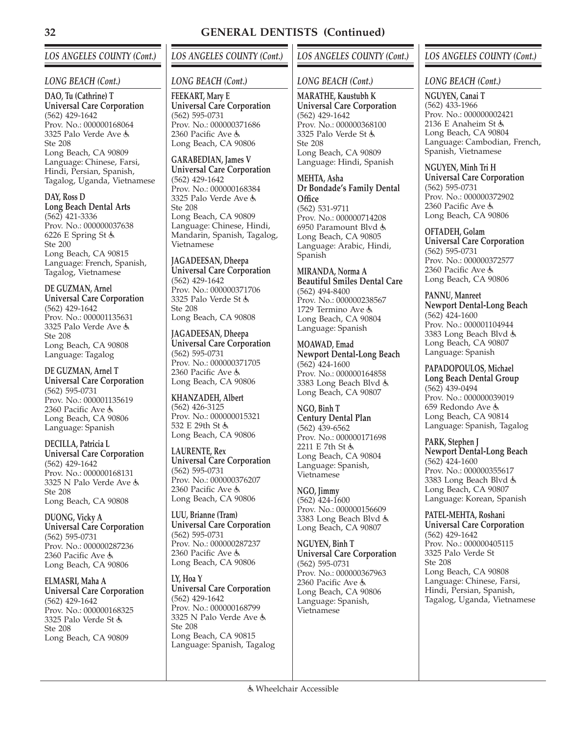# GENERAL DENTISTS (Continued)

## LOS ANGELES COUNTY (Cont.)

### LONG BEACH (Cont.)

**DAO, Tu (Cathrine) T**
**Universal Care Corporation**
(562) 429-1642
Prov. No.: 000000168064
3325 Palo Verde Ave ♿
Ste 208
Long Beach, CA 90809
Language: Chinese, Farsi, Hindi, Persian, Spanish, Tagalog, Uganda, Vietnamese

**DAY, Ross D**
**Long Beach Dental Arts**
(562) 421-3336
Prov. No.: 000000037638
6226 E Spring St ♿
Ste 200
Long Beach, CA 90815
Language: French, Spanish, Tagalog, Vietnamese

**DE GUZMAN, Arnel**
**Universal Care Corporation**
(562) 429-1642
Prov. No.: 000001135631
3325 Palo Verde Ave ♿
Ste 208
Long Beach, CA 90808
Language: Tagalog

**DE GUZMAN, Arnel T**
**Universal Care Corporation**
(562) 595-0731
Prov. No.: 000001135619
2360 Pacific Ave ♿
Long Beach, CA 90806
Language: Spanish

**DECILLA, Patricia L**
**Universal Care Corporation**
(562) 429-1642
Prov. No.: 000000168131
3325 N Palo Verde Ave ♿
Ste 208
Long Beach, CA 90808

**DUONG, Vicky A**
**Universal Care Corporation**
(562) 595-0731
Prov. No.: 000000287236
2360 Pacific Ave ♿
Long Beach, CA 90806

**ELMASRI, Maha A**
**Universal Care Corporation**
(562) 429-1642
Prov. No.: 000000168325
3325 Palo Verde St ♿
Ste 208
Long Beach, CA 90809

**FEEKART, Mary E**
**Universal Care Corporation**
(562) 595-0731
Prov. No.: 000000371686
2360 Pacific Ave ♿
Long Beach, CA 90806

**GARABEDIAN, James V**
**Universal Care Corporation**
(562) 429-1642
Prov. No.: 000000168384
3325 Palo Verde Ave ♿
Ste 208
Long Beach, CA 90809
Language: Chinese, Hindi, Mandarin, Spanish, Tagalog, Vietnamese

**JAGADEESAN, Dheepa**
**Universal Care Corporation**
(562) 429-1642
Prov. No.: 000000371706
3325 Palo Verde St ♿
Ste 208
Long Beach, CA 90808

**JAGADEESAN, Dheepa**
**Universal Care Corporation**
(562) 595-0731
Prov. No.: 000000371705
2360 Pacific Ave ♿
Long Beach, CA 90806

**KHANZADEH, Albert**
(562) 426-3125
Prov. No.: 000000015321
532 E 29th St ♿
Long Beach, CA 90806

**LAURENTE, Rex**
**Universal Care Corporation**
(562) 595-0731
Prov. No.: 000000376207
2360 Pacific Ave ♿
Long Beach, CA 90806

**LUU, Brianne (Tram)**
**Universal Care Corporation**
(562) 595-0731
Prov. No.: 000000287237
2360 Pacific Ave ♿
Long Beach, CA 90806

**LY, Hoa Y**
**Universal Care Corporation**
(562) 429-1642
Prov. No.: 000000168799
3325 N Palo Verde Ave ♿
Ste 208
Long Beach, CA 90815
Language: Spanish, Tagalog

**MARATHE, Kaustubh K**
**Universal Care Corporation**
(562) 429-1642
Prov. No.: 000000368100
3325 Palo Verde St ♿
Ste 208
Long Beach, CA 90809
Language: Hindi, Spanish

**MEHTA, Asha**
**Dr Bondade's Family Dental Office**
(562) 531-9711
Prov. No.: 000000714208
6950 Paramount Blvd ♿
Long Beach, CA 90805
Language: Arabic, Hindi, Spanish

**MIRANDA, Norma A**
**Beautiful Smiles Dental Care**
(562) 494-8400
Prov. No.: 000000238567
1729 Termino Ave ♿
Long Beach, CA 90804
Language: Spanish

**MOAWAD, Emad**
**Newport Dental-Long Beach**
(562) 424-1600
Prov. No.: 000000164858
3383 Long Beach Blvd ♿
Long Beach, CA 90807

**NGO, Binh T**
**Century Dental Plan**
(562) 439-6562
Prov. No.: 000000171698
2211 E 7th St ♿
Long Beach, CA 90804
Language: Spanish, Vietnamese

**NGO, Jimmy**
(562) 424-1600
Prov. No.: 000000156609
3383 Long Beach Blvd ♿
Long Beach, CA 90807

**NGUYEN, Binh T**
**Universal Care Corporation**
(562) 595-0731
Prov. No.: 000000367963
2360 Pacific Ave ♿
Long Beach, CA 90806
Language: Spanish, Vietnamese

**NGUYEN, Canai T**
(562) 433-1966
Prov. No.: 000000002421
2136 E Anaheim St ♿
Long Beach, CA 90804
Language: Cambodian, French, Spanish, Vietnamese

**NGUYEN, Minh Tri H**
**Universal Care Corporation**
(562) 595-0731
Prov. No.: 000000372902
2360 Pacific Ave ♿
Long Beach, CA 90806

**OFTADEH, Golam**
**Universal Care Corporation**
(562) 595-0731
Prov. No.: 000000372577
2360 Pacific Ave ♿
Long Beach, CA 90806

**PANNU, Manreet**
**Newport Dental-Long Beach**
(562) 424-1600
Prov. No.: 000001104944
3383 Long Beach Blvd ♿
Long Beach, CA 90807
Language: Spanish

**PAPADOPOULOS, Michael**
**Long Beach Dental Group**
(562) 439-0494
Prov. No.: 000000039019
659 Redondo Ave ♿
Long Beach, CA 90814
Language: Spanish, Tagalog

**PARK, Stephen J**
**Newport Dental-Long Beach**
(562) 424-1600
Prov. No.: 000000355617
3383 Long Beach Blvd ♿
Long Beach, CA 90807
Language: Korean, Spanish

**PATEL-MEHTA, Roshani**
**Universal Care Corporation**
(562) 429-1642
Prov. No.: 000000405115
3325 Palo Verde St
Ste 208
Long Beach, CA 90808
Language: Chinese, Farsi, Hindi, Persian, Spanish, Tagalog, Uganda, Vietnamese

♿ Wheelchair Accessible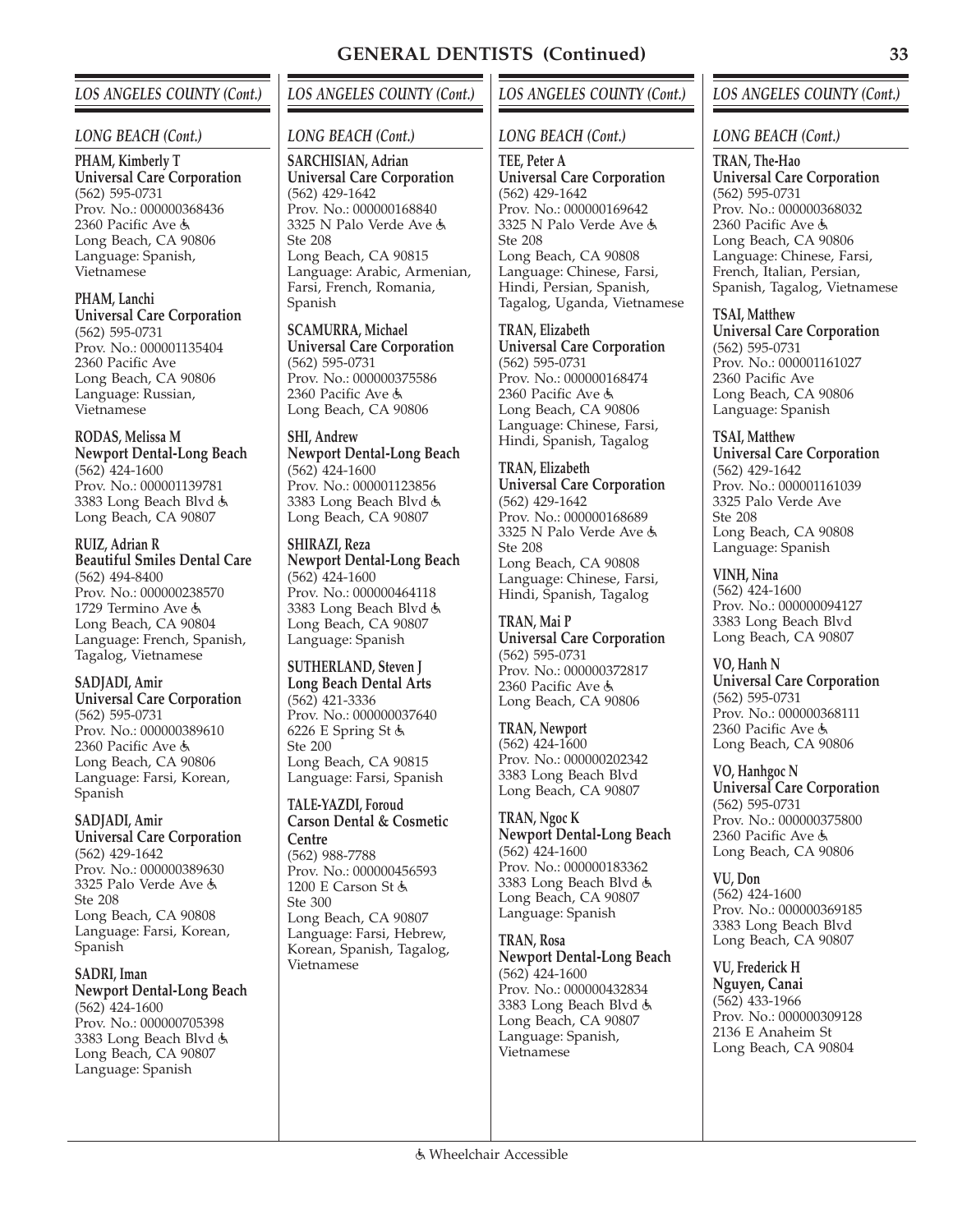## GENERAL DENTISTS (Continued)

### LOS ANGELES COUNTY (Cont.)

#### LONG BEACH (Cont.)

**PHAM, Kimberly T**
**Universal Care Corporation**
(562) 595-0731
Prov. No.: 000000368436
2360 Pacific Ave ♿
Long Beach, CA 90806
Language: Spanish, Vietnamese

**PHAM, Lanchi**
**Universal Care Corporation**
(562) 595-0731
Prov. No.: 000001135404
2360 Pacific Ave
Long Beach, CA 90806
Language: Russian, Vietnamese

**RODAS, Melissa M**
**Newport Dental-Long Beach**
(562) 424-1600
Prov. No.: 000001139781
3383 Long Beach Blvd ♿
Long Beach, CA 90807

**RUIZ, Adrian R**
**Beautiful Smiles Dental Care**
(562) 494-8400
Prov. No.: 000000238570
1729 Termino Ave ♿
Long Beach, CA 90804
Language: French, Spanish, Tagalog, Vietnamese

**SADJADI, Amir**
**Universal Care Corporation**
(562) 595-0731
Prov. No.: 000000389610
2360 Pacific Ave ♿
Long Beach, CA 90806
Language: Farsi, Korean, Spanish

**SADJADI, Amir**
**Universal Care Corporation**
(562) 429-1642
Prov. No.: 000000389630
3325 Palo Verde Ave ♿
Ste 208
Long Beach, CA 90808
Language: Farsi, Korean, Spanish

**SADRI, Iman**
**Newport Dental-Long Beach**
(562) 424-1600
Prov. No.: 000000705398
3383 Long Beach Blvd ♿
Long Beach, CA 90807
Language: Spanish

**SARCHISIAN, Adrian**
**Universal Care Corporation**
(562) 429-1642
Prov. No.: 000000168840
3325 N Palo Verde Ave ♿
Ste 208
Long Beach, CA 90815
Language: Arabic, Armenian, Farsi, French, Romania, Spanish

**SCAMURRA, Michael**
**Universal Care Corporation**
(562) 595-0731
Prov. No.: 000000375586
2360 Pacific Ave ♿
Long Beach, CA 90806

**SHI, Andrew**
**Newport Dental-Long Beach**
(562) 424-1600
Prov. No.: 000001123856
3383 Long Beach Blvd ♿
Long Beach, CA 90807

**SHIRAZI, Reza**
**Newport Dental-Long Beach**
(562) 424-1600
Prov. No.: 000000464118
3383 Long Beach Blvd ♿
Long Beach, CA 90807
Language: Spanish

**SUTHERLAND, Steven J**
**Long Beach Dental Arts**
(562) 421-3336
Prov. No.: 000000037640
6226 E Spring St ♿
Ste 200
Long Beach, CA 90815
Language: Farsi, Spanish

**TALE-YAZDI, Foroud**
**Carson Dental & Cosmetic Centre**
(562) 988-7788
Prov. No.: 000000456593
1200 E Carson St ♿
Ste 300
Long Beach, CA 90807
Language: Farsi, Hebrew, Korean, Spanish, Tagalog, Vietnamese

**TEE, Peter A**
**Universal Care Corporation**
(562) 429-1642
Prov. No.: 000000169642
3325 N Palo Verde Ave ♿
Ste 208
Long Beach, CA 90808
Language: Chinese, Farsi, Hindi, Persian, Spanish, Tagalog, Uganda, Vietnamese

**TRAN, Elizabeth**
**Universal Care Corporation**
(562) 595-0731
Prov. No.: 000000168474
2360 Pacific Ave ♿
Long Beach, CA 90806
Language: Chinese, Farsi, Hindi, Spanish, Tagalog

**TRAN, Elizabeth**
**Universal Care Corporation**
(562) 429-1642
Prov. No.: 000000168689
3325 N Palo Verde Ave ♿
Ste 208
Long Beach, CA 90808
Language: Chinese, Farsi, Hindi, Spanish, Tagalog

**TRAN, Mai P**
**Universal Care Corporation**
(562) 595-0731
Prov. No.: 000000372817
2360 Pacific Ave ♿
Long Beach, CA 90806

**TRAN, Newport**
(562) 424-1600
Prov. No.: 000000202342
3383 Long Beach Blvd
Long Beach, CA 90807

**TRAN, Ngoc K**
**Newport Dental-Long Beach**
(562) 424-1600
Prov. No.: 000000183362
3383 Long Beach Blvd ♿
Long Beach, CA 90807
Language: Spanish

**TRAN, Rosa**
**Newport Dental-Long Beach**
(562) 424-1600
Prov. No.: 000000432834
3383 Long Beach Blvd ♿
Long Beach, CA 90807
Language: Spanish, Vietnamese

**TRAN, The-Hao**
**Universal Care Corporation**
(562) 595-0731
Prov. No.: 000000368032
2360 Pacific Ave ♿
Long Beach, CA 90806
Language: Chinese, Farsi, French, Italian, Persian, Spanish, Tagalog, Vietnamese

**TSAI, Matthew**
**Universal Care Corporation**
(562) 595-0731
Prov. No.: 000001161027
2360 Pacific Ave
Long Beach, CA 90806
Language: Spanish

**TSAI, Matthew**
**Universal Care Corporation**
(562) 429-1642
Prov. No.: 000001161039
3325 Palo Verde Ave
Ste 208
Long Beach, CA 90808
Language: Spanish

**VINH, Nina**
(562) 424-1600
Prov. No.: 000000094127
3383 Long Beach Blvd
Long Beach, CA 90807

**VO, Hanh N**
**Universal Care Corporation**
(562) 595-0731
Prov. No.: 000000368111
2360 Pacific Ave ♿
Long Beach, CA 90806

**VO, Hanhgoc N**
**Universal Care Corporation**
(562) 595-0731
Prov. No.: 000000375800
2360 Pacific Ave ♿
Long Beach, CA 90806

**VU, Don**
(562) 424-1600
Prov. No.: 000000369185
3383 Long Beach Blvd
Long Beach, CA 90807

**VU, Frederick H**
**Nguyen, Canai**
(562) 433-1966
Prov. No.: 000000309128
2136 E Anaheim St
Long Beach, CA 90804

♿ Wheelchair Accessible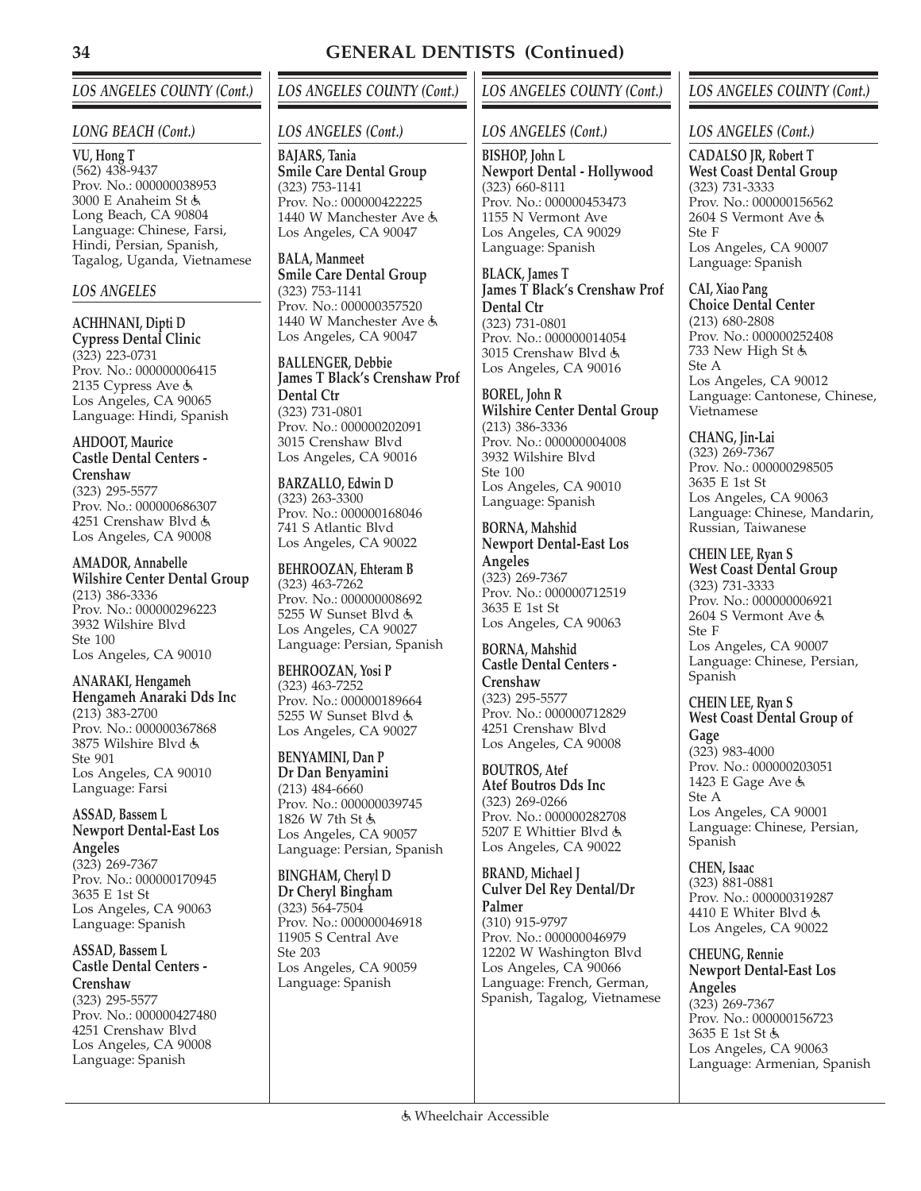# GENERAL DENTISTS (Continued)

## *LOS ANGELES COUNTY (Cont.)*

### *LONG BEACH (Cont.)*

**VU, Hong T**
(562) 438-9437
Prov. No.: 000000038953
3000 E Anaheim St ♿
Long Beach, CA 90804
Language: Chinese, Farsi, Hindi, Persian, Spanish, Tagalog, Uganda, Vietnamese

### *LOS ANGELES*

**ACHHNANI, Dipti D**
**Cypress Dental Clinic**
(323) 223-0731
Prov. No.: 000000006415
2135 Cypress Ave ♿
Los Angeles, CA 90065
Language: Hindi, Spanish

**AHDOOT, Maurice**
**Castle Dental Centers - Crenshaw**
(323) 295-5577
Prov. No.: 000000686307
4251 Crenshaw Blvd ♿
Los Angeles, CA 90008

**AMADOR, Annabelle**
**Wilshire Center Dental Group**
(213) 386-3336
Prov. No.: 000000296223
3932 Wilshire Blvd
Ste 100
Los Angeles, CA 90010

**ANARAKI, Hengameh**
**Hengameh Anaraki Dds Inc**
(213) 383-2700
Prov. No.: 000000367868
3875 Wilshire Blvd ♿
Ste 901
Los Angeles, CA 90010
Language: Farsi

**ASSAD, Bassem L**
**Newport Dental-East Los Angeles**
(323) 269-7367
Prov. No.: 000000170945
3635 E 1st St
Los Angeles, CA 90063
Language: Spanish

**ASSAD, Bassem L**
**Castle Dental Centers - Crenshaw**
(323) 295-5577
Prov. No.: 000000427480
4251 Crenshaw Blvd
Los Angeles, CA 90008
Language: Spanish

## *LOS ANGELES COUNTY (Cont.)*

### *LOS ANGELES (Cont.)*

**BAJARS, Tania**
**Smile Care Dental Group**
(323) 753-1141
Prov. No.: 000000422225
1440 W Manchester Ave ♿
Los Angeles, CA 90047

**BALA, Manmeet**
**Smile Care Dental Group**
(323) 753-1141
Prov. No.: 000000357520
1440 W Manchester Ave ♿
Los Angeles, CA 90047

**BALLENGER, Debbie**
**James T Black's Crenshaw Prof Dental Ctr**
(323) 731-0801
Prov. No.: 000000202091
3015 Crenshaw Blvd
Los Angeles, CA 90016

**BARZALLO, Edwin D**
(323) 263-3300
Prov. No.: 000000168046
741 S Atlantic Blvd
Los Angeles, CA 90022

**BEHROOZAN, Ehteram B**
(323) 463-7262
Prov. No.: 000000008692
5255 W Sunset Blvd ♿
Los Angeles, CA 90027
Language: Persian, Spanish

**BEHROOZAN, Yosi P**
(323) 463-7252
Prov. No.: 000000189664
5255 W Sunset Blvd ♿
Los Angeles, CA 90027

**BENYAMINI, Dan P**
**Dr Dan Benyamini**
(213) 484-6660
Prov. No.: 000000039745
1826 W 7th St ♿
Los Angeles, CA 90057
Language: Persian, Spanish

**BINGHAM, Cheryl D**
**Dr Cheryl Bingham**
(323) 564-7504
Prov. No.: 000000046918
11905 S Central Ave
Ste 203
Los Angeles, CA 90059
Language: Spanish

## *LOS ANGELES COUNTY (Cont.)*

### *LOS ANGELES (Cont.)*

**BISHOP, John L**
**Newport Dental - Hollywood**
(323) 660-8111
Prov. No.: 000000453473
1155 N Vermont Ave
Los Angeles, CA 90029
Language: Spanish

**BLACK, James T**
**James T Black's Crenshaw Prof Dental Ctr**
(323) 731-0801
Prov. No.: 000000014054
3015 Crenshaw Blvd ♿
Los Angeles, CA 90016

**BOREL, John R**
**Wilshire Center Dental Group**
(213) 386-3336
Prov. No.: 000000004008
3932 Wilshire Blvd
Ste 100
Los Angeles, CA 90010
Language: Spanish

**BORNA, Mahshid**
**Newport Dental-East Los Angeles**
(323) 269-7367
Prov. No.: 000000712519
3635 E 1st St
Los Angeles, CA 90063

**BORNA, Mahshid**
**Castle Dental Centers - Crenshaw**
(323) 295-5577
Prov. No.: 000000712829
4251 Crenshaw Blvd
Los Angeles, CA 90008

**BOUTROS, Atef**
**Atef Boutros Dds Inc**
(323) 269-0266
Prov. No.: 000000282708
5207 E Whittier Blvd ♿
Los Angeles, CA 90022

**BRAND, Michael J**
**Culver Del Rey Dental/Dr Palmer**
(310) 915-9797
Prov. No.: 000000046979
12202 W Washington Blvd
Los Angeles, CA 90066
Language: French, German, Spanish, Tagalog, Vietnamese

## *LOS ANGELES COUNTY (Cont.)*

### *LOS ANGELES (Cont.)*

**CADALSO JR, Robert T**
**West Coast Dental Group**
(323) 731-3333
Prov. No.: 000000156562
2604 S Vermont Ave ♿
Ste F
Los Angeles, CA 90007
Language: Spanish

**CAI, Xiao Pang**
**Choice Dental Center**
(213) 680-2808
Prov. No.: 000000252408
733 New High St ♿
Ste A
Los Angeles, CA 90012
Language: Cantonese, Chinese, Vietnamese

**CHANG, Jin-Lai**
(323) 269-7367
Prov. No.: 000000298505
3635 E 1st St
Los Angeles, CA 90063
Language: Chinese, Mandarin, Russian, Taiwanese

**CHEIN LEE, Ryan S**
**West Coast Dental Group**
(323) 731-3333
Prov. No.: 000000006921
2604 S Vermont Ave ♿
Ste F
Los Angeles, CA 90007
Language: Chinese, Persian, Spanish

**CHEIN LEE, Ryan S**
**West Coast Dental Group of Gage**
(323) 983-4000
Prov. No.: 000000203051
1423 E Gage Ave ♿
Ste A
Los Angeles, CA 90001
Language: Chinese, Persian, Spanish

**CHEN, Isaac**
(323) 881-0881
Prov. No.: 000000319287
4410 E Whiter Blvd ♿
Los Angeles, CA 90022

**CHEUNG, Rennie**
**Newport Dental-East Los Angeles**
(323) 269-7367
Prov. No.: 000000156723
3635 E 1st St ♿
Los Angeles, CA 90063
Language: Armenian, Spanish

♿ Wheelchair Accessible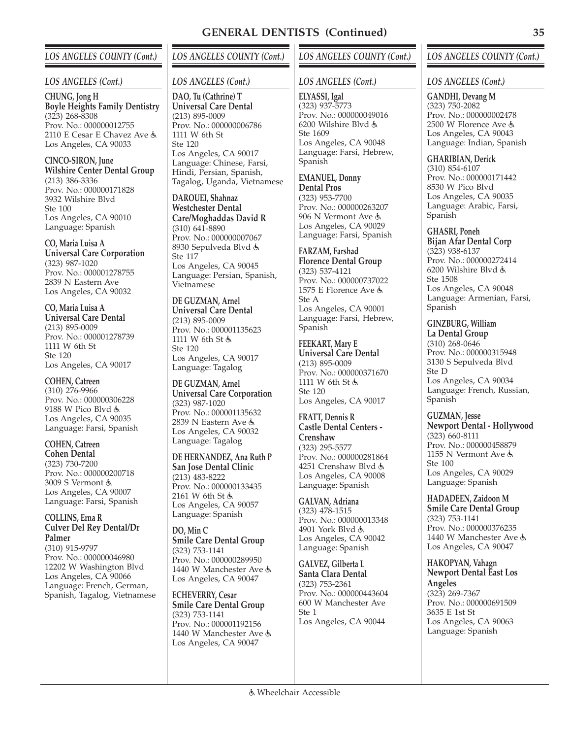# GENERAL DENTISTS (Continued)

## LOS ANGELES COUNTY (Cont.)

### LOS ANGELES (Cont.)

**CHUNG, Jong H**
**Boyle Heights Family Dentistry**
(323) 268-8308
Prov. No.: 000000012755
2110 E Cesar E Chavez Ave ♿
Los Angeles, CA 90033

**CINCO-SIRON, June**
**Wilshire Center Dental Group**
(213) 386-3336
Prov. No.: 000000171828
3932 Wilshire Blvd
Ste 100
Los Angeles, CA 90010
Language: Spanish

**CO, Maria Luisa A**
**Universal Care Corporation**
(323) 987-1020
Prov. No.: 000001278755
2839 N Eastern Ave
Los Angeles, CA 90032

**CO, Maria Luisa A**
**Universal Care Dental**
(213) 895-0009
Prov. No.: 000001278739
1111 W 6th St
Ste 120
Los Angeles, CA 90017

**COHEN, Catreen**
(310) 276-9966
Prov. No.: 000000306228
9188 W Pico Blvd ♿
Los Angeles, CA 90035
Language: Farsi, Spanish

**COHEN, Catreen**
**Cohen Dental**
(323) 730-7200
Prov. No.: 000000200718
3009 S Vermont ♿
Los Angeles, CA 90007
Language: Farsi, Spanish

**COLLINS, Erna R**
**Culver Del Rey Dental/Dr Palmer**
(310) 915-9797
Prov. No.: 000000046980
12202 W Washington Blvd
Los Angeles, CA 90066
Language: French, German, Spanish, Tagalog, Vietnamese

**DAO, Tu (Cathrine) T**
**Universal Care Dental**
(213) 895-0009
Prov. No.: 000000006786
1111 W 6th St
Ste 120
Los Angeles, CA 90017
Language: Chinese, Farsi, Hindi, Persian, Spanish, Tagalog, Uganda, Vietnamese

**DAROUEI, Shahnaz**
**Westchester Dental Care/Moghaddas David R**
(310) 641-8890
Prov. No.: 000000007067
8930 Sepulveda Blvd ♿
Ste 117
Los Angeles, CA 90045
Language: Persian, Spanish, Vietnamese

**DE GUZMAN, Arnel**
**Universal Care Dental**
(213) 895-0009
Prov. No.: 000001135623
1111 W 6th St ♿
Ste 120
Los Angeles, CA 90017
Language: Tagalog

**DE GUZMAN, Arnel**
**Universal Care Corporation**
(323) 987-1020
Prov. No.: 000001135632
2839 N Eastern Ave ♿
Los Angeles, CA 90032
Language: Tagalog

**DE HERNANDEZ, Ana Ruth P**
**San Jose Dental Clinic**
(213) 483-8222
Prov. No.: 000000133435
2161 W 6th St ♿
Los Angeles, CA 90057
Language: Spanish

**DO, Min C**
**Smile Care Dental Group**
(323) 753-1141
Prov. No.: 000000289950
1440 W Manchester Ave ♿
Los Angeles, CA 90047

**ECHEVERRY, Cesar**
**Smile Care Dental Group**
(323) 753-1141
Prov. No.: 000001192156
1440 W Manchester Ave ♿
Los Angeles, CA 90047

**ELYASSI, Igal**
(323) 937-5773
Prov. No.: 000000049016
6200 Wilshire Blvd ♿
Ste 1609
Los Angeles, CA 90048
Language: Farsi, Hebrew, Spanish

**EMANUEL, Donny**
**Dental Pros**
(323) 953-7700
Prov. No.: 000000263207
906 N Vermont Ave ♿
Los Angeles, CA 90029
Language: Farsi, Spanish

**FARZAM, Farshad**
**Florence Dental Group**
(323) 537-4121
Prov. No.: 000000737022
1575 E Florence Ave ♿
Ste A
Los Angeles, CA 90001
Language: Farsi, Hebrew, Spanish

**FEEKART, Mary E**
**Universal Care Dental**
(213) 895-0009
Prov. No.: 000000371670
1111 W 6th St ♿
Ste 120
Los Angeles, CA 90017

**FRATT, Dennis R**
**Castle Dental Centers - Crenshaw**
(323) 295-5577
Prov. No.: 000000281864
4251 Crenshaw Blvd ♿
Los Angeles, CA 90008
Language: Spanish

**GALVAN, Adriana**
(323) 478-1515
Prov. No.: 000000013348
4901 York Blvd ♿
Los Angeles, CA 90042
Language: Spanish

**GALVEZ, Gilberta L**
**Santa Clara Dental**
(323) 753-2361
Prov. No.: 000000443604
600 W Manchester Ave
Ste 1
Los Angeles, CA 90044

**GANDHI, Devang M**
(323) 750-2082
Prov. No.: 000000002478
2500 W Florence Ave ♿
Los Angeles, CA 90043
Language: Indian, Spanish

**GHARIBIAN, Derick**
(310) 854-6107
Prov. No.: 000000171442
8530 W Pico Blvd
Los Angeles, CA 90035
Language: Arabic, Farsi, Spanish

**GHASRI, Poneh**
**Bijan Afar Dental Corp**
(323) 938-6137
Prov. No.: 000000272414
6200 Wilshire Blvd ♿
Ste 1508
Los Angeles, CA 90048
Language: Armenian, Farsi, Spanish

**GINZBURG, William**
**La Dental Group**
(310) 268-0646
Prov. No.: 000000315948
3130 S Sepulveda Blvd
Ste D
Los Angeles, CA 90034
Language: French, Russian, Spanish

**GUZMAN, Jesse**
**Newport Dental - Hollywood**
(323) 660-8111
Prov. No.: 000000458879
1155 N Vermont Ave ♿
Ste 100
Los Angeles, CA 90029
Language: Spanish

**HADADEEN, Zaidoon M**
**Smile Care Dental Group**
(323) 753-1141
Prov. No.: 000000376235
1440 W Manchester Ave ♿
Los Angeles, CA 90047

**HAKOPYAN, Vahagn**
**Newport Dental East Los Angeles**
(323) 269-7367
Prov. No.: 000000691509
3635 E 1st St
Los Angeles, CA 90063
Language: Spanish

♿ Wheelchair Accessible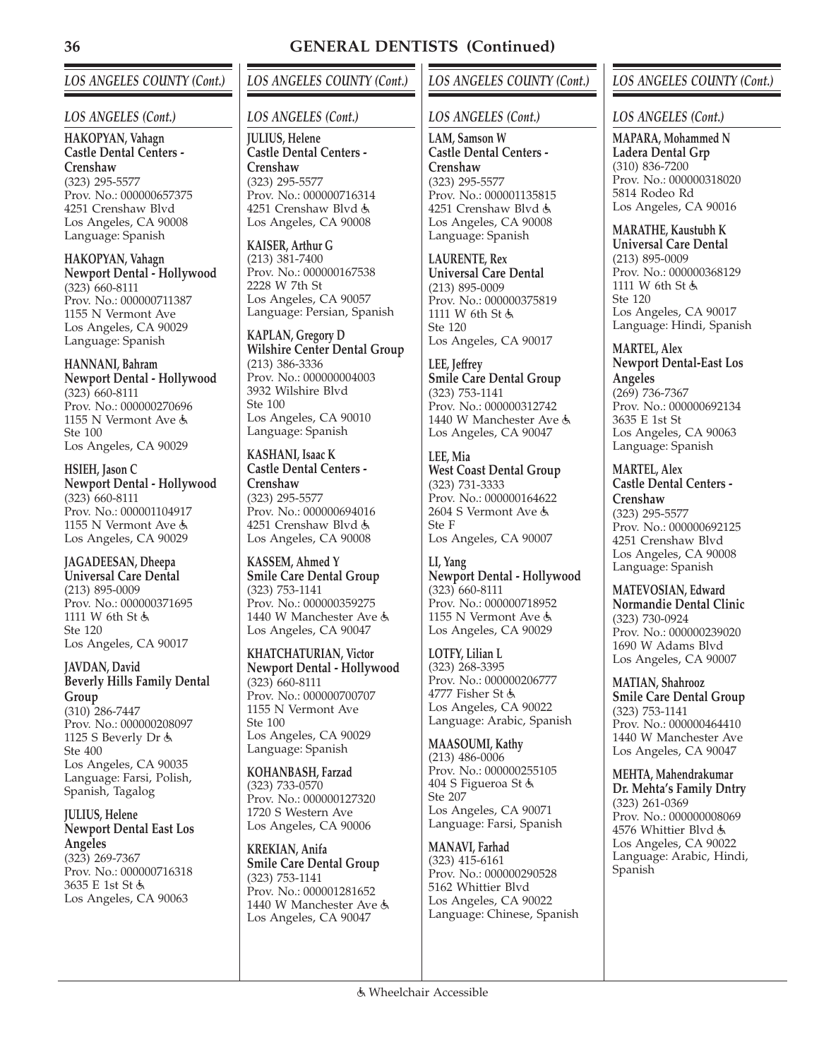# GENERAL DENTISTS (Continued)

## LOS ANGELES COUNTY (Cont.)

### LOS ANGELES (Cont.)

**HAKOPYAN, Vahagn**
**Castle Dental Centers - Crenshaw**
(323) 295-5577
Prov. No.: 000000657375
4251 Crenshaw Blvd
Los Angeles, CA 90008
Language: Spanish

**HAKOPYAN, Vahagn**
**Newport Dental - Hollywood**
(323) 660-8111
Prov. No.: 000000711387
1155 N Vermont Ave
Los Angeles, CA 90029
Language: Spanish

**HANNANI, Bahram**
**Newport Dental - Hollywood**
(323) 660-8111
Prov. No.: 000000270696
1155 N Vermont Ave ♿
Ste 100
Los Angeles, CA 90029

**HSIEH, Jason C**
**Newport Dental - Hollywood**
(323) 660-8111
Prov. No.: 000001104917
1155 N Vermont Ave ♿
Los Angeles, CA 90029

**JAGADEESAN, Dheepa**
**Universal Care Dental**
(213) 895-0009
Prov. No.: 000000371695
1111 W 6th St ♿
Ste 120
Los Angeles, CA 90017

**JAVDAN, David**
**Beverly Hills Family Dental Group**
(310) 286-7447
Prov. No.: 000000208097
1125 S Beverly Dr ♿
Ste 400
Los Angeles, CA 90035
Language: Farsi, Polish, Spanish, Tagalog

**JULIUS, Helene**
**Newport Dental East Los Angeles**
(323) 269-7367
Prov. No.: 000000716318
3635 E 1st St ♿
Los Angeles, CA 90063

**JULIUS, Helene**
**Castle Dental Centers - Crenshaw**
(323) 295-5577
Prov. No.: 000000716314
4251 Crenshaw Blvd ♿
Los Angeles, CA 90008

**KAISER, Arthur G**
(213) 381-7400
Prov. No.: 000000167538
2228 W 7th St
Los Angeles, CA 90057
Language: Persian, Spanish

**KAPLAN, Gregory D**
**Wilshire Center Dental Group**
(213) 386-3336
Prov. No.: 000000004003
3932 Wilshire Blvd
Ste 100
Los Angeles, CA 90010
Language: Spanish

**KASHANI, Isaac K**
**Castle Dental Centers - Crenshaw**
(323) 295-5577
Prov. No.: 000000694016
4251 Crenshaw Blvd ♿
Los Angeles, CA 90008

**KASSEM, Ahmed Y**
**Smile Care Dental Group**
(323) 753-1141
Prov. No.: 000000359275
1440 W Manchester Ave ♿
Los Angeles, CA 90047

**KHATCHATURIAN, Victor**
**Newport Dental - Hollywood**
(323) 660-8111
Prov. No.: 000000700707
1155 N Vermont Ave
Ste 100
Los Angeles, CA 90029
Language: Spanish

**KOHANBASH, Farzad**
(323) 733-0570
Prov. No.: 000000127320
1720 S Western Ave
Los Angeles, CA 90006

**KREKIAN, Anifa**
**Smile Care Dental Group**
(323) 753-1141
Prov. No.: 000001281652
1440 W Manchester Ave ♿
Los Angeles, CA 90047

**LAM, Samson W**
**Castle Dental Centers - Crenshaw**
(323) 295-5577
Prov. No.: 000001135815
4251 Crenshaw Blvd ♿
Los Angeles, CA 90008
Language: Spanish

**LAURENTE, Rex**
**Universal Care Dental**
(213) 895-0009
Prov. No.: 000000375819
1111 W 6th St ♿
Ste 120
Los Angeles, CA 90017

**LEE, Jeffrey**
**Smile Care Dental Group**
(323) 753-1141
Prov. No.: 000000312742
1440 W Manchester Ave ♿
Los Angeles, CA 90047

**LEE, Mia**
**West Coast Dental Group**
(323) 731-3333
Prov. No.: 000000164622
2604 S Vermont Ave ♿
Ste F
Los Angeles, CA 90007

**LI, Yang**
**Newport Dental - Hollywood**
(323) 660-8111
Prov. No.: 000000718952
1155 N Vermont Ave ♿
Los Angeles, CA 90029

**LOTFY, Lilian L**
(323) 268-3395
Prov. No.: 000000206777
4777 Fisher St ♿
Los Angeles, CA 90022
Language: Arabic, Spanish

**MAASOUMI, Kathy**
(213) 486-0006
Prov. No.: 000000255105
404 S Figueroa St ♿
Ste 207
Los Angeles, CA 90071
Language: Farsi, Spanish

**MANAVI, Farhad**
(323) 415-6161
Prov. No.: 000000290528
5162 Whittier Blvd
Los Angeles, CA 90022
Language: Chinese, Spanish

**MAPARA, Mohammed N**
**Ladera Dental Grp**
(310) 836-7200
Prov. No.: 000000318020
5814 Rodeo Rd
Los Angeles, CA 90016

**MARATHE, Kaustubh K**
**Universal Care Dental**
(213) 895-0009
Prov. No.: 000000368129
1111 W 6th St ♿
Ste 120
Los Angeles, CA 90017
Language: Hindi, Spanish

**MARTEL, Alex**
**Newport Dental-East Los Angeles**
(269) 736-7367
Prov. No.: 000000692134
3635 E 1st St
Los Angeles, CA 90063
Language: Spanish

**MARTEL, Alex**
**Castle Dental Centers - Crenshaw**
(323) 295-5577
Prov. No.: 000000692125
4251 Crenshaw Blvd
Los Angeles, CA 90008
Language: Spanish

**MATEVOSIAN, Edward**
**Normandie Dental Clinic**
(323) 730-0924
Prov. No.: 000000239020
1690 W Adams Blvd
Los Angeles, CA 90007

**MATIAN, Shahrooz**
**Smile Care Dental Group**
(323) 753-1141
Prov. No.: 000000464410
1440 W Manchester Ave
Los Angeles, CA 90047

**MEHTA, Mahendrakumar**
**Dr. Mehta's Family Dntry**
(323) 261-0369
Prov. No.: 000000008069
4576 Whittier Blvd ♿
Los Angeles, CA 90022
Language: Arabic, Hindi, Spanish

♿ Wheelchair Accessible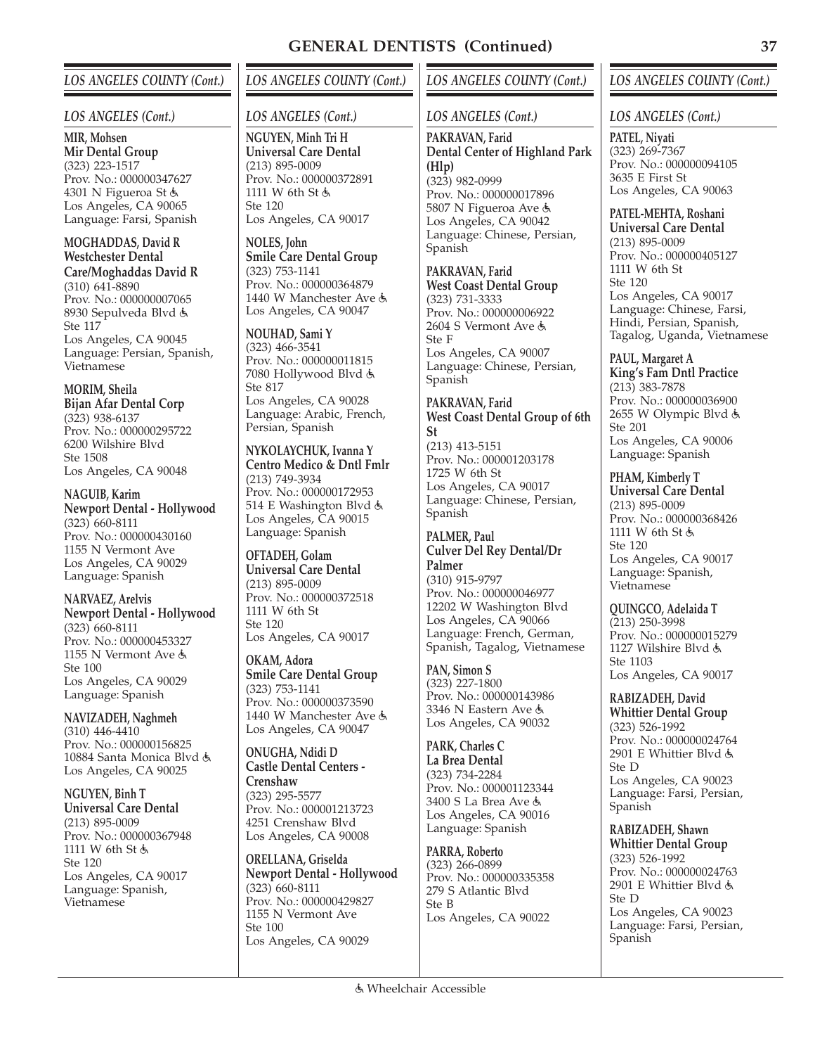# GENERAL DENTISTS (Continued)

## LOS ANGELES COUNTY (Cont.)

### LOS ANGELES (Cont.)

**MIR, Mohsen**
**Mir Dental Group**
(323) 223-1517
Prov. No.: 000000347627
4301 N Figueroa St ♿
Los Angeles, CA 90065
Language: Farsi, Spanish

**MOGHADDAS, David R**
**Westchester Dental Care/Moghaddas David R**
(310) 641-8890
Prov. No.: 000000007065
8930 Sepulveda Blvd ♿
Ste 117
Los Angeles, CA 90045
Language: Persian, Spanish, Vietnamese

**MORIM, Sheila**
**Bijan Afar Dental Corp**
(323) 938-6137
Prov. No.: 000000295722
6200 Wilshire Blvd
Ste 1508
Los Angeles, CA 90048

**NAGUIB, Karim**
**Newport Dental - Hollywood**
(323) 660-8111
Prov. No.: 000000430160
1155 N Vermont Ave
Los Angeles, CA 90029
Language: Spanish

**NARVAEZ, Arelvis**
**Newport Dental - Hollywood**
(323) 660-8111
Prov. No.: 000000453327
1155 N Vermont Ave ♿
Ste 100
Los Angeles, CA 90029
Language: Spanish

**NAVIZADEH, Naghmeh**
(310) 446-4410
Prov. No.: 000000156825
10884 Santa Monica Blvd ♿
Los Angeles, CA 90025

**NGUYEN, Binh T**
**Universal Care Dental**
(213) 895-0009
Prov. No.: 000000367948
1111 W 6th St ♿
Ste 120
Los Angeles, CA 90017
Language: Spanish, Vietnamese

**NGUYEN, Minh Tri H**
**Universal Care Dental**
(213) 895-0009
Prov. No.: 000000372891
1111 W 6th St ♿
Ste 120
Los Angeles, CA 90017

**NOLES, John**
**Smile Care Dental Group**
(323) 753-1141
Prov. No.: 000000364879
1440 W Manchester Ave ♿
Los Angeles, CA 90047

**NOUHAD, Sami Y**
(323) 466-3541
Prov. No.: 000000011815
7080 Hollywood Blvd ♿
Ste 817
Los Angeles, CA 90028
Language: Arabic, French, Persian, Spanish

**NYKOLAYCHUK, Ivanna Y**
**Centro Medico & Dntl Fmlr**
(213) 749-3934
Prov. No.: 000000172953
514 E Washington Blvd ♿
Los Angeles, CA 90015
Language: Spanish

**OFTADEH, Golam**
**Universal Care Dental**
(213) 895-0009
Prov. No.: 000000372518
1111 W 6th St
Ste 120
Los Angeles, CA 90017

**OKAM, Adora**
**Smile Care Dental Group**
(323) 753-1141
Prov. No.: 000000373590
1440 W Manchester Ave ♿
Los Angeles, CA 90047

**ONUGHA, Ndidi D**
**Castle Dental Centers - Crenshaw**
(323) 295-5577
Prov. No.: 000001213723
4251 Crenshaw Blvd
Los Angeles, CA 90008

**ORELLANA, Griselda**
**Newport Dental - Hollywood**
(323) 660-8111
Prov. No.: 000000429827
1155 N Vermont Ave
Ste 100
Los Angeles, CA 90029

**PAKRAVAN, Farid**
**Dental Center of Highland Park (Hlp)**
(323) 982-0999
Prov. No.: 000000017896
5807 N Figueroa Ave ♿
Los Angeles, CA 90042
Language: Chinese, Persian, Spanish

**PAKRAVAN, Farid**
**West Coast Dental Group**
(323) 731-3333
Prov. No.: 000000006922
2604 S Vermont Ave ♿
Ste F
Los Angeles, CA 90007
Language: Chinese, Persian, Spanish

**PAKRAVAN, Farid**
**West Coast Dental Group of 6th St**
(213) 413-5151
Prov. No.: 000001203178
1725 W 6th St
Los Angeles, CA 90017
Language: Chinese, Persian, Spanish

**PALMER, Paul**
**Culver Del Rey Dental/Dr Palmer**
(310) 915-9797
Prov. No.: 000000046977
12202 W Washington Blvd
Los Angeles, CA 90066
Language: French, German, Spanish, Tagalog, Vietnamese

**PAN, Simon S**
(323) 227-1800
Prov. No.: 000000143986
3346 N Eastern Ave ♿
Los Angeles, CA 90032

**PARK, Charles C**
**La Brea Dental**
(323) 734-2284
Prov. No.: 000001123344
3400 S La Brea Ave ♿
Los Angeles, CA 90016
Language: Spanish

**PARRA, Roberto**
(323) 266-0899
Prov. No.: 000000335358
279 S Atlantic Blvd
Ste B
Los Angeles, CA 90022

**PATEL, Niyati**
(323) 269-7367
Prov. No.: 000000094105
3635 E First St
Los Angeles, CA 90063

**PATEL-MEHTA, Roshani**
**Universal Care Dental**
(213) 895-0009
Prov. No.: 000000405127
1111 W 6th St
Ste 120
Los Angeles, CA 90017
Language: Chinese, Farsi, Hindi, Persian, Spanish, Tagalog, Uganda, Vietnamese

**PAUL, Margaret A**
**King's Fam Dntl Practice**
(213) 383-7878
Prov. No.: 000000036900
2655 W Olympic Blvd ♿
Ste 201
Los Angeles, CA 90006
Language: Spanish

**PHAM, Kimberly T**
**Universal Care Dental**
(213) 895-0009
Prov. No.: 000000368426
1111 W 6th St ♿
Ste 120
Los Angeles, CA 90017
Language: Spanish, Vietnamese

**QUINGCO, Adelaida T**
(213) 250-3998
Prov. No.: 000000015279
1127 Wilshire Blvd ♿
Ste 1103
Los Angeles, CA 90017

**RABIZADEH, David**
**Whittier Dental Group**
(323) 526-1992
Prov. No.: 000000024764
2901 E Whittier Blvd ♿
Ste D
Los Angeles, CA 90023
Language: Farsi, Persian, Spanish

**RABIZADEH, Shawn**
**Whittier Dental Group**
(323) 526-1992
Prov. No.: 000000024763
2901 E Whittier Blvd ♿
Ste D
Los Angeles, CA 90023
Language: Farsi, Persian, Spanish

♿ Wheelchair Accessible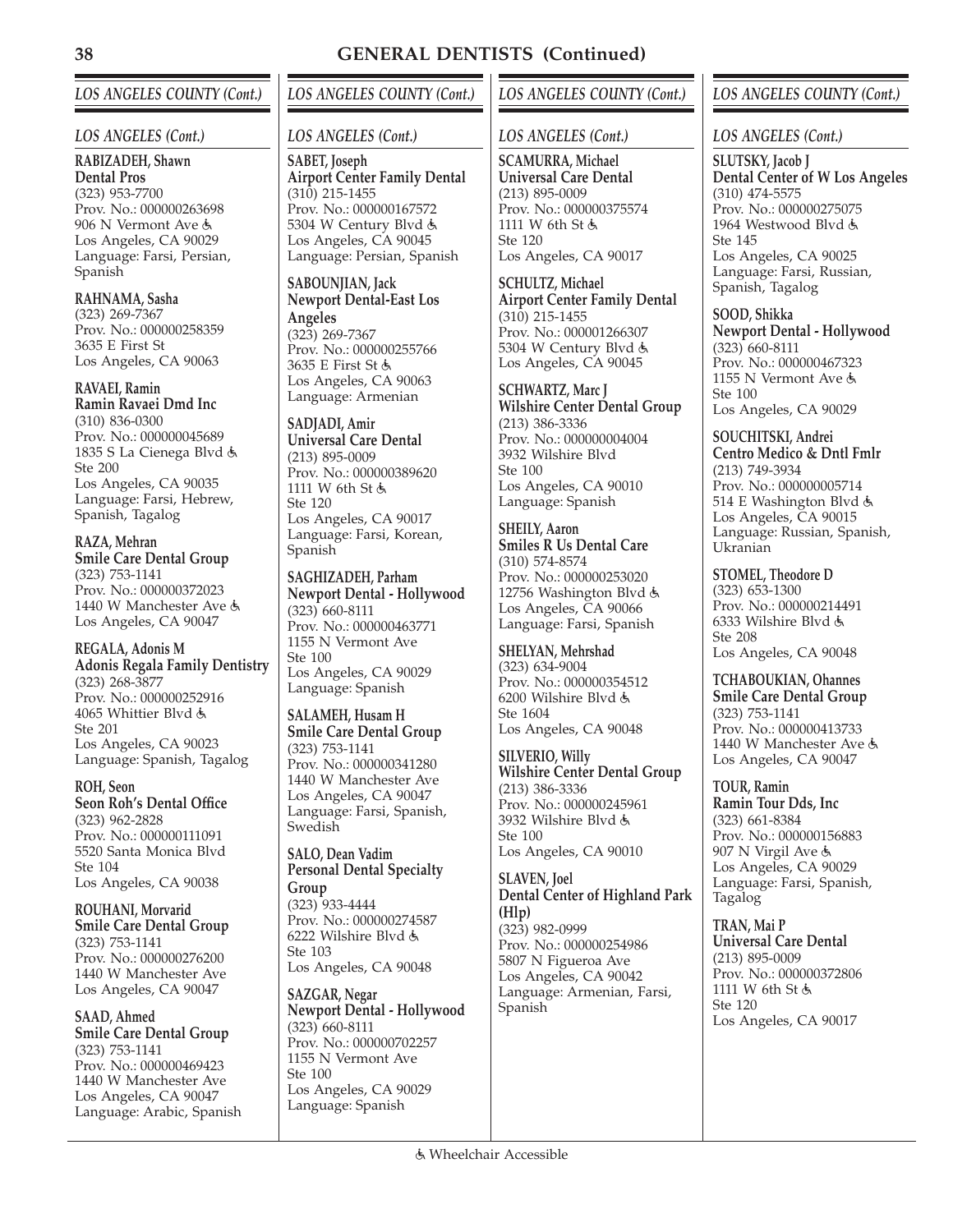# GENERAL DENTISTS (Continued)

## LOS ANGELES COUNTY (Cont.)

### LOS ANGELES (Cont.)

**RABIZADEH, Shawn**
**Dental Pros**
(323) 953-7700
Prov. No.: 000000263698
906 N Vermont Ave ♿
Los Angeles, CA 90029
Language: Farsi, Persian, Spanish

**RAHNAMA, Sasha**
(323) 269-7367
Prov. No.: 000000258359
3635 E First St
Los Angeles, CA 90063

**RAVAEI, Ramin**
**Ramin Ravaei Dmd Inc**
(310) 836-0300
Prov. No.: 000000045689
1835 S La Cienega Blvd ♿
Ste 200
Los Angeles, CA 90035
Language: Farsi, Hebrew, Spanish, Tagalog

**RAZA, Mehran**
**Smile Care Dental Group**
(323) 753-1141
Prov. No.: 000000372023
1440 W Manchester Ave ♿
Los Angeles, CA 90047

**REGALA, Adonis M**
**Adonis Regala Family Dentistry**
(323) 268-3877
Prov. No.: 000000252916
4065 Whittier Blvd ♿
Ste 201
Los Angeles, CA 90023
Language: Spanish, Tagalog

**ROH, Seon**
**Seon Roh's Dental Office**
(323) 962-2828
Prov. No.: 000000111091
5520 Santa Monica Blvd
Ste 104
Los Angeles, CA 90038

**ROUHANI, Morvarid**
**Smile Care Dental Group**
(323) 753-1141
Prov. No.: 000000276200
1440 W Manchester Ave
Los Angeles, CA 90047

**SAAD, Ahmed**
**Smile Care Dental Group**
(323) 753-1141
Prov. No.: 000000469423
1440 W Manchester Ave
Los Angeles, CA 90047
Language: Arabic, Spanish

**SABET, Joseph**
**Airport Center Family Dental**
(310) 215-1455
Prov. No.: 000000167572
5304 W Century Blvd ♿
Los Angeles, CA 90045
Language: Persian, Spanish

**SABOUNJIAN, Jack**
**Newport Dental-East Los Angeles**
(323) 269-7367
Prov. No.: 000000255766
3635 E First St ♿
Los Angeles, CA 90063
Language: Armenian

**SADJADI, Amir**
**Universal Care Dental**
(213) 895-0009
Prov. No.: 000000389620
1111 W 6th St ♿
Ste 120
Los Angeles, CA 90017
Language: Farsi, Korean, Spanish

**SAGHIZADEH, Parham**
**Newport Dental - Hollywood**
(323) 660-8111
Prov. No.: 000000463771
1155 N Vermont Ave
Ste 100
Los Angeles, CA 90029
Language: Spanish

**SALAMEH, Husam H**
**Smile Care Dental Group**
(323) 753-1141
Prov. No.: 000000341280
1440 W Manchester Ave
Los Angeles, CA 90047
Language: Farsi, Spanish, Swedish

**SALO, Dean Vadim**
**Personal Dental Specialty Group**
(323) 933-4444
Prov. No.: 000000274587
6222 Wilshire Blvd ♿
Ste 103
Los Angeles, CA 90048

**SAZGAR, Negar**
**Newport Dental - Hollywood**
(323) 660-8111
Prov. No.: 000000702257
1155 N Vermont Ave
Ste 100
Los Angeles, CA 90029
Language: Spanish

**SCAMURRA, Michael**
**Universal Care Dental**
(213) 895-0009
Prov. No.: 000000375574
1111 W 6th St ♿
Ste 120
Los Angeles, CA 90017

**SCHULTZ, Michael**
**Airport Center Family Dental**
(310) 215-1455
Prov. No.: 000001266307
5304 W Century Blvd ♿
Los Angeles, CA 90045

**SCHWARTZ, Marc J**
**Wilshire Center Dental Group**
(213) 386-3336
Prov. No.: 000000004004
3932 Wilshire Blvd
Ste 100
Los Angeles, CA 90010
Language: Spanish

**SHEILY, Aaron**
**Smiles R Us Dental Care**
(310) 574-8574
Prov. No.: 000000253020
12756 Washington Blvd ♿
Los Angeles, CA 90066
Language: Farsi, Spanish

**SHELYAN, Mehrshad**
(323) 634-9004
Prov. No.: 000000354512
6200 Wilshire Blvd ♿
Ste 1604
Los Angeles, CA 90048

**SILVERIO, Willy**
**Wilshire Center Dental Group**
(213) 386-3336
Prov. No.: 000000245961
3932 Wilshire Blvd ♿
Ste 100
Los Angeles, CA 90010

**SLAVEN, Joel**
**Dental Center of Highland Park (Hlp)**
(323) 982-0999
Prov. No.: 000000254986
5807 N Figueroa Ave
Los Angeles, CA 90042
Language: Armenian, Farsi, Spanish

**SLUTSKY, Jacob J**
**Dental Center of W Los Angeles**
(310) 474-5575
Prov. No.: 000000275075
1964 Westwood Blvd ♿
Ste 145
Los Angeles, CA 90025
Language: Farsi, Russian, Spanish, Tagalog

**SOOD, Shikka**
**Newport Dental - Hollywood**
(323) 660-8111
Prov. No.: 000000467323
1155 N Vermont Ave ♿
Ste 100
Los Angeles, CA 90029

**SOUCHITSKI, Andrei**
**Centro Medico & Dntl Fmlr**
(213) 749-3934
Prov. No.: 000000005714
514 E Washington Blvd ♿
Los Angeles, CA 90015
Language: Russian, Spanish, Ukranian

**STOMEL, Theodore D**
(323) 653-1300
Prov. No.: 000000214491
6333 Wilshire Blvd ♿
Ste 208
Los Angeles, CA 90048

**TCHABOUKIAN, Ohannes**
**Smile Care Dental Group**
(323) 753-1141
Prov. No.: 000000413733
1440 W Manchester Ave ♿
Los Angeles, CA 90047

**TOUR, Ramin**
**Ramin Tour Dds, Inc**
(323) 661-8384
Prov. No.: 000000156883
907 N Virgil Ave ♿
Los Angeles, CA 90029
Language: Farsi, Spanish, Tagalog

**TRAN, Mai P**
**Universal Care Dental**
(213) 895-0009
Prov. No.: 000000372806
1111 W 6th St ♿
Ste 120
Los Angeles, CA 90017

♿ Wheelchair Accessible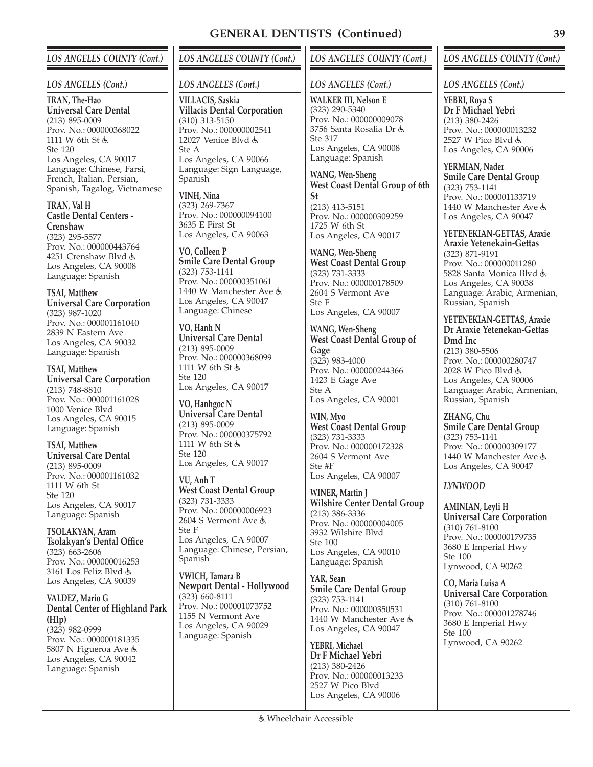# GENERAL DENTISTS (Continued)

## LOS ANGELES COUNTY (Cont.)

### LOS ANGELES (Cont.)

**TRAN, The-Hao**
**Universal Care Dental**
(213) 895-0009
Prov. No.: 000000368022
1111 W 6th St ♿
Ste 120
Los Angeles, CA 90017
Language: Chinese, Farsi, French, Italian, Persian, Spanish, Tagalog, Vietnamese

**TRAN, Val H**
**Castle Dental Centers - Crenshaw**
(323) 295-5577
Prov. No.: 000000443764
4251 Crenshaw Blvd ♿
Los Angeles, CA 90008
Language: Spanish

**TSAI, Matthew**
**Universal Care Corporation**
(323) 987-1020
Prov. No.: 000001161040
2839 N Eastern Ave
Los Angeles, CA 90032
Language: Spanish

**TSAI, Matthew**
**Universal Care Corporation**
(213) 748-8810
Prov. No.: 000001161028
1000 Venice Blvd
Los Angeles, CA 90015
Language: Spanish

**TSAI, Matthew**
**Universal Care Dental**
(213) 895-0009
Prov. No.: 000001161032
1111 W 6th St
Ste 120
Los Angeles, CA 90017
Language: Spanish

**TSOLAKYAN, Aram**
**Tsolakyan's Dental Office**
(323) 663-2606
Prov. No.: 000000016253
3161 Los Feliz Blvd ♿
Los Angeles, CA 90039

**VALDEZ, Mario G**
**Dental Center of Highland Park (Hlp)**
(323) 982-0999
Prov. No.: 000000181335
5807 N Figueroa Ave ♿
Los Angeles, CA 90042
Language: Spanish

**VILLACIS, Saskia**
**Villacis Dental Corporation**
(310) 313-5150
Prov. No.: 000000002541
12027 Venice Blvd ♿
Ste A
Los Angeles, CA 90066
Language: Sign Language, Spanish

**VINH, Nina**
(323) 269-7367
Prov. No.: 000000094100
3635 E First St
Los Angeles, CA 90063

**VO, Colleen P**
**Smile Care Dental Group**
(323) 753-1141
Prov. No.: 000000351061
1440 W Manchester Ave ♿
Los Angeles, CA 90047
Language: Chinese

**VO, Hanh N**
**Universal Care Dental**
(213) 895-0009
Prov. No.: 000000368099
1111 W 6th St ♿
Ste 120
Los Angeles, CA 90017

**VO, Hanhgoc N**
**Universal Care Dental**
(213) 895-0009
Prov. No.: 000000375792
1111 W 6th St ♿
Ste 120
Los Angeles, CA 90017

**VU, Anh T**
**West Coast Dental Group**
(323) 731-3333
Prov. No.: 000000006923
2604 S Vermont Ave ♿
Ste F
Los Angeles, CA 90007
Language: Chinese, Persian, Spanish

**VWICH, Tamara B**
**Newport Dental - Hollywood**
(323) 660-8111
Prov. No.: 000001073752
1155 N Vermont Ave
Los Angeles, CA 90029
Language: Spanish

**WALKER III, Nelson E**
(323) 290-5340
Prov. No.: 000000009078
3756 Santa Rosalia Dr ♿
Ste 317
Los Angeles, CA 90008
Language: Spanish

**WANG, Wen-Sheng**
**West Coast Dental Group of 6th St**
(213) 413-5151
Prov. No.: 000000309259
1725 W 6th St
Los Angeles, CA 90017

**WANG, Wen-Sheng**
**West Coast Dental Group**
(323) 731-3333
Prov. No.: 000000178509
2604 S Vermont Ave
Ste F
Los Angeles, CA 90007

**WANG, Wen-Sheng**
**West Coast Dental Group of Gage**
(323) 983-4000
Prov. No.: 000000244366
1423 E Gage Ave
Ste A
Los Angeles, CA 90001

**WIN, Myo**
**West Coast Dental Group**
(323) 731-3333
Prov. No.: 000000172328
2604 S Vermont Ave
Ste #F
Los Angeles, CA 90007

**WINER, Martin J**
**Wilshire Center Dental Group**
(213) 386-3336
Prov. No.: 000000004005
3932 Wilshire Blvd
Ste 100
Los Angeles, CA 90010
Language: Spanish

**YAR, Sean**
**Smile Care Dental Group**
(323) 753-1141
Prov. No.: 000000350531
1440 W Manchester Ave ♿
Los Angeles, CA 90047

**YEBRI, Michael**
**Dr F Michael Yebri**
(213) 380-2426
Prov. No.: 000000013233
2527 W Pico Blvd
Los Angeles, CA 90006

**YEBRI, Roya S**
**Dr F Michael Yebri**
(213) 380-2426
Prov. No.: 000000013232
2527 W Pico Blvd ♿
Los Angeles, CA 90006

**YERMIAN, Nader**
**Smile Care Dental Group**
(323) 753-1141
Prov. No.: 000001133719
1440 W Manchester Ave ♿
Los Angeles, CA 90047

**YETENEKIAN-GETTAS, Araxie**
**Araxie Yetenekain-Gettas**
(323) 871-9191
Prov. No.: 000000011280
5828 Santa Monica Blvd ♿
Los Angeles, CA 90038
Language: Arabic, Armenian, Russian, Spanish

**YETENEKIAN-GETTAS, Araxie**
**Dr Araxie Yetenekan-Gettas Dmd Inc**
(213) 380-5506
Prov. No.: 000000280747
2028 W Pico Blvd ♿
Los Angeles, CA 90006
Language: Arabic, Armenian, Russian, Spanish

**ZHANG, Chu**
**Smile Care Dental Group**
(323) 753-1141
Prov. No.: 000000309177
1440 W Manchester Ave ♿
Los Angeles, CA 90047

### LYNWOOD

**AMINIAN, Leyli H**
**Universal Care Corporation**
(310) 761-8100
Prov. No.: 000000179735
3680 E Imperial Hwy
Ste 100
Lynwood, CA 90262

**CO, Maria Luisa A**
**Universal Care Corporation**
(310) 761-8100
Prov. No.: 000001278746
3680 E Imperial Hwy
Ste 100
Lynwood, CA 90262

♿ Wheelchair Accessible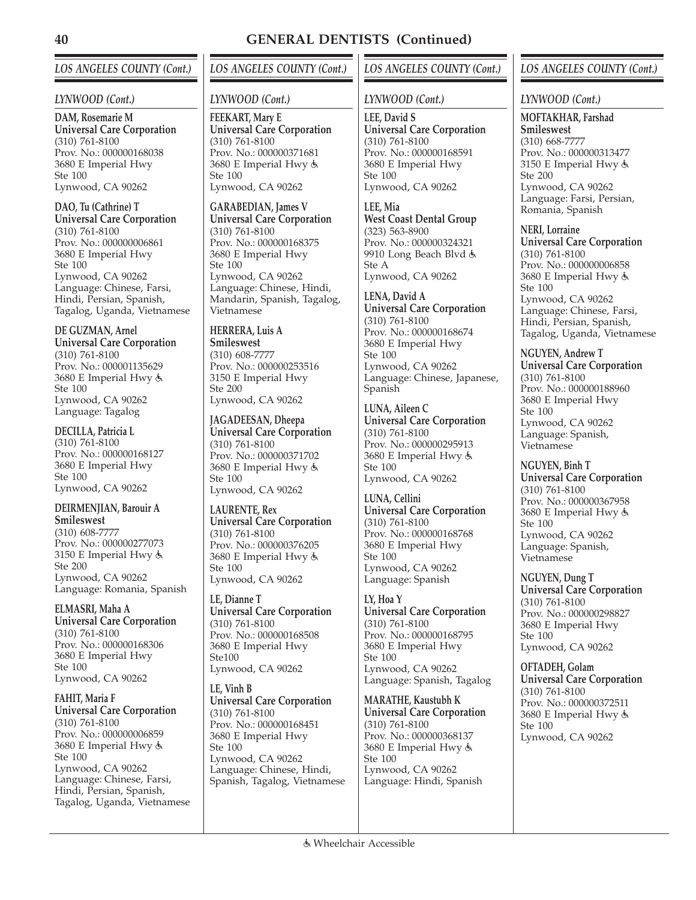# GENERAL DENTISTS (Continued)

## *LOS ANGELES COUNTY (Cont.)*

### *LYNWOOD (Cont.)*

**DAM, Rosemarie M**
**Universal Care Corporation**
(310) 761-8100
Prov. No.: 000000168038
3680 E Imperial Hwy
Ste 100
Lynwood, CA 90262

**DAO, Tu (Cathrine) T**
**Universal Care Corporation**
(310) 761-8100
Prov. No.: 000000006861
3680 E Imperial Hwy
Ste 100
Lynwood, CA 90262
Language: Chinese, Farsi, Hindi, Persian, Spanish, Tagalog, Uganda, Vietnamese

**DE GUZMAN, Arnel**
**Universal Care Corporation**
(310) 761-8100
Prov. No.: 000001135629
3680 E Imperial Hwy ♿
Ste 100
Lynwood, CA 90262
Language: Tagalog

**DECILLA, Patricia L**
(310) 761-8100
Prov. No.: 000000168127
3680 E Imperial Hwy
Ste 100
Lynwood, CA 90262

**DEIRMENJIAN, Barouir A**
**Smileswest**
(310) 608-7777
Prov. No.: 000000277073
3150 E Imperial Hwy ♿
Ste 200
Lynwood, CA 90262
Language: Romania, Spanish

**ELMASRI, Maha A**
**Universal Care Corporation**
(310) 761-8100
Prov. No.: 000000168306
3680 E Imperial Hwy
Ste 100
Lynwood, CA 90262

**FAHIT, Maria F**
**Universal Care Corporation**
(310) 761-8100
Prov. No.: 000000006859
3680 E Imperial Hwy ♿
Ste 100
Lynwood, CA 90262
Language: Chinese, Farsi, Hindi, Persian, Spanish, Tagalog, Uganda, Vietnamese

**FEEKART, Mary E**
**Universal Care Corporation**
(310) 761-8100
Prov. No.: 000000371681
3680 E Imperial Hwy ♿
Ste 100
Lynwood, CA 90262

**GARABEDIAN, James V**
**Universal Care Corporation**
(310) 761-8100
Prov. No.: 000000168375
3680 E Imperial Hwy
Ste 100
Lynwood, CA 90262
Language: Chinese, Hindi, Mandarin, Spanish, Tagalog, Vietnamese

**HERRERA, Luis A**
**Smileswest**
(310) 608-7777
Prov. No.: 000000253516
3150 E Imperial Hwy
Ste 200
Lynwood, CA 90262

**JAGADEESAN, Dheepa**
**Universal Care Corporation**
(310) 761-8100
Prov. No.: 000000371702
3680 E Imperial Hwy ♿
Ste 100
Lynwood, CA 90262

**LAURENTE, Rex**
**Universal Care Corporation**
(310) 761-8100
Prov. No.: 000000376205
3680 E Imperial Hwy ♿
Ste 100
Lynwood, CA 90262

**LE, Dianne T**
**Universal Care Corporation**
(310) 761-8100
Prov. No.: 000000168508
3680 E Imperial Hwy
Ste100
Lynwood, CA 90262

**LE, Vinh B**
**Universal Care Corporation**
(310) 761-8100
Prov. No.: 000000168451
3680 E Imperial Hwy
Ste 100
Lynwood, CA 90262
Language: Chinese, Hindi, Spanish, Tagalog, Vietnamese

**LEE, David S**
**Universal Care Corporation**
(310) 761-8100
Prov. No.: 000000168591
3680 E Imperial Hwy
Ste 100
Lynwood, CA 90262

**LEE, Mia**
**West Coast Dental Group**
(323) 563-8900
Prov. No.: 000000324321
9910 Long Beach Blvd ♿
Ste A
Lynwood, CA 90262

**LENA, David A**
**Universal Care Corporation**
(310) 761-8100
Prov. No.: 000000168674
3680 E Imperial Hwy
Ste 100
Lynwood, CA 90262
Language: Chinese, Japanese, Spanish

**LUNA, Aileen C**
**Universal Care Corporation**
(310) 761-8100
Prov. No.: 000000295913
3680 E Imperial Hwy ♿
Ste 100
Lynwood, CA 90262

**LUNA, Cellini**
**Universal Care Corporation**
(310) 761-8100
Prov. No.: 000000168768
3680 E Imperial Hwy
Ste 100
Lynwood, CA 90262
Language: Spanish

**LY, Hoa Y**
**Universal Care Corporation**
(310) 761-8100
Prov. No.: 000000168795
3680 E Imperial Hwy
Ste 100
Lynwood, CA 90262
Language: Spanish, Tagalog

**MARATHE, Kaustubh K**
**Universal Care Corporation**
(310) 761-8100
Prov. No.: 000000368137
3680 E Imperial Hwy ♿
Ste 100
Lynwood, CA 90262
Language: Hindi, Spanish

**MOFTAKHAR, Farshad**
**Smileswest**
(310) 668-7777
Prov. No.: 000000313477
3150 E Imperial Hwy ♿
Ste 200
Lynwood, CA 90262
Language: Farsi, Persian, Romania, Spanish

**NERI, Lorraine**
**Universal Care Corporation**
(310) 761-8100
Prov. No.: 000000006858
3680 E Imperial Hwy ♿
Ste 100
Lynwood, CA 90262
Language: Chinese, Farsi, Hindi, Persian, Spanish, Tagalog, Uganda, Vietnamese

**NGUYEN, Andrew T**
**Universal Care Corporation**
(310) 761-8100
Prov. No.: 000000188960
3680 E Imperial Hwy
Ste 100
Lynwood, CA 90262
Language: Spanish, Vietnamese

**NGUYEN, Binh T**
**Universal Care Corporation**
(310) 761-8100
Prov. No.: 000000367958
3680 E Imperial Hwy ♿
Ste 100
Lynwood, CA 90262
Language: Spanish, Vietnamese

**NGUYEN, Dung T**
**Universal Care Corporation**
(310) 761-8100
Prov. No.: 000000298827
3680 E Imperial Hwy
Ste 100
Lynwood, CA 90262

**OFTADEH, Golam**
**Universal Care Corporation**
(310) 761-8100
Prov. No.: 000000372511
3680 E Imperial Hwy ♿
Ste 100
Lynwood, CA 90262

♿ Wheelchair Accessible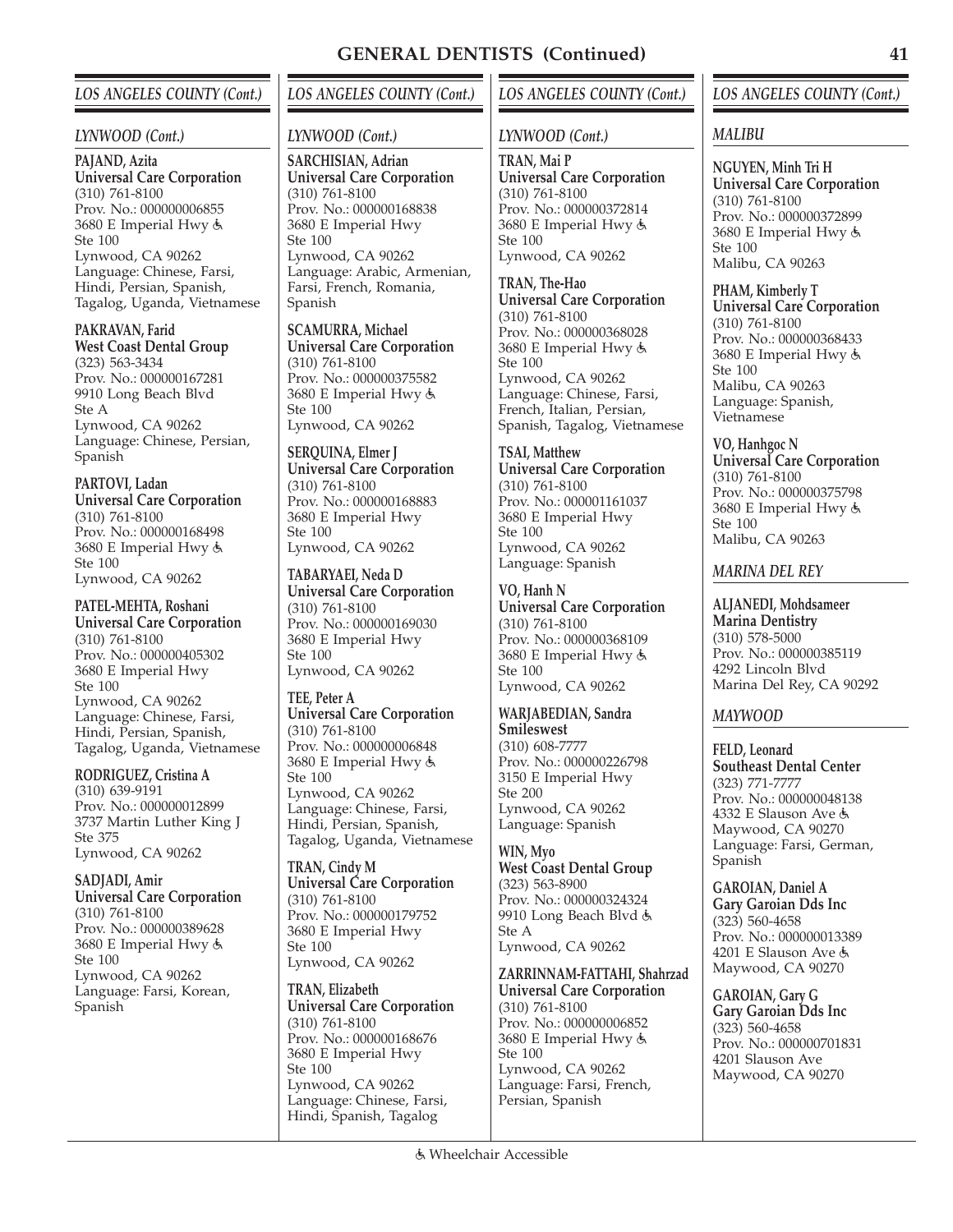## GENERAL DENTISTS (Continued)

### *LOS ANGELES COUNTY (Cont.)*

#### *LYNWOOD (Cont.)*

**PAJAND, Azita**
**Universal Care Corporation**
(310) 761-8100
Prov. No.: 000000006855
3680 E Imperial Hwy ♿
Ste 100
Lynwood, CA 90262
Language: Chinese, Farsi, Hindi, Persian, Spanish, Tagalog, Uganda, Vietnamese

**PAKRAVAN, Farid**
**West Coast Dental Group**
(323) 563-3434
Prov. No.: 000000167281
9910 Long Beach Blvd
Ste A
Lynwood, CA 90262
Language: Chinese, Persian, Spanish

**PARTOVI, Ladan**
**Universal Care Corporation**
(310) 761-8100
Prov. No.: 000000168498
3680 E Imperial Hwy ♿
Ste 100
Lynwood, CA 90262

**PATEL-MEHTA, Roshani**
**Universal Care Corporation**
(310) 761-8100
Prov. No.: 000000405302
3680 E Imperial Hwy
Ste 100
Lynwood, CA 90262
Language: Chinese, Farsi, Hindi, Persian, Spanish, Tagalog, Uganda, Vietnamese

**RODRIGUEZ, Cristina A**
(310) 639-9191
Prov. No.: 000000012899
3737 Martin Luther King J
Ste 375
Lynwood, CA 90262

**SADJADI, Amir**
**Universal Care Corporation**
(310) 761-8100
Prov. No.: 000000389628
3680 E Imperial Hwy ♿
Ste 100
Lynwood, CA 90262
Language: Farsi, Korean, Spanish

**SARCHISIAN, Adrian**
**Universal Care Corporation**
(310) 761-8100
Prov. No.: 000000168838
3680 E Imperial Hwy
Ste 100
Lynwood, CA 90262
Language: Arabic, Armenian, Farsi, French, Romania, Spanish

**SCAMURRA, Michael**
**Universal Care Corporation**
(310) 761-8100
Prov. No.: 000000375582
3680 E Imperial Hwy ♿
Ste 100
Lynwood, CA 90262

**SERQUINA, Elmer J**
**Universal Care Corporation**
(310) 761-8100
Prov. No.: 000000168883
3680 E Imperial Hwy
Ste 100
Lynwood, CA 90262

**TABARYAEI, Neda D**
**Universal Care Corporation**
(310) 761-8100
Prov. No.: 000000169030
3680 E Imperial Hwy
Ste 100
Lynwood, CA 90262

**TEE, Peter A**
**Universal Care Corporation**
(310) 761-8100
Prov. No.: 000000006848
3680 E Imperial Hwy ♿
Ste 100
Lynwood, CA 90262
Language: Chinese, Farsi, Hindi, Persian, Spanish, Tagalog, Uganda, Vietnamese

**TRAN, Cindy M**
**Universal Care Corporation**
(310) 761-8100
Prov. No.: 000000179752
3680 E Imperial Hwy
Ste 100
Lynwood, CA 90262

**TRAN, Elizabeth**
**Universal Care Corporation**
(310) 761-8100
Prov. No.: 000000168676
3680 E Imperial Hwy
Ste 100
Lynwood, CA 90262
Language: Chinese, Farsi, Hindi, Spanish, Tagalog

**TRAN, Mai P**
**Universal Care Corporation**
(310) 761-8100
Prov. No.: 000000372814
3680 E Imperial Hwy ♿
Ste 100
Lynwood, CA 90262

**TRAN, The-Hao**
**Universal Care Corporation**
(310) 761-8100
Prov. No.: 000000368028
3680 E Imperial Hwy ♿
Ste 100
Lynwood, CA 90262
Language: Chinese, Farsi, French, Italian, Persian, Spanish, Tagalog, Vietnamese

**TSAI, Matthew**
**Universal Care Corporation**
(310) 761-8100
Prov. No.: 000001161037
3680 E Imperial Hwy
Ste 100
Lynwood, CA 90262
Language: Spanish

**VO, Hanh N**
**Universal Care Corporation**
(310) 761-8100
Prov. No.: 000000368109
3680 E Imperial Hwy ♿
Ste 100
Lynwood, CA 90262

**WARJABEDIAN, Sandra**
**Smileswest**
(310) 608-7777
Prov. No.: 000000226798
3150 E Imperial Hwy
Ste 200
Lynwood, CA 90262
Language: Spanish

**WIN, Myo**
**West Coast Dental Group**
(323) 563-8900
Prov. No.: 000000324324
9910 Long Beach Blvd ♿
Ste A
Lynwood, CA 90262

**ZARRINNAM-FATTAHI, Shahrzad**
**Universal Care Corporation**
(310) 761-8100
Prov. No.: 000000006852
3680 E Imperial Hwy ♿
Ste 100
Lynwood, CA 90262
Language: Farsi, French, Persian, Spanish

#### *MALIBU*

**NGUYEN, Minh Tri H**
**Universal Care Corporation**
(310) 761-8100
Prov. No.: 000000372899
3680 E Imperial Hwy ♿
Ste 100
Malibu, CA 90263

**PHAM, Kimberly T**
**Universal Care Corporation**
(310) 761-8100
Prov. No.: 000000368433
3680 E Imperial Hwy ♿
Ste 100
Malibu, CA 90263
Language: Spanish, Vietnamese

**VO, Hanhgoc N**
**Universal Care Corporation**
(310) 761-8100
Prov. No.: 000000375798
3680 E Imperial Hwy ♿
Ste 100
Malibu, CA 90263

#### *MARINA DEL REY*

**ALJANEDI, Mohdsameer**
**Marina Dentistry**
(310) 578-5000
Prov. No.: 000000385119
4292 Lincoln Blvd
Marina Del Rey, CA 90292

#### *MAYWOOD*

**FELD, Leonard**
**Southeast Dental Center**
(323) 771-7777
Prov. No.: 000000048138
4332 E Slauson Ave ♿
Maywood, CA 90270
Language: Farsi, German, Spanish

**GAROIAN, Daniel A**
**Gary Garoian Dds Inc**
(323) 560-4658
Prov. No.: 000000013389
4201 E Slauson Ave ♿
Maywood, CA 90270

**GAROIAN, Gary G**
**Gary Garoian Dds Inc**
(323) 560-4658
Prov. No.: 000000701831
4201 Slauson Ave
Maywood, CA 90270

♿ Wheelchair Accessible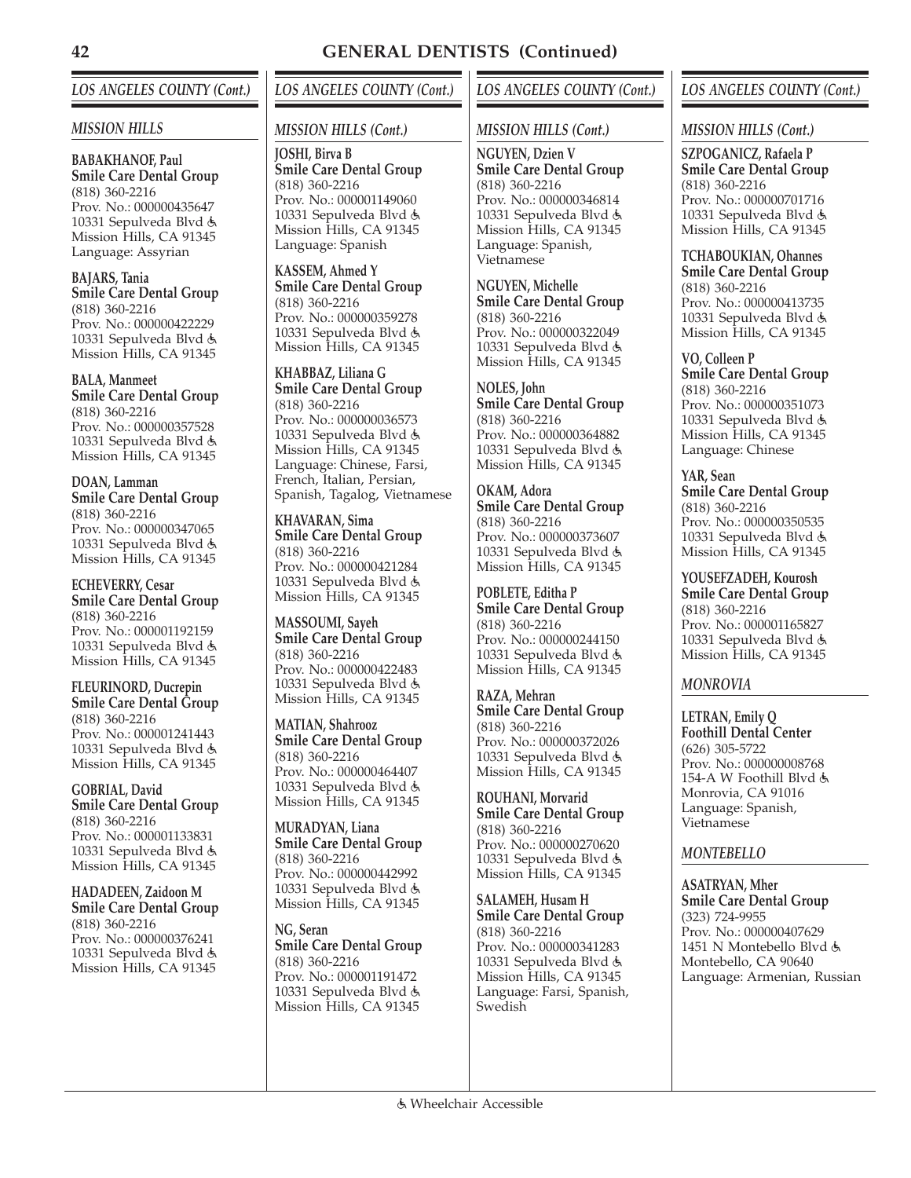## GENERAL DENTISTS (Continued)

### LOS ANGELES COUNTY (Cont.)

#### MISSION HILLS

**BABAKHANOF, Paul**
**Smile Care Dental Group**
(818) 360-2216
Prov. No.: 000000435647
10331 Sepulveda Blvd ♿
Mission Hills, CA 91345
Language: Assyrian

**BAJARS, Tania**
**Smile Care Dental Group**
(818) 360-2216
Prov. No.: 000000422229
10331 Sepulveda Blvd ♿
Mission Hills, CA 91345

**BALA, Manmeet**
**Smile Care Dental Group**
(818) 360-2216
Prov. No.: 000000357528
10331 Sepulveda Blvd ♿
Mission Hills, CA 91345

**DOAN, Lamman**
**Smile Care Dental Group**
(818) 360-2216
Prov. No.: 000000347065
10331 Sepulveda Blvd ♿
Mission Hills, CA 91345

**ECHEVERRY, Cesar**
**Smile Care Dental Group**
(818) 360-2216
Prov. No.: 000001192159
10331 Sepulveda Blvd ♿
Mission Hills, CA 91345

**FLEURINORD, Ducrepin**
**Smile Care Dental Group**
(818) 360-2216
Prov. No.: 000001241443
10331 Sepulveda Blvd ♿
Mission Hills, CA 91345

**GOBRIAL, David**
**Smile Care Dental Group**
(818) 360-2216
Prov. No.: 000001133831
10331 Sepulveda Blvd ♿
Mission Hills, CA 91345

**HADADEEN, Zaidoon M**
**Smile Care Dental Group**
(818) 360-2216
Prov. No.: 000000376241
10331 Sepulveda Blvd ♿
Mission Hills, CA 91345

**JOSHI, Birva B**
**Smile Care Dental Group**
(818) 360-2216
Prov. No.: 000001149060
10331 Sepulveda Blvd ♿
Mission Hills, CA 91345
Language: Spanish

**KASSEM, Ahmed Y**
**Smile Care Dental Group**
(818) 360-2216
Prov. No.: 000000359278
10331 Sepulveda Blvd ♿
Mission Hills, CA 91345

**KHABBAZ, Liliana G**
**Smile Care Dental Group**
(818) 360-2216
Prov. No.: 000000036573
10331 Sepulveda Blvd ♿
Mission Hills, CA 91345
Language: Chinese, Farsi, French, Italian, Persian, Spanish, Tagalog, Vietnamese

**KHAVARAN, Sima**
**Smile Care Dental Group**
(818) 360-2216
Prov. No.: 000000421284
10331 Sepulveda Blvd ♿
Mission Hills, CA 91345

**MASSOUMI, Sayeh**
**Smile Care Dental Group**
(818) 360-2216
Prov. No.: 000000422483
10331 Sepulveda Blvd ♿
Mission Hills, CA 91345

**MATIAN, Shahrooz**
**Smile Care Dental Group**
(818) 360-2216
Prov. No.: 000000464407
10331 Sepulveda Blvd ♿
Mission Hills, CA 91345

**MURADYAN, Liana**
**Smile Care Dental Group**
(818) 360-2216
Prov. No.: 000000442992
10331 Sepulveda Blvd ♿
Mission Hills, CA 91345

**NG, Seran**
**Smile Care Dental Group**
(818) 360-2216
Prov. No.: 000001191472
10331 Sepulveda Blvd ♿
Mission Hills, CA 91345

**NGUYEN, Dzien V**
**Smile Care Dental Group**
(818) 360-2216
Prov. No.: 000000346814
10331 Sepulveda Blvd ♿
Mission Hills, CA 91345
Language: Spanish, Vietnamese

**NGUYEN, Michelle**
**Smile Care Dental Group**
(818) 360-2216
Prov. No.: 000000322049
10331 Sepulveda Blvd ♿
Mission Hills, CA 91345

**NOLES, John**
**Smile Care Dental Group**
(818) 360-2216
Prov. No.: 000000364882
10331 Sepulveda Blvd ♿
Mission Hills, CA 91345

**OKAM, Adora**
**Smile Care Dental Group**
(818) 360-2216
Prov. No.: 000000373607
10331 Sepulveda Blvd ♿
Mission Hills, CA 91345

**POBLETE, Editha P**
**Smile Care Dental Group**
(818) 360-2216
Prov. No.: 000000244150
10331 Sepulveda Blvd ♿
Mission Hills, CA 91345

**RAZA, Mehran**
**Smile Care Dental Group**
(818) 360-2216
Prov. No.: 000000372026
10331 Sepulveda Blvd ♿
Mission Hills, CA 91345

**ROUHANI, Morvarid**
**Smile Care Dental Group**
(818) 360-2216
Prov. No.: 000000270620
10331 Sepulveda Blvd ♿
Mission Hills, CA 91345

**SALAMEH, Husam H**
**Smile Care Dental Group**
(818) 360-2216
Prov. No.: 000000341283
10331 Sepulveda Blvd ♿
Mission Hills, CA 91345
Language: Farsi, Spanish, Swedish

**SZPOGANICZ, Rafaela P**
**Smile Care Dental Group**
(818) 360-2216
Prov. No.: 000000701716
10331 Sepulveda Blvd ♿
Mission Hills, CA 91345

**TCHABOUKIAN, Ohannes**
**Smile Care Dental Group**
(818) 360-2216
Prov. No.: 000000413735
10331 Sepulveda Blvd ♿
Mission Hills, CA 91345

**VO, Colleen P**
**Smile Care Dental Group**
(818) 360-2216
Prov. No.: 000000351073
10331 Sepulveda Blvd ♿
Mission Hills, CA 91345
Language: Chinese

**YAR, Sean**
**Smile Care Dental Group**
(818) 360-2216
Prov. No.: 000000350535
10331 Sepulveda Blvd ♿
Mission Hills, CA 91345

**YOUSEFZADEH, Kourosh**
**Smile Care Dental Group**
(818) 360-2216
Prov. No.: 000001165827
10331 Sepulveda Blvd ♿
Mission Hills, CA 91345

#### MONROVIA

**LETRAN, Emily Q**
**Foothill Dental Center**
(626) 305-5722
Prov. No.: 000000008768
154-A W Foothill Blvd ♿
Monrovia, CA 91016
Language: Spanish, Vietnamese

#### MONTEBELLO

**ASATRYAN, Mher**
**Smile Care Dental Group**
(323) 724-9955
Prov. No.: 000000407629
1451 N Montebello Blvd ♿
Montebello, CA 90640
Language: Armenian, Russian

♿ Wheelchair Accessible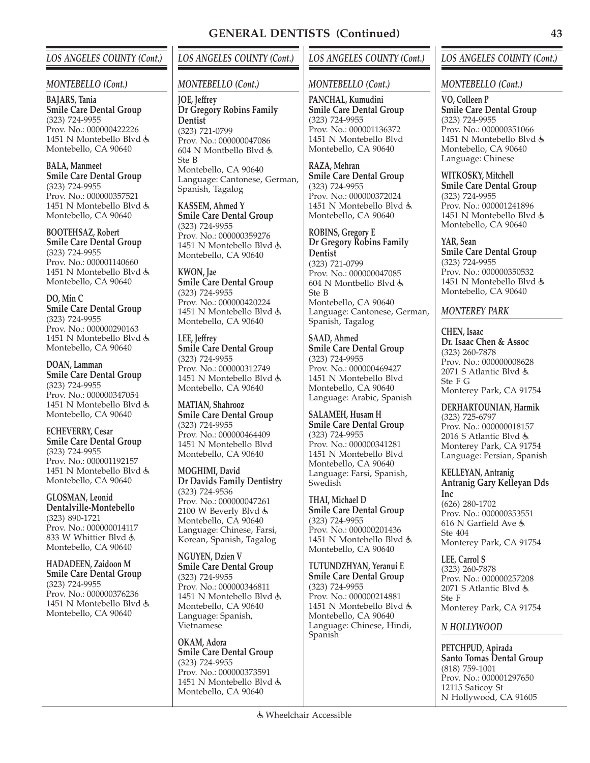# GENERAL DENTISTS (Continued)

## LOS ANGELES COUNTY (Cont.)

### MONTEBELLO (Cont.)

**BAJARS, Tania**
**Smile Care Dental Group**
(323) 724-9955
Prov. No.: 000000422226
1451 N Montebello Blvd ♿
Montebello, CA 90640

**BALA, Manmeet**
**Smile Care Dental Group**
(323) 724-9955
Prov. No.: 000000357521
1451 N Montebello Blvd ♿
Montebello, CA 90640

**BOOTEHSAZ, Robert**
**Smile Care Dental Group**
(323) 724-9955
Prov. No.: 000001140660
1451 N Montebello Blvd ♿
Montebello, CA 90640

**DO, Min C**
**Smile Care Dental Group**
(323) 724-9955
Prov. No.: 000000290163
1451 N Montebello Blvd ♿
Montebello, CA 90640

**DOAN, Lamman**
**Smile Care Dental Group**
(323) 724-9955
Prov. No.: 000000347054
1451 N Montebello Blvd ♿
Montebello, CA 90640

**ECHEVERRY, Cesar**
**Smile Care Dental Group**
(323) 724-9955
Prov. No.: 000001192157
1451 N Montebello Blvd ♿
Montebello, CA 90640

**GLOSMAN, Leonid**
**Dentalville-Montebello**
(323) 890-1721
Prov. No.: 000000014117
833 W Whittier Blvd ♿
Montebello, CA 90640

**HADADEEN, Zaidoon M**
**Smile Care Dental Group**
(323) 724-9955
Prov. No.: 000000376236
1451 N Montebello Blvd ♿
Montebello, CA 90640

**JOE, Jeffrey**
**Dr Gregory Robins Family Dentist**
(323) 721-0799
Prov. No.: 000000047086
604 N Montbello Blvd ♿
Ste B
Montebello, CA 90640
Language: Cantonese, German, Spanish, Tagalog

**KASSEM, Ahmed Y**
**Smile Care Dental Group**
(323) 724-9955
Prov. No.: 000000359276
1451 N Montebello Blvd ♿
Montebello, CA 90640

**KWON, Jae**
**Smile Care Dental Group**
(323) 724-9955
Prov. No.: 000000420224
1451 N Montebello Blvd ♿
Montebello, CA 90640

**LEE, Jeffrey**
**Smile Care Dental Group**
(323) 724-9955
Prov. No.: 000000312749
1451 N Montebello Blvd ♿
Montebello, CA 90640

**MATIAN, Shahrooz**
**Smile Care Dental Group**
(323) 724-9955
Prov. No.: 000000464409
1451 N Montebello Blvd
Montebello, CA 90640

**MOGHIMI, David**
**Dr Davids Family Dentistry**
(323) 724-9536
Prov. No.: 000000047261
2100 W Beverly Blvd ♿
Montebello, CA 90640
Language: Chinese, Farsi, Korean, Spanish, Tagalog

**NGUYEN, Dzien V**
**Smile Care Dental Group**
(323) 724-9955
Prov. No.: 000000346811
1451 N Montebello Blvd ♿
Montebello, CA 90640
Language: Spanish, Vietnamese

**OKAM, Adora**
**Smile Care Dental Group**
(323) 724-9955
Prov. No.: 000000373591
1451 N Montebello Blvd ♿
Montebello, CA 90640

**PANCHAL, Kumudini**
**Smile Care Dental Group**
(323) 724-9955
Prov. No.: 000001136372
1451 N Montebello Blvd
Montebello, CA 90640

**RAZA, Mehran**
**Smile Care Dental Group**
(323) 724-9955
Prov. No.: 000000372024
1451 N Montebello Blvd ♿
Montebello, CA 90640

**ROBINS, Gregory E**
**Dr Gregory Robins Family Dentist**
(323) 721-0799
Prov. No.: 000000047085
604 N Montbello Blvd ♿
Ste B
Montebello, CA 90640
Language: Cantonese, German, Spanish, Tagalog

**SAAD, Ahmed**
**Smile Care Dental Group**
(323) 724-9955
Prov. No.: 000000469427
1451 N Montebello Blvd
Montebello, CA 90640
Language: Arabic, Spanish

**SALAMEH, Husam H**
**Smile Care Dental Group**
(323) 724-9955
Prov. No.: 000000341281
1451 N Montebello Blvd
Montebello, CA 90640
Language: Farsi, Spanish, Swedish

**THAI, Michael D**
**Smile Care Dental Group**
(323) 724-9955
Prov. No.: 000000201436
1451 N Montebello Blvd ♿
Montebello, CA 90640

**TUTUNDZHYAN, Yeranui E**
**Smile Care Dental Group**
(323) 724-9955
Prov. No.: 000000214881
1451 N Montebello Blvd ♿
Montebello, CA 90640
Language: Chinese, Hindi, Spanish

**VO, Colleen P**
**Smile Care Dental Group**
(323) 724-9955
Prov. No.: 000000351066
1451 N Montebello Blvd ♿
Montebello, CA 90640
Language: Chinese

**WITKOSKY, Mitchell**
**Smile Care Dental Group**
(323) 724-9955
Prov. No.: 000001241896
1451 N Montebello Blvd ♿
Montebello, CA 90640

**YAR, Sean**
**Smile Care Dental Group**
(323) 724-9955
Prov. No.: 000000350532
1451 N Montebello Blvd ♿
Montebello, CA 90640

### MONTEREY PARK

**CHEN, Isaac**
**Dr. Isaac Chen & Assoc**
(323) 260-7878
Prov. No.: 000000008628
2071 S Atlantic Blvd ♿
Ste F G
Monterey Park, CA 91754

**DERHARTOUNIAN, Harmik**
(323) 725-6797
Prov. No.: 000000018157
2016 S Atlantic Blvd ♿
Monterey Park, CA 91754
Language: Persian, Spanish

**KELLEYAN, Antranig**
**Antranig Gary Kelleyan Dds Inc**
(626) 280-1702
Prov. No.: 000000353551
616 N Garfield Ave ♿
Ste 404
Monterey Park, CA 91754

**LEE, Carrol S**
(323) 260-7878
Prov. No.: 000000257208
2071 S Atlantic Blvd ♿
Ste F
Monterey Park, CA 91754

### N HOLLYWOOD

**PETCHPUD, Apirada**
**Santo Tomas Dental Group**
(818) 759-1001
Prov. No.: 000001297650
12115 Saticoy St
N Hollywood, CA 91605

♿ Wheelchair Accessible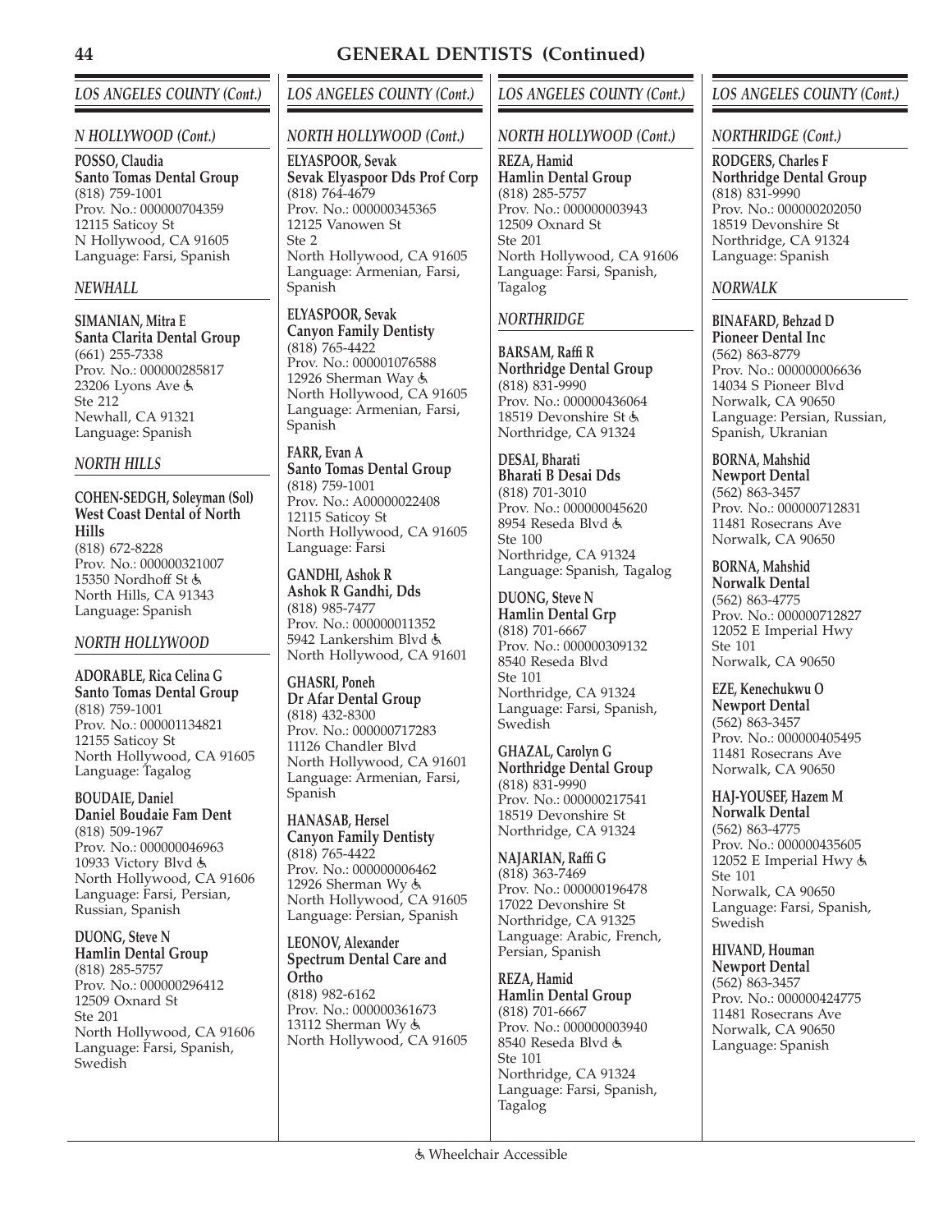## GENERAL DENTISTS (Continued)

### LOS ANGELES COUNTY (Cont.)

#### N HOLLYWOOD (Cont.)

**POSSO, Claudia**
**Santo Tomas Dental Group**
(818) 759-1001
Prov. No.: 000000704359
12115 Saticoy St
N Hollywood, CA 91605
Language: Farsi, Spanish

#### NEWHALL

**SIMANIAN, Mitra E**
**Santa Clarita Dental Group**
(661) 255-7338
Prov. No.: 000000285817
23206 Lyons Ave ♿
Ste 212
Newhall, CA 91321
Language: Spanish

#### NORTH HILLS

**COHEN-SEDGH, Soleyman (Sol)**
**West Coast Dental of North Hills**
(818) 672-8228
Prov. No.: 000000321007
15350 Nordhoff St ♿
North Hills, CA 91343
Language: Spanish

#### NORTH HOLLYWOOD

**ADORABLE, Rica Celina G**
**Santo Tomas Dental Group**
(818) 759-1001
Prov. No.: 000001134821
12155 Saticoy St
North Hollywood, CA 91605
Language: Tagalog

**BOUDAIE, Daniel**
**Daniel Boudaie Fam Dent**
(818) 509-1967
Prov. No.: 000000046963
10933 Victory Blvd ♿
North Hollywood, CA 91606
Language: Farsi, Persian, Russian, Spanish

**DUONG, Steve N**
**Hamlin Dental Group**
(818) 285-5757
Prov. No.: 000000296412
12509 Oxnard St
Ste 201
North Hollywood, CA 91606
Language: Farsi, Spanish, Swedish

#### NORTH HOLLYWOOD (Cont.)

**ELYASPOOR, Sevak**
**Sevak Elyaspoor Dds Prof Corp**
(818) 764-4679
Prov. No.: 000000345365
12125 Vanowen St
Ste 2
North Hollywood, CA 91605
Language: Armenian, Farsi, Spanish

**ELYASPOOR, Sevak**
**Canyon Family Dentisty**
(818) 765-4422
Prov. No.: 000001076588
12926 Sherman Way ♿
North Hollywood, CA 91605
Language: Armenian, Farsi, Spanish

**FARR, Evan A**
**Santo Tomas Dental Group**
(818) 759-1001
Prov. No.: A00000022408
12115 Saticoy St
North Hollywood, CA 91605
Language: Farsi

**GANDHI, Ashok R**
**Ashok R Gandhi, Dds**
(818) 985-7477
Prov. No.: 000000011352
5942 Lankershim Blvd ♿
North Hollywood, CA 91601

**GHASRI, Poneh**
**Dr Afar Dental Group**
(818) 432-8300
Prov. No.: 000000717283
11126 Chandler Blvd
North Hollywood, CA 91601
Language: Armenian, Farsi, Spanish

**HANASAB, Hersel**
**Canyon Family Dentistry**
(818) 765-4422
Prov. No.: 000000006462
12926 Sherman Wy ♿
North Hollywood, CA 91605
Language: Persian, Spanish

**LEONOV, Alexander**
**Spectrum Dental Care and Ortho**
(818) 982-6162
Prov. No.: 000000361673
13112 Sherman Wy ♿
North Hollywood, CA 91605

#### NORTH HOLLYWOOD (Cont.)

**REZA, Hamid**
**Hamlin Dental Group**
(818) 285-5757
Prov. No.: 000000003943
12509 Oxnard St
Ste 201
North Hollywood, CA 91606
Language: Farsi, Spanish, Tagalog

#### NORTHRIDGE

**BARSAM, Raffi R**
**Northridge Dental Group**
(818) 831-9990
Prov. No.: 000000436064
18519 Devonshire St ♿
Northridge, CA 91324

**DESAI, Bharati**
**Bharati B Desai Dds**
(818) 701-3010
Prov. No.: 000000045620
8954 Reseda Blvd ♿
Ste 100
Northridge, CA 91324
Language: Spanish, Tagalog

**DUONG, Steve N**
**Hamlin Dental Grp**
(818) 701-6667
Prov. No.: 000000309132
8540 Reseda Blvd
Ste 101
Northridge, CA 91324
Language: Farsi, Spanish, Swedish

**GHAZAL, Carolyn G**
**Northridge Dental Group**
(818) 831-9990
Prov. No.: 000000217541
18519 Devonshire St
Northridge, CA 91324

**NAJARIAN, Raffi G**
(818) 363-7469
Prov. No.: 000000196478
17022 Devonshire St
Northridge, CA 91325
Language: Arabic, French, Persian, Spanish

**REZA, Hamid**
**Hamlin Dental Group**
(818) 701-6667
Prov. No.: 000000003940
8540 Reseda Blvd ♿
Ste 101
Northridge, CA 91324
Language: Farsi, Spanish, Tagalog

#### NORTHRIDGE (Cont.)

**RODGERS, Charles F**
**Northridge Dental Group**
(818) 831-9990
Prov. No.: 000000202050
18519 Devonshire St
Northridge, CA 91324
Language: Spanish

#### NORWALK

**BINAFARD, Behzad D**
**Pioneer Dental Inc**
(562) 863-8779
Prov. No.: 000000006636
14034 S Pioneer Blvd
Norwalk, CA 90650
Language: Persian, Russian, Spanish, Ukranian

**BORNA, Mahshid**
**Newport Dental**
(562) 863-3457
Prov. No.: 000000712831
11481 Rosecrans Ave
Norwalk, CA 90650

**BORNA, Mahshid**
**Norwalk Dental**
(562) 863-4775
Prov. No.: 000000712827
12052 E Imperial Hwy
Ste 101
Norwalk, CA 90650

**EZE, Kenechukwu O**
**Newport Dental**
(562) 863-3457
Prov. No.: 000000405495
11481 Rosecrans Ave
Norwalk, CA 90650

**HAJ-YOUSEF, Hazem M**
**Norwalk Dental**
(562) 863-4775
Prov. No.: 000000435605
12052 E Imperial Hwy ♿
Ste 101
Norwalk, CA 90650
Language: Farsi, Spanish, Swedish

**HIVAND, Houman**
**Newport Dental**
(562) 863-3457
Prov. No.: 000000424775
11481 Rosecrans Ave
Norwalk, CA 90650
Language: Spanish

♿ Wheelchair Accessible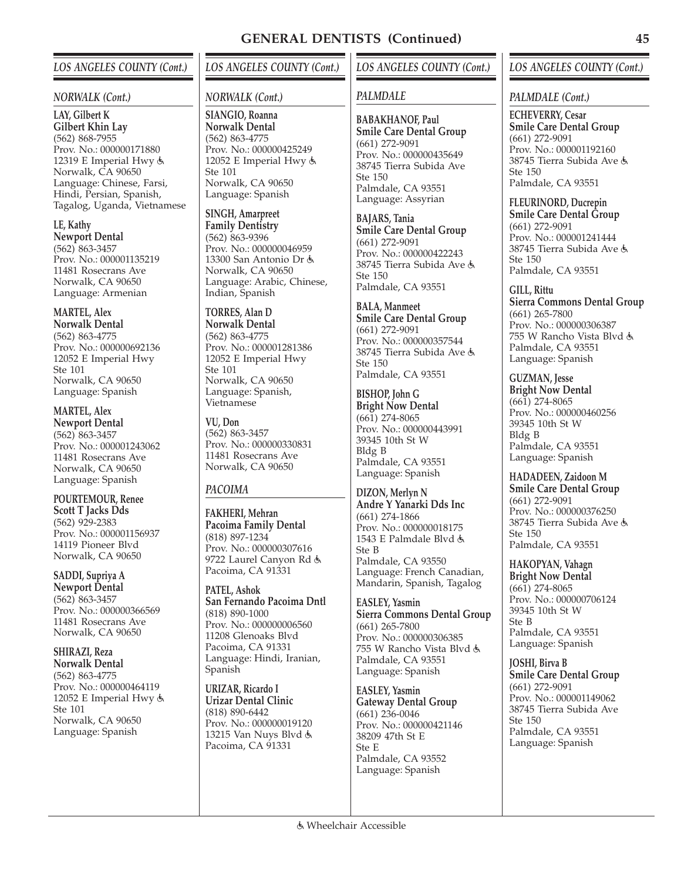## GENERAL DENTISTS (Continued)

### *LOS ANGELES COUNTY (Cont.)*

#### *NORWALK (Cont.)*

**LAY, Gilbert K**
**Gilbert Khin Lay**
(562) 868-7955
Prov. No.: 000000171880
12319 E Imperial Hwy ♿
Norwalk, CA 90650
Language: Chinese, Farsi, Hindi, Persian, Spanish, Tagalog, Uganda, Vietnamese

**LE, Kathy**
**Newport Dental**
(562) 863-3457
Prov. No.: 000001135219
11481 Rosecrans Ave
Norwalk, CA 90650
Language: Armenian

**MARTEL, Alex**
**Norwalk Dental**
(562) 863-4775
Prov. No.: 000000692136
12052 E Imperial Hwy
Ste 101
Norwalk, CA 90650
Language: Spanish

**MARTEL, Alex**
**Newport Dental**
(562) 863-3457
Prov. No.: 000001243062
11481 Rosecrans Ave
Norwalk, CA 90650
Language: Spanish

**POURTEMOUR, Renee**
**Scott T Jacks Dds**
(562) 929-2383
Prov. No.: 000001156937
14119 Pioneer Blvd
Norwalk, CA 90650

**SADDI, Supriya A**
**Newport Dental**
(562) 863-3457
Prov. No.: 000000366569
11481 Rosecrans Ave
Norwalk, CA 90650

**SHIRAZI, Reza**
**Norwalk Dental**
(562) 863-4775
Prov. No.: 000000464119
12052 E Imperial Hwy ♿
Ste 101
Norwalk, CA 90650
Language: Spanish

**SIANGIO, Roanna**
**Norwalk Dental**
(562) 863-4775
Prov. No.: 000000425249
12052 E Imperial Hwy ♿
Ste 101
Norwalk, CA 90650
Language: Spanish

**SINGH, Amarpreet**
**Family Dentistry**
(562) 863-9396
Prov. No.: 000000046959
13300 San Antonio Dr ♿
Norwalk, CA 90650
Language: Arabic, Chinese, Indian, Spanish

**TORRES, Alan D**
**Norwalk Dental**
(562) 863-4775
Prov. No.: 000001281386
12052 E Imperial Hwy
Ste 101
Norwalk, CA 90650
Language: Spanish, Vietnamese

**VU, Don**
(562) 863-3457
Prov. No.: 000000330831
11481 Rosecrans Ave
Norwalk, CA 90650

#### *PACOIMA*

**FAKHERI, Mehran**
**Pacoima Family Dental**
(818) 897-1234
Prov. No.: 000000307616
9722 Laurel Canyon Rd ♿
Pacoima, CA 91331

**PATEL, Ashok**
**San Fernando Pacoima Dntl**
(818) 890-1000
Prov. No.: 000000006560
11208 Glenoaks Blvd
Pacoima, CA 91331
Language: Hindi, Iranian, Spanish

**URIZAR, Ricardo I**
**Urizar Dental Clinic**
(818) 890-6442
Prov. No.: 000000019120
13215 Van Nuys Blvd ♿
Pacoima, CA 91331

#### *PALMDALE*

**BABAKHANOF, Paul**
**Smile Care Dental Group**
(661) 272-9091
Prov. No.: 000000435649
38745 Tierra Subida Ave
Ste 150
Palmdale, CA 93551
Language: Assyrian

**BAJARS, Tania**
**Smile Care Dental Group**
(661) 272-9091
Prov. No.: 000000422243
38745 Tierra Subida Ave ♿
Ste 150
Palmdale, CA 93551

**BALA, Manmeet**
**Smile Care Dental Group**
(661) 272-9091
Prov. No.: 000000357544
38745 Tierra Subida Ave ♿
Ste 150
Palmdale, CA 93551

**BISHOP, John G**
**Bright Now Dental**
(661) 274-8065
Prov. No.: 000000443991
39345 10th St W
Bldg B
Palmdale, CA 93551
Language: Spanish

**DIZON, Merlyn N**
**Andre Y Yanarki Dds Inc**
(661) 274-1866
Prov. No.: 000000018175
1543 E Palmdale Blvd ♿
Ste B
Palmdale, CA 93550
Language: French Canadian, Mandarin, Spanish, Tagalog

**EASLEY, Yasmin**
**Sierra Commons Dental Group**
(661) 265-7800
Prov. No.: 000000306385
755 W Rancho Vista Blvd ♿
Palmdale, CA 93551
Language: Spanish

**EASLEY, Yasmin**
**Gateway Dental Group**
(661) 236-0046
Prov. No.: 000000421146
38209 47th St E
Ste E
Palmdale, CA 93552
Language: Spanish

#### *PALMDALE (Cont.)*

**ECHEVERRY, Cesar**
**Smile Care Dental Group**
(661) 272-9091
Prov. No.: 000001192160
38745 Tierra Subida Ave ♿
Ste 150
Palmdale, CA 93551

**FLEURINORD, Ducrepin**
**Smile Care Dental Group**
(661) 272-9091
Prov. No.: 000001241444
38745 Tierra Subida Ave ♿
Ste 150
Palmdale, CA 93551

**GILL, Rittu**
**Sierra Commons Dental Group**
(661) 265-7800
Prov. No.: 000000306387
755 W Rancho Vista Blvd ♿
Palmdale, CA 93551
Language: Spanish

**GUZMAN, Jesse**
**Bright Now Dental**
(661) 274-8065
Prov. No.: 000000460256
39345 10th St W
Bldg B
Palmdale, CA 93551
Language: Spanish

**HADADEEN, Zaidoon M**
**Smile Care Dental Group**
(661) 272-9091
Prov. No.: 000000376250
38745 Tierra Subida Ave ♿
Ste 150
Palmdale, CA 93551

**HAKOPYAN, Vahagn**
**Bright Now Dental**
(661) 274-8065
Prov. No.: 000000706124
39345 10th St W
Ste B
Palmdale, CA 93551
Language: Spanish

**JOSHI, Birva B**
**Smile Care Dental Group**
(661) 272-9091
Prov. No.: 000001149062
38745 Tierra Subida Ave
Ste 150
Palmdale, CA 93551
Language: Spanish

♿ Wheelchair Accessible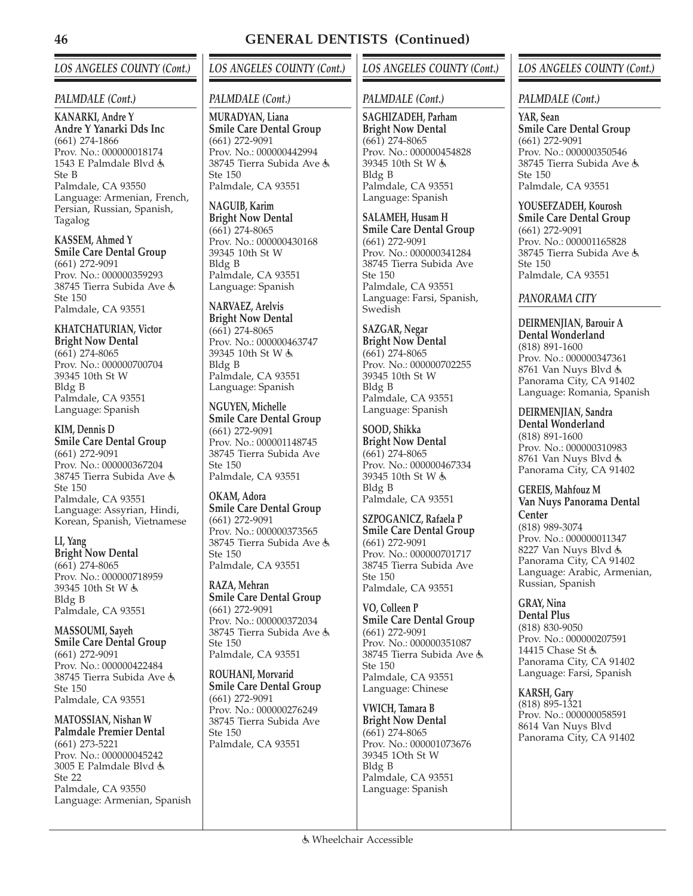# GENERAL DENTISTS (Continued)

## LOS ANGELES COUNTY (Cont.)

### PALMDALE (Cont.)

**KANARKI, Andre Y**
**Andre Y Yanarki Dds Inc**
(661) 274-1866
Prov. No.: 000000018174
1543 E Palmdale Blvd ♿
Ste B
Palmdale, CA 93550
Language: Armenian, French, Persian, Russian, Spanish, Tagalog

**KASSEM, Ahmed Y**
**Smile Care Dental Group**
(661) 272-9091
Prov. No.: 000000359293
38745 Tierra Subida Ave ♿
Ste 150
Palmdale, CA 93551

**KHATCHATURIAN, Victor**
**Bright Now Dental**
(661) 274-8065
Prov. No.: 000000700704
39345 10th St W
Bldg B
Palmdale, CA 93551
Language: Spanish

**KIM, Dennis D**
**Smile Care Dental Group**
(661) 272-9091
Prov. No.: 000000367204
38745 Tierra Subida Ave ♿
Ste 150
Palmdale, CA 93551
Language: Assyrian, Hindi, Korean, Spanish, Vietnamese

**LI, Yang**
**Bright Now Dental**
(661) 274-8065
Prov. No.: 000000718959
39345 10th St W ♿
Bldg B
Palmdale, CA 93551

**MASSOUMI, Sayeh**
**Smile Care Dental Group**
(661) 272-9091
Prov. No.: 000000422484
38745 Tierra Subida Ave ♿
Ste 150
Palmdale, CA 93551

**MATOSSIAN, Nishan W**
**Palmdale Premier Dental**
(661) 273-5221
Prov. No.: 000000045242
3005 E Palmdale Blvd ♿
Ste 22
Palmdale, CA 93550
Language: Armenian, Spanish

**MURADYAN, Liana**
**Smile Care Dental Group**
(661) 272-9091
Prov. No.: 000000442994
38745 Tierra Subida Ave ♿
Ste 150
Palmdale, CA 93551

**NAGUIB, Karim**
**Bright Now Dental**
(661) 274-8065
Prov. No.: 000000430168
39345 10th St W
Bldg B
Palmdale, CA 93551
Language: Spanish

**NARVAEZ, Arelvis**
**Bright Now Dental**
(661) 274-8065
Prov. No.: 000000463747
39345 10th St W ♿
Bldg B
Palmdale, CA 93551
Language: Spanish

**NGUYEN, Michelle**
**Smile Care Dental Group**
(661) 272-9091
Prov. No.: 000001148745
38745 Tierra Subida Ave
Ste 150
Palmdale, CA 93551

**OKAM, Adora**
**Smile Care Dental Group**
(661) 272-9091
Prov. No.: 000000373565
38745 Tierra Subida Ave ♿
Ste 150
Palmdale, CA 93551

**RAZA, Mehran**
**Smile Care Dental Group**
(661) 272-9091
Prov. No.: 000000372034
38745 Tierra Subida Ave ♿
Ste 150
Palmdale, CA 93551

**ROUHANI, Morvarid**
**Smile Care Dental Group**
(661) 272-9091
Prov. No.: 000000276249
38745 Tierra Subida Ave
Ste 150
Palmdale, CA 93551

**SAGHIZADEH, Parham**
**Bright Now Dental**
(661) 274-8065
Prov. No.: 000000454828
39345 10th St W ♿
Bldg B
Palmdale, CA 93551
Language: Spanish

**SALAMEH, Husam H**
**Smile Care Dental Group**
(661) 272-9091
Prov. No.: 000000341284
38745 Tierra Subida Ave
Ste 150
Palmdale, CA 93551
Language: Farsi, Spanish, Swedish

**SAZGAR, Negar**
**Bright Now Dental**
(661) 274-8065
Prov. No.: 000000702255
39345 10th St W
Bldg B
Palmdale, CA 93551
Language: Spanish

**SOOD, Shikka**
**Bright Now Dental**
(661) 274-8065
Prov. No.: 000000467334
39345 10th St W ♿
Bldg B
Palmdale, CA 93551

**SZPOGANICZ, Rafaela P**
**Smile Care Dental Group**
(661) 272-9091
Prov. No.: 000000701717
38745 Tierra Subida Ave
Ste 150
Palmdale, CA 93551

**VO, Colleen P**
**Smile Care Dental Group**
(661) 272-9091
Prov. No.: 000000351087
38745 Tierra Subida Ave ♿
Ste 150
Palmdale, CA 93551
Language: Chinese

**VWICH, Tamara B**
**Bright Now Dental**
(661) 274-8065
Prov. No.: 000001073676
39345 1Oth St W
Bldg B
Palmdale, CA 93551
Language: Spanish

**YAR, Sean**
**Smile Care Dental Group**
(661) 272-9091
Prov. No.: 000000350546
38745 Tierra Subida Ave ♿
Ste 150
Palmdale, CA 93551

**YOUSEFZADEH, Kourosh**
**Smile Care Dental Group**
(661) 272-9091
Prov. No.: 000001165828
38745 Tierra Subida Ave ♿
Ste 150
Palmdale, CA 93551

### PANORAMA CITY

**DEIRMENJIAN, Barouir A**
**Dental Wonderland**
(818) 891-1600
Prov. No.: 000000347361
8761 Van Nuys Blvd ♿
Panorama City, CA 91402
Language: Romania, Spanish

**DEIRMENJIAN, Sandra**
**Dental Wonderland**
(818) 891-1600
Prov. No.: 000000310983
8761 Van Nuys Blvd ♿
Panorama City, CA 91402

**GEREIS, Mahfouz M**
**Van Nuys Panorama Dental Center**
(818) 989-3074
Prov. No.: 000000011347
8227 Van Nuys Blvd ♿
Panorama City, CA 91402
Language: Arabic, Armenian, Russian, Spanish

**GRAY, Nina**
**Dental Plus**
(818) 830-9050
Prov. No.: 000000207591
14415 Chase St ♿
Panorama City, CA 91402
Language: Farsi, Spanish

**KARSH, Gary**
(818) 895-1321
Prov. No.: 000000058591
8614 Van Nuys Blvd
Panorama City, CA 91402

♿ Wheelchair Accessible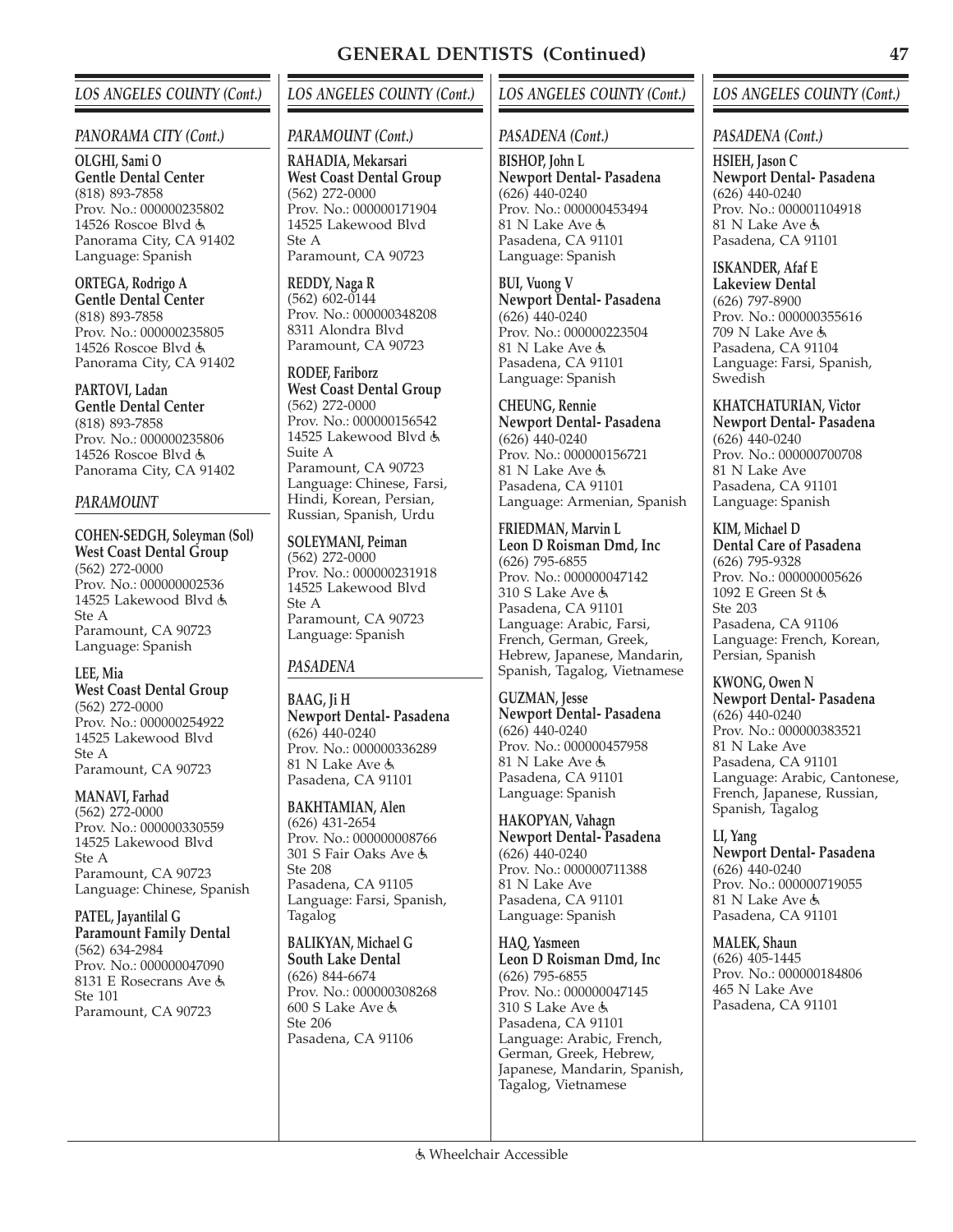# GENERAL DENTISTS (Continued)

## LOS ANGELES COUNTY (Cont.)

### PANORAMA CITY (Cont.)

**OLGHI, Sami O**
**Gentle Dental Center**
(818) 893-7858
Prov. No.: 000000235802
14526 Roscoe Blvd ♿
Panorama City, CA 91402
Language: Spanish

**ORTEGA, Rodrigo A**
**Gentle Dental Center**
(818) 893-7858
Prov. No.: 000000235805
14526 Roscoe Blvd ♿
Panorama City, CA 91402

**PARTOVI, Ladan**
**Gentle Dental Center**
(818) 893-7858
Prov. No.: 000000235806
14526 Roscoe Blvd ♿
Panorama City, CA 91402

### PARAMOUNT

**COHEN-SEDGH, Soleyman (Sol)**
**West Coast Dental Group**
(562) 272-0000
Prov. No.: 000000002536
14525 Lakewood Blvd ♿
Ste A
Paramount, CA 90723
Language: Spanish

**LEE, Mia**
**West Coast Dental Group**
(562) 272-0000
Prov. No.: 000000254922
14525 Lakewood Blvd
Ste A
Paramount, CA 90723

**MANAVI, Farhad**
(562) 272-0000
Prov. No.: 000000330559
14525 Lakewood Blvd
Ste A
Paramount, CA 90723
Language: Chinese, Spanish

**PATEL, Jayantilal G**
**Paramount Family Dental**
(562) 634-2984
Prov. No.: 000000047090
8131 E Rosecrans Ave ♿
Ste 101
Paramount, CA 90723

### PARAMOUNT (Cont.)

**RAHADIA, Mekarsari**
**West Coast Dental Group**
(562) 272-0000
Prov. No.: 000000171904
14525 Lakewood Blvd
Ste A
Paramount, CA 90723

**REDDY, Naga R**
(562) 602-0144
Prov. No.: 000000348208
8311 Alondra Blvd
Paramount, CA 90723

**RODEF, Fariborz**
**West Coast Dental Group**
(562) 272-0000
Prov. No.: 000000156542
14525 Lakewood Blvd ♿
Suite A
Paramount, CA 90723
Language: Chinese, Farsi, Hindi, Korean, Persian, Russian, Spanish, Urdu

**SOLEYMANI, Peiman**
(562) 272-0000
Prov. No.: 000000231918
14525 Lakewood Blvd
Ste A
Paramount, CA 90723
Language: Spanish

### PASADENA

**BAAG, Ji H**
**Newport Dental- Pasadena**
(626) 440-0240
Prov. No.: 000000336289
81 N Lake Ave ♿
Pasadena, CA 91101

**BAKHTAMIAN, Alen**
(626) 431-2654
Prov. No.: 000000008766
301 S Fair Oaks Ave ♿
Ste 208
Pasadena, CA 91105
Language: Farsi, Spanish, Tagalog

**BALIKYAN, Michael G**
**South Lake Dental**
(626) 844-6674
Prov. No.: 000000308268
600 S Lake Ave ♿
Ste 206
Pasadena, CA 91106

### PASADENA (Cont.)

**BISHOP, John L**
**Newport Dental- Pasadena**
(626) 440-0240
Prov. No.: 000000453494
81 N Lake Ave ♿
Pasadena, CA 91101
Language: Spanish

**BUI, Vuong V**
**Newport Dental- Pasadena**
(626) 440-0240
Prov. No.: 000000223504
81 N Lake Ave ♿
Pasadena, CA 91101
Language: Spanish

**CHEUNG, Rennie**
**Newport Dental- Pasadena**
(626) 440-0240
Prov. No.: 000000156721
81 N Lake Ave ♿
Pasadena, CA 91101
Language: Armenian, Spanish

**FRIEDMAN, Marvin L**
**Leon D Roisman Dmd, Inc**
(626) 795-6855
Prov. No.: 000000047142
310 S Lake Ave ♿
Pasadena, CA 91101
Language: Arabic, Farsi, French, German, Greek, Hebrew, Japanese, Mandarin, Spanish, Tagalog, Vietnamese

**GUZMAN, Jesse**
**Newport Dental- Pasadena**
(626) 440-0240
Prov. No.: 000000457958
81 N Lake Ave ♿
Pasadena, CA 91101
Language: Spanish

**HAKOPYAN, Vahagn**
**Newport Dental- Pasadena**
(626) 440-0240
Prov. No.: 000000711388
81 N Lake Ave
Pasadena, CA 91101
Language: Spanish

**HAQ, Yasmeen**
**Leon D Roisman Dmd, Inc**
(626) 795-6855
Prov. No.: 000000047145
310 S Lake Ave ♿
Pasadena, CA 91101
Language: Arabic, French, German, Greek, Hebrew, Japanese, Mandarin, Spanish, Tagalog, Vietnamese

### PASADENA (Cont.)

**HSIEH, Jason C**
**Newport Dental- Pasadena**
(626) 440-0240
Prov. No.: 000001104918
81 N Lake Ave ♿
Pasadena, CA 91101

**ISKANDER, Afaf E**
**Lakeview Dental**
(626) 797-8900
Prov. No.: 000000355616
709 N Lake Ave ♿
Pasadena, CA 91104
Language: Farsi, Spanish, Swedish

**KHATCHATURIAN, Victor**
**Newport Dental- Pasadena**
(626) 440-0240
Prov. No.: 000000700708
81 N Lake Ave
Pasadena, CA 91101
Language: Spanish

**KIM, Michael D**
**Dental Care of Pasadena**
(626) 795-9328
Prov. No.: 000000005626
1092 E Green St ♿
Ste 203
Pasadena, CA 91106
Language: French, Korean, Persian, Spanish

**KWONG, Owen N**
**Newport Dental- Pasadena**
(626) 440-0240
Prov. No.: 000000383521
81 N Lake Ave
Pasadena, CA 91101
Language: Arabic, Cantonese, French, Japanese, Russian, Spanish, Tagalog

**LI, Yang**
**Newport Dental- Pasadena**
(626) 440-0240
Prov. No.: 000000719055
81 N Lake Ave ♿
Pasadena, CA 91101

**MALEK, Shaun**
(626) 405-1445
Prov. No.: 000000184806
465 N Lake Ave
Pasadena, CA 91101

♿ Wheelchair Accessible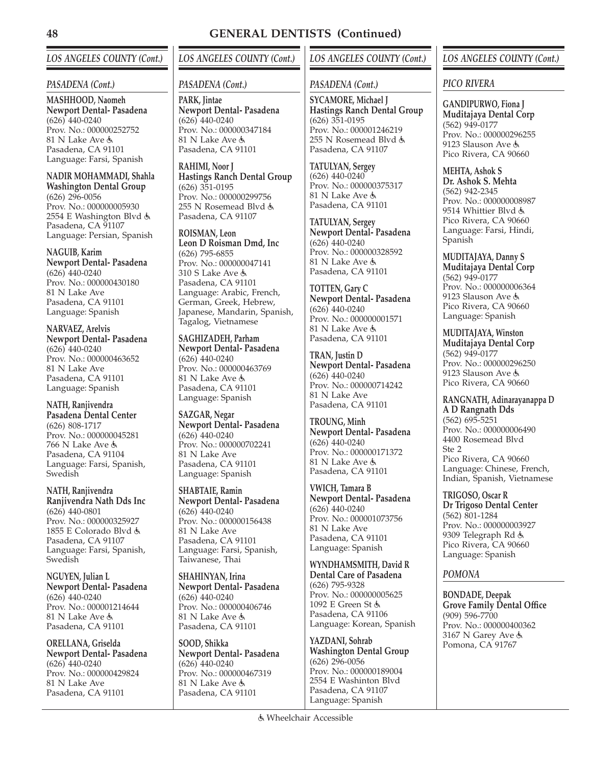# GENERAL DENTISTS (Continued)

## LOS ANGELES COUNTY (Cont.)

### PASADENA (Cont.)

**MASHHOOD, Naomeh**
**Newport Dental- Pasadena**
(626) 440-0240
Prov. No.: 000000252752
81 N Lake Ave ♿
Pasadena, CA 91101
Language: Farsi, Spanish

**NADIR MOHAMMADI, Shahla**
**Washington Dental Group**
(626) 296-0056
Prov. No.: 000000005930
2554 E Washington Blvd ♿
Pasadena, CA 91107
Language: Persian, Spanish

**NAGUIB, Karim**
**Newport Dental- Pasadena**
(626) 440-0240
Prov. No.: 000000430180
81 N Lake Ave
Pasadena, CA 91101
Language: Spanish

**NARVAEZ, Arelvis**
**Newport Dental- Pasadena**
(626) 440-0240
Prov. No.: 000000463652
81 N Lake Ave
Pasadena, CA 91101
Language: Spanish

**NATH, Ranjivendra**
**Pasadena Dental Center**
(626) 808-1717
Prov. No.: 000000045281
766 N Lake Ave ♿
Pasadena, CA 91104
Language: Farsi, Spanish, Swedish

**NATH, Ranjivendra**
**Ranjivendra Nath Dds Inc**
(626) 440-0801
Prov. No.: 000000325927
1855 E Colorado Blvd ♿
Pasadena, CA 91107
Language: Farsi, Spanish, Swedish

**NGUYEN, Julian L**
**Newport Dental- Pasadena**
(626) 440-0240
Prov. No.: 000001214644
81 N Lake Ave ♿
Pasadena, CA 91101

**ORELLANA, Griselda**
**Newport Dental- Pasadena**
(626) 440-0240
Prov. No.: 000000429824
81 N Lake Ave
Pasadena, CA 91101

**PARK, Jintae**
**Newport Dental- Pasadena**
(626) 440-0240
Prov. No.: 000000347184
81 N Lake Ave ♿
Pasadena, CA 91101

**RAHIMI, Noor J**
**Hastings Ranch Dental Group**
(626) 351-0195
Prov. No.: 000000299756
255 N Rosemead Blvd ♿
Pasadena, CA 91107

**ROISMAN, Leon**
**Leon D Roisman Dmd, Inc**
(626) 795-6855
Prov. No.: 000000047141
310 S Lake Ave ♿
Pasadena, CA 91101
Language: Arabic, French, German, Greek, Hebrew, Japanese, Mandarin, Spanish, Tagalog, Vietnamese

**SAGHIZADEH, Parham**
**Newport Dental- Pasadena**
(626) 440-0240
Prov. No.: 000000463769
81 N Lake Ave ♿
Pasadena, CA 91101
Language: Spanish

**SAZGAR, Negar**
**Newport Dental- Pasadena**
(626) 440-0240
Prov. No.: 000000702241
81 N Lake Ave
Pasadena, CA 91101
Language: Spanish

**SHABTAIE, Ramin**
**Newport Dental- Pasadena**
(626) 440-0240
Prov. No.: 000000156438
81 N Lake Ave
Pasadena, CA 91101
Language: Farsi, Spanish, Taiwanese, Thai

**SHAHINYAN, Irina**
**Newport Dental- Pasadena**
(626) 440-0240
Prov. No.: 000000406746
81 N Lake Ave ♿
Pasadena, CA 91101

**SOOD, Shikka**
**Newport Dental- Pasadena**
(626) 440-0240
Prov. No.: 000000467319
81 N Lake Ave ♿
Pasadena, CA 91101

**SYCAMORE, Michael J**
**Hastings Ranch Dental Group**
(626) 351-0195
Prov. No.: 000001246219
255 N Rosemead Blvd ♿
Pasadena, CA 91107

**TATULYAN, Sergey**
(626) 440-0240
Prov. No.: 000000375317
81 N Lake Ave ♿
Pasadena, CA 91101

**TATULYAN, Sergey**
**Newport Dental- Pasadena**
(626) 440-0240
Prov. No.: 000000328592
81 N Lake Ave ♿
Pasadena, CA 91101

**TOTTEN, Gary C**
**Newport Dental- Pasadena**
(626) 440-0240
Prov. No.: 000000001571
81 N Lake Ave ♿
Pasadena, CA 91101

**TRAN, Justin D**
**Newport Dental- Pasadena**
(626) 440-0240
Prov. No.: 000000714242
81 N Lake Ave
Pasadena, CA 91101

**TROUNG, Minh**
**Newport Dental- Pasadena**
(626) 440-0240
Prov. No.: 000000171372
81 N Lake Ave ♿
Pasadena, CA 91101

**VWICH, Tamara B**
**Newport Dental- Pasadena**
(626) 440-0240
Prov. No.: 000001073756
81 N Lake Ave
Pasadena, CA 91101
Language: Spanish

**WYNDHAMSMITH, David R**
**Dental Care of Pasadena**
(626) 795-9328
Prov. No.: 000000005625
1092 E Green St ♿
Pasadena, CA 91106
Language: Korean, Spanish

**YAZDANI, Sohrab**
**Washington Dental Group**
(626) 296-0056
Prov. No.: 000000189004
2554 E Washinton Blvd
Pasadena, CA 91107
Language: Spanish

### PICO RIVERA

**GANDIPURWO, Fiona J**
**Muditajaya Dental Corp**
(562) 949-0177
Prov. No.: 000000296255
9123 Slauson Ave ♿
Pico Rivera, CA 90660

**MEHTA, Ashok S**
**Dr. Ashok S. Mehta**
(562) 942-2345
Prov. No.: 000000008987
9514 Whittier Blvd ♿
Pico Rivera, CA 90660
Language: Farsi, Hindi, Spanish

**MUDITAJAYA, Danny S**
**Muditajaya Dental Corp**
(562) 949-0177
Prov. No.: 000000006364
9123 Slauson Ave ♿
Pico Rivera, CA 90660
Language: Spanish

**MUDITAJAYA, Winston**
**Muditajaya Dental Corp**
(562) 949-0177
Prov. No.: 000000296250
9123 Slauson Ave ♿
Pico Rivera, CA 90660

**RANGNATH, Adinarayanappa D**
**A D Rangnath Dds**
(562) 695-5251
Prov. No.: 000000006490
4400 Rosemead Blvd
Ste 2
Pico Rivera, CA 90660
Language: Chinese, French, Indian, Spanish, Vietnamese

**TRIGOSO, Oscar R**
**Dr Trigoso Dental Center**
(562) 801-1284
Prov. No.: 000000003927
9309 Telegraph Rd ♿
Pico Rivera, CA 90660
Language: Spanish

### POMONA

**BONDADE, Deepak**
**Grove Family Dental Office**
(909) 596-7700
Prov. No.: 000000400362
3167 N Garey Ave ♿
Pomona, CA 91767

♿ Wheelchair Accessible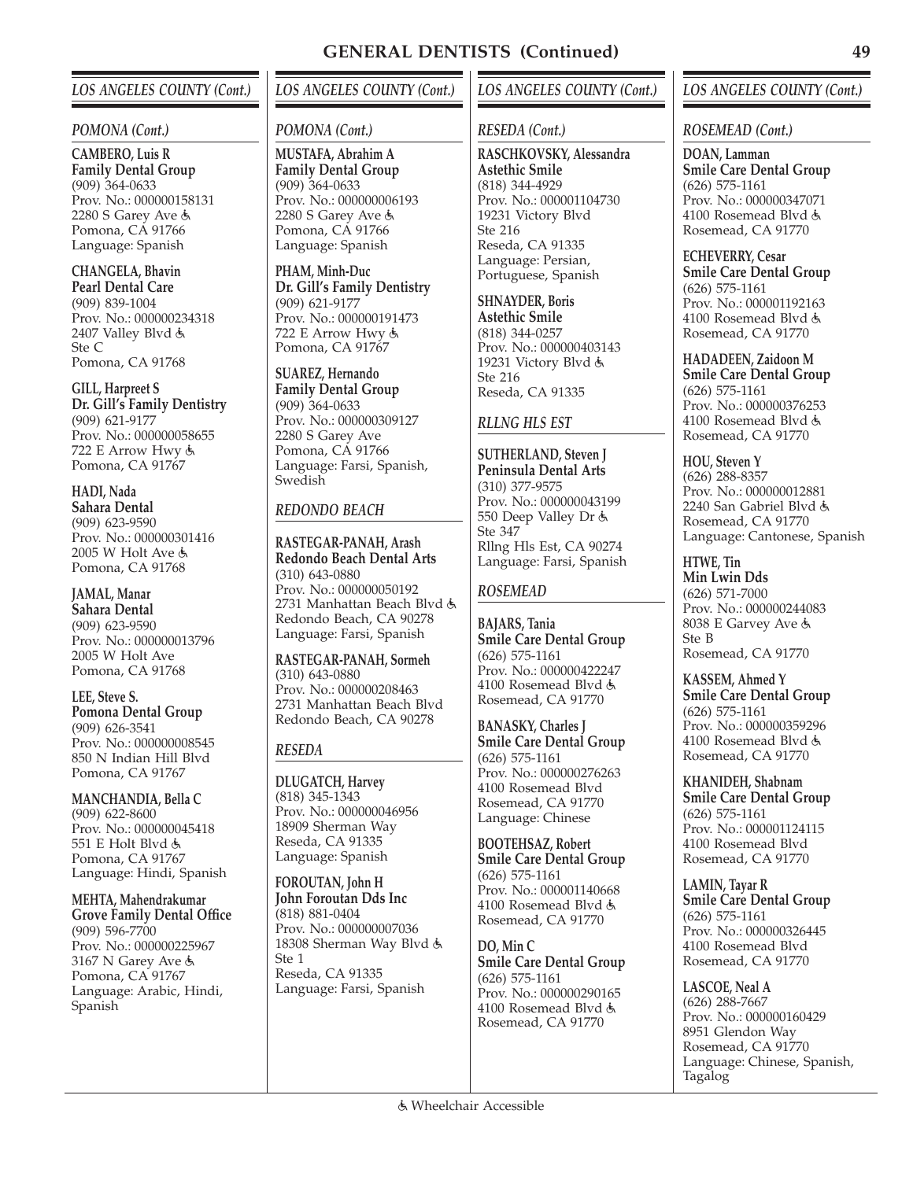# GENERAL DENTISTS (Continued)

## LOS ANGELES COUNTY (Cont.)

### POMONA (Cont.)

**CAMBERO, Luis R**
**Family Dental Group**
(909) 364-0633
Prov. No.: 000000158131
2280 S Garey Ave ♿
Pomona, CA 91766
Language: Spanish

**CHANGELA, Bhavin**
**Pearl Dental Care**
(909) 839-1004
Prov. No.: 000000234318
2407 Valley Blvd ♿
Ste C
Pomona, CA 91768

**GILL, Harpreet S**
**Dr. Gill's Family Dentistry**
(909) 621-9177
Prov. No.: 000000058655
722 E Arrow Hwy ♿
Pomona, CA 91767

**HADI, Nada**
**Sahara Dental**
(909) 623-9590
Prov. No.: 000000301416
2005 W Holt Ave ♿
Pomona, CA 91768

**JAMAL, Manar**
**Sahara Dental**
(909) 623-9590
Prov. No.: 000000013796
2005 W Holt Ave
Pomona, CA 91768

**LEE, Steve S.**
**Pomona Dental Group**
(909) 626-3541
Prov. No.: 000000008545
850 N Indian Hill Blvd
Pomona, CA 91767

**MANCHANDIA, Bella C**
(909) 622-8600
Prov. No.: 000000045418
551 E Holt Blvd ♿
Pomona, CA 91767
Language: Hindi, Spanish

**MEHTA, Mahendrakumar**
**Grove Family Dental Office**
(909) 596-7700
Prov. No.: 000000225967
3167 N Garey Ave ♿
Pomona, CA 91767
Language: Arabic, Hindi, Spanish

**MUSTAFA, Abrahim A**
**Family Dental Group**
(909) 364-0633
Prov. No.: 000000006193
2280 S Garey Ave ♿
Pomona, CA 91766
Language: Spanish

**PHAM, Minh-Duc**
**Dr. Gill's Family Dentistry**
(909) 621-9177
Prov. No.: 000000191473
722 E Arrow Hwy ♿
Pomona, CA 91767

**SUAREZ, Hernando**
**Family Dental Group**
(909) 364-0633
Prov. No.: 000000309127
2280 S Garey Ave
Pomona, CA 91766
Language: Farsi, Spanish, Swedish

### REDONDO BEACH

**RASTEGAR-PANAH, Arash**
**Redondo Beach Dental Arts**
(310) 643-0880
Prov. No.: 000000050192
2731 Manhattan Beach Blvd ♿
Redondo Beach, CA 90278
Language: Farsi, Spanish

**RASTEGAR-PANAH, Sormeh**
(310) 643-0880
Prov. No.: 000000208463
2731 Manhattan Beach Blvd
Redondo Beach, CA 90278

### RESEDA

**DLUGATCH, Harvey**
(818) 345-1343
Prov. No.: 000000046956
18909 Sherman Way
Reseda, CA 91335
Language: Spanish

**FOROUTAN, John H**
**John Foroutan Dds Inc**
(818) 881-0404
Prov. No.: 000000007036
18308 Sherman Way Blvd ♿
Ste 1
Reseda, CA 91335
Language: Farsi, Spanish

### RESEDA (Cont.)

**RASCHKOVSKY, Alessandra**
**Astethic Smile**
(818) 344-4929
Prov. No.: 000001104730
19231 Victory Blvd
Ste 216
Reseda, CA 91335
Language: Persian, Portuguese, Spanish

**SHNAYDER, Boris**
**Astethic Smile**
(818) 344-0257
Prov. No.: 000000403143
19231 Victory Blvd ♿
Ste 216
Reseda, CA 91335

### RLLNG HLS EST

**SUTHERLAND, Steven J**
**Peninsula Dental Arts**
(310) 377-9575
Prov. No.: 000000043199
550 Deep Valley Dr ♿
Ste 347
Rllng Hls Est, CA 90274
Language: Farsi, Spanish

### ROSEMEAD

**BAJARS, Tania**
**Smile Care Dental Group**
(626) 575-1161
Prov. No.: 000000422247
4100 Rosemead Blvd ♿
Rosemead, CA 91770

**BANASKY, Charles J**
**Smile Care Dental Group**
(626) 575-1161
Prov. No.: 000000276263
4100 Rosemead Blvd
Rosemead, CA 91770
Language: Chinese

**BOOTEHSAZ, Robert**
**Smile Care Dental Group**
(626) 575-1161
Prov. No.: 000001140668
4100 Rosemead Blvd ♿
Rosemead, CA 91770

**DO, Min C**
**Smile Care Dental Group**
(626) 575-1161
Prov. No.: 000000290165
4100 Rosemead Blvd ♿
Rosemead, CA 91770

### ROSEMEAD (Cont.)

**DOAN, Lamman**
**Smile Care Dental Group**
(626) 575-1161
Prov. No.: 000000347071
4100 Rosemead Blvd ♿
Rosemead, CA 91770

**ECHEVERRY, Cesar**
**Smile Care Dental Group**
(626) 575-1161
Prov. No.: 000001192163
4100 Rosemead Blvd ♿
Rosemead, CA 91770

**HADADEEN, Zaidoon M**
**Smile Care Dental Group**
(626) 575-1161
Prov. No.: 000000376253
4100 Rosemead Blvd ♿
Rosemead, CA 91770

**HOU, Steven Y**
(626) 288-8357
Prov. No.: 000000012881
2240 San Gabriel Blvd ♿
Rosemead, CA 91770
Language: Cantonese, Spanish

**HTWE, Tin**
**Min Lwin Dds**
(626) 571-7000
Prov. No.: 000000244083
8038 E Garvey Ave ♿
Ste B
Rosemead, CA 91770

**KASSEM, Ahmed Y**
**Smile Care Dental Group**
(626) 575-1161
Prov. No.: 000000359296
4100 Rosemead Blvd ♿
Rosemead, CA 91770

**KHANIDEH, Shabnam**
**Smile Care Dental Group**
(626) 575-1161
Prov. No.: 000001124115
4100 Rosemead Blvd
Rosemead, CA 91770

**LAMIN, Tayar R**
**Smile Care Dental Group**
(626) 575-1161
Prov. No.: 000000326445
4100 Rosemead Blvd
Rosemead, CA 91770

**LASCOE, Neal A**
(626) 288-7667
Prov. No.: 000000160429
8951 Glendon Way
Rosemead, CA 91770
Language: Chinese, Spanish, Tagalog

♿ Wheelchair Accessible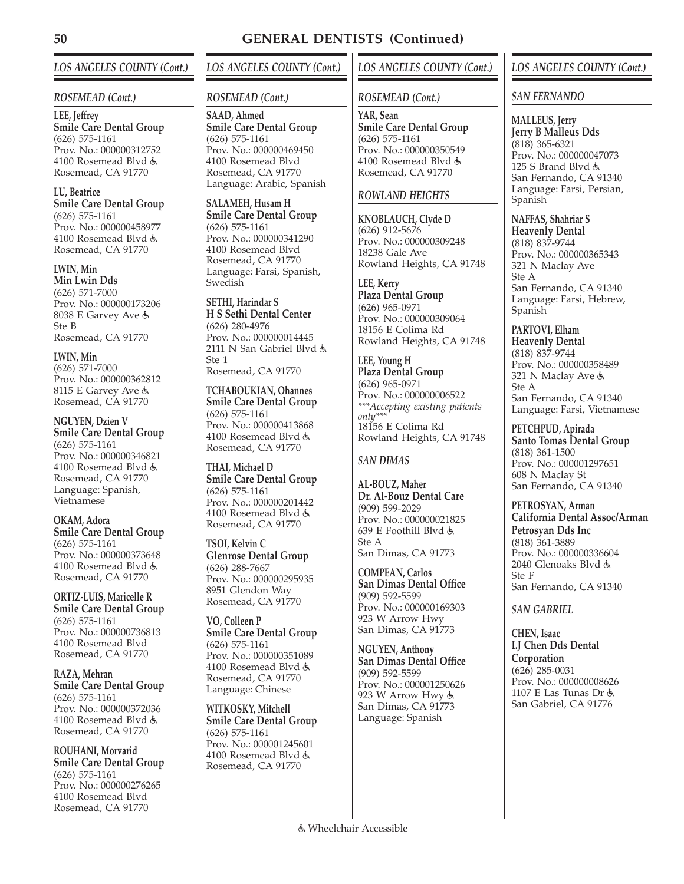# GENERAL DENTISTS (Continued)

## LOS ANGELES COUNTY (Cont.)

### ROSEMEAD (Cont.)

**LEE, Jeffrey**
**Smile Care Dental Group**
(626) 575-1161
Prov. No.: 000000312752
4100 Rosemead Blvd ♿
Rosemead, CA 91770

**LU, Beatrice**
**Smile Care Dental Group**
(626) 575-1161
Prov. No.: 000000458977
4100 Rosemead Blvd ♿
Rosemead, CA 91770

**LWIN, Min**
**Min Lwin Dds**
(626) 571-7000
Prov. No.: 000000173206
8038 E Garvey Ave ♿
Ste B
Rosemead, CA 91770

**LWIN, Min**
(626) 571-7000
Prov. No.: 000000362812
8115 E Garvey Ave ♿
Rosemead, CA 91770

**NGUYEN, Dzien V**
**Smile Care Dental Group**
(626) 575-1161
Prov. No.: 000000346821
4100 Rosemead Blvd ♿
Rosemead, CA 91770
Language: Spanish, Vietnamese

**OKAM, Adora**
**Smile Care Dental Group**
(626) 575-1161
Prov. No.: 000000373648
4100 Rosemead Blvd ♿
Rosemead, CA 91770

**ORTIZ-LUIS, Maricelle R**
**Smile Care Dental Group**
(626) 575-1161
Prov. No.: 000000736813
4100 Rosemead Blvd
Rosemead, CA 91770

**RAZA, Mehran**
**Smile Care Dental Group**
(626) 575-1161
Prov. No.: 000000372036
4100 Rosemead Blvd ♿
Rosemead, CA 91770

**ROUHANI, Morvarid**
**Smile Care Dental Group**
(626) 575-1161
Prov. No.: 000000276265
4100 Rosemead Blvd
Rosemead, CA 91770

**SAAD, Ahmed**
**Smile Care Dental Group**
(626) 575-1161
Prov. No.: 000000469450
4100 Rosemead Blvd
Rosemead, CA 91770
Language: Arabic, Spanish

**SALAMEH, Husam H**
**Smile Care Dental Group**
(626) 575-1161
Prov. No.: 000000341290
4100 Rosemead Blvd
Rosemead, CA 91770
Language: Farsi, Spanish, Swedish

**SETHI, Harindar S**
**H S Sethi Dental Center**
(626) 280-4976
Prov. No.: 000000014445
2111 N San Gabriel Blvd ♿
Ste 1
Rosemead, CA 91770

**TCHABOUKIAN, Ohannes**
**Smile Care Dental Group**
(626) 575-1161
Prov. No.: 000000413868
4100 Rosemead Blvd ♿
Rosemead, CA 91770

**THAI, Michael D**
**Smile Care Dental Group**
(626) 575-1161
Prov. No.: 000000201442
4100 Rosemead Blvd ♿
Rosemead, CA 91770

**TSOI, Kelvin C**
**Glenrose Dental Group**
(626) 288-7667
Prov. No.: 000000295935
8951 Glendon Way
Rosemead, CA 91770

**VO, Colleen P**
**Smile Care Dental Group**
(626) 575-1161
Prov. No.: 000000351089
4100 Rosemead Blvd ♿
Rosemead, CA 91770
Language: Chinese

**WITKOSKY, Mitchell**
**Smile Care Dental Group**
(626) 575-1161
Prov. No.: 000001245601
4100 Rosemead Blvd ♿
Rosemead, CA 91770

**YAR, Sean**
**Smile Care Dental Group**
(626) 575-1161
Prov. No.: 000000350549
4100 Rosemead Blvd ♿
Rosemead, CA 91770

### ROWLAND HEIGHTS

**KNOBLAUCH, Clyde D**
(626) 912-5676
Prov. No.: 000000309248
18238 Gale Ave
Rowland Heights, CA 91748

**LEE, Kerry**
**Plaza Dental Group**
(626) 965-0971
Prov. No.: 000000309064
18156 E Colima Rd
Rowland Heights, CA 91748

**LEE, Young H**
**Plaza Dental Group**
(626) 965-0971
Prov. No.: 000000006522
****Accepting existing patients only****
18156 E Colima Rd
Rowland Heights, CA 91748

### SAN DIMAS

**AL-BOUZ, Maher**
**Dr. Al-Bouz Dental Care**
(909) 599-2029
Prov. No.: 000000021825
639 E Foothill Blvd ♿
Ste A
San Dimas, CA 91773

**COMPEAN, Carlos**
**San Dimas Dental Office**
(909) 592-5599
Prov. No.: 000000169303
923 W Arrow Hwy
San Dimas, CA 91773

**NGUYEN, Anthony**
**San Dimas Dental Office**
(909) 592-5599
Prov. No.: 000001250626
923 W Arrow Hwy ♿
San Dimas, CA 91773
Language: Spanish

### SAN FERNANDO

**MALLEUS, Jerry**
**Jerry B Malleus Dds**
(818) 365-6321
Prov. No.: 000000047073
125 S Brand Blvd ♿
San Fernando, CA 91340
Language: Farsi, Persian, Spanish

**NAFFAS, Shahriar S**
**Heavenly Dental**
(818) 837-9744
Prov. No.: 000000365343
321 N Maclay Ave
Ste A
San Fernando, CA 91340
Language: Farsi, Hebrew, Spanish

**PARTOVI, Elham**
**Heavenly Dental**
(818) 837-9744
Prov. No.: 000000358489
321 N Maclay Ave ♿
Ste A
San Fernando, CA 91340
Language: Farsi, Vietnamese

**PETCHPUD, Apirada**
**Santo Tomas Dental Group**
(818) 361-1500
Prov. No.: 000001297651
608 N Maclay St
San Fernando, CA 91340

**PETROSYAN, Arman**
**California Dental Assoc/Arman Petrosyan Dds Inc**
(818) 361-3889
Prov. No.: 000000336604
2040 Glenoaks Blvd ♿
Ste F
San Fernando, CA 91340

### SAN GABRIEL

**CHEN, Isaac**
**I.J Chen Dds Dental Corporation**
(626) 285-0031
Prov. No.: 000000008626
1107 E Las Tunas Dr ♿
San Gabriel, CA 91776

♿ Wheelchair Accessible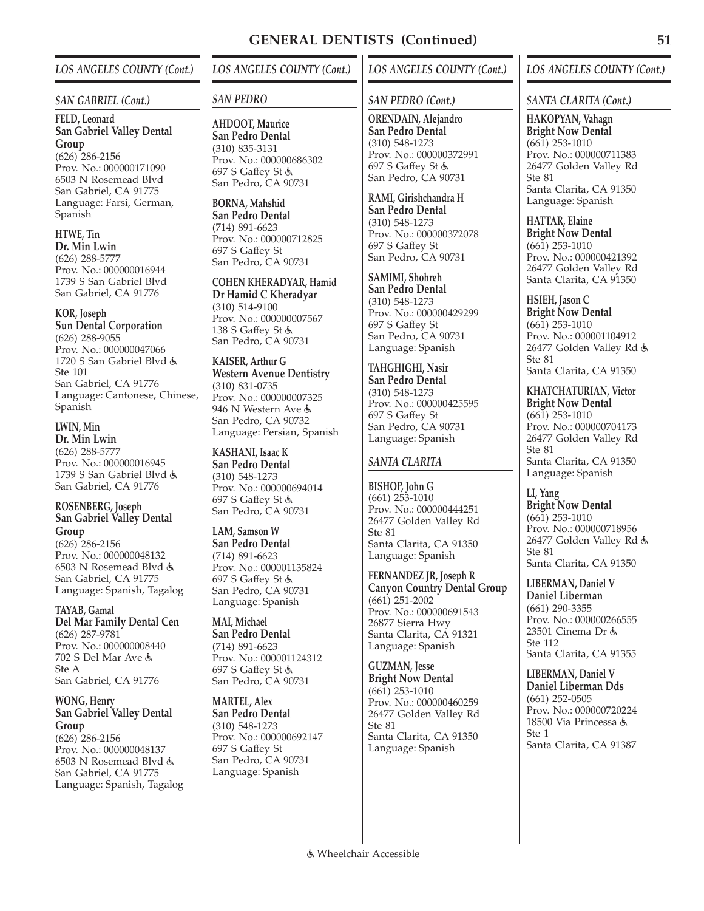# GENERAL DENTISTS (Continued)

## LOS ANGELES COUNTY (Cont.)

### SAN GABRIEL (Cont.)

**FELD, Leonard**
**San Gabriel Valley Dental Group**
(626) 286-2156
Prov. No.: 000000171090
6503 N Rosemead Blvd
San Gabriel, CA 91775
Language: Farsi, German, Spanish

**HTWE, Tin**
**Dr. Min Lwin**
(626) 288-5777
Prov. No.: 000000016944
1739 S San Gabriel Blvd
San Gabriel, CA 91776

**KOR, Joseph**
**Sun Dental Corporation**
(626) 288-9055
Prov. No.: 000000047066
1720 S San Gabriel Blvd ♿
Ste 101
San Gabriel, CA 91776
Language: Cantonese, Chinese, Spanish

**LWIN, Min**
**Dr. Min Lwin**
(626) 288-5777
Prov. No.: 000000016945
1739 S San Gabriel Blvd ♿
San Gabriel, CA 91776

**ROSENBERG, Joseph**
**San Gabriel Valley Dental Group**
(626) 286-2156
Prov. No.: 000000048132
6503 N Rosemead Blvd ♿
San Gabriel, CA 91775
Language: Spanish, Tagalog

**TAYAB, Gamal**
**Del Mar Family Dental Cen**
(626) 287-9781
Prov. No.: 000000008440
702 S Del Mar Ave ♿
Ste A
San Gabriel, CA 91776

**WONG, Henry**
**San Gabriel Valley Dental Group**
(626) 286-2156
Prov. No.: 000000048137
6503 N Rosemead Blvd ♿
San Gabriel, CA 91775
Language: Spanish, Tagalog

### SAN PEDRO

**AHDOOT, Maurice**
**San Pedro Dental**
(310) 835-3131
Prov. No.: 000000686302
697 S Gaffey St ♿
San Pedro, CA 90731

**BORNA, Mahshid**
**San Pedro Dental**
(714) 891-6623
Prov. No.: 000000712825
697 S Gaffey St
San Pedro, CA 90731

**COHEN KHERADYAR, Hamid**
**Dr Hamid C Kheradyar**
(310) 514-9100
Prov. No.: 000000007567
138 S Gaffey St ♿
San Pedro, CA 90731

**KAISER, Arthur G**
**Western Avenue Dentistry**
(310) 831-0735
Prov. No.: 000000007325
946 N Western Ave ♿
San Pedro, CA 90732
Language: Persian, Spanish

**KASHANI, Isaac K**
**San Pedro Dental**
(310) 548-1273
Prov. No.: 000000694014
697 S Gaffey St ♿
San Pedro, CA 90731

**LAM, Samson W**
**San Pedro Dental**
(714) 891-6623
Prov. No.: 000001135824
697 S Gaffey St ♿
San Pedro, CA 90731
Language: Spanish

**MAI, Michael**
**San Pedro Dental**
(714) 891-6623
Prov. No.: 000001124312
697 S Gaffey St ♿
San Pedro, CA 90731

**MARTEL, Alex**
**San Pedro Dental**
(310) 548-1273
Prov. No.: 000000692147
697 S Gaffey St
San Pedro, CA 90731
Language: Spanish

### SAN PEDRO (Cont.)

**ORENDAIN, Alejandro**
**San Pedro Dental**
(310) 548-1273
Prov. No.: 000000372991
697 S Gaffey St ♿
San Pedro, CA 90731

**RAMI, Girishchandra H**
**San Pedro Dental**
(310) 548-1273
Prov. No.: 000000372078
697 S Gaffey St
San Pedro, CA 90731

**SAMIMI, Shohreh**
**San Pedro Dental**
(310) 548-1273
Prov. No.: 000000429299
697 S Gaffey St
San Pedro, CA 90731
Language: Spanish

**TAHGHIGHI, Nasir**
**San Pedro Dental**
(310) 548-1273
Prov. No.: 000000425595
697 S Gaffey St
San Pedro, CA 90731
Language: Spanish

### SANTA CLARITA

**BISHOP, John G**
(661) 253-1010
Prov. No.: 000000444251
26477 Golden Valley Rd
Ste 81
Santa Clarita, CA 91350
Language: Spanish

**FERNANDEZ JR, Joseph R**
**Canyon Country Dental Group**
(661) 251-2002
Prov. No.: 000000691543
26877 Sierra Hwy
Santa Clarita, CA 91321
Language: Spanish

**GUZMAN, Jesse**
**Bright Now Dental**
(661) 253-1010
Prov. No.: 000000460259
26477 Golden Valley Rd
Ste 81
Santa Clarita, CA 91350
Language: Spanish

### SANTA CLARITA (Cont.)

**HAKOPYAN, Vahagn**
**Bright Now Dental**
(661) 253-1010
Prov. No.: 000000711383
26477 Golden Valley Rd
Ste 81
Santa Clarita, CA 91350
Language: Spanish

**HATTAR, Elaine**
**Bright Now Dental**
(661) 253-1010
Prov. No.: 000000421392
26477 Golden Valley Rd
Santa Clarita, CA 91350

**HSIEH, Jason C**
**Bright Now Dental**
(661) 253-1010
Prov. No.: 000001104912
26477 Golden Valley Rd ♿
Ste 81
Santa Clarita, CA 91350

**KHATCHATURIAN, Victor**
**Bright Now Dental**
(661) 253-1010
Prov. No.: 000000704173
26477 Golden Valley Rd
Ste 81
Santa Clarita, CA 91350
Language: Spanish

**LI, Yang**
**Bright Now Dental**
(661) 253-1010
Prov. No.: 000000718956
26477 Golden Valley Rd ♿
Ste 81
Santa Clarita, CA 91350

**LIBERMAN, Daniel V**
**Daniel Liberman**
(661) 290-3355
Prov. No.: 000000266555
23501 Cinema Dr ♿
Ste 112
Santa Clarita, CA 91355

**LIBERMAN, Daniel V**
**Daniel Liberman Dds**
(661) 252-0505
Prov. No.: 000000720224
18500 Via Princessa ♿
Ste 1
Santa Clarita, CA 91387

♿ Wheelchair Accessible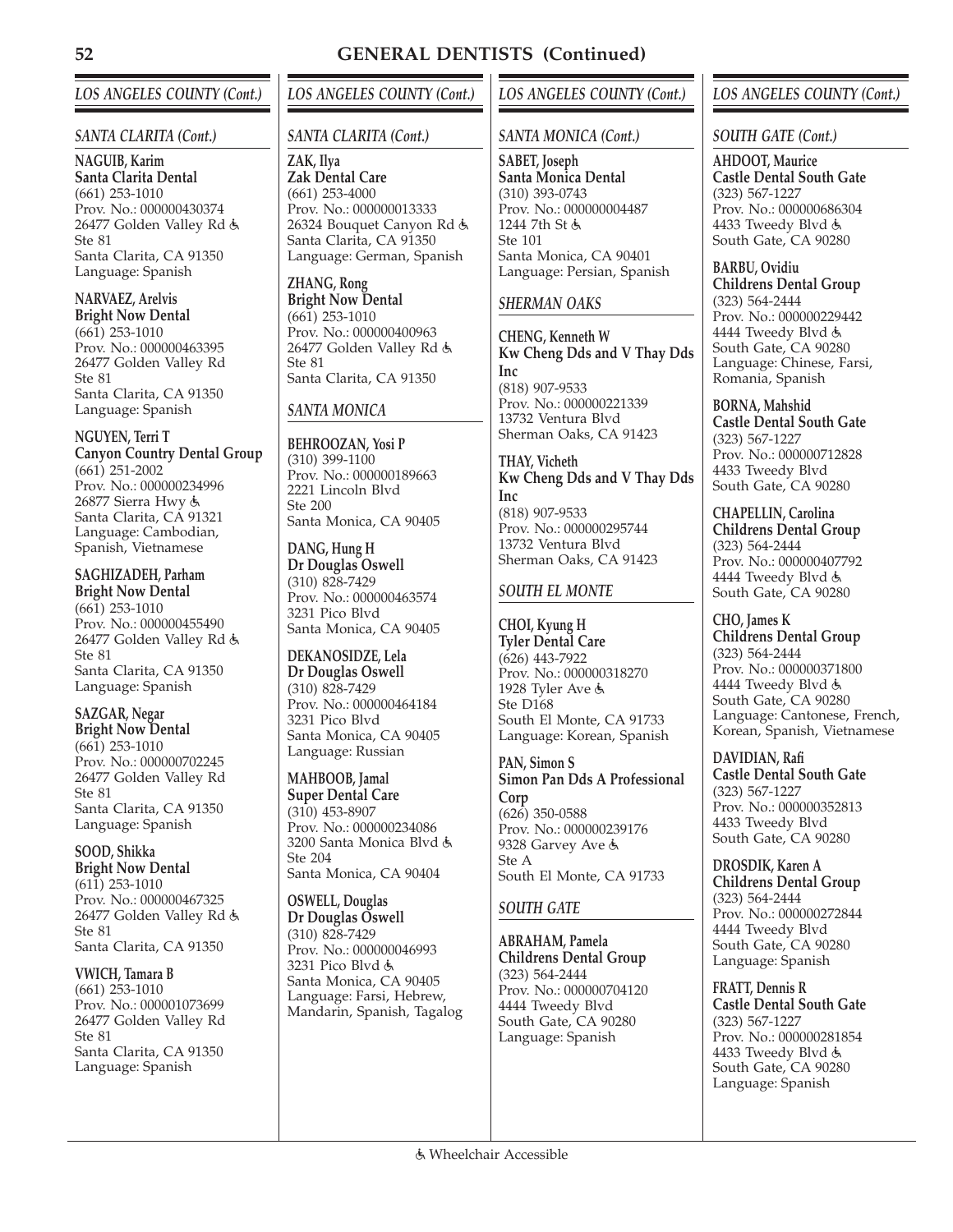# GENERAL DENTISTS (Continued)

## LOS ANGELES COUNTY (Cont.)

### SANTA CLARITA (Cont.)

**NAGUIB, Karim**
**Santa Clarita Dental**
(661) 253-1010
Prov. No.: 000000430374
26477 Golden Valley Rd ♿
Ste 81
Santa Clarita, CA 91350
Language: Spanish

**NARVAEZ, Arelvis**
**Bright Now Dental**
(661) 253-1010
Prov. No.: 000000463395
26477 Golden Valley Rd
Ste 81
Santa Clarita, CA 91350
Language: Spanish

**NGUYEN, Terri T**
**Canyon Country Dental Group**
(661) 251-2002
Prov. No.: 000000234996
26877 Sierra Hwy ♿
Santa Clarita, CA 91321
Language: Cambodian, Spanish, Vietnamese

**SAGHIZADEH, Parham**
**Bright Now Dental**
(661) 253-1010
Prov. No.: 000000455490
26477 Golden Valley Rd ♿
Ste 81
Santa Clarita, CA 91350
Language: Spanish

**SAZGAR, Negar**
**Bright Now Dental**
(661) 253-1010
Prov. No.: 000000702245
26477 Golden Valley Rd
Ste 81
Santa Clarita, CA 91350
Language: Spanish

**SOOD, Shikka**
**Bright Now Dental**
(611) 253-1010
Prov. No.: 000000467325
26477 Golden Valley Rd ♿
Ste 81
Santa Clarita, CA 91350

**VWICH, Tamara B**
(661) 253-1010
Prov. No.: 000001073699
26477 Golden Valley Rd
Ste 81
Santa Clarita, CA 91350
Language: Spanish

**ZAK, Ilya**
**Zak Dental Care**
(661) 253-4000
Prov. No.: 000000013333
26324 Bouquet Canyon Rd ♿
Santa Clarita, CA 91350
Language: German, Spanish

**ZHANG, Rong**
**Bright Now Dental**
(661) 253-1010
Prov. No.: 000000400963
26477 Golden Valley Rd ♿
Ste 81
Santa Clarita, CA 91350

### SANTA MONICA

**BEHROOZAN, Yosi P**
(310) 399-1100
Prov. No.: 000000189663
2221 Lincoln Blvd
Ste 200
Santa Monica, CA 90405

**DANG, Hung H**
**Dr Douglas Oswell**
(310) 828-7429
Prov. No.: 000000463574
3231 Pico Blvd
Santa Monica, CA 90405

**DEKANOSIDZE, Lela**
**Dr Douglas Oswell**
(310) 828-7429
Prov. No.: 000000464184
3231 Pico Blvd
Santa Monica, CA 90405
Language: Russian

**MAHBOOB, Jamal**
**Super Dental Care**
(310) 453-8907
Prov. No.: 000000234086
3200 Santa Monica Blvd ♿
Ste 204
Santa Monica, CA 90404

**OSWELL, Douglas**
**Dr Douglas Oswell**
(310) 828-7429
Prov. No.: 000000046993
3231 Pico Blvd ♿
Santa Monica, CA 90405
Language: Farsi, Hebrew, Mandarin, Spanish, Tagalog

### SANTA MONICA (Cont.)

**SABET, Joseph**
**Santa Monica Dental**
(310) 393-0743
Prov. No.: 000000004487
1244 7th St ♿
Ste 101
Santa Monica, CA 90401
Language: Persian, Spanish

### SHERMAN OAKS

**CHENG, Kenneth W**
**Kw Cheng Dds and V Thay Dds Inc**
(818) 907-9533
Prov. No.: 000000221339
13732 Ventura Blvd
Sherman Oaks, CA 91423

**THAY, Vicheth**
**Kw Cheng Dds and V Thay Dds Inc**
(818) 907-9533
Prov. No.: 000000295744
13732 Ventura Blvd
Sherman Oaks, CA 91423

### SOUTH EL MONTE

**CHOI, Kyung H**
**Tyler Dental Care**
(626) 443-7922
Prov. No.: 000000318270
1928 Tyler Ave ♿
Ste D168
South El Monte, CA 91733
Language: Korean, Spanish

**PAN, Simon S**
**Simon Pan Dds A Professional Corp**
(626) 350-0588
Prov. No.: 000000239176
9328 Garvey Ave ♿
Ste A
South El Monte, CA 91733

### SOUTH GATE

**ABRAHAM, Pamela**
**Childrens Dental Group**
(323) 564-2444
Prov. No.: 000000704120
4444 Tweedy Blvd
South Gate, CA 90280
Language: Spanish

### SOUTH GATE (Cont.)

**AHDOOT, Maurice**
**Castle Dental South Gate**
(323) 567-1227
Prov. No.: 000000686304
4433 Tweedy Blvd ♿
South Gate, CA 90280

**BARBU, Ovidiu**
**Childrens Dental Group**
(323) 564-2444
Prov. No.: 000000229442
4444 Tweedy Blvd ♿
South Gate, CA 90280
Language: Chinese, Farsi, Romania, Spanish

**BORNA, Mahshid**
**Castle Dental South Gate**
(323) 567-1227
Prov. No.: 000000712828
4433 Tweedy Blvd
South Gate, CA 90280

**CHAPELLIN, Carolina**
**Childrens Dental Group**
(323) 564-2444
Prov. No.: 000000407792
4444 Tweedy Blvd ♿
South Gate, CA 90280

**CHO, James K**
**Childrens Dental Group**
(323) 564-2444
Prov. No.: 000000371800
4444 Tweedy Blvd ♿
South Gate, CA 90280
Language: Cantonese, French, Korean, Spanish, Vietnamese

**DAVIDIAN, Rafi**
**Castle Dental South Gate**
(323) 567-1227
Prov. No.: 000000352813
4433 Tweedy Blvd
South Gate, CA 90280

**DROSDIK, Karen A**
**Childrens Dental Group**
(323) 564-2444
Prov. No.: 000000272844
4444 Tweedy Blvd
South Gate, CA 90280
Language: Spanish

**FRATT, Dennis R**
**Castle Dental South Gate**
(323) 567-1227
Prov. No.: 000000281854
4433 Tweedy Blvd ♿
South Gate, CA 90280
Language: Spanish

♿ Wheelchair Accessible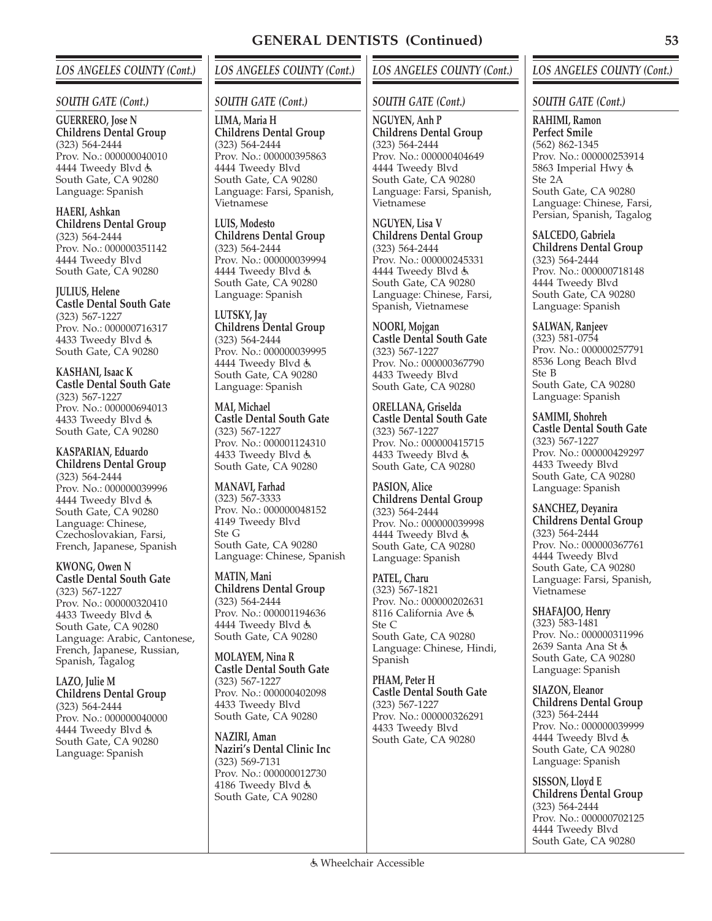# GENERAL DENTISTS (Continued)

## LOS ANGELES COUNTY (Cont.)

### SOUTH GATE (Cont.)

**GUERRERO, Jose N**
**Childrens Dental Group**
(323) 564-2444
Prov. No.: 000000040010
4444 Tweedy Blvd ♿
South Gate, CA 90280
Language: Spanish

**HAERI, Ashkan**
**Childrens Dental Group**
(323) 564-2444
Prov. No.: 000000351142
4444 Tweedy Blvd
South Gate, CA 90280

**JULIUS, Helene**
**Castle Dental South Gate**
(323) 567-1227
Prov. No.: 000000716317
4433 Tweedy Blvd ♿
South Gate, CA 90280

**KASHANI, Isaac K**
**Castle Dental South Gate**
(323) 567-1227
Prov. No.: 000000694013
4433 Tweedy Blvd ♿
South Gate, CA 90280

**KASPARIAN, Eduardo**
**Childrens Dental Group**
(323) 564-2444
Prov. No.: 000000039996
4444 Tweedy Blvd ♿
South Gate, CA 90280
Language: Chinese, Czechoslovakian, Farsi, French, Japanese, Spanish

**KWONG, Owen N**
**Castle Dental South Gate**
(323) 567-1227
Prov. No.: 000000320410
4433 Tweedy Blvd ♿
South Gate, CA 90280
Language: Arabic, Cantonese, French, Japanese, Russian, Spanish, Tagalog

**LAZO, Julie M**
**Childrens Dental Group**
(323) 564-2444
Prov. No.: 000000040000
4444 Tweedy Blvd ♿
South Gate, CA 90280
Language: Spanish

**LIMA, Maria H**
**Childrens Dental Group**
(323) 564-2444
Prov. No.: 000000395863
4444 Tweedy Blvd
South Gate, CA 90280
Language: Farsi, Spanish, Vietnamese

**LUIS, Modesto**
**Childrens Dental Group**
(323) 564-2444
Prov. No.: 000000039994
4444 Tweedy Blvd ♿
South Gate, CA 90280
Language: Spanish

**LUTSKY, Jay**
**Childrens Dental Group**
(323) 564-2444
Prov. No.: 000000039995
4444 Tweedy Blvd ♿
South Gate, CA 90280
Language: Spanish

**MAI, Michael**
**Castle Dental South Gate**
(323) 567-1227
Prov. No.: 000001124310
4433 Tweedy Blvd ♿
South Gate, CA 90280

**MANAVI, Farhad**
(323) 567-3333
Prov. No.: 000000048152
4149 Tweedy Blvd
Ste G
South Gate, CA 90280
Language: Chinese, Spanish

**MATIN, Mani**
**Childrens Dental Group**
(323) 564-2444
Prov. No.: 000001194636
4444 Tweedy Blvd ♿
South Gate, CA 90280

**MOLAYEM, Nina R**
**Castle Dental South Gate**
(323) 567-1227
Prov. No.: 000000402098
4433 Tweedy Blvd
South Gate, CA 90280

**NAZIRI, Aman**
**Naziri's Dental Clinic Inc**
(323) 569-7131
Prov. No.: 000000012730
4186 Tweedy Blvd ♿
South Gate, CA 90280

**NGUYEN, Anh P**
**Childrens Dental Group**
(323) 564-2444
Prov. No.: 000000404649
4444 Tweedy Blvd
South Gate, CA 90280
Language: Farsi, Spanish, Vietnamese

**NGUYEN, Lisa V**
**Childrens Dental Group**
(323) 564-2444
Prov. No.: 000000245331
4444 Tweedy Blvd ♿
South Gate, CA 90280
Language: Chinese, Farsi, Spanish, Vietnamese

**NOORI, Mojgan**
**Castle Dental South Gate**
(323) 567-1227
Prov. No.: 000000367790
4433 Tweedy Blvd
South Gate, CA 90280

**ORELLANA, Griselda**
**Castle Dental South Gate**
(323) 567-1227
Prov. No.: 000000415715
4433 Tweedy Blvd ♿
South Gate, CA 90280

**PASION, Alice**
**Childrens Dental Group**
(323) 564-2444
Prov. No.: 000000039998
4444 Tweedy Blvd ♿
South Gate, CA 90280
Language: Spanish

**PATEL, Charu**
(323) 567-1821
Prov. No.: 000000202631
8116 California Ave ♿
Ste C
South Gate, CA 90280
Language: Chinese, Hindi, Spanish

**PHAM, Peter H**
**Castle Dental South Gate**
(323) 567-1227
Prov. No.: 000000326291
4433 Tweedy Blvd
South Gate, CA 90280

**RAHIMI, Ramon**
**Perfect Smile**
(562) 862-1345
Prov. No.: 000000253914
5863 Imperial Hwy ♿
Ste 2A
South Gate, CA 90280
Language: Chinese, Farsi, Persian, Spanish, Tagalog

**SALCEDO, Gabriela**
**Childrens Dental Group**
(323) 564-2444
Prov. No.: 000000718148
4444 Tweedy Blvd
South Gate, CA 90280
Language: Spanish

**SALWAN, Ranjeev**
(323) 581-0754
Prov. No.: 000000257791
8536 Long Beach Blvd
Ste B
South Gate, CA 90280
Language: Spanish

**SAMIMI, Shohreh**
**Castle Dental South Gate**
(323) 567-1227
Prov. No.: 000000429297
4433 Tweedy Blvd
South Gate, CA 90280
Language: Spanish

**SANCHEZ, Deyanira**
**Childrens Dental Group**
(323) 564-2444
Prov. No.: 000000367761
4444 Tweedy Blvd
South Gate, CA 90280
Language: Farsi, Spanish, Vietnamese

**SHAFAJOO, Henry**
(323) 583-1481
Prov. No.: 000000311996
2639 Santa Ana St ♿
South Gate, CA 90280
Language: Spanish

**SIAZON, Eleanor**
**Childrens Dental Group**
(323) 564-2444
Prov. No.: 000000039999
4444 Tweedy Blvd ♿
South Gate, CA 90280
Language: Spanish

**SISSON, Lloyd E**
**Childrens Dental Group**
(323) 564-2444
Prov. No.: 000000702125
4444 Tweedy Blvd
South Gate, CA 90280

♿ Wheelchair Accessible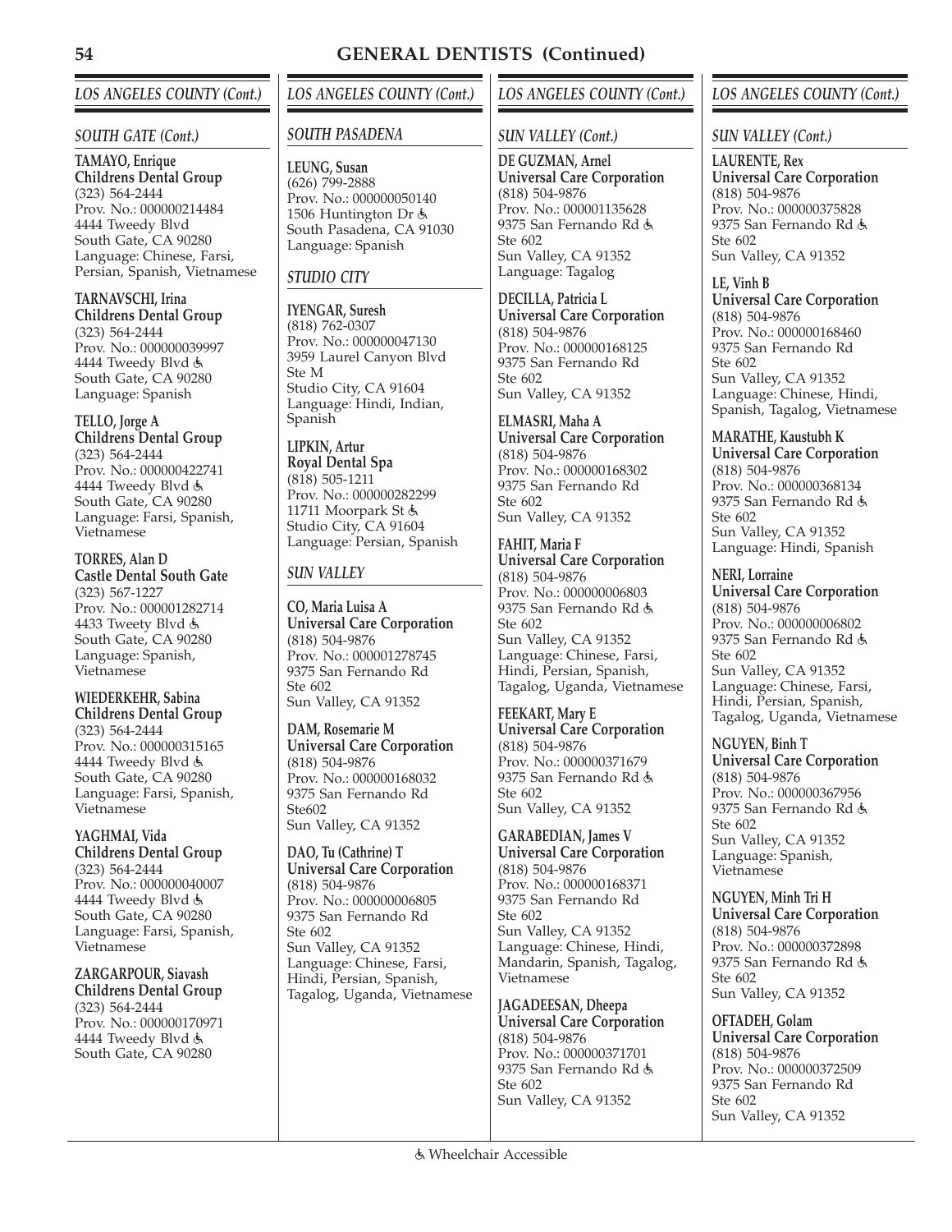## GENERAL DENTISTS (Continued)

### *LOS ANGELES COUNTY (Cont.)*

#### *SOUTH GATE (Cont.)*

**TAMAYO, Enrique**
**Childrens Dental Group**
(323) 564-2444
Prov. No.: 000000214484
4444 Tweedy Blvd
South Gate, CA 90280
Language: Chinese, Farsi, Persian, Spanish, Vietnamese

**TARNAVSCHI, Irina**
**Childrens Dental Group**
(323) 564-2444
Prov. No.: 000000039997
4444 Tweedy Blvd ♿
South Gate, CA 90280
Language: Spanish

**TELLO, Jorge A**
**Childrens Dental Group**
(323) 564-2444
Prov. No.: 000000422741
4444 Tweedy Blvd ♿
South Gate, CA 90280
Language: Farsi, Spanish, Vietnamese

**TORRES, Alan D**
**Castle Dental South Gate**
(323) 567-1227
Prov. No.: 000001282714
4433 Tweety Blvd ♿
South Gate, CA 90280
Language: Spanish, Vietnamese

**WIEDERKEHR, Sabina**
**Childrens Dental Group**
(323) 564-2444
Prov. No.: 000000315165
4444 Tweedy Blvd ♿
South Gate, CA 90280
Language: Farsi, Spanish, Vietnamese

**YAGHMAI, Vida**
**Childrens Dental Group**
(323) 564-2444
Prov. No.: 000000040007
4444 Tweedy Blvd ♿
South Gate, CA 90280
Language: Farsi, Spanish, Vietnamese

**ZARGARPOUR, Siavash**
**Childrens Dental Group**
(323) 564-2444
Prov. No.: 000000170971
4444 Tweedy Blvd ♿
South Gate, CA 90280

#### *SOUTH PASADENA*

**LEUNG, Susan**
(626) 799-2888
Prov. No.: 000000050140
1506 Huntington Dr ♿
South Pasadena, CA 91030
Language: Spanish

#### *STUDIO CITY*

**IYENGAR, Suresh**
(818) 762-0307
Prov. No.: 000000047130
3959 Laurel Canyon Blvd
Ste M
Studio City, CA 91604
Language: Hindi, Indian, Spanish

**LIPKIN, Artur**
**Royal Dental Spa**
(818) 505-1211
Prov. No.: 000000282299
11711 Moorpark St ♿
Studio City, CA 91604
Language: Persian, Spanish

#### *SUN VALLEY*

**CO, Maria Luisa A**
**Universal Care Corporation**
(818) 504-9876
Prov. No.: 000001278745
9375 San Fernando Rd
Ste 602
Sun Valley, CA 91352

**DAM, Rosemarie M**
**Universal Care Corporation**
(818) 504-9876
Prov. No.: 000000168032
9375 San Fernando Rd
Ste602
Sun Valley, CA 91352

**DAO, Tu (Cathrine) T**
**Universal Care Corporation**
(818) 504-9876
Prov. No.: 000000006805
9375 San Fernando Rd
Ste 602
Sun Valley, CA 91352
Language: Chinese, Farsi, Hindi, Persian, Spanish, Tagalog, Uganda, Vietnamese

#### *SUN VALLEY (Cont.)*

**DE GUZMAN, Arnel**
**Universal Care Corporation**
(818) 504-9876
Prov. No.: 000001135628
9375 San Fernando Rd ♿
Ste 602
Sun Valley, CA 91352
Language: Tagalog

**DECILLA, Patricia L**
**Universal Care Corporation**
(818) 504-9876
Prov. No.: 000000168125
9375 San Fernando Rd
Ste 602
Sun Valley, CA 91352

**ELMASRI, Maha A**
**Universal Care Corporation**
(818) 504-9876
Prov. No.: 000000168302
9375 San Fernando Rd
Ste 602
Sun Valley, CA 91352

**FAHIT, Maria F**
**Universal Care Corporation**
(818) 504-9876
Prov. No.: 000000006803
9375 San Fernando Rd ♿
Ste 602
Sun Valley, CA 91352
Language: Chinese, Farsi, Hindi, Persian, Spanish, Tagalog, Uganda, Vietnamese

**FEEKART, Mary E**
**Universal Care Corporation**
(818) 504-9876
Prov. No.: 000000371679
9375 San Fernando Rd ♿
Ste 602
Sun Valley, CA 91352

**GARABEDIAN, James V**
**Universal Care Corporation**
(818) 504-9876
Prov. No.: 000000168371
9375 San Fernando Rd
Ste 602
Sun Valley, CA 91352
Language: Chinese, Hindi, Mandarin, Spanish, Tagalog, Vietnamese

**JAGADEESAN, Dheepa**
**Universal Care Corporation**
(818) 504-9876
Prov. No.: 000000371701
9375 San Fernando Rd ♿
Ste 602
Sun Valley, CA 91352

**LAURENTE, Rex**
**Universal Care Corporation**
(818) 504-9876
Prov. No.: 000000375828
9375 San Fernando Rd ♿
Ste 602
Sun Valley, CA 91352

**LE, Vinh B**
**Universal Care Corporation**
(818) 504-9876
Prov. No.: 000000168460
9375 San Fernando Rd
Ste 602
Sun Valley, CA 91352
Language: Chinese, Hindi, Spanish, Tagalog, Vietnamese

**MARATHE, Kaustubh K**
**Universal Care Corporation**
(818) 504-9876
Prov. No.: 000000368134
9375 San Fernando Rd ♿
Ste 602
Sun Valley, CA 91352
Language: Hindi, Spanish

**NERI, Lorraine**
**Universal Care Corporation**
(818) 504-9876
Prov. No.: 000000006802
9375 San Fernando Rd ♿
Ste 602
Sun Valley, CA 91352
Language: Chinese, Farsi, Hindi, Persian, Spanish, Tagalog, Uganda, Vietnamese

**NGUYEN, Binh T**
**Universal Care Corporation**
(818) 504-9876
Prov. No.: 000000367956
9375 San Fernando Rd ♿
Ste 602
Sun Valley, CA 91352
Language: Spanish, Vietnamese

**NGUYEN, Minh Tri H**
**Universal Care Corporation**
(818) 504-9876
Prov. No.: 000000372898
9375 San Fernando Rd ♿
Ste 602
Sun Valley, CA 91352

**OFTADEH, Golam**
**Universal Care Corporation**
(818) 504-9876
Prov. No.: 000000372509
9375 San Fernando Rd
Ste 602
Sun Valley, CA 91352

♿ Wheelchair Accessible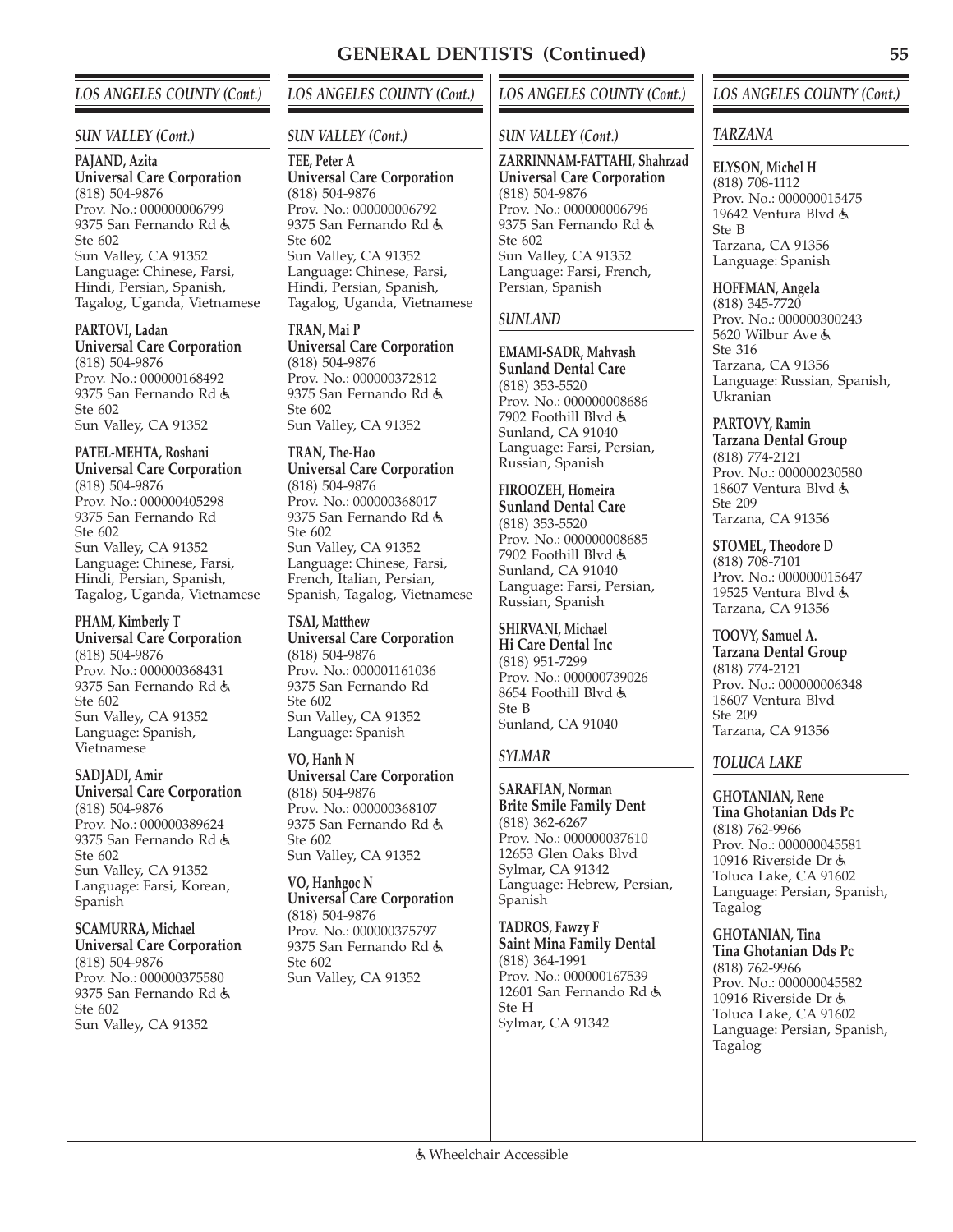## GENERAL DENTISTS (Continued)

### *LOS ANGELES COUNTY (Cont.)*

#### *SUN VALLEY (Cont.)*

**PAJAND, Azita**
**Universal Care Corporation**
(818) 504-9876
Prov. No.: 000000006799
9375 San Fernando Rd ♿
Ste 602
Sun Valley, CA 91352
Language: Chinese, Farsi, Hindi, Persian, Spanish, Tagalog, Uganda, Vietnamese

**PARTOVI, Ladan**
**Universal Care Corporation**
(818) 504-9876
Prov. No.: 000000168492
9375 San Fernando Rd ♿
Ste 602
Sun Valley, CA 91352

**PATEL-MEHTA, Roshani**
**Universal Care Corporation**
(818) 504-9876
Prov. No.: 000000405298
9375 San Fernando Rd
Ste 602
Sun Valley, CA 91352
Language: Chinese, Farsi, Hindi, Persian, Spanish, Tagalog, Uganda, Vietnamese

**PHAM, Kimberly T**
**Universal Care Corporation**
(818) 504-9876
Prov. No.: 000000368431
9375 San Fernando Rd ♿
Ste 602
Sun Valley, CA 91352
Language: Spanish, Vietnamese

**SADJADI, Amir**
**Universal Care Corporation**
(818) 504-9876
Prov. No.: 000000389624
9375 San Fernando Rd ♿
Ste 602
Sun Valley, CA 91352
Language: Farsi, Korean, Spanish

**SCAMURRA, Michael**
**Universal Care Corporation**
(818) 504-9876
Prov. No.: 000000375580
9375 San Fernando Rd ♿
Ste 602
Sun Valley, CA 91352

**TEE, Peter A**
**Universal Care Corporation**
(818) 504-9876
Prov. No.: 000000006792
9375 San Fernando Rd ♿
Ste 602
Sun Valley, CA 91352
Language: Chinese, Farsi, Hindi, Persian, Spanish, Tagalog, Uganda, Vietnamese

**TRAN, Mai P**
**Universal Care Corporation**
(818) 504-9876
Prov. No.: 000000372812
9375 San Fernando Rd ♿
Ste 602
Sun Valley, CA 91352

**TRAN, The-Hao**
**Universal Care Corporation**
(818) 504-9876
Prov. No.: 000000368017
9375 San Fernando Rd ♿
Ste 602
Sun Valley, CA 91352
Language: Chinese, Farsi, French, Italian, Persian, Spanish, Tagalog, Vietnamese

**TSAI, Matthew**
**Universal Care Corporation**
(818) 504-9876
Prov. No.: 000001161036
9375 San Fernando Rd
Ste 602
Sun Valley, CA 91352
Language: Spanish

**VO, Hanh N**
**Universal Care Corporation**
(818) 504-9876
Prov. No.: 000000368107
9375 San Fernando Rd ♿
Ste 602
Sun Valley, CA 91352

**VO, Hanhgoc N**
**Universal Care Corporation**
(818) 504-9876
Prov. No.: 000000375797
9375 San Fernando Rd ♿
Ste 602
Sun Valley, CA 91352

**ZARRINNAM-FATTAHI, Shahrzad**
**Universal Care Corporation**
(818) 504-9876
Prov. No.: 000000006796
9375 San Fernando Rd ♿
Ste 602
Sun Valley, CA 91352
Language: Farsi, French, Persian, Spanish

#### *SUNLAND*

**EMAMI-SADR, Mahvash**
**Sunland Dental Care**
(818) 353-5520
Prov. No.: 000000008686
7902 Foothill Blvd ♿
Sunland, CA 91040
Language: Farsi, Persian, Russian, Spanish

**FIROOZEH, Homeira**
**Sunland Dental Care**
(818) 353-5520
Prov. No.: 000000008685
7902 Foothill Blvd ♿
Sunland, CA 91040
Language: Farsi, Persian, Russian, Spanish

**SHIRVANI, Michael**
**Hi Care Dental Inc**
(818) 951-7299
Prov. No.: 000000739026
8654 Foothill Blvd ♿
Ste B
Sunland, CA 91040

#### *SYLMAR*

**SARAFIAN, Norman**
**Brite Smile Family Dent**
(818) 362-6267
Prov. No.: 000000037610
12653 Glen Oaks Blvd
Sylmar, CA 91342
Language: Hebrew, Persian, Spanish

**TADROS, Fawzy F**
**Saint Mina Family Dental**
(818) 364-1991
Prov. No.: 000000167539
12601 San Fernando Rd ♿
Ste H
Sylmar, CA 91342

#### *TARZANA*

**ELYSON, Michel H**
(818) 708-1112
Prov. No.: 000000015475
19642 Ventura Blvd ♿
Ste B
Tarzana, CA 91356
Language: Spanish

**HOFFMAN, Angela**
(818) 345-7720
Prov. No.: 000000300243
5620 Wilbur Ave ♿
Ste 316
Tarzana, CA 91356
Language: Russian, Spanish, Ukranian

**PARTOVY, Ramin**
**Tarzana Dental Group**
(818) 774-2121
Prov. No.: 000000230580
18607 Ventura Blvd ♿
Ste 209
Tarzana, CA 91356

**STOMEL, Theodore D**
(818) 708-7101
Prov. No.: 000000015647
19525 Ventura Blvd ♿
Tarzana, CA 91356

**TOOVY, Samuel A.**
**Tarzana Dental Group**
(818) 774-2121
Prov. No.: 000000006348
18607 Ventura Blvd
Ste 209
Tarzana, CA 91356

#### *TOLUCA LAKE*

**GHOTANIAN, Rene**
**Tina Ghotanian Dds Pc**
(818) 762-9966
Prov. No.: 000000045581
10916 Riverside Dr ♿
Toluca Lake, CA 91602
Language: Persian, Spanish, Tagalog

**GHOTANIAN, Tina**
**Tina Ghotanian Dds Pc**
(818) 762-9966
Prov. No.: 000000045582
10916 Riverside Dr ♿
Toluca Lake, CA 91602
Language: Persian, Spanish, Tagalog

♿ Wheelchair Accessible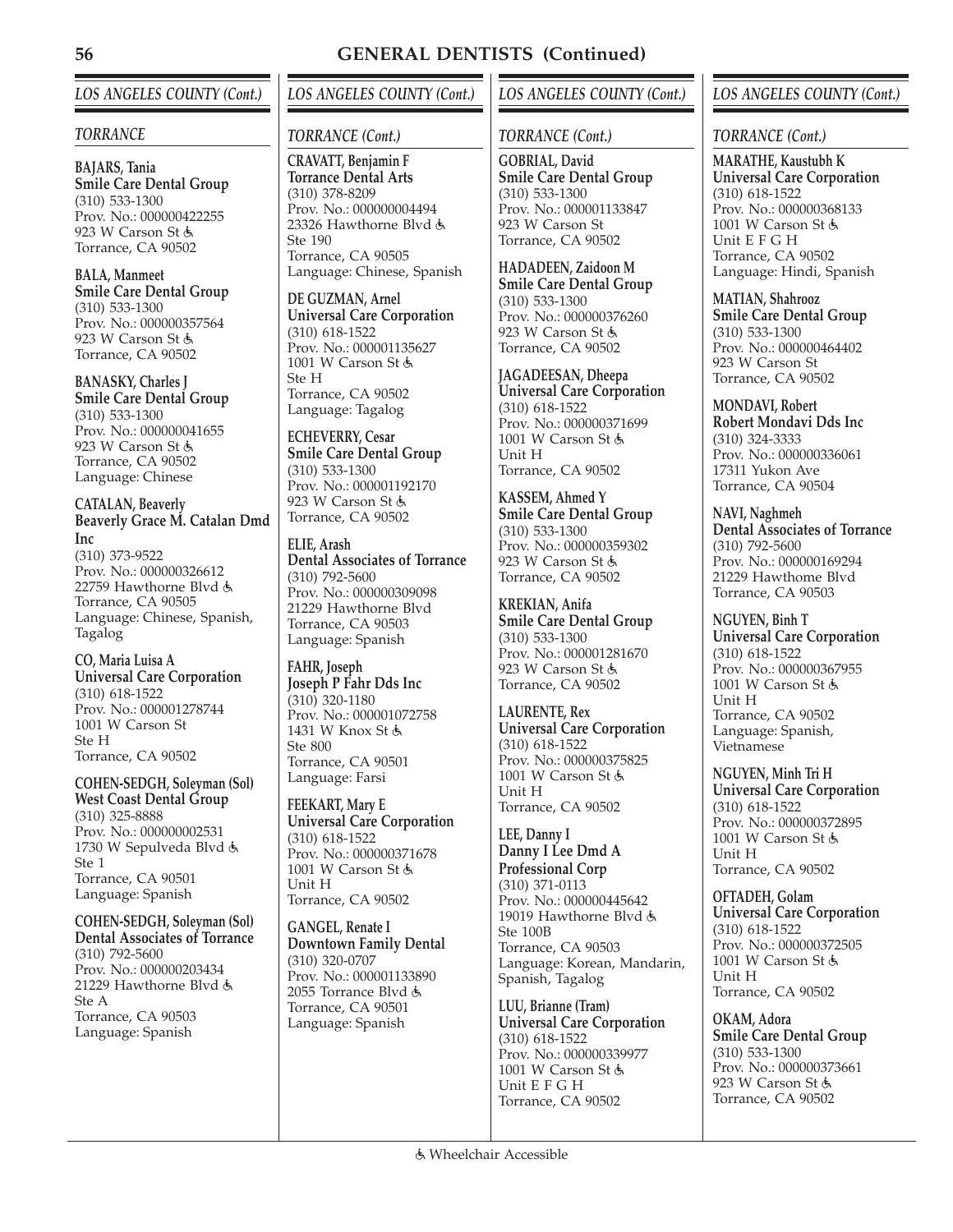# GENERAL DENTISTS (Continued)

## *LOS ANGELES COUNTY (Cont.)*

### *TORRANCE*

**BAJARS, Tania**
**Smile Care Dental Group**
(310) 533-1300
Prov. No.: 000000422255
923 W Carson St ♿
Torrance, CA 90502

**BALA, Manmeet**
**Smile Care Dental Group**
(310) 533-1300
Prov. No.: 000000357564
923 W Carson St ♿
Torrance, CA 90502

**BANASKY, Charles J**
**Smile Care Dental Group**
(310) 533-1300
Prov. No.: 000000041655
923 W Carson St ♿
Torrance, CA 90502
Language: Chinese

**CATALAN, Beaverly**
**Beaverly Grace M. Catalan Dmd Inc**
(310) 373-9522
Prov. No.: 000000326612
22759 Hawthorne Blvd ♿
Torrance, CA 90505
Language: Chinese, Spanish, Tagalog

**CO, Maria Luisa A**
**Universal Care Corporation**
(310) 618-1522
Prov. No.: 000001278744
1001 W Carson St
Ste H
Torrance, CA 90502

**COHEN-SEDGH, Soleyman (Sol)**
**West Coast Dental Group**
(310) 325-8888
Prov. No.: 000000002531
1730 W Sepulveda Blvd ♿
Ste 1
Torrance, CA 90501
Language: Spanish

**COHEN-SEDGH, Soleyman (Sol)**
**Dental Associates of Torrance**
(310) 792-5600
Prov. No.: 000000203434
21229 Hawthorne Blvd ♿
Ste A
Torrance, CA 90503
Language: Spanish

### *TORRANCE (Cont.)*

**CRAVATT, Benjamin F**
**Torrance Dental Arts**
(310) 378-8209
Prov. No.: 000000004494
23326 Hawthorne Blvd ♿
Ste 190
Torrance, CA 90505
Language: Chinese, Spanish

**DE GUZMAN, Arnel**
**Universal Care Corporation**
(310) 618-1522
Prov. No.: 000001135627
1001 W Carson St ♿
Ste H
Torrance, CA 90502
Language: Tagalog

**ECHEVERRY, Cesar**
**Smile Care Dental Group**
(310) 533-1300
Prov. No.: 000001192170
923 W Carson St ♿
Torrance, CA 90502

**ELIE, Arash**
**Dental Associates of Torrance**
(310) 792-5600
Prov. No.: 000000309098
21229 Hawthorne Blvd
Torrance, CA 90503
Language: Spanish

**FAHR, Joseph**
**Joseph P Fahr Dds Inc**
(310) 320-1180
Prov. No.: 000001072758
1431 W Knox St ♿
Ste 800
Torrance, CA 90501
Language: Farsi

**FEEKART, Mary E**
**Universal Care Corporation**
(310) 618-1522
Prov. No.: 000000371678
1001 W Carson St ♿
Unit H
Torrance, CA 90502

**GANGEL, Renate I**
**Downtown Family Dental**
(310) 320-0707
Prov. No.: 000001133890
2055 Torrance Blvd ♿
Torrance, CA 90501
Language: Spanish

### *TORRANCE (Cont.)*

**GOBRIAL, David**
**Smile Care Dental Group**
(310) 533-1300
Prov. No.: 000001133847
923 W Carson St
Torrance, CA 90502

**HADADEEN, Zaidoon M**
**Smile Care Dental Group**
(310) 533-1300
Prov. No.: 000000376260
923 W Carson St ♿
Torrance, CA 90502

**JAGADEESAN, Dheepa**
**Universal Care Corporation**
(310) 618-1522
Prov. No.: 000000371699
1001 W Carson St ♿
Unit H
Torrance, CA 90502

**KASSEM, Ahmed Y**
**Smile Care Dental Group**
(310) 533-1300
Prov. No.: 000000359302
923 W Carson St ♿
Torrance, CA 90502

**KREKIAN, Anifa**
**Smile Care Dental Group**
(310) 533-1300
Prov. No.: 000001281670
923 W Carson St ♿
Torrance, CA 90502

**LAURENTE, Rex**
**Universal Care Corporation**
(310) 618-1522
Prov. No.: 000000375825
1001 W Carson St ♿
Unit H
Torrance, CA 90502

**LEE, Danny I**
**Danny I Lee Dmd A Professional Corp**
(310) 371-0113
Prov. No.: 000000445642
19019 Hawthorne Blvd ♿
Ste 100B
Torrance, CA 90503
Language: Korean, Mandarin, Spanish, Tagalog

**LUU, Brianne (Tram)**
**Universal Care Corporation**
(310) 618-1522
Prov. No.: 000000339977
1001 W Carson St ♿
Unit E F G H
Torrance, CA 90502

### *TORRANCE (Cont.)*

**MARATHE, Kaustubh K**
**Universal Care Corporation**
(310) 618-1522
Prov. No.: 000000368133
1001 W Carson St ♿
Unit E F G H
Torrance, CA 90502
Language: Hindi, Spanish

**MATIAN, Shahrooz**
**Smile Care Dental Group**
(310) 533-1300
Prov. No.: 000000464402
923 W Carson St
Torrance, CA 90502

**MONDAVI, Robert**
**Robert Mondavi Dds Inc**
(310) 324-3333
Prov. No.: 000000336061
17311 Yukon Ave
Torrance, CA 90504

**NAVI, Naghmeh**
**Dental Associates of Torrance**
(310) 792-5600
Prov. No.: 000000169294
21229 Hawthome Blvd
Torrance, CA 90503

**NGUYEN, Binh T**
**Universal Care Corporation**
(310) 618-1522
Prov. No.: 000000367955
1001 W Carson St ♿
Unit H
Torrance, CA 90502
Language: Spanish, Vietnamese

**NGUYEN, Minh Tri H**
**Universal Care Corporation**
(310) 618-1522
Prov. No.: 000000372895
1001 W Carson St ♿
Unit H
Torrance, CA 90502

**OFTADEH, Golam**
**Universal Care Corporation**
(310) 618-1522
Prov. No.: 000000372505
1001 W Carson St ♿
Unit H
Torrance, CA 90502

**OKAM, Adora**
**Smile Care Dental Group**
(310) 533-1300
Prov. No.: 000000373661
923 W Carson St ♿
Torrance, CA 90502

♿ Wheelchair Accessible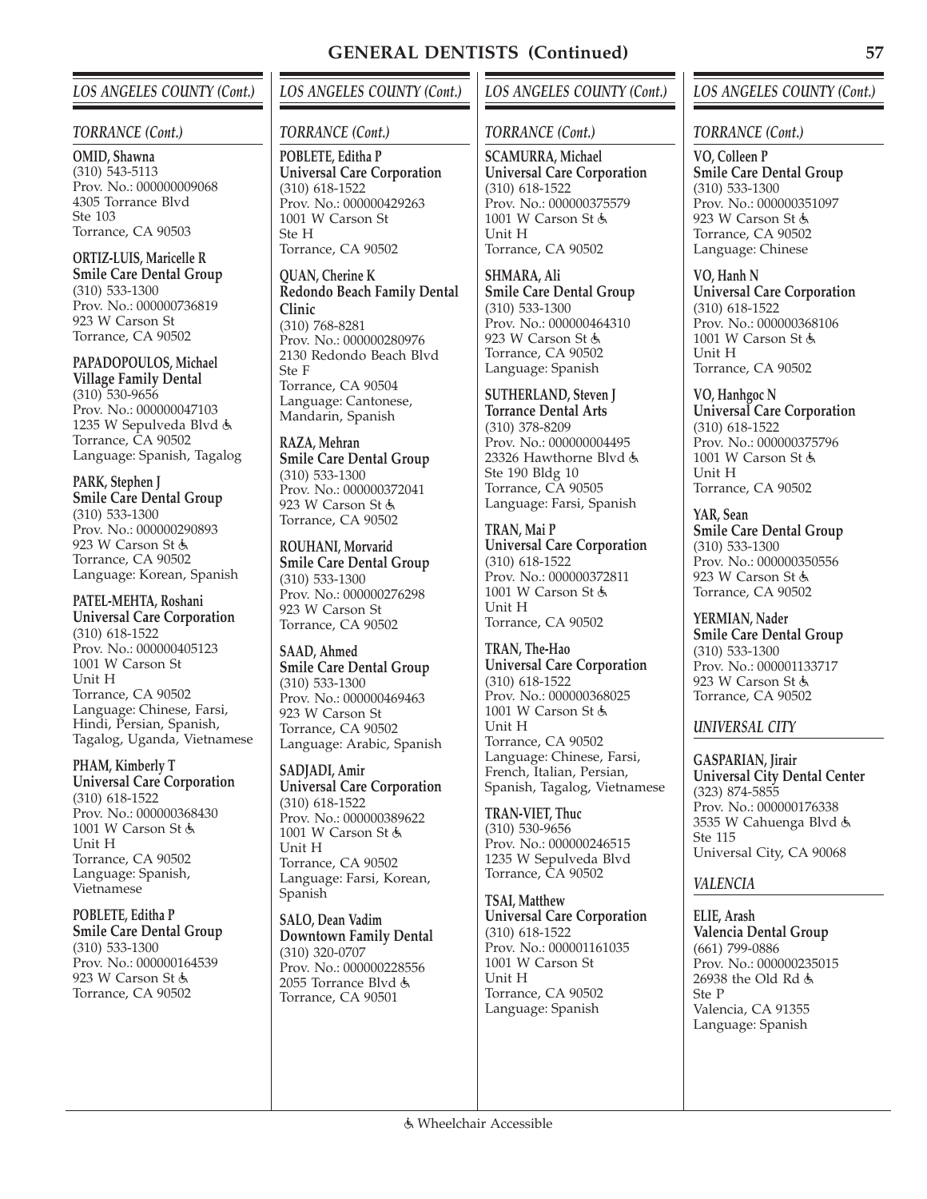# GENERAL DENTISTS (Continued)

## LOS ANGELES COUNTY (Cont.)

### TORRANCE (Cont.)

**OMID, Shawna**
(310) 543-5113
Prov. No.: 000000009068
4305 Torrance Blvd
Ste 103
Torrance, CA 90503

**ORTIZ-LUIS, Maricelle R**
**Smile Care Dental Group**
(310) 533-1300
Prov. No.: 000000736819
923 W Carson St
Torrance, CA 90502

**PAPADOPOULOS, Michael**
**Village Family Dental**
(310) 530-9656
Prov. No.: 000000047103
1235 W Sepulveda Blvd ♿
Torrance, CA 90502
Language: Spanish, Tagalog

**PARK, Stephen J**
**Smile Care Dental Group**
(310) 533-1300
Prov. No.: 000000290893
923 W Carson St ♿
Torrance, CA 90502
Language: Korean, Spanish

**PATEL-MEHTA, Roshani**
**Universal Care Corporation**
(310) 618-1522
Prov. No.: 000000405123
1001 W Carson St
Unit H
Torrance, CA 90502
Language: Chinese, Farsi, Hindi, Persian, Spanish, Tagalog, Uganda, Vietnamese

**PHAM, Kimberly T**
**Universal Care Corporation**
(310) 618-1522
Prov. No.: 000000368430
1001 W Carson St ♿
Unit H
Torrance, CA 90502
Language: Spanish, Vietnamese

**POBLETE, Editha P**
**Smile Care Dental Group**
(310) 533-1300
Prov. No.: 000000164539
923 W Carson St ♿
Torrance, CA 90502

**POBLETE, Editha P**
**Universal Care Corporation**
(310) 618-1522
Prov. No.: 000000429263
1001 W Carson St
Ste H
Torrance, CA 90502

**QUAN, Cherine K**
**Redondo Beach Family Dental Clinic**
(310) 768-8281
Prov. No.: 000000280976
2130 Redondo Beach Blvd
Ste F
Torrance, CA 90504
Language: Cantonese, Mandarin, Spanish

**RAZA, Mehran**
**Smile Care Dental Group**
(310) 533-1300
Prov. No.: 000000372041
923 W Carson St ♿
Torrance, CA 90502

**ROUHANI, Morvarid**
**Smile Care Dental Group**
(310) 533-1300
Prov. No.: 000000276298
923 W Carson St
Torrance, CA 90502

**SAAD, Ahmed**
**Smile Care Dental Group**
(310) 533-1300
Prov. No.: 000000469463
923 W Carson St
Torrance, CA 90502
Language: Arabic, Spanish

**SADJADI, Amir**
**Universal Care Corporation**
(310) 618-1522
Prov. No.: 000000389622
1001 W Carson St ♿
Unit H
Torrance, CA 90502
Language: Farsi, Korean, Spanish

**SALO, Dean Vadim**
**Downtown Family Dental**
(310) 320-0707
Prov. No.: 000000228556
2055 Torrance Blvd ♿
Torrance, CA 90501

**SCAMURRA, Michael**
**Universal Care Corporation**
(310) 618-1522
Prov. No.: 000000375579
1001 W Carson St ♿
Unit H
Torrance, CA 90502

**SHMARA, Ali**
**Smile Care Dental Group**
(310) 533-1300
Prov. No.: 000000464310
923 W Carson St ♿
Torrance, CA 90502
Language: Spanish

**SUTHERLAND, Steven J**
**Torrance Dental Arts**
(310) 378-8209
Prov. No.: 000000004495
23326 Hawthorne Blvd ♿
Ste 190 Bldg 10
Torrance, CA 90505
Language: Farsi, Spanish

**TRAN, Mai P**
**Universal Care Corporation**
(310) 618-1522
Prov. No.: 000000372811
1001 W Carson St ♿
Unit H
Torrance, CA 90502

**TRAN, The-Hao**
**Universal Care Corporation**
(310) 618-1522
Prov. No.: 000000368025
1001 W Carson St ♿
Unit H
Torrance, CA 90502
Language: Chinese, Farsi, French, Italian, Persian, Spanish, Tagalog, Vietnamese

**TRAN-VIET, Thuc**
(310) 530-9656
Prov. No.: 000000246515
1235 W Sepulveda Blvd
Torrance, CA 90502

**TSAI, Matthew**
**Universal Care Corporation**
(310) 618-1522
Prov. No.: 000001161035
1001 W Carson St
Unit H
Torrance, CA 90502
Language: Spanish

**VO, Colleen P**
**Smile Care Dental Group**
(310) 533-1300
Prov. No.: 000000351097
923 W Carson St ♿
Torrance, CA 90502
Language: Chinese

**VO, Hanh N**
**Universal Care Corporation**
(310) 618-1522
Prov. No.: 000000368106
1001 W Carson St ♿
Unit H
Torrance, CA 90502

**VO, Hanhgoc N**
**Universal Care Corporation**
(310) 618-1522
Prov. No.: 000000375796
1001 W Carson St ♿
Unit H
Torrance, CA 90502

**YAR, Sean**
**Smile Care Dental Group**
(310) 533-1300
Prov. No.: 000000350556
923 W Carson St ♿
Torrance, CA 90502

**YERMIAN, Nader**
**Smile Care Dental Group**
(310) 533-1300
Prov. No.: 000001133717
923 W Carson St ♿
Torrance, CA 90502

### UNIVERSAL CITY

**GASPARIAN, Jirair**
**Universal City Dental Center**
(323) 874-5855
Prov. No.: 000000176338
3535 W Cahuenga Blvd ♿
Ste 115
Universal City, CA 90068

### VALENCIA

**ELIE, Arash**
**Valencia Dental Group**
(661) 799-0886
Prov. No.: 000000235015
26938 the Old Rd ♿
Ste P
Valencia, CA 91355
Language: Spanish

♿ Wheelchair Accessible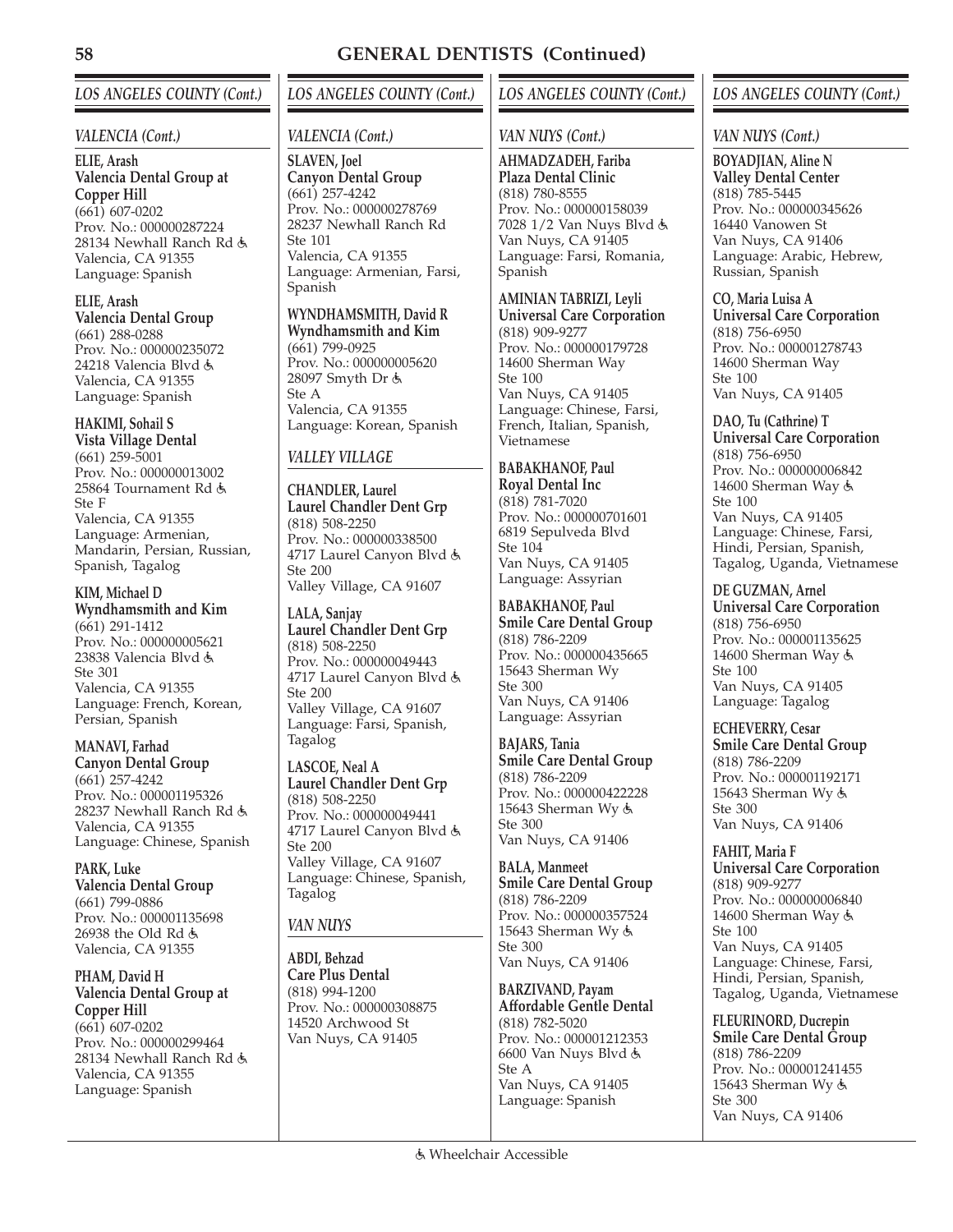# GENERAL DENTISTS (Continued)

## LOS ANGELES COUNTY (Cont.)

### VALENCIA (Cont.)

**ELIE, Arash**
**Valencia Dental Group at Copper Hill**
(661) 607-0202
Prov. No.: 000000287224
28134 Newhall Ranch Rd ♿
Valencia, CA 91355
Language: Spanish

**ELIE, Arash**
**Valencia Dental Group**
(661) 288-0288
Prov. No.: 000000235072
24218 Valencia Blvd ♿
Valencia, CA 91355
Language: Spanish

**HAKIMI, Sohail S**
**Vista Village Dental**
(661) 259-5001
Prov. No.: 000000013002
25864 Tournament Rd ♿
Ste F
Valencia, CA 91355
Language: Armenian, Mandarin, Persian, Russian, Spanish, Tagalog

**KIM, Michael D**
**Wyndhamsmith and Kim**
(661) 291-1412
Prov. No.: 000000005621
23838 Valencia Blvd ♿
Ste 301
Valencia, CA 91355
Language: French, Korean, Persian, Spanish

**MANAVI, Farhad**
**Canyon Dental Group**
(661) 257-4242
Prov. No.: 000001195326
28237 Newhall Ranch Rd ♿
Valencia, CA 91355
Language: Chinese, Spanish

**PARK, Luke**
**Valencia Dental Group**
(661) 799-0886
Prov. No.: 000001135698
26938 the Old Rd ♿
Valencia, CA 91355

**PHAM, David H**
**Valencia Dental Group at Copper Hill**
(661) 607-0202
Prov. No.: 000000299464
28134 Newhall Ranch Rd ♿
Valencia, CA 91355
Language: Spanish

**SLAVEN, Joel**
**Canyon Dental Group**
(661) 257-4242
Prov. No.: 000000278769
28237 Newhall Ranch Rd
Ste 101
Valencia, CA 91355
Language: Armenian, Farsi, Spanish

**WYNDHAMSMITH, David R**
**Wyndhamsmith and Kim**
(661) 799-0925
Prov. No.: 000000005620
28097 Smyth Dr ♿
Ste A
Valencia, CA 91355
Language: Korean, Spanish

### VALLEY VILLAGE

**CHANDLER, Laurel**
**Laurel Chandler Dent Grp**
(818) 508-2250
Prov. No.: 000000338500
4717 Laurel Canyon Blvd ♿
Ste 200
Valley Village, CA 91607

**LALA, Sanjay**
**Laurel Chandler Dent Grp**
(818) 508-2250
Prov. No.: 000000049443
4717 Laurel Canyon Blvd ♿
Ste 200
Valley Village, CA 91607
Language: Farsi, Spanish, Tagalog

**LASCOE, Neal A**
**Laurel Chandler Dent Grp**
(818) 508-2250
Prov. No.: 000000049441
4717 Laurel Canyon Blvd ♿
Ste 200
Valley Village, CA 91607
Language: Chinese, Spanish, Tagalog

### VAN NUYS

**ABDI, Behzad**
**Care Plus Dental**
(818) 994-1200
Prov. No.: 000000308875
14520 Archwood St
Van Nuys, CA 91405

**AHMADZADEH, Fariba**
**Plaza Dental Clinic**
(818) 780-8555
Prov. No.: 000000158039
7028 1/2 Van Nuys Blvd ♿
Van Nuys, CA 91405
Language: Farsi, Romania, Spanish

**AMINIAN TABRIZI, Leyli**
**Universal Care Corporation**
(818) 909-9277
Prov. No.: 000000179728
14600 Sherman Way
Ste 100
Van Nuys, CA 91405
Language: Chinese, Farsi, French, Italian, Spanish, Vietnamese

**BABAKHANOF, Paul**
**Royal Dental Inc**
(818) 781-7020
Prov. No.: 000000701601
6819 Sepulveda Blvd
Ste 104
Van Nuys, CA 91405
Language: Assyrian

**BABAKHANOF, Paul**
**Smile Care Dental Group**
(818) 786-2209
Prov. No.: 000000435665
15643 Sherman Wy
Ste 300
Van Nuys, CA 91406
Language: Assyrian

**BAJARS, Tania**
**Smile Care Dental Group**
(818) 786-2209
Prov. No.: 000000422228
15643 Sherman Wy ♿
Ste 300
Van Nuys, CA 91406

**BALA, Manmeet**
**Smile Care Dental Group**
(818) 786-2209
Prov. No.: 000000357524
15643 Sherman Wy ♿
Ste 300
Van Nuys, CA 91406

**BARZIVAND, Payam**
**Affordable Gentle Dental**
(818) 782-5020
Prov. No.: 000001212353
6600 Van Nuys Blvd ♿
Ste A
Van Nuys, CA 91405
Language: Spanish

**BOYADJIAN, Aline N**
**Valley Dental Center**
(818) 785-5445
Prov. No.: 000000345626
16440 Vanowen St
Van Nuys, CA 91406
Language: Arabic, Hebrew, Russian, Spanish

**CO, Maria Luisa A**
**Universal Care Corporation**
(818) 756-6950
Prov. No.: 000001278743
14600 Sherman Way
Ste 100
Van Nuys, CA 91405

**DAO, Tu (Cathrine) T**
**Universal Care Corporation**
(818) 756-6950
Prov. No.: 000000006842
14600 Sherman Way ♿
Ste 100
Van Nuys, CA 91405
Language: Chinese, Farsi, Hindi, Persian, Spanish, Tagalog, Uganda, Vietnamese

**DE GUZMAN, Arnel**
**Universal Care Corporation**
(818) 756-6950
Prov. No.: 000001135625
14600 Sherman Way ♿
Ste 100
Van Nuys, CA 91405
Language: Tagalog

**ECHEVERRY, Cesar**
**Smile Care Dental Group**
(818) 786-2209
Prov. No.: 000001192171
15643 Sherman Wy ♿
Ste 300
Van Nuys, CA 91406

**FAHIT, Maria F**
**Universal Care Corporation**
(818) 909-9277
Prov. No.: 000000006840
14600 Sherman Way ♿
Ste 100
Van Nuys, CA 91405
Language: Chinese, Farsi, Hindi, Persian, Spanish, Tagalog, Uganda, Vietnamese

**FLEURINORD, Ducrepin**
**Smile Care Dental Group**
(818) 786-2209
Prov. No.: 000001241455
15643 Sherman Wy ♿
Ste 300
Van Nuys, CA 91406

♿ Wheelchair Accessible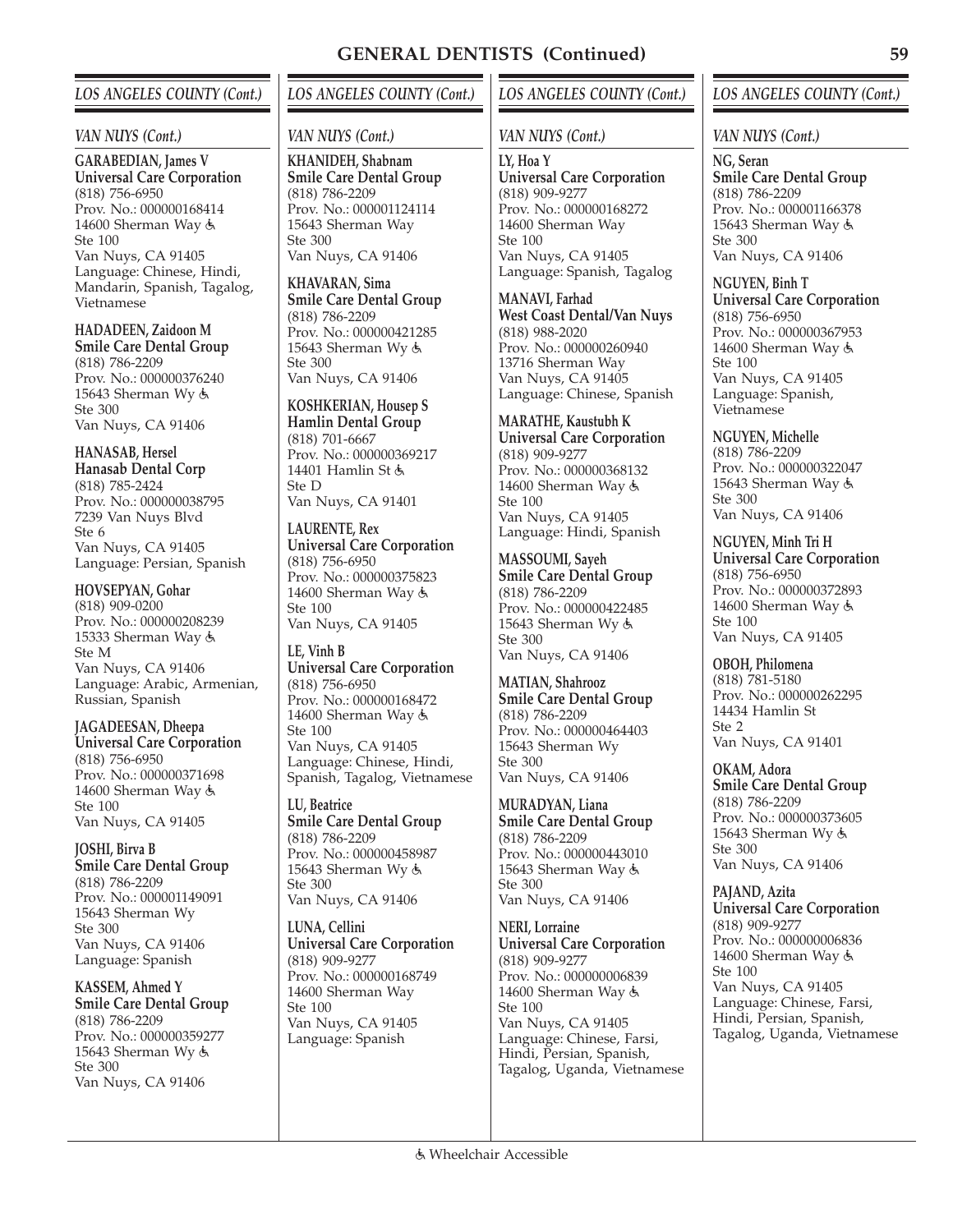## GENERAL DENTISTS (Continued)

### *LOS ANGELES COUNTY (Cont.)*

#### *VAN NUYS (Cont.)*

**GARABEDIAN, James V**
**Universal Care Corporation**
(818) 756-6950
Prov. No.: 000000168414
14600 Sherman Way ♿
Ste 100
Van Nuys, CA 91405
Language: Chinese, Hindi, Mandarin, Spanish, Tagalog, Vietnamese

**HADADEEN, Zaidoon M**
**Smile Care Dental Group**
(818) 786-2209
Prov. No.: 000000376240
15643 Sherman Wy ♿
Ste 300
Van Nuys, CA 91406

**HANASAB, Hersel**
**Hanasab Dental Corp**
(818) 785-2424
Prov. No.: 000000038795
7239 Van Nuys Blvd
Ste 6
Van Nuys, CA 91405
Language: Persian, Spanish

**HOVSEPYAN, Gohar**
(818) 909-0200
Prov. No.: 000000208239
15333 Sherman Way ♿
Ste M
Van Nuys, CA 91406
Language: Arabic, Armenian, Russian, Spanish

**JAGADEESAN, Dheepa**
**Universal Care Corporation**
(818) 756-6950
Prov. No.: 000000371698
14600 Sherman Way ♿
Ste 100
Van Nuys, CA 91405

**JOSHI, Birva B**
**Smile Care Dental Group**
(818) 786-2209
Prov. No.: 000001149091
15643 Sherman Wy
Ste 300
Van Nuys, CA 91406
Language: Spanish

**KASSEM, Ahmed Y**
**Smile Care Dental Group**
(818) 786-2209
Prov. No.: 000000359277
15643 Sherman Wy ♿
Ste 300
Van Nuys, CA 91406

**KHANIDEH, Shabnam**
**Smile Care Dental Group**
(818) 786-2209
Prov. No.: 000001124114
15643 Sherman Way
Ste 300
Van Nuys, CA 91406

**KHAVARAN, Sima**
**Smile Care Dental Group**
(818) 786-2209
Prov. No.: 000000421285
15643 Sherman Wy ♿
Ste 300
Van Nuys, CA 91406

**KOSHKERIAN, Housep S**
**Hamlin Dental Group**
(818) 701-6667
Prov. No.: 000000369217
14401 Hamlin St ♿
Ste D
Van Nuys, CA 91401

**LAURENTE, Rex**
**Universal Care Corporation**
(818) 756-6950
Prov. No.: 000000375823
14600 Sherman Way ♿
Ste 100
Van Nuys, CA 91405

**LE, Vinh B**
**Universal Care Corporation**
(818) 756-6950
Prov. No.: 000000168472
14600 Sherman Way ♿
Ste 100
Van Nuys, CA 91405
Language: Chinese, Hindi, Spanish, Tagalog, Vietnamese

**LU, Beatrice**
**Smile Care Dental Group**
(818) 786-2209
Prov. No.: 000000458987
15643 Sherman Wy ♿
Ste 300
Van Nuys, CA 91406

**LUNA, Cellini**
**Universal Care Corporation**
(818) 909-9277
Prov. No.: 000000168749
14600 Sherman Way
Ste 100
Van Nuys, CA 91405
Language: Spanish

**LY, Hoa Y**
**Universal Care Corporation**
(818) 909-9277
Prov. No.: 000000168272
14600 Sherman Way
Ste 100
Van Nuys, CA 91405
Language: Spanish, Tagalog

**MANAVI, Farhad**
**West Coast Dental/Van Nuys**
(818) 988-2020
Prov. No.: 000000260940
13716 Sherman Way
Van Nuys, CA 91405
Language: Chinese, Spanish

**MARATHE, Kaustubh K**
**Universal Care Corporation**
(818) 909-9277
Prov. No.: 000000368132
14600 Sherman Way ♿
Ste 100
Van Nuys, CA 91405
Language: Hindi, Spanish

**MASSOUMI, Sayeh**
**Smile Care Dental Group**
(818) 786-2209
Prov. No.: 000000422485
15643 Sherman Wy ♿
Ste 300
Van Nuys, CA 91406

**MATIAN, Shahrooz**
**Smile Care Dental Group**
(818) 786-2209
Prov. No.: 000000464403
15643 Sherman Wy
Ste 300
Van Nuys, CA 91406

**MURADYAN, Liana**
**Smile Care Dental Group**
(818) 786-2209
Prov. No.: 000000443010
15643 Sherman Way ♿
Ste 300
Van Nuys, CA 91406

**NERI, Lorraine**
**Universal Care Corporation**
(818) 909-9277
Prov. No.: 000000006839
14600 Sherman Way ♿
Ste 100
Van Nuys, CA 91405
Language: Chinese, Farsi, Hindi, Persian, Spanish, Tagalog, Uganda, Vietnamese

**NG, Seran**
**Smile Care Dental Group**
(818) 786-2209
Prov. No.: 000001166378
15643 Sherman Way ♿
Ste 300
Van Nuys, CA 91406

**NGUYEN, Binh T**
**Universal Care Corporation**
(818) 756-6950
Prov. No.: 000000367953
14600 Sherman Way ♿
Ste 100
Van Nuys, CA 91405
Language: Spanish, Vietnamese

**NGUYEN, Michelle**
(818) 786-2209
Prov. No.: 000000322047
15643 Sherman Way ♿
Ste 300
Van Nuys, CA 91406

**NGUYEN, Minh Tri H**
**Universal Care Corporation**
(818) 756-6950
Prov. No.: 000000372893
14600 Sherman Way ♿
Ste 100
Van Nuys, CA 91405

**OBOH, Philomena**
(818) 781-5180
Prov. No.: 000000262295
14434 Hamlin St
Ste 2
Van Nuys, CA 91401

**OKAM, Adora**
**Smile Care Dental Group**
(818) 786-2209
Prov. No.: 000000373605
15643 Sherman Wy ♿
Ste 300
Van Nuys, CA 91406

**PAJAND, Azita**
**Universal Care Corporation**
(818) 909-9277
Prov. No.: 000000006836
14600 Sherman Way ♿
Ste 100
Van Nuys, CA 91405
Language: Chinese, Farsi, Hindi, Persian, Spanish, Tagalog, Uganda, Vietnamese

♿ Wheelchair Accessible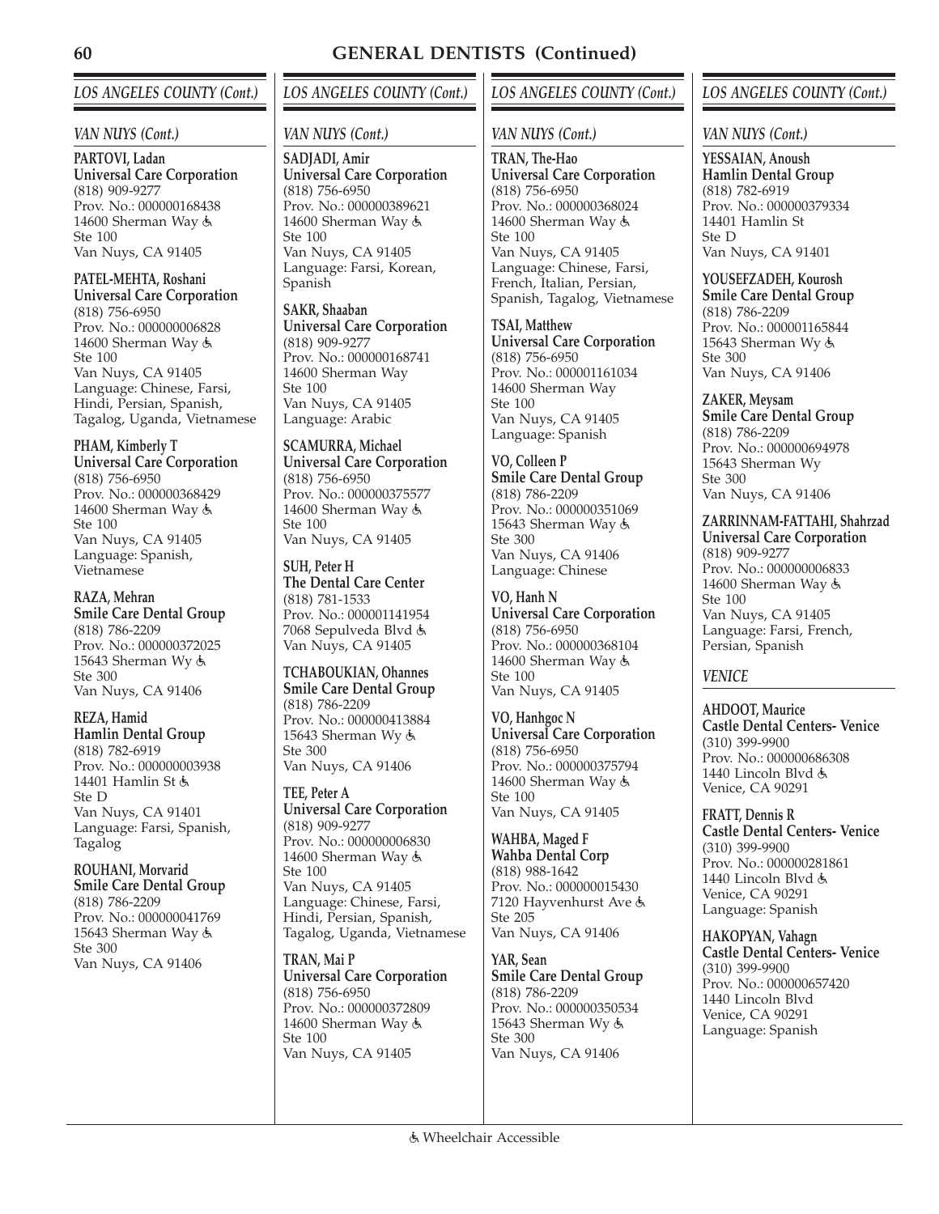# GENERAL DENTISTS (Continued)

## LOS ANGELES COUNTY (Cont.)

### VAN NUYS (Cont.)

**PARTOVI, Ladan**
**Universal Care Corporation**
(818) 909-9277
Prov. No.: 000000168438
14600 Sherman Way ♿
Ste 100
Van Nuys, CA 91405

**PATEL-MEHTA, Roshani**
**Universal Care Corporation**
(818) 756-6950
Prov. No.: 000000006828
14600 Sherman Way ♿
Ste 100
Van Nuys, CA 91405
Language: Chinese, Farsi, Hindi, Persian, Spanish, Tagalog, Uganda, Vietnamese

**PHAM, Kimberly T**
**Universal Care Corporation**
(818) 756-6950
Prov. No.: 000000368429
14600 Sherman Way ♿
Ste 100
Van Nuys, CA 91405
Language: Spanish, Vietnamese

**RAZA, Mehran**
**Smile Care Dental Group**
(818) 786-2209
Prov. No.: 000000372025
15643 Sherman Wy ♿
Ste 300
Van Nuys, CA 91406

**REZA, Hamid**
**Hamlin Dental Group**
(818) 782-6919
Prov. No.: 000000003938
14401 Hamlin St ♿
Ste D
Van Nuys, CA 91401
Language: Farsi, Spanish, Tagalog

**ROUHANI, Morvarid**
**Smile Care Dental Group**
(818) 786-2209
Prov. No.: 000000041769
15643 Sherman Way ♿
Ste 300
Van Nuys, CA 91406

**SADJADI, Amir**
**Universal Care Corporation**
(818) 756-6950
Prov. No.: 000000389621
14600 Sherman Way ♿
Ste 100
Van Nuys, CA 91405
Language: Farsi, Korean, Spanish

**SAKR, Shaaban**
**Universal Care Corporation**
(818) 909-9277
Prov. No.: 000000168741
14600 Sherman Way
Ste 100
Van Nuys, CA 91405
Language: Arabic

**SCAMURRA, Michael**
**Universal Care Corporation**
(818) 756-6950
Prov. No.: 000000375577
14600 Sherman Way ♿
Ste 100
Van Nuys, CA 91405

**SUH, Peter H**
**The Dental Care Center**
(818) 781-1533
Prov. No.: 000001141954
7068 Sepulveda Blvd ♿
Van Nuys, CA 91405

**TCHABOUKIAN, Ohannes**
**Smile Care Dental Group**
(818) 786-2209
Prov. No.: 000000413884
15643 Sherman Wy ♿
Ste 300
Van Nuys, CA 91406

**TEE, Peter A**
**Universal Care Corporation**
(818) 909-9277
Prov. No.: 000000006830
14600 Sherman Way ♿
Ste 100
Van Nuys, CA 91405
Language: Chinese, Farsi, Hindi, Persian, Spanish, Tagalog, Uganda, Vietnamese

**TRAN, Mai P**
**Universal Care Corporation**
(818) 756-6950
Prov. No.: 000000372809
14600 Sherman Way ♿
Ste 100
Van Nuys, CA 91405

**TRAN, The-Hao**
**Universal Care Corporation**
(818) 756-6950
Prov. No.: 000000368024
14600 Sherman Way ♿
Ste 100
Van Nuys, CA 91405
Language: Chinese, Farsi, French, Italian, Persian, Spanish, Tagalog, Vietnamese

**TSAI, Matthew**
**Universal Care Corporation**
(818) 756-6950
Prov. No.: 000001161034
14600 Sherman Way
Ste 100
Van Nuys, CA 91405
Language: Spanish

**VO, Colleen P**
**Smile Care Dental Group**
(818) 786-2209
Prov. No.: 000000351069
15643 Sherman Way ♿
Ste 300
Van Nuys, CA 91406
Language: Chinese

**VO, Hanh N**
**Universal Care Corporation**
(818) 756-6950
Prov. No.: 000000368104
14600 Sherman Way ♿
Ste 100
Van Nuys, CA 91405

**VO, Hanhgoc N**
**Universal Care Corporation**
(818) 756-6950
Prov. No.: 000000375794
14600 Sherman Way ♿
Ste 100
Van Nuys, CA 91405

**WAHBA, Maged F**
**Wahba Dental Corp**
(818) 988-1642
Prov. No.: 000000015430
7120 Hayvenhurst Ave ♿
Ste 205
Van Nuys, CA 91406

**YAR, Sean**
**Smile Care Dental Group**
(818) 786-2209
Prov. No.: 000000350534
15643 Sherman Wy ♿
Ste 300
Van Nuys, CA 91406

**YESSAIAN, Anoush**
**Hamlin Dental Group**
(818) 782-6919
Prov. No.: 000000379334
14401 Hamlin St
Ste D
Van Nuys, CA 91401

**YOUSEFZADEH, Kourosh**
**Smile Care Dental Group**
(818) 786-2209
Prov. No.: 000001165844
15643 Sherman Wy ♿
Ste 300
Van Nuys, CA 91406

**ZAKER, Meysam**
**Smile Care Dental Group**
(818) 786-2209
Prov. No.: 000000694978
15643 Sherman Wy
Ste 300
Van Nuys, CA 91406

**ZARRINNAM-FATTAHI, Shahrzad**
**Universal Care Corporation**
(818) 909-9277
Prov. No.: 000000006833
14600 Sherman Way ♿
Ste 100
Van Nuys, CA 91405
Language: Farsi, French, Persian, Spanish

### VENICE

**AHDOOT, Maurice**
**Castle Dental Centers- Venice**
(310) 399-9900
Prov. No.: 000000686308
1440 Lincoln Blvd ♿
Venice, CA 90291

**FRATT, Dennis R**
**Castle Dental Centers- Venice**
(310) 399-9900
Prov. No.: 000000281861
1440 Lincoln Blvd ♿
Venice, CA 90291
Language: Spanish

**HAKOPYAN, Vahagn**
**Castle Dental Centers- Venice**
(310) 399-9900
Prov. No.: 000000657420
1440 Lincoln Blvd
Venice, CA 90291
Language: Spanish

♿ Wheelchair Accessible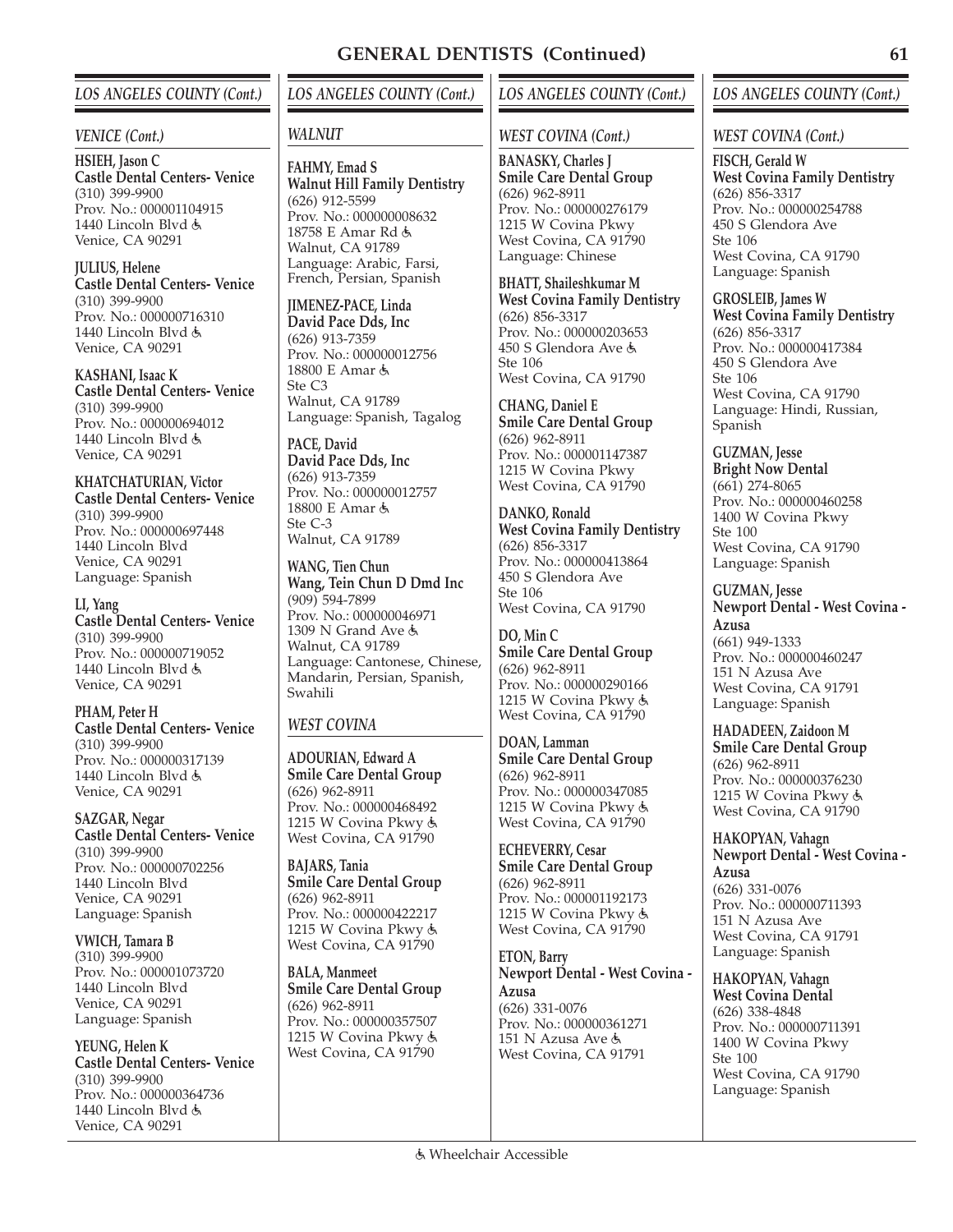# GENERAL DENTISTS (Continued)

## LOS ANGELES COUNTY (Cont.)

### VENICE (Cont.)

**HSIEH, Jason C**
**Castle Dental Centers- Venice**
(310) 399-9900
Prov. No.: 000001104915
1440 Lincoln Blvd ♿
Venice, CA 90291

**JULIUS, Helene**
**Castle Dental Centers- Venice**
(310) 399-9900
Prov. No.: 000000716310
1440 Lincoln Blvd ♿
Venice, CA 90291

**KASHANI, Isaac K**
**Castle Dental Centers- Venice**
(310) 399-9900
Prov. No.: 000000694012
1440 Lincoln Blvd ♿
Venice, CA 90291

**KHATCHATURIAN, Victor**
**Castle Dental Centers- Venice**
(310) 399-9900
Prov. No.: 000000697448
1440 Lincoln Blvd
Venice, CA 90291
Language: Spanish

**LI, Yang**
**Castle Dental Centers- Venice**
(310) 399-9900
Prov. No.: 000000719052
1440 Lincoln Blvd ♿
Venice, CA 90291

**PHAM, Peter H**
**Castle Dental Centers- Venice**
(310) 399-9900
Prov. No.: 000000317139
1440 Lincoln Blvd ♿
Venice, CA 90291

**SAZGAR, Negar**
**Castle Dental Centers- Venice**
(310) 399-9900
Prov. No.: 000000702256
1440 Lincoln Blvd
Venice, CA 90291
Language: Spanish

**VWICH, Tamara B**
(310) 399-9900
Prov. No.: 000001073720
1440 Lincoln Blvd
Venice, CA 90291
Language: Spanish

**YEUNG, Helen K**
**Castle Dental Centers- Venice**
(310) 399-9900
Prov. No.: 000000364736
1440 Lincoln Blvd ♿
Venice, CA 90291

### WALNUT

**FAHMY, Emad S**
**Walnut Hill Family Dentistry**
(626) 912-5599
Prov. No.: 000000008632
18758 E Amar Rd ♿
Walnut, CA 91789
Language: Arabic, Farsi, French, Persian, Spanish

**JIMENEZ-PACE, Linda**
**David Pace Dds, Inc**
(626) 913-7359
Prov. No.: 000000012756
18800 E Amar ♿
Ste C3
Walnut, CA 91789
Language: Spanish, Tagalog

**PACE, David**
**David Pace Dds, Inc**
(626) 913-7359
Prov. No.: 000000012757
18800 E Amar ♿
Ste C-3
Walnut, CA 91789

**WANG, Tien Chun**
**Wang, Tein Chun D Dmd Inc**
(909) 594-7899
Prov. No.: 000000046971
1309 N Grand Ave ♿
Walnut, CA 91789
Language: Cantonese, Chinese, Mandarin, Persian, Spanish, Swahili

### WEST COVINA

**ADOURIAN, Edward A**
**Smile Care Dental Group**
(626) 962-8911
Prov. No.: 000000468492
1215 W Covina Pkwy ♿
West Covina, CA 91790

**BAJARS, Tania**
**Smile Care Dental Group**
(626) 962-8911
Prov. No.: 000000422217
1215 W Covina Pkwy ♿
West Covina, CA 91790

**BALA, Manmeet**
**Smile Care Dental Group**
(626) 962-8911
Prov. No.: 000000357507
1215 W Covina Pkwy ♿
West Covina, CA 91790

### WEST COVINA (Cont.)

**BANASKY, Charles J**
**Smile Care Dental Group**
(626) 962-8911
Prov. No.: 000000276179
1215 W Covina Pkwy
West Covina, CA 91790
Language: Chinese

**BHATT, Shaileshkumar M**
**West Covina Family Dentistry**
(626) 856-3317
Prov. No.: 000000203653
450 S Glendora Ave ♿
Ste 106
West Covina, CA 91790

**CHANG, Daniel E**
**Smile Care Dental Group**
(626) 962-8911
Prov. No.: 000001147387
1215 W Covina Pkwy
West Covina, CA 91790

**DANKO, Ronald**
**West Covina Family Dentistry**
(626) 856-3317
Prov. No.: 000000413864
450 S Glendora Ave
Ste 106
West Covina, CA 91790

**DO, Min C**
**Smile Care Dental Group**
(626) 962-8911
Prov. No.: 000000290166
1215 W Covina Pkwy ♿
West Covina, CA 91790

**DOAN, Lamman**
**Smile Care Dental Group**
(626) 962-8911
Prov. No.: 000000347085
1215 W Covina Pkwy ♿
West Covina, CA 91790

**ECHEVERRY, Cesar**
**Smile Care Dental Group**
(626) 962-8911
Prov. No.: 000001192173
1215 W Covina Pkwy ♿
West Covina, CA 91790

**ETON, Barry**
**Newport Dental - West Covina - Azusa**
(626) 331-0076
Prov. No.: 000000361271
151 N Azusa Ave ♿
West Covina, CA 91791

**FISCH, Gerald W**
**West Covina Family Dentistry**
(626) 856-3317
Prov. No.: 000000254788
450 S Glendora Ave
Ste 106
West Covina, CA 91790
Language: Spanish

**GROSLEIB, James W**
**West Covina Family Dentistry**
(626) 856-3317
Prov. No.: 000000417384
450 S Glendora Ave
Ste 106
West Covina, CA 91790
Language: Hindi, Russian, Spanish

**GUZMAN, Jesse**
**Bright Now Dental**
(661) 274-8065
Prov. No.: 000000460258
1400 W Covina Pkwy
Ste 100
West Covina, CA 91790
Language: Spanish

**GUZMAN, Jesse**
**Newport Dental - West Covina - Azusa**
(661) 949-1333
Prov. No.: 000000460247
151 N Azusa Ave
West Covina, CA 91791
Language: Spanish

**HADADEEN, Zaidoon M**
**Smile Care Dental Group**
(626) 962-8911
Prov. No.: 000000376230
1215 W Covina Pkwy ♿
West Covina, CA 91790

**HAKOPYAN, Vahagn**
**Newport Dental - West Covina - Azusa**
(626) 331-0076
Prov. No.: 000000711393
151 N Azusa Ave
West Covina, CA 91791
Language: Spanish

**HAKOPYAN, Vahagn**
**West Covina Dental**
(626) 338-4848
Prov. No.: 000000711391
1400 W Covina Pkwy
Ste 100
West Covina, CA 90790
Language: Spanish

♿ Wheelchair Accessible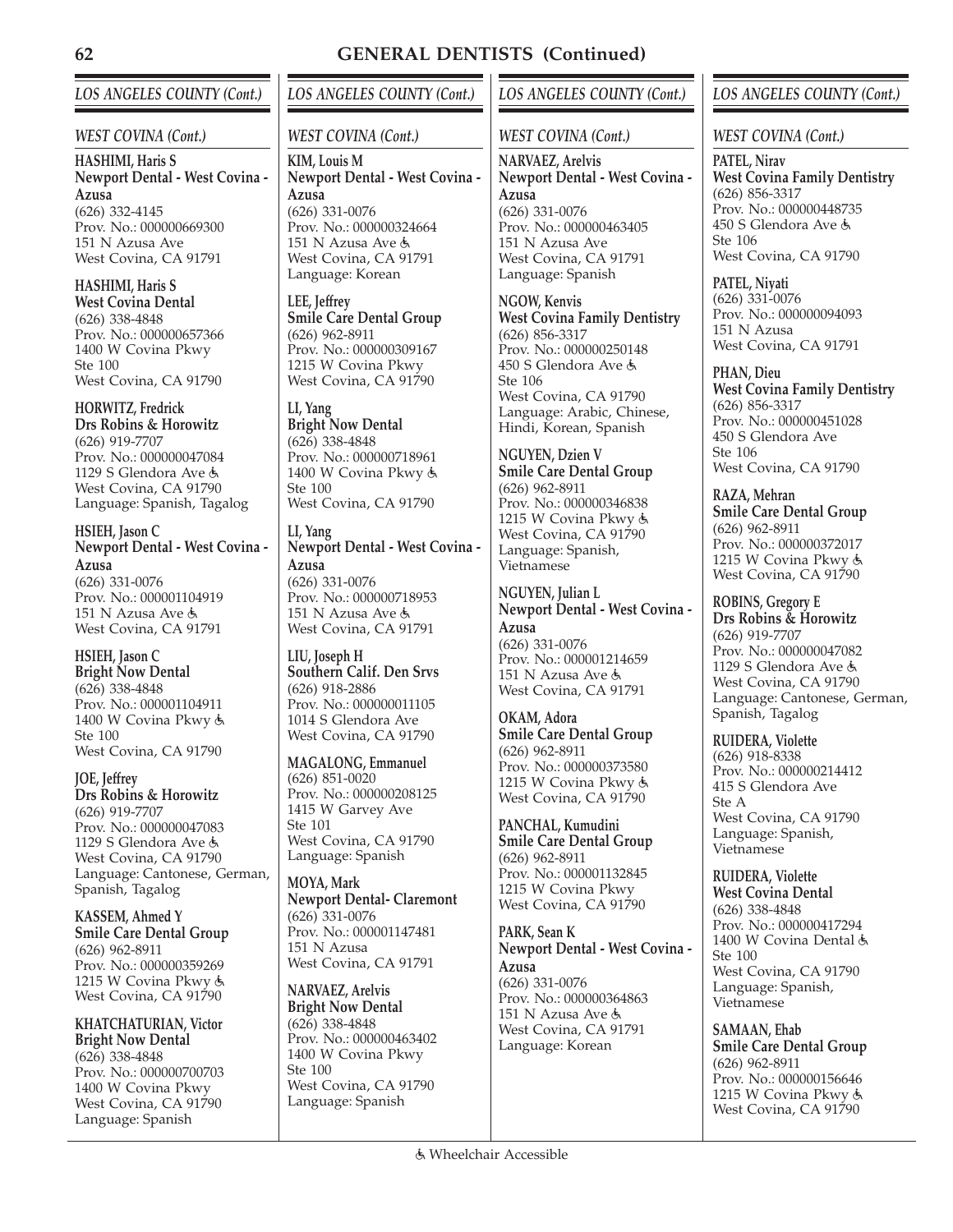# GENERAL DENTISTS (Continued)

## LOS ANGELES COUNTY (Cont.)

### WEST COVINA (Cont.)

**HASHIMI, Haris S**
**Newport Dental - West Covina - Azusa**
(626) 332-4145
Prov. No.: 000000669300
151 N Azusa Ave
West Covina, CA 91791

**HASHIMI, Haris S**
**West Covina Dental**
(626) 338-4848
Prov. No.: 000000657366
1400 W Covina Pkwy
Ste 100
West Covina, CA 91790

**HORWITZ, Fredrick**
**Drs Robins & Horowitz**
(626) 919-7707
Prov. No.: 000000047084
1129 S Glendora Ave ♿
West Covina, CA 91790
Language: Spanish, Tagalog

**HSIEH, Jason C**
**Newport Dental - West Covina - Azusa**
(626) 331-0076
Prov. No.: 000001104919
151 N Azusa Ave ♿
West Covina, CA 91791

**HSIEH, Jason C**
**Bright Now Dental**
(626) 338-4848
Prov. No.: 000001104911
1400 W Covina Pkwy ♿
Ste 100
West Covina, CA 91790

**JOE, Jeffrey**
**Drs Robins & Horowitz**
(626) 919-7707
Prov. No.: 000000047083
1129 S Glendora Ave ♿
West Covina, CA 91790
Language: Cantonese, German, Spanish, Tagalog

**KASSEM, Ahmed Y**
**Smile Care Dental Group**
(626) 962-8911
Prov. No.: 000000359269
1215 W Covina Pkwy ♿
West Covina, CA 91790

**KHATCHATURIAN, Victor**
**Bright Now Dental**
(626) 338-4848
Prov. No.: 000000700703
1400 W Covina Pkwy
West Covina, CA 91790
Language: Spanish

**KIM, Louis M**
**Newport Dental - West Covina - Azusa**
(626) 331-0076
Prov. No.: 000000324664
151 N Azusa Ave ♿
West Covina, CA 91791
Language: Korean

**LEE, Jeffrey**
**Smile Care Dental Group**
(626) 962-8911
Prov. No.: 000000309167
1215 W Covina Pkwy
West Covina, CA 91790

**LI, Yang**
**Bright Now Dental**
(626) 338-4848
Prov. No.: 000000718961
1400 W Covina Pkwy ♿
Ste 100
West Covina, CA 91790

**LI, Yang**
**Newport Dental - West Covina - Azusa**
(626) 331-0076
Prov. No.: 000000718953
151 N Azusa Ave ♿
West Covina, CA 91791

**LIU, Joseph H**
**Southern Calif. Den Srvs**
(626) 918-2886
Prov. No.: 000000011105
1014 S Glendora Ave
West Covina, CA 91790

**MAGALONG, Emmanuel**
(626) 851-0020
Prov. No.: 000000208125
1415 W Garvey Ave
Ste 101
West Covina, CA 91790
Language: Spanish

**MOYA, Mark**
**Newport Dental- Claremont**
(626) 331-0076
Prov. No.: 000001147481
151 N Azusa
West Covina, CA 91791

**NARVAEZ, Arelvis**
**Bright Now Dental**
(626) 338-4848
Prov. No.: 000000463402
1400 W Covina Pkwy
Ste 100
West Covina, CA 91790
Language: Spanish

**NARVAEZ, Arelvis**
**Newport Dental - West Covina - Azusa**
(626) 331-0076
Prov. No.: 000000463405
151 N Azusa Ave
West Covina, CA 91791
Language: Spanish

**NGOW, Kenvis**
**West Covina Family Dentistry**
(626) 856-3317
Prov. No.: 000000250148
450 S Glendora Ave ♿
Ste 106
West Covina, CA 91790
Language: Arabic, Chinese, Hindi, Korean, Spanish

**NGUYEN, Dzien V**
**Smile Care Dental Group**
(626) 962-8911
Prov. No.: 000000346838
1215 W Covina Pkwy ♿
West Covina, CA 91790
Language: Spanish, Vietnamese

**NGUYEN, Julian L**
**Newport Dental - West Covina - Azusa**
(626) 331-0076
Prov. No.: 000001214659
151 N Azusa Ave ♿
West Covina, CA 91791

**OKAM, Adora**
**Smile Care Dental Group**
(626) 962-8911
Prov. No.: 000000373580
1215 W Covina Pkwy ♿
West Covina, CA 91790

**PANCHAL, Kumudini**
**Smile Care Dental Group**
(626) 962-8911
Prov. No.: 000001132845
1215 W Covina Pkwy
West Covina, CA 91790

**PARK, Sean K**
**Newport Dental - West Covina - Azusa**
(626) 331-0076
Prov. No.: 000000364863
151 N Azusa Ave ♿
West Covina, CA 91791
Language: Korean

**PATEL, Nirav**
**West Covina Family Dentistry**
(626) 856-3317
Prov. No.: 000000448735
450 S Glendora Ave ♿
Ste 106
West Covina, CA 91790

**PATEL, Niyati**
(626) 331-0076
Prov. No.: 000000094093
151 N Azusa
West Covina, CA 91791

**PHAN, Dieu**
**West Covina Family Dentistry**
(626) 856-3317
Prov. No.: 000000451028
450 S Glendora Ave
Ste 106
West Covina, CA 91790

**RAZA, Mehran**
**Smile Care Dental Group**
(626) 962-8911
Prov. No.: 000000372017
1215 W Covina Pkwy ♿
West Covina, CA 91790

**ROBINS, Gregory E**
**Drs Robins & Horowitz**
(626) 919-7707
Prov. No.: 000000047082
1129 S Glendora Ave ♿
West Covina, CA 91790
Language: Cantonese, German, Spanish, Tagalog

**RUIDERA, Violette**
(626) 918-8338
Prov. No.: 000000214412
415 S Glendora Ave
Ste A
West Covina, CA 91790
Language: Spanish, Vietnamese

**RUIDERA, Violette**
**West Covina Dental**
(626) 338-4848
Prov. No.: 000000417294
1400 W Covina Dental ♿
Ste 100
West Covina, CA 91790
Language: Spanish, Vietnamese

**SAMAAN, Ehab**
**Smile Care Dental Group**
(626) 962-8911
Prov. No.: 000000156646
1215 W Covina Pkwy ♿
West Covina, CA 91790

♿ Wheelchair Accessible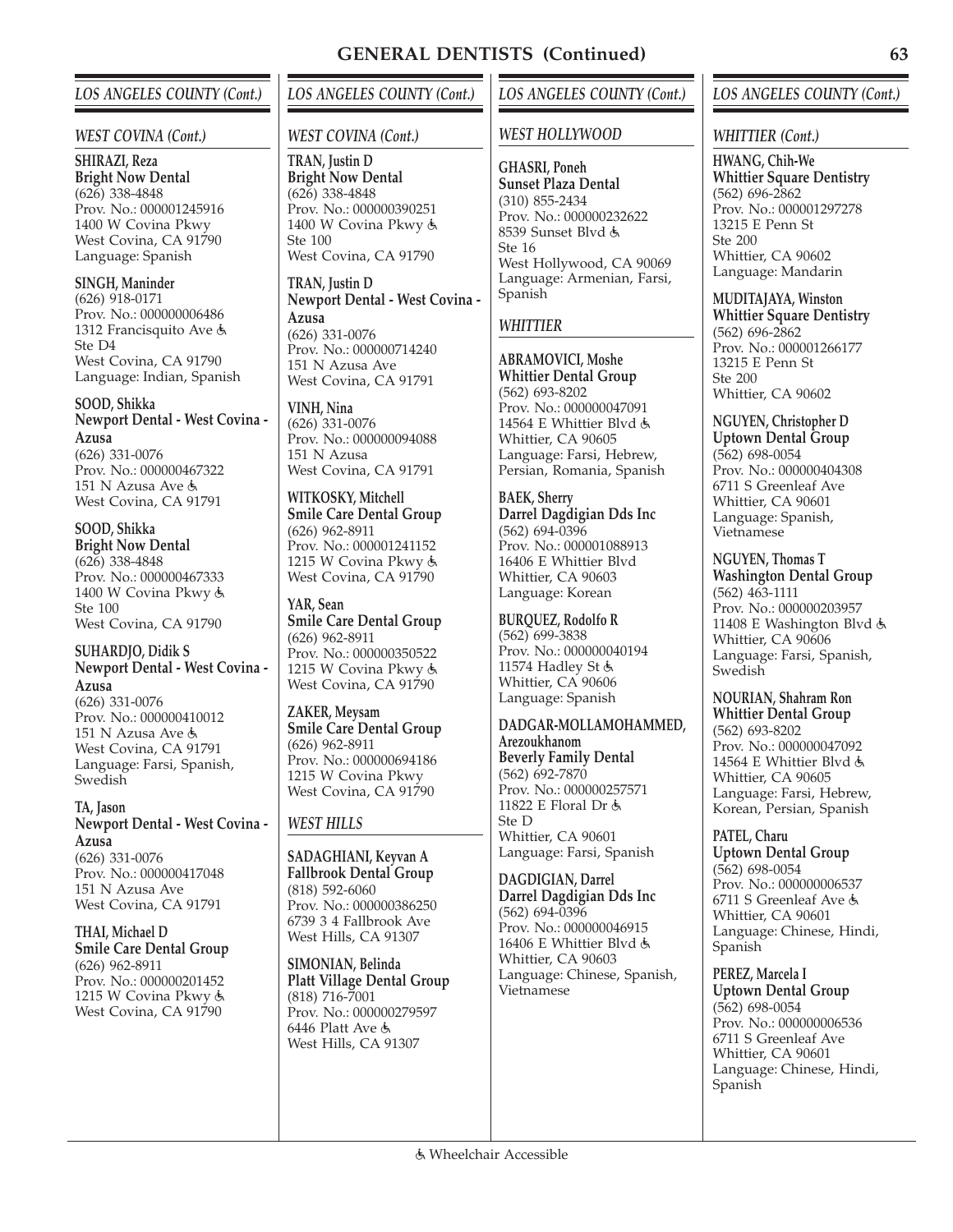## GENERAL DENTISTS (Continued)

### *LOS ANGELES COUNTY (Cont.)*

#### *WEST COVINA (Cont.)*

**SHIRAZI, Reza**
**Bright Now Dental**
(626) 338-4848
Prov. No.: 000001245916
1400 W Covina Pkwy
West Covina, CA 91790
Language: Spanish

**SINGH, Maninder**
(626) 918-0171
Prov. No.: 000000006486
1312 Francisquito Ave ♿
Ste D4
West Covina, CA 91790
Language: Indian, Spanish

**SOOD, Shikka**
**Newport Dental - West Covina - Azusa**
(626) 331-0076
Prov. No.: 000000467322
151 N Azusa Ave ♿
West Covina, CA 91791

**SOOD, Shikka**
**Bright Now Dental**
(626) 338-4848
Prov. No.: 000000467333
1400 W Covina Pkwy ♿
Ste 100
West Covina, CA 91790

**SUHARDJO, Didik S**
**Newport Dental - West Covina - Azusa**
(626) 331-0076
Prov. No.: 000000410012
151 N Azusa Ave ♿
West Covina, CA 91791
Language: Farsi, Spanish, Swedish

**TA, Jason**
**Newport Dental - West Covina - Azusa**
(626) 331-0076
Prov. No.: 000000417048
151 N Azusa Ave
West Covina, CA 91791

**THAI, Michael D**
**Smile Care Dental Group**
(626) 962-8911
Prov. No.: 000000201452
1215 W Covina Pkwy ♿
West Covina, CA 91790

**TRAN, Justin D**
**Bright Now Dental**
(626) 338-4848
Prov. No.: 000000390251
1400 W Covina Pkwy ♿
Ste 100
West Covina, CA 91790

**TRAN, Justin D**
**Newport Dental - West Covina - Azusa**
(626) 331-0076
Prov. No.: 000000714240
151 N Azusa Ave
West Covina, CA 91791

**VINH, Nina**
(626) 331-0076
Prov. No.: 000000094088
151 N Azusa
West Covina, CA 91791

**WITKOSKY, Mitchell**
**Smile Care Dental Group**
(626) 962-8911
Prov. No.: 000001241152
1215 W Covina Pkwy ♿
West Covina, CA 91790

**YAR, Sean**
**Smile Care Dental Group**
(626) 962-8911
Prov. No.: 000000350522
1215 W Covina Pkwy ♿
West Covina, CA 91790

**ZAKER, Meysam**
**Smile Care Dental Group**
(626) 962-8911
Prov. No.: 000000694186
1215 W Covina Pkwy
West Covina, CA 91790

#### *WEST HILLS*

**SADAGHIANI, Keyvan A**
**Fallbrook Dental Group**
(818) 592-6060
Prov. No.: 000000386250
6739 3 4 Fallbrook Ave
West Hills, CA 91307

**SIMONIAN, Belinda**
**Platt Village Dental Group**
(818) 716-7001
Prov. No.: 000000279597
6446 Platt Ave ♿
West Hills, CA 91307

#### *WEST HOLLYWOOD*

**GHASRI, Poneh**
**Sunset Plaza Dental**
(310) 855-2434
Prov. No.: 000000232622
8539 Sunset Blvd ♿
Ste 16
West Hollywood, CA 90069
Language: Armenian, Farsi, Spanish

#### *WHITTIER*

**ABRAMOVICI, Moshe**
**Whittier Dental Group**
(562) 693-8202
Prov. No.: 000000047091
14564 E Whittier Blvd ♿
Whittier, CA 90605
Language: Farsi, Hebrew, Persian, Romania, Spanish

**BAEK, Sherry**
**Darrel Dagdigian Dds Inc**
(562) 694-0396
Prov. No.: 000001088913
16406 E Whittier Blvd
Whittier, CA 90603
Language: Korean

**BURQUEZ, Rodolfo R**
(562) 699-3838
Prov. No.: 000000040194
11574 Hadley St ♿
Whittier, CA 90606
Language: Spanish

**DADGAR-MOLLAMOHAMMED, Arezoukhanom**
**Beverly Family Dental**
(562) 692-7870
Prov. No.: 000000257571
11822 E Floral Dr ♿
Ste D
Whittier, CA 90601
Language: Farsi, Spanish

**DAGDIGIAN, Darrel**
**Darrel Dagdigian Dds Inc**
(562) 694-0396
Prov. No.: 000000046915
16406 E Whittier Blvd ♿
Whittier, CA 90603
Language: Chinese, Spanish, Vietnamese

#### *WHITTIER (Cont.)*

**HWANG, Chih-We**
**Whittier Square Dentistry**
(562) 696-2862
Prov. No.: 000001297278
13215 E Penn St
Ste 200
Whittier, CA 90602
Language: Mandarin

**MUDITAJAYA, Winston**
**Whittier Square Dentistry**
(562) 696-2862
Prov. No.: 000001266177
13215 E Penn St
Ste 200
Whittier, CA 90602

**NGUYEN, Christopher D**
**Uptown Dental Group**
(562) 698-0054
Prov. No.: 000000404308
6711 S Greenleaf Ave
Whittier, CA 90601
Language: Spanish, Vietnamese

**NGUYEN, Thomas T**
**Washington Dental Group**
(562) 463-1111
Prov. No.: 000000203957
11408 E Washington Blvd ♿
Whittier, CA 90606
Language: Farsi, Spanish, Swedish

**NOURIAN, Shahram Ron**
**Whittier Dental Group**
(562) 693-8202
Prov. No.: 000000047092
14564 E Whittier Blvd ♿
Whittier, CA 90605
Language: Farsi, Hebrew, Korean, Persian, Spanish

**PATEL, Charu**
**Uptown Dental Group**
(562) 698-0054
Prov. No.: 000000006537
6711 S Greenleaf Ave ♿
Whittier, CA 90601
Language: Chinese, Hindi, Spanish

**PEREZ, Marcela I**
**Uptown Dental Group**
(562) 698-0054
Prov. No.: 000000006536
6711 S Greenleaf Ave
Whittier, CA 90601
Language: Chinese, Hindi, Spanish

♿ Wheelchair Accessible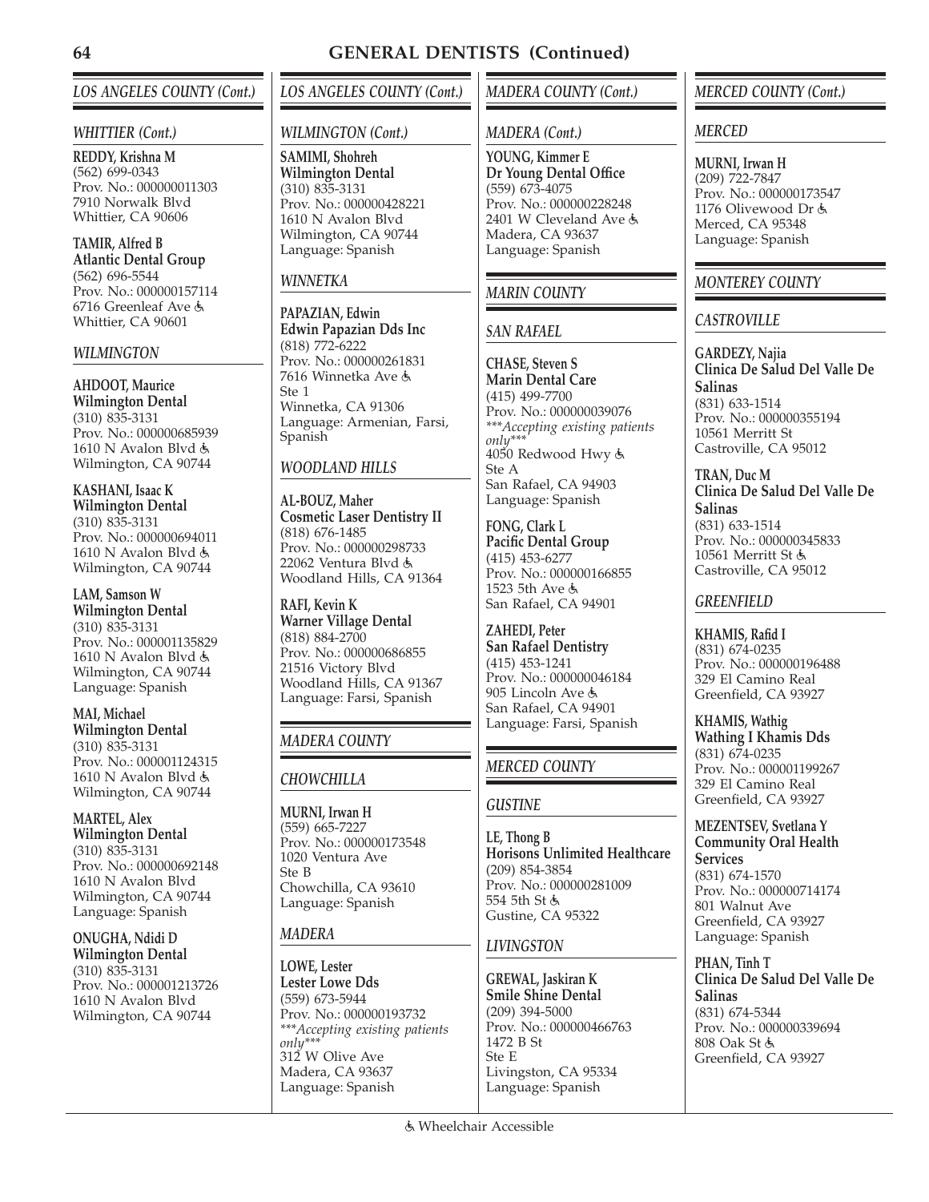# GENERAL DENTISTS (Continued)

## LOS ANGELES COUNTY (Cont.)

### WHITTIER (Cont.)

**REDDY, Krishna M**
(562) 699-0343
Prov. No.: 000000011303
7910 Norwalk Blvd
Whittier, CA 90606

**TAMIR, Alfred B**
**Atlantic Dental Group**
(562) 696-5544
Prov. No.: 000000157114
6716 Greenleaf Ave ♿
Whittier, CA 90601

### WILMINGTON

**AHDOOT, Maurice**
**Wilmington Dental**
(310) 835-3131
Prov. No.: 000000685939
1610 N Avalon Blvd ♿
Wilmington, CA 90744

**KASHANI, Isaac K**
**Wilmington Dental**
(310) 835-3131
Prov. No.: 000000694011
1610 N Avalon Blvd ♿
Wilmington, CA 90744

**LAM, Samson W**
**Wilmington Dental**
(310) 835-3131
Prov. No.: 000001135829
1610 N Avalon Blvd ♿
Wilmington, CA 90744
Language: Spanish

**MAI, Michael**
**Wilmington Dental**
(310) 835-3131
Prov. No.: 000001124315
1610 N Avalon Blvd ♿
Wilmington, CA 90744

**MARTEL, Alex**
**Wilmington Dental**
(310) 835-3131
Prov. No.: 000000692148
1610 N Avalon Blvd
Wilmington, CA 90744
Language: Spanish

**ONUGHA, Ndidi D**
**Wilmington Dental**
(310) 835-3131
Prov. No.: 000001213726
1610 N Avalon Blvd
Wilmington, CA 90744

## LOS ANGELES COUNTY (Cont.)

### WILMINGTON (Cont.)

**SAMIMI, Shohreh**
**Wilmington Dental**
(310) 835-3131
Prov. No.: 000000428221
1610 N Avalon Blvd
Wilmington, CA 90744
Language: Spanish

### WINNETKA

**PAPAZIAN, Edwin**
**Edwin Papazian Dds Inc**
(818) 772-6222
Prov. No.: 000000261831
7616 Winnetka Ave ♿
Ste 1
Winnetka, CA 91306
Language: Armenian, Farsi, Spanish

### WOODLAND HILLS

**AL-BOUZ, Maher**
**Cosmetic Laser Dentistry II**
(818) 676-1485
Prov. No.: 000000298733
22062 Ventura Blvd ♿
Woodland Hills, CA 91364

**RAFI, Kevin K**
**Warner Village Dental**
(818) 884-2700
Prov. No.: 000000686855
21516 Victory Blvd
Woodland Hills, CA 91367
Language: Farsi, Spanish

## MADERA COUNTY

### CHOWCHILLA

**MURNI, Irwan H**
(559) 665-7227
Prov. No.: 000000173548
1020 Ventura Ave
Ste B
Chowchilla, CA 93610
Language: Spanish

### MADERA

**LOWE, Lester**
**Lester Lowe Dds**
(559) 673-5944
Prov. No.: 000000193732
*\*\*\*Accepting existing patients only\*\*\**
312 W Olive Ave
Madera, CA 93637
Language: Spanish

## MADERA COUNTY (Cont.)

### MADERA (Cont.)

**YOUNG, Kimmer E**
**Dr Young Dental Office**
(559) 673-4075
Prov. No.: 000000228248
2401 W Cleveland Ave ♿
Madera, CA 93637
Language: Spanish

## MARIN COUNTY

### SAN RAFAEL

**CHASE, Steven S**
**Marin Dental Care**
(415) 499-7700
Prov. No.: 000000039076
*\*\*\*Accepting existing patients only\*\*\**
4050 Redwood Hwy ♿
Ste A
San Rafael, CA 94903
Language: Spanish

**FONG, Clark L**
**Pacific Dental Group**
(415) 453-6277
Prov. No.: 000000166855
1523 5th Ave ♿
San Rafael, CA 94901

**ZAHEDI, Peter**
**San Rafael Dentistry**
(415) 453-1241
Prov. No.: 000000046184
905 Lincoln Ave ♿
San Rafael, CA 94901
Language: Farsi, Spanish

## MERCED COUNTY

### GUSTINE

**LE, Thong B**
**Horisons Unlimited Healthcare**
(209) 854-3854
Prov. No.: 000000281009
554 5th St ♿
Gustine, CA 95322

### LIVINGSTON

**GREWAL, Jaskiran K**
**Smile Shine Dental**
(209) 394-5000
Prov. No.: 000000466763
1472 B St
Ste E
Livingston, CA 95334
Language: Spanish

## MERCED COUNTY (Cont.)

### MERCED

**MURNI, Irwan H**
(209) 722-7847
Prov. No.: 000000173547
1176 Olivewood Dr ♿
Merced, CA 95348
Language: Spanish

## MONTEREY COUNTY

### CASTROVILLE

**GARDEZY, Najia**
**Clinica De Salud Del Valle De Salinas**
(831) 633-1514
Prov. No.: 000000355194
10561 Merritt St
Castroville, CA 95012

**TRAN, Duc M**
**Clinica De Salud Del Valle De Salinas**
(831) 633-1514
Prov. No.: 000000345833
10561 Merritt St ♿
Castroville, CA 95012

### GREENFIELD

**KHAMIS, Rafid I**
(831) 674-0235
Prov. No.: 000000196488
329 El Camino Real
Greenfield, CA 93927

**KHAMIS, Wathig**
**Wathing I Khamis Dds**
(831) 674-0235
Prov. No.: 000001199267
329 El Camino Real
Greenfield, CA 93927

**MEZENTSEV, Svetlana Y**
**Community Oral Health Services**
(831) 674-1570
Prov. No.: 000000714174
801 Walnut Ave
Greenfield, CA 93927
Language: Spanish

**PHAN, Tinh T**
**Clinica De Salud Del Valle De Salinas**
(831) 674-5344
Prov. No.: 000000339694
808 Oak St ♿
Greenfield, CA 93927

♿ Wheelchair Accessible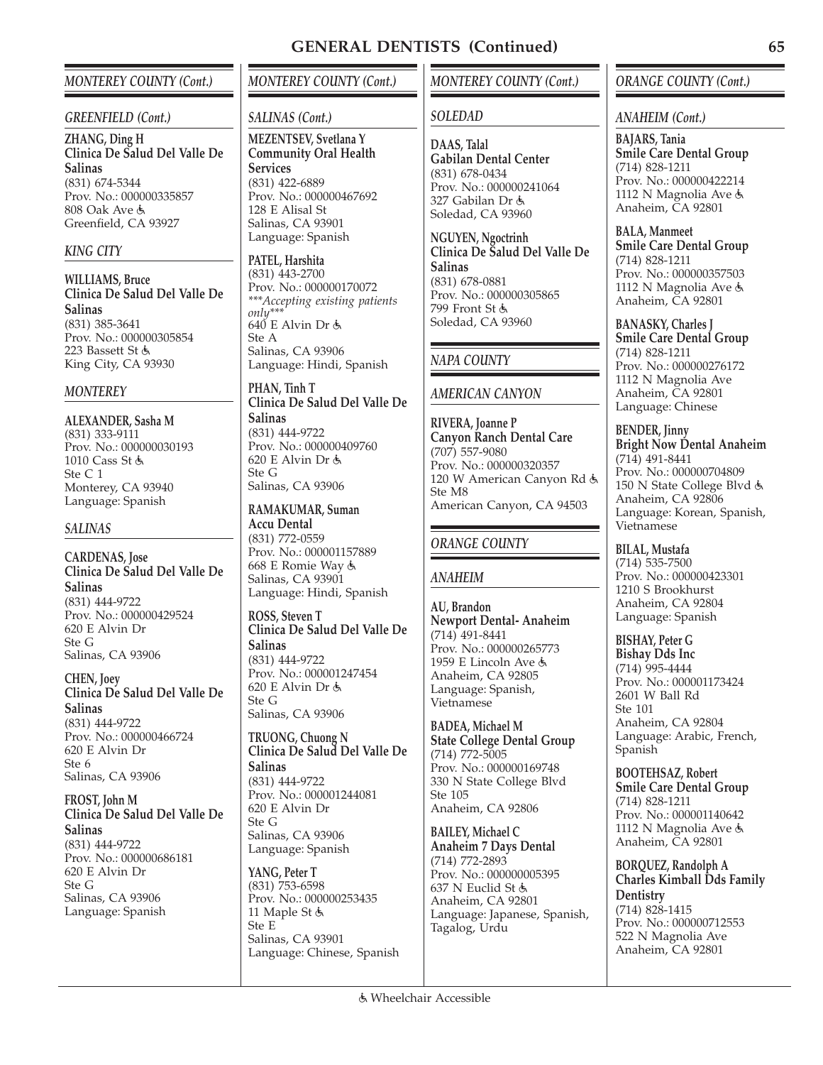## GENERAL DENTISTS (Continued)

### *MONTEREY COUNTY (Cont.)*

#### *GREENFIELD (Cont.)*

**ZHANG, Ding H**
**Clinica De Salud Del Valle De Salinas**
(831) 674-5344
Prov. No.: 000000335857
808 Oak Ave ♿
Greenfield, CA 93927

#### *KING CITY*

**WILLIAMS, Bruce**
**Clinica De Salud Del Valle De Salinas**
(831) 385-3641
Prov. No.: 000000305854
223 Bassett St ♿
King City, CA 93930

#### *MONTEREY*

**ALEXANDER, Sasha M**
(831) 333-9111
Prov. No.: 000000030193
1010 Cass St ♿
Ste C 1
Monterey, CA 93940
Language: Spanish

#### *SALINAS*

**CARDENAS, Jose**
**Clinica De Salud Del Valle De Salinas**
(831) 444-9722
Prov. No.: 000000429524
620 E Alvin Dr
Ste G
Salinas, CA 93906

**CHEN, Joey**
**Clinica De Salud Del Valle De Salinas**
(831) 444-9722
Prov. No.: 000000466724
620 E Alvin Dr
Ste 6
Salinas, CA 93906

**FROST, John M**
**Clinica De Salud Del Valle De Salinas**
(831) 444-9722
Prov. No.: 000000686181
620 E Alvin Dr
Ste G
Salinas, CA 93906
Language: Spanish

### *MONTEREY COUNTY (Cont.)*

#### *SALINAS (Cont.)*

**MEZENTSEV, Svetlana Y**
**Community Oral Health Services**
(831) 422-6889
Prov. No.: 000000467692
128 E Alisal St
Salinas, CA 93901
Language: Spanish

**PATEL, Harshita**
(831) 443-2700
Prov. No.: 000000170072
****Accepting existing patients only****
640 E Alvin Dr ♿
Ste A
Salinas, CA 93906
Language: Hindi, Spanish

**PHAN, Tinh T**
**Clinica De Salud Del Valle De Salinas**
(831) 444-9722
Prov. No.: 000000409760
620 E Alvin Dr ♿
Ste G
Salinas, CA 93906

**RAMAKUMAR, Suman**
**Accu Dental**
(831) 772-0559
Prov. No.: 000001157889
668 E Romie Way ♿
Salinas, CA 93901
Language: Hindi, Spanish

**ROSS, Steven T**
**Clinica De Salud Del Valle De Salinas**
(831) 444-9722
Prov. No.: 000001247454
620 E Alvin Dr ♿
Ste G
Salinas, CA 93906

**TRUONG, Chuong N**
**Clinica De Salud Del Valle De Salinas**
(831) 444-9722
Prov. No.: 000001244081
620 E Alvin Dr
Ste G
Salinas, CA 93906
Language: Spanish

**YANG, Peter T**
(831) 753-6598
Prov. No.: 000000253435
11 Maple St ♿
Ste E
Salinas, CA 93901
Language: Chinese, Spanish

### *MONTEREY COUNTY (Cont.)*

#### *SOLEDAD*

**DAAS, Talal**
**Gabilan Dental Center**
(831) 678-0434
Prov. No.: 000000241064
327 Gabilan Dr ♿
Soledad, CA 93960

**NGUYEN, Ngoctrinh**
**Clinica De Salud Del Valle De Salinas**
(831) 678-0881
Prov. No.: 000000305865
799 Front St ♿
Soledad, CA 93960

### *NAPA COUNTY*

#### *AMERICAN CANYON*

**RIVERA, Joanne P**
**Canyon Ranch Dental Care**
(707) 557-9080
Prov. No.: 000000320357
120 W American Canyon Rd ♿
Ste M8
American Canyon, CA 94503

### *ORANGE COUNTY*

#### *ANAHEIM*

**AU, Brandon**
**Newport Dental- Anaheim**
(714) 491-8441
Prov. No.: 000000265773
1959 E Lincoln Ave ♿
Anaheim, CA 92805
Language: Spanish, Vietnamese

**BADEA, Michael M**
**State College Dental Group**
(714) 772-5005
Prov. No.: 000000169748
330 N State College Blvd
Ste 105
Anaheim, CA 92806

**BAILEY, Michael C**
**Anaheim 7 Days Dental**
(714) 772-2893
Prov. No.: 000000005395
637 N Euclid St ♿
Anaheim, CA 92801
Language: Japanese, Spanish, Tagalog, Urdu

### *ORANGE COUNTY (Cont.)*

#### *ANAHEIM (Cont.)*

**BAJARS, Tania**
**Smile Care Dental Group**
(714) 828-1211
Prov. No.: 000000422214
1112 N Magnolia Ave ♿
Anaheim, CA 92801

**BALA, Manmeet**
**Smile Care Dental Group**
(714) 828-1211
Prov. No.: 000000357503
1112 N Magnolia Ave ♿
Anaheim, CA 92801

**BANASKY, Charles J**
**Smile Care Dental Group**
(714) 828-1211
Prov. No.: 000000276172
1112 N Magnolia Ave
Anaheim, CA 92801
Language: Chinese

**BENDER, Jinny**
**Bright Now Dental Anaheim**
(714) 491-8441
Prov. No.: 000000704809
150 N State College Blvd ♿
Anaheim, CA 92806
Language: Korean, Spanish, Vietnamese

**BILAL, Mustafa**
(714) 535-7500
Prov. No.: 000000423301
1210 S Brookhurst
Anaheim, CA 92804
Language: Spanish

**BISHAY, Peter G**
**Bishay Dds Inc**
(714) 995-4444
Prov. No.: 000001173424
2601 W Ball Rd
Ste 101
Anaheim, CA 92804
Language: Arabic, French, Spanish

**BOOTEHSAZ, Robert**
**Smile Care Dental Group**
(714) 828-1211
Prov. No.: 000001140642
1112 N Magnolia Ave ♿
Anaheim, CA 92801

**BORQUEZ, Randolph A**
**Charles Kimball Dds Family Dentistry**
(714) 828-1415
Prov. No.: 000000712553
522 N Magnolia Ave
Anaheim, CA 92801

♿ Wheelchair Accessible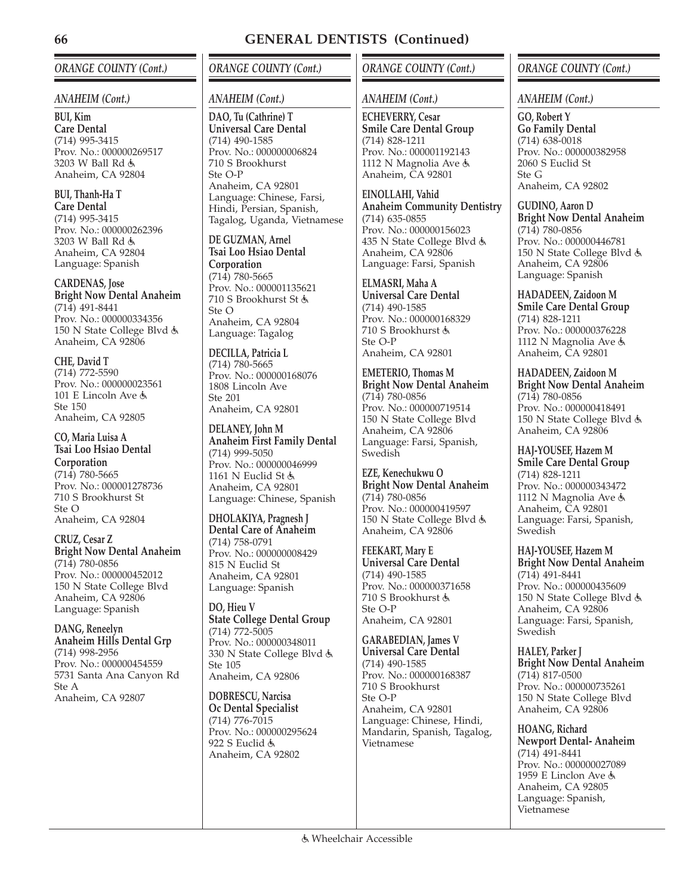## GENERAL DENTISTS (Continued)

### *ORANGE COUNTY (Cont.)*

#### *ANAHEIM (Cont.)*

**BUI, Kim**
**Care Dental**
(714) 995-3415
Prov. No.: 000000269517
3203 W Ball Rd ♿
Anaheim, CA 92804

**BUI, Thanh-Ha T**
**Care Dental**
(714) 995-3415
Prov. No.: 000000262396
3203 W Ball Rd ♿
Anaheim, CA 92804
Language: Spanish

**CARDENAS, Jose**
**Bright Now Dental Anaheim**
(714) 491-8441
Prov. No.: 000000334356
150 N State College Blvd ♿
Anaheim, CA 92806

**CHE, David T**
(714) 772-5590
Prov. No.: 000000023561
101 E Lincoln Ave ♿
Ste 150
Anaheim, CA 92805

**CO, Maria Luisa A**
**Tsai Loo Hsiao Dental Corporation**
(714) 780-5665
Prov. No.: 000001278736
710 S Brookhurst St
Ste O
Anaheim, CA 92804

**CRUZ, Cesar Z**
**Bright Now Dental Anaheim**
(714) 780-0856
Prov. No.: 000000452012
150 N State College Blvd
Anaheim, CA 92806
Language: Spanish

**DANG, Reneelyn**
**Anaheim Hills Dental Grp**
(714) 998-2956
Prov. No.: 000000454559
5731 Santa Ana Canyon Rd
Ste A
Anaheim, CA 92807

**DAO, Tu (Cathrine) T**
**Universal Care Dental**
(714) 490-1585
Prov. No.: 000000006824
710 S Brookhurst
Ste O-P
Anaheim, CA 92801
Language: Chinese, Farsi, Hindi, Persian, Spanish, Tagalog, Uganda, Vietnamese

**DE GUZMAN, Arnel**
**Tsai Loo Hsiao Dental Corporation**
(714) 780-5665
Prov. No.: 000001135621
710 S Brookhurst St ♿
Ste O
Anaheim, CA 92804
Language: Tagalog

**DECILLA, Patricia L**
(714) 780-5665
Prov. No.: 000000168076
1808 Lincoln Ave
Ste 201
Anaheim, CA 92801

**DELANEY, John M**
**Anaheim First Family Dental**
(714) 999-5050
Prov. No.: 000000046999
1161 N Euclid St ♿
Anaheim, CA 92801
Language: Chinese, Spanish

**DHOLAKIYA, Pragnesh J**
**Dental Care of Anaheim**
(714) 758-0791
Prov. No.: 000000008429
815 N Euclid St
Anaheim, CA 92801
Language: Spanish

**DO, Hieu V**
**State College Dental Group**
(714) 772-5005
Prov. No.: 000000348011
330 N State College Blvd ♿
Ste 105
Anaheim, CA 92806

**DOBRESCU, Narcisa**
**Oc Dental Specialist**
(714) 776-7015
Prov. No.: 000000295624
922 S Euclid ♿
Anaheim, CA 92802

**ECHEVERRY, Cesar**
**Smile Care Dental Group**
(714) 828-1211
Prov. No.: 000001192143
1112 N Magnolia Ave ♿
Anaheim, CA 92801

**EINOLLAHI, Vahid**
**Anaheim Community Dentistry**
(714) 635-0855
Prov. No.: 000000156023
435 N State College Blvd ♿
Anaheim, CA 92806
Language: Farsi, Spanish

**ELMASRI, Maha A**
**Universal Care Dental**
(714) 490-1585
Prov. No.: 000000168329
710 S Brookhurst ♿
Ste O-P
Anaheim, CA 92801

**EMETERIO, Thomas M**
**Bright Now Dental Anaheim**
(714) 780-0856
Prov. No.: 000000719514
150 N State College Blvd
Anaheim, CA 92806
Language: Farsi, Spanish, Swedish

**EZE, Kenechukwu O**
**Bright Now Dental Anaheim**
(714) 780-0856
Prov. No.: 000000419597
150 N State College Blvd ♿
Anaheim, CA 92806

**FEEKART, Mary E**
**Universal Care Dental**
(714) 490-1585
Prov. No.: 000000371658
710 S Brookhurst ♿
Ste O-P
Anaheim, CA 92801

**GARABEDIAN, James V**
**Universal Care Dental**
(714) 490-1585
Prov. No.: 000000168387
710 S Brookhurst
Ste O-P
Anaheim, CA 92801
Language: Chinese, Hindi, Mandarin, Spanish, Tagalog, Vietnamese

**GO, Robert Y**
**Go Family Dental**
(714) 638-0018
Prov. No.: 000000382958
2060 S Euclid St
Ste G
Anaheim, CA 92802

**GUDINO, Aaron D**
**Bright Now Dental Anaheim**
(714) 780-0856
Prov. No.: 000000446781
150 N State College Blvd ♿
Anaheim, CA 92806
Language: Spanish

**HADADEEN, Zaidoon M**
**Smile Care Dental Group**
(714) 828-1211
Prov. No.: 000000376228
1112 N Magnolia Ave ♿
Anaheim, CA 92801

**HADADEEN, Zaidoon M**
**Bright Now Dental Anaheim**
(714) 780-0856
Prov. No.: 000000418491
150 N State College Blvd ♿
Anaheim, CA 92806

**HAJ-YOUSEF, Hazem M**
**Smile Care Dental Group**
(714) 828-1211
Prov. No.: 000000343472
1112 N Magnolia Ave ♿
Anaheim, CA 92801
Language: Farsi, Spanish, Swedish

**HAJ-YOUSEF, Hazem M**
**Bright Now Dental Anaheim**
(714) 491-8441
Prov. No.: 000000435609
150 N State College Blvd ♿
Anaheim, CA 92806
Language: Farsi, Spanish, Swedish

**HALEY, Parker J**
**Bright Now Dental Anaheim**
(714) 817-0500
Prov. No.: 000000735261
150 N State College Blvd
Anaheim, CA 92806

**HOANG, Richard**
**Newport Dental- Anaheim**
(714) 491-8441
Prov. No.: 000000027089
1959 E Linclon Ave ♿
Anaheim, CA 92805
Language: Spanish, Vietnamese

♿ Wheelchair Accessible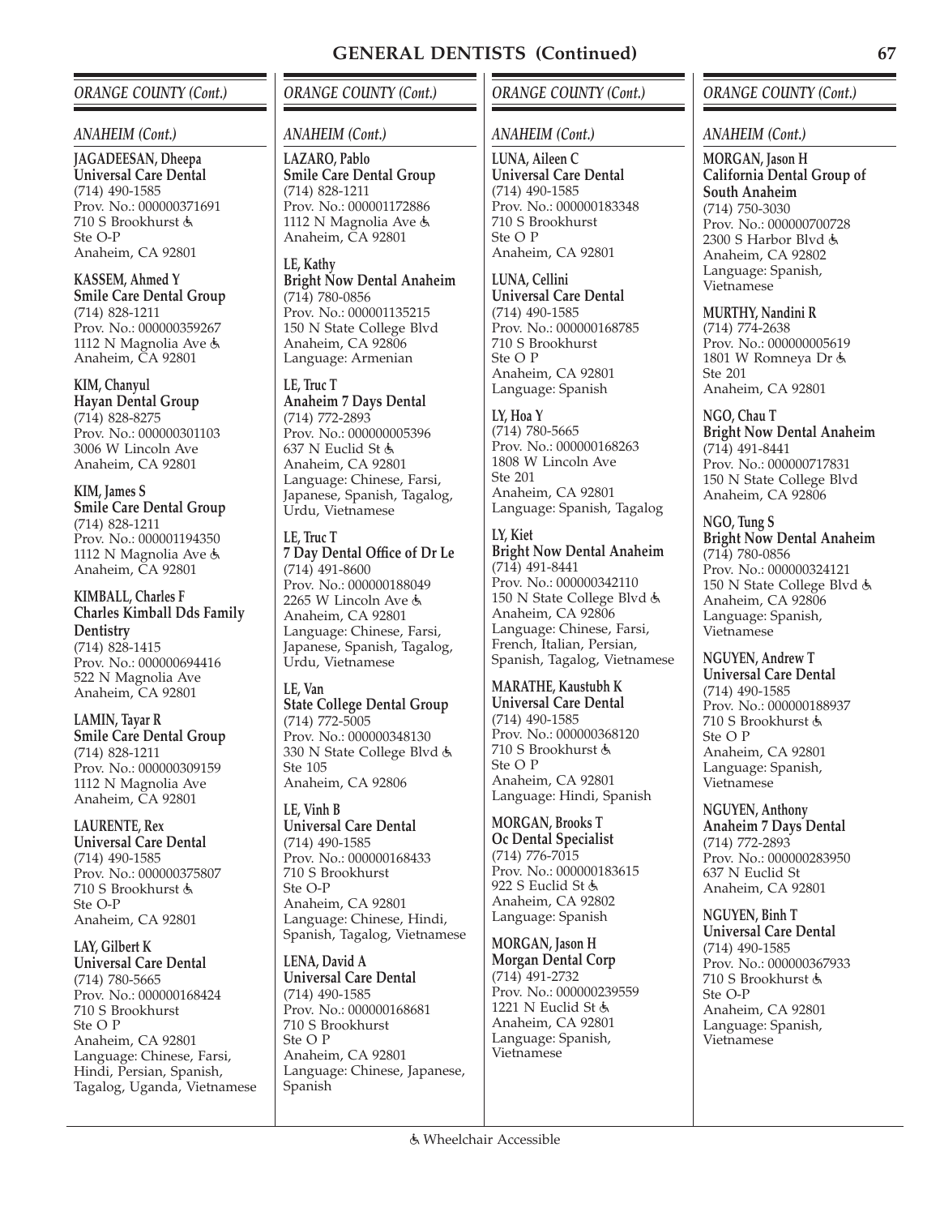## GENERAL DENTISTS (Continued)

*ORANGE COUNTY (Cont.)*

*ANAHEIM (Cont.)*

**JAGADEESAN, Dheepa**
**Universal Care Dental**
(714) 490-1585
Prov. No.: 000000371691
710 S Brookhurst ♿
Ste O-P
Anaheim, CA 92801

**KASSEM, Ahmed Y**
**Smile Care Dental Group**
(714) 828-1211
Prov. No.: 000000359267
1112 N Magnolia Ave ♿
Anaheim, CA 92801

**KIM, Chanyul**
**Hayan Dental Group**
(714) 828-8275
Prov. No.: 000000301103
3006 W Lincoln Ave
Anaheim, CA 92801

**KIM, James S**
**Smile Care Dental Group**
(714) 828-1211
Prov. No.: 000001194350
1112 N Magnolia Ave ♿
Anaheim, CA 92801

**KIMBALL, Charles F**
**Charles Kimball Dds Family Dentistry**
(714) 828-1415
Prov. No.: 000000694416
522 N Magnolia Ave
Anaheim, CA 92801

**LAMIN, Tayar R**
**Smile Care Dental Group**
(714) 828-1211
Prov. No.: 000000309159
1112 N Magnolia Ave
Anaheim, CA 92801

**LAURENTE, Rex**
**Universal Care Dental**
(714) 490-1585
Prov. No.: 000000375807
710 S Brookhurst ♿
Ste O-P
Anaheim, CA 92801

**LAY, Gilbert K**
**Universal Care Dental**
(714) 780-5665
Prov. No.: 000000168424
710 S Brookhurst
Ste O P
Anaheim, CA 92801
Language: Chinese, Farsi, Hindi, Persian, Spanish, Tagalog, Uganda, Vietnamese

**LAZARO, Pablo**
**Smile Care Dental Group**
(714) 828-1211
Prov. No.: 000001172886
1112 N Magnolia Ave ♿
Anaheim, CA 92801

**LE, Kathy**
**Bright Now Dental Anaheim**
(714) 780-0856
Prov. No.: 000001135215
150 N State College Blvd
Anaheim, CA 92806
Language: Armenian

**LE, Truc T**
**Anaheim 7 Days Dental**
(714) 772-2893
Prov. No.: 000000005396
637 N Euclid St ♿
Anaheim, CA 92801
Language: Chinese, Farsi, Japanese, Spanish, Tagalog, Urdu, Vietnamese

**LE, Truc T**
**7 Day Dental Office of Dr Le**
(714) 491-8600
Prov. No.: 000000188049
2265 W Lincoln Ave ♿
Anaheim, CA 92801
Language: Chinese, Farsi, Japanese, Spanish, Tagalog, Urdu, Vietnamese

**LE, Van**
**State College Dental Group**
(714) 772-5005
Prov. No.: 000000348130
330 N State College Blvd ♿
Ste 105
Anaheim, CA 92806

**LE, Vinh B**
**Universal Care Dental**
(714) 490-1585
Prov. No.: 000000168433
710 S Brookhurst
Ste O-P
Anaheim, CA 92801
Language: Chinese, Hindi, Spanish, Tagalog, Vietnamese

**LENA, David A**
**Universal Care Dental**
(714) 490-1585
Prov. No.: 000000168681
710 S Brookhurst
Ste O P
Anaheim, CA 92801
Language: Chinese, Japanese, Spanish

**LUNA, Aileen C**
**Universal Care Dental**
(714) 490-1585
Prov. No.: 000000183348
710 S Brookhurst
Ste O P
Anaheim, CA 92801

**LUNA, Cellini**
**Universal Care Dental**
(714) 490-1585
Prov. No.: 000000168785
710 S Brookhurst
Ste O P
Anaheim, CA 92801
Language: Spanish

**LY, Hoa Y**
(714) 780-5665
Prov. No.: 000000168263
1808 W Lincoln Ave
Ste 201
Anaheim, CA 92801
Language: Spanish, Tagalog

**LY, Kiet**
**Bright Now Dental Anaheim**
(714) 491-8441
Prov. No.: 000000342110
150 N State College Blvd ♿
Anaheim, CA 92806
Language: Chinese, Farsi, French, Italian, Persian, Spanish, Tagalog, Vietnamese

**MARATHE, Kaustubh K**
**Universal Care Dental**
(714) 490-1585
Prov. No.: 000000368120
710 S Brookhurst ♿
Ste O P
Anaheim, CA 92801
Language: Hindi, Spanish

**MORGAN, Brooks T**
**Oc Dental Specialist**
(714) 776-7015
Prov. No.: 000000183615
922 S Euclid St ♿
Anaheim, CA 92802
Language: Spanish

**MORGAN, Jason H**
**Morgan Dental Corp**
(714) 491-2732
Prov. No.: 000000239559
1221 N Euclid St ♿
Anaheim, CA 92801
Language: Spanish, Vietnamese

**MORGAN, Jason H**
**California Dental Group of South Anaheim**
(714) 750-3030
Prov. No.: 000000700728
2300 S Harbor Blvd ♿
Anaheim, CA 92802
Language: Spanish, Vietnamese

**MURTHY, Nandini R**
(714) 774-2638
Prov. No.: 000000005619
1801 W Romneya Dr ♿
Ste 201
Anaheim, CA 92801

**NGO, Chau T**
**Bright Now Dental Anaheim**
(714) 491-8441
Prov. No.: 000000717831
150 N State College Blvd
Anaheim, CA 92806

**NGO, Tung S**
**Bright Now Dental Anaheim**
(714) 780-0856
Prov. No.: 000000324121
150 N State College Blvd ♿
Anaheim, CA 92806
Language: Spanish, Vietnamese

**NGUYEN, Andrew T**
**Universal Care Dental**
(714) 490-1585
Prov. No.: 000000188937
710 S Brookhurst ♿
Ste O P
Anaheim, CA 92801
Language: Spanish, Vietnamese

**NGUYEN, Anthony**
**Anaheim 7 Days Dental**
(714) 772-2893
Prov. No.: 000000283950
637 N Euclid St
Anaheim, CA 92801

**NGUYEN, Binh T**
**Universal Care Dental**
(714) 490-1585
Prov. No.: 000000367933
710 S Brookhurst ♿
Ste O-P
Anaheim, CA 92801
Language: Spanish, Vietnamese

♿ Wheelchair Accessible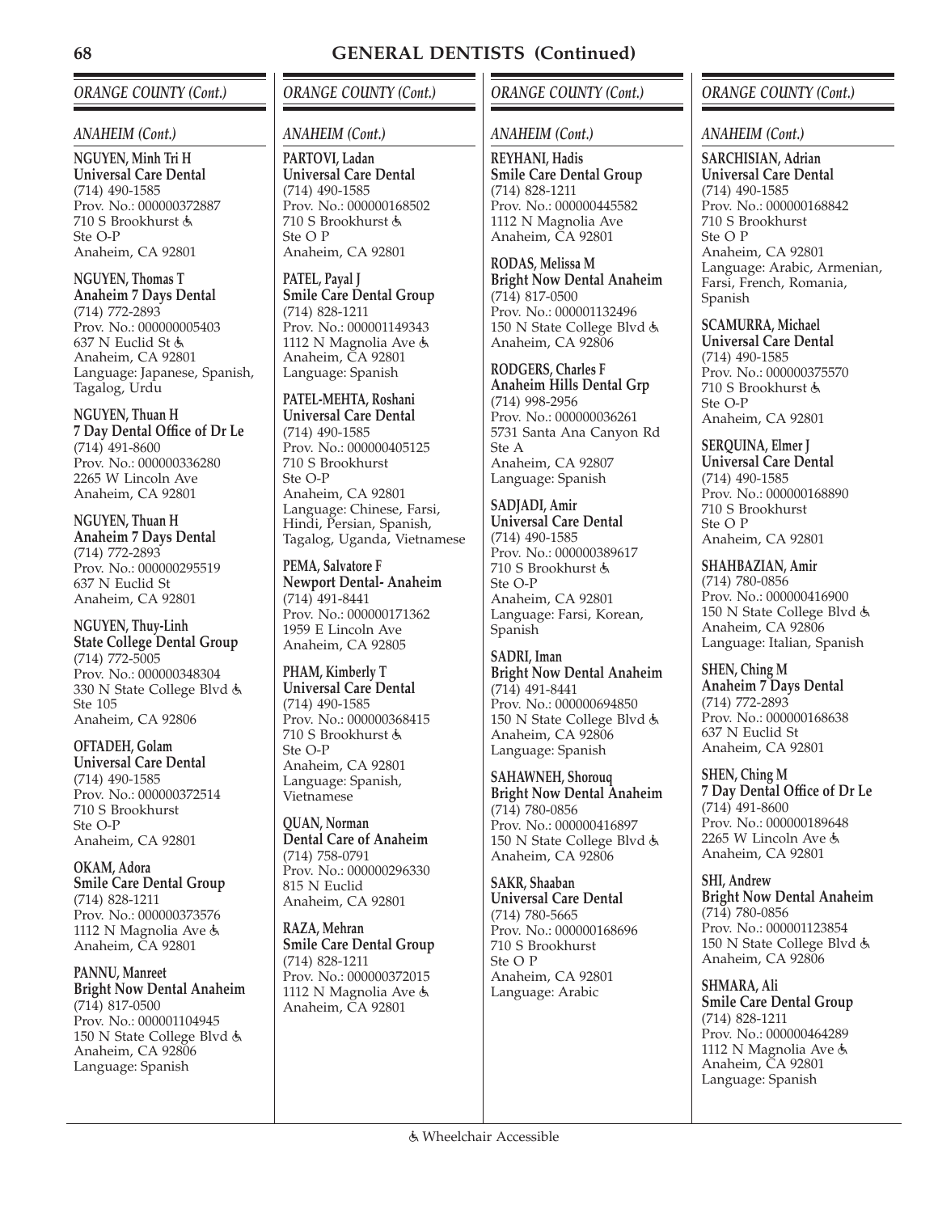# GENERAL DENTISTS (Continued)

## ORANGE COUNTY (Cont.)

### ANAHEIM (Cont.)

**NGUYEN, Minh Tri H**
**Universal Care Dental**
(714) 490-1585
Prov. No.: 000000372887
710 S Brookhurst ♿
Ste O-P
Anaheim, CA 92801

**NGUYEN, Thomas T**
**Anaheim 7 Days Dental**
(714) 772-2893
Prov. No.: 000000005403
637 N Euclid St ♿
Anaheim, CA 92801
Language: Japanese, Spanish, Tagalog, Urdu

**NGUYEN, Thuan H**
**7 Day Dental Office of Dr Le**
(714) 491-8600
Prov. No.: 000000336280
2265 W Lincoln Ave
Anaheim, CA 92801

**NGUYEN, Thuan H**
**Anaheim 7 Days Dental**
(714) 772-2893
Prov. No.: 000000295519
637 N Euclid St
Anaheim, CA 92801

**NGUYEN, Thuy-Linh**
**State College Dental Group**
(714) 772-5005
Prov. No.: 000000348304
330 N State College Blvd ♿
Ste 105
Anaheim, CA 92806

**OFTADEH, Golam**
**Universal Care Dental**
(714) 490-1585
Prov. No.: 000000372514
710 S Brookhurst
Ste O-P
Anaheim, CA 92801

**OKAM, Adora**
**Smile Care Dental Group**
(714) 828-1211
Prov. No.: 000000373576
1112 N Magnolia Ave ♿
Anaheim, CA 92801

**PANNU, Manreet**
**Bright Now Dental Anaheim**
(714) 817-0500
Prov. No.: 000001104945
150 N State College Blvd ♿
Anaheim, CA 92806
Language: Spanish

**PARTOVI, Ladan**
**Universal Care Dental**
(714) 490-1585
Prov. No.: 000000168502
710 S Brookhurst ♿
Ste O P
Anaheim, CA 92801

**PATEL, Payal J**
**Smile Care Dental Group**
(714) 828-1211
Prov. No.: 000001149343
1112 N Magnolia Ave ♿
Anaheim, CA 92801
Language: Spanish

**PATEL-MEHTA, Roshani**
**Universal Care Dental**
(714) 490-1585
Prov. No.: 000000405125
710 S Brookhurst
Ste O-P
Anaheim, CA 92801
Language: Chinese, Farsi, Hindi, Persian, Spanish, Tagalog, Uganda, Vietnamese

**PEMA, Salvatore F**
**Newport Dental- Anaheim**
(714) 491-8441
Prov. No.: 000000171362
1959 E Lincoln Ave
Anaheim, CA 92805

**PHAM, Kimberly T**
**Universal Care Dental**
(714) 490-1585
Prov. No.: 000000368415
710 S Brookhurst ♿
Ste O-P
Anaheim, CA 92801
Language: Spanish, Vietnamese

**QUAN, Norman**
**Dental Care of Anaheim**
(714) 758-0791
Prov. No.: 000000296330
815 N Euclid
Anaheim, CA 92801

**RAZA, Mehran**
**Smile Care Dental Group**
(714) 828-1211
Prov. No.: 000000372015
1112 N Magnolia Ave ♿
Anaheim, CA 92801

**REYHANI, Hadis**
**Smile Care Dental Group**
(714) 828-1211
Prov. No.: 000000445582
1112 N Magnolia Ave
Anaheim, CA 92801

**RODAS, Melissa M**
**Bright Now Dental Anaheim**
(714) 817-0500
Prov. No.: 000001132496
150 N State College Blvd ♿
Anaheim, CA 92806

**RODGERS, Charles F**
**Anaheim Hills Dental Grp**
(714) 998-2956
Prov. No.: 000000036261
5731 Santa Ana Canyon Rd
Ste A
Anaheim, CA 92807
Language: Spanish

**SADJADI, Amir**
**Universal Care Dental**
(714) 490-1585
Prov. No.: 000000389617
710 S Brookhurst ♿
Ste O-P
Anaheim, CA 92801
Language: Farsi, Korean, Spanish

**SADRI, Iman**
**Bright Now Dental Anaheim**
(714) 491-8441
Prov. No.: 000000694850
150 N State College Blvd ♿
Anaheim, CA 92806
Language: Spanish

**SAHAWNEH, Shorouq**
**Bright Now Dental Anaheim**
(714) 780-0856
Prov. No.: 000000416897
150 N State College Blvd ♿
Anaheim, CA 92806

**SAKR, Shaaban**
**Universal Care Dental**
(714) 780-5665
Prov. No.: 000000168696
710 S Brookhurst
Ste O P
Anaheim, CA 92801
Language: Arabic

**SARCHISIAN, Adrian**
**Universal Care Dental**
(714) 490-1585
Prov. No.: 000000168842
710 S Brookhurst
Ste O P
Anaheim, CA 92801
Language: Arabic, Armenian, Farsi, French, Romania, Spanish

**SCAMURRA, Michael**
**Universal Care Dental**
(714) 490-1585
Prov. No.: 000000375570
710 S Brookhurst ♿
Ste O-P
Anaheim, CA 92801

**SERQUINA, Elmer J**
**Universal Care Dental**
(714) 490-1585
Prov. No.: 000000168890
710 S Brookhurst
Ste O P
Anaheim, CA 92801

**SHAHBAZIAN, Amir**
(714) 780-0856
Prov. No.: 000000416900
150 N State College Blvd ♿
Anaheim, CA 92806
Language: Italian, Spanish

**SHEN, Ching M**
**Anaheim 7 Days Dental**
(714) 772-2893
Prov. No.: 000000168638
637 N Euclid St
Anaheim, CA 92801

**SHEN, Ching M**
**7 Day Dental Office of Dr Le**
(714) 491-8600
Prov. No.: 000000189648
2265 W Lincoln Ave ♿
Anaheim, CA 92801

**SHI, Andrew**
**Bright Now Dental Anaheim**
(714) 780-0856
Prov. No.: 000001123854
150 N State College Blvd ♿
Anaheim, CA 92806

**SHMARA, Ali**
**Smile Care Dental Group**
(714) 828-1211
Prov. No.: 000000464289
1112 N Magnolia Ave ♿
Anaheim, CA 92801
Language: Spanish

♿ Wheelchair Accessible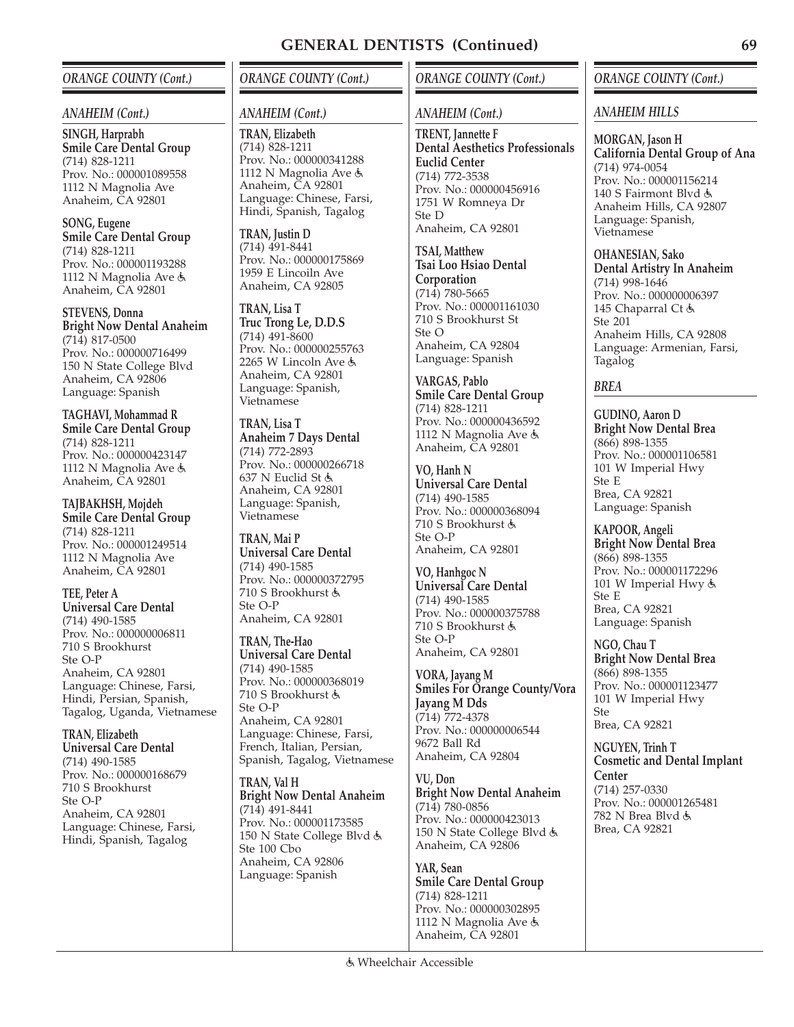# GENERAL DENTISTS (Continued)

## ORANGE COUNTY (Cont.)

### ANAHEIM (Cont.)

**SINGH, Harprabh**
**Smile Care Dental Group**
(714) 828-1211
Prov. No.: 000001089558
1112 N Magnolia Ave
Anaheim, CA 92801

**SONG, Eugene**
**Smile Care Dental Group**
(714) 828-1211
Prov. No.: 000001193288
1112 N Magnolia Ave ♿
Anaheim, CA 92801

**STEVENS, Donna**
**Bright Now Dental Anaheim**
(714) 817-0500
Prov. No.: 000000716499
150 N State College Blvd
Anaheim, CA 92806
Language: Spanish

**TAGHAVI, Mohammad R**
**Smile Care Dental Group**
(714) 828-1211
Prov. No.: 000000423147
1112 N Magnolia Ave ♿
Anaheim, CA 92801

**TAJBAKHSH, Mojdeh**
**Smile Care Dental Group**
(714) 828-1211
Prov. No.: 000001249514
1112 N Magnolia Ave
Anaheim, CA 92801

**TEE, Peter A**
**Universal Care Dental**
(714) 490-1585
Prov. No.: 000000006811
710 S Brookhurst
Ste O-P
Anaheim, CA 92801
Language: Chinese, Farsi, Hindi, Persian, Spanish, Tagalog, Uganda, Vietnamese

**TRAN, Elizabeth**
**Universal Care Dental**
(714) 490-1585
Prov. No.: 000000168679
710 S Brookhurst
Ste O-P
Anaheim, CA 92801
Language: Chinese, Farsi, Hindi, Spanish, Tagalog

**TRAN, Elizabeth**
(714) 828-1211
Prov. No.: 000000341288
1112 N Magnolia Ave ♿
Anaheim, CA 92801
Language: Chinese, Farsi, Hindi, Spanish, Tagalog

**TRAN, Justin D**
(714) 491-8441
Prov. No.: 000000175869
1959 E Lincoiln Ave
Anaheim, CA 92805

**TRAN, Lisa T**
**Truc Trong Le, D.D.S**
(714) 491-8600
Prov. No.: 000000255763
2265 W Lincoln Ave ♿
Anaheim, CA 92801
Language: Spanish, Vietnamese

**TRAN, Lisa T**
**Anaheim 7 Days Dental**
(714) 772-2893
Prov. No.: 000000266718
637 N Euclid St ♿
Anaheim, CA 92801
Language: Spanish, Vietnamese

**TRAN, Mai P**
**Universal Care Dental**
(714) 490-1585
Prov. No.: 000000372795
710 S Brookhurst ♿
Ste O-P
Anaheim, CA 92801

**TRAN, The-Hao**
**Universal Care Dental**
(714) 490-1585
Prov. No.: 000000368019
710 S Brookhurst ♿
Ste O-P
Anaheim, CA 92801
Language: Chinese, Farsi, French, Italian, Persian, Spanish, Tagalog, Vietnamese

**TRAN, Val H**
**Bright Now Dental Anaheim**
(714) 491-8441
Prov. No.: 000001173585
150 N State College Blvd ♿
Ste 100 Cbo
Anaheim, CA 92806
Language: Spanish

**TRENT, Jannette F**
**Dental Aesthetics Professionals Euclid Center**
(714) 772-3538
Prov. No.: 000000456916
1751 W Romneya Dr
Ste D
Anaheim, CA 92801

**TSAI, Matthew**
**Tsai Loo Hsiao Dental Corporation**
(714) 780-5665
Prov. No.: 000001161030
710 S Brookhurst St
Ste O
Anaheim, CA 92804
Language: Spanish

**VARGAS, Pablo**
**Smile Care Dental Group**
(714) 828-1211
Prov. No.: 000000436592
1112 N Magnolia Ave ♿
Anaheim, CA 92801

**VO, Hanh N**
**Universal Care Dental**
(714) 490-1585
Prov. No.: 000000368094
710 S Brookhurst ♿
Ste O-P
Anaheim, CA 92801

**VO, Hanhgoc N**
**Universal Care Dental**
(714) 490-1585
Prov. No.: 000000375788
710 S Brookhurst ♿
Ste O-P
Anaheim, CA 92801

**VORA, Jayang M**
**Smiles For Orange County/Vora Jayang M Dds**
(714) 772-4378
Prov. No.: 000000006544
9672 Ball Rd
Anaheim, CA 92804

**VU, Don**
**Bright Now Dental Anaheim**
(714) 780-0856
Prov. No.: 000000423013
150 N State College Blvd ♿
Anaheim, CA 92806

**YAR, Sean**
**Smile Care Dental Group**
(714) 828-1211
Prov. No.: 000000302895
1112 N Magnolia Ave ♿
Anaheim, CA 92801

### ANAHEIM HILLS

**MORGAN, Jason H**
**California Dental Group of Ana**
(714) 974-0054
Prov. No.: 000001156214
140 S Fairmont Blvd ♿
Anaheim Hills, CA 92807
Language: Spanish, Vietnamese

**OHANESIAN, Sako**
**Dental Artistry In Anaheim**
(714) 998-1646
Prov. No.: 000000006397
145 Chaparral Ct ♿
Ste 201
Anaheim Hills, CA 92808
Language: Armenian, Farsi, Tagalog

### BREA

**GUDINO, Aaron D**
**Bright Now Dental Brea**
(866) 898-1355
Prov. No.: 000001106581
101 W Imperial Hwy
Ste E
Brea, CA 92821
Language: Spanish

**KAPOOR, Angeli**
**Bright Now Dental Brea**
(866) 898-1355
Prov. No.: 000001172296
101 W Imperial Hwy ♿
Ste E
Brea, CA 92821
Language: Spanish

**NGO, Chau T**
**Bright Now Dental Brea**
(866) 898-1355
Prov. No.: 000001123477
101 W Imperial Hwy
Ste
Brea, CA 92821

**NGUYEN, Trinh T**
**Cosmetic and Dental Implant Center**
(714) 257-0330
Prov. No.: 000001265481
782 N Brea Blvd ♿
Brea, CA 92821

♿ Wheelchair Accessible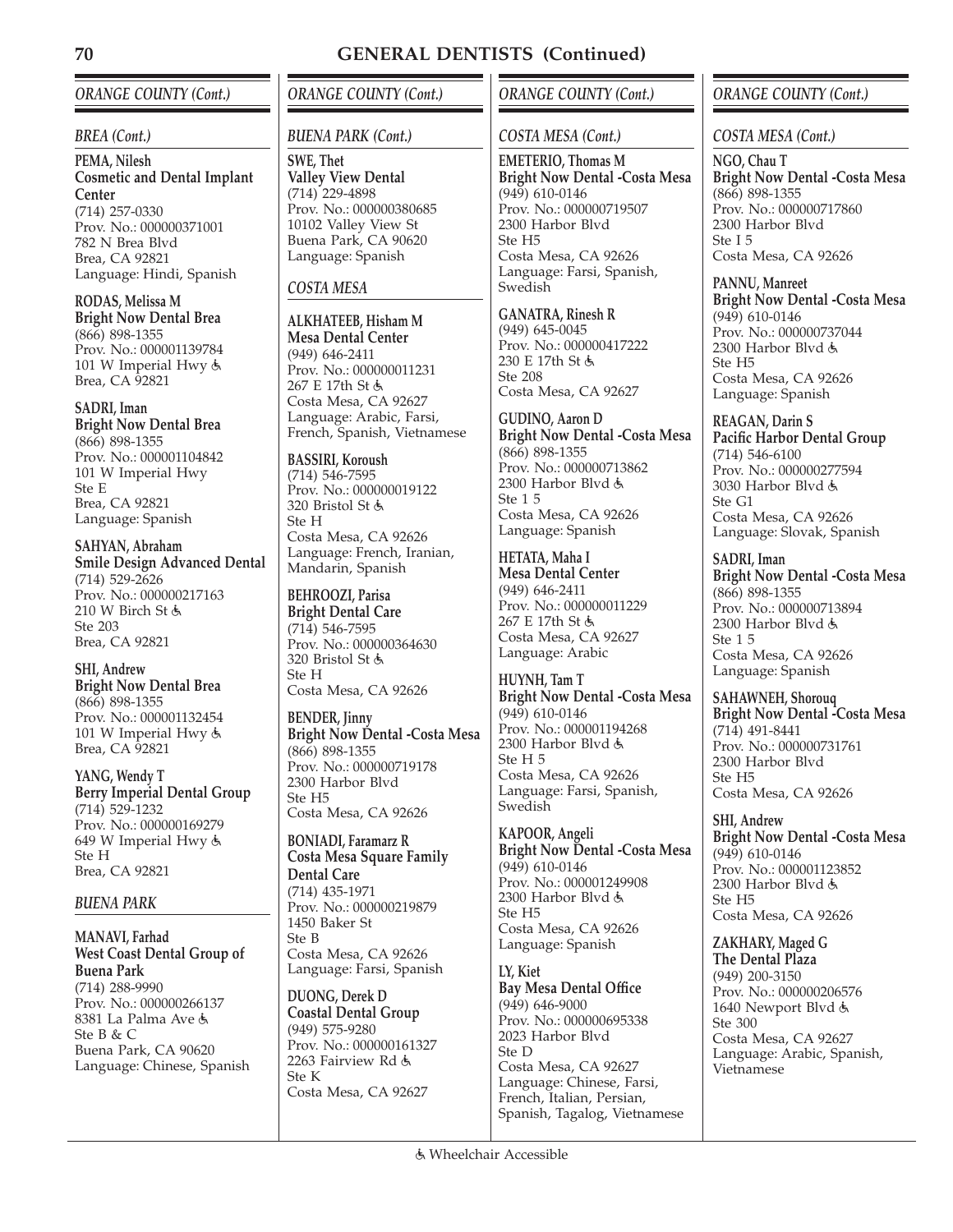# GENERAL DENTISTS (Continued)

## *ORANGE COUNTY (Cont.)*

### *BREA (Cont.)*

**PEMA, Nilesh**
**Cosmetic and Dental Implant Center**
(714) 257-0330
Prov. No.: 000000371001
782 N Brea Blvd
Brea, CA 92821
Language: Hindi, Spanish

**RODAS, Melissa M**
**Bright Now Dental Brea**
(866) 898-1355
Prov. No.: 000001139784
101 W Imperial Hwy ♿
Brea, CA 92821

**SADRI, Iman**
**Bright Now Dental Brea**
(866) 898-1355
Prov. No.: 000001104842
101 W Imperial Hwy
Ste E
Brea, CA 92821
Language: Spanish

**SAHYAN, Abraham**
**Smile Design Advanced Dental**
(714) 529-2626
Prov. No.: 000000217163
210 W Birch St ♿
Ste 203
Brea, CA 92821

**SHI, Andrew**
**Bright Now Dental Brea**
(866) 898-1355
Prov. No.: 000001132454
101 W Imperial Hwy ♿
Brea, CA 92821

**YANG, Wendy T**
**Berry Imperial Dental Group**
(714) 529-1232
Prov. No.: 000000169279
649 W Imperial Hwy ♿
Ste H
Brea, CA 92821

### *BUENA PARK*

**MANAVI, Farhad**
**West Coast Dental Group of Buena Park**
(714) 288-9990
Prov. No.: 000000266137
8381 La Palma Ave ♿
Ste B & C
Buena Park, CA 90620
Language: Chinese, Spanish

### *BUENA PARK (Cont.)*

**SWE, Thet**
**Valley View Dental**
(714) 229-4898
Prov. No.: 000000380685
10102 Valley View St
Buena Park, CA 90620
Language: Spanish

### *COSTA MESA*

**ALKHATEEB, Hisham M**
**Mesa Dental Center**
(949) 646-2411
Prov. No.: 000000011231
267 E 17th St ♿
Costa Mesa, CA 92627
Language: Arabic, Farsi, French, Spanish, Vietnamese

**BASSIRI, Koroush**
(714) 546-7595
Prov. No.: 000000019122
320 Bristol St ♿
Ste H
Costa Mesa, CA 92626
Language: French, Iranian, Mandarin, Spanish

**BEHROOZI, Parisa**
**Bright Dental Care**
(714) 546-7595
Prov. No.: 000000364630
320 Bristol St ♿
Ste H
Costa Mesa, CA 92626

**BENDER, Jinny**
**Bright Now Dental -Costa Mesa**
(866) 898-1355
Prov. No.: 000000719178
2300 Harbor Blvd
Ste H5
Costa Mesa, CA 92626

**BONIADI, Faramarz R**
**Costa Mesa Square Family Dental Care**
(714) 435-1971
Prov. No.: 000000219879
1450 Baker St
Ste B
Costa Mesa, CA 92626
Language: Farsi, Spanish

**DUONG, Derek D**
**Coastal Dental Group**
(949) 575-9280
Prov. No.: 000000161327
2263 Fairview Rd ♿
Ste K
Costa Mesa, CA 92627

### *COSTA MESA (Cont.)*

**EMETERIO, Thomas M**
**Bright Now Dental -Costa Mesa**
(949) 610-0146
Prov. No.: 000000719507
2300 Harbor Blvd
Ste H5
Costa Mesa, CA 92626
Language: Farsi, Spanish, Swedish

**GANATRA, Rinesh R**
(949) 645-0045
Prov. No.: 000000417222
230 E 17th St ♿
Ste 208
Costa Mesa, CA 92627

**GUDINO, Aaron D**
**Bright Now Dental -Costa Mesa**
(866) 898-1355
Prov. No.: 000000713862
2300 Harbor Blvd ♿
Ste 1 5
Costa Mesa, CA 92626
Language: Spanish

**HETATA, Maha I**
**Mesa Dental Center**
(949) 646-2411
Prov. No.: 000000011229
267 E 17th St ♿
Costa Mesa, CA 92627
Language: Arabic

**HUYNH, Tam T**
**Bright Now Dental -Costa Mesa**
(949) 610-0146
Prov. No.: 000001194268
2300 Harbor Blvd ♿
Ste H 5
Costa Mesa, CA 92626
Language: Farsi, Spanish, Swedish

**KAPOOR, Angeli**
**Bright Now Dental -Costa Mesa**
(949) 610-0146
Prov. No.: 000001249908
2300 Harbor Blvd ♿
Ste H5
Costa Mesa, CA 92626
Language: Spanish

**LY, Kiet**
**Bay Mesa Dental Office**
(949) 646-9000
Prov. No.: 000000695338
2023 Harbor Blvd
Ste D
Costa Mesa, CA 92627
Language: Chinese, Farsi, French, Italian, Persian, Spanish, Tagalog, Vietnamese

### *COSTA MESA (Cont.)*

**NGO, Chau T**
**Bright Now Dental -Costa Mesa**
(866) 898-1355
Prov. No.: 000000717860
2300 Harbor Blvd
Ste I 5
Costa Mesa, CA 92626

**PANNU, Manreet**
**Bright Now Dental -Costa Mesa**
(949) 610-0146
Prov. No.: 000000737044
2300 Harbor Blvd ♿
Ste H5
Costa Mesa, CA 92626
Language: Spanish

**REAGAN, Darin S**
**Pacific Harbor Dental Group**
(714) 546-6100
Prov. No.: 000000277594
3030 Harbor Blvd ♿
Ste G1
Costa Mesa, CA 92626
Language: Slovak, Spanish

**SADRI, Iman**
**Bright Now Dental -Costa Mesa**
(866) 898-1355
Prov. No.: 000000713894
2300 Harbor Blvd ♿
Ste 1 5
Costa Mesa, CA 92626
Language: Spanish

**SAHAWNEH, Shorouq**
**Bright Now Dental -Costa Mesa**
(714) 491-8441
Prov. No.: 000000731761
2300 Harbor Blvd
Ste H5
Costa Mesa, CA 92626

**SHI, Andrew**
**Bright Now Dental -Costa Mesa**
(949) 610-0146
Prov. No.: 000001123852
2300 Harbor Blvd ♿
Ste H5
Costa Mesa, CA 92626

**ZAKHARY, Maged G**
**The Dental Plaza**
(949) 200-3150
Prov. No.: 000000206576
1640 Newport Blvd ♿
Ste 300
Costa Mesa, CA 92627
Language: Arabic, Spanish, Vietnamese

♿ Wheelchair Accessible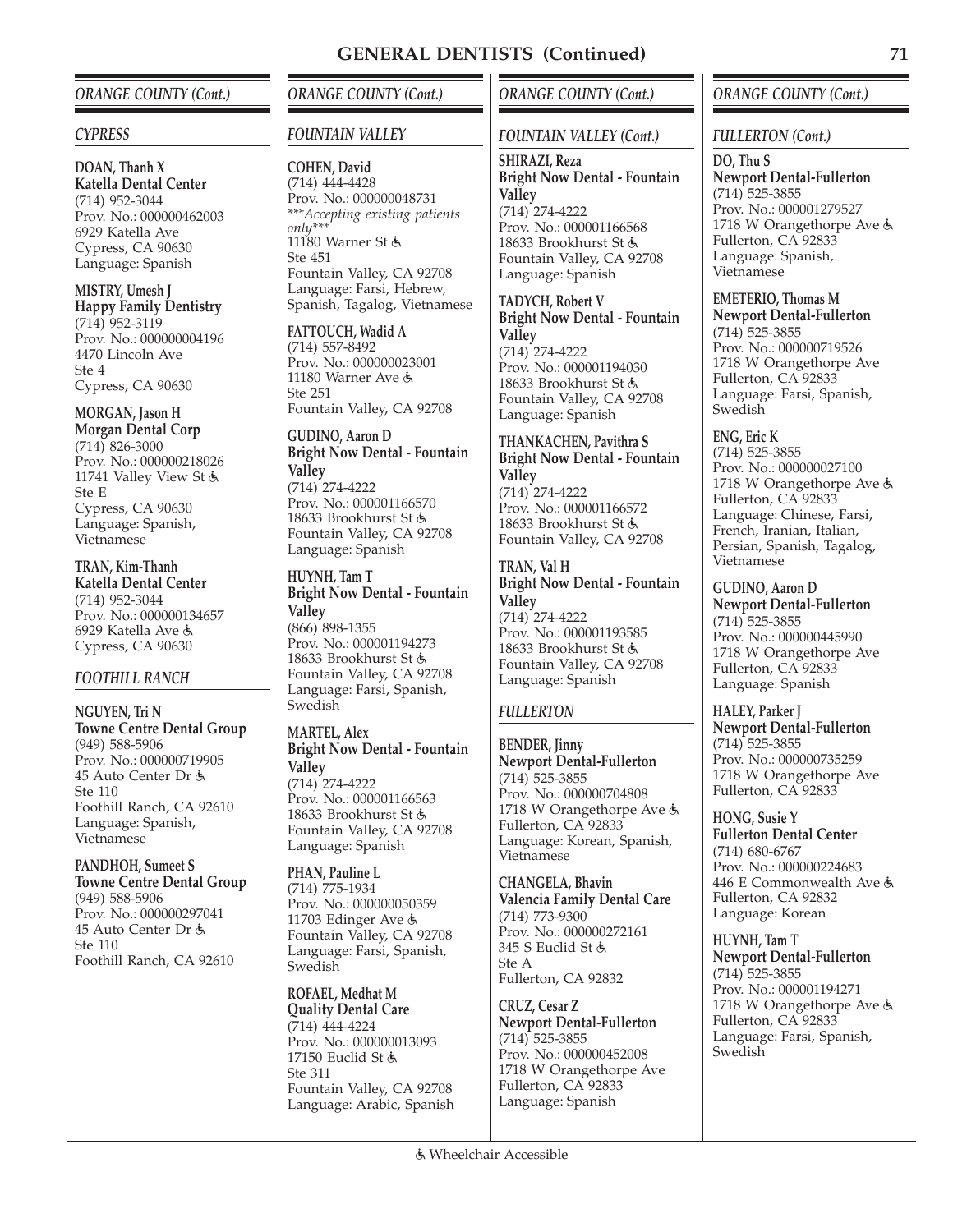## GENERAL DENTISTS (Continued)

### ORANGE COUNTY (Cont.)

#### CYPRESS

**DOAN, Thanh X**
**Katella Dental Center**
(714) 952-3044
Prov. No.: 000000462003
6929 Katella Ave
Cypress, CA 90630
Language: Spanish

**MISTRY, Umesh J**
**Happy Family Dentistry**
(714) 952-3119
Prov. No.: 000000004196
4470 Lincoln Ave
Ste 4
Cypress, CA 90630

**MORGAN, Jason H**
**Morgan Dental Corp**
(714) 826-3000
Prov. No.: 000000218026
11741 Valley View St ♿
Ste E
Cypress, CA 90630
Language: Spanish, Vietnamese

**TRAN, Kim-Thanh**
**Katella Dental Center**
(714) 952-3044
Prov. No.: 000000134657
6929 Katella Ave ♿
Cypress, CA 90630

#### FOOTHILL RANCH

**NGUYEN, Tri N**
**Towne Centre Dental Group**
(949) 588-5906
Prov. No.: 000000719905
45 Auto Center Dr ♿
Ste 110
Foothill Ranch, CA 92610
Language: Spanish, Vietnamese

**PANDHOH, Sumeet S**
**Towne Centre Dental Group**
(949) 588-5906
Prov. No.: 000000297041
45 Auto Center Dr ♿
Ste 110
Foothill Ranch, CA 92610

#### FOUNTAIN VALLEY

**COHEN, David**
(714) 444-4428
Prov. No.: 000000048731
****Accepting existing patients only****
11180 Warner St ♿
Ste 451
Fountain Valley, CA 92708
Language: Farsi, Hebrew, Spanish, Tagalog, Vietnamese

**FATTOUCH, Wadid A**
(714) 557-8492
Prov. No.: 000000023001
11180 Warner Ave ♿
Ste 251
Fountain Valley, CA 92708

**GUDINO, Aaron D**
**Bright Now Dental - Fountain Valley**
(714) 274-4222
Prov. No.: 000001166570
18633 Brookhurst St ♿
Fountain Valley, CA 92708
Language: Spanish

**HUYNH, Tam T**
**Bright Now Dental - Fountain Valley**
(866) 898-1355
Prov. No.: 000001194273
18633 Brookhurst St ♿
Fountain Valley, CA 92708
Language: Farsi, Spanish, Swedish

**MARTEL, Alex**
**Bright Now Dental - Fountain Valley**
(714) 274-4222
Prov. No.: 000001166563
18633 Brookhurst St ♿
Fountain Valley, CA 92708
Language: Spanish

**PHAN, Pauline L**
(714) 775-1934
Prov. No.: 000000050359
11703 Edinger Ave ♿
Fountain Valley, CA 92708
Language: Farsi, Spanish, Swedish

**ROFAEL, Medhat M**
**Quality Dental Care**
(714) 444-4224
Prov. No.: 000000013093
17150 Euclid St ♿
Ste 311
Fountain Valley, CA 92708
Language: Arabic, Spanish

#### FOUNTAIN VALLEY (Cont.)

**SHIRAZI, Reza**
**Bright Now Dental - Fountain Valley**
(714) 274-4222
Prov. No.: 000001166568
18633 Brookhurst St ♿
Fountain Valley, CA 92708
Language: Spanish

**TADYCH, Robert V**
**Bright Now Dental - Fountain Valley**
(714) 274-4222
Prov. No.: 000001194030
18633 Brookhurst St ♿
Fountain Valley, CA 92708
Language: Spanish

**THANKACHEN, Pavithra S**
**Bright Now Dental - Fountain Valley**
(714) 274-4222
Prov. No.: 000001166572
18633 Brookhurst St ♿
Fountain Valley, CA 92708

**TRAN, Val H**
**Bright Now Dental - Fountain Valley**
(714) 274-4222
Prov. No.: 000001193585
18633 Brookhurst St ♿
Fountain Valley, CA 92708
Language: Spanish

#### FULLERTON

**BENDER, Jinny**
**Newport Dental-Fullerton**
(714) 525-3855
Prov. No.: 000000704808
1718 W Orangethorpe Ave ♿
Fullerton, CA 92833
Language: Korean, Spanish, Vietnamese

**CHANGELA, Bhavin**
**Valencia Family Dental Care**
(714) 773-9300
Prov. No.: 000000272161
345 S Euclid St ♿
Ste A
Fullerton, CA 92832

**CRUZ, Cesar Z**
**Newport Dental-Fullerton**
(714) 525-3855
Prov. No.: 000000452008
1718 W Orangethorpe Ave
Fullerton, CA 92833
Language: Spanish

#### FULLERTON (Cont.)

**DO, Thu S**
**Newport Dental-Fullerton**
(714) 525-3855
Prov. No.: 000001279527
1718 W Orangethorpe Ave ♿
Fullerton, CA 92833
Language: Spanish, Vietnamese

**EMETERIO, Thomas M**
**Newport Dental-Fullerton**
(714) 525-3855
Prov. No.: 000000719526
1718 W Orangethorpe Ave
Fullerton, CA 92833
Language: Farsi, Spanish, Swedish

**ENG, Eric K**
(714) 525-3855
Prov. No.: 000000027100
1718 W Orangethorpe Ave ♿
Fullerton, CA 92833
Language: Chinese, Farsi, French, Iranian, Italian, Persian, Spanish, Tagalog, Vietnamese

**GUDINO, Aaron D**
**Newport Dental-Fullerton**
(714) 525-3855
Prov. No.: 000000445990
1718 W Orangethorpe Ave
Fullerton, CA 92833
Language: Spanish

**HALEY, Parker J**
**Newport Dental-Fullerton**
(714) 525-3855
Prov. No.: 000000735259
1718 W Orangethorpe Ave
Fullerton, CA 92833

**HONG, Susie Y**
**Fullerton Dental Center**
(714) 680-6767
Prov. No.: 000000224683
446 E Commonwealth Ave ♿
Fullerton, CA 92832
Language: Korean

**HUYNH, Tam T**
**Newport Dental-Fullerton**
(714) 525-3855
Prov. No.: 000001194271
1718 W Orangethorpe Ave ♿
Fullerton, CA 92833
Language: Farsi, Spanish, Swedish

♿ Wheelchair Accessible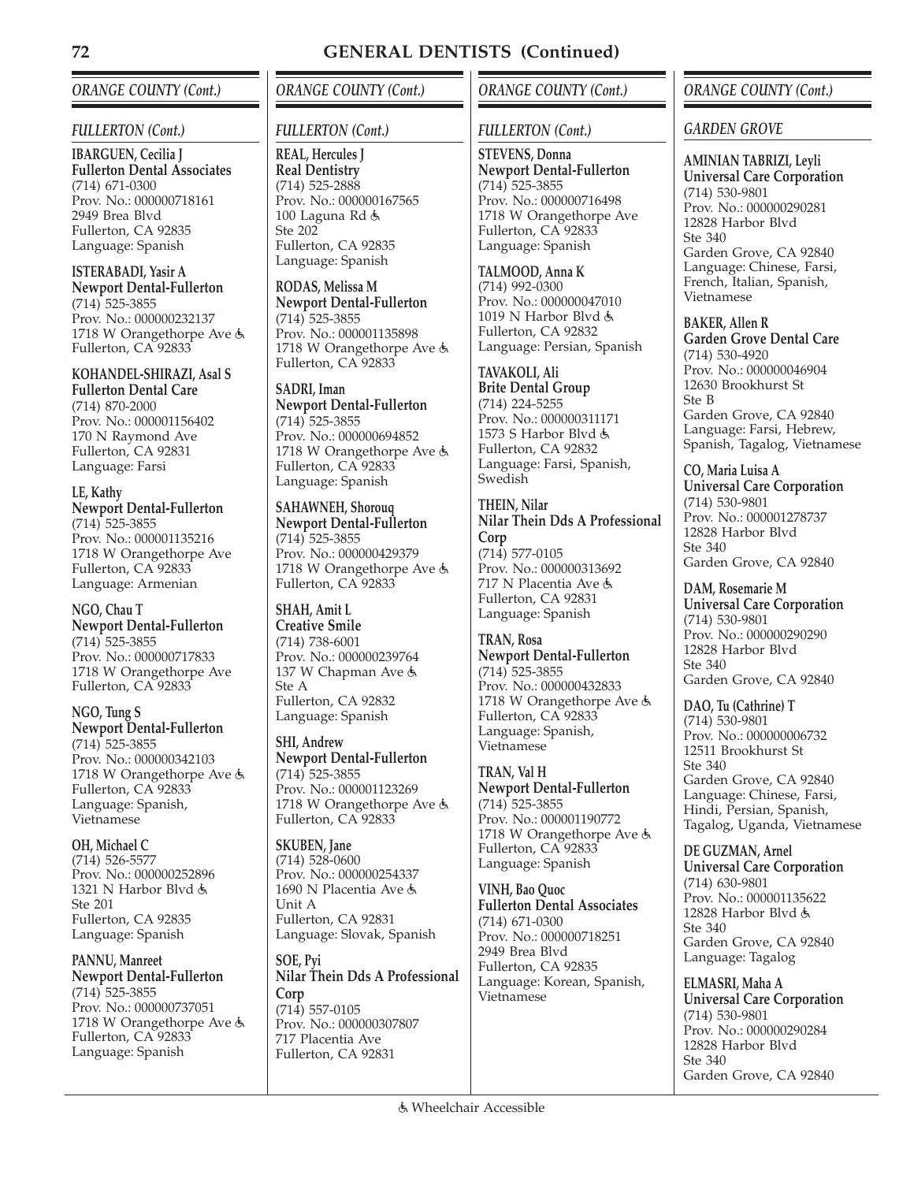# GENERAL DENTISTS (Continued)

## ORANGE COUNTY (Cont.)

### FULLERTON (Cont.)

**IBARGUEN, Cecilia J**
**Fullerton Dental Associates**
(714) 671-0300
Prov. No.: 000000718161
2949 Brea Blvd
Fullerton, CA 92835
Language: Spanish

**ISTERABADI, Yasir A**
**Newport Dental-Fullerton**
(714) 525-3855
Prov. No.: 000000232137
1718 W Orangethorpe Ave ♿
Fullerton, CA 92833

**KOHANDEL-SHIRAZI, Asal S**
**Fullerton Dental Care**
(714) 870-2000
Prov. No.: 000001156402
170 N Raymond Ave
Fullerton, CA 92831
Language: Farsi

**LE, Kathy**
**Newport Dental-Fullerton**
(714) 525-3855
Prov. No.: 000001135216
1718 W Orangethorpe Ave
Fullerton, CA 92833
Language: Armenian

**NGO, Chau T**
**Newport Dental-Fullerton**
(714) 525-3855
Prov. No.: 000000717833
1718 W Orangethorpe Ave
Fullerton, CA 92833

**NGO, Tung S**
**Newport Dental-Fullerton**
(714) 525-3855
Prov. No.: 000000342103
1718 W Orangethorpe Ave ♿
Fullerton, CA 92833
Language: Spanish, Vietnamese

**OH, Michael C**
(714) 526-5577
Prov. No.: 000000252896
1321 N Harbor Blvd ♿
Ste 201
Fullerton, CA 92835
Language: Spanish

**PANNU, Manreet**
**Newport Dental-Fullerton**
(714) 525-3855
Prov. No.: 000000737051
1718 W Orangethorpe Ave ♿
Fullerton, CA 92833
Language: Spanish

**REAL, Hercules J**
**Real Dentistry**
(714) 525-2888
Prov. No.: 000000167565
100 Laguna Rd ♿
Ste 202
Fullerton, CA 92835
Language: Spanish

**RODAS, Melissa M**
**Newport Dental-Fullerton**
(714) 525-3855
Prov. No.: 000001135898
1718 W Orangethorpe Ave ♿
Fullerton, CA 92833

**SADRI, Iman**
**Newport Dental-Fullerton**
(714) 525-3855
Prov. No.: 000000694852
1718 W Orangethorpe Ave ♿
Fullerton, CA 92833
Language: Spanish

**SAHAWNEH, Shorouq**
**Newport Dental-Fullerton**
(714) 525-3855
Prov. No.: 000000429379
1718 W Orangethorpe Ave ♿
Fullerton, CA 92833

**SHAH, Amit L**
**Creative Smile**
(714) 738-6001
Prov. No.: 000000239764
137 W Chapman Ave ♿
Ste A
Fullerton, CA 92832
Language: Spanish

**SHI, Andrew**
**Newport Dental-Fullerton**
(714) 525-3855
Prov. No.: 000001123269
1718 W Orangethorpe Ave ♿
Fullerton, CA 92833

**SKUBEN, Jane**
(714) 528-0600
Prov. No.: 000000254337
1690 N Placentia Ave ♿
Unit A
Fullerton, CA 92831
Language: Slovak, Spanish

**SOE, Pyi**
**Nilar Thein Dds A Professional Corp**
(714) 557-0105
Prov. No.: 000000307807
717 Placentia Ave
Fullerton, CA 92831

**STEVENS, Donna**
**Newport Dental-Fullerton**
(714) 525-3855
Prov. No.: 000000716498
1718 W Orangethorpe Ave
Fullerton, CA 92833
Language: Spanish

**TALMOOD, Anna K**
(714) 992-0300
Prov. No.: 000000047010
1019 N Harbor Blvd ♿
Fullerton, CA 92832
Language: Persian, Spanish

**TAVAKOLI, Ali**
**Brite Dental Group**
(714) 224-5255
Prov. No.: 000000311171
1573 S Harbor Blvd ♿
Fullerton, CA 92832
Language: Farsi, Spanish, Swedish

**THEIN, Nilar**
**Nilar Thein Dds A Professional Corp**
(714) 577-0105
Prov. No.: 000000313692
717 N Placentia Ave ♿
Fullerton, CA 92831
Language: Spanish

**TRAN, Rosa**
**Newport Dental-Fullerton**
(714) 525-3855
Prov. No.: 000000432833
1718 W Orangethorpe Ave ♿
Fullerton, CA 92833
Language: Spanish, Vietnamese

**TRAN, Val H**
**Newport Dental-Fullerton**
(714) 525-3855
Prov. No.: 000001190772
1718 W Orangethorpe Ave ♿
Fullerton, CA 92833
Language: Spanish

**VINH, Bao Quoc**
**Fullerton Dental Associates**
(714) 671-0300
Prov. No.: 000000718251
2949 Brea Blvd
Fullerton, CA 92835
Language: Korean, Spanish, Vietnamese

### GARDEN GROVE

**AMINIAN TABRIZI, Leyli**
**Universal Care Corporation**
(714) 530-9801
Prov. No.: 000000290281
12828 Harbor Blvd
Ste 340
Garden Grove, CA 92840
Language: Chinese, Farsi, French, Italian, Spanish, Vietnamese

**BAKER, Allen R**
**Garden Grove Dental Care**
(714) 530-4920
Prov. No.: 000000046904
12630 Brookhurst St
Ste B
Garden Grove, CA 92840
Language: Farsi, Hebrew, Spanish, Tagalog, Vietnamese

**CO, Maria Luisa A**
**Universal Care Corporation**
(714) 530-9801
Prov. No.: 000001278737
12828 Harbor Blvd
Ste 340
Garden Grove, CA 92840

**DAM, Rosemarie M**
**Universal Care Corporation**
(714) 530-9801
Prov. No.: 000000290290
12828 Harbor Blvd
Ste 340
Garden Grove, CA 92840

**DAO, Tu (Cathrine) T**
(714) 530-9801
Prov. No.: 000000006732
12511 Brookhurst St
Ste 340
Garden Grove, CA 92840
Language: Chinese, Farsi, Hindi, Persian, Spanish, Tagalog, Uganda, Vietnamese

**DE GUZMAN, Arnel**
**Universal Care Corporation**
(714) 630-9801
Prov. No.: 000001135622
12828 Harbor Blvd ♿
Ste 340
Garden Grove, CA 92840
Language: Tagalog

**ELMASRI, Maha A**
**Universal Care Corporation**
(714) 530-9801
Prov. No.: 000000290284
12828 Harbor Blvd
Ste 340
Garden Grove, CA 92840

♿ Wheelchair Accessible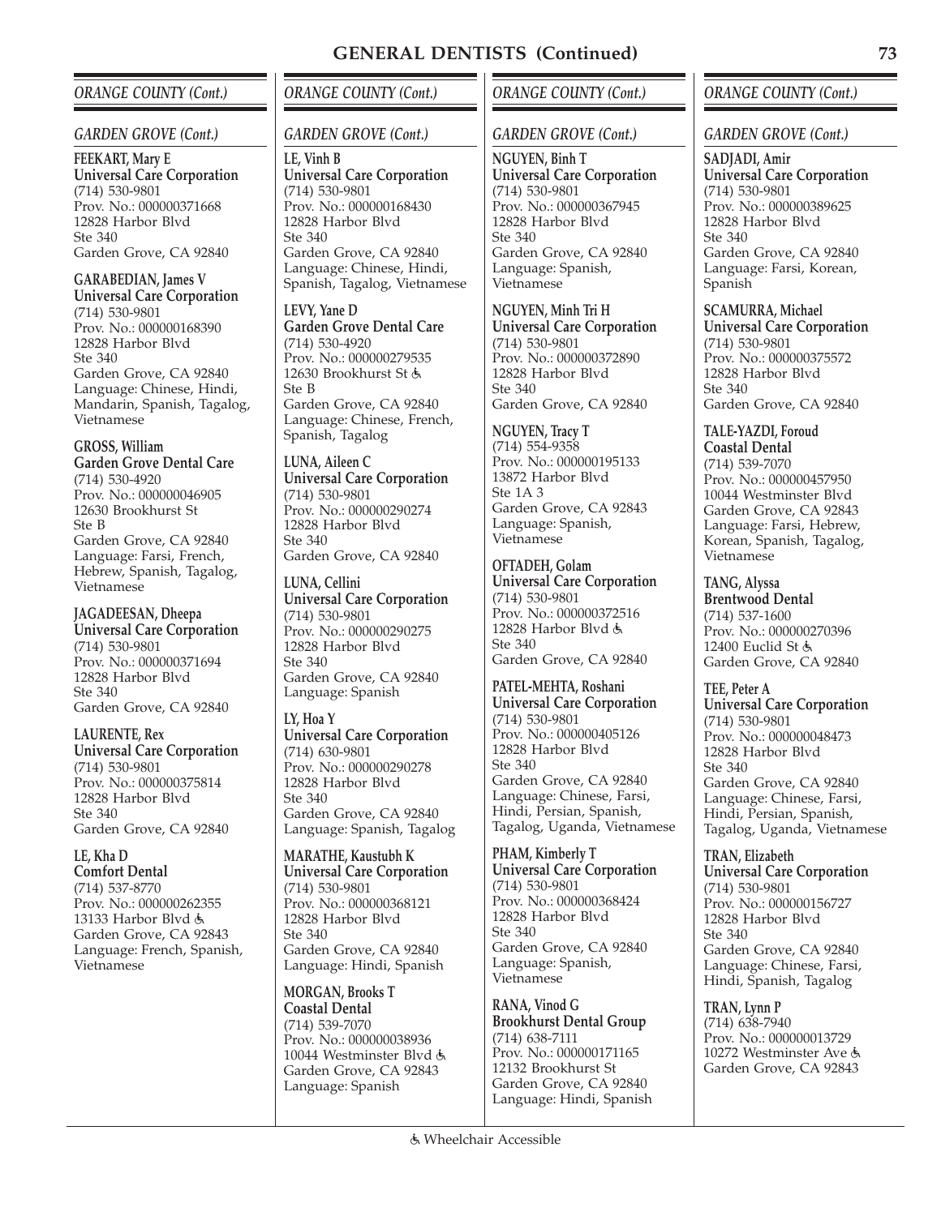## ORANGE COUNTY (Cont.)

### GARDEN GROVE (Cont.)

**FEEKART, Mary E**
**Universal Care Corporation**
(714) 530-9801
Prov. No.: 000000371668
12828 Harbor Blvd
Ste 340
Garden Grove, CA 92840

**GARABEDIAN, James V**
**Universal Care Corporation**
(714) 530-9801
Prov. No.: 000000168390
12828 Harbor Blvd
Ste 340
Garden Grove, CA 92840
Language: Chinese, Hindi, Mandarin, Spanish, Tagalog, Vietnamese

**GROSS, William**
**Garden Grove Dental Care**
(714) 530-4920
Prov. No.: 000000046905
12630 Brookhurst St
Ste B
Garden Grove, CA 92840
Language: Farsi, French, Hebrew, Spanish, Tagalog, Vietnamese

**JAGADEESAN, Dheepa**
**Universal Care Corporation**
(714) 530-9801
Prov. No.: 000000371694
12828 Harbor Blvd
Ste 340
Garden Grove, CA 92840

**LAURENTE, Rex**
**Universal Care Corporation**
(714) 530-9801
Prov. No.: 000000375814
12828 Harbor Blvd
Ste 340
Garden Grove, CA 92840

**LE, Kha D**
**Comfort Dental**
(714) 537-8770
Prov. No.: 000000262355
13133 Harbor Blvd ♿
Garden Grove, CA 92843
Language: French, Spanish, Vietnamese

**LE, Vinh B**
**Universal Care Corporation**
(714) 530-9801
Prov. No.: 000000168430
12828 Harbor Blvd
Ste 340
Garden Grove, CA 92840
Language: Chinese, Hindi, Spanish, Tagalog, Vietnamese

**LEVY, Yane D**
**Garden Grove Dental Care**
(714) 530-4920
Prov. No.: 000000279535
12630 Brookhurst St ♿
Ste B
Garden Grove, CA 92840
Language: Chinese, French, Spanish, Tagalog

**LUNA, Aileen C**
**Universal Care Corporation**
(714) 530-9801
Prov. No.: 000000290274
12828 Harbor Blvd
Ste 340
Garden Grove, CA 92840

**LUNA, Cellini**
**Universal Care Corporation**
(714) 530-9801
Prov. No.: 000000290275
12828 Harbor Blvd
Ste 340
Garden Grove, CA 92840
Language: Spanish

**LY, Hoa Y**
**Universal Care Corporation**
(714) 630-9801
Prov. No.: 000000290278
12828 Harbor Blvd
Ste 340
Garden Grove, CA 92840
Language: Spanish, Tagalog

**MARATHE, Kaustubh K**
**Universal Care Corporation**
(714) 530-9801
Prov. No.: 000000368121
12828 Harbor Blvd
Ste 340
Garden Grove, CA 92840
Language: Hindi, Spanish

**MORGAN, Brooks T**
**Coastal Dental**
(714) 539-7070
Prov. No.: 000000038936
10044 Westminster Blvd ♿
Garden Grove, CA 92843
Language: Spanish

**NGUYEN, Binh T**
**Universal Care Corporation**
(714) 530-9801
Prov. No.: 000000367945
12828 Harbor Blvd
Ste 340
Garden Grove, CA 92840
Language: Spanish, Vietnamese

**NGUYEN, Minh Tri H**
**Universal Care Corporation**
(714) 530-9801
Prov. No.: 000000372890
12828 Harbor Blvd
Ste 340
Garden Grove, CA 92840

**NGUYEN, Tracy T**
(714) 554-9358
Prov. No.: 000000195133
13872 Harbor Blvd
Ste 1A 3
Garden Grove, CA 92843
Language: Spanish, Vietnamese

**OFTADEH, Golam**
**Universal Care Corporation**
(714) 530-9801
Prov. No.: 000000372516
12828 Harbor Blvd ♿
Ste 340
Garden Grove, CA 92840

**PATEL-MEHTA, Roshani**
**Universal Care Corporation**
(714) 530-9801
Prov. No.: 000000405126
12828 Harbor Blvd
Ste 340
Garden Grove, CA 92840
Language: Chinese, Farsi, Hindi, Persian, Spanish, Tagalog, Uganda, Vietnamese

**PHAM, Kimberly T**
**Universal Care Corporation**
(714) 530-9801
Prov. No.: 000000368424
12828 Harbor Blvd
Ste 340
Garden Grove, CA 92840
Language: Spanish, Vietnamese

**RANA, Vinod G**
**Brookhurst Dental Group**
(714) 638-7111
Prov. No.: 000000171165
12132 Brookhurst St
Garden Grove, CA 92840
Language: Hindi, Spanish

**SADJADI, Amir**
**Universal Care Corporation**
(714) 530-9801
Prov. No.: 000000389625
12828 Harbor Blvd
Ste 340
Garden Grove, CA 92840
Language: Farsi, Korean, Spanish

**SCAMURRA, Michael**
**Universal Care Corporation**
(714) 530-9801
Prov. No.: 000000375572
12828 Harbor Blvd
Ste 340
Garden Grove, CA 92840

**TALE-YAZDI, Foroud**
**Coastal Dental**
(714) 539-7070
Prov. No.: 000000457950
10044 Westminster Blvd
Garden Grove, CA 92843
Language: Farsi, Hebrew, Korean, Spanish, Tagalog, Vietnamese

**TANG, Alyssa**
**Brentwood Dental**
(714) 537-1600
Prov. No.: 000000270396
12400 Euclid St ♿
Garden Grove, CA 92840

**TEE, Peter A**
**Universal Care Corporation**
(714) 530-9801
Prov. No.: 000000048473
12828 Harbor Blvd
Ste 340
Garden Grove, CA 92840
Language: Chinese, Farsi, Hindi, Persian, Spanish, Tagalog, Uganda, Vietnamese

**TRAN, Elizabeth**
**Universal Care Corporation**
(714) 530-9801
Prov. No.: 000000156727
12828 Harbor Blvd
Ste 340
Garden Grove, CA 92840
Language: Chinese, Farsi, Hindi, Spanish, Tagalog

**TRAN, Lynn P**
(714) 638-7940
Prov. No.: 000000013729
10272 Westminster Ave ♿
Garden Grove, CA 92843

♿ Wheelchair Accessible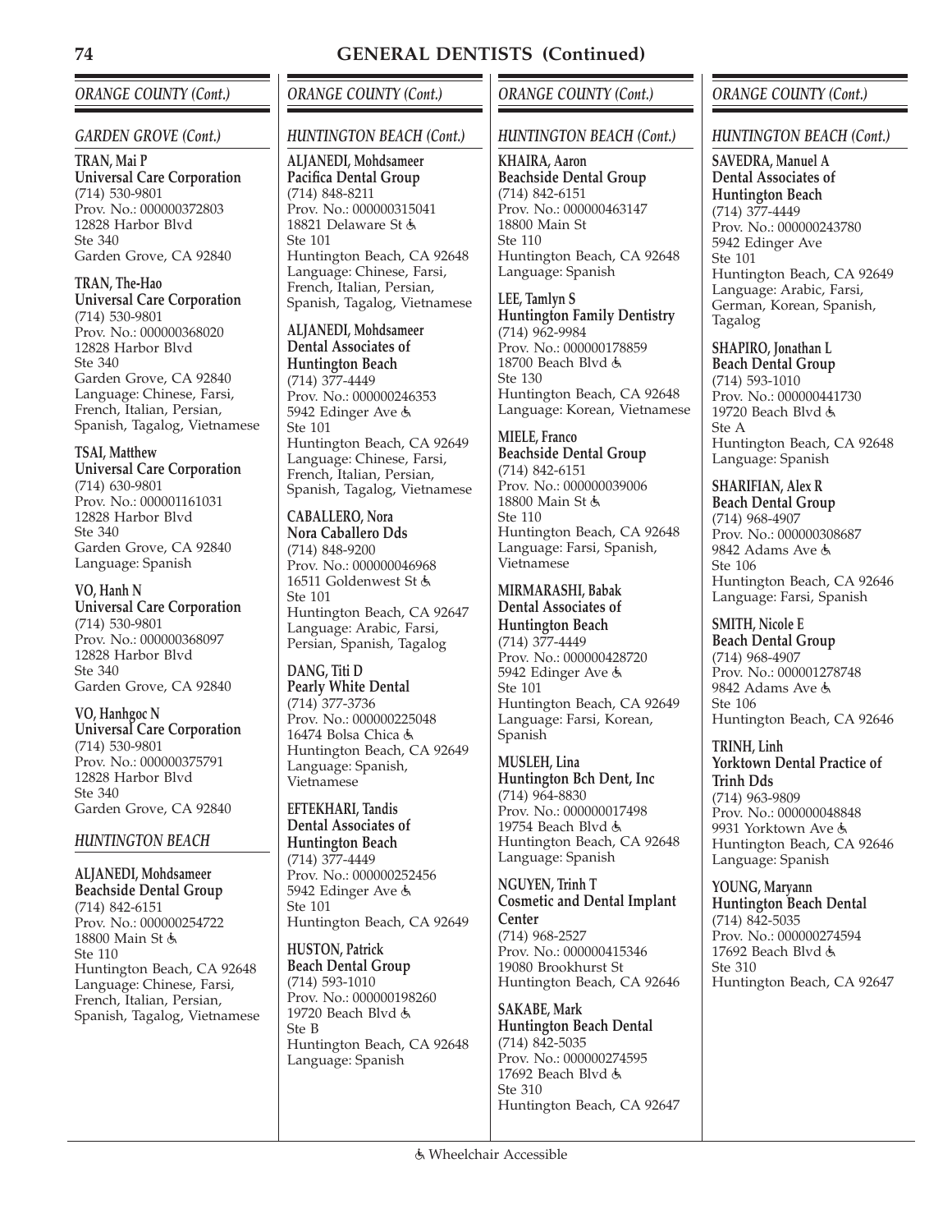## GENERAL DENTISTS (Continued)

### ORANGE COUNTY (Cont.)

#### GARDEN GROVE (Cont.)

**TRAN, Mai P**
**Universal Care Corporation**
(714) 530-9801
Prov. No.: 000000372803
12828 Harbor Blvd
Ste 340
Garden Grove, CA 92840

**TRAN, The-Hao**
**Universal Care Corporation**
(714) 530-9801
Prov. No.: 000000368020
12828 Harbor Blvd
Ste 340
Garden Grove, CA 92840
Language: Chinese, Farsi, French, Italian, Persian, Spanish, Tagalog, Vietnamese

**TSAI, Matthew**
**Universal Care Corporation**
(714) 630-9801
Prov. No.: 000001161031
12828 Harbor Blvd
Ste 340
Garden Grove, CA 92840
Language: Spanish

**VO, Hanh N**
**Universal Care Corporation**
(714) 530-9801
Prov. No.: 000000368097
12828 Harbor Blvd
Ste 340
Garden Grove, CA 92840

**VO, Hanhgoc N**
**Universal Care Corporation**
(714) 530-9801
Prov. No.: 000000375791
12828 Harbor Blvd
Ste 340
Garden Grove, CA 92840

#### HUNTINGTON BEACH

**ALJANEDI, Mohdsameer**
**Beachside Dental Group**
(714) 842-6151
Prov. No.: 000000254722
18800 Main St ♿
Ste 110
Huntington Beach, CA 92648
Language: Chinese, Farsi, French, Italian, Persian, Spanish, Tagalog, Vietnamese

**ALJANEDI, Mohdsameer**
**Pacifica Dental Group**
(714) 848-8211
Prov. No.: 000000315041
18821 Delaware St ♿
Ste 101
Huntington Beach, CA 92648
Language: Chinese, Farsi, French, Italian, Persian, Spanish, Tagalog, Vietnamese

**ALJANEDI, Mohdsameer**
**Dental Associates of Huntington Beach**
(714) 377-4449
Prov. No.: 000000246353
5942 Edinger Ave ♿
Ste 101
Huntington Beach, CA 92649
Language: Chinese, Farsi, French, Italian, Persian, Spanish, Tagalog, Vietnamese

**CABALLERO, Nora**
**Nora Caballero Dds**
(714) 848-9200
Prov. No.: 000000046968
16511 Goldenwest St ♿
Ste 101
Huntington Beach, CA 92647
Language: Arabic, Farsi, Persian, Spanish, Tagalog

**DANG, Titi D**
**Pearly White Dental**
(714) 377-3736
Prov. No.: 000000225048
16474 Bolsa Chica ♿
Huntington Beach, CA 92649
Language: Spanish, Vietnamese

**EFTEKHARI, Tandis**
**Dental Associates of Huntington Beach**
(714) 377-4449
Prov. No.: 000000252456
5942 Edinger Ave ♿
Ste 101
Huntington Beach, CA 92649

**HUSTON, Patrick**
**Beach Dental Group**
(714) 593-1010
Prov. No.: 000000198260
19720 Beach Blvd ♿
Ste B
Huntington Beach, CA 92648
Language: Spanish

**KHAIRA, Aaron**
**Beachside Dental Group**
(714) 842-6151
Prov. No.: 000000463147
18800 Main St
Ste 110
Huntington Beach, CA 92648
Language: Spanish

**LEE, Tamlyn S**
**Huntington Family Dentistry**
(714) 962-9984
Prov. No.: 000000178859
18700 Beach Blvd ♿
Ste 130
Huntington Beach, CA 92648
Language: Korean, Vietnamese

**MIELE, Franco**
**Beachside Dental Group**
(714) 842-6151
Prov. No.: 000000039006
18800 Main St ♿
Ste 110
Huntington Beach, CA 92648
Language: Farsi, Spanish, Vietnamese

**MIRMARASHI, Babak**
**Dental Associates of Huntington Beach**
(714) 377-4449
Prov. No.: 000000428720
5942 Edinger Ave ♿
Ste 101
Huntington Beach, CA 92649
Language: Farsi, Korean, Spanish

**MUSLEH, Lina**
**Huntington Bch Dent, Inc**
(714) 964-8830
Prov. No.: 000000017498
19754 Beach Blvd ♿
Huntington Beach, CA 92648
Language: Spanish

**NGUYEN, Trinh T**
**Cosmetic and Dental Implant Center**
(714) 968-2527
Prov. No.: 000000415346
19080 Brookhurst St
Huntington Beach, CA 92646

**SAKABE, Mark**
**Huntington Beach Dental**
(714) 842-5035
Prov. No.: 000000274595
17692 Beach Blvd ♿
Ste 310
Huntington Beach, CA 92647

**SAVEDRA, Manuel A**
**Dental Associates of Huntington Beach**
(714) 377-4449
Prov. No.: 000000243780
5942 Edinger Ave
Ste 101
Huntington Beach, CA 92649
Language: Arabic, Farsi, German, Korean, Spanish, Tagalog

**SHAPIRO, Jonathan L**
**Beach Dental Group**
(714) 593-1010
Prov. No.: 000000441730
19720 Beach Blvd ♿
Ste A
Huntington Beach, CA 92648
Language: Spanish

**SHARIFIAN, Alex R**
**Beach Dental Group**
(714) 968-4907
Prov. No.: 000000308687
9842 Adams Ave ♿
Ste 106
Huntington Beach, CA 92646
Language: Farsi, Spanish

**SMITH, Nicole E**
**Beach Dental Group**
(714) 968-4907
Prov. No.: 000001278748
9842 Adams Ave ♿
Ste 106
Huntington Beach, CA 92646

**TRINH, Linh**
**Yorktown Dental Practice of Trinh Dds**
(714) 963-9809
Prov. No.: 000000048848
9931 Yorktown Ave ♿
Huntington Beach, CA 92646
Language: Spanish

**YOUNG, Maryann**
**Huntington Beach Dental**
(714) 842-5035
Prov. No.: 000000274594
17692 Beach Blvd ♿
Ste 310
Huntington Beach, CA 92647

♿ Wheelchair Accessible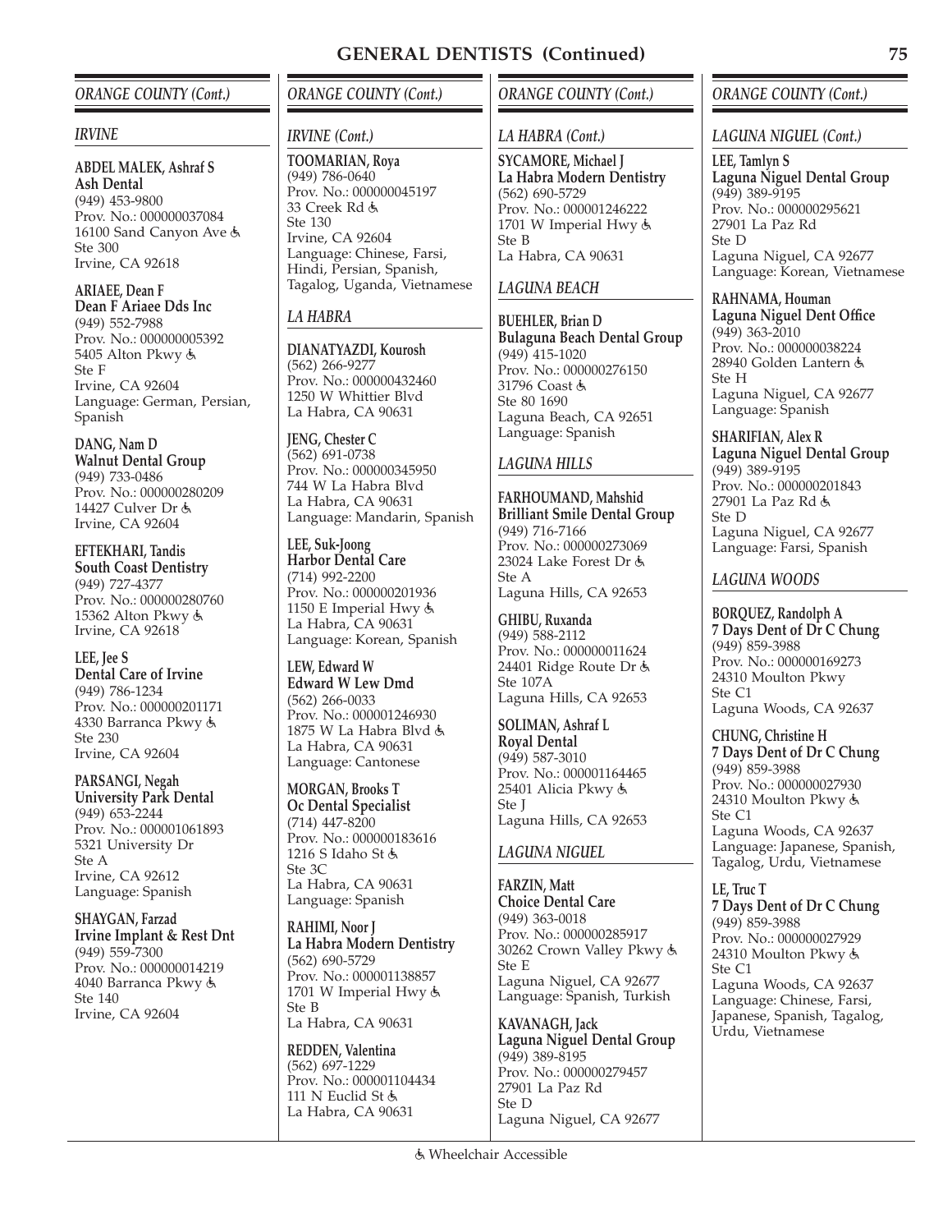## GENERAL DENTISTS (Continued)

### ORANGE COUNTY (Cont.)

#### IRVINE

**ABDEL MALEK, Ashraf S**
**Ash Dental**
(949) 453-9800
Prov. No.: 000000037084
16100 Sand Canyon Ave ♿
Ste 300
Irvine, CA 92618

**ARIAEE, Dean F**
**Dean F Ariaee Dds Inc**
(949) 552-7988
Prov. No.: 000000005392
5405 Alton Pkwy ♿
Ste F
Irvine, CA 92604
Language: German, Persian, Spanish

**DANG, Nam D**
**Walnut Dental Group**
(949) 733-0486
Prov. No.: 000000280209
14427 Culver Dr ♿
Irvine, CA 92604

**EFTEKHARI, Tandis**
**South Coast Dentistry**
(949) 727-4377
Prov. No.: 000000280760
15362 Alton Pkwy ♿
Irvine, CA 92618

**LEE, Jee S**
**Dental Care of Irvine**
(949) 786-1234
Prov. No.: 000000201171
4330 Barranca Pkwy ♿
Ste 230
Irvine, CA 92604

**PARSANGI, Negah**
**University Park Dental**
(949) 653-2244
Prov. No.: 000001061893
5321 University Dr
Ste A
Irvine, CA 92612
Language: Spanish

**SHAYGAN, Farzad**
**Irvine Implant & Rest Dnt**
(949) 559-7300
Prov. No.: 000000014219
4040 Barranca Pkwy ♿
Ste 140
Irvine, CA 92604

#### IRVINE (Cont.)

**TOOMARIAN, Roya**
(949) 786-0640
Prov. No.: 000000045197
33 Creek Rd ♿
Ste 130
Irvine, CA 92604
Language: Chinese, Farsi, Hindi, Persian, Spanish, Tagalog, Uganda, Vietnamese

#### LA HABRA

**DIANATYAZDI, Kourosh**
(562) 266-9277
Prov. No.: 000000432460
1250 W Whittier Blvd
La Habra, CA 90631

**JENG, Chester C**
(562) 691-0738
Prov. No.: 000000345950
744 W La Habra Blvd
La Habra, CA 90631
Language: Mandarin, Spanish

**LEE, Suk-Joong**
**Harbor Dental Care**
(714) 992-2200
Prov. No.: 000000201936
1150 E Imperial Hwy ♿
La Habra, CA 90631
Language: Korean, Spanish

**LEW, Edward W**
**Edward W Lew Dmd**
(562) 266-0033
Prov. No.: 000001246930
1875 W La Habra Blvd ♿
La Habra, CA 90631
Language: Cantonese

**MORGAN, Brooks T**
**Oc Dental Specialist**
(714) 447-8200
Prov. No.: 000000183616
1216 S Idaho St ♿
Ste 3C
La Habra, CA 90631
Language: Spanish

**RAHIMI, Noor J**
**La Habra Modern Dentistry**
(562) 690-5729
Prov. No.: 000001138857
1701 W Imperial Hwy ♿
Ste B
La Habra, CA 90631

**REDDEN, Valentina**
(562) 697-1229
Prov. No.: 000001104434
111 N Euclid St ♿
La Habra, CA 90631

#### LA HABRA (Cont.)

**SYCAMORE, Michael J**
**La Habra Modern Dentistry**
(562) 690-5729
Prov. No.: 000001246222
1701 W Imperial Hwy ♿
Ste B
La Habra, CA 90631

#### LAGUNA BEACH

**BUEHLER, Brian D**
**Bulaguna Beach Dental Group**
(949) 415-1020
Prov. No.: 000000276150
31796 Coast ♿
Ste 80 1690
Laguna Beach, CA 92651
Language: Spanish

#### LAGUNA HILLS

**FARHOUMAND, Mahshid**
**Brilliant Smile Dental Group**
(949) 716-7166
Prov. No.: 000000273069
23024 Lake Forest Dr ♿
Ste A
Laguna Hills, CA 92653

**GHIBU, Ruxanda**
(949) 588-2112
Prov. No.: 000000011624
24401 Ridge Route Dr ♿
Ste 107A
Laguna Hills, CA 92653

**SOLIMAN, Ashraf L**
**Royal Dental**
(949) 587-3010
Prov. No.: 000001164465
25401 Alicia Pkwy ♿
Ste J
Laguna Hills, CA 92653

#### LAGUNA NIGUEL

**FARZIN, Matt**
**Choice Dental Care**
(949) 363-0018
Prov. No.: 000000285917
30262 Crown Valley Pkwy ♿
Ste E
Laguna Niguel, CA 92677
Language: Spanish, Turkish

**KAVANAGH, Jack**
**Laguna Niguel Dental Group**
(949) 389-8195
Prov. No.: 000000279457
27901 La Paz Rd
Ste D
Laguna Niguel, CA 92677

#### LAGUNA NIGUEL (Cont.)

**LEE, Tamlyn S**
**Laguna Niguel Dental Group**
(949) 389-9195
Prov. No.: 000000295621
27901 La Paz Rd
Ste D
Laguna Niguel, CA 92677
Language: Korean, Vietnamese

**RAHNAMA, Houman**
**Laguna Niguel Dent Office**
(949) 363-2010
Prov. No.: 000000038224
28940 Golden Lantern ♿
Ste H
Laguna Niguel, CA 92677
Language: Spanish

**SHARIFIAN, Alex R**
**Laguna Niguel Dental Group**
(949) 389-9195
Prov. No.: 000000201843
27901 La Paz Rd ♿
Ste D
Laguna Niguel, CA 92677
Language: Farsi, Spanish

#### LAGUNA WOODS

**BORQUEZ, Randolph A**
**7 Days Dent of Dr C Chung**
(949) 859-3988
Prov. No.: 000000169273
24310 Moulton Pkwy
Ste C1
Laguna Woods, CA 92637

**CHUNG, Christine H**
**7 Days Dent of Dr C Chung**
(949) 859-3988
Prov. No.: 000000027930
24310 Moulton Pkwy ♿
Ste C1
Laguna Woods, CA 92637
Language: Japanese, Spanish, Tagalog, Urdu, Vietnamese

**LE, Truc T**
**7 Days Dent of Dr C Chung**
(949) 859-3988
Prov. No.: 000000027929
24310 Moulton Pkwy ♿
Ste C1
Laguna Woods, CA 92637
Language: Chinese, Farsi, Japanese, Spanish, Tagalog, Urdu, Vietnamese

♿ Wheelchair Accessible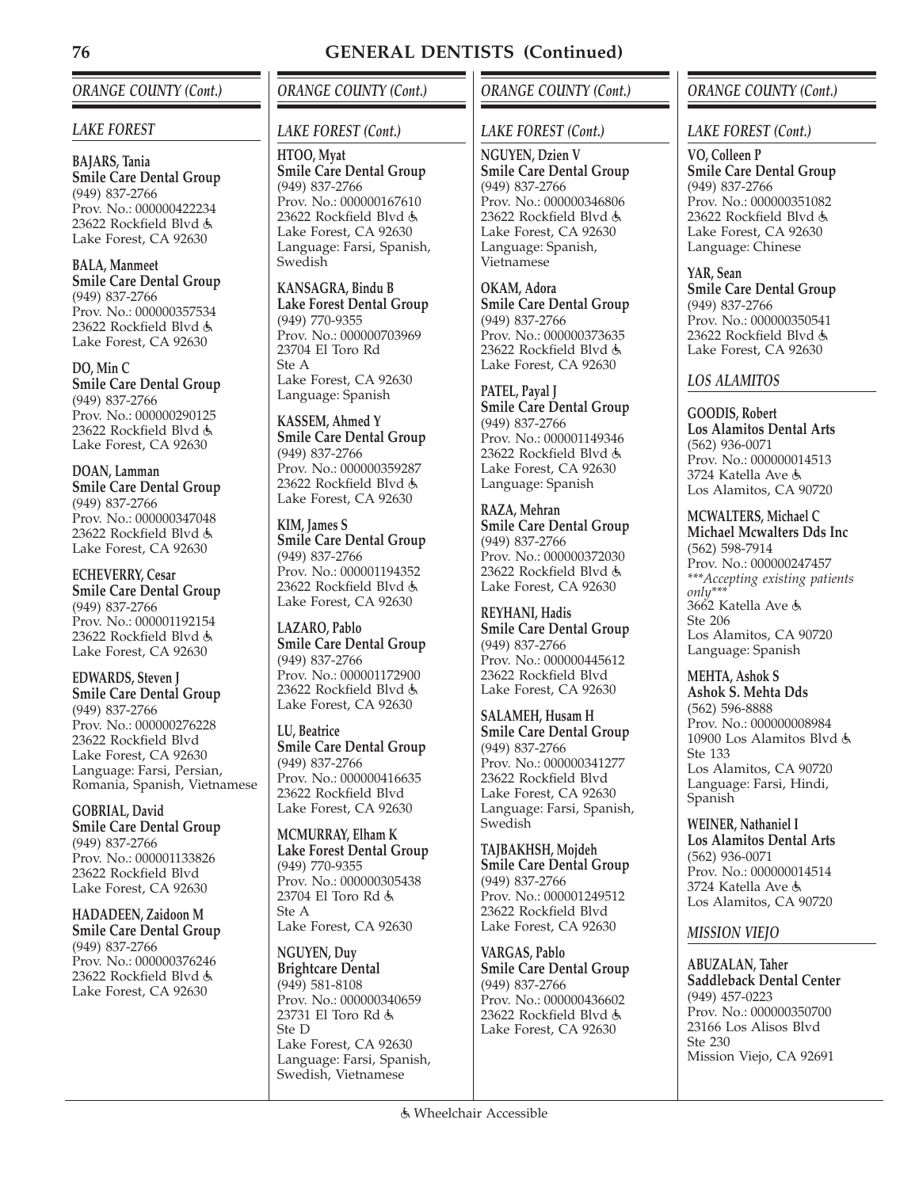# GENERAL DENTISTS (Continued)

## *ORANGE COUNTY (Cont.)*

### *LAKE FOREST*

**BAJARS, Tania**
**Smile Care Dental Group**
(949) 837-2766
Prov. No.: 000000422234
23622 Rockfield Blvd ♿
Lake Forest, CA 92630

**BALA, Manmeet**
**Smile Care Dental Group**
(949) 837-2766
Prov. No.: 000000357534
23622 Rockfield Blvd ♿
Lake Forest, CA 92630

**DO, Min C**
**Smile Care Dental Group**
(949) 837-2766
Prov. No.: 000000290125
23622 Rockfield Blvd ♿
Lake Forest, CA 92630

**DOAN, Lamman**
**Smile Care Dental Group**
(949) 837-2766
Prov. No.: 000000347048
23622 Rockfield Blvd ♿
Lake Forest, CA 92630

**ECHEVERRY, Cesar**
**Smile Care Dental Group**
(949) 837-2766
Prov. No.: 000001192154
23622 Rockfield Blvd ♿
Lake Forest, CA 92630

**EDWARDS, Steven J**
**Smile Care Dental Group**
(949) 837-2766
Prov. No.: 000000276228
23622 Rockfield Blvd
Lake Forest, CA 92630
Language: Farsi, Persian, Romania, Spanish, Vietnamese

**GOBRIAL, David**
**Smile Care Dental Group**
(949) 837-2766
Prov. No.: 000001133826
23622 Rockfield Blvd
Lake Forest, CA 92630

**HADADEEN, Zaidoon M**
**Smile Care Dental Group**
(949) 837-2766
Prov. No.: 000000376246
23622 Rockfield Blvd ♿
Lake Forest, CA 92630

### *LAKE FOREST (Cont.)*

**HTOO, Myat**
**Smile Care Dental Group**
(949) 837-2766
Prov. No.: 000000167610
23622 Rockfield Blvd ♿
Lake Forest, CA 92630
Language: Farsi, Spanish, Swedish

**KANSAGRA, Bindu B**
**Lake Forest Dental Group**
(949) 770-9355
Prov. No.: 000000703969
23704 El Toro Rd
Ste A
Lake Forest, CA 92630
Language: Spanish

**KASSEM, Ahmed Y**
**Smile Care Dental Group**
(949) 837-2766
Prov. No.: 000000359287
23622 Rockfield Blvd ♿
Lake Forest, CA 92630

**KIM, James S**
**Smile Care Dental Group**
(949) 837-2766
Prov. No.: 000001194352
23622 Rockfield Blvd ♿
Lake Forest, CA 92630

**LAZARO, Pablo**
**Smile Care Dental Group**
(949) 837-2766
Prov. No.: 000001172900
23622 Rockfield Blvd ♿
Lake Forest, CA 92630

**LU, Beatrice**
**Smile Care Dental Group**
(949) 837-2766
Prov. No.: 000000416635
23622 Rockfield Blvd
Lake Forest, CA 92630

**MCMURRAY, Elham K**
**Lake Forest Dental Group**
(949) 770-9355
Prov. No.: 000000305438
23704 El Toro Rd ♿
Ste A
Lake Forest, CA 92630

**NGUYEN, Duy**
**Brightcare Dental**
(949) 581-8108
Prov. No.: 000000340659
23731 El Toro Rd ♿
Ste D
Lake Forest, CA 92630
Language: Farsi, Spanish, Swedish, Vietnamese

**NGUYEN, Dzien V**
**Smile Care Dental Group**
(949) 837-2766
Prov. No.: 000000346806
23622 Rockfield Blvd ♿
Lake Forest, CA 92630
Language: Spanish, Vietnamese

**OKAM, Adora**
**Smile Care Dental Group**
(949) 837-2766
Prov. No.: 000000373635
23622 Rockfield Blvd ♿
Lake Forest, CA 92630

**PATEL, Payal J**
**Smile Care Dental Group**
(949) 837-2766
Prov. No.: 000001149346
23622 Rockfield Blvd ♿
Lake Forest, CA 92630
Language: Spanish

**RAZA, Mehran**
**Smile Care Dental Group**
(949) 837-2766
Prov. No.: 000000372030
23622 Rockfield Blvd ♿
Lake Forest, CA 92630

**REYHANI, Hadis**
**Smile Care Dental Group**
(949) 837-2766
Prov. No.: 000000445612
23622 Rockfield Blvd
Lake Forest, CA 92630

**SALAMEH, Husam H**
**Smile Care Dental Group**
(949) 837-2766
Prov. No.: 000000341277
23622 Rockfield Blvd
Lake Forest, CA 92630
Language: Farsi, Spanish, Swedish

**TAJBAKHSH, Mojdeh**
**Smile Care Dental Group**
(949) 837-2766
Prov. No.: 000001249512
23622 Rockfield Blvd
Lake Forest, CA 92630

**VARGAS, Pablo**
**Smile Care Dental Group**
(949) 837-2766
Prov. No.: 000000436602
23622 Rockfield Blvd ♿
Lake Forest, CA 92630

**VO, Colleen P**
**Smile Care Dental Group**
(949) 837-2766
Prov. No.: 000000351082
23622 Rockfield Blvd ♿
Lake Forest, CA 92630
Language: Chinese

**YAR, Sean**
**Smile Care Dental Group**
(949) 837-2766
Prov. No.: 000000350541
23622 Rockfield Blvd ♿
Lake Forest, CA 92630

### *LOS ALAMITOS*

**GOODIS, Robert**
**Los Alamitos Dental Arts**
(562) 936-0071
Prov. No.: 000000014513
3724 Katella Ave ♿
Los Alamitos, CA 90720

**MCWALTERS, Michael C**
**Michael Mcwalters Dds Inc**
(562) 598-7914
Prov. No.: 000000247457
****Accepting existing patients only****
3662 Katella Ave ♿
Ste 206
Los Alamitos, CA 90720
Language: Spanish

**MEHTA, Ashok S**
**Ashok S. Mehta Dds**
(562) 596-8888
Prov. No.: 000000008984
10900 Los Alamitos Blvd ♿
Ste 133
Los Alamitos, CA 90720
Language: Farsi, Hindi, Spanish

**WEINER, Nathaniel I**
**Los Alamitos Dental Arts**
(562) 936-0071
Prov. No.: 000000014514
3724 Katella Ave ♿
Los Alamitos, CA 90720

### *MISSION VIEJO*

**ABUZALAN, Taher**
**Saddleback Dental Center**
(949) 457-0223
Prov. No.: 000000350700
23166 Los Alisos Blvd
Ste 230
Mission Viejo, CA 92691

♿ Wheelchair Accessible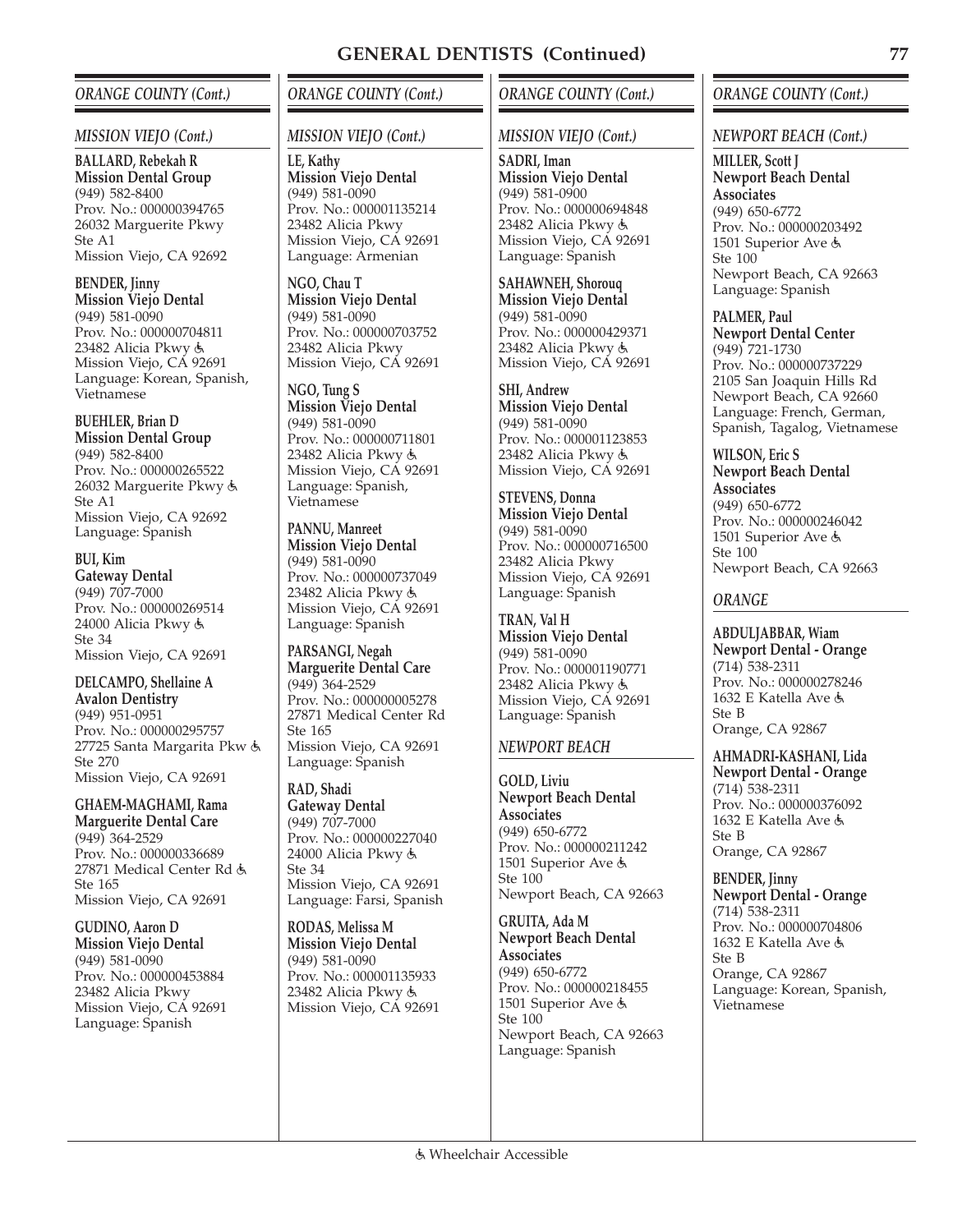# GENERAL DENTISTS (Continued)

## ORANGE COUNTY (Cont.)

### MISSION VIEJO (Cont.)

**BALLARD, Rebekah R**
**Mission Dental Group**
(949) 582-8400
Prov. No.: 000000394765
26032 Marguerite Pkwy
Ste A1
Mission Viejo, CA 92692

**BENDER, Jinny**
**Mission Viejo Dental**
(949) 581-0090
Prov. No.: 000000704811
23482 Alicia Pkwy ♿
Mission Viejo, CA 92691
Language: Korean, Spanish, Vietnamese

**BUEHLER, Brian D**
**Mission Dental Group**
(949) 582-8400
Prov. No.: 000000265522
26032 Marguerite Pkwy ♿
Ste A1
Mission Viejo, CA 92692
Language: Spanish

**BUI, Kim**
**Gateway Dental**
(949) 707-7000
Prov. No.: 000000269514
24000 Alicia Pkwy ♿
Ste 34
Mission Viejo, CA 92691

**DELCAMPO, Shellaine A**
**Avalon Dentistry**
(949) 951-0951
Prov. No.: 000000295757
27725 Santa Margarita Pkw ♿
Ste 270
Mission Viejo, CA 92691

**GHAEM-MAGHAMI, Rama**
**Marguerite Dental Care**
(949) 364-2529
Prov. No.: 000000336689
27871 Medical Center Rd ♿
Ste 165
Mission Viejo, CA 92691

**GUDINO, Aaron D**
**Mission Viejo Dental**
(949) 581-0090
Prov. No.: 000000453884
23482 Alicia Pkwy
Mission Viejo, CA 92691
Language: Spanish

**LE, Kathy**
**Mission Viejo Dental**
(949) 581-0090
Prov. No.: 000001135214
23482 Alicia Pkwy
Mission Viejo, CA 92691
Language: Armenian

**NGO, Chau T**
**Mission Viejo Dental**
(949) 581-0090
Prov. No.: 000000703752
23482 Alicia Pkwy
Mission Viejo, CA 92691

**NGO, Tung S**
**Mission Viejo Dental**
(949) 581-0090
Prov. No.: 000000711801
23482 Alicia Pkwy ♿
Mission Viejo, CA 92691
Language: Spanish, Vietnamese

**PANNU, Manreet**
**Mission Viejo Dental**
(949) 581-0090
Prov. No.: 000000737049
23482 Alicia Pkwy ♿
Mission Viejo, CA 92691
Language: Spanish

**PARSANGI, Negah**
**Marguerite Dental Care**
(949) 364-2529
Prov. No.: 000000005278
27871 Medical Center Rd
Ste 165
Mission Viejo, CA 92691
Language: Spanish

**RAD, Shadi**
**Gateway Dental**
(949) 707-7000
Prov. No.: 000000227040
24000 Alicia Pkwy ♿
Ste 34
Mission Viejo, CA 92691
Language: Farsi, Spanish

**RODAS, Melissa M**
**Mission Viejo Dental**
(949) 581-0090
Prov. No.: 000001135933
23482 Alicia Pkwy ♿
Mission Viejo, CA 92691

**SADRI, Iman**
**Mission Viejo Dental**
(949) 581-0900
Prov. No.: 000000694848
23482 Alicia Pkwy ♿
Mission Viejo, CA 92691
Language: Spanish

**SAHAWNEH, Shorouq**
**Mission Viejo Dental**
(949) 581-0090
Prov. No.: 000000429371
23482 Alicia Pkwy ♿
Mission Viejo, CA 92691

**SHI, Andrew**
**Mission Viejo Dental**
(949) 581-0090
Prov. No.: 000001123853
23482 Alicia Pkwy ♿
Mission Viejo, CA 92691

**STEVENS, Donna**
**Mission Viejo Dental**
(949) 581-0090
Prov. No.: 000000716500
23482 Alicia Pkwy
Mission Viejo, CA 92691
Language: Spanish

**TRAN, Val H**
**Mission Viejo Dental**
(949) 581-0090
Prov. No.: 000001190771
23482 Alicia Pkwy ♿
Mission Viejo, CA 92691
Language: Spanish

### NEWPORT BEACH

**GOLD, Liviu**
**Newport Beach Dental Associates**
(949) 650-6772
Prov. No.: 000000211242
1501 Superior Ave ♿
Ste 100
Newport Beach, CA 92663

**GRUITA, Ada M**
**Newport Beach Dental Associates**
(949) 650-6772
Prov. No.: 000000218455
1501 Superior Ave ♿
Ste 100
Newport Beach, CA 92663
Language: Spanish

### NEWPORT BEACH (Cont.)

**MILLER, Scott J**
**Newport Beach Dental Associates**
(949) 650-6772
Prov. No.: 000000203492
1501 Superior Ave ♿
Ste 100
Newport Beach, CA 92663
Language: Spanish

**PALMER, Paul**
**Newport Dental Center**
(949) 721-1730
Prov. No.: 000000737229
2105 San Joaquin Hills Rd
Newport Beach, CA 92660
Language: French, German, Spanish, Tagalog, Vietnamese

**WILSON, Eric S**
**Newport Beach Dental Associates**
(949) 650-6772
Prov. No.: 000000246042
1501 Superior Ave ♿
Ste 100
Newport Beach, CA 92663

### ORANGE

**ABDULJABBAR, Wiam**
**Newport Dental - Orange**
(714) 538-2311
Prov. No.: 000000278246
1632 E Katella Ave ♿
Ste B
Orange, CA 92867

**AHMADRI-KASHANI, Lida**
**Newport Dental - Orange**
(714) 538-2311
Prov. No.: 000000376092
1632 E Katella Ave ♿
Ste B
Orange, CA 92867

**BENDER, Jinny**
**Newport Dental - Orange**
(714) 538-2311
Prov. No.: 000000704806
1632 E Katella Ave ♿
Ste B
Orange, CA 92867
Language: Korean, Spanish, Vietnamese

♿ Wheelchair Accessible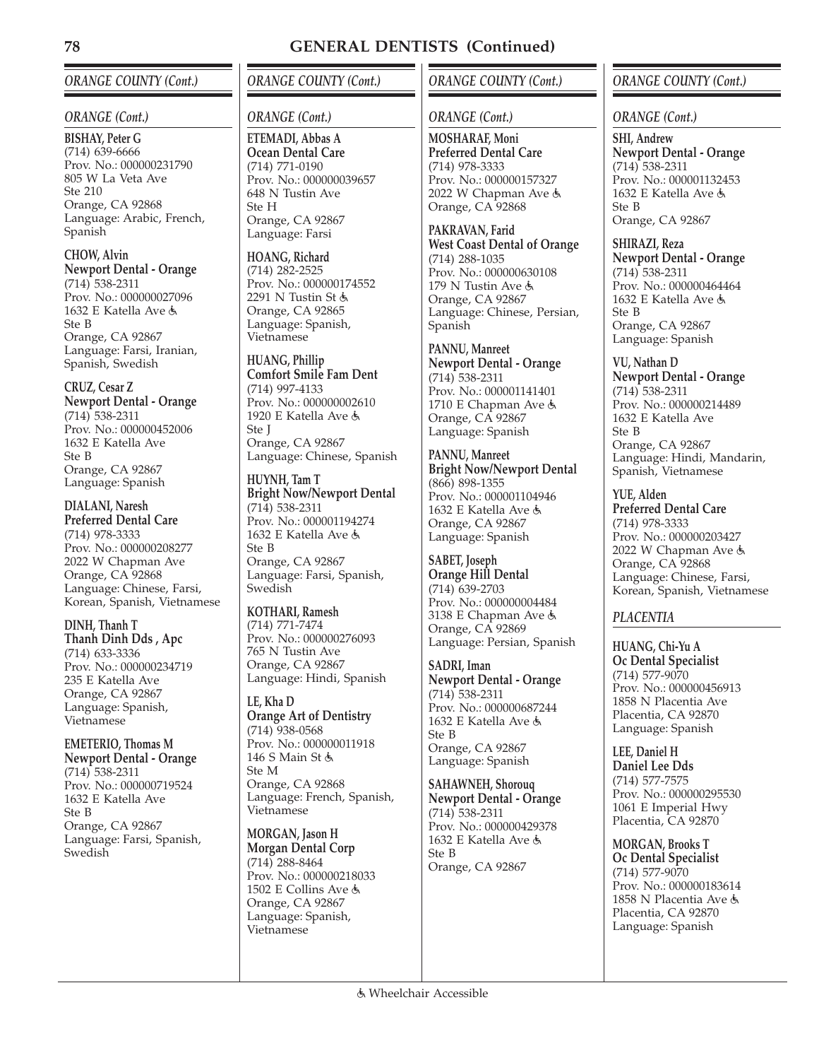# GENERAL DENTISTS (Continued)

## ORANGE COUNTY (Cont.)

### ORANGE (Cont.)

**BISHAY, Peter G**
(714) 639-6666
Prov. No.: 000000231790
805 W La Veta Ave
Ste 210
Orange, CA 92868
Language: Arabic, French, Spanish

**CHOW, Alvin**
**Newport Dental - Orange**
(714) 538-2311
Prov. No.: 000000027096
1632 E Katella Ave ♿
Ste B
Orange, CA 92867
Language: Farsi, Iranian, Spanish, Swedish

**CRUZ, Cesar Z**
**Newport Dental - Orange**
(714) 538-2311
Prov. No.: 000000452006
1632 E Katella Ave
Ste B
Orange, CA 92867
Language: Spanish

**DIALANI, Naresh**
**Preferred Dental Care**
(714) 978-3333
Prov. No.: 000000208277
2022 W Chapman Ave
Orange, CA 92868
Language: Chinese, Farsi, Korean, Spanish, Vietnamese

**DINH, Thanh T**
**Thanh Dinh Dds , Apc**
(714) 633-3336
Prov. No.: 000000234719
235 E Katella Ave
Orange, CA 92867
Language: Spanish, Vietnamese

**EMETERIO, Thomas M**
**Newport Dental - Orange**
(714) 538-2311
Prov. No.: 000000719524
1632 E Katella Ave
Ste B
Orange, CA 92867
Language: Farsi, Spanish, Swedish

**ETEMADI, Abbas A**
**Ocean Dental Care**
(714) 771-0190
Prov. No.: 000000039657
648 N Tustin Ave
Ste H
Orange, CA 92867
Language: Farsi

**HOANG, Richard**
(714) 282-2525
Prov. No.: 000000174552
2291 N Tustin St ♿
Orange, CA 92865
Language: Spanish, Vietnamese

**HUANG, Phillip**
**Comfort Smile Fam Dent**
(714) 997-4133
Prov. No.: 000000002610
1920 E Katella Ave ♿
Ste J
Orange, CA 92867
Language: Chinese, Spanish

**HUYNH, Tam T**
**Bright Now/Newport Dental**
(714) 538-2311
Prov. No.: 000001194274
1632 E Katella Ave ♿
Ste B
Orange, CA 92867
Language: Farsi, Spanish, Swedish

**KOTHARI, Ramesh**
(714) 771-7474
Prov. No.: 000000276093
765 N Tustin Ave
Orange, CA 92867
Language: Hindi, Spanish

**LE, Kha D**
**Orange Art of Dentistry**
(714) 938-0568
Prov. No.: 000000011918
146 S Main St ♿
Ste M
Orange, CA 92868
Language: French, Spanish, Vietnamese

**MORGAN, Jason H**
**Morgan Dental Corp**
(714) 288-8464
Prov. No.: 000000218033
1502 E Collins Ave ♿
Orange, CA 92867
Language: Spanish, Vietnamese

**MOSHARAF, Moni**
**Preferred Dental Care**
(714) 978-3333
Prov. No.: 000000157327
2022 W Chapman Ave ♿
Orange, CA 92868

**PAKRAVAN, Farid**
**West Coast Dental of Orange**
(714) 288-1035
Prov. No.: 000000630108
179 N Tustin Ave ♿
Orange, CA 92867
Language: Chinese, Persian, Spanish

**PANNU, Manreet**
**Newport Dental - Orange**
(714) 538-2311
Prov. No.: 000001141401
1710 E Chapman Ave ♿
Orange, CA 92867
Language: Spanish

**PANNU, Manreet**
**Bright Now/Newport Dental**
(866) 898-1355
Prov. No.: 000001104946
1632 E Katella Ave ♿
Orange, CA 92867
Language: Spanish

**SABET, Joseph**
**Orange Hill Dental**
(714) 639-2703
Prov. No.: 000000004484
3138 E Chapman Ave ♿
Orange, CA 92869
Language: Persian, Spanish

**SADRI, Iman**
**Newport Dental - Orange**
(714) 538-2311
Prov. No.: 000000687244
1632 E Katella Ave ♿
Ste B
Orange, CA 92867
Language: Spanish

**SAHAWNEH, Shorouq**
**Newport Dental - Orange**
(714) 538-2311
Prov. No.: 000000429378
1632 E Katella Ave ♿
Ste B
Orange, CA 92867

**SHI, Andrew**
**Newport Dental - Orange**
(714) 538-2311
Prov. No.: 000001132453
1632 E Katella Ave ♿
Ste B
Orange, CA 92867

**SHIRAZI, Reza**
**Newport Dental - Orange**
(714) 538-2311
Prov. No.: 000000464464
1632 E Katella Ave ♿
Ste B
Orange, CA 92867
Language: Spanish

**VU, Nathan D**
**Newport Dental - Orange**
(714) 538-2311
Prov. No.: 000000214489
1632 E Katella Ave
Ste B
Orange, CA 92867
Language: Hindi, Mandarin, Spanish, Vietnamese

**YUE, Alden**
**Preferred Dental Care**
(714) 978-3333
Prov. No.: 000000203427
2022 W Chapman Ave ♿
Orange, CA 92868
Language: Chinese, Farsi, Korean, Spanish, Vietnamese

### PLACENTIA

**HUANG, Chi-Yu A**
**Oc Dental Specialist**
(714) 577-9070
Prov. No.: 000000456913
1858 N Placentia Ave
Placentia, CA 92870
Language: Spanish

**LEE, Daniel H**
**Daniel Lee Dds**
(714) 577-7575
Prov. No.: 000000295530
1061 E Imperial Hwy
Placentia, CA 92870

**MORGAN, Brooks T**
**Oc Dental Specialist**
(714) 577-9070
Prov. No.: 000000183614
1858 N Placentia Ave ♿
Placentia, CA 92870
Language: Spanish

♿ Wheelchair Accessible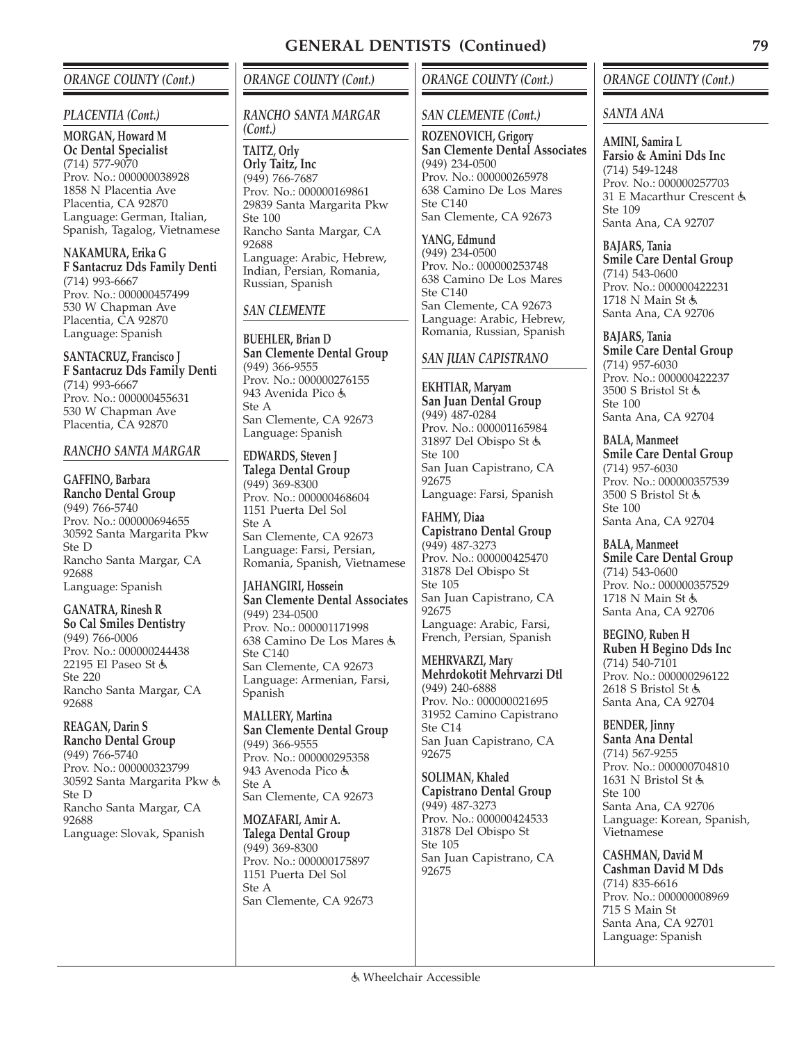# GENERAL DENTISTS (Continued)

## ORANGE COUNTY (Cont.)

### PLACENTIA (Cont.)

**MORGAN, Howard M**
**Oc Dental Specialist**
(714) 577-9070
Prov. No.: 000000038928
1858 N Placentia Ave
Placentia, CA 92870
Language: German, Italian, Spanish, Tagalog, Vietnamese

**NAKAMURA, Erika G**
**F Santacruz Dds Family Denti**
(714) 993-6667
Prov. No.: 000000457499
530 W Chapman Ave
Placentia, CA 92870
Language: Spanish

**SANTACRUZ, Francisco J**
**F Santacruz Dds Family Denti**
(714) 993-6667
Prov. No.: 000000455631
530 W Chapman Ave
Placentia, CA 92870

### RANCHO SANTA MARGAR

**GAFFINO, Barbara**
**Rancho Dental Group**
(949) 766-5740
Prov. No.: 000000694655
30592 Santa Margarita Pkw
Ste D
Rancho Santa Margar, CA 92688
Language: Spanish

**GANATRA, Rinesh R**
**So Cal Smiles Dentistry**
(949) 766-0006
Prov. No.: 000000244438
22195 El Paseo St ♿
Ste 220
Rancho Santa Margar, CA 92688

**REAGAN, Darin S**
**Rancho Dental Group**
(949) 766-5740
Prov. No.: 000000323799
30592 Santa Margarita Pkw ♿
Ste D
Rancho Santa Margar, CA 92688
Language: Slovak, Spanish

## ORANGE COUNTY (Cont.)

### RANCHO SANTA MARGAR (Cont.)

**TAITZ, Orly**
**Orly Taitz, Inc**
(949) 766-7687
Prov. No.: 000000169861
29839 Santa Margarita Pkw
Ste 100
Rancho Santa Margar, CA 92688
Language: Arabic, Hebrew, Indian, Persian, Romania, Russian, Spanish

### SAN CLEMENTE

**BUEHLER, Brian D**
**San Clemente Dental Group**
(949) 366-9555
Prov. No.: 000000276155
943 Avenida Pico ♿
Ste A
San Clemente, CA 92673
Language: Spanish

**EDWARDS, Steven J**
**Talega Dental Group**
(949) 369-8300
Prov. No.: 000000468604
1151 Puerta Del Sol
Ste A
San Clemente, CA 92673
Language: Farsi, Persian, Romania, Spanish, Vietnamese

**JAHANGIRI, Hossein**
**San Clemente Dental Associates**
(949) 234-0500
Prov. No.: 000001171998
638 Camino De Los Mares ♿
Ste C140
San Clemente, CA 92673
Language: Armenian, Farsi, Spanish

**MALLERY, Martina**
**San Clemente Dental Group**
(949) 366-9555
Prov. No.: 000000295358
943 Avenoda Pico ♿
Ste A
San Clemente, CA 92673

**MOZAFARI, Amir A.**
**Talega Dental Group**
(949) 369-8300
Prov. No.: 000000175897
1151 Puerta Del Sol
Ste A
San Clemente, CA 92673

## ORANGE COUNTY (Cont.)

### SAN CLEMENTE (Cont.)

**ROZENOVICH, Grigory**
**San Clemente Dental Associates**
(949) 234-0500
Prov. No.: 000000265978
638 Camino De Los Mares
Ste C140
San Clemente, CA 92673

**YANG, Edmund**
(949) 234-0500
Prov. No.: 000000253748
638 Camino De Los Mares
Ste C140
San Clemente, CA 92673
Language: Arabic, Hebrew, Romania, Russian, Spanish

### SAN JUAN CAPISTRANO

**EKHTIAR, Maryam**
**San Juan Dental Group**
(949) 487-0284
Prov. No.: 000001165984
31897 Del Obispo St ♿
Ste 100
San Juan Capistrano, CA 92675
Language: Farsi, Spanish

**FAHMY, Diaa**
**Capistrano Dental Group**
(949) 487-3273
Prov. No.: 000000425470
31878 Del Obispo St
Ste 105
San Juan Capistrano, CA 92675
Language: Arabic, Farsi, French, Persian, Spanish

**MEHRVARZI, Mary**
**Mehrdokotit Mehrvarzi Dtl**
(949) 240-6888
Prov. No.: 000000021695
31952 Camino Capistrano
Ste C14
San Juan Capistrano, CA 92675

**SOLIMAN, Khaled**
**Capistrano Dental Group**
(949) 487-3273
Prov. No.: 000000424533
31878 Del Obispo St
Ste 105
San Juan Capistrano, CA 92675

## ORANGE COUNTY (Cont.)

### SANTA ANA

**AMINI, Samira L**
**Farsio & Amini Dds Inc**
(714) 549-1248
Prov. No.: 000000257703
31 E Macarthur Crescent ♿
Ste 109
Santa Ana, CA 92707

**BAJARS, Tania**
**Smile Care Dental Group**
(714) 543-0600
Prov. No.: 000000422231
1718 N Main St ♿
Santa Ana, CA 92706

**BAJARS, Tania**
**Smile Care Dental Group**
(714) 957-6030
Prov. No.: 000000422237
3500 S Bristol St ♿
Ste 100
Santa Ana, CA 92704

**BALA, Manmeet**
**Smile Care Dental Group**
(714) 957-6030
Prov. No.: 000000357539
3500 S Bristol St ♿
Ste 100
Santa Ana, CA 92704

**BALA, Manmeet**
**Smile Care Dental Group**
(714) 543-0600
Prov. No.: 000000357529
1718 N Main St ♿
Santa Ana, CA 92706

**BEGINO, Ruben H**
**Ruben H Begino Dds Inc**
(714) 540-7101
Prov. No.: 000000296122
2618 S Bristol St ♿
Santa Ana, CA 92704

**BENDER, Jinny**
**Santa Ana Dental**
(714) 567-9255
Prov. No.: 000000704810
1631 N Bristol St ♿
Ste 100
Santa Ana, CA 92706
Language: Korean, Spanish, Vietnamese

**CASHMAN, David M**
**Cashman David M Dds**
(714) 835-6616
Prov. No.: 000000008969
715 S Main St
Santa Ana, CA 92701
Language: Spanish

♿ Wheelchair Accessible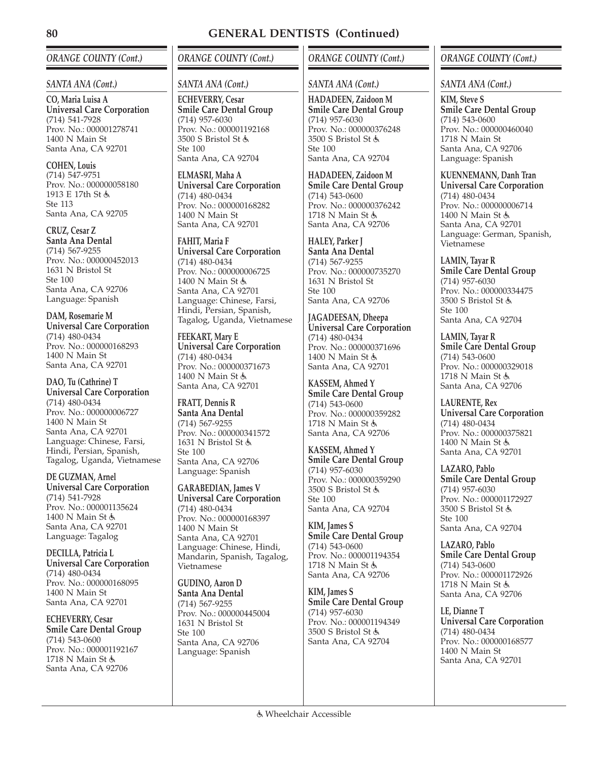# GENERAL DENTISTS (Continued)

## ORANGE COUNTY (Cont.)

### SANTA ANA (Cont.)

**CO, Maria Luisa A**
**Universal Care Corporation**
(714) 541-7928
Prov. No.: 000001278741
1400 N Main St
Santa Ana, CA 92701

**COHEN, Louis**
(714) 547-9751
Prov. No.: 000000058180
1913 E 17th St ♿
Ste 113
Santa Ana, CA 92705

**CRUZ, Cesar Z**
**Santa Ana Dental**
(714) 567-9255
Prov. No.: 000000452013
1631 N Bristol St
Ste 100
Santa Ana, CA 92706
Language: Spanish

**DAM, Rosemarie M**
**Universal Care Corporation**
(714) 480-0434
Prov. No.: 000000168293
1400 N Main St
Santa Ana, CA 92701

**DAO, Tu (Cathrine) T**
**Universal Care Corporation**
(714) 480-0434
Prov. No.: 000000006727
1400 N Main St
Santa Ana, CA 92701
Language: Chinese, Farsi, Hindi, Persian, Spanish, Tagalog, Uganda, Vietnamese

**DE GUZMAN, Arnel**
**Universal Care Corporation**
(714) 541-7928
Prov. No.: 000001135624
1400 N Main St ♿
Santa Ana, CA 92701
Language: Tagalog

**DECILLA, Patricia L**
**Universal Care Corporation**
(714) 480-0434
Prov. No.: 000000168095
1400 N Main St
Santa Ana, CA 92701

**ECHEVERRY, Cesar**
**Smile Care Dental Group**
(714) 543-0600
Prov. No.: 000001192167
1718 N Main St ♿
Santa Ana, CA 92706

**ECHEVERRY, Cesar**
**Smile Care Dental Group**
(714) 957-6030
Prov. No.: 000001192168
3500 S Bristol St ♿
Ste 100
Santa Ana, CA 92704

**ELMASRI, Maha A**
**Universal Care Corporation**
(714) 480-0434
Prov. No.: 000000168282
1400 N Main St
Santa Ana, CA 92701

**FAHIT, Maria F**
**Universal Care Corporation**
(714) 480-0434
Prov. No.: 000000006725
1400 N Main St ♿
Santa Ana, CA 92701
Language: Chinese, Farsi, Hindi, Persian, Spanish, Tagalog, Uganda, Vietnamese

**FEEKART, Mary E**
**Universal Care Corporation**
(714) 480-0434
Prov. No.: 000000371673
1400 N Main St ♿
Santa Ana, CA 92701

**FRATT, Dennis R**
**Santa Ana Dental**
(714) 567-9255
Prov. No.: 000000341572
1631 N Bristol St ♿
Ste 100
Santa Ana, CA 92706
Language: Spanish

**GARABEDIAN, James V**
**Universal Care Corporation**
(714) 480-0434
Prov. No.: 000000168397
1400 N Main St
Santa Ana, CA 92701
Language: Chinese, Hindi, Mandarin, Spanish, Tagalog, Vietnamese

**GUDINO, Aaron D**
**Santa Ana Dental**
(714) 567-9255
Prov. No.: 000000445004
1631 N Bristol St
Ste 100
Santa Ana, CA 92706
Language: Spanish

**HADADEEN, Zaidoon M**
**Smile Care Dental Group**
(714) 957-6030
Prov. No.: 000000376248
3500 S Bristol St ♿
Ste 100
Santa Ana, CA 92704

**HADADEEN, Zaidoon M**
**Smile Care Dental Group**
(714) 543-0600
Prov. No.: 000000376242
1718 N Main St ♿
Santa Ana, CA 92706

**HALEY, Parker J**
**Santa Ana Dental**
(714) 567-9255
Prov. No.: 000000735270
1631 N Bristol St
Ste 100
Santa Ana, CA 92706

**JAGADEESAN, Dheepa**
**Universal Care Corporation**
(714) 480-0434
Prov. No.: 000000371696
1400 N Main St ♿
Santa Ana, CA 92701

**KASSEM, Ahmed Y**
**Smile Care Dental Group**
(714) 543-0600
Prov. No.: 000000359282
1718 N Main St ♿
Santa Ana, CA 92706

**KASSEM, Ahmed Y**
**Smile Care Dental Group**
(714) 957-6030
Prov. No.: 000000359290
3500 S Bristol St ♿
Ste 100
Santa Ana, CA 92704

**KIM, James S**
**Smile Care Dental Group**
(714) 543-0600
Prov. No.: 000001194354
1718 N Main St ♿
Santa Ana, CA 92706

**KIM, James S**
**Smile Care Dental Group**
(714) 957-6030
Prov. No.: 000001194349
3500 S Bristol St ♿
Santa Ana, CA 92704

**KIM, Steve S**
**Smile Care Dental Group**
(714) 543-0600
Prov. No.: 000000460040
1718 N Main St
Santa Ana, CA 92706
Language: Spanish

**KUENNEMANN, Danh Tran**
**Universal Care Corporation**
(714) 480-0434
Prov. No.: 000000006714
1400 N Main St ♿
Santa Ana, CA 92701
Language: German, Spanish, Vietnamese

**LAMIN, Tayar R**
**Smile Care Dental Group**
(714) 957-6030
Prov. No.: 000000334475
3500 S Bristol St ♿
Ste 100
Santa Ana, CA 92704

**LAMIN, Tayar R**
**Smile Care Dental Group**
(714) 543-0600
Prov. No.: 000000329018
1718 N Main St ♿
Santa Ana, CA 92706

**LAURENTE, Rex**
**Universal Care Corporation**
(714) 480-0434
Prov. No.: 000000375821
1400 N Main St ♿
Santa Ana, CA 92701

**LAZARO, Pablo**
**Smile Care Dental Group**
(714) 957-6030
Prov. No.: 000001172927
3500 S Bristol St ♿
Ste 100
Santa Ana, CA 92704

**LAZARO, Pablo**
**Smile Care Dental Group**
(714) 543-0600
Prov. No.: 000001172926
1718 N Main St ♿
Santa Ana, CA 92706

**LE, Dianne T**
**Universal Care Corporation**
(714) 480-0434
Prov. No.: 000000168577
1400 N Main St
Santa Ana, CA 92701

♿ Wheelchair Accessible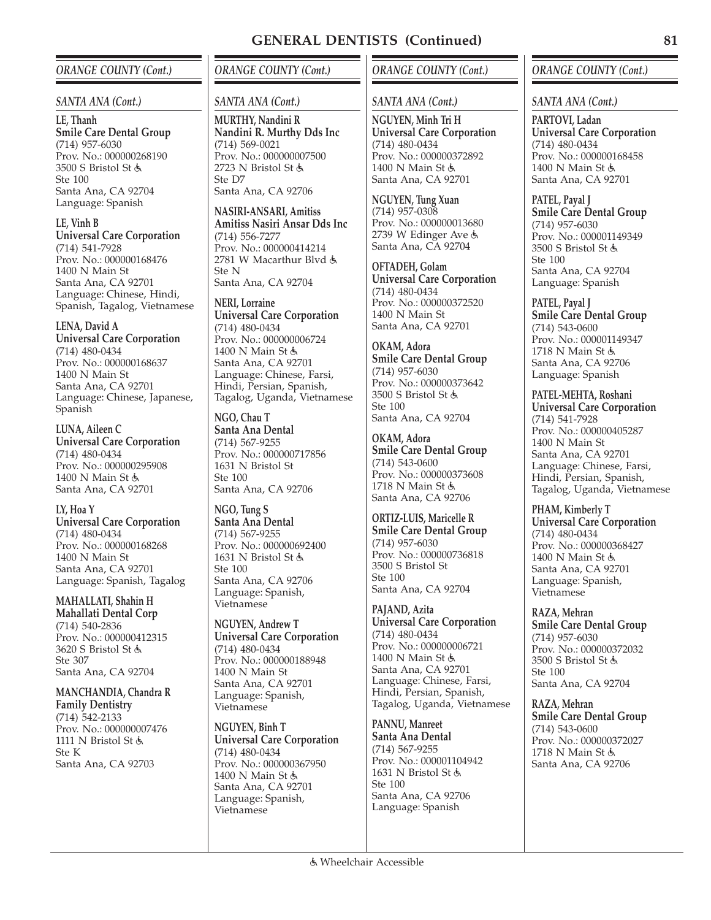## GENERAL DENTISTS (Continued)

### *ORANGE COUNTY (Cont.)*

#### *SANTA ANA (Cont.)*

**LE, Thanh**
**Smile Care Dental Group**
(714) 957-6030
Prov. No.: 000000268190
3500 S Bristol St ♿
Ste 100
Santa Ana, CA 92704
Language: Spanish

**LE, Vinh B**
**Universal Care Corporation**
(714) 541-7928
Prov. No.: 000000168476
1400 N Main St
Santa Ana, CA 92701
Language: Chinese, Hindi, Spanish, Tagalog, Vietnamese

**LENA, David A**
**Universal Care Corporation**
(714) 480-0434
Prov. No.: 000000168637
1400 N Main St
Santa Ana, CA 92701
Language: Chinese, Japanese, Spanish

**LUNA, Aileen C**
**Universal Care Corporation**
(714) 480-0434
Prov. No.: 000000295908
1400 N Main St ♿
Santa Ana, CA 92701

**LY, Hoa Y**
**Universal Care Corporation**
(714) 480-0434
Prov. No.: 000000168268
1400 N Main St
Santa Ana, CA 92701
Language: Spanish, Tagalog

**MAHALLATI, Shahin H**
**Mahallati Dental Corp**
(714) 540-2836
Prov. No.: 000000412315
3620 S Bristol St ♿
Ste 307
Santa Ana, CA 92704

**MANCHANDIA, Chandra R**
**Family Dentistry**
(714) 542-2133
Prov. No.: 000000007476
1111 N Bristol St ♿
Ste K
Santa Ana, CA 92703

**MURTHY, Nandini R**
**Nandini R. Murthy Dds Inc**
(714) 569-0021
Prov. No.: 000000007500
2723 N Bristol St ♿
Ste D7
Santa Ana, CA 92706

**NASIRI-ANSARI, Amitiss**
**Amitiss Nasiri Ansar Dds Inc**
(714) 556-7277
Prov. No.: 000000414214
2781 W Macarthur Blvd ♿
Ste N
Santa Ana, CA 92704

**NERI, Lorraine**
**Universal Care Corporation**
(714) 480-0434
Prov. No.: 000000006724
1400 N Main St ♿
Santa Ana, CA 92701
Language: Chinese, Farsi, Hindi, Persian, Spanish, Tagalog, Uganda, Vietnamese

**NGO, Chau T**
**Santa Ana Dental**
(714) 567-9255
Prov. No.: 000000717856
1631 N Bristol St
Ste 100
Santa Ana, CA 92706

**NGO, Tung S**
**Santa Ana Dental**
(714) 567-9255
Prov. No.: 000000692400
1631 N Bristol St ♿
Ste 100
Santa Ana, CA 92706
Language: Spanish, Vietnamese

**NGUYEN, Andrew T**
**Universal Care Corporation**
(714) 480-0434
Prov. No.: 000000188948
1400 N Main St
Santa Ana, CA 92701
Language: Spanish, Vietnamese

**NGUYEN, Binh T**
**Universal Care Corporation**
(714) 480-0434
Prov. No.: 000000367950
1400 N Main St ♿
Santa Ana, CA 92701
Language: Spanish, Vietnamese

**NGUYEN, Minh Tri H**
**Universal Care Corporation**
(714) 480-0434
Prov. No.: 000000372892
1400 N Main St ♿
Santa Ana, CA 92701

**NGUYEN, Tung Xuan**
(714) 957-0308
Prov. No.: 000000013680
2739 W Edinger Ave ♿
Santa Ana, CA 92704

**OFTADEH, Golam**
**Universal Care Corporation**
(714) 480-0434
Prov. No.: 000000372520
1400 N Main St
Santa Ana, CA 92701

**OKAM, Adora**
**Smile Care Dental Group**
(714) 957-6030
Prov. No.: 000000373642
3500 S Bristol St ♿
Ste 100
Santa Ana, CA 92704

**OKAM, Adora**
**Smile Care Dental Group**
(714) 543-0600
Prov. No.: 000000373608
1718 N Main St ♿
Santa Ana, CA 92706

**ORTIZ-LUIS, Maricelle R**
**Smile Care Dental Group**
(714) 957-6030
Prov. No.: 000000736818
3500 S Bristol St
Ste 100
Santa Ana, CA 92704

**PAJAND, Azita**
**Universal Care Corporation**
(714) 480-0434
Prov. No.: 000000006721
1400 N Main St ♿
Santa Ana, CA 92701
Language: Chinese, Farsi, Hindi, Persian, Spanish, Tagalog, Uganda, Vietnamese

**PANNU, Manreet**
**Santa Ana Dental**
(714) 567-9255
Prov. No.: 000001104942
1631 N Bristol St ♿
Ste 100
Santa Ana, CA 92706
Language: Spanish

**PARTOVI, Ladan**
**Universal Care Corporation**
(714) 480-0434
Prov. No.: 000000168458
1400 N Main St ♿
Santa Ana, CA 92701

**PATEL, Payal J**
**Smile Care Dental Group**
(714) 957-6030
Prov. No.: 000001149349
3500 S Bristol St ♿
Ste 100
Santa Ana, CA 92704
Language: Spanish

**PATEL, Payal J**
**Smile Care Dental Group**
(714) 543-0600
Prov. No.: 000001149347
1718 N Main St ♿
Santa Ana, CA 92706
Language: Spanish

**PATEL-MEHTA, Roshani**
**Universal Care Corporation**
(714) 541-7928
Prov. No.: 000000405287
1400 N Main St
Santa Ana, CA 92701
Language: Chinese, Farsi, Hindi, Persian, Spanish, Tagalog, Uganda, Vietnamese

**PHAM, Kimberly T**
**Universal Care Corporation**
(714) 480-0434
Prov. No.: 000000368427
1400 N Main St ♿
Santa Ana, CA 92701
Language: Spanish, Vietnamese

**RAZA, Mehran**
**Smile Care Dental Group**
(714) 957-6030
Prov. No.: 000000372032
3500 S Bristol St ♿
Ste 100
Santa Ana, CA 92704

**RAZA, Mehran**
**Smile Care Dental Group**
(714) 543-0600
Prov. No.: 000000372027
1718 N Main St ♿
Santa Ana, CA 92706

♿ Wheelchair Accessible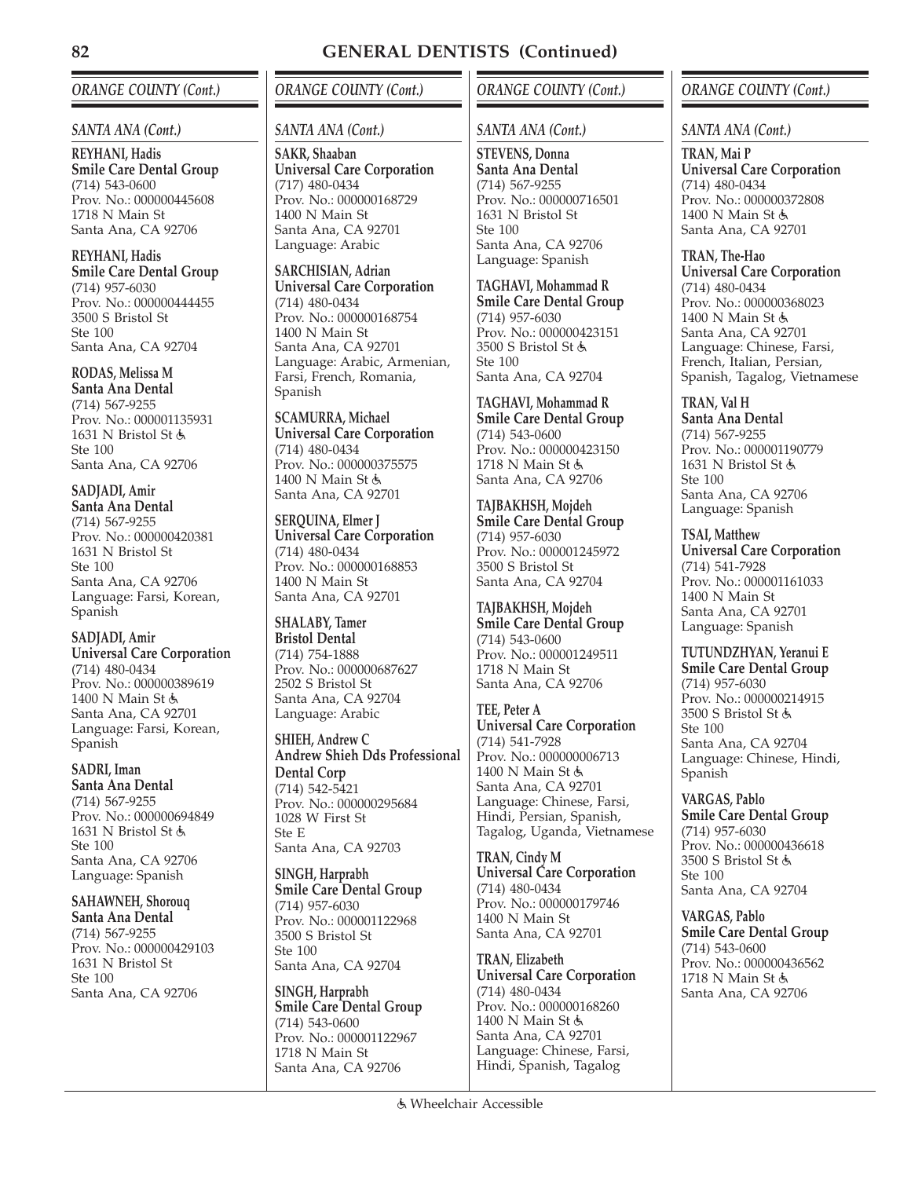## GENERAL DENTISTS (Continued)

### *ORANGE COUNTY (Cont.)*

#### *SANTA ANA (Cont.)*

**REYHANI, Hadis**
**Smile Care Dental Group**
(714) 543-0600
Prov. No.: 000000445608
1718 N Main St
Santa Ana, CA 92706

**REYHANI, Hadis**
**Smile Care Dental Group**
(714) 957-6030
Prov. No.: 000000444455
3500 S Bristol St
Ste 100
Santa Ana, CA 92704

**RODAS, Melissa M**
**Santa Ana Dental**
(714) 567-9255
Prov. No.: 000001135931
1631 N Bristol St ♿
Ste 100
Santa Ana, CA 92706

**SADJADI, Amir**
**Santa Ana Dental**
(714) 567-9255
Prov. No.: 000000420381
1631 N Bristol St
Ste 100
Santa Ana, CA 92706
Language: Farsi, Korean, Spanish

**SADJADI, Amir**
**Universal Care Corporation**
(714) 480-0434
Prov. No.: 000000389619
1400 N Main St ♿
Santa Ana, CA 92701
Language: Farsi, Korean, Spanish

**SADRI, Iman**
**Santa Ana Dental**
(714) 567-9255
Prov. No.: 000000694849
1631 N Bristol St ♿
Ste 100
Santa Ana, CA 92706
Language: Spanish

**SAHAWNEH, Shorouq**
**Santa Ana Dental**
(714) 567-9255
Prov. No.: 000000429103
1631 N Bristol St
Ste 100
Santa Ana, CA 92706

**SAKR, Shaaban**
**Universal Care Corporation**
(717) 480-0434
Prov. No.: 000000168729
1400 N Main St
Santa Ana, CA 92701
Language: Arabic

**SARCHISIAN, Adrian**
**Universal Care Corporation**
(714) 480-0434
Prov. No.: 000000168754
1400 N Main St
Santa Ana, CA 92701
Language: Arabic, Armenian, Farsi, French, Romania, Spanish

**SCAMURRA, Michael**
**Universal Care Corporation**
(714) 480-0434
Prov. No.: 000000375575
1400 N Main St ♿
Santa Ana, CA 92701

**SERQUINA, Elmer J**
**Universal Care Corporation**
(714) 480-0434
Prov. No.: 000000168853
1400 N Main St
Santa Ana, CA 92701

**SHALABY, Tamer**
**Bristol Dental**
(714) 754-1888
Prov. No.: 000000687627
2502 S Bristol St
Santa Ana, CA 92704
Language: Arabic

**SHIEH, Andrew C**
**Andrew Shieh Dds Professional Dental Corp**
(714) 542-5421
Prov. No.: 000000295684
1028 W First St
Ste E
Santa Ana, CA 92703

**SINGH, Harprabh**
**Smile Care Dental Group**
(714) 957-6030
Prov. No.: 000001122968
3500 S Bristol St
Ste 100
Santa Ana, CA 92704

**SINGH, Harprabh**
**Smile Care Dental Group**
(714) 543-0600
Prov. No.: 000001122967
1718 N Main St
Santa Ana, CA 92706

**STEVENS, Donna**
**Santa Ana Dental**
(714) 567-9255
Prov. No.: 000000716501
1631 N Bristol St
Ste 100
Santa Ana, CA 92706
Language: Spanish

**TAGHAVI, Mohammad R**
**Smile Care Dental Group**
(714) 957-6030
Prov. No.: 000000423151
3500 S Bristol St ♿
Ste 100
Santa Ana, CA 92704

**TAGHAVI, Mohammad R**
**Smile Care Dental Group**
(714) 543-0600
Prov. No.: 000000423150
1718 N Main St ♿
Santa Ana, CA 92706

**TAJBAKHSH, Mojdeh**
**Smile Care Dental Group**
(714) 957-6030
Prov. No.: 000001245972
3500 S Bristol St
Santa Ana, CA 92704

**TAJBAKHSH, Mojdeh**
**Smile Care Dental Group**
(714) 543-0600
Prov. No.: 000001249511
1718 N Main St
Santa Ana, CA 92706

**TEE, Peter A**
**Universal Care Corporation**
(714) 541-7928
Prov. No.: 000000006713
1400 N Main St ♿
Santa Ana, CA 92701
Language: Chinese, Farsi, Hindi, Persian, Spanish, Tagalog, Uganda, Vietnamese

**TRAN, Cindy M**
**Universal Care Corporation**
(714) 480-0434
Prov. No.: 000000179746
1400 N Main St
Santa Ana, CA 92701

**TRAN, Elizabeth**
**Universal Care Corporation**
(714) 480-0434
Prov. No.: 000000168260
1400 N Main St ♿
Santa Ana, CA 92701
Language: Chinese, Farsi, Hindi, Spanish, Tagalog

**TRAN, Mai P**
**Universal Care Corporation**
(714) 480-0434
Prov. No.: 000000372808
1400 N Main St ♿
Santa Ana, CA 92701

**TRAN, The-Hao**
**Universal Care Corporation**
(714) 480-0434
Prov. No.: 000000368023
1400 N Main St ♿
Santa Ana, CA 92701
Language: Chinese, Farsi, French, Italian, Persian, Spanish, Tagalog, Vietnamese

**TRAN, Val H**
**Santa Ana Dental**
(714) 567-9255
Prov. No.: 000001190779
1631 N Bristol St ♿
Ste 100
Santa Ana, CA 92706
Language: Spanish

**TSAI, Matthew**
**Universal Care Corporation**
(714) 541-7928
Prov. No.: 000001161033
1400 N Main St
Santa Ana, CA 92701
Language: Spanish

**TUTUNDZHYAN, Yeranui E**
**Smile Care Dental Group**
(714) 957-6030
Prov. No.: 000000214915
3500 S Bristol St ♿
Ste 100
Santa Ana, CA 92704
Language: Chinese, Hindi, Spanish

**VARGAS, Pablo**
**Smile Care Dental Group**
(714) 957-6030
Prov. No.: 000000436618
3500 S Bristol St ♿
Ste 100
Santa Ana, CA 92704

**VARGAS, Pablo**
**Smile Care Dental Group**
(714) 543-0600
Prov. No.: 000000436562
1718 N Main St ♿
Santa Ana, CA 92706

♿ Wheelchair Accessible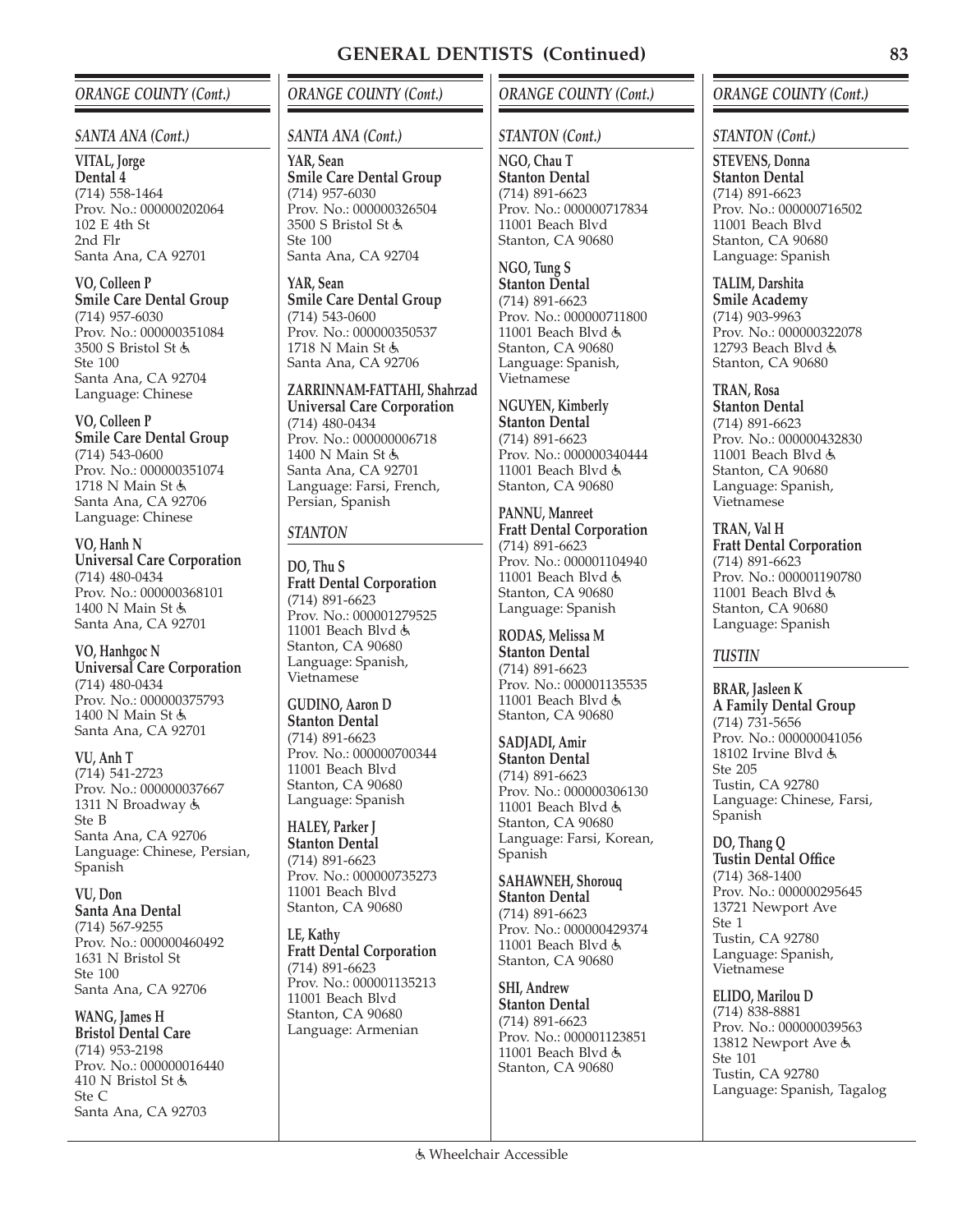# GENERAL DENTISTS (Continued)

## ORANGE COUNTY (Cont.)

### SANTA ANA (Cont.)

**VITAL, Jorge**
**Dental 4**
(714) 558-1464
Prov. No.: 000000202064
102 E 4th St
2nd Flr
Santa Ana, CA 92701

**VO, Colleen P**
**Smile Care Dental Group**
(714) 957-6030
Prov. No.: 000000351084
3500 S Bristol St ♿
Ste 100
Santa Ana, CA 92704
Language: Chinese

**VO, Colleen P**
**Smile Care Dental Group**
(714) 543-0600
Prov. No.: 000000351074
1718 N Main St ♿
Santa Ana, CA 92706
Language: Chinese

**VO, Hanh N**
**Universal Care Corporation**
(714) 480-0434
Prov. No.: 000000368101
1400 N Main St ♿
Santa Ana, CA 92701

**VO, Hanhgoc N**
**Universal Care Corporation**
(714) 480-0434
Prov. No.: 000000375793
1400 N Main St ♿
Santa Ana, CA 92701

**VU, Anh T**
(714) 541-2723
Prov. No.: 000000037667
1311 N Broadway ♿
Ste B
Santa Ana, CA 92706
Language: Chinese, Persian, Spanish

**VU, Don**
**Santa Ana Dental**
(714) 567-9255
Prov. No.: 000000460492
1631 N Bristol St
Ste 100
Santa Ana, CA 92706

**WANG, James H**
**Bristol Dental Care**
(714) 953-2198
Prov. No.: 000000016440
410 N Bristol St ♿
Ste C
Santa Ana, CA 92703

**YAR, Sean**
**Smile Care Dental Group**
(714) 957-6030
Prov. No.: 000000326504
3500 S Bristol St ♿
Ste 100
Santa Ana, CA 92704

**YAR, Sean**
**Smile Care Dental Group**
(714) 543-0600
Prov. No.: 000000350537
1718 N Main St ♿
Santa Ana, CA 92706

**ZARRINNAM-FATTAHI, Shahrzad**
**Universal Care Corporation**
(714) 480-0434
Prov. No.: 000000006718
1400 N Main St ♿
Santa Ana, CA 92701
Language: Farsi, French, Persian, Spanish

### STANTON

**DO, Thu S**
**Fratt Dental Corporation**
(714) 891-6623
Prov. No.: 000001279525
11001 Beach Blvd ♿
Stanton, CA 90680
Language: Spanish, Vietnamese

**GUDINO, Aaron D**
**Stanton Dental**
(714) 891-6623
Prov. No.: 000000700344
11001 Beach Blvd
Stanton, CA 90680
Language: Spanish

**HALEY, Parker J**
**Stanton Dental**
(714) 891-6623
Prov. No.: 000000735273
11001 Beach Blvd
Stanton, CA 90680

**LE, Kathy**
**Fratt Dental Corporation**
(714) 891-6623
Prov. No.: 000001135213
11001 Beach Blvd
Stanton, CA 90680
Language: Armenian

**NGO, Chau T**
**Stanton Dental**
(714) 891-6623
Prov. No.: 000000717834
11001 Beach Blvd
Stanton, CA 90680

**NGO, Tung S**
**Stanton Dental**
(714) 891-6623
Prov. No.: 000000711800
11001 Beach Blvd ♿
Stanton, CA 90680 ♿
Language: Spanish, Vietnamese

**NGUYEN, Kimberly**
**Stanton Dental**
(714) 891-6623
Prov. No.: 000000340444
11001 Beach Blvd ♿
Stanton, CA 90680

**PANNU, Manreet**
**Fratt Dental Corporation**
(714) 891-6623
Prov. No.: 000001104940
11001 Beach Blvd ♿
Stanton, CA 90680
Language: Spanish

**RODAS, Melissa M**
**Stanton Dental**
(714) 891-6623
Prov. No.: 000001135535
11001 Beach Blvd ♿
Stanton, CA 90680

**SADJADI, Amir**
**Stanton Dental**
(714) 891-6623
Prov. No.: 000000306130
11001 Beach Blvd ♿
Stanton, CA 90680
Language: Farsi, Korean, Spanish

**SAHAWNEH, Shorouq**
**Stanton Dental**
(714) 891-6623
Prov. No.: 000000429374
11001 Beach Blvd ♿
Stanton, CA 90680

**SHI, Andrew**
**Stanton Dental**
(714) 891-6623
Prov. No.: 000001123851
11001 Beach Blvd ♿
Stanton, CA 90680

**STEVENS, Donna**
**Stanton Dental**
(714) 891-6623
Prov. No.: 000000716502
11001 Beach Blvd
Stanton, CA 90680
Language: Spanish

**TALIM, Darshita**
**Smile Academy**
(714) 903-9963
Prov. No.: 000000322078
12793 Beach Blvd ♿
Stanton, CA 90680

**TRAN, Rosa**
**Stanton Dental**
(714) 891-6623
Prov. No.: 000000432830
11001 Beach Blvd ♿
Stanton, CA 90680
Language: Spanish, Vietnamese

**TRAN, Val H**
**Fratt Dental Corporation**
(714) 891-6623
Prov. No.: 000001190780
11001 Beach Blvd ♿
Stanton, CA 90680
Language: Spanish

### TUSTIN

**BRAR, Jasleen K**
**A Family Dental Group**
(714) 731-5656
Prov. No.: 000000041056
18102 Irvine Blvd ♿
Ste 205
Tustin, CA 92780
Language: Chinese, Farsi, Spanish

**DO, Thang Q**
**Tustin Dental Office**
(714) 368-1400
Prov. No.: 000000295645
13721 Newport Ave
Ste 1
Tustin, CA 92780
Language: Spanish, Vietnamese

**ELIDO, Marilou D**
(714) 838-8881
Prov. No.: 000000039563
13812 Newport Ave ♿
Ste 101
Tustin, CA 92780
Language: Spanish, Tagalog

♿ Wheelchair Accessible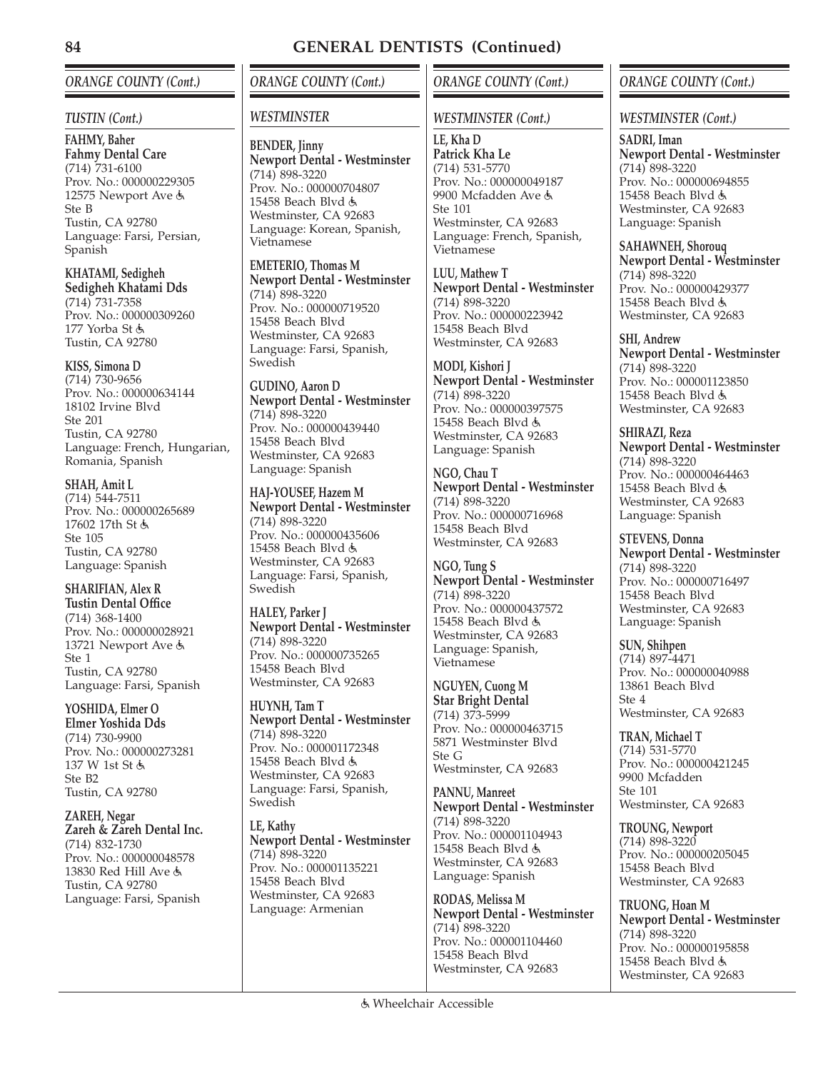# GENERAL DENTISTS (Continued)

## *ORANGE COUNTY (Cont.)*

### *TUSTIN (Cont.)*

**FAHMY, Baher**
**Fahmy Dental Care**
(714) 731-6100
Prov. No.: 000000229305
12575 Newport Ave ♿
Ste B
Tustin, CA 92780
Language: Farsi, Persian, Spanish

**KHATAMI, Sedigheh**
**Sedigheh Khatami Dds**
(714) 731-7358
Prov. No.: 000000309260
177 Yorba St ♿
Tustin, CA 92780

**KISS, Simona D**
(714) 730-9656
Prov. No.: 000000634144
18102 Irvine Blvd
Ste 201
Tustin, CA 92780
Language: French, Hungarian, Romania, Spanish

**SHAH, Amit L**
(714) 544-7511
Prov. No.: 000000265689
17602 17th St ♿
Ste 105
Tustin, CA 92780
Language: Spanish

**SHARIFIAN, Alex R**
**Tustin Dental Office**
(714) 368-1400
Prov. No.: 000000028921
13721 Newport Ave ♿
Ste 1
Tustin, CA 92780
Language: Farsi, Spanish

**YOSHIDA, Elmer O**
**Elmer Yoshida Dds**
(714) 730-9900
Prov. No.: 000000273281
137 W 1st St ♿
Ste B2
Tustin, CA 92780

**ZAREH, Negar**
**Zareh & Zareh Dental Inc.**
(714) 832-1730
Prov. No.: 000000048578
13830 Red Hill Ave ♿
Tustin, CA 92780
Language: Farsi, Spanish

### *WESTMINSTER*

**BENDER, Jinny**
**Newport Dental - Westminster**
(714) 898-3220
Prov. No.: 000000704807
15458 Beach Blvd ♿
Westminster, CA 92683
Language: Korean, Spanish, Vietnamese

**EMETERIO, Thomas M**
**Newport Dental - Westminster**
(714) 898-3220
Prov. No.: 000000719520
15458 Beach Blvd
Westminster, CA 92683
Language: Farsi, Spanish, Swedish

**GUDINO, Aaron D**
**Newport Dental - Westminster**
(714) 898-3220
Prov. No.: 000000439440
15458 Beach Blvd
Westminster, CA 92683
Language: Spanish

**HAJ-YOUSEF, Hazem M**
**Newport Dental - Westminster**
(714) 898-3220
Prov. No.: 000000435606
15458 Beach Blvd ♿
Westminster, CA 92683
Language: Farsi, Spanish, Swedish

**HALEY, Parker J**
**Newport Dental - Westminster**
(714) 898-3220
Prov. No.: 000000735265
15458 Beach Blvd
Westminster, CA 92683

**HUYNH, Tam T**
**Newport Dental - Westminster**
(714) 898-3220
Prov. No.: 000001172348
15458 Beach Blvd ♿
Westminster, CA 92683
Language: Farsi, Spanish, Swedish

**LE, Kathy**
**Newport Dental - Westminster**
(714) 898-3220
Prov. No.: 000001135221
15458 Beach Blvd
Westminster, CA 92683
Language: Armenian

### *WESTMINSTER (Cont.)*

**LE, Kha D**
**Patrick Kha Le**
(714) 531-5770
Prov. No.: 000000049187
9900 Mcfadden Ave ♿
Ste 101
Westminster, CA 92683
Language: French, Spanish, Vietnamese

**LUU, Mathew T**
**Newport Dental - Westminster**
(714) 898-3220
Prov. No.: 000000223942
15458 Beach Blvd
Westminster, CA 92683

**MODI, Kishori J**
**Newport Dental - Westminster**
(714) 898-3220
Prov. No.: 000000397575
15458 Beach Blvd ♿
Westminster, CA 92683
Language: Spanish

**NGO, Chau T**
**Newport Dental - Westminster**
(714) 898-3220
Prov. No.: 000000716968
15458 Beach Blvd
Westminster, CA 92683

**NGO, Tung S**
**Newport Dental - Westminster**
(714) 898-3220
Prov. No.: 000000437572
15458 Beach Blvd ♿
Westminster, CA 92683
Language: Spanish, Vietnamese

**NGUYEN, Cuong M**
**Star Bright Dental**
(714) 373-5999
Prov. No.: 000000463715
5871 Westminster Blvd
Ste G
Westminster, CA 92683

**PANNU, Manreet**
**Newport Dental - Westminster**
(714) 898-3220
Prov. No.: 000001104943
15458 Beach Blvd ♿
Westminster, CA 92683
Language: Spanish

**RODAS, Melissa M**
**Newport Dental - Westminster**
(714) 898-3220
Prov. No.: 000001104460
15458 Beach Blvd
Westminster, CA 92683

**SADRI, Iman**
**Newport Dental - Westminster**
(714) 898-3220
Prov. No.: 000000694855
15458 Beach Blvd ♿
Westminster, CA 92683
Language: Spanish

**SAHAWNEH, Shorouq**
**Newport Dental - Westminster**
(714) 898-3220
Prov. No.: 000000429377
15458 Beach Blvd ♿
Westminster, CA 92683

**SHI, Andrew**
**Newport Dental - Westminster**
(714) 898-3220
Prov. No.: 000001123850
15458 Beach Blvd ♿
Westminster, CA 92683

**SHIRAZI, Reza**
**Newport Dental - Westminster**
(714) 898-3220
Prov. No.: 000000464463
15458 Beach Blvd ♿
Westminster, CA 92683
Language: Spanish

**STEVENS, Donna**
**Newport Dental - Westminster**
(714) 898-3220
Prov. No.: 000000716497
15458 Beach Blvd
Westminster, CA 92683
Language: Spanish

**SUN, Shihpen**
(714) 897-4471
Prov. No.: 000000040988
13861 Beach Blvd
Ste 4
Westminster, CA 92683

**TRAN, Michael T**
(714) 531-5770
Prov. No.: 000000421245
9900 Mcfadden
Ste 101
Westminster, CA 92683

**TROUNG, Newport**
(714) 898-3220
Prov. No.: 000000205045
15458 Beach Blvd
Westminster, CA 92683

**TRUONG, Hoan M**
**Newport Dental - Westminster**
(714) 898-3220
Prov. No.: 000000195858
15458 Beach Blvd ♿
Westminster, CA 92683

♿ Wheelchair Accessible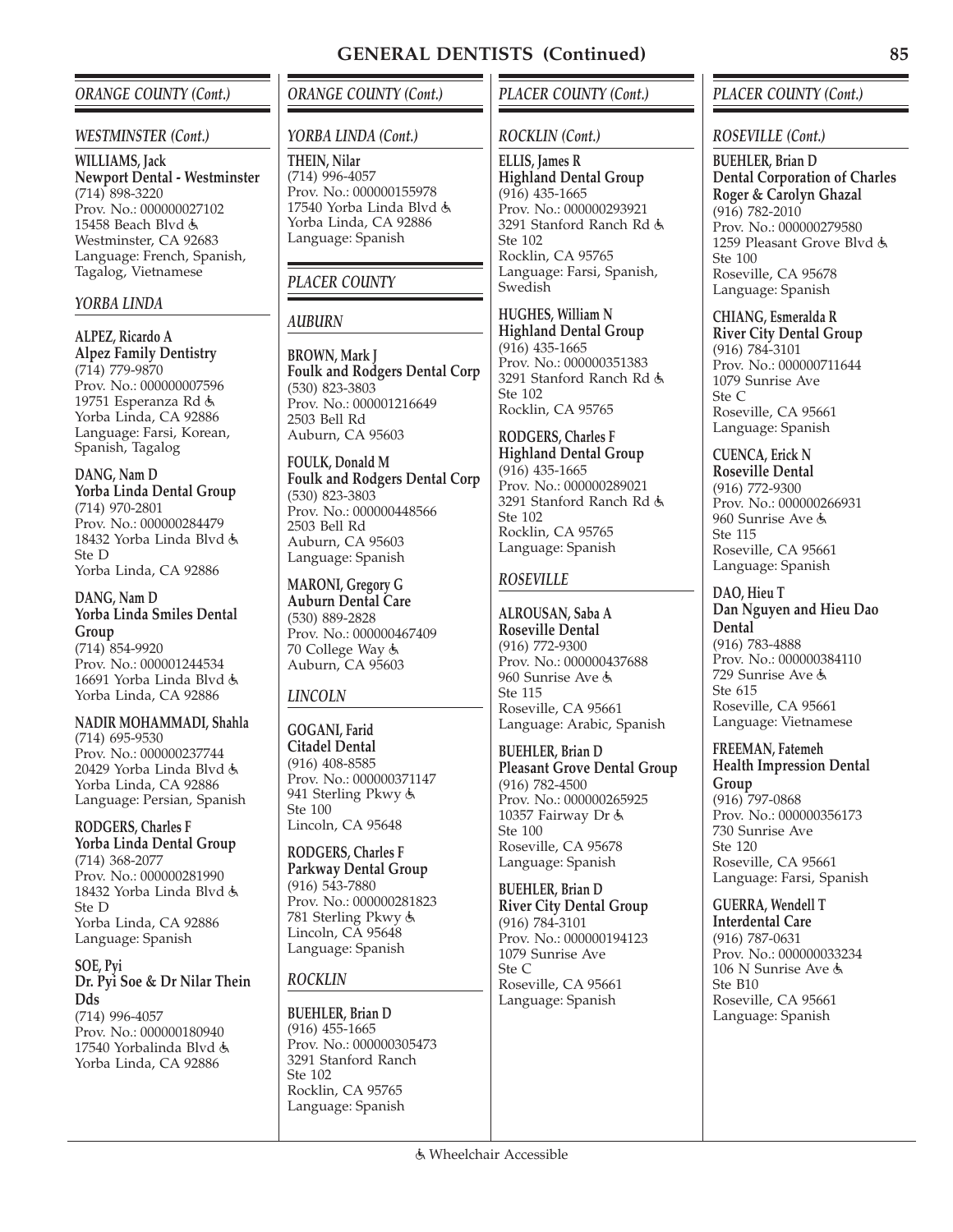# GENERAL DENTISTS (Continued)

## *ORANGE COUNTY (Cont.)*

### *WESTMINSTER (Cont.)*

**WILLIAMS, Jack**
**Newport Dental - Westminster**
(714) 898-3220
Prov. No.: 000000027102
15458 Beach Blvd ♿
Westminster, CA 92683
Language: French, Spanish, Tagalog, Vietnamese

### *YORBA LINDA*

**ALPEZ, Ricardo A**
**Alpez Family Dentistry**
(714) 779-9870
Prov. No.: 000000007596
19751 Esperanza Rd ♿
Yorba Linda, CA 92886
Language: Farsi, Korean, Spanish, Tagalog

**DANG, Nam D**
**Yorba Linda Dental Group**
(714) 970-2801
Prov. No.: 000000284479
18432 Yorba Linda Blvd ♿
Ste D
Yorba Linda, CA 92886

**DANG, Nam D**
**Yorba Linda Smiles Dental Group**
(714) 854-9920
Prov. No.: 000001244534
16691 Yorba Linda Blvd ♿
Yorba Linda, CA 92886

**NADIR MOHAMMADI, Shahla**
(714) 695-9530
Prov. No.: 000000237744
20429 Yorba Linda Blvd ♿
Yorba Linda, CA 92886
Language: Persian, Spanish

**RODGERS, Charles F**
**Yorba Linda Dental Group**
(714) 368-2077
Prov. No.: 000000281990
18432 Yorba Linda Blvd ♿
Ste D
Yorba Linda, CA 92886
Language: Spanish

**SOE, Pyi**
**Dr. Pyi Soe & Dr Nilar Thein Dds**
(714) 996-4057
Prov. No.: 000000180940
17540 Yorbalinda Blvd ♿
Yorba Linda, CA 92886

## *ORANGE COUNTY (Cont.)*

### *YORBA LINDA (Cont.)*

**THEIN, Nilar**
(714) 996-4057
Prov. No.: 000000155978
17540 Yorba Linda Blvd ♿
Yorba Linda, CA 92886
Language: Spanish

## *PLACER COUNTY*

### *AUBURN*

**BROWN, Mark J**
**Foulk and Rodgers Dental Corp**
(530) 823-3803
Prov. No.: 000001216649
2503 Bell Rd
Auburn, CA 95603

**FOULK, Donald M**
**Foulk and Rodgers Dental Corp**
(530) 823-3803
Prov. No.: 000000448566
2503 Bell Rd
Auburn, CA 95603
Language: Spanish

**MARONI, Gregory G**
**Auburn Dental Care**
(530) 889-2828
Prov. No.: 000000467409
70 College Way ♿
Auburn, CA 95603

### *LINCOLN*

**GOGANI, Farid**
**Citadel Dental**
(916) 408-8585
Prov. No.: 000000371147
941 Sterling Pkwy ♿
Ste 100
Lincoln, CA 95648

**RODGERS, Charles F**
**Parkway Dental Group**
(916) 543-7880
Prov. No.: 000000281823
781 Sterling Pkwy ♿
Lincoln, CA 95648
Language: Spanish

### *ROCKLIN*

**BUEHLER, Brian D**
(916) 455-1665
Prov. No.: 000000305473
3291 Stanford Ranch
Ste 102
Rocklin, CA 95765
Language: Spanish

## *PLACER COUNTY (Cont.)*

### *ROCKLIN (Cont.)*

**ELLIS, James R**
**Highland Dental Group**
(916) 435-1665
Prov. No.: 000000293921
3291 Stanford Ranch Rd ♿
Ste 102
Rocklin, CA 95765
Language: Farsi, Spanish, Swedish

**HUGHES, William N**
**Highland Dental Group**
(916) 435-1665
Prov. No.: 000000351383
3291 Stanford Ranch Rd ♿
Ste 102
Rocklin, CA 95765

**RODGERS, Charles F**
**Highland Dental Group**
(916) 435-1665
Prov. No.: 000000289021
3291 Stanford Ranch Rd ♿
Ste 102
Rocklin, CA 95765
Language: Spanish

### *ROSEVILLE*

**ALROUSAN, Saba A**
**Roseville Dental**
(916) 772-9300
Prov. No.: 000000437688
960 Sunrise Ave ♿
Ste 115
Roseville, CA 95661
Language: Arabic, Spanish

**BUEHLER, Brian D**
**Pleasant Grove Dental Group**
(916) 782-4500
Prov. No.: 000000265925
10357 Fairway Dr ♿
Ste 100
Roseville, CA 95678
Language: Spanish

**BUEHLER, Brian D**
**River City Dental Group**
(916) 784-3101
Prov. No.: 000000194123
1079 Sunrise Ave
Ste C
Roseville, CA 95661
Language: Spanish

## *PLACER COUNTY (Cont.)*

### *ROSEVILLE (Cont.)*

**BUEHLER, Brian D**
**Dental Corporation of Charles Roger & Carolyn Ghazal**
(916) 782-2010
Prov. No.: 000000279580
1259 Pleasant Grove Blvd ♿
Ste 100
Roseville, CA 95678
Language: Spanish

**CHIANG, Esmeralda R**
**River City Dental Group**
(916) 784-3101
Prov. No.: 000000711644
1079 Sunrise Ave
Ste C
Roseville, CA 95661
Language: Spanish

**CUENCA, Erick N**
**Roseville Dental**
(916) 772-9300
Prov. No.: 000000266931
960 Sunrise Ave ♿
Ste 115
Roseville, CA 95661
Language: Spanish

**DAO, Hieu T**
**Dan Nguyen and Hieu Dao Dental**
(916) 783-4888
Prov. No.: 000000384110
729 Sunrise Ave ♿
Ste 615
Roseville, CA 95661
Language: Vietnamese

**FREEMAN, Fatemeh**
**Health Impression Dental Group**
(916) 797-0868
Prov. No.: 000000356173
730 Sunrise Ave
Ste 120
Roseville, CA 95661
Language: Farsi, Spanish

**GUERRA, Wendell T**
**Interdental Care**
(916) 787-0631
Prov. No.: 000000033234
106 N Sunrise Ave ♿
Ste B10
Roseville, CA 95661
Language: Spanish

♿ Wheelchair Accessible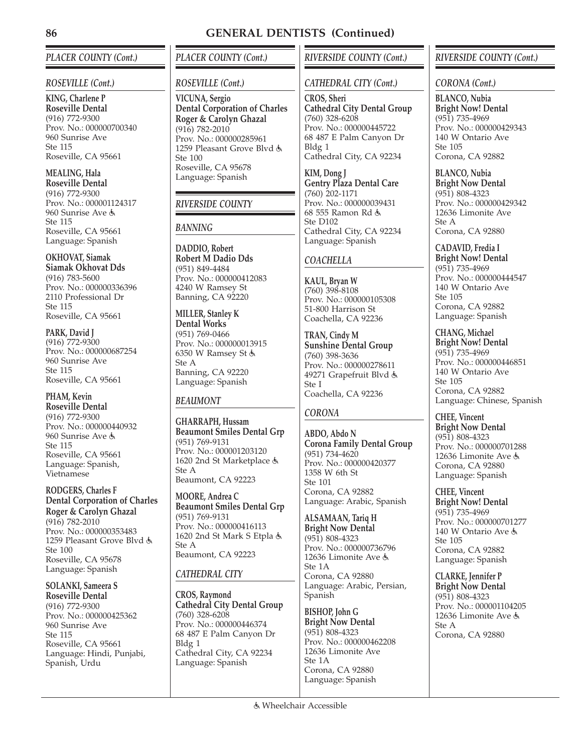# GENERAL DENTISTS (Continued)

## PLACER COUNTY (Cont.)

### ROSEVILLE (Cont.)

**KING, Charlene P**
**Roseville Dental**
(916) 772-9300
Prov. No.: 000000700340
960 Sunrise Ave
Ste 115
Roseville, CA 95661

**MEALING, Hala**
**Roseville Dental**
(916) 772-9300
Prov. No.: 000001124317
960 Sunrise Ave ♿
Ste 115
Roseville, CA 95661
Language: Spanish

**OKHOVAT, Siamak**
**Siamak Okhovat Dds**
(916) 783-5600
Prov. No.: 000000336396
2110 Professional Dr
Ste 115
Roseville, CA 95661

**PARK, David J**
(916) 772-9300
Prov. No.: 000000687254
960 Sunrise Ave
Ste 115
Roseville, CA 95661

**PHAM, Kevin**
**Roseville Dental**
(916) 772-9300
Prov. No.: 000000440932
960 Sunrise Ave ♿
Ste 115
Roseville, CA 95661
Language: Spanish, Vietnamese

**RODGERS, Charles F**
**Dental Corporation of Charles Roger & Carolyn Ghazal**
(916) 782-2010
Prov. No.: 000000353483
1259 Pleasant Grove Blvd ♿
Ste 100
Roseville, CA 95678
Language: Spanish

**SOLANKI, Sameera S**
**Roseville Dental**
(916) 772-9300
Prov. No.: 000000425362
960 Sunrise Ave
Ste 115
Roseville, CA 95661
Language: Hindi, Punjabi, Spanish, Urdu

**VICUNA, Sergio**
**Dental Corporation of Charles Roger & Carolyn Ghazal**
(916) 782-2010
Prov. No.: 000000285961
1259 Pleasant Grove Blvd ♿
Ste 100
Roseville, CA 95678
Language: Spanish

## RIVERSIDE COUNTY

### BANNING

**DADDIO, Robert**
**Robert M Dadio Dds**
(951) 849-4484
Prov. No.: 000000412083
4240 W Ramsey St
Banning, CA 92220

**MILLER, Stanley K**
**Dental Works**
(951) 769-0466
Prov. No.: 000000013915
6350 W Ramsey St ♿
Ste A
Banning, CA 92220
Language: Spanish

### BEAUMONT

**GHARRAPH, Hussam**
**Beaumont Smiles Dental Grp**
(951) 769-9131
Prov. No.: 000001203120
1620 2nd St Marketplace ♿
Ste A
Beaumont, CA 92223

**MOORE, Andrea C**
**Beaumont Smiles Dental Grp**
(951) 769-9131
Prov. No.: 000000416113
1620 2nd St Mark S Etpla ♿
Ste A
Beaumont, CA 92223

### CATHEDRAL CITY

**CROS, Raymond**
**Cathedral City Dental Group**
(760) 328-6208
Prov. No.: 000000446374
68 487 E Palm Canyon Dr
Bldg 1
Cathedral City, CA 92234
Language: Spanish

**CROS, Sheri**
**Cathedral City Dental Group**
(760) 328-6208
Prov. No.: 000000445722
68 487 E Palm Canyon Dr
Bldg 1
Cathedral City, CA 92234

**KIM, Dong J**
**Gentry Plaza Dental Care**
(760) 202-1171
Prov. No.: 000000039431
68 555 Ramon Rd ♿
Ste D102
Cathedral City, CA 92234
Language: Spanish

### COACHELLA

**KAUL, Bryan W**
(760) 398-8108
Prov. No.: 000000105308
51-800 Harrison St
Coachella, CA 92236

**TRAN, Cindy M**
**Sunshine Dental Group**
(760) 398-3636
Prov. No.: 000000278611
49271 Grapefruit Blvd ♿
Ste I
Coachella, CA 92236

### CORONA

**ABDO, Abdo N**
**Corona Family Dental Group**
(951) 734-4620
Prov. No.: 000000420377
1358 W 6th St
Ste 101
Corona, CA 92882
Language: Arabic, Spanish

**ALSAMAAN, Tariq H**
**Bright Now Dental**
(951) 808-4323
Prov. No.: 000000736796
12636 Limonite Ave ♿
Ste 1A
Corona, CA 92880
Language: Arabic, Persian, Spanish

**BISHOP, John G**
**Bright Now Dental**
(951) 808-4323
Prov. No.: 000000462208
12636 Limonite Ave
Ste 1A
Corona, CA 92880
Language: Spanish

**BLANCO, Nubia**
**Bright Now! Dental**
(951) 735-4969
Prov. No.: 000000429343
140 W Ontario Ave
Ste 105
Corona, CA 92882

**BLANCO, Nubia**
**Bright Now Dental**
(951) 808-4323
Prov. No.: 000000429342
12636 Limonite Ave
Ste A
Corona, CA 92880

**CADAVID, Fredia I**
**Bright Now! Dental**
(951) 735-4969
Prov. No.: 000000444547
140 W Ontario Ave
Ste 105
Corona, CA 92882
Language: Spanish

**CHANG, Michael**
**Bright Now! Dental**
(951) 735-4969
Prov. No.: 000000446851
140 W Ontario Ave
Ste 105
Corona, CA 92882
Language: Chinese, Spanish

**CHEE, Vincent**
**Bright Now Dental**
(951) 808-4323
Prov. No.: 000000701288
12636 Limonite Ave ♿
Corona, CA 92880
Language: Spanish

**CHEE, Vincent**
**Bright Now! Dental**
(951) 735-4969
Prov. No.: 000000701277
140 W Ontario Ave ♿
Ste 105
Corona, CA 92882
Language: Spanish

**CLARKE, Jennifer P**
**Bright Now Dental**
(951) 808-4323
Prov. No.: 000001104205
12636 Limonite Ave ♿
Ste A
Corona, CA 92880

♿ Wheelchair Accessible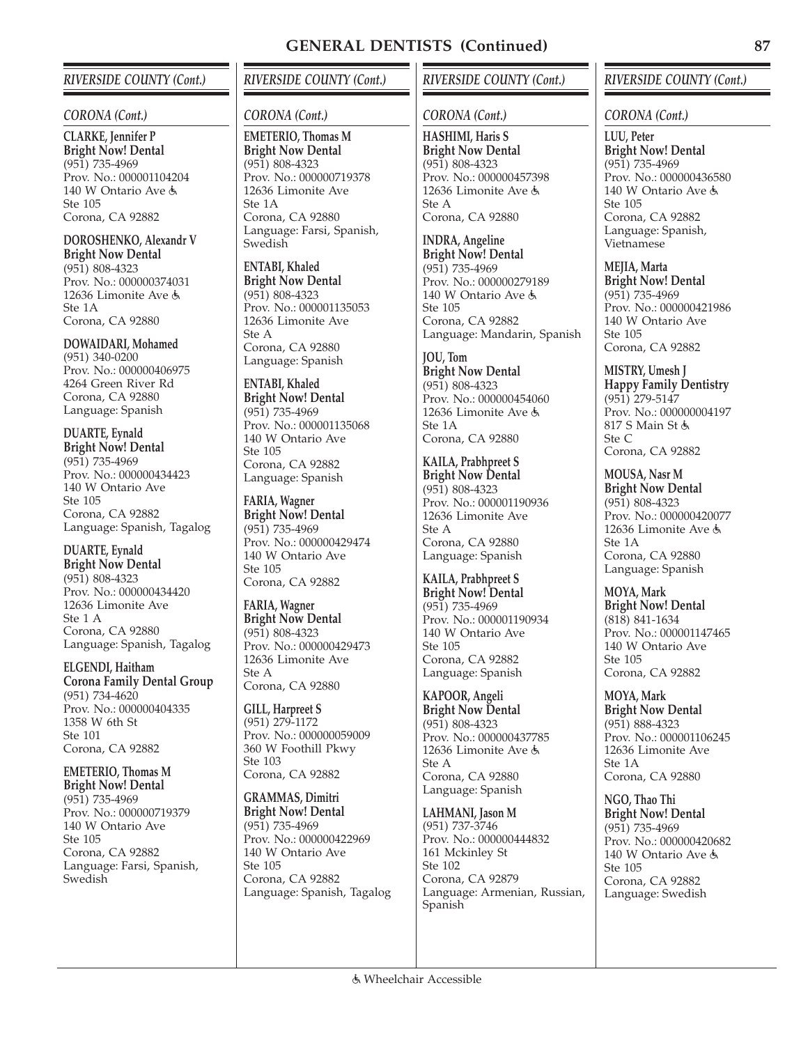# GENERAL DENTISTS (Continued)

## RIVERSIDE COUNTY (Cont.)

### CORONA (Cont.)

**CLARKE, Jennifer P**
**Bright Now! Dental**
(951) 735-4969
Prov. No.: 000001104204
140 W Ontario Ave ♿
Ste 105
Corona, CA 92882

**DOROSHENKO, Alexandr V**
**Bright Now Dental**
(951) 808-4323
Prov. No.: 000000374031
12636 Limonite Ave ♿
Ste 1A
Corona, CA 92880

**DOWAIDARI, Mohamed**
(951) 340-0200
Prov. No.: 000000406975
4264 Green River Rd
Corona, CA 92880
Language: Spanish

**DUARTE, Eynald**
**Bright Now! Dental**
(951) 735-4969
Prov. No.: 000000434423
140 W Ontario Ave
Ste 105
Corona, CA 92882
Language: Spanish, Tagalog

**DUARTE, Eynald**
**Bright Now Dental**
(951) 808-4323
Prov. No.: 000000434420
12636 Limonite Ave
Ste 1 A
Corona, CA 92880
Language: Spanish, Tagalog

**ELGENDI, Haitham**
**Corona Family Dental Group**
(951) 734-4620
Prov. No.: 000000404335
1358 W 6th St
Ste 101
Corona, CA 92882

**EMETERIO, Thomas M**
**Bright Now! Dental**
(951) 735-4969
Prov. No.: 000000719379
140 W Ontario Ave
Ste 105
Corona, CA 92882
Language: Farsi, Spanish, Swedish

**EMETERIO, Thomas M**
**Bright Now Dental**
(951) 808-4323
Prov. No.: 000000719378
12636 Limonite Ave
Ste 1A
Corona, CA 92880
Language: Farsi, Spanish, Swedish

**ENTABI, Khaled**
**Bright Now Dental**
(951) 808-4323
Prov. No.: 000001135053
12636 Limonite Ave
Ste A
Corona, CA 92880
Language: Spanish

**ENTABI, Khaled**
**Bright Now! Dental**
(951) 735-4969
Prov. No.: 000001135068
140 W Ontario Ave
Ste 105
Corona, CA 92882
Language: Spanish

**FARIA, Wagner**
**Bright Now! Dental**
(951) 735-4969
Prov. No.: 000000429474
140 W Ontario Ave
Ste 105
Corona, CA 92882

**FARIA, Wagner**
**Bright Now Dental**
(951) 808-4323
Prov. No.: 000000429473
12636 Limonite Ave
Ste A
Corona, CA 92880

**GILL, Harpreet S**
(951) 279-1172
Prov. No.: 000000059009
360 W Foothill Pkwy
Ste 103
Corona, CA 92882

**GRAMMAS, Dimitri**
**Bright Now! Dental**
(951) 735-4969
Prov. No.: 000000422969
140 W Ontario Ave
Ste 105
Corona, CA 92882
Language: Spanish, Tagalog

**HASHIMI, Haris S**
**Bright Now Dental**
(951) 808-4323
Prov. No.: 000000457398
12636 Limonite Ave ♿
Ste A
Corona, CA 92880

**INDRA, Angeline**
**Bright Now! Dental**
(951) 735-4969
Prov. No.: 000000279189
140 W Ontario Ave ♿
Ste 105
Corona, CA 92882
Language: Mandarin, Spanish

**JOU, Tom**
**Bright Now Dental**
(951) 808-4323
Prov. No.: 000000454060
12636 Limonite Ave ♿
Ste 1A
Corona, CA 92880

**KAILA, Prabhpreet S**
**Bright Now Dental**
(951) 808-4323
Prov. No.: 000001190936
12636 Limonite Ave
Ste A
Corona, CA 92880
Language: Spanish

**KAILA, Prabhpreet S**
**Bright Now! Dental**
(951) 735-4969
Prov. No.: 000001190934
140 W Ontario Ave
Ste 105
Corona, CA 92882
Language: Spanish

**KAPOOR, Angeli**
**Bright Now Dental**
(951) 808-4323
Prov. No.: 000000437785
12636 Limonite Ave ♿
Ste A
Corona, CA 92880
Language: Spanish

**LAHMANI, Jason M**
(951) 737-3746
Prov. No.: 000000444832
161 Mckinley St
Ste 102
Corona, CA 92879
Language: Armenian, Russian, Spanish

**LUU, Peter**
**Bright Now! Dental**
(951) 735-4969
Prov. No.: 000000436580
140 W Ontario Ave ♿
Ste 105
Corona, CA 92882
Language: Spanish, Vietnamese

**MEJIA, Marta**
**Bright Now! Dental**
(951) 735-4969
Prov. No.: 000000421986
140 W Ontario Ave
Ste 105
Corona, CA 92882

**MISTRY, Umesh J**
**Happy Family Dentistry**
(951) 279-5147
Prov. No.: 000000004197
817 S Main St ♿
Ste C
Corona, CA 92882

**MOUSA, Nasr M**
**Bright Now Dental**
(951) 808-4323
Prov. No.: 000000420077
12636 Limonite Ave ♿
Ste 1A
Corona, CA 92880
Language: Spanish

**MOYA, Mark**
**Bright Now! Dental**
(818) 841-1634
Prov. No.: 000001147465
140 W Ontario Ave
Ste 105
Corona, CA 92882

**MOYA, Mark**
**Bright Now Dental**
(951) 888-4323
Prov. No.: 000001106245
12636 Limonite Ave
Ste 1A
Corona, CA 92880

**NGO, Thao Thi**
**Bright Now! Dental**
(951) 735-4969
Prov. No.: 000000420682
140 W Ontario Ave ♿
Ste 105
Corona, CA 92882
Language: Swedish

♿ Wheelchair Accessible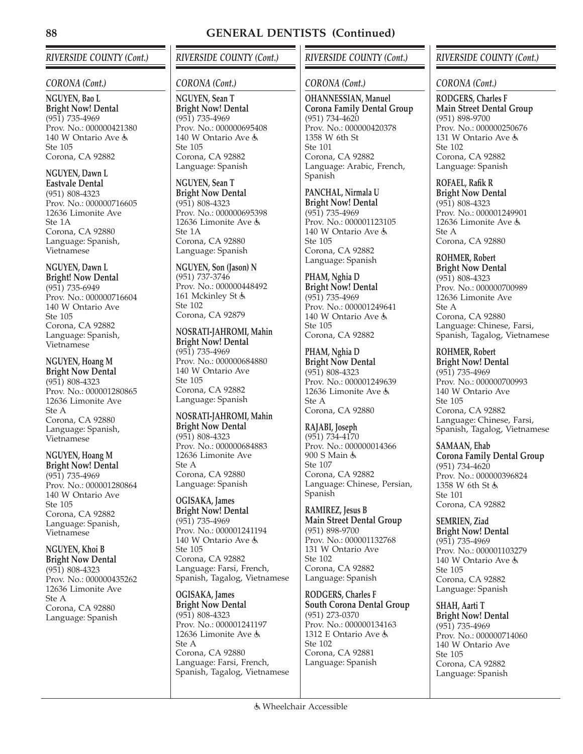# GENERAL DENTISTS (Continued)

## RIVERSIDE COUNTY (Cont.)

### CORONA (Cont.)

**NGUYEN, Bao L**
**Bright Now! Dental**
(951) 735-4969
Prov. No.: 000000421380
140 W Ontario Ave ♿
Ste 105
Corona, CA 92882

**NGUYEN, Dawn L**
**Eastvale Dental**
(951) 808-4323
Prov. No.: 000000716605
12636 Limonite Ave
Ste 1A
Corona, CA 92880
Language: Spanish, Vietnamese

**NGUYEN, Dawn L**
**Bright! Now Dental**
(951) 735-6949
Prov. No.: 000000716604
140 W Ontario Ave
Ste 105
Corona, CA 92882
Language: Spanish, Vietnamese

**NGUYEN, Hoang M**
**Bright Now Dental**
(951) 808-4323
Prov. No.: 000001280865
12636 Limonite Ave
Ste A
Corona, CA 92880
Language: Spanish, Vietnamese

**NGUYEN, Hoang M**
**Bright Now! Dental**
(951) 735-4969
Prov. No.: 000001280864
140 W Ontario Ave
Ste 105
Corona, CA 92882
Language: Spanish, Vietnamese

**NGUYEN, Khoi B**
**Bright Now Dental**
(951) 808-4323
Prov. No.: 000000435262
12636 Limonite Ave
Ste A
Corona, CA 92880
Language: Spanish

**NGUYEN, Sean T**
**Bright Now! Dental**
(951) 735-4969
Prov. No.: 000000695408
140 W Ontario Ave ♿
Ste 105
Corona, CA 92882
Language: Spanish

**NGUYEN, Sean T**
**Bright Now Dental**
(951) 808-4323
Prov. No.: 000000695398
12636 Limonite Ave ♿
Ste 1A
Corona, CA 92880
Language: Spanish

**NGUYEN, Son (Jason) N**
(951) 737-3746
Prov. No.: 000000448492
161 Mckinley St ♿
Ste 102
Corona, CA 92879

**NOSRATI-JAHROMI, Mahin**
**Bright Now! Dental**
(951) 735-4969
Prov. No.: 000000684880
140 W Ontario Ave
Ste 105
Corona, CA 92882
Language: Spanish

**NOSRATI-JAHROMI, Mahin**
**Bright Now Dental**
(951) 808-4323
Prov. No.: 000000684883
12636 Limonite Ave
Ste A
Corona, CA 92880
Language: Spanish

**OGISAKA, James**
**Bright Now! Dental**
(951) 735-4969
Prov. No.: 000001241194
140 W Ontario Ave ♿
Ste 105
Corona, CA 92882
Language: Farsi, French, Spanish, Tagalog, Vietnamese

**OGISAKA, James**
**Bright Now Dental**
(951) 808-4323
Prov. No.: 000001241197
12636 Limonite Ave ♿
Ste A
Corona, CA 92880
Language: Farsi, French, Spanish, Tagalog, Vietnamese

**OHANNESSIAN, Manuel**
**Corona Family Dental Group**
(951) 734-4620
Prov. No.: 000000420378
1358 W 6th St
Ste 101
Corona, CA 92882
Language: Arabic, French, Spanish

**PANCHAL, Nirmala U**
**Bright Now! Dental**
(951) 735-4969
Prov. No.: 000001123105
140 W Ontario Ave ♿
Ste 105
Corona, CA 92882
Language: Spanish

**PHAM, Nghia D**
**Bright Now! Dental**
(951) 735-4969
Prov. No.: 000001249641
140 W Ontario Ave ♿
Ste 105
Corona, CA 92882

**PHAM, Nghia D**
**Bright Now Dental**
(951) 808-4323
Prov. No.: 000001249639
12636 Limonite Ave ♿
Ste A
Corona, CA 92880

**RAJABI, Joseph**
(951) 734-4170
Prov. No.: 000000014366
900 S Main ♿
Ste 107
Corona, CA 92882
Language: Chinese, Persian, Spanish

**RAMIREZ, Jesus B**
**Main Street Dental Group**
(951) 898-9700
Prov. No.: 000001132768
131 W Ontario Ave
Ste 102
Corona, CA 92882
Language: Spanish

**RODGERS, Charles F**
**South Corona Dental Group**
(951) 273-0370
Prov. No.: 000000134163
1312 E Ontario Ave ♿
Ste 102
Corona, CA 92881
Language: Spanish

**RODGERS, Charles F**
**Main Street Dental Group**
(951) 898-9700
Prov. No.: 000000250676
131 W Ontario Ave ♿
Ste 102
Corona, CA 92882
Language: Spanish

**ROFAEL, Rafik R**
**Bright Now Dental**
(951) 808-4323
Prov. No.: 000001249901
12636 Limonite Ave ♿
Ste A
Corona, CA 92880

**ROHMER, Robert**
**Bright Now Dental**
(951) 808-4323
Prov. No.: 000000700989
12636 Limonite Ave
Ste A
Corona, CA 92880
Language: Chinese, Farsi, Spanish, Tagalog, Vietnamese

**ROHMER, Robert**
**Bright Now! Dental**
(951) 735-4969
Prov. No.: 000000700993
140 W Ontario Ave
Ste 105
Corona, CA 92882
Language: Chinese, Farsi, Spanish, Tagalog, Vietnamese

**SAMAAN, Ehab**
**Corona Family Dental Group**
(951) 734-4620
Prov. No.: 000000396824
1358 W 6th St ♿
Ste 101
Corona, CA 92882

**SEMRIEN, Ziad**
**Bright Now! Dental**
(951) 735-4969
Prov. No.: 000001103279
140 W Ontario Ave ♿
Ste 105
Corona, CA 92882
Language: Spanish

**SHAH, Aarti T**
**Bright Now! Dental**
(951) 735-4969
Prov. No.: 000000714060
140 W Ontario Ave
Ste 105
Corona, CA 92882
Language: Spanish

♿ Wheelchair Accessible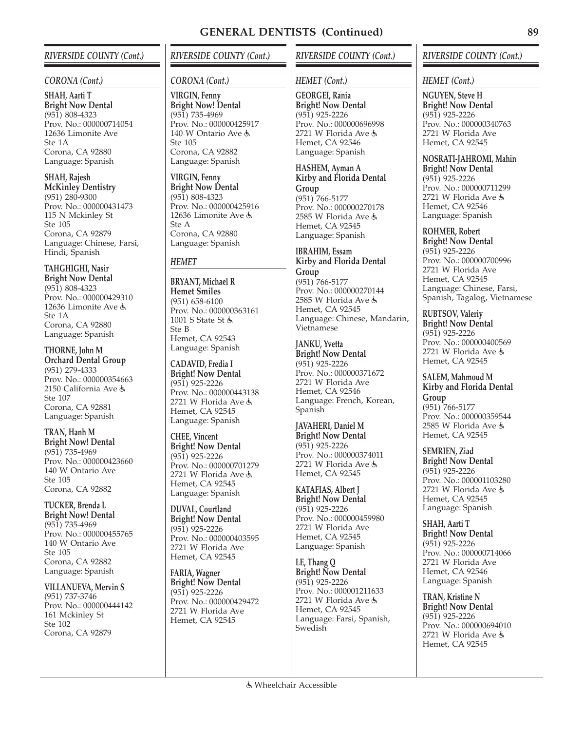## GENERAL DENTISTS (Continued)

### *RIVERSIDE COUNTY (Cont.)*

#### *CORONA (Cont.)*

**SHAH, Aarti T**
**Bright Now Dental**
(951) 808-4323
Prov. No.: 000000714054
12636 Limonite Ave
Ste 1A
Corona, CA 92880
Language: Spanish

**SHAH, Rajesh**
**McKinley Dentistry**
(951) 280-9300
Prov. No.: 000000431473
115 N Mckinley St
Ste 105
Corona, CA 92879
Language: Chinese, Farsi, Hindi, Spanish

**TAHGHIGHI, Nasir**
**Bright Now Dental**
(951) 808-4323
Prov. No.: 000000429310
12636 Limonite Ave ♿
Ste 1A
Corona, CA 92880
Language: Spanish

**THORNE, John M**
**Orchard Dental Group**
(951) 279-4333
Prov. No.: 000000354663
2150 California Ave ♿
Ste 107
Corona, CA 92881
Language: Spanish

**TRAN, Hanh M**
**Bright Now! Dental**
(951) 735-4969
Prov. No.: 000000423660
140 W Ontario Ave
Ste 105
Corona, CA 92882

**TUCKER, Brenda L**
**Bright Now! Dental**
(951) 735-4969
Prov. No.: 000000455765
140 W Ontario Ave
Ste 105
Corona, CA 92882
Language: Spanish

**VILLANUEVA, Mervin S**
(951) 737-3746
Prov. No.: 000000444142
161 Mckinley St
Ste 102
Corona, CA 92879

**VIRGIN, Fenny**
**Bright Now! Dental**
(951) 735-4969
Prov. No.: 000000425917
140 W Ontario Ave ♿
Ste 105
Corona, CA 92882
Language: Spanish

**VIRGIN, Fenny**
**Bright Now Dental**
(951) 808-4323
Prov. No.: 000000425916
12636 Limonite Ave ♿
Ste A
Corona, CA 92880
Language: Spanish

#### *HEMET*

**BRYANT, Michael R**
**Hemet Smiles**
(951) 658-6100
Prov. No.: 000000363161
1001 S State St ♿
Ste B
Hemet, CA 92543
Language: Spanish

**CADAVID, Fredia I**
**Bright! Now Dental**
(951) 925-2226
Prov. No.: 000000443138
2721 W Florida Ave ♿
Hemet, CA 92545
Language: Spanish

**CHEE, Vincent**
**Bright Now Dental**
(951) 925-2226
Prov. No.: 000000701279
2721 W Florida Ave ♿
Hemet, CA 92545
Language: Spanish

**DUVAL, Courtland**
**Bright! Now Dental**
(951) 925-2226
Prov. No.: 000000403595
2721 W Florida Ave
Hemet, CA 92545

**FARIA, Wagner**
**Bright! Now Dental**
(951) 925-2226
Prov. No.: 000000429472
2721 W Florida Ave
Hemet, CA 92545

#### *HEMET (Cont.)*

**GEORGEI, Rania**
**Bright! Now Dental**
(951) 925-2226
Prov. No.: 000000696998
2721 W Florida Ave ♿
Hemet, CA 92546
Language: Spanish

**HASHEM, Ayman A**
**Kirby and Florida Dental Group**
(951) 766-5177
Prov. No.: 000000270178
2585 W Florida Ave ♿
Hemet, CA 92545
Language: Spanish

**IBRAHIM, Essam**
**Kirby and Florida Dental Group**
(951) 766-5177
Prov. No.: 000000270144
2585 W Florida Ave ♿
Hemet, CA 92545
Language: Chinese, Mandarin, Vietnamese

**JANKU, Yvetta**
**Bright! Now Dental**
(951) 925-2226
Prov. No.: 000000371672
2721 W Florida Ave
Hemet, CA 92546
Language: French, Korean, Spanish

**JAVAHERI, Daniel M**
**Bright! Now Dental**
(951) 925-2226
Prov. No.: 000000374011
2721 W Florida Ave ♿
Hemet, CA 92545

**KATAFIAS, Albert J**
**Bright! Now Dental**
(951) 925-2226
Prov. No.: 000000459980
2721 W Florida Ave
Hemet, CA 92545
Language: Spanish

**LE, Thang Q**
**Bright! Now Dental**
(951) 925-2226
Prov. No.: 000001211633
2721 W Florida Ave ♿
Hemet, CA 92545
Language: Farsi, Spanish, Swedish

**NGUYEN, Steve H**
**Bright! Now Dental**
(951) 925-2226
Prov. No.: 000000340763
2721 W Florida Ave
Hemet, CA 92545

**NOSRATI-JAHROMI, Mahin**
**Bright! Now Dental**
(951) 925-2226
Prov. No.: 000000711299
2721 W Florida Ave ♿
Hemet, CA 92546
Language: Spanish

**ROHMER, Robert**
**Bright! Now Dental**
(951) 925-2226
Prov. No.: 000000700996
2721 W Florida Ave
Hemet, CA 92545
Language: Chinese, Farsi, Spanish, Tagalog, Vietnamese

**RUBTSOV, Valeriy**
**Bright! Now Dental**
(951) 925-2226
Prov. No.: 000000400569
2721 W Florida Ave ♿
Hemet, CA 92545

**SALEM, Mahmoud M**
**Kirby and Florida Dental Group**
(951) 766-5177
Prov. No.: 000000359544
2585 W Florida Ave ♿
Hemet, CA 92545

**SEMRIEN, Ziad**
**Bright! Now Dental**
(951) 925-2226
Prov. No.: 000001103280
2721 W Florida Ave ♿
Hemet, CA 92545
Language: Spanish

**SHAH, Aarti T**
**Bright! Now Dental**
(951) 925-2226
Prov. No.: 000000714066
2721 W Florida Ave
Hemet, CA 92546
Language: Spanish

**TRAN, Kristine N**
**Bright! Now Dental**
(951) 925-2226
Prov. No.: 000000694010
2721 W Florida Ave ♿
Hemet, CA 92545

♿ Wheelchair Accessible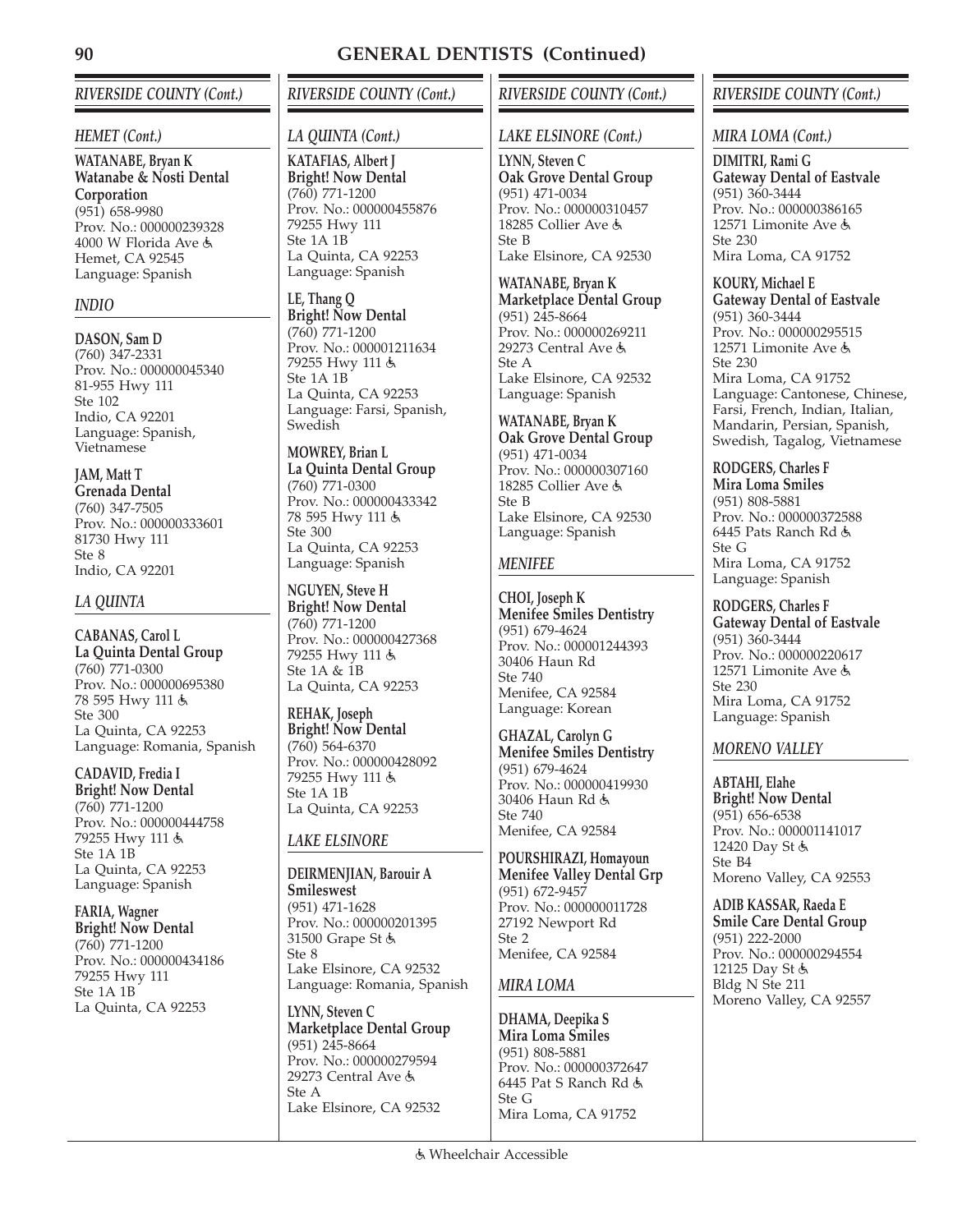# GENERAL DENTISTS (Continued)

## RIVERSIDE COUNTY (Cont.)

### HEMET (Cont.)

**WATANABE, Bryan K**
**Watanabe & Nosti Dental Corporation**
(951) 658-9980
Prov. No.: 000000239328
4000 W Florida Ave ♿
Hemet, CA 92545
Language: Spanish

### INDIO

**DASON, Sam D**
(760) 347-2331
Prov. No.: 000000045340
81-955 Hwy 111
Ste 102
Indio, CA 92201
Language: Spanish, Vietnamese

**JAM, Matt T**
**Grenada Dental**
(760) 347-7505
Prov. No.: 000000333601
81730 Hwy 111
Ste 8
Indio, CA 92201

### LA QUINTA

**CABANAS, Carol L**
**La Quinta Dental Group**
(760) 771-0300
Prov. No.: 000000695380
78 595 Hwy 111 ♿
Ste 300
La Quinta, CA 92253
Language: Romania, Spanish

**CADAVID, Fredia I**
**Bright! Now Dental**
(760) 771-1200
Prov. No.: 000000444758
79255 Hwy 111 ♿
Ste 1A 1B
La Quinta, CA 92253
Language: Spanish

**FARIA, Wagner**
**Bright! Now Dental**
(760) 771-1200
Prov. No.: 000000434186
79255 Hwy 111
Ste 1A 1B
La Quinta, CA 92253

### LA QUINTA (Cont.)

**KATAFIAS, Albert J**
**Bright! Now Dental**
(760) 771-1200
Prov. No.: 000000455876
79255 Hwy 111
Ste 1A 1B
La Quinta, CA 92253
Language: Spanish

**LE, Thang Q**
**Bright! Now Dental**
(760) 771-1200
Prov. No.: 000001211634
79255 Hwy 111 ♿
Ste 1A 1B
La Quinta, CA 92253
Language: Farsi, Spanish, Swedish

**MOWREY, Brian L**
**La Quinta Dental Group**
(760) 771-0300
Prov. No.: 000000433342
78 595 Hwy 111 ♿
Ste 300
La Quinta, CA 92253
Language: Spanish

**NGUYEN, Steve H**
**Bright! Now Dental**
(760) 771-1200
Prov. No.: 000000427368
79255 Hwy 111 ♿
Ste 1A & 1B
La Quinta, CA 92253

**REHAK, Joseph**
**Bright! Now Dental**
(760) 564-6370
Prov. No.: 000000428092
79255 Hwy 111 ♿
Ste 1A 1B
La Quinta, CA 92253

### LAKE ELSINORE

**DEIRMENJIAN, Barouir A**
**Smileswest**
(951) 471-1628
Prov. No.: 000000201395
31500 Grape St ♿
Ste 8
Lake Elsinore, CA 92532
Language: Romania, Spanish

**LYNN, Steven C**
**Marketplace Dental Group**
(951) 245-8664
Prov. No.: 000000279594
29273 Central Ave ♿
Ste A
Lake Elsinore, CA 92532

### LAKE ELSINORE (Cont.)

**LYNN, Steven C**
**Oak Grove Dental Group**
(951) 471-0034
Prov. No.: 000000310457
18285 Collier Ave ♿
Ste B
Lake Elsinore, CA 92530

**WATANABE, Bryan K**
**Marketplace Dental Group**
(951) 245-8664
Prov. No.: 000000269211
29273 Central Ave ♿
Ste A
Lake Elsinore, CA 92532
Language: Spanish

**WATANABE, Bryan K**
**Oak Grove Dental Group**
(951) 471-0034
Prov. No.: 000000307160
18285 Collier Ave ♿
Ste B
Lake Elsinore, CA 92530
Language: Spanish

### MENIFEE

**CHOI, Joseph K**
**Menifee Smiles Dentistry**
(951) 679-4624
Prov. No.: 000001244393
30406 Haun Rd
Ste 740
Menifee, CA 92584
Language: Korean

**GHAZAL, Carolyn G**
**Menifee Smiles Dentistry**
(951) 679-4624
Prov. No.: 000000419930
30406 Haun Rd ♿
Ste 740
Menifee, CA 92584

**POURSHIRAZI, Homayoun**
**Menifee Valley Dental Grp**
(951) 672-9457
Prov. No.: 000000011728
27192 Newport Rd
Ste 2
Menifee, CA 92584

### MIRA LOMA

**DHAMA, Deepika S**
**Mira Loma Smiles**
(951) 808-5881
Prov. No.: 000000372647
6445 Pat S Ranch Rd ♿
Ste G
Mira Loma, CA 91752

### MIRA LOMA (Cont.)

**DIMITRI, Rami G**
**Gateway Dental of Eastvale**
(951) 360-3444
Prov. No.: 000000386165
12571 Limonite Ave ♿
Ste 230
Mira Loma, CA 91752

**KOURY, Michael E**
**Gateway Dental of Eastvale**
(951) 360-3444
Prov. No.: 000000295515
12571 Limonite Ave ♿
Ste 230
Mira Loma, CA 91752
Language: Cantonese, Chinese, Farsi, French, Indian, Italian, Mandarin, Persian, Spanish, Swedish, Tagalog, Vietnamese

**RODGERS, Charles F**
**Mira Loma Smiles**
(951) 808-5881
Prov. No.: 000000372588
6445 Pats Ranch Rd ♿
Ste G
Mira Loma, CA 91752
Language: Spanish

**RODGERS, Charles F**
**Gateway Dental of Eastvale**
(951) 360-3444
Prov. No.: 000000220617
12571 Limonite Ave ♿
Ste 230
Mira Loma, CA 91752
Language: Spanish

### MORENO VALLEY

**ABTAHI, Elahe**
**Bright! Now Dental**
(951) 656-6538
Prov. No.: 000001141017
12420 Day St ♿
Ste B4
Moreno Valley, CA 92553

**ADIB KASSAR, Raeda E**
**Smile Care Dental Group**
(951) 222-2000
Prov. No.: 000000294554
12125 Day St ♿
Bldg N Ste 211
Moreno Valley, CA 92557

♿ Wheelchair Accessible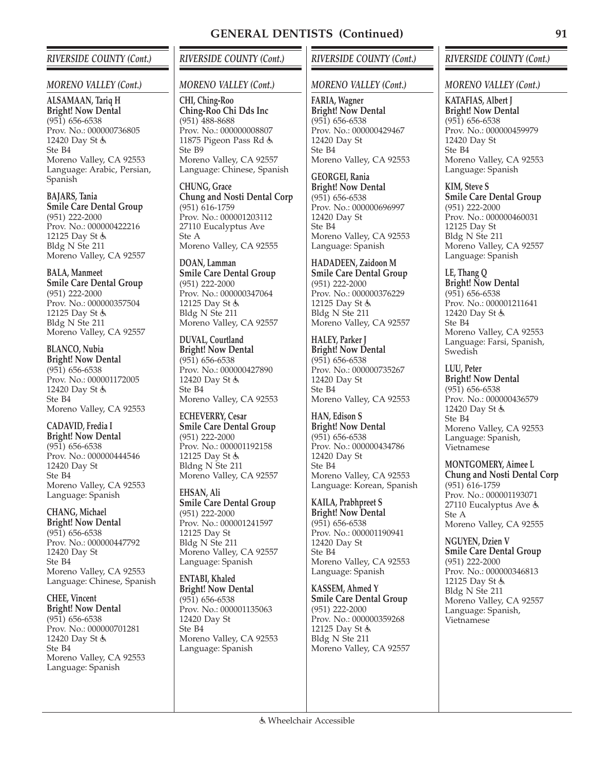## GENERAL DENTISTS (Continued)

### RIVERSIDE COUNTY (Cont.)

#### MORENO VALLEY (Cont.)

**ALSAMAAN, Tariq H**
**Bright! Now Dental**
(951) 656-6538
Prov. No.: 000000736805
12420 Day St ♿
Ste B4
Moreno Valley, CA 92553
Language: Arabic, Persian, Spanish

**BAJARS, Tania**
**Smile Care Dental Group**
(951) 222-2000
Prov. No.: 000000422216
12125 Day St ♿
Bldg N Ste 211
Moreno Valley, CA 92557

**BALA, Manmeet**
**Smile Care Dental Group**
(951) 222-2000
Prov. No.: 000000357504
12125 Day St ♿
Bldg N Ste 211
Moreno Valley, CA 92557

**BLANCO, Nubia**
**Bright! Now Dental**
(951) 656-6538
Prov. No.: 000001172005
12420 Day St ♿
Ste B4
Moreno Valley, CA 92553

**CADAVID, Fredia I**
**Bright! Now Dental**
(951) 656-6538
Prov. No.: 000000444546
12420 Day St
Ste B4
Moreno Valley, CA 92553
Language: Spanish

**CHANG, Michael**
**Bright! Now Dental**
(951) 656-6538
Prov. No.: 000000447792
12420 Day St
Ste B4
Moreno Valley, CA 92553
Language: Chinese, Spanish

**CHEE, Vincent**
**Bright! Now Dental**
(951) 656-6538
Prov. No.: 000000701281
12420 Day St ♿
Ste B4
Moreno Valley, CA 92553
Language: Spanish

**CHI, Ching-Roo**
**Ching-Roo Chi Dds Inc**
(951) 488-8688
Prov. No.: 000000008807
11875 Pigeon Pass Rd ♿
Ste B9
Moreno Valley, CA 92557
Language: Chinese, Spanish

**CHUNG, Grace**
**Chung and Nosti Dental Corp**
(951) 616-1759
Prov. No.: 000001203112
27110 Eucalyptus Ave
Ste A
Moreno Valley, CA 92555

**DOAN, Lamman**
**Smile Care Dental Group**
(951) 222-2000
Prov. No.: 000000347064
12125 Day St ♿
Bldg N Ste 211
Moreno Valley, CA 92557

**DUVAL, Courtland**
**Bright! Now Dental**
(951) 656-6538
Prov. No.: 000000427890
12420 Day St ♿
Ste B4
Moreno Valley, CA 92553

**ECHEVERRY, Cesar**
**Smile Care Dental Group**
(951) 222-2000
Prov. No.: 000001192158
12125 Day St ♿
Bldng N Ste 211
Moreno Valley, CA 92557

**EHSAN, Ali**
**Smile Care Dental Group**
(951) 222-2000
Prov. No.: 000001241597
12125 Day St
Bldg N Ste 211
Moreno Valley, CA 92557
Language: Spanish

**ENTABI, Khaled**
**Bright! Now Dental**
(951) 656-6538
Prov. No.: 000001135063
12420 Day St
Ste B4
Moreno Valley, CA 92553
Language: Spanish

**FARIA, Wagner**
**Bright! Now Dental**
(951) 656-6538
Prov. No.: 000000429467
12420 Day St
Ste B4
Moreno Valley, CA 92553

**GEORGEI, Rania**
**Bright! Now Dental**
(951) 656-6538
Prov. No.: 000000696997
12420 Day St
Ste B4
Moreno Valley, CA 92553
Language: Spanish

**HADADEEN, Zaidoon M**
**Smile Care Dental Group**
(951) 222-2000
Prov. No.: 000000376229
12125 Day St ♿
Bldg N Ste 211
Moreno Valley, CA 92557

**HALEY, Parker J**
**Bright! Now Dental**
(951) 656-6538
Prov. No.: 000000735267
12420 Day St
Ste B4
Moreno Valley, CA 92553

**HAN, Edison S**
**Bright! Now Dental**
(951) 656-6538
Prov. No.: 000000434786
12420 Day St
Ste B4
Moreno Valley, CA 92553
Language: Korean, Spanish

**KAILA, Prabhpreet S**
**Bright! Now Dental**
(951) 656-6538
Prov. No.: 000001190941
12420 Day St
Ste B4
Moreno Valley, CA 92553
Language: Spanish

**KASSEM, Ahmed Y**
**Smile Care Dental Group**
(951) 222-2000
Prov. No.: 000000359268
12125 Day St ♿
Bldg N Ste 211
Moreno Valley, CA 92557

**KATAFIAS, Albert J**
**Bright! Now Dental**
(951) 656-6538
Prov. No.: 000000459979
12420 Day St
Ste B4
Moreno Valley, CA 92553
Language: Spanish

**KIM, Steve S**
**Smile Care Dental Group**
(951) 222-2000
Prov. No.: 000000460031
12125 Day St
Bldg N Ste 211
Moreno Valley, CA 92557
Language: Spanish

**LE, Thang Q**
**Bright! Now Dental**
(951) 656-6538
Prov. No.: 000001211641
12420 Day St ♿
Ste B4
Moreno Valley, CA 92553
Language: Farsi, Spanish, Swedish

**LUU, Peter**
**Bright! Now Dental**
(951) 656-6538
Prov. No.: 000000436579
12420 Day St ♿
Ste B4
Moreno Valley, CA 92553
Language: Spanish, Vietnamese

**MONTGOMERY, Aimee L**
**Chung and Nosti Dental Corp**
(951) 616-1759
Prov. No.: 000001193071
27110 Eucalyptus Ave ♿
Ste A
Moreno Valley, CA 92555

**NGUYEN, Dzien V**
**Smile Care Dental Group**
(951) 222-2000
Prov. No.: 000000346813
12125 Day St ♿
Bldg N Ste 211
Moreno Valley, CA 92557
Language: Spanish, Vietnamese

♿ Wheelchair Accessible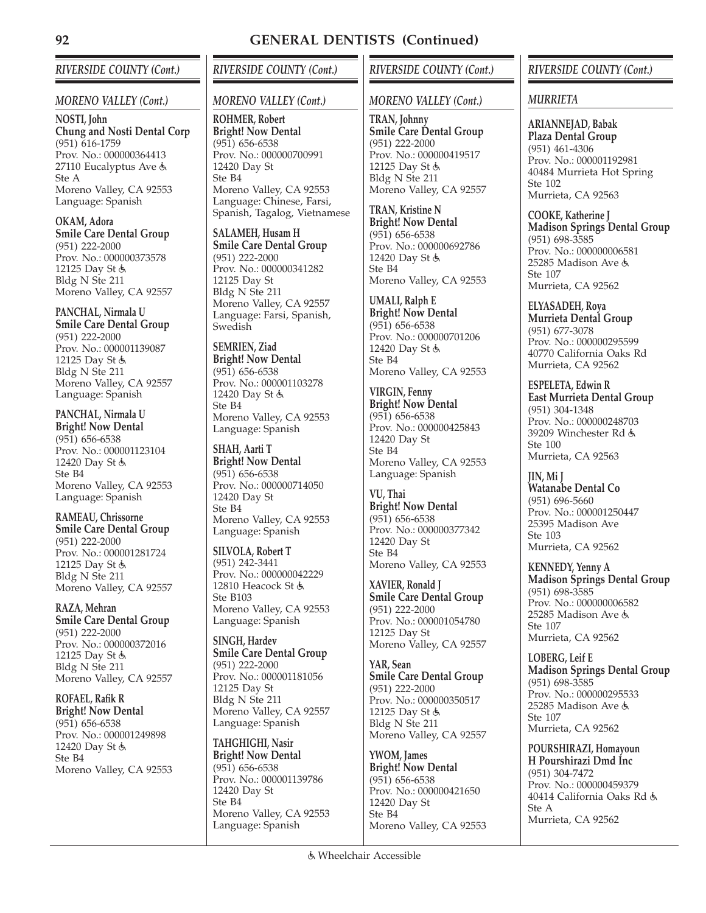## GENERAL DENTISTS (Continued)

### *RIVERSIDE COUNTY (Cont.)*

#### *MORENO VALLEY (Cont.)*

**NOSTI, John**
**Chung and Nosti Dental Corp**
(951) 616-1759
Prov. No.: 000000364413
27110 Eucalyptus Ave ♿
Ste A
Moreno Valley, CA 92553
Language: Spanish

**OKAM, Adora**
**Smile Care Dental Group**
(951) 222-2000
Prov. No.: 000000373578
12125 Day St ♿
Bldg N Ste 211
Moreno Valley, CA 92557

**PANCHAL, Nirmala U**
**Smile Care Dental Group**
(951) 222-2000
Prov. No.: 000001139087
12125 Day St ♿
Bldg N Ste 211
Moreno Valley, CA 92557
Language: Spanish

**PANCHAL, Nirmala U**
**Bright! Now Dental**
(951) 656-6538
Prov. No.: 000001123104
12420 Day St ♿
Ste B4
Moreno Valley, CA 92553
Language: Spanish

**RAMEAU, Chrissorne**
**Smile Care Dental Group**
(951) 222-2000
Prov. No.: 000001281724
12125 Day St ♿
Bldg N Ste 211
Moreno Valley, CA 92557

**RAZA, Mehran**
**Smile Care Dental Group**
(951) 222-2000
Prov. No.: 000000372016
12125 Day St ♿
Bldg N Ste 211
Moreno Valley, CA 92557

**ROFAEL, Rafik R**
**Bright! Now Dental**
(951) 656-6538
Prov. No.: 000001249898
12420 Day St ♿
Ste B4
Moreno Valley, CA 92553

**ROHMER, Robert**
**Bright! Now Dental**
(951) 656-6538
Prov. No.: 000000700991
12420 Day St
Ste B4
Moreno Valley, CA 92553
Language: Chinese, Farsi, Spanish, Tagalog, Vietnamese

**SALAMEH, Husam H**
**Smile Care Dental Group**
(951) 222-2000
Prov. No.: 000000341282
12125 Day St
Bldg N Ste 211
Moreno Valley, CA 92557
Language: Farsi, Spanish, Swedish

**SEMRIEN, Ziad**
**Bright! Now Dental**
(951) 656-6538
Prov. No.: 000001103278
12420 Day St ♿
Ste B4
Moreno Valley, CA 92553
Language: Spanish

**SHAH, Aarti T**
**Bright! Now Dental**
(951) 656-6538
Prov. No.: 000000714050
12420 Day St
Ste B4
Moreno Valley, CA 92553
Language: Spanish

**SILVOLA, Robert T**
(951) 242-3441
Prov. No.: 000000042229
12810 Heacock St ♿
Ste B103
Moreno Valley, CA 92553
Language: Spanish

**SINGH, Hardev**
**Smile Care Dental Group**
(951) 222-2000
Prov. No.: 000001181056
12125 Day St
Bldg N Ste 211
Moreno Valley, CA 92557
Language: Spanish

**TAHGHIGHI, Nasir**
**Bright! Now Dental**
(951) 656-6538
Prov. No.: 000001139786
12420 Day St
Ste B4
Moreno Valley, CA 92553
Language: Spanish

**TRAN, Johnny**
**Smile Care Dental Group**
(951) 222-2000
Prov. No.: 000000419517
12125 Day St ♿
Bldg N Ste 211
Moreno Valley, CA 92557

**TRAN, Kristine N**
**Bright! Now Dental**
(951) 656-6538
Prov. No.: 000000692786
12420 Day St ♿
Ste B4
Moreno Valley, CA 92553

**UMALI, Ralph E**
**Bright! Now Dental**
(951) 656-6538
Prov. No.: 000000701206
12420 Day St ♿
Ste B4
Moreno Valley, CA 92553

**VIRGIN, Fenny**
**Bright! Now Dental**
(951) 656-6538
Prov. No.: 000000425843
12420 Day St
Ste B4
Moreno Valley, CA 92553
Language: Spanish

**VU, Thai**
**Bright! Now Dental**
(951) 656-6538
Prov. No.: 000000377342
12420 Day St
Ste B4
Moreno Valley, CA 92553

**XAVIER, Ronald J**
**Smile Care Dental Group**
(951) 222-2000
Prov. No.: 000001054780
12125 Day St
Moreno Valley, CA 92557

**YAR, Sean**
**Smile Care Dental Group**
(951) 222-2000
Prov. No.: 000000350517
12125 Day St ♿
Bldg N Ste 211
Moreno Valley, CA 92557

**YWOM, James**
**Bright! Now Dental**
(951) 656-6538
Prov. No.: 000000421650
12420 Day St
Ste B4
Moreno Valley, CA 92553

#### *MURRIETA*

**ARIANNEJAD, Babak**
**Plaza Dental Group**
(951) 461-4306
Prov. No.: 000001192981
40484 Murrieta Hot Spring
Ste 102
Murrieta, CA 92563

**COOKE, Katherine J**
**Madison Springs Dental Group**
(951) 698-3585
Prov. No.: 000000006581
25285 Madison Ave ♿
Ste 107
Murrieta, CA 92562

**ELYASADEH, Roya**
**Murrieta Dental Group**
(951) 677-3078
Prov. No.: 000000295599
40770 California Oaks Rd
Murrieta, CA 92562

**ESPELETA, Edwin R**
**East Murrieta Dental Group**
(951) 304-1348
Prov. No.: 000000248703
39209 Winchester Rd ♿
Ste 100
Murrieta, CA 92563

**JIN, Mi J**
**Watanabe Dental Co**
(951) 696-5660
Prov. No.: 000001250447
25395 Madison Ave
Ste 103
Murrieta, CA 92562

**KENNEDY, Yenny A**
**Madison Springs Dental Group**
(951) 698-3585
Prov. No.: 000000006582
25285 Madison Ave ♿
Ste 107
Murrieta, CA 92562

**LOBERG, Leif E**
**Madison Springs Dental Group**
(951) 698-3585
Prov. No.: 000000295533
25285 Madison Ave ♿
Ste 107
Murrieta, CA 92562

**POURSHIRAZI, Homayoun**
**H Pourshirazi Dmd Inc**
(951) 304-7472
Prov. No.: 000000459379
40414 California Oaks Rd ♿
Ste A
Murrieta, CA 92562

♿ Wheelchair Accessible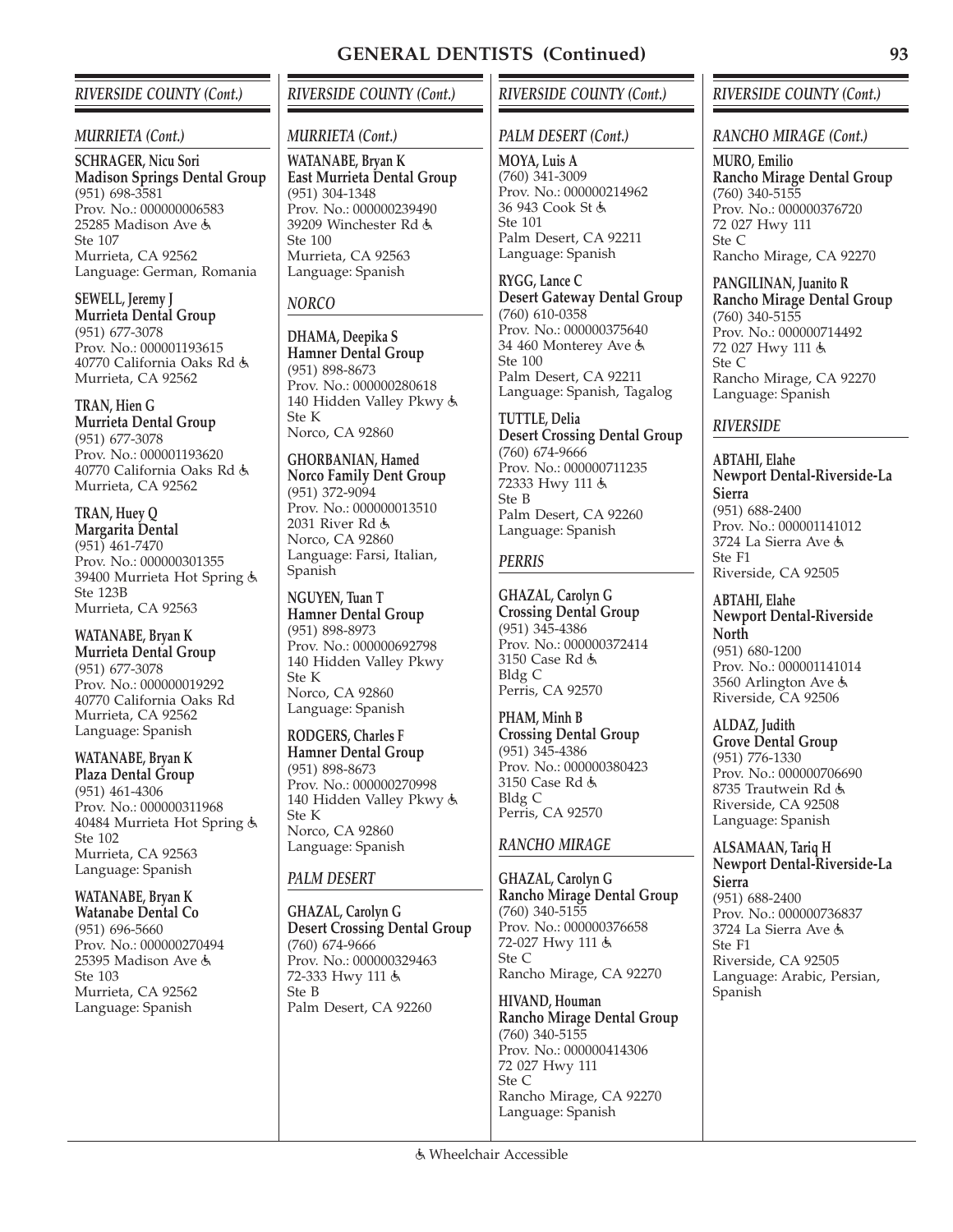# GENERAL DENTISTS (Continued)

## RIVERSIDE COUNTY (Cont.)

### MURRIETA (Cont.)

**SCHRAGER, Nicu Sori**
**Madison Springs Dental Group**
(951) 698-3581
Prov. No.: 000000006583
25285 Madison Ave ♿
Ste 107
Murrieta, CA 92562
Language: German, Romania

**SEWELL, Jeremy J**
**Murrieta Dental Group**
(951) 677-3078
Prov. No.: 000001193615
40770 California Oaks Rd ♿
Murrieta, CA 92562

**TRAN, Hien G**
**Murrieta Dental Group**
(951) 677-3078
Prov. No.: 000001193620
40770 California Oaks Rd ♿
Murrieta, CA 92562

**TRAN, Huey Q**
**Margarita Dental**
(951) 461-7470
Prov. No.: 000000301355
39400 Murrieta Hot Spring ♿
Ste 123B
Murrieta, CA 92563

**WATANABE, Bryan K**
**Murrieta Dental Group**
(951) 677-3078
Prov. No.: 000000019292
40770 California Oaks Rd
Murrieta, CA 92562
Language: Spanish

**WATANABE, Bryan K**
**Plaza Dental Group**
(951) 461-4306
Prov. No.: 000000311968
40484 Murrieta Hot Spring ♿
Ste 102
Murrieta, CA 92563
Language: Spanish

**WATANABE, Bryan K**
**Watanabe Dental Co**
(951) 696-5660
Prov. No.: 000000270494
25395 Madison Ave ♿
Ste 103
Murrieta, CA 92562
Language: Spanish

## RIVERSIDE COUNTY (Cont.)

### MURRIETA (Cont.)

**WATANABE, Bryan K**
**East Murrieta Dental Group**
(951) 304-1348
Prov. No.: 000000239490
39209 Winchester Rd ♿
Ste 100
Murrieta, CA 92563
Language: Spanish

### NORCO

**DHAMA, Deepika S**
**Hamner Dental Group**
(951) 898-8673
Prov. No.: 000000280618
140 Hidden Valley Pkwy ♿
Ste K
Norco, CA 92860

**GHORBANIAN, Hamed**
**Norco Family Dent Group**
(951) 372-9094
Prov. No.: 000000013510
2031 River Rd ♿
Norco, CA 92860
Language: Farsi, Italian, Spanish

**NGUYEN, Tuan T**
**Hamner Dental Group**
(951) 898-8973
Prov. No.: 000000692798
140 Hidden Valley Pkwy
Ste K
Norco, CA 92860
Language: Spanish

**RODGERS, Charles F**
**Hamner Dental Group**
(951) 898-8673
Prov. No.: 000000270998
140 Hidden Valley Pkwy ♿
Ste K
Norco, CA 92860
Language: Spanish

### PALM DESERT

**GHAZAL, Carolyn G**
**Desert Crossing Dental Group**
(760) 674-9666
Prov. No.: 000000329463
72-333 Hwy 111 ♿
Ste B
Palm Desert, CA 92260

## RIVERSIDE COUNTY (Cont.)

### PALM DESERT (Cont.)

**MOYA, Luis A**
(760) 341-3009
Prov. No.: 000000214962
36 943 Cook St ♿
Ste 101
Palm Desert, CA 92211
Language: Spanish

**RYGG, Lance C**
**Desert Gateway Dental Group**
(760) 610-0358
Prov. No.: 000000375640
34 460 Monterey Ave ♿
Ste 100
Palm Desert, CA 92211
Language: Spanish, Tagalog

**TUTTLE, Delia**
**Desert Crossing Dental Group**
(760) 674-9666
Prov. No.: 000000711235
72333 Hwy 111 ♿
Ste B
Palm Desert, CA 92260
Language: Spanish

### PERRIS

**GHAZAL, Carolyn G**
**Crossing Dental Group**
(951) 345-4386
Prov. No.: 000000372414
3150 Case Rd ♿
Bldg C
Perris, CA 92570

**PHAM, Minh B**
**Crossing Dental Group**
(951) 345-4386
Prov. No.: 000000380423
3150 Case Rd ♿
Bldg C
Perris, CA 92570

### RANCHO MIRAGE

**GHAZAL, Carolyn G**
**Rancho Mirage Dental Group**
(760) 340-5155
Prov. No.: 000000376658
72-027 Hwy 111 ♿
Ste C
Rancho Mirage, CA 92270

**HIVAND, Houman**
**Rancho Mirage Dental Group**
(760) 340-5155
Prov. No.: 000000414306
72 027 Hwy 111
Ste C
Rancho Mirage, CA 92270
Language: Spanish

## RIVERSIDE COUNTY (Cont.)

### RANCHO MIRAGE (Cont.)

**MURO, Emilio**
**Rancho Mirage Dental Group**
(760) 340-5155
Prov. No.: 000000376720
72 027 Hwy 111
Ste C
Rancho Mirage, CA 92270

**PANGILINAN, Juanito R**
**Rancho Mirage Dental Group**
(760) 340-5155
Prov. No.: 000000714492
72 027 Hwy 111 ♿
Ste C
Rancho Mirage, CA 92270
Language: Spanish

### RIVERSIDE

**ABTAHI, Elahe**
**Newport Dental-Riverside-La Sierra**
(951) 688-2400
Prov. No.: 000001141012
3724 La Sierra Ave ♿
Ste F1
Riverside, CA 92505

**ABTAHI, Elahe**
**Newport Dental-Riverside North**
(951) 680-1200
Prov. No.: 000001141014
3560 Arlington Ave ♿
Riverside, CA 92506

**ALDAZ, Judith**
**Grove Dental Group**
(951) 776-1330
Prov. No.: 000000706690
8735 Trautwein Rd ♿
Riverside, CA 92508
Language: Spanish

**ALSAMAAN, Tariq H**
**Newport Dental-Riverside-La Sierra**
(951) 688-2400
Prov. No.: 000000736837
3724 La Sierra Ave ♿
Ste F1
Riverside, CA 92505
Language: Arabic, Persian, Spanish

♿ Wheelchair Accessible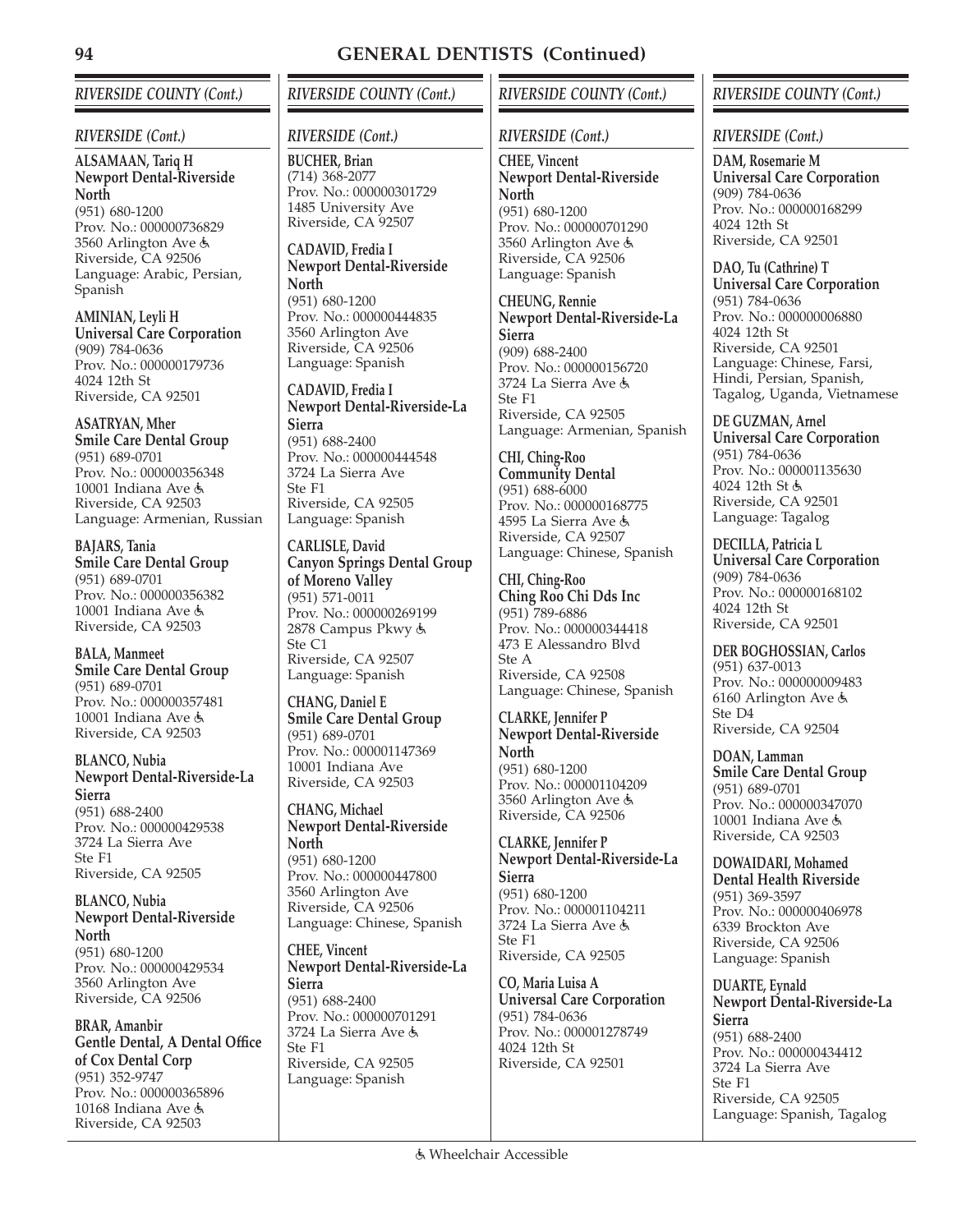# GENERAL DENTISTS (Continued)

## *RIVERSIDE COUNTY (Cont.)*

### *RIVERSIDE (Cont.)*

**ALSAMAAN, Tariq H**
**Newport Dental-Riverside North**
(951) 680-1200
Prov. No.: 000000736829
3560 Arlington Ave ♿
Riverside, CA 92506
Language: Arabic, Persian, Spanish

**AMINIAN, Leyli H**
**Universal Care Corporation**
(909) 784-0636
Prov. No.: 000000179736
4024 12th St
Riverside, CA 92501

**ASATRYAN, Mher**
**Smile Care Dental Group**
(951) 689-0701
Prov. No.: 000000356348
10001 Indiana Ave ♿
Riverside, CA 92503
Language: Armenian, Russian

**BAJARS, Tania**
**Smile Care Dental Group**
(951) 689-0701
Prov. No.: 000000356382
10001 Indiana Ave ♿
Riverside, CA 92503

**BALA, Manmeet**
**Smile Care Dental Group**
(951) 689-0701
Prov. No.: 000000357481
10001 Indiana Ave ♿
Riverside, CA 92503

**BLANCO, Nubia**
**Newport Dental-Riverside-La Sierra**
(951) 688-2400
Prov. No.: 000000429538
3724 La Sierra Ave
Ste F1
Riverside, CA 92505

**BLANCO, Nubia**
**Newport Dental-Riverside North**
(951) 680-1200
Prov. No.: 000000429534
3560 Arlington Ave
Riverside, CA 92506

**BRAR, Amanbir**
**Gentle Dental, A Dental Office of Cox Dental Corp**
(951) 352-9747
Prov. No.: 000000365896
10168 Indiana Ave ♿
Riverside, CA 92503

**BUCHER, Brian**
(714) 368-2077
Prov. No.: 000000301729
1485 University Ave
Riverside, CA 92507

**CADAVID, Fredia I**
**Newport Dental-Riverside North**
(951) 680-1200
Prov. No.: 000000444835
3560 Arlington Ave
Riverside, CA 92506
Language: Spanish

**CADAVID, Fredia I**
**Newport Dental-Riverside-La Sierra**
(951) 688-2400
Prov. No.: 000000444548
3724 La Sierra Ave
Ste F1
Riverside, CA 92505
Language: Spanish

**CARLISLE, David**
**Canyon Springs Dental Group of Moreno Valley**
(951) 571-0011
Prov. No.: 000000269199
2878 Campus Pkwy ♿
Ste C1
Riverside, CA 92507
Language: Spanish

**CHANG, Daniel E**
**Smile Care Dental Group**
(951) 689-0701
Prov. No.: 000001147369
10001 Indiana Ave
Riverside, CA 92503

**CHANG, Michael**
**Newport Dental-Riverside North**
(951) 680-1200
Prov. No.: 000000447800
3560 Arlington Ave
Riverside, CA 92506
Language: Chinese, Spanish

**CHEE, Vincent**
**Newport Dental-Riverside-La Sierra**
(951) 688-2400
Prov. No.: 000000701291
3724 La Sierra Ave ♿
Ste F1
Riverside, CA 92505
Language: Spanish

**CHEE, Vincent**
**Newport Dental-Riverside North**
(951) 680-1200
Prov. No.: 000000701290
3560 Arlington Ave ♿
Riverside, CA 92506
Language: Spanish

**CHEUNG, Rennie**
**Newport Dental-Riverside-La Sierra**
(909) 688-2400
Prov. No.: 000000156720
3724 La Sierra Ave ♿
Ste F1
Riverside, CA 92505
Language: Armenian, Spanish

**CHI, Ching-Roo**
**Community Dental**
(951) 688-6000
Prov. No.: 000000168775
4595 La Sierra Ave ♿
Riverside, CA 92507
Language: Chinese, Spanish

**CHI, Ching-Roo**
**Ching Roo Chi Dds Inc**
(951) 789-6886
Prov. No.: 000000344418
473 E Alessandro Blvd
Ste A
Riverside, CA 92508
Language: Chinese, Spanish

**CLARKE, Jennifer P**
**Newport Dental-Riverside North**
(951) 680-1200
Prov. No.: 000001104209
3560 Arlington Ave ♿
Riverside, CA 92506

**CLARKE, Jennifer P**
**Newport Dental-Riverside-La Sierra**
(951) 680-1200
Prov. No.: 000001104211
3724 La Sierra Ave ♿
Ste F1
Riverside, CA 92505

**CO, Maria Luisa A**
**Universal Care Corporation**
(951) 784-0636
Prov. No.: 000001278749
4024 12th St
Riverside, CA 92501

**DAM, Rosemarie M**
**Universal Care Corporation**
(909) 784-0636
Prov. No.: 000000168299
4024 12th St
Riverside, CA 92501

**DAO, Tu (Cathrine) T**
**Universal Care Corporation**
(951) 784-0636
Prov. No.: 000000006880
4024 12th St
Riverside, CA 92501
Language: Chinese, Farsi, Hindi, Persian, Spanish, Tagalog, Uganda, Vietnamese

**DE GUZMAN, Arnel**
**Universal Care Corporation**
(951) 784-0636
Prov. No.: 000001135630
4024 12th St ♿
Riverside, CA 92501
Language: Tagalog

**DECILLA, Patricia L**
**Universal Care Corporation**
(909) 784-0636
Prov. No.: 000000168102
4024 12th St
Riverside, CA 92501

**DER BOGHOSSIAN, Carlos**
(951) 637-0013
Prov. No.: 000000009483
6160 Arlington Ave ♿
Ste D4
Riverside, CA 92504

**DOAN, Lamman**
**Smile Care Dental Group**
(951) 689-0701
Prov. No.: 000000347070
10001 Indiana Ave ♿
Riverside, CA 92503

**DOWAIDARI, Mohamed**
**Dental Health Riverside**
(951) 369-3597
Prov. No.: 000000406978
6339 Brockton Ave
Riverside, CA 92506
Language: Spanish

**DUARTE, Eynald**
**Newport Dental-Riverside-La Sierra**
(951) 688-2400
Prov. No.: 000000434412
3724 La Sierra Ave
Ste F1
Riverside, CA 92505
Language: Spanish, Tagalog

♿ Wheelchair Accessible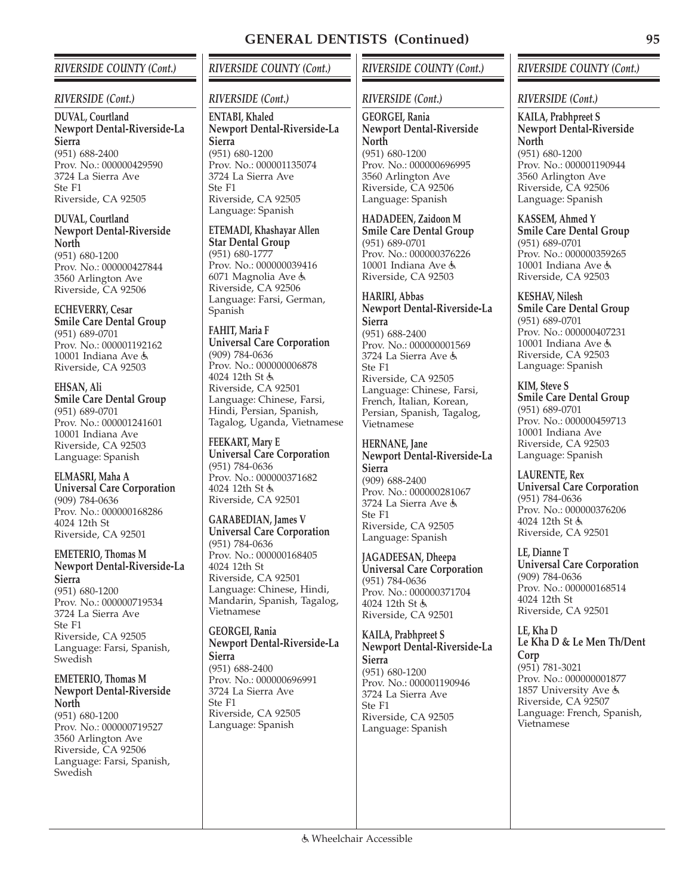# GENERAL DENTISTS (Continued)

## RIVERSIDE COUNTY (Cont.)

### RIVERSIDE (Cont.)

**DUVAL, Courtland**
**Newport Dental-Riverside-La Sierra**
(951) 688-2400
Prov. No.: 000000429590
3724 La Sierra Ave
Ste F1
Riverside, CA 92505

**DUVAL, Courtland**
**Newport Dental-Riverside North**
(951) 680-1200
Prov. No.: 000000427844
3560 Arlington Ave
Riverside, CA 92506

**ECHEVERRY, Cesar**
**Smile Care Dental Group**
(951) 689-0701
Prov. No.: 000001192162
10001 Indiana Ave ♿
Riverside, CA 92503

**EHSAN, Ali**
**Smile Care Dental Group**
(951) 689-0701
Prov. No.: 000001241601
10001 Indiana Ave
Riverside, CA 92503
Language: Spanish

**ELMASRI, Maha A**
**Universal Care Corporation**
(909) 784-0636
Prov. No.: 000000168286
4024 12th St
Riverside, CA 92501

**EMETERIO, Thomas M**
**Newport Dental-Riverside-La Sierra**
(951) 680-1200
Prov. No.: 000000719534
3724 La Sierra Ave
Ste F1
Riverside, CA 92505
Language: Farsi, Spanish, Swedish

**EMETERIO, Thomas M**
**Newport Dental-Riverside North**
(951) 680-1200
Prov. No.: 000000719527
3560 Arlington Ave
Riverside, CA 92506
Language: Farsi, Spanish, Swedish

**ENTABI, Khaled**
**Newport Dental-Riverside-La Sierra**
(951) 680-1200
Prov. No.: 000001135074
3724 La Sierra Ave
Ste F1
Riverside, CA 92505
Language: Spanish

**ETEMADI, Khashayar Allen**
**Star Dental Group**
(951) 680-1777
Prov. No.: 000000039416
6071 Magnolia Ave ♿
Riverside, CA 92506
Language: Farsi, German, Spanish

**FAHIT, Maria F**
**Universal Care Corporation**
(909) 784-0636
Prov. No.: 000000006878
4024 12th St ♿
Riverside, CA 92501
Language: Chinese, Farsi, Hindi, Persian, Spanish, Tagalog, Uganda, Vietnamese

**FEEKART, Mary E**
**Universal Care Corporation**
(951) 784-0636
Prov. No.: 000000371682
4024 12th St ♿
Riverside, CA 92501

**GARABEDIAN, James V**
**Universal Care Corporation**
(951) 784-0636
Prov. No.: 000000168405
4024 12th St
Riverside, CA 92501
Language: Chinese, Hindi, Mandarin, Spanish, Tagalog, Vietnamese

**GEORGEI, Rania**
**Newport Dental-Riverside-La Sierra**
(951) 688-2400
Prov. No.: 000000696991
3724 La Sierra Ave
Ste F1
Riverside, CA 92505
Language: Spanish

**GEORGEI, Rania**
**Newport Dental-Riverside North**
(951) 680-1200
Prov. No.: 000000696995
3560 Arlington Ave
Riverside, CA 92506
Language: Spanish

**HADADEEN, Zaidoon M**
**Smile Care Dental Group**
(951) 689-0701
Prov. No.: 000000376226
10001 Indiana Ave ♿
Riverside, CA 92503

**HARIRI, Abbas**
**Newport Dental-Riverside-La Sierra**
(951) 688-2400
Prov. No.: 000000001569
3724 La Sierra Ave ♿
Ste F1
Riverside, CA 92505
Language: Chinese, Farsi, French, Italian, Korean, Persian, Spanish, Tagalog, Vietnamese

**HERNANE, Jane**
**Newport Dental-Riverside-La Sierra**
(909) 688-2400
Prov. No.: 000000281067
3724 La Sierra Ave ♿
Ste F1
Riverside, CA 92505
Language: Spanish

**JAGADEESAN, Dheepa**
**Universal Care Corporation**
(951) 784-0636
Prov. No.: 000000371704
4024 12th St ♿
Riverside, CA 92501

**KAILA, Prabhpreet S**
**Newport Dental-Riverside-La Sierra**
(951) 680-1200
Prov. No.: 000001190946
3724 La Sierra Ave
Ste F1
Riverside, CA 92505
Language: Spanish

**KAILA, Prabhpreet S**
**Newport Dental-Riverside North**
(951) 680-1200
Prov. No.: 000001190944
3560 Arlington Ave
Riverside, CA 92506
Language: Spanish

**KASSEM, Ahmed Y**
**Smile Care Dental Group**
(951) 689-0701
Prov. No.: 000000359265
10001 Indiana Ave ♿
Riverside, CA 92503

**KESHAV, Nilesh**
**Smile Care Dental Group**
(951) 689-0701
Prov. No.: 000000407231
10001 Indiana Ave ♿
Riverside, CA 92503
Language: Spanish

**KIM, Steve S**
**Smile Care Dental Group**
(951) 689-0701
Prov. No.: 000000459713
10001 Indiana Ave
Riverside, CA 92503
Language: Spanish

**LAURENTE, Rex**
**Universal Care Corporation**
(951) 784-0636
Prov. No.: 000000376206
4024 12th St ♿
Riverside, CA 92501

**LE, Dianne T**
**Universal Care Corporation**
(909) 784-0636
Prov. No.: 000000168514
4024 12th St
Riverside, CA 92501

**LE, Kha D**
**Le Kha D & Le Men Th/Dent Corp**
(951) 781-3021
Prov. No.: 000000001877
1857 University Ave ♿
Riverside, CA 92507
Language: French, Spanish, Vietnamese

♿ Wheelchair Accessible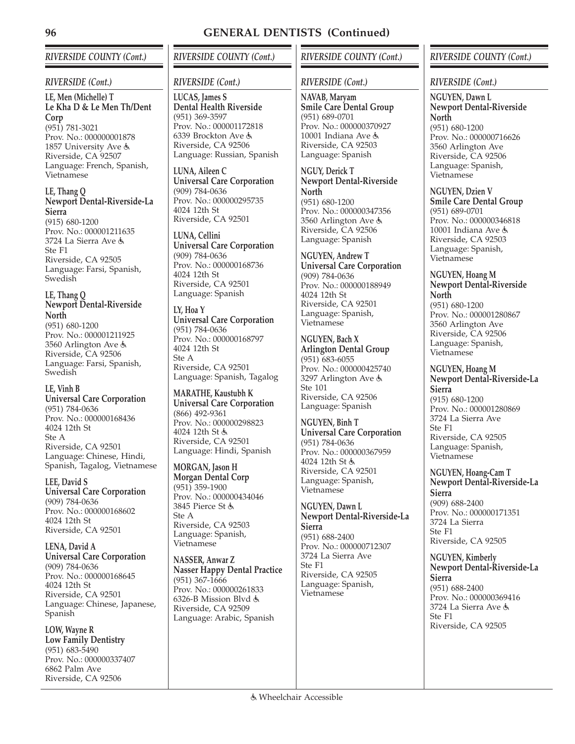# GENERAL DENTISTS (Continued)

## RIVERSIDE COUNTY (Cont.)

### RIVERSIDE (Cont.)

**LE, Men (Michelle) T**
**Le Kha D & Le Men Th/Dent Corp**
(951) 781-3021
Prov. No.: 000000001878
1857 University Ave ♿
Riverside, CA 92507
Language: French, Spanish, Vietnamese

**LE, Thang Q**
**Newport Dental-Riverside-La Sierra**
(915) 680-1200
Prov. No.: 000001211635
3724 La Sierra Ave ♿
Ste F1
Riverside, CA 92505
Language: Farsi, Spanish, Swedish

**LE, Thang Q**
**Newport Dental-Riverside North**
(951) 680-1200
Prov. No.: 000001211925
3560 Arlington Ave ♿
Riverside, CA 92506
Language: Farsi, Spanish, Swedish

**LE, Vinh B**
**Universal Care Corporation**
(951) 784-0636
Prov. No.: 000000168436
4024 12th St
Ste A
Riverside, CA 92501
Language: Chinese, Hindi, Spanish, Tagalog, Vietnamese

**LEE, David S**
**Universal Care Corporation**
(909) 784-0636
Prov. No.: 000000168602
4024 12th St
Riverside, CA 92501

**LENA, David A**
**Universal Care Corporation**
(909) 784-0636
Prov. No.: 000000168645
4024 12th St
Riverside, CA 92501
Language: Chinese, Japanese, Spanish

**LOW, Wayne R**
**Low Family Dentistry**
(951) 683-5490
Prov. No.: 000000337407
6862 Palm Ave
Riverside, CA 92506

**LUCAS, James S**
**Dental Health Riverside**
(951) 369-3597
Prov. No.: 000001172818
6339 Brockton Ave ♿
Riverside, CA 92506
Language: Russian, Spanish

**LUNA, Aileen C**
**Universal Care Corporation**
(909) 784-0636
Prov. No.: 000000295735
4024 12th St
Riverside, CA 92501

**LUNA, Cellini**
**Universal Care Corporation**
(909) 784-0636
Prov. No.: 000000168736
4024 12th St
Riverside, CA 92501
Language: Spanish

**LY, Hoa Y**
**Universal Care Corporation**
(951) 784-0636
Prov. No.: 000000168797
4024 12th St
Ste A
Riverside, CA 92501
Language: Spanish, Tagalog

**MARATHE, Kaustubh K**
**Universal Care Corporation**
(866) 492-9361
Prov. No.: 000000298823
4024 12th St ♿
Riverside, CA 92501
Language: Hindi, Spanish

**MORGAN, Jason H**
**Morgan Dental Corp**
(951) 359-1900
Prov. No.: 000000434046
3845 Pierce St ♿
Ste A
Riverside, CA 92503
Language: Spanish, Vietnamese

**NASSER, Anwar Z**
**Nasser Happy Dental Practice**
(951) 367-1666
Prov. No.: 000000261833
6326-B Mission Blvd ♿
Riverside, CA 92509
Language: Arabic, Spanish

**NAVAB, Maryam**
**Smile Care Dental Group**
(951) 689-0701
Prov. No.: 000000370927
10001 Indiana Ave ♿
Riverside, CA 92503
Language: Spanish

**NGUY, Derick T**
**Newport Dental-Riverside North**
(951) 680-1200
Prov. No.: 000000347356
3560 Arlington Ave ♿
Riverside, CA 92506
Language: Spanish

**NGUYEN, Andrew T**
**Universal Care Corporation**
(909) 784-0636
Prov. No.: 000000188949
4024 12th St
Riverside, CA 92501
Language: Spanish, Vietnamese

**NGUYEN, Bach X**
**Arlington Dental Group**
(951) 683-6055
Prov. No.: 000000425740
3297 Arlington Ave ♿
Ste 101
Riverside, CA 92506
Language: Spanish

**NGUYEN, Binh T**
**Universal Care Corporation**
(951) 784-0636
Prov. No.: 000000367959
4024 12th St ♿
Riverside, CA 92501
Language: Spanish, Vietnamese

**NGUYEN, Dawn L**
**Newport Dental-Riverside-La Sierra**
(951) 688-2400
Prov. No.: 000000712307
3724 La Sierra Ave
Ste F1
Riverside, CA 92505
Language: Spanish, Vietnamese

**NGUYEN, Dawn L**
**Newport Dental-Riverside North**
(951) 680-1200
Prov. No.: 000000716626
3560 Arlington Ave
Riverside, CA 92506
Language: Spanish, Vietnamese

**NGUYEN, Dzien V**
**Smile Care Dental Group**
(951) 689-0701
Prov. No.: 000000346818
10001 Indiana Ave ♿
Riverside, CA 92503
Language: Spanish, Vietnamese

**NGUYEN, Hoang M**
**Newport Dental-Riverside North**
(951) 680-1200
Prov. No.: 000001280867
3560 Arlington Ave
Riverside, CA 92506
Language: Spanish, Vietnamese

**NGUYEN, Hoang M**
**Newport Dental-Riverside-La Sierra**
(915) 680-1200
Prov. No.: 000001280869
3724 La Sierra Ave
Ste F1
Riverside, CA 92505
Language: Spanish, Vietnamese

**NGUYEN, Hoang-Cam T**
**Newport Dental-Riverside-La Sierra**
(909) 688-2400
Prov. No.: 000000171351
3724 La Sierra
Ste F1
Riverside, CA 92505

**NGUYEN, Kimberly**
**Newport Dental-Riverside-La Sierra**
(951) 688-2400
Prov. No.: 000000369416
3724 La Sierra Ave ♿
Ste F1
Riverside, CA 92505

♿ Wheelchair Accessible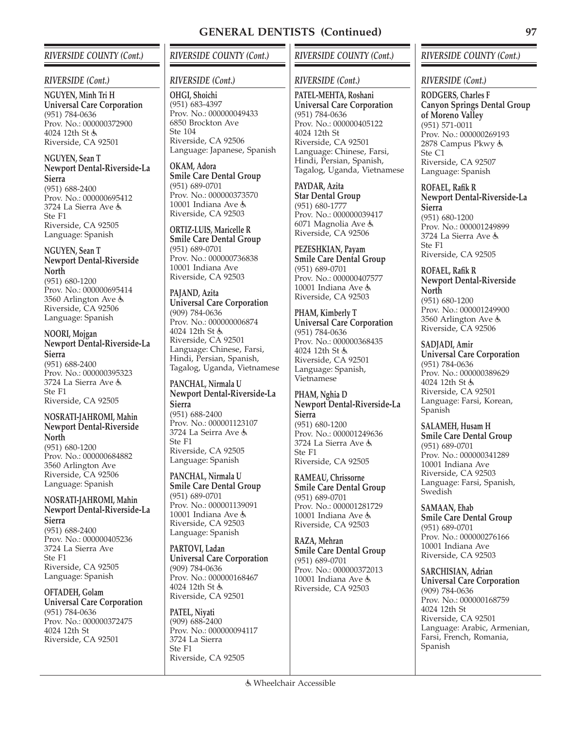# GENERAL DENTISTS (Continued)

## RIVERSIDE COUNTY (Cont.)

### RIVERSIDE (Cont.)

**NGUYEN, Minh Tri H**
**Universal Care Corporation**
(951) 784-0636
Prov. No.: 000000372900
4024 12th St ♿
Riverside, CA 92501

**NGUYEN, Sean T**
**Newport Dental-Riverside-La Sierra**
(951) 688-2400
Prov. No.: 000000695412
3724 La Sierra Ave ♿
Ste F1
Riverside, CA 92505
Language: Spanish

**NGUYEN, Sean T**
**Newport Dental-Riverside North**
(951) 680-1200
Prov. No.: 000000695414
3560 Arlington Ave ♿
Riverside, CA 92506
Language: Spanish

**NOORI, Mojgan**
**Newport Dental-Riverside-La Sierra**
(951) 688-2400
Prov. No.: 000000395323
3724 La Sierra Ave ♿
Ste F1
Riverside, CA 92505

**NOSRATI-JAHROMI, Mahin**
**Newport Dental-Riverside North**
(951) 680-1200
Prov. No.: 000000684882
3560 Arlington Ave
Riverside, CA 92506
Language: Spanish

**NOSRATI-JAHROMI, Mahin**
**Newport Dental-Riverside-La Sierra**
(951) 688-2400
Prov. No.: 000000405236
3724 La Sierra Ave
Ste F1
Riverside, CA 92505
Language: Spanish

**OFTADEH, Golam**
**Universal Care Corporation**
(951) 784-0636
Prov. No.: 000000372475
4024 12th St
Riverside, CA 92501

**OHGI, Shoichi**
(951) 683-4397
Prov. No.: 000000049433
6850 Brockton Ave
Ste 104
Riverside, CA 92506
Language: Japanese, Spanish

**OKAM, Adora**
**Smile Care Dental Group**
(951) 689-0701
Prov. No.: 000000373570
10001 Indiana Ave ♿
Riverside, CA 92503

**ORTIZ-LUIS, Maricelle R**
**Smile Care Dental Group**
(951) 689-0701
Prov. No.: 000000736838
10001 Indiana Ave
Riverside, CA 92503

**PAJAND, Azita**
**Universal Care Corporation**
(909) 784-0636
Prov. No.: 000000006874
4024 12th St ♿
Riverside, CA 92501
Language: Chinese, Farsi, Hindi, Persian, Spanish, Tagalog, Uganda, Vietnamese

**PANCHAL, Nirmala U**
**Newport Dental-Riverside-La Sierra**
(951) 688-2400
Prov. No.: 000001123107
3724 La Seirra Ave ♿
Ste F1
Riverside, CA 92505
Language: Spanish

**PANCHAL, Nirmala U**
**Smile Care Dental Group**
(951) 689-0701
Prov. No.: 000001139091
10001 Indiana Ave ♿
Riverside, CA 92503
Language: Spanish

**PARTOVI, Ladan**
**Universal Care Corporation**
(909) 784-0636
Prov. No.: 000000168467
4024 12th St ♿
Riverside, CA 92501

**PATEL, Niyati**
(909) 688-2400
Prov. No.: 000000094117
3724 La Sierra
Ste F1
Riverside, CA 92505

**PATEL-MEHTA, Roshani**
**Universal Care Corporation**
(951) 784-0636
Prov. No.: 000000405122
4024 12th St
Riverside, CA 92501
Language: Chinese, Farsi, Hindi, Persian, Spanish, Tagalog, Uganda, Vietnamese

**PAYDAR, Azita**
**Star Dental Group**
(951) 680-1777
Prov. No.: 000000039417
6071 Magnolia Ave ♿
Riverside, CA 92506

**PEZESHKIAN, Payam**
**Smile Care Dental Group**
(951) 689-0701
Prov. No.: 000000407577
10001 Indiana Ave ♿
Riverside, CA 92503

**PHAM, Kimberly T**
**Universal Care Corporation**
(951) 784-0636
Prov. No.: 000000368435
4024 12th St ♿
Riverside, CA 92501
Language: Spanish, Vietnamese

**PHAM, Nghia D**
**Newport Dental-Riverside-La Sierra**
(951) 680-1200
Prov. No.: 000001249636
3724 La Sierra Ave ♿
Ste F1
Riverside, CA 92505

**RAMEAU, Chrissorne**
**Smile Care Dental Group**
(951) 689-0701
Prov. No.: 000001281729
10001 Indiana Ave ♿
Riverside, CA 92503

**RAZA, Mehran**
**Smile Care Dental Group**
(951) 689-0701
Prov. No.: 000000372013
10001 Indiana Ave ♿
Riverside, CA 92503

**RODGERS, Charles F**
**Canyon Springs Dental Group of Moreno Valley**
(951) 571-0011
Prov. No.: 000000269193
2878 Campus Pkwy ♿
Ste C1
Riverside, CA 92507
Language: Spanish

**ROFAEL, Rafik R**
**Newport Dental-Riverside-La Sierra**
(951) 680-1200
Prov. No.: 000001249899
3724 La Sierra Ave ♿
Ste F1
Riverside, CA 92505

**ROFAEL, Rafik R**
**Newport Dental-Riverside North**
(951) 680-1200
Prov. No.: 000001249900
3560 Arlington Ave ♿
Riverside, CA 92506

**SADJADI, Amir**
**Universal Care Corporation**
(951) 784-0636
Prov. No.: 000000389629
4024 12th St ♿
Riverside, CA 92501
Language: Farsi, Korean, Spanish

**SALAMEH, Husam H**
**Smile Care Dental Group**
(951) 689-0701
Prov. No.: 000000341289
10001 Indiana Ave
Riverside, CA 92503
Language: Farsi, Spanish, Swedish

**SAMAAN, Ehab**
**Smile Care Dental Group**
(951) 689-0701
Prov. No.: 000000276166
10001 Indiana Ave
Riverside, CA 92503

**SARCHISIAN, Adrian**
**Universal Care Corporation**
(909) 784-0636
Prov. No.: 000000168759
4024 12th St
Riverside, CA 92501
Language: Arabic, Armenian, Farsi, French, Romania, Spanish

♿ Wheelchair Accessible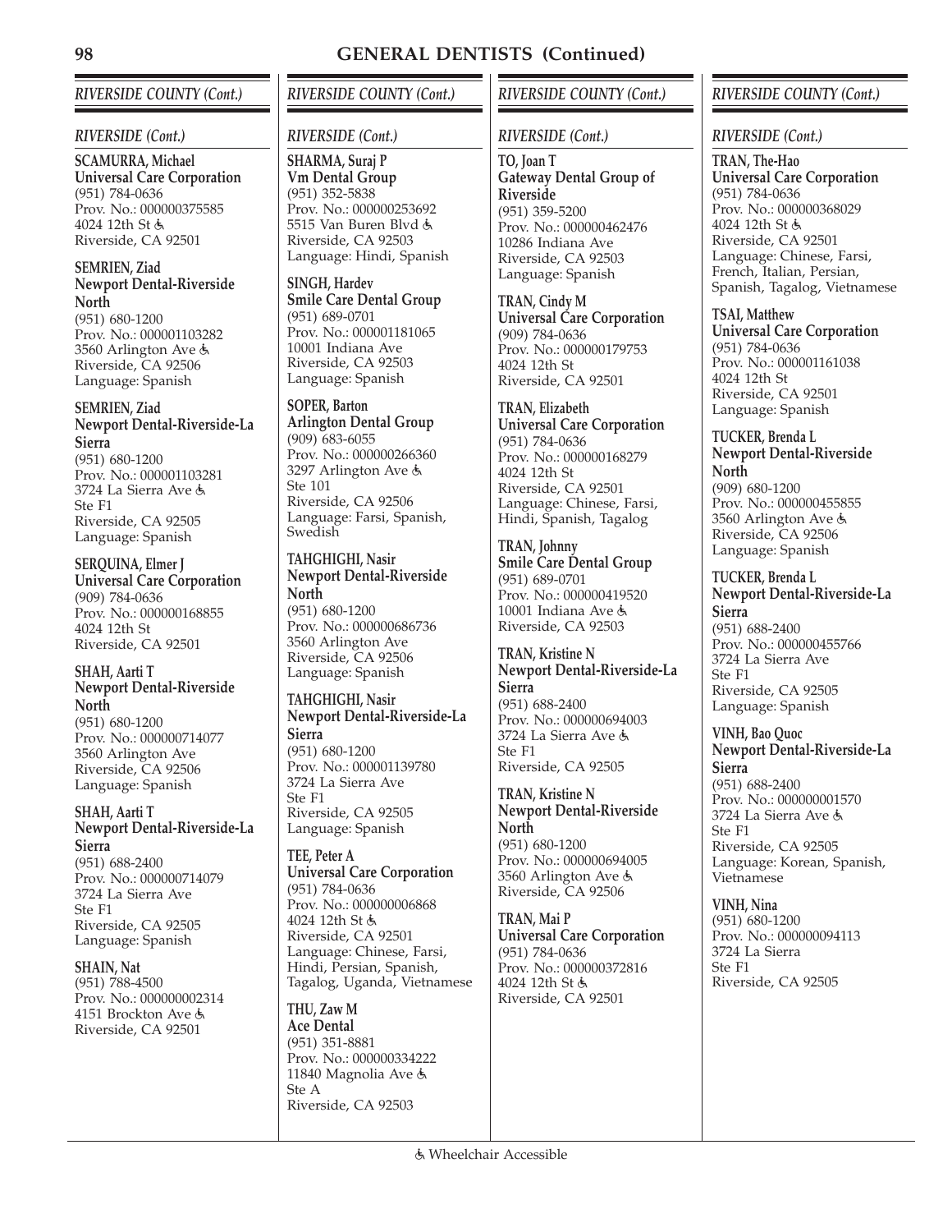# GENERAL DENTISTS (Continued)

## RIVERSIDE COUNTY (Cont.)

### RIVERSIDE (Cont.)

**SCAMURRA, Michael**
**Universal Care Corporation**
(951) 784-0636
Prov. No.: 000000375585
4024 12th St ♿
Riverside, CA 92501

**SEMRIEN, Ziad**
**Newport Dental-Riverside North**
(951) 680-1200
Prov. No.: 000001103282
3560 Arlington Ave ♿
Riverside, CA 92506
Language: Spanish

**SEMRIEN, Ziad**
**Newport Dental-Riverside-La Sierra**
(951) 680-1200
Prov. No.: 000001103281
3724 La Sierra Ave ♿
Ste F1
Riverside, CA 92505
Language: Spanish

**SERQUINA, Elmer J**
**Universal Care Corporation**
(909) 784-0636
Prov. No.: 000000168855
4024 12th St
Riverside, CA 92501

**SHAH, Aarti T**
**Newport Dental-Riverside North**
(951) 680-1200
Prov. No.: 000000714077
3560 Arlington Ave
Riverside, CA 92506
Language: Spanish

**SHAH, Aarti T**
**Newport Dental-Riverside-La Sierra**
(951) 688-2400
Prov. No.: 000000714079
3724 La Sierra Ave
Ste F1
Riverside, CA 92505
Language: Spanish

**SHAIN, Nat**
(951) 788-4500
Prov. No.: 000000002314
4151 Brockton Ave ♿
Riverside, CA 92501

**SHARMA, Suraj P**
**Vm Dental Group**
(951) 352-5838
Prov. No.: 000000253692
5515 Van Buren Blvd ♿
Riverside, CA 92503
Language: Hindi, Spanish

**SINGH, Hardev**
**Smile Care Dental Group**
(951) 689-0701
Prov. No.: 000001181065
10001 Indiana Ave
Riverside, CA 92503
Language: Spanish

**SOPER, Barton**
**Arlington Dental Group**
(909) 683-6055
Prov. No.: 000000266360
3297 Arlington Ave ♿
Ste 101
Riverside, CA 92506
Language: Farsi, Spanish, Swedish

**TAHGHIGHI, Nasir**
**Newport Dental-Riverside North**
(951) 680-1200
Prov. No.: 000000686736
3560 Arlington Ave
Riverside, CA 92506
Language: Spanish

**TAHGHIGHI, Nasir**
**Newport Dental-Riverside-La Sierra**
(951) 680-1200
Prov. No.: 000001139780
3724 La Sierra Ave
Ste F1
Riverside, CA 92505
Language: Spanish

**TEE, Peter A**
**Universal Care Corporation**
(951) 784-0636
Prov. No.: 000000006868
4024 12th St ♿
Riverside, CA 92501
Language: Chinese, Farsi, Hindi, Persian, Spanish, Tagalog, Uganda, Vietnamese

**THU, Zaw M**
**Ace Dental**
(951) 351-8881
Prov. No.: 000000334222
11840 Magnolia Ave ♿
Ste A
Riverside, CA 92503

**TO, Joan T**
**Gateway Dental Group of Riverside**
(951) 359-5200
Prov. No.: 000000462476
10286 Indiana Ave
Riverside, CA 92503
Language: Spanish

**TRAN, Cindy M**
**Universal Care Corporation**
(909) 784-0636
Prov. No.: 000000179753
4024 12th St
Riverside, CA 92501

**TRAN, Elizabeth**
**Universal Care Corporation**
(951) 784-0636
Prov. No.: 000000168279
4024 12th St
Riverside, CA 92501
Language: Chinese, Farsi, Hindi, Spanish, Tagalog

**TRAN, Johnny**
**Smile Care Dental Group**
(951) 689-0701
Prov. No.: 000000419520
10001 Indiana Ave ♿
Riverside, CA 92503

**TRAN, Kristine N**
**Newport Dental-Riverside-La Sierra**
(951) 688-2400
Prov. No.: 000000694003
3724 La Sierra Ave ♿
Ste F1
Riverside, CA 92505

**TRAN, Kristine N**
**Newport Dental-Riverside North**
(951) 680-1200
Prov. No.: 000000694005
3560 Arlington Ave ♿
Riverside, CA 92506

**TRAN, Mai P**
**Universal Care Corporation**
(951) 784-0636
Prov. No.: 000000372816
4024 12th St ♿
Riverside, CA 92501

**TRAN, The-Hao**
**Universal Care Corporation**
(951) 784-0636
Prov. No.: 000000368029
4024 12th St ♿
Riverside, CA 92501
Language: Chinese, Farsi, French, Italian, Persian, Spanish, Tagalog, Vietnamese

**TSAI, Matthew**
**Universal Care Corporation**
(951) 784-0636
Prov. No.: 000001161038
4024 12th St
Riverside, CA 92501
Language: Spanish

**TUCKER, Brenda L**
**Newport Dental-Riverside North**
(909) 680-1200
Prov. No.: 000000455855
3560 Arlington Ave ♿
Riverside, CA 92506
Language: Spanish

**TUCKER, Brenda L**
**Newport Dental-Riverside-La Sierra**
(951) 688-2400
Prov. No.: 000000455766
3724 La Sierra Ave
Ste F1
Riverside, CA 92505
Language: Spanish

**VINH, Bao Quoc**
**Newport Dental-Riverside-La Sierra**
(951) 688-2400
Prov. No.: 000000001570
3724 La Sierra Ave ♿
Ste F1
Riverside, CA 92505
Language: Korean, Spanish, Vietnamese

**VINH, Nina**
(951) 680-1200
Prov. No.: 000000094113
3724 La Sierra
Ste F1
Riverside, CA 92505

♿ Wheelchair Accessible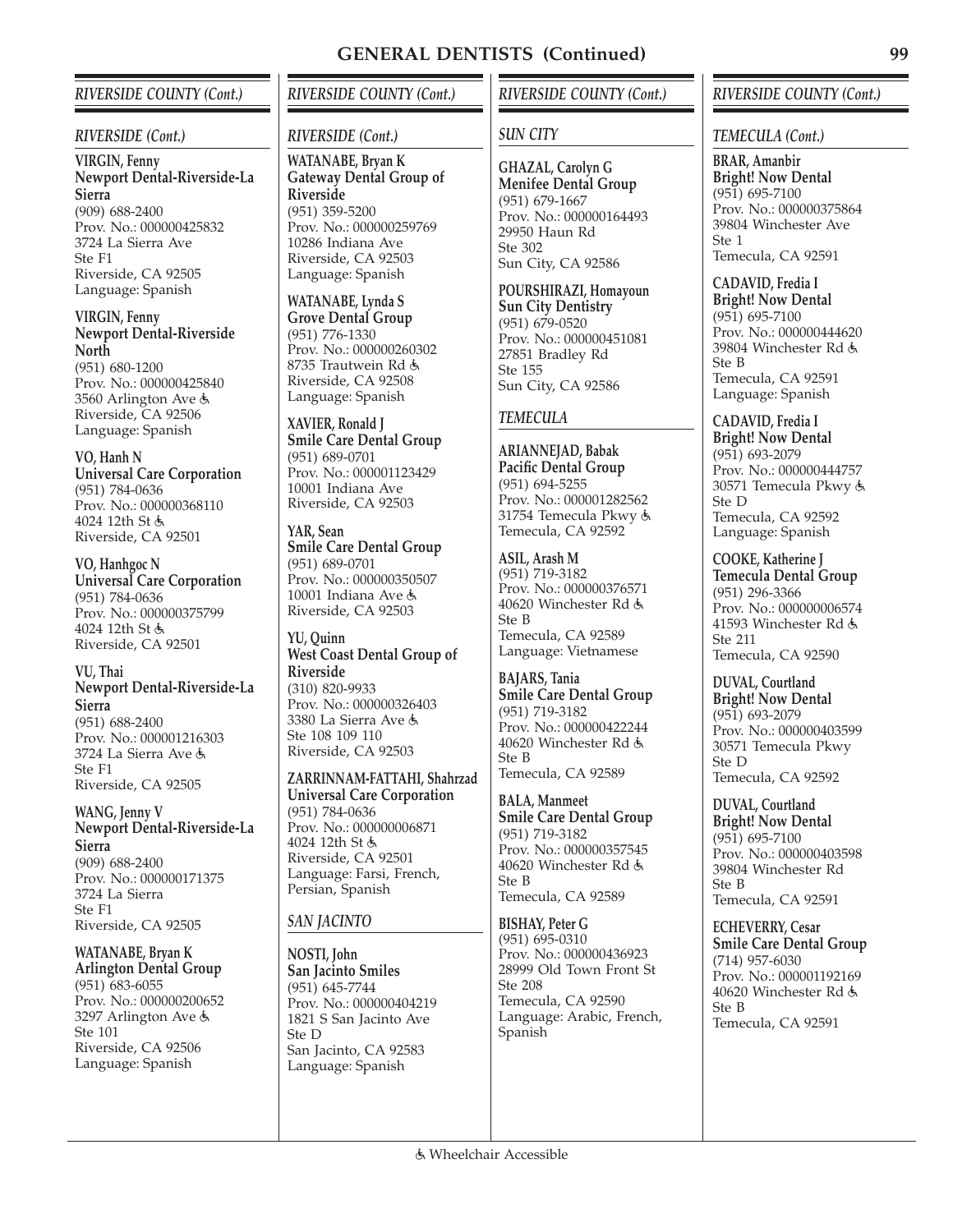# GENERAL DENTISTS (Continued)

## RIVERSIDE COUNTY (Cont.)

### RIVERSIDE (Cont.)

**VIRGIN, Fenny**
**Newport Dental-Riverside-La Sierra**
(909) 688-2400
Prov. No.: 000000425832
3724 La Sierra Ave
Ste F1
Riverside, CA 92505
Language: Spanish

**VIRGIN, Fenny**
**Newport Dental-Riverside North**
(951) 680-1200
Prov. No.: 000000425840
3560 Arlington Ave ♿
Riverside, CA 92506
Language: Spanish

**VO, Hanh N**
**Universal Care Corporation**
(951) 784-0636
Prov. No.: 000000368110
4024 12th St ♿
Riverside, CA 92501

**VO, Hanhgoc N**
**Universal Care Corporation**
(951) 784-0636
Prov. No.: 000000375799
4024 12th St ♿
Riverside, CA 92501

**VU, Thai**
**Newport Dental-Riverside-La Sierra**
(951) 688-2400
Prov. No.: 000001216303
3724 La Sierra Ave ♿
Ste F1
Riverside, CA 92505

**WANG, Jenny V**
**Newport Dental-Riverside-La Sierra**
(909) 688-2400
Prov. No.: 000000171375
3724 La Sierra
Ste F1
Riverside, CA 92505

**WATANABE, Bryan K**
**Arlington Dental Group**
(951) 683-6055
Prov. No.: 000000200652
3297 Arlington Ave ♿
Ste 101
Riverside, CA 92506
Language: Spanish

**WATANABE, Bryan K**
**Gateway Dental Group of Riverside**
(951) 359-5200
Prov. No.: 000000259769
10286 Indiana Ave
Riverside, CA 92503
Language: Spanish

**WATANABE, Lynda S**
**Grove Dental Group**
(951) 776-1330
Prov. No.: 000000260302
8735 Trautwein Rd ♿
Riverside, CA 92508
Language: Spanish

**XAVIER, Ronald J**
**Smile Care Dental Group**
(951) 689-0701
Prov. No.: 000001123429
10001 Indiana Ave
Riverside, CA 92503

**YAR, Sean**
**Smile Care Dental Group**
(951) 689-0701
Prov. No.: 000000350507
10001 Indiana Ave ♿
Riverside, CA 92503

**YU, Quinn**
**West Coast Dental Group of Riverside**
(310) 820-9933
Prov. No.: 000000326403
3380 La Sierra Ave ♿
Ste 108 109 110
Riverside, CA 92503

**ZARRINNAM-FATTAHI, Shahrzad**
**Universal Care Corporation**
(951) 784-0636
Prov. No.: 000000006871
4024 12th St ♿
Riverside, CA 92501
Language: Farsi, French, Persian, Spanish

### SAN JACINTO

**NOSTI, John**
**San Jacinto Smiles**
(951) 645-7744
Prov. No.: 000000404219
1821 S San Jacinto Ave
Ste D
San Jacinto, CA 92583
Language: Spanish

### SUN CITY

**GHAZAL, Carolyn G**
**Menifee Dental Group**
(951) 679-1667
Prov. No.: 000000164493
29950 Haun Rd
Ste 302
Sun City, CA 92586

**POURSHIRAZI, Homayoun**
**Sun City Dentistry**
(951) 679-0520
Prov. No.: 000000451081
27851 Bradley Rd
Ste 155
Sun City, CA 92586

### TEMECULA

**ARIANNEJAD, Babak**
**Pacific Dental Group**
(951) 694-5255
Prov. No.: 000001282562
31754 Temecula Pkwy ♿
Temecula, CA 92592

**ASIL, Arash M**
(951) 719-3182
Prov. No.: 000000376571
40620 Winchester Rd ♿
Ste B
Temecula, CA 92589
Language: Vietnamese

**BAJARS, Tania**
**Smile Care Dental Group**
(951) 719-3182
Prov. No.: 000000422244
40620 Winchester Rd ♿
Ste B
Temecula, CA 92589

**BALA, Manmeet**
**Smile Care Dental Group**
(951) 719-3182
Prov. No.: 000000357545
40620 Winchester Rd ♿
Ste B
Temecula, CA 92589

**BISHAY, Peter G**
(951) 695-0310
Prov. No.: 000000436923
28999 Old Town Front St
Ste 208
Temecula, CA 92590
Language: Arabic, French, Spanish

### TEMECULA (Cont.)

**BRAR, Amanbir**
**Bright! Now Dental**
(951) 695-7100
Prov. No.: 000000375864
39804 Winchester Ave
Ste 1
Temecula, CA 92591

**CADAVID, Fredia I**
**Bright! Now Dental**
(951) 695-7100
Prov. No.: 000000444620
39804 Winchester Rd ♿
Ste B
Temecula, CA 92591
Language: Spanish

**CADAVID, Fredia I**
**Bright! Now Dental**
(951) 693-2079
Prov. No.: 000000444757
30571 Temecula Pkwy ♿
Ste D
Temecula, CA 92592
Language: Spanish

**COOKE, Katherine J**
**Temecula Dental Group**
(951) 296-3366
Prov. No.: 000000006574
41593 Winchester Rd ♿
Ste 211
Temecula, CA 92590

**DUVAL, Courtland**
**Bright! Now Dental**
(951) 693-2079
Prov. No.: 000000403599
30571 Temecula Pkwy
Ste D
Temecula, CA 92592

**DUVAL, Courtland**
**Bright! Now Dental**
(951) 695-7100
Prov. No.: 000000403598
39804 Winchester Rd
Ste B
Temecula, CA 92591

**ECHEVERRY, Cesar**
**Smile Care Dental Group**
(714) 957-6030
Prov. No.: 000001192169
40620 Winchester Rd ♿
Ste B
Temecula, CA 92591

♿ Wheelchair Accessible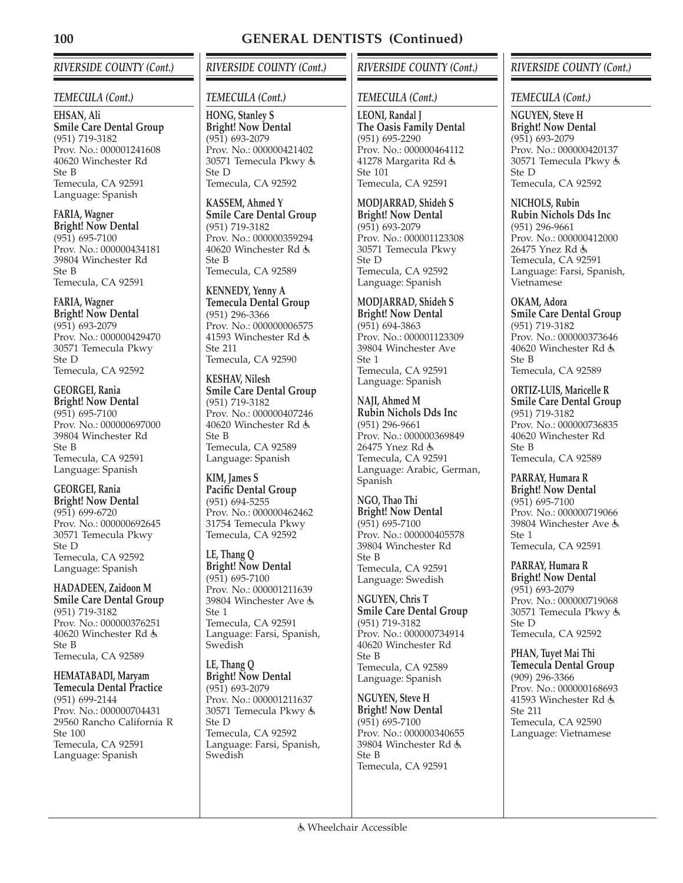## GENERAL DENTISTS (Continued)

### RIVERSIDE COUNTY (Cont.)

#### TEMECULA (Cont.)

**EHSAN, Ali**
**Smile Care Dental Group**
(951) 719-3182
Prov. No.: 000001241608
40620 Winchester Rd
Ste B
Temecula, CA 92591
Language: Spanish

**FARIA, Wagner**
**Bright! Now Dental**
(951) 695-7100
Prov. No.: 000000434181
39804 Winchester Rd
Ste B
Temecula, CA 92591

**FARIA, Wagner**
**Bright! Now Dental**
(951) 693-2079
Prov. No.: 000000429470
30571 Temecula Pkwy
Ste D
Temecula, CA 92592

**GEORGEI, Rania**
**Bright! Now Dental**
(951) 695-7100
Prov. No.: 000000697000
39804 Winchester Rd
Ste B
Temecula, CA 92591
Language: Spanish

**GEORGEI, Rania**
**Bright! Now Dental**
(951) 699-6720
Prov. No.: 000000692645
30571 Temecula Pkwy
Ste D
Temecula, CA 92592
Language: Spanish

**HADADEEN, Zaidoon M**
**Smile Care Dental Group**
(951) 719-3182
Prov. No.: 000000376251
40620 Winchester Rd ♿
Ste B
Temecula, CA 92589

**HEMATABADI, Maryam**
**Temecula Dental Practice**
(951) 699-2144
Prov. No.: 000000704431
29560 Rancho California R
Ste 100
Temecula, CA 92591
Language: Spanish

**HONG, Stanley S**
**Bright! Now Dental**
(951) 693-2079
Prov. No.: 000000421402
30571 Temecula Pkwy ♿
Ste D
Temecula, CA 92592

**KASSEM, Ahmed Y**
**Smile Care Dental Group**
(951) 719-3182
Prov. No.: 000000359294
40620 Winchester Rd ♿
Ste B
Temecula, CA 92589

**KENNEDY, Yenny A**
**Temecula Dental Group**
(951) 296-3366
Prov. No.: 000000006575
41593 Winchester Rd ♿
Ste 211
Temecula, CA 92590

**KESHAV, Nilesh**
**Smile Care Dental Group**
(951) 719-3182
Prov. No.: 000000407246
40620 Winchester Rd ♿
Ste B
Temecula, CA 92589
Language: Spanish

**KIM, James S**
**Pacific Dental Group**
(951) 694-5255
Prov. No.: 000000462462
31754 Temecula Pkwy
Temecula, CA 92592

**LE, Thang Q**
**Bright! Now Dental**
(951) 695-7100
Prov. No.: 000001211639
39804 Winchester Ave ♿
Ste 1
Temecula, CA 92591
Language: Farsi, Spanish, Swedish

**LE, Thang Q**
**Bright! Now Dental**
(951) 693-2079
Prov. No.: 000001211637
30571 Temecula Pkwy ♿
Ste D
Temecula, CA 92592
Language: Farsi, Spanish, Swedish

**LEONI, Randal J**
**The Oasis Family Dental**
(951) 695-2290
Prov. No.: 000000464112
41278 Margarita Rd ♿
Ste 101
Temecula, CA 92591

**MODJARRAD, Shideh S**
**Bright! Now Dental**
(951) 693-2079
Prov. No.: 000001123308
30571 Temecula Pkwy
Ste D
Temecula, CA 92592
Language: Spanish

**MODJARRAD, Shideh S**
**Bright! Now Dental**
(951) 694-3863
Prov. No.: 000001123309
39804 Winchester Ave
Ste 1
Temecula, CA 92591
Language: Spanish

**NAJI, Ahmed M**
**Rubin Nichols Dds Inc**
(951) 296-9661
Prov. No.: 000000369849
26475 Ynez Rd ♿
Temecula, CA 92591
Language: Arabic, German, Spanish

**NGO, Thao Thi**
**Bright! Now Dental**
(951) 695-7100
Prov. No.: 000000405578
39804 Winchester Rd
Ste B
Temecula, CA 92591
Language: Swedish

**NGUYEN, Chris T**
**Smile Care Dental Group**
(951) 719-3182
Prov. No.: 000000734914
40620 Winchester Rd
Ste B
Temecula, CA 92589
Language: Spanish

**NGUYEN, Steve H**
**Bright! Now Dental**
(951) 695-7100
Prov. No.: 000000340655
39804 Winchester Rd ♿
Ste B
Temecula, CA 92591

**NGUYEN, Steve H**
**Bright! Now Dental**
(951) 693-2079
Prov. No.: 000000420137
30571 Temecula Pkwy ♿
Ste D
Temecula, CA 92592

**NICHOLS, Rubin**
**Rubin Nichols Dds Inc**
(951) 296-9661
Prov. No.: 000000412000
26475 Ynez Rd ♿
Temecula, CA 92591
Language: Farsi, Spanish, Vietnamese

**OKAM, Adora**
**Smile Care Dental Group**
(951) 719-3182
Prov. No.: 000000373646
40620 Winchester Rd ♿
Ste B
Temecula, CA 92589

**ORTIZ-LUIS, Maricelle R**
**Smile Care Dental Group**
(951) 719-3182
Prov. No.: 000000736835
40620 Winchester Rd
Ste B
Temecula, CA 92589

**PARRAY, Humara R**
**Bright! Now Dental**
(951) 695-7100
Prov. No.: 000000719066
39804 Winchester Ave ♿
Ste 1
Temecula, CA 92591

**PARRAY, Humara R**
**Bright! Now Dental**
(951) 693-2079
Prov. No.: 000000719068
30571 Temecula Pkwy ♿
Ste D
Temecula, CA 92592

**PHAN, Tuyet Mai Thi**
**Temecula Dental Group**
(909) 296-3366
Prov. No.: 000000168693
41593 Winchester Rd ♿
Ste 211
Temecula, CA 92590
Language: Vietnamese

♿ Wheelchair Accessible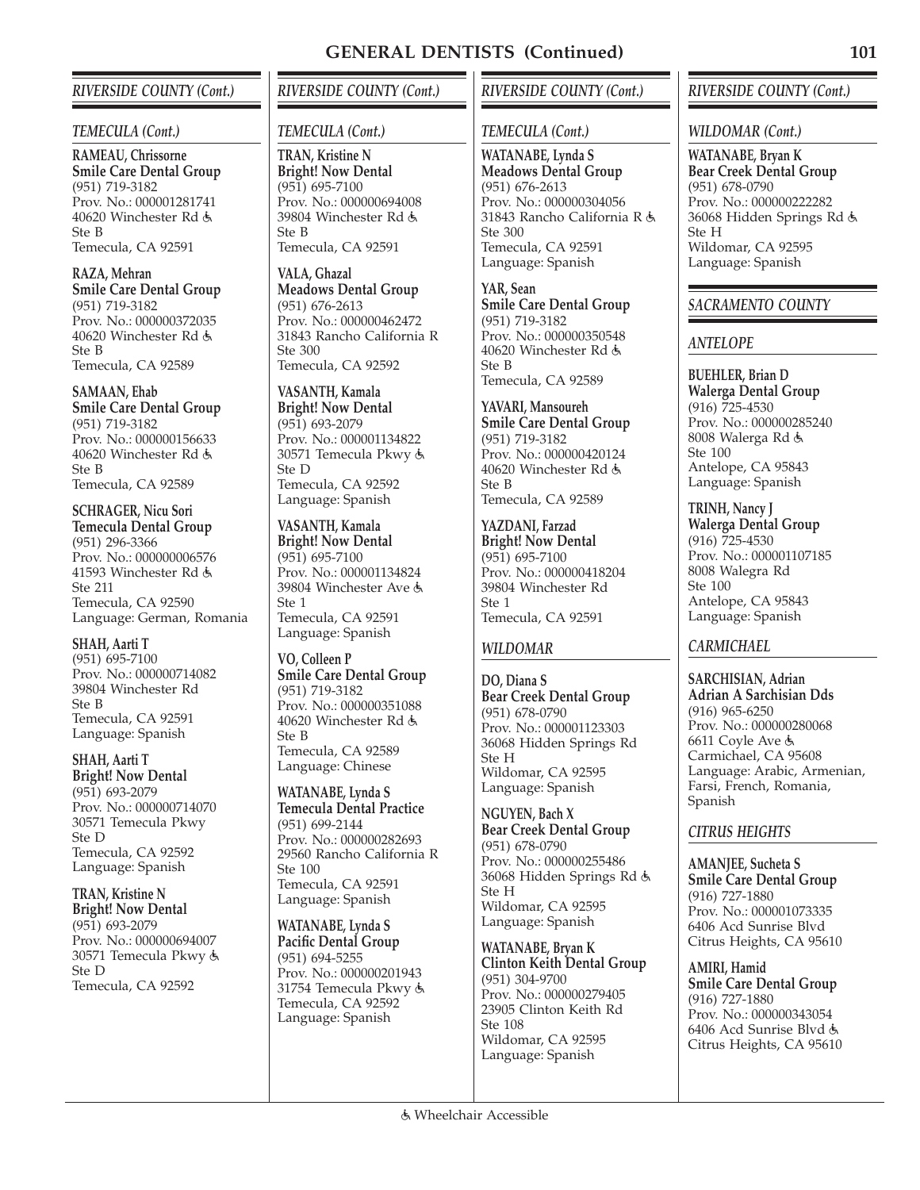# GENERAL DENTISTS (Continued)

## RIVERSIDE COUNTY (Cont.)

### TEMECULA (Cont.)

**RAMEAU, Chrissorne**
**Smile Care Dental Group**
(951) 719-3182
Prov. No.: 000001281741
40620 Winchester Rd ♿
Ste B
Temecula, CA 92591

**RAZA, Mehran**
**Smile Care Dental Group**
(951) 719-3182
Prov. No.: 000000372035
40620 Winchester Rd ♿
Ste B
Temecula, CA 92589

**SAMAAN, Ehab**
**Smile Care Dental Group**
(951) 719-3182
Prov. No.: 000000156633
40620 Winchester Rd ♿
Ste B
Temecula, CA 92589

**SCHRAGER, Nicu Sori**
**Temecula Dental Group**
(951) 296-3366
Prov. No.: 000000006576
41593 Winchester Rd ♿
Ste 211
Temecula, CA 92590
Language: German, Romania

**SHAH, Aarti T**
(951) 695-7100
Prov. No.: 000000714082
39804 Winchester Rd
Ste B
Temecula, CA 92591
Language: Spanish

**SHAH, Aarti T**
**Bright! Now Dental**
(951) 693-2079
Prov. No.: 000000714070
30571 Temecula Pkwy
Ste D
Temecula, CA 92592
Language: Spanish

**TRAN, Kristine N**
**Bright! Now Dental**
(951) 693-2079
Prov. No.: 000000694007
30571 Temecula Pkwy ♿
Ste D
Temecula, CA 92592

**TRAN, Kristine N**
**Bright! Now Dental**
(951) 695-7100
Prov. No.: 000000694008
39804 Winchester Rd ♿
Ste B
Temecula, CA 92591

**VALA, Ghazal**
**Meadows Dental Group**
(951) 676-2613
Prov. No.: 000000462472
31843 Rancho California R
Ste 300
Temecula, CA 92592

**VASANTH, Kamala**
**Bright! Now Dental**
(951) 693-2079
Prov. No.: 000001134822
30571 Temecula Pkwy ♿
Ste D
Temecula, CA 92592
Language: Spanish

**VASANTH, Kamala**
**Bright! Now Dental**
(951) 695-7100
Prov. No.: 000001134824
39804 Winchester Ave ♿
Ste 1
Temecula, CA 92591
Language: Spanish

**VO, Colleen P**
**Smile Care Dental Group**
(951) 719-3182
Prov. No.: 000000351088
40620 Winchester Rd ♿
Ste B
Temecula, CA 92589
Language: Chinese

**WATANABE, Lynda S**
**Temecula Dental Practice**
(951) 699-2144
Prov. No.: 000000282693
29560 Rancho California R
Ste 100
Temecula, CA 92591
Language: Spanish

**WATANABE, Lynda S**
**Pacific Dental Group**
(951) 694-5255
Prov. No.: 000000201943
31754 Temecula Pkwy ♿
Temecula, CA 92592
Language: Spanish

**WATANABE, Lynda S**
**Meadows Dental Group**
(951) 676-2613
Prov. No.: 000000304056
31843 Rancho California R ♿
Ste 300
Temecula, CA 92591
Language: Spanish

**YAR, Sean**
**Smile Care Dental Group**
(951) 719-3182
Prov. No.: 000000350548
40620 Winchester Rd ♿
Ste B
Temecula, CA 92589

**YAVARI, Mansoureh**
**Smile Care Dental Group**
(951) 719-3182
Prov. No.: 000000420124
40620 Winchester Rd ♿
Ste B
Temecula, CA 92589

**YAZDANI, Farzad**
**Bright! Now Dental**
(951) 695-7100
Prov. No.: 000000418204
39804 Winchester Rd
Ste 1
Temecula, CA 92591

### WILDOMAR

**DO, Diana S**
**Bear Creek Dental Group**
(951) 678-0790
Prov. No.: 000001123303
36068 Hidden Springs Rd
Ste H
Wildomar, CA 92595
Language: Spanish

**NGUYEN, Bach X**
**Bear Creek Dental Group**
(951) 678-0790
Prov. No.: 000000255486
36068 Hidden Springs Rd ♿
Ste H
Wildomar, CA 92595
Language: Spanish

**WATANABE, Bryan K**
**Clinton Keith Dental Group**
(951) 304-9700
Prov. No.: 000000279405
23905 Clinton Keith Rd
Ste 108
Wildomar, CA 92595
Language: Spanish

### WILDOMAR (Cont.)

**WATANABE, Bryan K**
**Bear Creek Dental Group**
(951) 678-0790
Prov. No.: 000000222282
36068 Hidden Springs Rd ♿
Ste H
Wildomar, CA 92595
Language: Spanish

## SACRAMENTO COUNTY

### ANTELOPE

**BUEHLER, Brian D**
**Walerga Dental Group**
(916) 725-4530
Prov. No.: 000000285240
8008 Walerga Rd ♿
Ste 100
Antelope, CA 95843
Language: Spanish

**TRINH, Nancy J**
**Walerga Dental Group**
(916) 725-4530
Prov. No.: 000001107185
8008 Walegra Rd
Ste 100
Antelope, CA 95843
Language: Spanish

### CARMICHAEL

**SARCHISIAN, Adrian**
**Adrian A Sarchisian Dds**
(916) 965-6250
Prov. No.: 000000280068
6611 Coyle Ave ♿
Carmichael, CA 95608
Language: Arabic, Armenian, Farsi, French, Romania, Spanish

### CITRUS HEIGHTS

**AMANJEE, Sucheta S**
**Smile Care Dental Group**
(916) 727-1880
Prov. No.: 000001073335
6406 Acd Sunrise Blvd
Citrus Heights, CA 95610

**AMIRI, Hamid**
**Smile Care Dental Group**
(916) 727-1880
Prov. No.: 000000343054
6406 Acd Sunrise Blvd ♿
Citrus Heights, CA 95610

♿ Wheelchair Accessible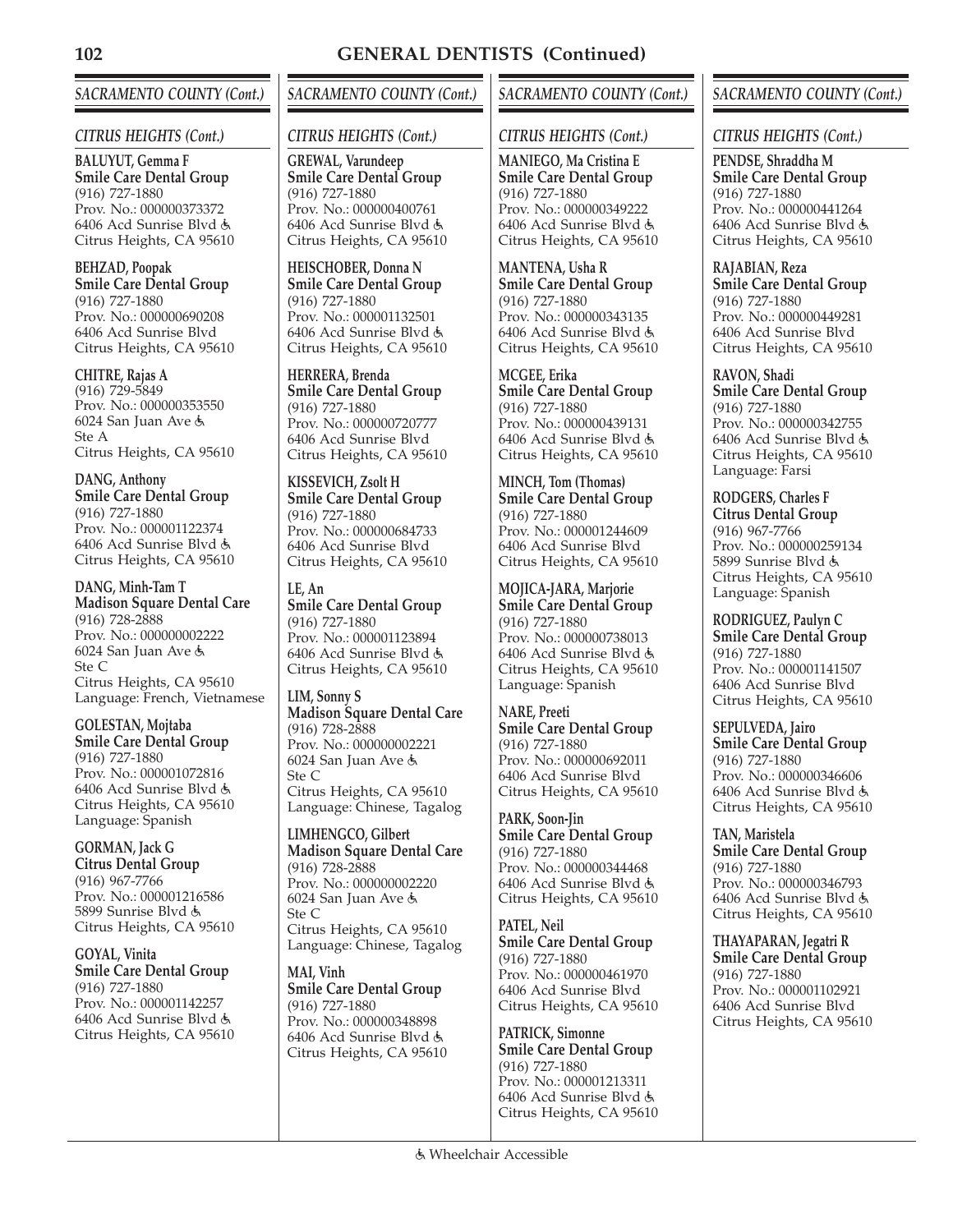## GENERAL DENTISTS (Continued)

### SACRAMENTO COUNTY (Cont.)

#### CITRUS HEIGHTS (Cont.)

**BALUYUT, Gemma F**
**Smile Care Dental Group**
(916) 727-1880
Prov. No.: 000000373372
6406 Acd Sunrise Blvd ♿
Citrus Heights, CA 95610

**BEHZAD, Poopak**
**Smile Care Dental Group**
(916) 727-1880
Prov. No.: 000000690208
6406 Acd Sunrise Blvd
Citrus Heights, CA 95610

**CHITRE, Rajas A**
(916) 729-5849
Prov. No.: 000000353550
6024 San Juan Ave ♿
Ste A
Citrus Heights, CA 95610

**DANG, Anthony**
**Smile Care Dental Group**
(916) 727-1880
Prov. No.: 000001122374
6406 Acd Sunrise Blvd ♿
Citrus Heights, CA 95610

**DANG, Minh-Tam T**
**Madison Square Dental Care**
(916) 728-2888
Prov. No.: 000000002222
6024 San Juan Ave ♿
Ste C
Citrus Heights, CA 95610
Language: French, Vietnamese

**GOLESTAN, Mojtaba**
**Smile Care Dental Group**
(916) 727-1880
Prov. No.: 000001072816
6406 Acd Sunrise Blvd ♿
Citrus Heights, CA 95610
Language: Spanish

**GORMAN, Jack G**
**Citrus Dental Group**
(916) 967-7766
Prov. No.: 000001216586
5899 Sunrise Blvd ♿
Citrus Heights, CA 95610

**GOYAL, Vinita**
**Smile Care Dental Group**
(916) 727-1880
Prov. No.: 000001142257
6406 Acd Sunrise Blvd ♿
Citrus Heights, CA 95610

**GREWAL, Varundeep**
**Smile Care Dental Group**
(916) 727-1880
Prov. No.: 000000400761
6406 Acd Sunrise Blvd ♿
Citrus Heights, CA 95610

**HEISCHOBER, Donna N**
**Smile Care Dental Group**
(916) 727-1880
Prov. No.: 000001132501
6406 Acd Sunrise Blvd ♿
Citrus Heights, CA 95610

**HERRERA, Brenda**
**Smile Care Dental Group**
(916) 727-1880
Prov. No.: 000000720777
6406 Acd Sunrise Blvd
Citrus Heights, CA 95610

**KISSEVICH, Zsolt H**
**Smile Care Dental Group**
(916) 727-1880
Prov. No.: 000000684733
6406 Acd Sunrise Blvd
Citrus Heights, CA 95610

**LE, An**
**Smile Care Dental Group**
(916) 727-1880
Prov. No.: 000001123894
6406 Acd Sunrise Blvd ♿
Citrus Heights, CA 95610

**LIM, Sonny S**
**Madison Square Dental Care**
(916) 728-2888
Prov. No.: 000000002221
6024 San Juan Ave ♿
Ste C
Citrus Heights, CA 95610
Language: Chinese, Tagalog

**LIMHENGCO, Gilbert**
**Madison Square Dental Care**
(916) 728-2888
Prov. No.: 000000002220
6024 San Juan Ave ♿
Ste C
Citrus Heights, CA 95610
Language: Chinese, Tagalog

**MAI, Vinh**
**Smile Care Dental Group**
(916) 727-1880
Prov. No.: 000000348898
6406 Acd Sunrise Blvd ♿
Citrus Heights, CA 95610

**MANIEGO, Ma Cristina E**
**Smile Care Dental Group**
(916) 727-1880
Prov. No.: 000000349222
6406 Acd Sunrise Blvd ♿
Citrus Heights, CA 95610

**MANTENA, Usha R**
**Smile Care Dental Group**
(916) 727-1880
Prov. No.: 000000343135
6406 Acd Sunrise Blvd ♿
Citrus Heights, CA 95610

**MCGEE, Erika**
**Smile Care Dental Group**
(916) 727-1880
Prov. No.: 000000439131
6406 Acd Sunrise Blvd ♿
Citrus Heights, CA 95610

**MINCH, Tom (Thomas)**
**Smile Care Dental Group**
(916) 727-1880
Prov. No.: 000001244609
6406 Acd Sunrise Blvd
Citrus Heights, CA 95610

**MOJICA-JARA, Marjorie**
**Smile Care Dental Group**
(916) 727-1880
Prov. No.: 000000738013
6406 Acd Sunrise Blvd ♿
Citrus Heights, CA 95610
Language: Spanish

**NARE, Preeti**
**Smile Care Dental Group**
(916) 727-1880
Prov. No.: 000000692011
6406 Acd Sunrise Blvd
Citrus Heights, CA 95610

**PARK, Soon-Jin**
**Smile Care Dental Group**
(916) 727-1880
Prov. No.: 000000344468
6406 Acd Sunrise Blvd ♿
Citrus Heights, CA 95610

**PATEL, Neil**
**Smile Care Dental Group**
(916) 727-1880
Prov. No.: 000000461970
6406 Acd Sunrise Blvd
Citrus Heights, CA 95610

**PATRICK, Simonne**
**Smile Care Dental Group**
(916) 727-1880
Prov. No.: 000001213311
6406 Acd Sunrise Blvd ♿
Citrus Heights, CA 95610

**PENDSE, Shraddha M**
**Smile Care Dental Group**
(916) 727-1880
Prov. No.: 000000441264
6406 Acd Sunrise Blvd ♿
Citrus Heights, CA 95610

**RAJABIAN, Reza**
**Smile Care Dental Group**
(916) 727-1880
Prov. No.: 000000449281
6406 Acd Sunrise Blvd
Citrus Heights, CA 95610

**RAVON, Shadi**
**Smile Care Dental Group**
(916) 727-1880
Prov. No.: 000000342755
6406 Acd Sunrise Blvd ♿
Citrus Heights, CA 95610
Language: Farsi

**RODGERS, Charles F**
**Citrus Dental Group**
(916) 967-7766
Prov. No.: 000000259134
5899 Sunrise Blvd ♿
Citrus Heights, CA 95610
Language: Spanish

**RODRIGUEZ, Paulyn C**
**Smile Care Dental Group**
(916) 727-1880
Prov. No.: 000001141507
6406 Acd Sunrise Blvd
Citrus Heights, CA 95610

**SEPULVEDA, Jairo**
**Smile Care Dental Group**
(916) 727-1880
Prov. No.: 000000346606
6406 Acd Sunrise Blvd ♿
Citrus Heights, CA 95610

**TAN, Maristela**
**Smile Care Dental Group**
(916) 727-1880
Prov. No.: 000000346793
6406 Acd Sunrise Blvd ♿
Citrus Heights, CA 95610

**THAYAPARAN, Jegatri R**
**Smile Care Dental Group**
(916) 727-1880
Prov. No.: 000001102921
6406 Acd Sunrise Blvd
Citrus Heights, CA 95610

♿ Wheelchair Accessible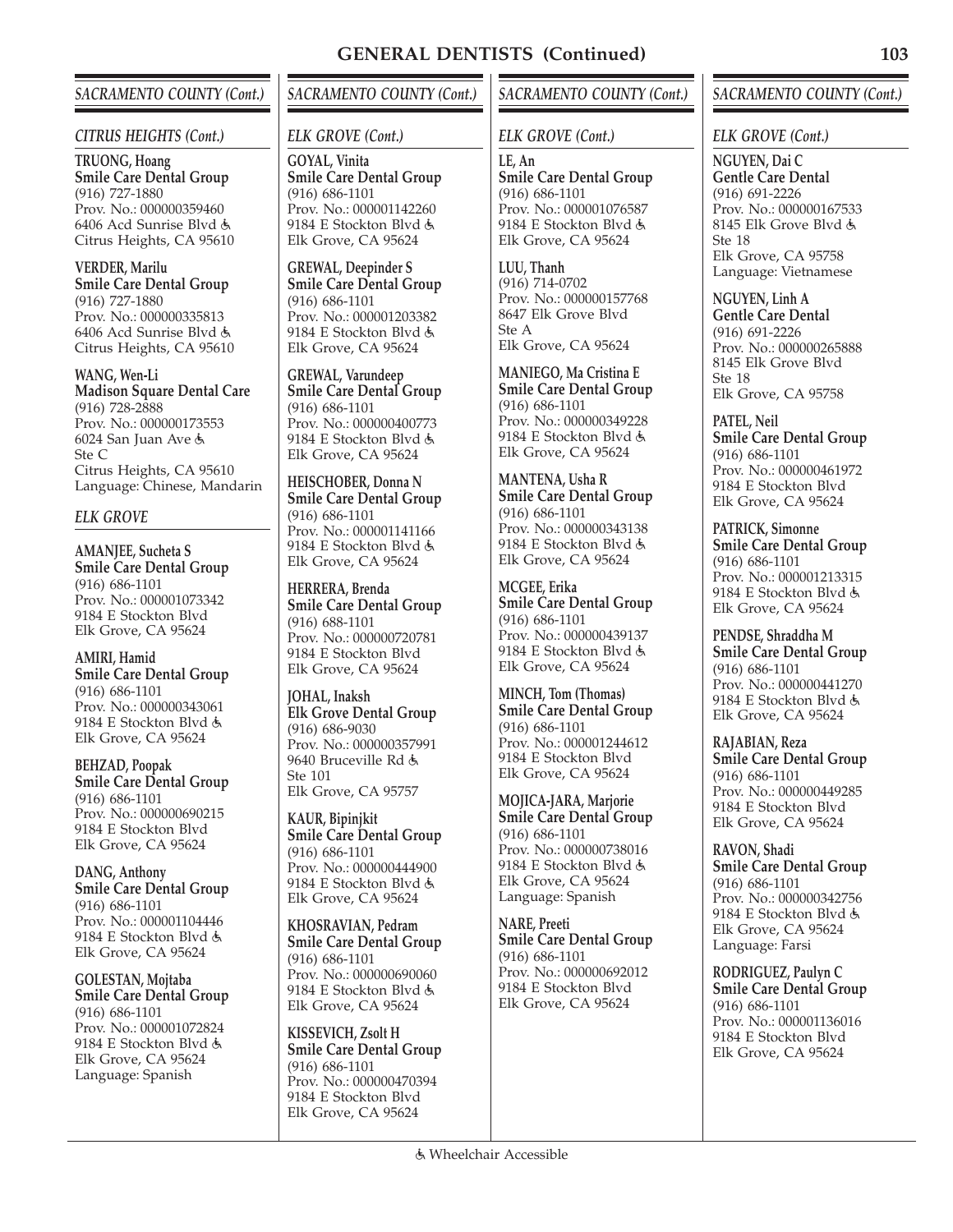## GENERAL DENTISTS (Continued)

### SACRAMENTO COUNTY (Cont.)

#### CITRUS HEIGHTS (Cont.)

**TRUONG, Hoang**
**Smile Care Dental Group**
(916) 727-1880
Prov. No.: 000000359460
6406 Acd Sunrise Blvd ♿
Citrus Heights, CA 95610

**VERDER, Marilu**
**Smile Care Dental Group**
(916) 727-1880
Prov. No.: 000000335813
6406 Acd Sunrise Blvd ♿
Citrus Heights, CA 95610

**WANG, Wen-Li**
**Madison Square Dental Care**
(916) 728-2888
Prov. No.: 000000173553
6024 San Juan Ave ♿
Ste C
Citrus Heights, CA 95610
Language: Chinese, Mandarin

#### ELK GROVE

**AMANJEE, Sucheta S**
**Smile Care Dental Group**
(916) 686-1101
Prov. No.: 000001073342
9184 E Stockton Blvd
Elk Grove, CA 95624

**AMIRI, Hamid**
**Smile Care Dental Group**
(916) 686-1101
Prov. No.: 000000343061
9184 E Stockton Blvd ♿
Elk Grove, CA 95624

**BEHZAD, Poopak**
**Smile Care Dental Group**
(916) 686-1101
Prov. No.: 000000690215
9184 E Stockton Blvd
Elk Grove, CA 95624

**DANG, Anthony**
**Smile Care Dental Group**
(916) 686-1101
Prov. No.: 000001104446
9184 E Stockton Blvd ♿
Elk Grove, CA 95624

**GOLESTAN, Mojtaba**
**Smile Care Dental Group**
(916) 686-1101
Prov. No.: 000001072824
9184 E Stockton Blvd ♿
Elk Grove, CA 95624
Language: Spanish

#### ELK GROVE (Cont.)

**GOYAL, Vinita**
**Smile Care Dental Group**
(916) 686-1101
Prov. No.: 000001142260
9184 E Stockton Blvd ♿
Elk Grove, CA 95624

**GREWAL, Deepinder S**
**Smile Care Dental Group**
(916) 686-1101
Prov. No.: 000001203382
9184 E Stockton Blvd ♿
Elk Grove, CA 95624

**GREWAL, Varundeep**
**Smile Care Dental Group**
(916) 686-1101
Prov. No.: 000000400773
9184 E Stockton Blvd ♿
Elk Grove, CA 95624

**HEISCHOBER, Donna N**
**Smile Care Dental Group**
(916) 686-1101
Prov. No.: 000001141166
9184 E Stockton Blvd ♿
Elk Grove, CA 95624

**HERRERA, Brenda**
**Smile Care Dental Group**
(916) 688-1101
Prov. No.: 000000720781
9184 E Stockton Blvd
Elk Grove, CA 95624

**JOHAL, Inaksh**
**Elk Grove Dental Group**
(916) 686-9030
Prov. No.: 000000357991
9640 Bruceville Rd ♿
Ste 101
Elk Grove, CA 95757

**KAUR, Bipinjkit**
**Smile Care Dental Group**
(916) 686-1101
Prov. No.: 000000444900
9184 E Stockton Blvd ♿
Elk Grove, CA 95624

**KHOSRAVIAN, Pedram**
**Smile Care Dental Group**
(916) 686-1101
Prov. No.: 000000690060
9184 E Stockton Blvd ♿
Elk Grove, CA 95624

**KISSEVICH, Zsolt H**
**Smile Care Dental Group**
(916) 686-1101
Prov. No.: 000000470394
9184 E Stockton Blvd
Elk Grove, CA 95624

**LE, An**
**Smile Care Dental Group**
(916) 686-1101
Prov. No.: 000001076587
9184 E Stockton Blvd ♿
Elk Grove, CA 95624

**LUU, Thanh**
(916) 714-0702
Prov. No.: 000000157768
8647 Elk Grove Blvd
Ste A
Elk Grove, CA 95624

**MANIEGO, Ma Cristina E**
**Smile Care Dental Group**
(916) 686-1101
Prov. No.: 000000349228
9184 E Stockton Blvd ♿
Elk Grove, CA 95624

**MANTENA, Usha R**
**Smile Care Dental Group**
(916) 686-1101
Prov. No.: 000000343138
9184 E Stockton Blvd ♿
Elk Grove, CA 95624

**MCGEE, Erika**
**Smile Care Dental Group**
(916) 686-1101
Prov. No.: 000000439137
9184 E Stockton Blvd ♿
Elk Grove, CA 95624

**MINCH, Tom (Thomas)**
**Smile Care Dental Group**
(916) 686-1101
Prov. No.: 000001244612
9184 E Stockton Blvd
Elk Grove, CA 95624

**MOJICA-JARA, Marjorie**
**Smile Care Dental Group**
(916) 686-1101
Prov. No.: 000000738016
9184 E Stockton Blvd ♿
Elk Grove, CA 95624
Language: Spanish

**NARE, Preeti**
**Smile Care Dental Group**
(916) 686-1101
Prov. No.: 000000692012
9184 E Stockton Blvd
Elk Grove, CA 95624

**NGUYEN, Dai C**
**Gentle Care Dental**
(916) 691-2226
Prov. No.: 000000167533
8145 Elk Grove Blvd ♿
Ste 18
Elk Grove, CA 95758
Language: Vietnamese

**NGUYEN, Linh A**
**Gentle Care Dental**
(916) 691-2226
Prov. No.: 000000265888
8145 Elk Grove Blvd
Ste 18
Elk Grove, CA 95758

**PATEL, Neil**
**Smile Care Dental Group**
(916) 686-1101
Prov. No.: 000000461972
9184 E Stockton Blvd
Elk Grove, CA 95624

**PATRICK, Simonne**
**Smile Care Dental Group**
(916) 686-1101
Prov. No.: 000001213315
9184 E Stockton Blvd ♿
Elk Grove, CA 95624

**PENDSE, Shraddha M**
**Smile Care Dental Group**
(916) 686-1101
Prov. No.: 000000441270
9184 E Stockton Blvd ♿
Elk Grove, CA 95624

**RAJABIAN, Reza**
**Smile Care Dental Group**
(916) 686-1101
Prov. No.: 000000449285
9184 E Stockton Blvd
Elk Grove, CA 95624

**RAVON, Shadi**
**Smile Care Dental Group**
(916) 686-1101
Prov. No.: 000000342756
9184 E Stockton Blvd ♿
Elk Grove, CA 95624
Language: Farsi

**RODRIGUEZ, Paulyn C**
**Smile Care Dental Group**
(916) 686-1101
Prov. No.: 000001136016
9184 E Stockton Blvd
Elk Grove, CA 95624

♿ Wheelchair Accessible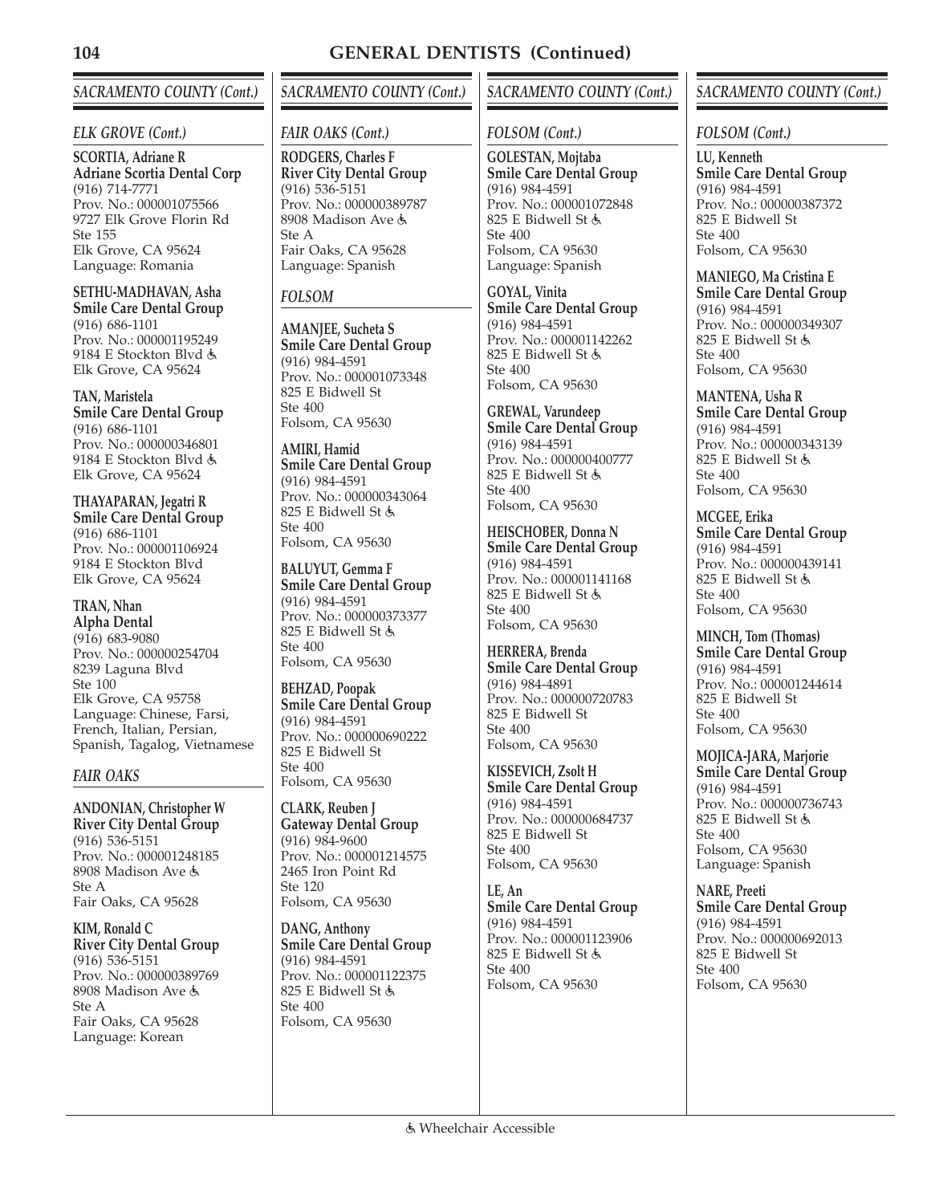# GENERAL DENTISTS (Continued)

## SACRAMENTO COUNTY (Cont.)

### ELK GROVE (Cont.)

**SCORTIA, Adriane R**
**Adriane Scortia Dental Corp**
(916) 714-7771
Prov. No.: 000001075566
9727 Elk Grove Florin Rd
Ste 155
Elk Grove, CA 95624
Language: Romania

**SETHU-MADHAVAN, Asha**
**Smile Care Dental Group**
(916) 686-1101
Prov. No.: 000001195249
9184 E Stockton Blvd ♿
Elk Grove, CA 95624

**TAN, Maristela**
**Smile Care Dental Group**
(916) 686-1101
Prov. No.: 000000346801
9184 E Stockton Blvd ♿
Elk Grove, CA 95624

**THAYAPARAN, Jegatri R**
**Smile Care Dental Group**
(916) 686-1101
Prov. No.: 000001106924
9184 E Stockton Blvd
Elk Grove, CA 95624

**TRAN, Nhan**
**Alpha Dental**
(916) 683-9080
Prov. No.: 000000254704
8239 Laguna Blvd
Ste 100
Elk Grove, CA 95758
Language: Chinese, Farsi, French, Italian, Persian, Spanish, Tagalog, Vietnamese

### FAIR OAKS

**ANDONIAN, Christopher W**
**River City Dental Group**
(916) 536-5151
Prov. No.: 000001248185
8908 Madison Ave ♿
Ste A
Fair Oaks, CA 95628

**KIM, Ronald C**
**River City Dental Group**
(916) 536-5151
Prov. No.: 000000389769
8908 Madison Ave ♿
Ste A
Fair Oaks, CA 95628
Language: Korean

### FAIR OAKS (Cont.)

**RODGERS, Charles F**
**River City Dental Group**
(916) 536-5151
Prov. No.: 000000389787
8908 Madison Ave ♿
Ste A
Fair Oaks, CA 95628
Language: Spanish

### FOLSOM

**AMANJEE, Sucheta S**
**Smile Care Dental Group**
(916) 984-4591
Prov. No.: 000001073348
825 E Bidwell St
Ste 400
Folsom, CA 95630

**AMIRI, Hamid**
**Smile Care Dental Group**
(916) 984-4591
Prov. No.: 000000343064
825 E Bidwell St ♿
Ste 400
Folsom, CA 95630

**BALUYUT, Gemma F**
**Smile Care Dental Group**
(916) 984-4591
Prov. No.: 000000373377
825 E Bidwell St ♿
Ste 400
Folsom, CA 95630

**BEHZAD, Poopak**
**Smile Care Dental Group**
(916) 984-4591
Prov. No.: 000000690222
825 E Bidwell St
Ste 400
Folsom, CA 95630

**CLARK, Reuben J**
**Gateway Dental Group**
(916) 984-9600
Prov. No.: 000001214575
2465 Iron Point Rd
Ste 120
Folsom, CA 95630

**DANG, Anthony**
**Smile Care Dental Group**
(916) 984-4591
Prov. No.: 000001122375
825 E Bidwell St ♿
Ste 400
Folsom, CA 95630

### FOLSOM (Cont.)

**GOLESTAN, Mojtaba**
**Smile Care Dental Group**
(916) 984-4591
Prov. No.: 000001072848
825 E Bidwell St ♿
Ste 400
Folsom, CA 95630
Language: Spanish

**GOYAL, Vinita**
**Smile Care Dental Group**
(916) 984-4591
Prov. No.: 000001142262
825 E Bidwell St ♿
Ste 400
Folsom, CA 95630

**GREWAL, Varundeep**
**Smile Care Dental Group**
(916) 984-4591
Prov. No.: 000000400777
825 E Bidwell St ♿
Ste 400
Folsom, CA 95630

**HEISCHOBER, Donna N**
**Smile Care Dental Group**
(916) 984-4591
Prov. No.: 000001141168
825 E Bidwell St ♿
Ste 400
Folsom, CA 95630

**HERRERA, Brenda**
**Smile Care Dental Group**
(916) 984-4891
Prov. No.: 000000720783
825 E Bidwell St
Ste 400
Folsom, CA 95630

**KISSEVICH, Zsolt H**
**Smile Care Dental Group**
(916) 984-4591
Prov. No.: 000000684737
825 E Bidwell St
Ste 400
Folsom, CA 95630

**LE, An**
**Smile Care Dental Group**
(916) 984-4591
Prov. No.: 000001123906
825 E Bidwell St ♿
Ste 400
Folsom, CA 95630

### FOLSOM (Cont.)

**LU, Kenneth**
**Smile Care Dental Group**
(916) 984-4591
Prov. No.: 000000387372
825 E Bidwell St
Ste 400
Folsom, CA 95630

**MANIEGO, Ma Cristina E**
**Smile Care Dental Group**
(916) 984-4591
Prov. No.: 000000349307
825 E Bidwell St ♿
Ste 400
Folsom, CA 95630

**MANTENA, Usha R**
**Smile Care Dental Group**
(916) 984-4591
Prov. No.: 000000343139
825 E Bidwell St ♿
Ste 400
Folsom, CA 95630

**MCGEE, Erika**
**Smile Care Dental Group**
(916) 984-4591
Prov. No.: 000000439141
825 E Bidwell St ♿
Ste 400
Folsom, CA 95630

**MINCH, Tom (Thomas)**
**Smile Care Dental Group**
(916) 984-4591
Prov. No.: 000001244614
825 E Bidwell St
Ste 400
Folsom, CA 95630

**MOJICA-JARA, Marjorie**
**Smile Care Dental Group**
(916) 984-4591
Prov. No.: 000000736743
825 E Bidwell St ♿
Ste 400
Folsom, CA 95630
Language: Spanish

**NARE, Preeti**
**Smile Care Dental Group**
(916) 984-4591
Prov. No.: 000000692013
825 E Bidwell St
Ste 400
Folsom, CA 95630

♿ Wheelchair Accessible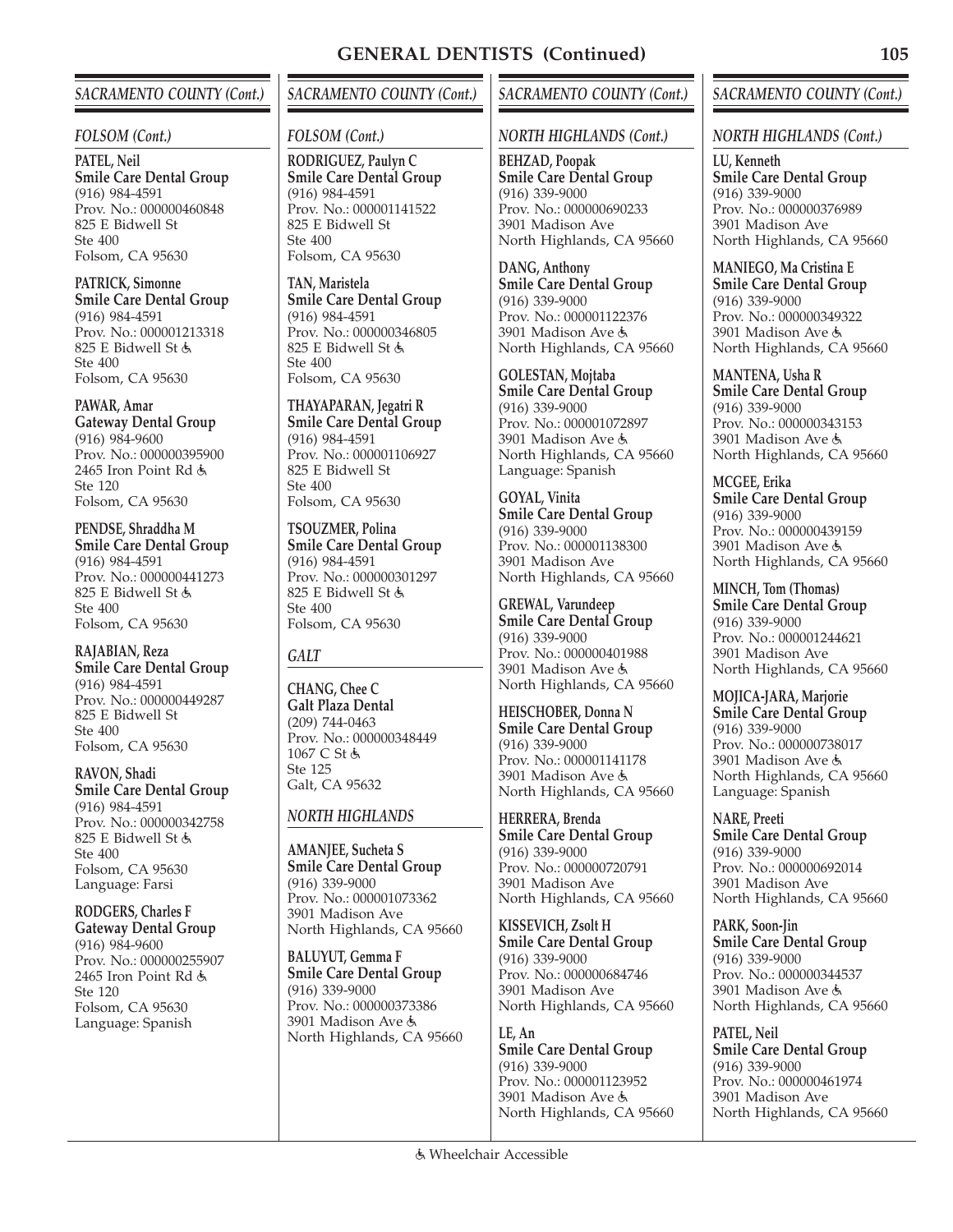## GENERAL DENTISTS (Continued)

### SACRAMENTO COUNTY (Cont.)

#### FOLSOM (Cont.)

**PATEL, Neil**
**Smile Care Dental Group**
(916) 984-4591
Prov. No.: 000000460848
825 E Bidwell St
Ste 400
Folsom, CA 95630

**PATRICK, Simonne**
**Smile Care Dental Group**
(916) 984-4591
Prov. No.: 000001213318
825 E Bidwell St ♿
Ste 400
Folsom, CA 95630

**PAWAR, Amar**
**Gateway Dental Group**
(916) 984-9600
Prov. No.: 000000395900
2465 Iron Point Rd ♿
Ste 120
Folsom, CA 95630

**PENDSE, Shraddha M**
**Smile Care Dental Group**
(916) 984-4591
Prov. No.: 000000441273
825 E Bidwell St ♿
Ste 400
Folsom, CA 95630

**RAJABIAN, Reza**
**Smile Care Dental Group**
(916) 984-4591
Prov. No.: 000000449287
825 E Bidwell St
Ste 400
Folsom, CA 95630

**RAVON, Shadi**
**Smile Care Dental Group**
(916) 984-4591
Prov. No.: 000000342758
825 E Bidwell St ♿
Ste 400
Folsom, CA 95630
Language: Farsi

**RODGERS, Charles F**
**Gateway Dental Group**
(916) 984-9600
Prov. No.: 000000255907
2465 Iron Point Rd ♿
Ste 120
Folsom, CA 95630
Language: Spanish

**RODRIGUEZ, Paulyn C**
**Smile Care Dental Group**
(916) 984-4591
Prov. No.: 000001141522
825 E Bidwell St
Ste 400
Folsom, CA 95630

**TAN, Maristela**
**Smile Care Dental Group**
(916) 984-4591
Prov. No.: 000000346805
825 E Bidwell St ♿
Ste 400
Folsom, CA 95630

**THAYAPARAN, Jegatri R**
**Smile Care Dental Group**
(916) 984-4591
Prov. No.: 000001106927
825 E Bidwell St
Ste 400
Folsom, CA 95630

**TSOUZMER, Polina**
**Smile Care Dental Group**
(916) 984-4591
Prov. No.: 000000301297
825 E Bidwell St ♿
Ste 400
Folsom, CA 95630

#### GALT

**CHANG, Chee C**
**Galt Plaza Dental**
(209) 744-0463
Prov. No.: 000000348449
1067 C St ♿
Ste 125
Galt, CA 95632

#### NORTH HIGHLANDS

**AMANJEE, Sucheta S**
**Smile Care Dental Group**
(916) 339-9000
Prov. No.: 000001073362
3901 Madison Ave
North Highlands, CA 95660

**BALUYUT, Gemma F**
**Smile Care Dental Group**
(916) 339-9000
Prov. No.: 000000373386
3901 Madison Ave ♿
North Highlands, CA 95660

**BEHZAD, Poopak**
**Smile Care Dental Group**
(916) 339-9000
Prov. No.: 000000690233
3901 Madison Ave
North Highlands, CA 95660

**DANG, Anthony**
**Smile Care Dental Group**
(916) 339-9000
Prov. No.: 000001122376
3901 Madison Ave ♿
North Highlands, CA 95660

**GOLESTAN, Mojtaba**
**Smile Care Dental Group**
(916) 339-9000
Prov. No.: 000001072897
3901 Madison Ave ♿
North Highlands, CA 95660
Language: Spanish

**GOYAL, Vinita**
**Smile Care Dental Group**
(916) 339-9000
Prov. No.: 000001138300
3901 Madison Ave
North Highlands, CA 95660

**GREWAL, Varundeep**
**Smile Care Dental Group**
(916) 339-9000
Prov. No.: 000000401988
3901 Madison Ave ♿
North Highlands, CA 95660

**HEISCHOBER, Donna N**
**Smile Care Dental Group**
(916) 339-9000
Prov. No.: 000001141178
3901 Madison Ave ♿
North Highlands, CA 95660

**HERRERA, Brenda**
**Smile Care Dental Group**
(916) 339-9000
Prov. No.: 000000720791
3901 Madison Ave
North Highlands, CA 95660

**KISSEVICH, Zsolt H**
**Smile Care Dental Group**
(916) 339-9000
Prov. No.: 000000684746
3901 Madison Ave
North Highlands, CA 95660

**LE, An**
**Smile Care Dental Group**
(916) 339-9000
Prov. No.: 000001123952
3901 Madison Ave ♿
North Highlands, CA 95660

**LU, Kenneth**
**Smile Care Dental Group**
(916) 339-9000
Prov. No.: 000000376989
3901 Madison Ave
North Highlands, CA 95660

**MANIEGO, Ma Cristina E**
**Smile Care Dental Group**
(916) 339-9000
Prov. No.: 000000349322
3901 Madison Ave ♿
North Highlands, CA 95660

**MANTENA, Usha R**
**Smile Care Dental Group**
(916) 339-9000
Prov. No.: 000000343153
3901 Madison Ave ♿
North Highlands, CA 95660

**MCGEE, Erika**
**Smile Care Dental Group**
(916) 339-9000
Prov. No.: 000000439159
3901 Madison Ave ♿
North Highlands, CA 95660

**MINCH, Tom (Thomas)**
**Smile Care Dental Group**
(916) 339-9000
Prov. No.: 000001244621
3901 Madison Ave
North Highlands, CA 95660

**MOJICA-JARA, Marjorie**
**Smile Care Dental Group**
(916) 339-9000
Prov. No.: 000000738017
3901 Madison Ave ♿
North Highlands, CA 95660
Language: Spanish

**NARE, Preeti**
**Smile Care Dental Group**
(916) 339-9000
Prov. No.: 000000692014
3901 Madison Ave
North Highlands, CA 95660

**PARK, Soon-Jin**
**Smile Care Dental Group**
(916) 339-9000
Prov. No.: 000000344537
3901 Madison Ave ♿
North Highlands, CA 95660

**PATEL, Neil**
**Smile Care Dental Group**
(916) 339-9000
Prov. No.: 000000461974
3901 Madison Ave
North Highlands, CA 95660

♿ Wheelchair Accessible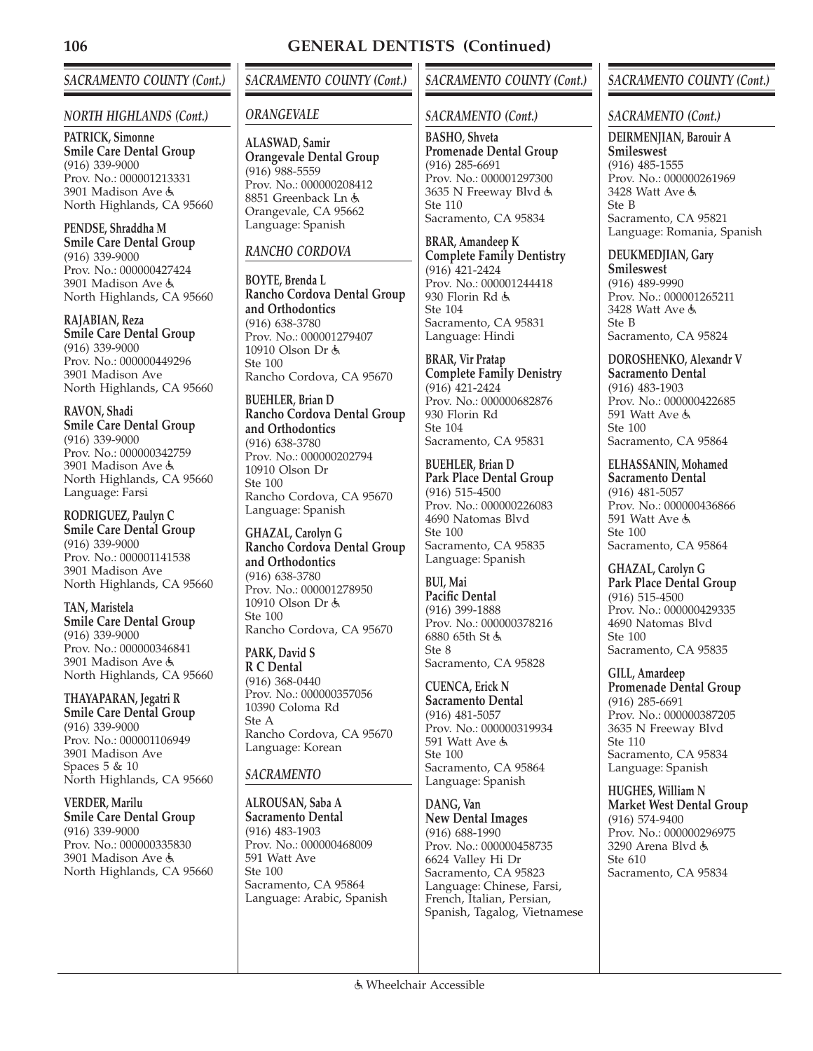## GENERAL DENTISTS (Continued)

### SACRAMENTO COUNTY (Cont.)

#### NORTH HIGHLANDS (Cont.)

**PATRICK, Simonne**
**Smile Care Dental Group**
(916) 339-9000
Prov. No.: 000001213331
3901 Madison Ave ♿
North Highlands, CA 95660

**PENDSE, Shraddha M**
**Smile Care Dental Group**
(916) 339-9000
Prov. No.: 000000427424
3901 Madison Ave ♿
North Highlands, CA 95660

**RAJABIAN, Reza**
**Smile Care Dental Group**
(916) 339-9000
Prov. No.: 000000449296
3901 Madison Ave
North Highlands, CA 95660

**RAVON, Shadi**
**Smile Care Dental Group**
(916) 339-9000
Prov. No.: 000000342759
3901 Madison Ave ♿
North Highlands, CA 95660
Language: Farsi

**RODRIGUEZ, Paulyn C**
**Smile Care Dental Group**
(916) 339-9000
Prov. No.: 000001141538
3901 Madison Ave
North Highlands, CA 95660

**TAN, Maristela**
**Smile Care Dental Group**
(916) 339-9000
Prov. No.: 000000346841
3901 Madison Ave ♿
North Highlands, CA 95660

**THAYAPARAN, Jegatri R**
**Smile Care Dental Group**
(916) 339-9000
Prov. No.: 000001106949
3901 Madison Ave
Spaces 5 & 10
North Highlands, CA 95660

**VERDER, Marilu**
**Smile Care Dental Group**
(916) 339-9000
Prov. No.: 000000335830
3901 Madison Ave ♿
North Highlands, CA 95660

#### ORANGEVALE

**ALASWAD, Samir**
**Orangevale Dental Group**
(916) 988-5559
Prov. No.: 000000208412
8851 Greenback Ln ♿
Orangevale, CA 95662
Language: Spanish

#### RANCHO CORDOVA

**BOYTE, Brenda L**
**Rancho Cordova Dental Group and Orthodontics**
(916) 638-3780
Prov. No.: 000001279407
10910 Olson Dr ♿
Ste 100
Rancho Cordova, CA 95670

**BUEHLER, Brian D**
**Rancho Cordova Dental Group and Orthodontics**
(916) 638-3780
Prov. No.: 000000202794
10910 Olson Dr
Ste 100
Rancho Cordova, CA 95670
Language: Spanish

**GHAZAL, Carolyn G**
**Rancho Cordova Dental Group and Orthodontics**
(916) 638-3780
Prov. No.: 000001278950
10910 Olson Dr ♿
Ste 100
Rancho Cordova, CA 95670

**PARK, David S**
**R C Dental**
(916) 368-0440
Prov. No.: 000000357056
10390 Coloma Rd
Ste A
Rancho Cordova, CA 95670
Language: Korean

#### SACRAMENTO

**ALROUSAN, Saba A**
**Sacramento Dental**
(916) 483-1903
Prov. No.: 000000468009
591 Watt Ave
Ste 100
Sacramento, CA 95864
Language: Arabic, Spanish

**BASHO, Shveta**
**Promenade Dental Group**
(916) 285-6691
Prov. No.: 000001297300
3635 N Freeway Blvd ♿
Ste 110
Sacramento, CA 95834

**BRAR, Amandeep K**
**Complete Family Dentistry**
(916) 421-2424
Prov. No.: 000001244418
930 Florin Rd ♿
Ste 104
Sacramento, CA 95831
Language: Hindi

**BRAR, Vir Pratap**
**Complete Family Denistry**
(916) 421-2424
Prov. No.: 000000682876
930 Florin Rd
Ste 104
Sacramento, CA 95831

**BUEHLER, Brian D**
**Park Place Dental Group**
(916) 515-4500
Prov. No.: 000000226083
4690 Natomas Blvd
Ste 100
Sacramento, CA 95835
Language: Spanish

**BUI, Mai**
**Pacific Dental**
(916) 399-1888
Prov. No.: 000000378216
6880 65th St ♿
Ste 8
Sacramento, CA 95828

**CUENCA, Erick N**
**Sacramento Dental**
(916) 481-5057
Prov. No.: 000000319934
591 Watt Ave ♿
Ste 100
Sacramento, CA 95864
Language: Spanish

**DANG, Van**
**New Dental Images**
(916) 688-1990
Prov. No.: 000000458735
6624 Valley Hi Dr
Sacramento, CA 95823
Language: Chinese, Farsi, French, Italian, Persian, Spanish, Tagalog, Vietnamese

**DEIRMENJIAN, Barouir A**
**Smileswest**
(916) 485-1555
Prov. No.: 000000261969
3428 Watt Ave ♿
Ste B
Sacramento, CA 95821
Language: Romania, Spanish

**DEUKMEDJIAN, Gary**
**Smileswest**
(916) 489-9990
Prov. No.: 000001265211
3428 Watt Ave ♿
Ste B
Sacramento, CA 95824

**DOROSHENKO, Alexandr V**
**Sacramento Dental**
(916) 483-1903
Prov. No.: 000000422685
591 Watt Ave ♿
Ste 100
Sacramento, CA 95864

**ELHASSANIN, Mohamed**
**Sacramento Dental**
(916) 481-5057
Prov. No.: 000000436866
591 Watt Ave ♿
Ste 100
Sacramento, CA 95864

**GHAZAL, Carolyn G**
**Park Place Dental Group**
(916) 515-4500
Prov. No.: 000000429335
4690 Natomas Blvd
Ste 100
Sacramento, CA 95835

**GILL, Amardeep**
**Promenade Dental Group**
(916) 285-6691
Prov. No.: 000000387205
3635 N Freeway Blvd
Ste 110
Sacramento, CA 95834
Language: Spanish

**HUGHES, William N**
**Market West Dental Group**
(916) 574-9400
Prov. No.: 000000296975
3290 Arena Blvd ♿
Ste 610
Sacramento, CA 95834

♿ Wheelchair Accessible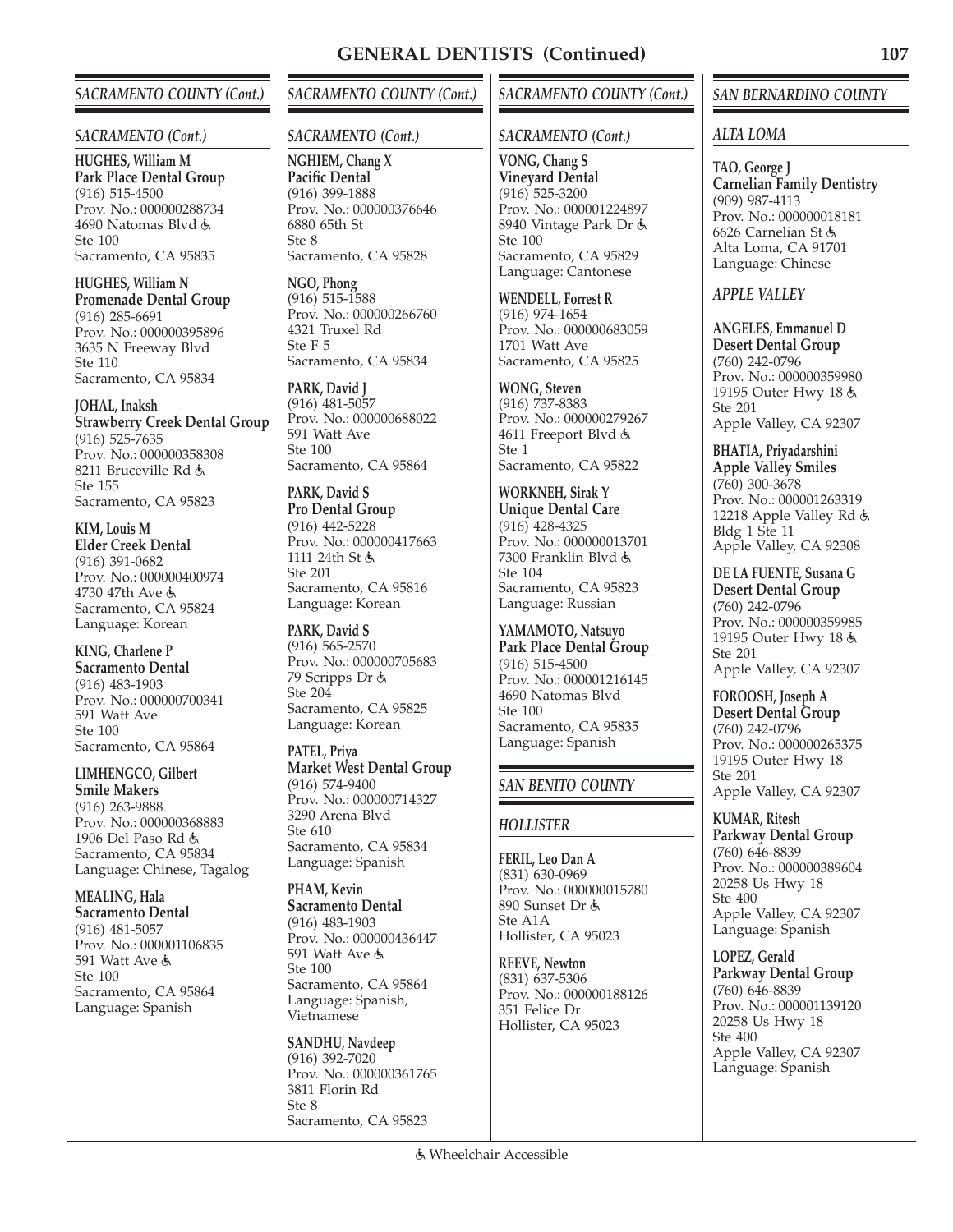# GENERAL DENTISTS (Continued)

## SACRAMENTO COUNTY (Cont.)

### SACRAMENTO (Cont.)

**HUGHES, William M**
**Park Place Dental Group**
(916) 515-4500
Prov. No.: 000000288734
4690 Natomas Blvd ♿
Ste 100
Sacramento, CA 95835

**HUGHES, William N**
**Promenade Dental Group**
(916) 285-6691
Prov. No.: 000000395896
3635 N Freeway Blvd
Ste 110
Sacramento, CA 95834

**JOHAL, Inaksh**
**Strawberry Creek Dental Group**
(916) 525-7635
Prov. No.: 000000358308
8211 Bruceville Rd ♿
Ste 155
Sacramento, CA 95823

**KIM, Louis M**
**Elder Creek Dental**
(916) 391-0682
Prov. No.: 000000400974
4730 47th Ave ♿
Sacramento, CA 95824
Language: Korean

**KING, Charlene P**
**Sacramento Dental**
(916) 483-1903
Prov. No.: 000000700341
591 Watt Ave
Ste 100
Sacramento, CA 95864

**LIMHENGCO, Gilbert**
**Smile Makers**
(916) 263-9888
Prov. No.: 000000368883
1906 Del Paso Rd ♿
Sacramento, CA 95834
Language: Chinese, Tagalog

**MEALING, Hala**
**Sacramento Dental**
(916) 481-5057
Prov. No.: 000001106835
591 Watt Ave ♿
Ste 100
Sacramento, CA 95864
Language: Spanish

**NGHIEM, Chang X**
**Pacific Dental**
(916) 399-1888
Prov. No.: 000000376646
6880 65th St
Ste 8
Sacramento, CA 95828

**NGO, Phong**
(916) 515-1588
Prov. No.: 000000266760
4321 Truxel Rd
Ste F 5
Sacramento, CA 95834

**PARK, David J**
(916) 481-5057
Prov. No.: 000000688022
591 Watt Ave
Ste 100
Sacramento, CA 95864

**PARK, David S**
**Pro Dental Group**
(916) 442-5228
Prov. No.: 000000417663
1111 24th St ♿
Ste 201
Sacramento, CA 95816
Language: Korean

**PARK, David S**
(916) 565-2570
Prov. No.: 000000705683
79 Scripps Dr ♿
Ste 204
Sacramento, CA 95825
Language: Korean

**PATEL, Priya**
**Market West Dental Group**
(916) 574-9400
Prov. No.: 000000714327
3290 Arena Blvd
Ste 610
Sacramento, CA 95834
Language: Spanish

**PHAM, Kevin**
**Sacramento Dental**
(916) 483-1903
Prov. No.: 000000436447
591 Watt Ave ♿
Ste 100
Sacramento, CA 95864
Language: Spanish, Vietnamese

**SANDHU, Navdeep**
(916) 392-7020
Prov. No.: 000000361765
3811 Florin Rd
Ste 8
Sacramento, CA 95823

**VONG, Chang S**
**Vineyard Dental**
(916) 525-3200
Prov. No.: 000001224897
8940 Vintage Park Dr ♿
Ste 100
Sacramento, CA 95829
Language: Cantonese

**WENDELL, Forrest R**
(916) 974-1654
Prov. No.: 000000683059
1701 Watt Ave
Sacramento, CA 95825

**WONG, Steven**
(916) 737-8383
Prov. No.: 000000279267
4611 Freeport Blvd ♿
Ste 1
Sacramento, CA 95822

**WORKNEH, Sirak Y**
**Unique Dental Care**
(916) 428-4325
Prov. No.: 000000013701
7300 Franklin Blvd ♿
Ste 104
Sacramento, CA 95823
Language: Russian

**YAMAMOTO, Natsuyo**
**Park Place Dental Group**
(916) 515-4500
Prov. No.: 000001216145
4690 Natomas Blvd
Ste 100
Sacramento, CA 95835
Language: Spanish

## SAN BENITO COUNTY

### HOLLISTER

**FERIL, Leo Dan A**
(831) 630-0969
Prov. No.: 000000015780
890 Sunset Dr ♿
Ste A1A
Hollister, CA 95023

**REEVE, Newton**
(831) 637-5306
Prov. No.: 000000188126
351 Felice Dr
Hollister, CA 95023

## SAN BERNARDINO COUNTY

### ALTA LOMA

**TAO, George J**
**Carnelian Family Dentistry**
(909) 987-4113
Prov. No.: 000000018181
6626 Carnelian St ♿
Alta Loma, CA 91701
Language: Chinese

### APPLE VALLEY

**ANGELES, Emmanuel D**
**Desert Dental Group**
(760) 242-0796
Prov. No.: 000000359980
19195 Outer Hwy 18 ♿
Ste 201
Apple Valley, CA 92307

**BHATIA, Priyadarshini**
**Apple Valley Smiles**
(760) 300-3678
Prov. No.: 000001263319
12218 Apple Valley Rd ♿
Bldg 1 Ste 11
Apple Valley, CA 92308

**DE LA FUENTE, Susana G**
**Desert Dental Group**
(760) 242-0796
Prov. No.: 000000359985
19195 Outer Hwy 18 ♿
Ste 201
Apple Valley, CA 92307

**FOROOSH, Joseph A**
**Desert Dental Group**
(760) 242-0796
Prov. No.: 000000265375
19195 Outer Hwy 18
Ste 201
Apple Valley, CA 92307

**KUMAR, Ritesh**
**Parkway Dental Group**
(760) 646-8839
Prov. No.: 000000389604
20258 Us Hwy 18
Ste 400
Apple Valley, CA 92307
Language: Spanish

**LOPEZ, Gerald**
**Parkway Dental Group**
(760) 646-8839
Prov. No.: 000001139120
20258 Us Hwy 18
Ste 400
Apple Valley, CA 92307
Language: Spanish

♿ Wheelchair Accessible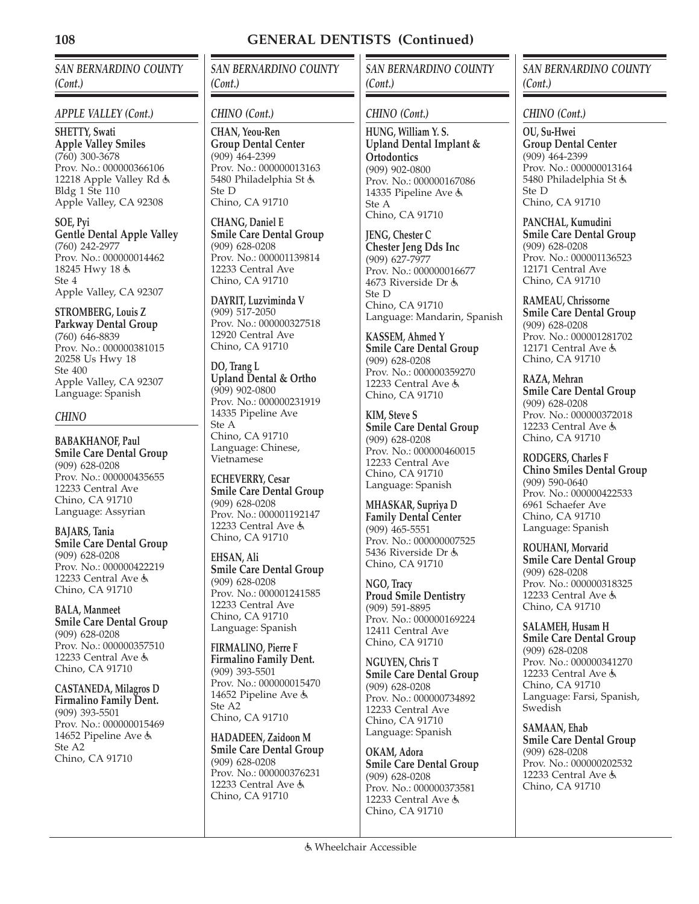# GENERAL DENTISTS (Continued)

## *SAN BERNARDINO COUNTY (Cont.)*

### *APPLE VALLEY (Cont.)*

**SHETTY, Swati**
**Apple Valley Smiles**
(760) 300-3678
Prov. No.: 000000366106
12218 Apple Valley Rd ♿
Bldg 1 Ste 110
Apple Valley, CA 92308

**SOE, Pyi**
**Gentle Dental Apple Valley**
(760) 242-2977
Prov. No.: 000000014462
18245 Hwy 18 ♿
Ste 4
Apple Valley, CA 92307

**STROMBERG, Louis Z**
**Parkway Dental Group**
(760) 646-8839
Prov. No.: 000000381015
20258 Us Hwy 18
Ste 400
Apple Valley, CA 92307
Language: Spanish

### *CHINO*

**BABAKHANOF, Paul**
**Smile Care Dental Group**
(909) 628-0208
Prov. No.: 000000435655
12233 Central Ave
Chino, CA 91710
Language: Assyrian

**BAJARS, Tania**
**Smile Care Dental Group**
(909) 628-0208
Prov. No.: 000000422219
12233 Central Ave ♿
Chino, CA 91710

**BALA, Manmeet**
**Smile Care Dental Group**
(909) 628-0208
Prov. No.: 000000357510
12233 Central Ave ♿
Chino, CA 91710

**CASTANEDA, Milagros D**
**Firmalino Family Dent.**
(909) 393-5501
Prov. No.: 000000015469
14652 Pipeline Ave ♿
Ste A2
Chino, CA 91710

**CHAN, Yeou-Ren**
**Group Dental Center**
(909) 464-2399
Prov. No.: 000000013163
5480 Philadelphia St ♿
Ste D
Chino, CA 91710

**CHANG, Daniel E**
**Smile Care Dental Group**
(909) 628-0208
Prov. No.: 000001139814
12233 Central Ave
Chino, CA 91710

**DAYRIT, Luzviminda V**
(909) 517-2050
Prov. No.: 000000327518
12920 Central Ave
Chino, CA 91710

**DO, Trang L**
**Upland Dental & Ortho**
(909) 902-0800
Prov. No.: 000000231919
14335 Pipeline Ave
Ste A
Chino, CA 91710
Language: Chinese, Vietnamese

**ECHEVERRY, Cesar**
**Smile Care Dental Group**
(909) 628-0208
Prov. No.: 000001192147
12233 Central Ave ♿
Chino, CA 91710

**EHSAN, Ali**
**Smile Care Dental Group**
(909) 628-0208
Prov. No.: 000001241585
12233 Central Ave
Chino, CA 91710
Language: Spanish

**FIRMALINO, Pierre F**
**Firmalino Family Dent.**
(909) 393-5501
Prov. No.: 000000015470
14652 Pipeline Ave ♿
Ste A2
Chino, CA 91710

**HADADEEN, Zaidoon M**
**Smile Care Dental Group**
(909) 628-0208
Prov. No.: 000000376231
12233 Central Ave ♿
Chino, CA 91710

**HUNG, William Y. S.**
**Upland Dental Implant & Ortodontics**
(909) 902-0800
Prov. No.: 000000167086
14335 Pipeline Ave ♿
Ste A
Chino, CA 91710

**JENG, Chester C**
**Chester Jeng Dds Inc**
(909) 627-7977
Prov. No.: 000000016677
4673 Riverside Dr ♿
Ste D
Chino, CA 91710
Language: Mandarin, Spanish

**KASSEM, Ahmed Y**
**Smile Care Dental Group**
(909) 628-0208
Prov. No.: 000000359270
12233 Central Ave ♿
Chino, CA 91710

**KIM, Steve S**
**Smile Care Dental Group**
(909) 628-0208
Prov. No.: 000000460015
12233 Central Ave
Chino, CA 91710
Language: Spanish

**MHASKAR, Supriya D**
**Family Dental Center**
(909) 465-5551
Prov. No.: 000000007525
5436 Riverside Dr ♿
Chino, CA 91710

**NGO, Tracy**
**Proud Smile Dentistry**
(909) 591-8895
Prov. No.: 000000169224
12411 Central Ave
Chino, CA 91710

**NGUYEN, Chris T**
**Smile Care Dental Group**
(909) 628-0208
Prov. No.: 000000734892
12233 Central Ave
Chino, CA 91710
Language: Spanish

**OKAM, Adora**
**Smile Care Dental Group**
(909) 628-0208
Prov. No.: 000000373581
12233 Central Ave ♿
Chino, CA 91710

**OU, Su-Hwei**
**Group Dental Center**
(909) 464-2399
Prov. No.: 000000013164
5480 Philadelphia St ♿
Ste D
Chino, CA 91710

**PANCHAL, Kumudini**
**Smile Care Dental Group**
(909) 628-0208
Prov. No.: 000001136523
12171 Central Ave
Chino, CA 91710

**RAMEAU, Chrissorne**
**Smile Care Dental Group**
(909) 628-0208
Prov. No.: 000001281702
12171 Central Ave ♿
Chino, CA 91710

**RAZA, Mehran**
**Smile Care Dental Group**
(909) 628-0208
Prov. No.: 000000372018
12233 Central Ave ♿
Chino, CA 91710

**RODGERS, Charles F**
**Chino Smiles Dental Group**
(909) 590-0640
Prov. No.: 000000422533
6961 Schaefer Ave
Chino, CA 91710
Language: Spanish

**ROUHANI, Morvarid**
**Smile Care Dental Group**
(909) 628-0208
Prov. No.: 000000318325
12233 Central Ave ♿
Chino, CA 91710

**SALAMEH, Husam H**
**Smile Care Dental Group**
(909) 628-0208
Prov. No.: 000000341270
12233 Central Ave ♿
Chino, CA 91710
Language: Farsi, Spanish, Swedish

**SAMAAN, Ehab**
**Smile Care Dental Group**
(909) 628-0208
Prov. No.: 000000202532
12233 Central Ave ♿
Chino, CA 91710

♿ Wheelchair Accessible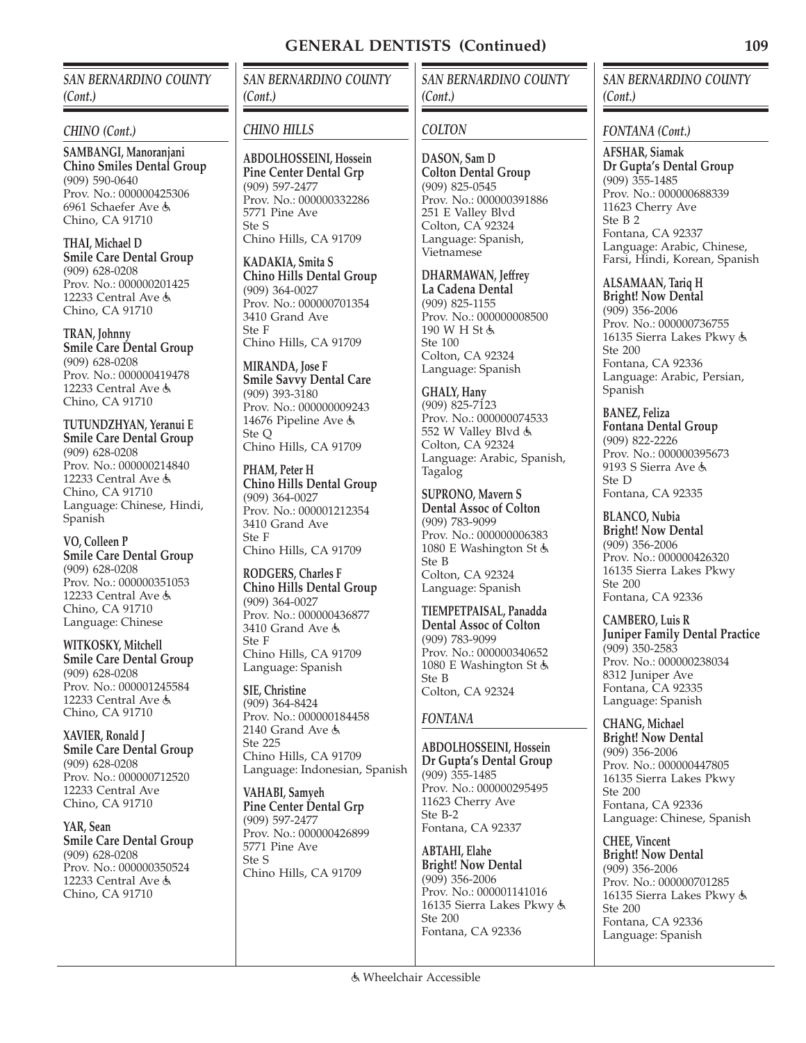# GENERAL DENTISTS (Continued)

## *SAN BERNARDINO COUNTY (Cont.)*

### *CHINO (Cont.)*

**SAMBANGI, Manoranjani**
**Chino Smiles Dental Group**
(909) 590-0640
Prov. No.: 000000425306
6961 Schaefer Ave ♿
Chino, CA 91710

**THAI, Michael D**
**Smile Care Dental Group**
(909) 628-0208
Prov. No.: 000000201425
12233 Central Ave ♿
Chino, CA 91710

**TRAN, Johnny**
**Smile Care Dental Group**
(909) 628-0208
Prov. No.: 000000419478
12233 Central Ave ♿
Chino, CA 91710

**TUTUNDZHYAN, Yeranui E**
**Smile Care Dental Group**
(909) 628-0208
Prov. No.: 000000214840
12233 Central Ave ♿
Chino, CA 91710
Language: Chinese, Hindi, Spanish

**VO, Colleen P**
**Smile Care Dental Group**
(909) 628-0208
Prov. No.: 000000351053
12233 Central Ave ♿
Chino, CA 91710
Language: Chinese

**WITKOSKY, Mitchell**
**Smile Care Dental Group**
(909) 628-0208
Prov. No.: 000001245584
12233 Central Ave ♿
Chino, CA 91710

**XAVIER, Ronald J**
**Smile Care Dental Group**
(909) 628-0208
Prov. No.: 000000712520
12233 Central Ave
Chino, CA 91710

**YAR, Sean**
**Smile Care Dental Group**
(909) 628-0208
Prov. No.: 000000350524
12233 Central Ave ♿
Chino, CA 91710

### *CHINO HILLS*

**ABDOLHOSSEINI, Hossein**
**Pine Center Dental Grp**
(909) 597-2477
Prov. No.: 000000332286
5771 Pine Ave
Ste S
Chino Hills, CA 91709

**KADAKIA, Smita S**
**Chino Hills Dental Group**
(909) 364-0027
Prov. No.: 000000701354
3410 Grand Ave
Ste F
Chino Hills, CA 91709

**MIRANDA, Jose F**
**Smile Savvy Dental Care**
(909) 393-3180
Prov. No.: 000000009243
14676 Pipeline Ave ♿
Ste Q
Chino Hills, CA 91709

**PHAM, Peter H**
**Chino Hills Dental Group**
(909) 364-0027
Prov. No.: 000001212354
3410 Grand Ave
Ste F
Chino Hills, CA 91709

**RODGERS, Charles F**
**Chino Hills Dental Group**
(909) 364-0027
Prov. No.: 000000436877
3410 Grand Ave ♿
Ste F
Chino Hills, CA 91709
Language: Spanish

**SIE, Christine**
(909) 364-8424
Prov. No.: 000000184458
2140 Grand Ave ♿
Ste 225
Chino Hills, CA 91709
Language: Indonesian, Spanish

**VAHABI, Samyeh**
**Pine Center Dental Grp**
(909) 597-2477
Prov. No.: 000000426899
5771 Pine Ave
Ste S
Chino Hills, CA 91709

### *COLTON*

**DASON, Sam D**
**Colton Dental Group**
(909) 825-0545
Prov. No.: 000000391886
251 E Valley Blvd
Colton, CA 92324
Language: Spanish, Vietnamese

**DHARMAWAN, Jeffrey**
**La Cadena Dental**
(909) 825-1155
Prov. No.: 000000008500
190 W H St ♿
Ste 100
Colton, CA 92324
Language: Spanish

**GHALY, Hany**
(909) 825-7123
Prov. No.: 000000074533
552 W Valley Blvd ♿
Colton, CA 92324
Language: Arabic, Spanish, Tagalog

**SUPRONO, Mavern S**
**Dental Assoc of Colton**
(909) 783-9099
Prov. No.: 000000006383
1080 E Washington St ♿
Ste B
Colton, CA 92324
Language: Spanish

**TIEMPETPAISAL, Panadda**
**Dental Assoc of Colton**
(909) 783-9099
Prov. No.: 000000340652
1080 E Washington St ♿
Ste B
Colton, CA 92324

### *FONTANA*

**ABDOLHOSSEINI, Hossein**
**Dr Gupta's Dental Group**
(909) 355-1485
Prov. No.: 000000295495
11623 Cherry Ave
Ste B-2
Fontana, CA 92337

**ABTAHI, Elahe**
**Bright! Now Dental**
(909) 356-2006
Prov. No.: 000001141016
16135 Sierra Lakes Pkwy ♿
Ste 200
Fontana, CA 92336

### *FONTANA (Cont.)*

**AFSHAR, Siamak**
**Dr Gupta's Dental Group**
(909) 355-1485
Prov. No.: 000000688339
11623 Cherry Ave
Ste B 2
Fontana, CA 92337
Language: Arabic, Chinese, Farsi, Hindi, Korean, Spanish

**ALSAMAAN, Tariq H**
**Bright! Now Dental**
(909) 356-2006
Prov. No.: 000000736755
16135 Sierra Lakes Pkwy ♿
Ste 200
Fontana, CA 92336
Language: Arabic, Persian, Spanish

**BANEZ, Feliza**
**Fontana Dental Group**
(909) 822-2226
Prov. No.: 000000395673
9193 S Sierra Ave ♿
Ste D
Fontana, CA 92335

**BLANCO, Nubia**
**Bright! Now Dental**
(909) 356-2006
Prov. No.: 000000426320
16135 Sierra Lakes Pkwy
Ste 200
Fontana, CA 92336

**CAMBERO, Luis R**
**Juniper Family Dental Practice**
(909) 350-2583
Prov. No.: 000000238034
8312 Juniper Ave
Fontana, CA 92335
Language: Spanish

**CHANG, Michael**
**Bright! Now Dental**
(909) 356-2006
Prov. No.: 000000447805
16135 Sierra Lakes Pkwy
Ste 200
Fontana, CA 92336
Language: Chinese, Spanish

**CHEE, Vincent**
**Bright! Now Dental**
(909) 356-2006
Prov. No.: 000000701285
16135 Sierra Lakes Pkwy ♿
Ste 200
Fontana, CA 92336
Language: Spanish

♿ Wheelchair Accessible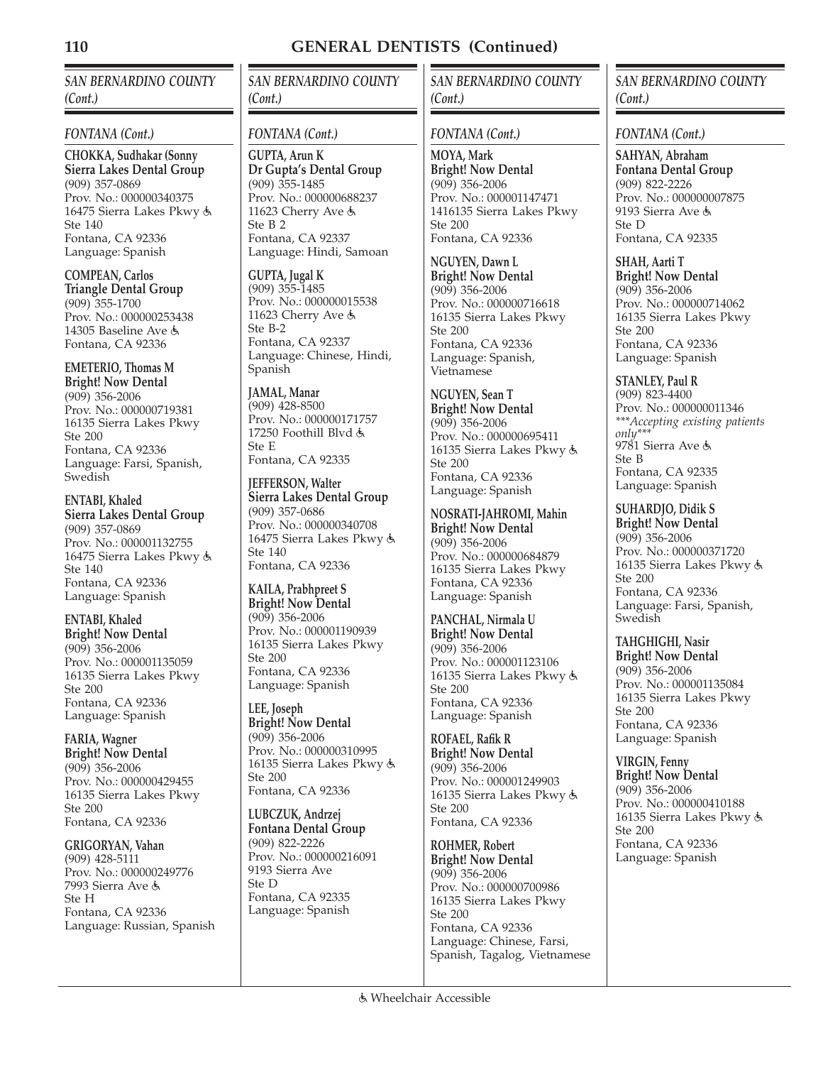## GENERAL DENTISTS (Continued)

### *SAN BERNARDINO COUNTY (Cont.)*

#### *FONTANA (Cont.)*

**CHOKKA, Sudhakar (Sonny**
**Sierra Lakes Dental Group**
(909) 357-0869
Prov. No.: 000000340375
16475 Sierra Lakes Pkwy ♿
Ste 140
Fontana, CA 92336
Language: Spanish

**COMPEAN, Carlos**
**Triangle Dental Group**
(909) 355-1700
Prov. No.: 000000253438
14305 Baseline Ave ♿
Fontana, CA 92336

**EMETERIO, Thomas M**
**Bright! Now Dental**
(909) 356-2006
Prov. No.: 000000719381
16135 Sierra Lakes Pkwy
Ste 200
Fontana, CA 92336
Language: Farsi, Spanish, Swedish

**ENTABI, Khaled**
**Sierra Lakes Dental Group**
(909) 357-0869
Prov. No.: 000001132755
16475 Sierra Lakes Pkwy ♿
Ste 140
Fontana, CA 92336
Language: Spanish

**ENTABI, Khaled**
**Bright! Now Dental**
(909) 356-2006
Prov. No.: 000001135059
16135 Sierra Lakes Pkwy
Ste 200
Fontana, CA 92336
Language: Spanish

**FARIA, Wagner**
**Bright! Now Dental**
(909) 356-2006
Prov. No.: 000000429455
16135 Sierra Lakes Pkwy
Ste 200
Fontana, CA 92336

**GRIGORYAN, Vahan**
(909) 428-5111
Prov. No.: 000000249776
7993 Sierra Ave ♿
Ste H
Fontana, CA 92336
Language: Russian, Spanish

**GUPTA, Arun K**
**Dr Gupta's Dental Group**
(909) 355-1485
Prov. No.: 000000688237
11623 Cherry Ave ♿
Ste B 2
Fontana, CA 92337
Language: Hindi, Samoan

**GUPTA, Jugal K**
(909) 355-1485
Prov. No.: 000000015538
11623 Cherry Ave ♿
Ste B-2
Fontana, CA 92337
Language: Chinese, Hindi, Spanish

**JAMAL, Manar**
(909) 428-8500
Prov. No.: 000000171757
17250 Foothill Blvd ♿
Ste E
Fontana, CA 92335

**JEFFERSON, Walter**
**Sierra Lakes Dental Group**
(909) 357-0686
Prov. No.: 000000340708
16475 Sierra Lakes Pkwy ♿
Ste 140
Fontana, CA 92336

**KAILA, Prabhpreet S**
**Bright! Now Dental**
(909) 356-2006
Prov. No.: 000001190939
16135 Sierra Lakes Pkwy
Ste 200
Fontana, CA 92336
Language: Spanish

**LEE, Joseph**
**Bright! Now Dental**
(909) 356-2006
Prov. No.: 000000310995
16135 Sierra Lakes Pkwy ♿
Ste 200
Fontana, CA 92336

**LUBCZUK, Andrzej**
**Fontana Dental Group**
(909) 822-2226
Prov. No.: 000000216091
9193 Sierra Ave
Ste D
Fontana, CA 92335
Language: Spanish

**MOYA, Mark**
**Bright! Now Dental**
(909) 356-2006
Prov. No.: 000001147471
1416135 Sierra Lakes Pkwy
Ste 200
Fontana, CA 92336

**NGUYEN, Dawn L**
**Bright! Now Dental**
(909) 356-2006
Prov. No.: 000000716618
16135 Sierra Lakes Pkwy
Ste 200
Fontana, CA 92336
Language: Spanish, Vietnamese

**NGUYEN, Sean T**
**Bright! Now Dental**
(909) 356-2006
Prov. No.: 000000695411
16135 Sierra Lakes Pkwy ♿
Ste 200
Fontana, CA 92336
Language: Spanish

**NOSRATI-JAHROMI, Mahin**
**Bright! Now Dental**
(909) 356-2006
Prov. No.: 000000684879
16135 Sierra Lakes Pkwy
Fontana, CA 92336
Language: Spanish

**PANCHAL, Nirmala U**
**Bright! Now Dental**
(909) 356-2006
Prov. No.: 000001123106
16135 Sierra Lakes Pkwy ♿
Ste 200
Fontana, CA 92336
Language: Spanish

**ROFAEL, Rafik R**
**Bright! Now Dental**
(909) 356-2006
Prov. No.: 000001249903
16135 Sierra Lakes Pkwy ♿
Ste 200
Fontana, CA 92336

**ROHMER, Robert**
**Bright! Now Dental**
(909) 356-2006
Prov. No.: 000000700986
16135 Sierra Lakes Pkwy
Ste 200
Fontana, CA 92336
Language: Chinese, Farsi, Spanish, Tagalog, Vietnamese

**SAHYAN, Abraham**
**Fontana Dental Group**
(909) 822-2226
Prov. No.: 000000007875
9193 Sierra Ave ♿
Ste D
Fontana, CA 92335

**SHAH, Aarti T**
**Bright! Now Dental**
(909) 356-2006
Prov. No.: 000000714062
16135 Sierra Lakes Pkwy
Ste 200
Fontana, CA 92336
Language: Spanish

**STANLEY, Paul R**
(909) 823-4400
Prov. No.: 000000011346
****Accepting existing patients only****
9781 Sierra Ave ♿
Ste B
Fontana, CA 92335
Language: Spanish

**SUHARDJO, Didik S**
**Bright! Now Dental**
(909) 356-2006
Prov. No.: 000000371720
16135 Sierra Lakes Pkwy ♿
Ste 200
Fontana, CA 92336
Language: Farsi, Spanish, Swedish

**TAHGHIGHI, Nasir**
**Bright! Now Dental**
(909) 356-2006
Prov. No.: 000001135084
16135 Sierra Lakes Pkwy
Ste 200
Fontana, CA 92336
Language: Spanish

**VIRGIN, Fenny**
**Bright! Now Dental**
(909) 356-2006
Prov. No.: 000000410188
16135 Sierra Lakes Pkwy ♿
Ste 200
Fontana, CA 92336
Language: Spanish

♿ Wheelchair Accessible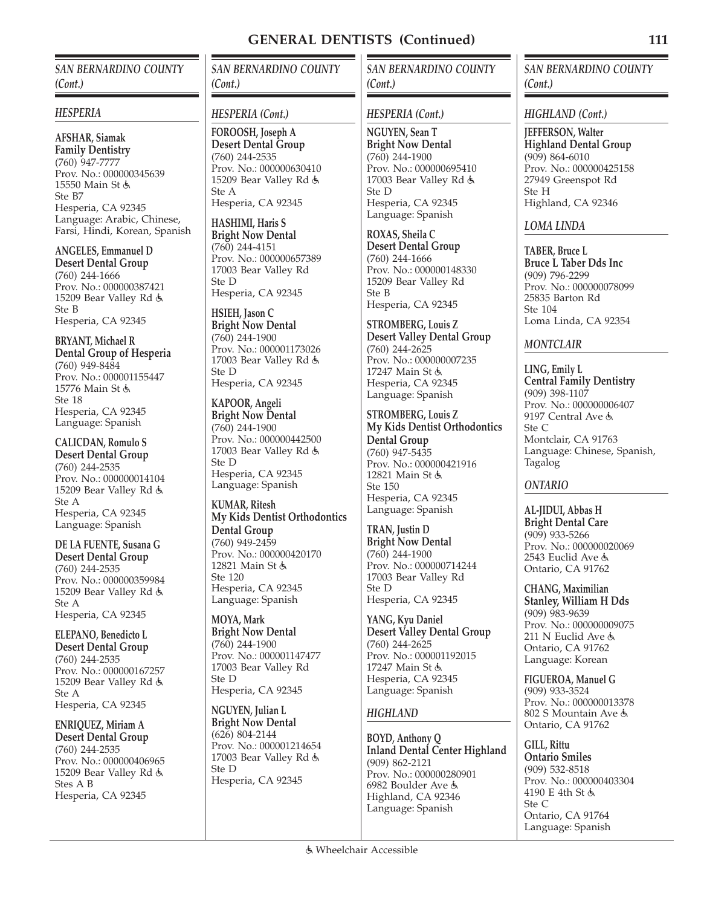# GENERAL DENTISTS (Continued)

## SAN BERNARDINO COUNTY (Cont.)

### HESPERIA

**AFSHAR, Siamak**
**Family Dentistry**
(760) 947-7777
Prov. No.: 000000345639
15550 Main St ♿
Ste B7
Hesperia, CA 92345
Language: Arabic, Chinese, Farsi, Hindi, Korean, Spanish

**ANGELES, Emmanuel D**
**Desert Dental Group**
(760) 244-1666
Prov. No.: 000000387421
15209 Bear Valley Rd ♿
Ste B
Hesperia, CA 92345

**BRYANT, Michael R**
**Dental Group of Hesperia**
(760) 949-8484
Prov. No.: 000001155447
15776 Main St ♿
Ste 18
Hesperia, CA 92345
Language: Spanish

**CALICDAN, Romulo S**
**Desert Dental Group**
(760) 244-2535
Prov. No.: 000000014104
15209 Bear Valley Rd ♿
Ste A
Hesperia, CA 92345
Language: Spanish

**DE LA FUENTE, Susana G**
**Desert Dental Group**
(760) 244-2535
Prov. No.: 000000359984
15209 Bear Valley Rd ♿
Ste A
Hesperia, CA 92345

**ELEPANO, Benedicto L**
**Desert Dental Group**
(760) 244-2535
Prov. No.: 000000167257
15209 Bear Valley Rd ♿
Ste A
Hesperia, CA 92345

**ENRIQUEZ, Miriam A**
**Desert Dental Group**
(760) 244-2535
Prov. No.: 000000406965
15209 Bear Valley Rd ♿
Stes A B
Hesperia, CA 92345

### HESPERIA (Cont.)

**FOROOSH, Joseph A**
**Desert Dental Group**
(760) 244-2535
Prov. No.: 000000630410
15209 Bear Valley Rd ♿
Ste A
Hesperia, CA 92345

**HASHIMI, Haris S**
**Bright Now Dental**
(760) 244-4151
Prov. No.: 000000657389
17003 Bear Valley Rd
Ste D
Hesperia, CA 92345

**HSIEH, Jason C**
**Bright Now Dental**
(760) 244-1900
Prov. No.: 000001173026
17003 Bear Valley Rd ♿
Ste D
Hesperia, CA 92345

**KAPOOR, Angeli**
**Bright Now Dental**
(760) 244-1900
Prov. No.: 000000442500
17003 Bear Valley Rd ♿
Ste D
Hesperia, CA 92345
Language: Spanish

**KUMAR, Ritesh**
**My Kids Dentist Orthodontics Dental Group**
(760) 949-2459
Prov. No.: 000000420170
12821 Main St ♿
Ste 120
Hesperia, CA 92345
Language: Spanish

**MOYA, Mark**
**Bright Now Dental**
(760) 244-1900
Prov. No.: 000001147477
17003 Bear Valley Rd
Ste D
Hesperia, CA 92345

**NGUYEN, Julian L**
**Bright Now Dental**
(626) 804-2144
Prov. No.: 000001214654
17003 Bear Valley Rd ♿
Ste D
Hesperia, CA 92345

**NGUYEN, Sean T**
**Bright Now Dental**
(760) 244-1900
Prov. No.: 000000695410
17003 Bear Valley Rd ♿
Ste D
Hesperia, CA 92345
Language: Spanish

**ROXAS, Sheila C**
**Desert Dental Group**
(760) 244-1666
Prov. No.: 000000148330
15209 Bear Valley Rd
Ste B
Hesperia, CA 92345

**STROMBERG, Louis Z**
**Desert Valley Dental Group**
(760) 244-2625
Prov. No.: 000000007235
17247 Main St ♿
Hesperia, CA 92345
Language: Spanish

**STROMBERG, Louis Z**
**My Kids Dentist Orthodontics Dental Group**
(760) 947-5435
Prov. No.: 000000421916
12821 Main St ♿
Ste 150
Hesperia, CA 92345
Language: Spanish

**TRAN, Justin D**
**Bright Now Dental**
(760) 244-1900
Prov. No.: 000000714244
17003 Bear Valley Rd
Ste D
Hesperia, CA 92345

**YANG, Kyu Daniel**
**Desert Valley Dental Group**
(760) 244-2625
Prov. No.: 000001192015
17247 Main St ♿
Hesperia, CA 92345
Language: Spanish

### HIGHLAND

**BOYD, Anthony Q**
**Inland Dental Center Highland**
(909) 862-2121
Prov. No.: 000000280901
6982 Boulder Ave ♿
Highland, CA 92346
Language: Spanish

### HIGHLAND (Cont.)

**JEFFERSON, Walter**
**Highland Dental Group**
(909) 864-6010
Prov. No.: 000000425158
27949 Greenspot Rd
Ste H
Highland, CA 92346

### LOMA LINDA

**TABER, Bruce L**
**Bruce L Taber Dds Inc**
(909) 796-2299
Prov. No.: 000000078099
25835 Barton Rd
Ste 104
Loma Linda, CA 92354

### MONTCLAIR

**LING, Emily L**
**Central Family Dentistry**
(909) 398-1107
Prov. No.: 000000006407
9197 Central Ave ♿
Ste C
Montclair, CA 91763
Language: Chinese, Spanish, Tagalog

### ONTARIO

**AL-JIDUI, Abbas H**
**Bright Dental Care**
(909) 933-5266
Prov. No.: 000000020069
2543 Euclid Ave ♿
Ontario, CA 91762

**CHANG, Maximilian**
**Stanley, William H Dds**
(909) 983-9639
Prov. No.: 000000009075
211 N Euclid Ave ♿
Ontario, CA 91762
Language: Korean

**FIGUEROA, Manuel G**
(909) 933-3524
Prov. No.: 000000013378
802 S Mountain Ave ♿
Ontario, CA 91762

**GILL, Rittu**
**Ontario Smiles**
(909) 532-8518
Prov. No.: 000000403304
4190 E 4th St ♿
Ste C
Ontario, CA 91764
Language: Spanish

♿ Wheelchair Accessible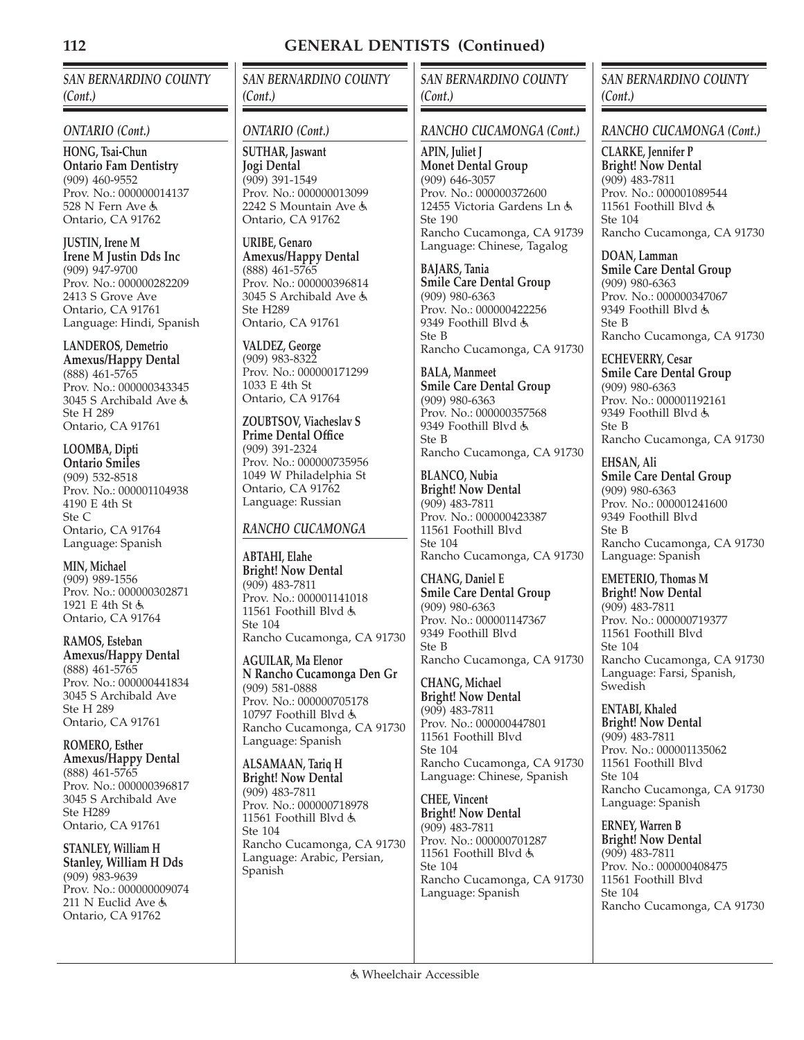# GENERAL DENTISTS (Continued)

*SAN BERNARDINO COUNTY (Cont.)*

*ONTARIO (Cont.)*

**HONG, Tsai-Chun**
**Ontario Fam Dentistry**
(909) 460-9552
Prov. No.: 000000014137
528 N Fern Ave ♿
Ontario, CA 91762

**JUSTIN, Irene M**
**Irene M Justin Dds Inc**
(909) 947-9700
Prov. No.: 000000282209
2413 S Grove Ave
Ontario, CA 91761
Language: Hindi, Spanish

**LANDEROS, Demetrio**
**Amexus/Happy Dental**
(888) 461-5765
Prov. No.: 000000343345
3045 S Archibald Ave ♿
Ste H 289
Ontario, CA 91761

**LOOMBA, Dipti**
**Ontario Smiles**
(909) 532-8518
Prov. No.: 000001104938
4190 E 4th St
Ste C
Ontario, CA 91764
Language: Spanish

**MIN, Michael**
(909) 989-1556
Prov. No.: 000000302871
1921 E 4th St ♿
Ontario, CA 91764

**RAMOS, Esteban**
**Amexus/Happy Dental**
(888) 461-5765
Prov. No.: 000000441834
3045 S Archibald Ave
Ste H 289
Ontario, CA 91761

**ROMERO, Esther**
**Amexus/Happy Dental**
(888) 461-5765
Prov. No.: 000000396817
3045 S Archibald Ave
Ste H289
Ontario, CA 91761

**STANLEY, William H**
**Stanley, William H Dds**
(909) 983-9639
Prov. No.: 000000009074
211 N Euclid Ave ♿
Ontario, CA 91762

**SUTHAR, Jaswant**
**Jogi Dental**
(909) 391-1549
Prov. No.: 000000013099
2242 S Mountain Ave ♿
Ontario, CA 91762

**URIBE, Genaro**
**Amexus/Happy Dental**
(888) 461-5765
Prov. No.: 000000396814
3045 S Archibald Ave ♿
Ste H289
Ontario, CA 91761

**VALDEZ, George**
(909) 983-8322
Prov. No.: 000000171299
1033 E 4th St
Ontario, CA 91764

**ZOUBTSOV, Viacheslav S**
**Prime Dental Office**
(909) 391-2324
Prov. No.: 000000735956
1049 W Philadelphia St
Ontario, CA 91762
Language: Russian

*RANCHO CUCAMONGA*

**ABTAHI, Elahe**
**Bright! Now Dental**
(909) 483-7811
Prov. No.: 000001141018
11561 Foothill Blvd ♿
Ste 104
Rancho Cucamonga, CA 91730

**AGUILAR, Ma Elenor**
**N Rancho Cucamonga Den Gr**
(909) 581-0888
Prov. No.: 000000705178
10797 Foothill Blvd ♿
Rancho Cucamonga, CA 91730
Language: Spanish

**ALSAMAAN, Tariq H**
**Bright! Now Dental**
(909) 483-7811
Prov. No.: 000000718978
11561 Foothill Blvd ♿
Ste 104
Rancho Cucamonga, CA 91730
Language: Arabic, Persian, Spanish

*RANCHO CUCAMONGA (Cont.)*

**APIN, Juliet J**
**Monet Dental Group**
(909) 646-3057
Prov. No.: 000000372600
12455 Victoria Gardens Ln ♿
Ste 190
Rancho Cucamonga, CA 91739
Language: Chinese, Tagalog

**BAJARS, Tania**
**Smile Care Dental Group**
(909) 980-6363
Prov. No.: 000000422256
9349 Foothill Blvd ♿
Ste B
Rancho Cucamonga, CA 91730

**BALA, Manmeet**
**Smile Care Dental Group**
(909) 980-6363
Prov. No.: 000000357568
9349 Foothill Blvd ♿
Ste B
Rancho Cucamonga, CA 91730

**BLANCO, Nubia**
**Bright! Now Dental**
(909) 483-7811
Prov. No.: 000000423387
11561 Foothill Blvd
Ste 104
Rancho Cucamonga, CA 91730

**CHANG, Daniel E**
**Smile Care Dental Group**
(909) 980-6363
Prov. No.: 000001147367
9349 Foothill Blvd
Ste B
Rancho Cucamonga, CA 91730

**CHANG, Michael**
**Bright! Now Dental**
(909) 483-7811
Prov. No.: 000000447801
11561 Foothill Blvd
Ste 104
Rancho Cucamonga, CA 91730
Language: Chinese, Spanish

**CHEE, Vincent**
**Bright! Now Dental**
(909) 483-7811
Prov. No.: 000000701287
11561 Foothill Blvd ♿
Ste 104
Rancho Cucamonga, CA 91730
Language: Spanish

**CLARKE, Jennifer P**
**Bright! Now Dental**
(909) 483-7811
Prov. No.: 000001089544
11561 Foothill Blvd ♿
Ste 104
Rancho Cucamonga, CA 91730

**DOAN, Lamman**
**Smile Care Dental Group**
(909) 980-6363
Prov. No.: 000000347067
9349 Foothill Blvd ♿
Ste B
Rancho Cucamonga, CA 91730

**ECHEVERRY, Cesar**
**Smile Care Dental Group**
(909) 980-6363
Prov. No.: 000001192161
9349 Foothill Blvd ♿
Ste B
Rancho Cucamonga, CA 91730

**EHSAN, Ali**
**Smile Care Dental Group**
(909) 980-6363
Prov. No.: 000001241600
9349 Foothill Blvd
Ste B
Rancho Cucamonga, CA 91730
Language: Spanish

**EMETERIO, Thomas M**
**Bright! Now Dental**
(909) 483-7811
Prov. No.: 000000719377
11561 Foothill Blvd
Ste 104
Rancho Cucamonga, CA 91730
Language: Farsi, Spanish, Swedish

**ENTABI, Khaled**
**Bright! Now Dental**
(909) 483-7811
Prov. No.: 000001135062
11561 Foothill Blvd
Ste 104
Rancho Cucamonga, CA 91730
Language: Spanish

**ERNEY, Warren B**
**Bright! Now Dental**
(909) 483-7811
Prov. No.: 000000408475
11561 Foothill Blvd
Ste 104
Rancho Cucamonga, CA 91730

♿ Wheelchair Accessible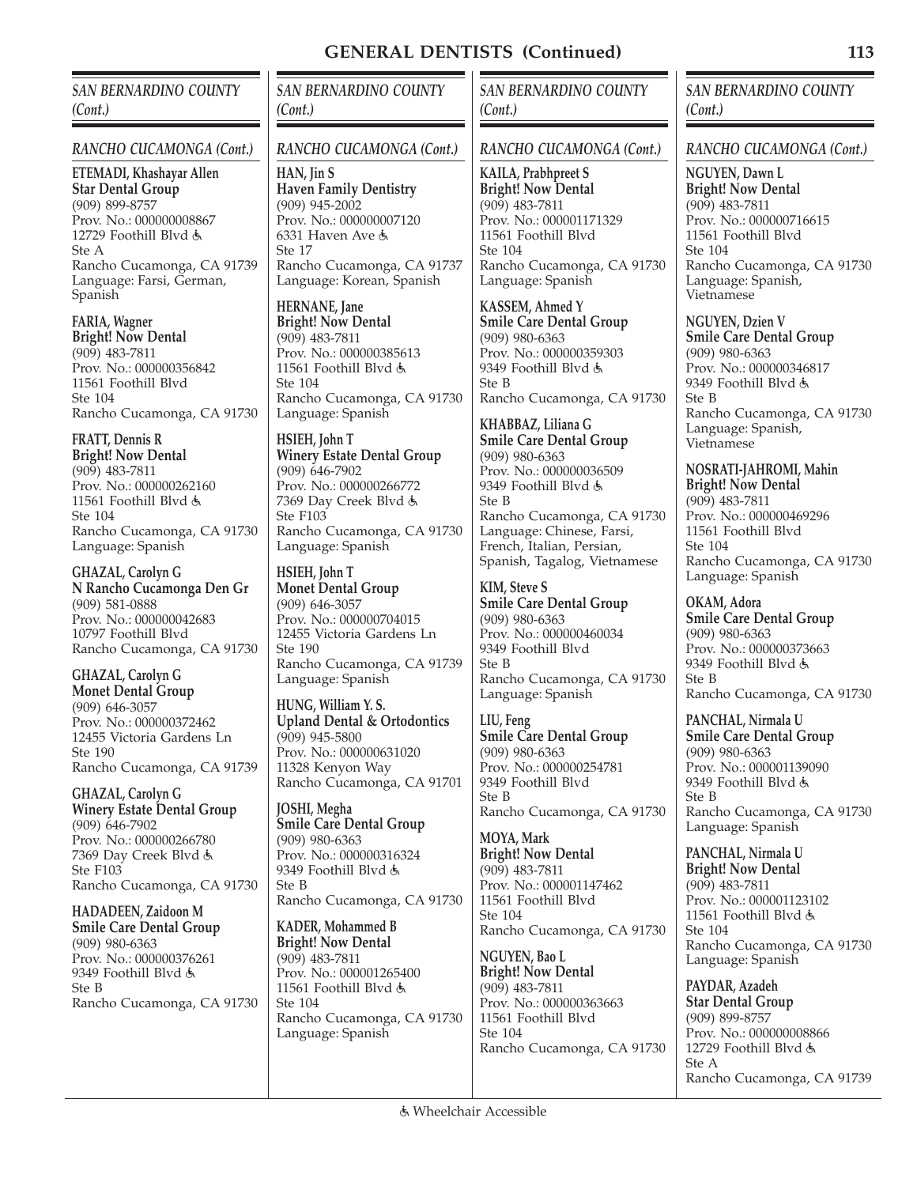# GENERAL DENTISTS (Continued)

## SAN BERNARDINO COUNTY (Cont.)

### RANCHO CUCAMONGA (Cont.)

**ETEMADI, Khashayar Allen**
**Star Dental Group**
(909) 899-8757
Prov. No.: 000000008867
12729 Foothill Blvd ♿
Ste A
Rancho Cucamonga, CA 91739
Language: Farsi, German, Spanish

**FARIA, Wagner**
**Bright! Now Dental**
(909) 483-7811
Prov. No.: 000000356842
11561 Foothill Blvd
Ste 104
Rancho Cucamonga, CA 91730

**FRATT, Dennis R**
**Bright! Now Dental**
(909) 483-7811
Prov. No.: 000000262160
11561 Foothill Blvd ♿
Ste 104
Rancho Cucamonga, CA 91730
Language: Spanish

**GHAZAL, Carolyn G**
**N Rancho Cucamonga Den Gr**
(909) 581-0888
Prov. No.: 000000042683
10797 Foothill Blvd
Rancho Cucamonga, CA 91730

**GHAZAL, Carolyn G**
**Monet Dental Group**
(909) 646-3057
Prov. No.: 000000372462
12455 Victoria Gardens Ln
Ste 190
Rancho Cucamonga, CA 91739

**GHAZAL, Carolyn G**
**Winery Estate Dental Group**
(909) 646-7902
Prov. No.: 000000266780
7369 Day Creek Blvd ♿
Ste F103
Rancho Cucamonga, CA 91730

**HADADEEN, Zaidoon M**
**Smile Care Dental Group**
(909) 980-6363
Prov. No.: 000000376261
9349 Foothill Blvd ♿
Ste B
Rancho Cucamonga, CA 91730

**HAN, Jin S**
**Haven Family Dentistry**
(909) 945-2002
Prov. No.: 000000007120
6331 Haven Ave ♿
Ste 17
Rancho Cucamonga, CA 91737
Language: Korean, Spanish

**HERNANE, Jane**
**Bright! Now Dental**
(909) 483-7811
Prov. No.: 000000385613
11561 Foothill Blvd ♿
Ste 104
Rancho Cucamonga, CA 91730
Language: Spanish

**HSIEH, John T**
**Winery Estate Dental Group**
(909) 646-7902
Prov. No.: 000000266772
7369 Day Creek Blvd ♿
Ste F103
Rancho Cucamonga, CA 91730
Language: Spanish

**HSIEH, John T**
**Monet Dental Group**
(909) 646-3057
Prov. No.: 000000704015
12455 Victoria Gardens Ln
Ste 190
Rancho Cucamonga, CA 91739
Language: Spanish

**HUNG, William Y. S.**
**Upland Dental & Ortodontics**
(909) 945-5800
Prov. No.: 000000631020
11328 Kenyon Way
Rancho Cucamonga, CA 91701

**JOSHI, Megha**
**Smile Care Dental Group**
(909) 980-6363
Prov. No.: 000000316324
9349 Foothill Blvd ♿
Ste B
Rancho Cucamonga, CA 91730

**KADER, Mohammed B**
**Bright! Now Dental**
(909) 483-7811
Prov. No.: 000001265400
11561 Foothill Blvd ♿
Ste 104
Rancho Cucamonga, CA 91730
Language: Spanish

**KAILA, Prabhpreet S**
**Bright! Now Dental**
(909) 483-7811
Prov. No.: 000001171329
11561 Foothill Blvd
Ste 104
Rancho Cucamonga, CA 91730
Language: Spanish

**KASSEM, Ahmed Y**
**Smile Care Dental Group**
(909) 980-6363
Prov. No.: 000000359303
9349 Foothill Blvd ♿
Ste B
Rancho Cucamonga, CA 91730

**KHABBAZ, Liliana G**
**Smile Care Dental Group**
(909) 980-6363
Prov. No.: 000000036509
9349 Foothill Blvd ♿
Ste B
Rancho Cucamonga, CA 91730
Language: Chinese, Farsi, French, Italian, Persian, Spanish, Tagalog, Vietnamese

**KIM, Steve S**
**Smile Care Dental Group**
(909) 980-6363
Prov. No.: 000000460034
9349 Foothill Blvd
Ste B
Rancho Cucamonga, CA 91730
Language: Spanish

**LIU, Feng**
**Smile Care Dental Group**
(909) 980-6363
Prov. No.: 000000254781
9349 Foothill Blvd
Ste B
Rancho Cucamonga, CA 91730

**MOYA, Mark**
**Bright! Now Dental**
(909) 483-7811
Prov. No.: 000001147462
11561 Foothill Blvd
Ste 104
Rancho Cucamonga, CA 91730

**NGUYEN, Bao L**
**Bright! Now Dental**
(909) 483-7811
Prov. No.: 000000363663
11561 Foothill Blvd
Ste 104
Rancho Cucamonga, CA 91730

**NGUYEN, Dawn L**
**Bright! Now Dental**
(909) 483-7811
Prov. No.: 000000716615
11561 Foothill Blvd
Ste 104
Rancho Cucamonga, CA 91730
Language: Spanish, Vietnamese

**NGUYEN, Dzien V**
**Smile Care Dental Group**
(909) 980-6363
Prov. No.: 000000346817
9349 Foothill Blvd ♿
Ste B
Rancho Cucamonga, CA 91730
Language: Spanish, Vietnamese

**NOSRATI-JAHROMI, Mahin**
**Bright! Now Dental**
(909) 483-7811
Prov. No.: 000000469296
11561 Foothill Blvd
Ste 104
Rancho Cucamonga, CA 91730
Language: Spanish

**OKAM, Adora**
**Smile Care Dental Group**
(909) 980-6363
Prov. No.: 000000373663
9349 Foothill Blvd ♿
Ste B
Rancho Cucamonga, CA 91730

**PANCHAL, Nirmala U**
**Smile Care Dental Group**
(909) 980-6363
Prov. No.: 000001139090
9349 Foothill Blvd ♿
Ste B
Rancho Cucamonga, CA 91730
Language: Spanish

**PANCHAL, Nirmala U**
**Bright! Now Dental**
(909) 483-7811
Prov. No.: 000001123102
11561 Foothill Blvd ♿
Ste 104
Rancho Cucamonga, CA 91730
Language: Spanish

**PAYDAR, Azadeh**
**Star Dental Group**
(909) 899-8757
Prov. No.: 000000008866
12729 Foothill Blvd ♿
Ste A
Rancho Cucamonga, CA 91739

♿ Wheelchair Accessible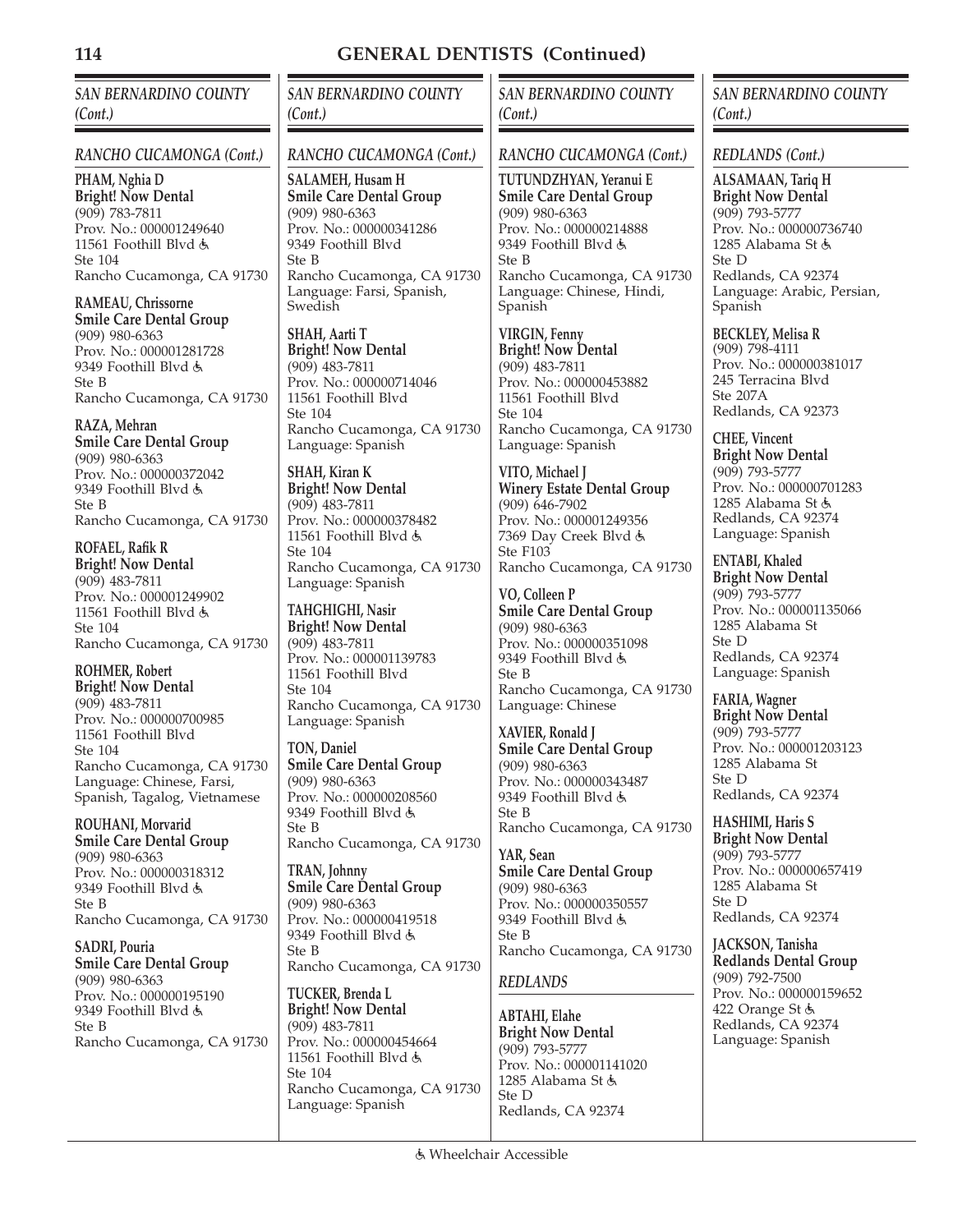## GENERAL DENTISTS (Continued)

### *SAN BERNARDINO COUNTY (Cont.)*

#### *RANCHO CUCAMONGA (Cont.)*

**PHAM, Nghia D**
**Bright! Now Dental**
(909) 783-7811
Prov. No.: 000001249640
11561 Foothill Blvd ♿
Ste 104
Rancho Cucamonga, CA 91730

**RAMEAU, Chrissorne**
**Smile Care Dental Group**
(909) 980-6363
Prov. No.: 000001281728
9349 Foothill Blvd ♿
Ste B
Rancho Cucamonga, CA 91730

**RAZA, Mehran**
**Smile Care Dental Group**
(909) 980-6363
Prov. No.: 000000372042
9349 Foothill Blvd ♿
Ste B
Rancho Cucamonga, CA 91730

**ROFAEL, Rafik R**
**Bright! Now Dental**
(909) 483-7811
Prov. No.: 000001249902
11561 Foothill Blvd ♿
Ste 104
Rancho Cucamonga, CA 91730

**ROHMER, Robert**
**Bright! Now Dental**
(909) 483-7811
Prov. No.: 000000700985
11561 Foothill Blvd
Ste 104
Rancho Cucamonga, CA 91730
Language: Chinese, Farsi, Spanish, Tagalog, Vietnamese

**ROUHANI, Morvarid**
**Smile Care Dental Group**
(909) 980-6363
Prov. No.: 000000318312
9349 Foothill Blvd ♿
Ste B
Rancho Cucamonga, CA 91730

**SADRI, Pouria**
**Smile Care Dental Group**
(909) 980-6363
Prov. No.: 000000195190
9349 Foothill Blvd ♿
Ste B
Rancho Cucamonga, CA 91730

**SALAMEH, Husam H**
**Smile Care Dental Group**
(909) 980-6363
Prov. No.: 000000341286
9349 Foothill Blvd
Ste B
Rancho Cucamonga, CA 91730
Language: Farsi, Spanish, Swedish

**SHAH, Aarti T**
**Bright! Now Dental**
(909) 483-7811
Prov. No.: 000000714046
11561 Foothill Blvd
Ste 104
Rancho Cucamonga, CA 91730
Language: Spanish

**SHAH, Kiran K**
**Bright! Now Dental**
(909) 483-7811
Prov. No.: 000000378482
11561 Foothill Blvd ♿
Ste 104
Rancho Cucamonga, CA 91730
Language: Spanish

**TAHGHIGHI, Nasir**
**Bright! Now Dental**
(909) 483-7811
Prov. No.: 000001139783
11561 Foothill Blvd
Ste 104
Rancho Cucamonga, CA 91730
Language: Spanish

**TON, Daniel**
**Smile Care Dental Group**
(909) 980-6363
Prov. No.: 000000208560
9349 Foothill Blvd ♿
Ste B
Rancho Cucamonga, CA 91730

**TRAN, Johnny**
**Smile Care Dental Group**
(909) 980-6363
Prov. No.: 000000419518
9349 Foothill Blvd ♿
Ste B
Rancho Cucamonga, CA 91730

**TUCKER, Brenda L**
**Bright! Now Dental**
(909) 483-7811
Prov. No.: 000000454664
11561 Foothill Blvd ♿
Ste 104
Rancho Cucamonga, CA 91730
Language: Spanish

**TUTUNDZHYAN, Yeranui E**
**Smile Care Dental Group**
(909) 980-6363
Prov. No.: 000000214888
9349 Foothill Blvd ♿
Ste B
Rancho Cucamonga, CA 91730
Language: Chinese, Hindi, Spanish

**VIRGIN, Fenny**
**Bright! Now Dental**
(909) 483-7811
Prov. No.: 000000453882
11561 Foothill Blvd
Ste 104
Rancho Cucamonga, CA 91730
Language: Spanish

**VITO, Michael J**
**Winery Estate Dental Group**
(909) 646-7902
Prov. No.: 000001249356
7369 Day Creek Blvd ♿
Ste F103
Rancho Cucamonga, CA 91730

**VO, Colleen P**
**Smile Care Dental Group**
(909) 980-6363
Prov. No.: 000000351098
9349 Foothill Blvd ♿
Ste B
Rancho Cucamonga, CA 91730
Language: Chinese

**XAVIER, Ronald J**
**Smile Care Dental Group**
(909) 980-6363
Prov. No.: 000000343487
9349 Foothill Blvd ♿
Ste B
Rancho Cucamonga, CA 91730

**YAR, Sean**
**Smile Care Dental Group**
(909) 980-6363
Prov. No.: 000000350557
9349 Foothill Blvd ♿
Ste B
Rancho Cucamonga, CA 91730

#### *REDLANDS*

**ABTAHI, Elahe**
**Bright Now Dental**
(909) 793-5777
Prov. No.: 000001141020
1285 Alabama St ♿
Ste D
Redlands, CA 92374

#### *REDLANDS (Cont.)*

**ALSAMAAN, Tariq H**
**Bright Now Dental**
(909) 793-5777
Prov. No.: 000000736740
1285 Alabama St ♿
Ste D
Redlands, CA 92374
Language: Arabic, Persian, Spanish

**BECKLEY, Melisa R**
(909) 798-4111
Prov. No.: 000000381017
245 Terracina Blvd
Ste 207A
Redlands, CA 92373

**CHEE, Vincent**
**Bright Now Dental**
(909) 793-5777
Prov. No.: 000000701283
1285 Alabama St ♿
Redlands, CA 92374
Language: Spanish

**ENTABI, Khaled**
**Bright Now Dental**
(909) 793-5777
Prov. No.: 000001135066
1285 Alabama St
Ste D
Redlands, CA 92374
Language: Spanish

**FARIA, Wagner**
**Bright Now Dental**
(909) 793-5777
Prov. No.: 000001203123
1285 Alabama St
Ste D
Redlands, CA 92374

**HASHIMI, Haris S**
**Bright Now Dental**
(909) 793-5777
Prov. No.: 000000657419
1285 Alabama St
Ste D
Redlands, CA 92374

**JACKSON, Tanisha**
**Redlands Dental Group**
(909) 792-7500
Prov. No.: 000000159652
422 Orange St ♿
Redlands, CA 92374
Language: Spanish

♿ Wheelchair Accessible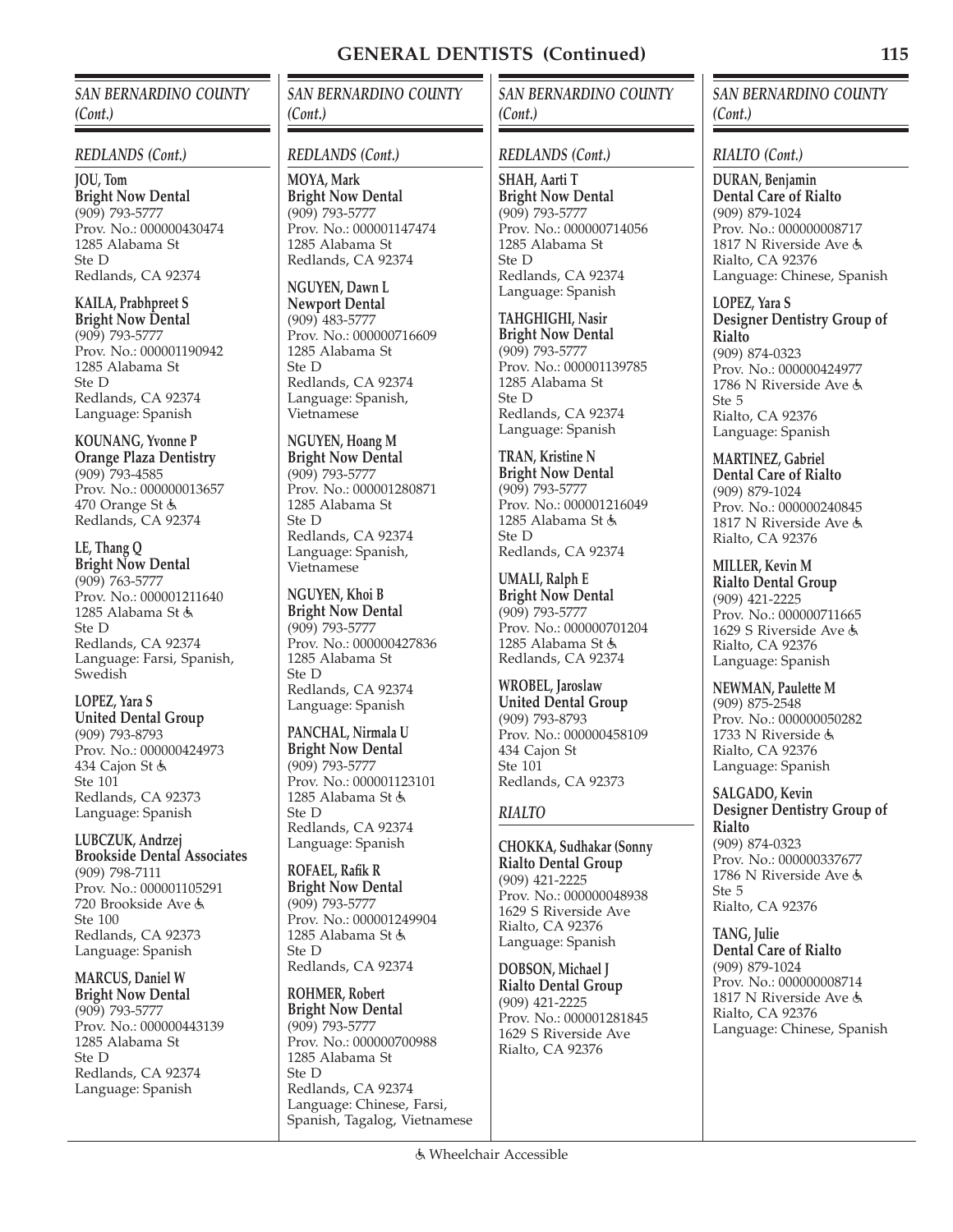## GENERAL DENTISTS (Continued)

### *SAN BERNARDINO COUNTY (Cont.)*

#### *REDLANDS (Cont.)*

**JOU, Tom**
**Bright Now Dental**
(909) 793-5777
Prov. No.: 000000430474
1285 Alabama St
Ste D
Redlands, CA 92374

**KAILA, Prabhpreet S**
**Bright Now Dental**
(909) 793-5777
Prov. No.: 000001190942
1285 Alabama St
Ste D
Redlands, CA 92374
Language: Spanish

**KOUNANG, Yvonne P**
**Orange Plaza Dentistry**
(909) 793-4585
Prov. No.: 000000013657
470 Orange St ♿
Redlands, CA 92374

**LE, Thang Q**
**Bright Now Dental**
(909) 763-5777
Prov. No.: 000001211640
1285 Alabama St ♿
Ste D
Redlands, CA 92374
Language: Farsi, Spanish, Swedish

**LOPEZ, Yara S**
**United Dental Group**
(909) 793-8793
Prov. No.: 000000424973
434 Cajon St ♿
Ste 101
Redlands, CA 92373
Language: Spanish

**LUBCZUK, Andrzej**
**Brookside Dental Associates**
(909) 798-7111
Prov. No.: 000001105291
720 Brookside Ave ♿
Ste 100
Redlands, CA 92373
Language: Spanish

**MARCUS, Daniel W**
**Bright Now Dental**
(909) 793-5777
Prov. No.: 000000443139
1285 Alabama St
Ste D
Redlands, CA 92374
Language: Spanish

**MOYA, Mark**
**Bright Now Dental**
(909) 793-5777
Prov. No.: 000001147474
1285 Alabama St
Redlands, CA 92374

**NGUYEN, Dawn L**
**Newport Dental**
(909) 483-5777
Prov. No.: 000000716609
1285 Alabama St
Ste D
Redlands, CA 92374
Language: Spanish, Vietnamese

**NGUYEN, Hoang M**
**Bright Now Dental**
(909) 793-5777
Prov. No.: 000001280871
1285 Alabama St
Ste D
Redlands, CA 92374
Language: Spanish, Vietnamese

**NGUYEN, Khoi B**
**Bright Now Dental**
(909) 793-5777
Prov. No.: 000000427836
1285 Alabama St
Ste D
Redlands, CA 92374
Language: Spanish

**PANCHAL, Nirmala U**
**Bright Now Dental**
(909) 793-5777
Prov. No.: 000001123101
1285 Alabama St ♿
Ste D
Redlands, CA 92374
Language: Spanish

**ROFAEL, Rafik R**
**Bright Now Dental**
(909) 793-5777
Prov. No.: 000001249904
1285 Alabama St ♿
Ste D
Redlands, CA 92374

**ROHMER, Robert**
**Bright Now Dental**
(909) 793-5777
Prov. No.: 000000700988
1285 Alabama St
Ste D
Redlands, CA 92374
Language: Chinese, Farsi, Spanish, Tagalog, Vietnamese

**SHAH, Aarti T**
**Bright Now Dental**
(909) 793-5777
Prov. No.: 000000714056
1285 Alabama St
Ste D
Redlands, CA 92374
Language: Spanish

**TAHGHIGHI, Nasir**
**Bright Now Dental**
(909) 793-5777
Prov. No.: 000001139785
1285 Alabama St
Ste D
Redlands, CA 92374
Language: Spanish

**TRAN, Kristine N**
**Bright Now Dental**
(909) 793-5777
Prov. No.: 000001216049
1285 Alabama St ♿
Ste D
Redlands, CA 92374

**UMALI, Ralph E**
**Bright Now Dental**
(909) 793-5777
Prov. No.: 000000701204
1285 Alabama St ♿
Redlands, CA 92374

**WROBEL, Jaroslaw**
**United Dental Group**
(909) 793-8793
Prov. No.: 000000458109
434 Cajon St
Ste 101
Redlands, CA 92373

#### *RIALTO*

**CHOKKA, Sudhakar (Sonny**
**Rialto Dental Group**
(909) 421-2225
Prov. No.: 000000048938
1629 S Riverside Ave
Rialto, CA 92376
Language: Spanish

**DOBSON, Michael J**
**Rialto Dental Group**
(909) 421-2225
Prov. No.: 000001281845
1629 S Riverside Ave
Rialto, CA 92376

#### *RIALTO (Cont.)*

**DURAN, Benjamin**
**Dental Care of Rialto**
(909) 879-1024
Prov. No.: 000000008717
1817 N Riverside Ave ♿
Rialto, CA 92376
Language: Chinese, Spanish

**LOPEZ, Yara S**
**Designer Dentistry Group of Rialto**
(909) 874-0323
Prov. No.: 000000424977
1786 N Riverside Ave ♿
Ste 5
Rialto, CA 92376
Language: Spanish

**MARTINEZ, Gabriel**
**Dental Care of Rialto**
(909) 879-1024
Prov. No.: 000000240845
1817 N Riverside Ave ♿
Rialto, CA 92376

**MILLER, Kevin M**
**Rialto Dental Group**
(909) 421-2225
Prov. No.: 000000711665
1629 S Riverside Ave ♿
Rialto, CA 92376
Language: Spanish

**NEWMAN, Paulette M**
(909) 875-2548
Prov. No.: 000000050282
1733 N Riverside ♿
Rialto, CA 92376
Language: Spanish

**SALGADO, Kevin**
**Designer Dentistry Group of Rialto**
(909) 874-0323
Prov. No.: 000000337677
1786 N Riverside Ave ♿
Ste 5
Rialto, CA 92376

**TANG, Julie**
**Dental Care of Rialto**
(909) 879-1024
Prov. No.: 000000008714
1817 N Riverside Ave ♿
Rialto, CA 92376
Language: Chinese, Spanish

♿ Wheelchair Accessible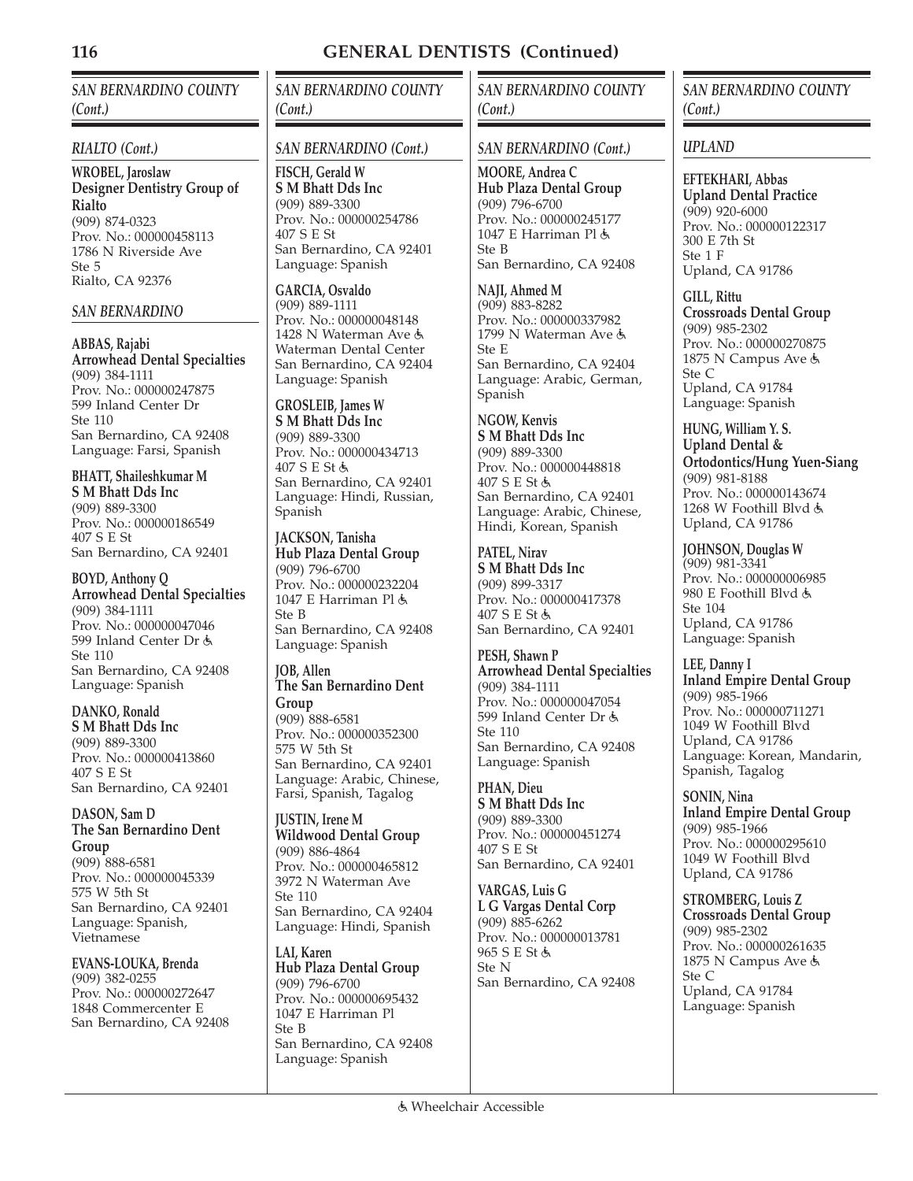# GENERAL DENTISTS (Continued)

## *SAN BERNARDINO COUNTY (Cont.)*

### *RIALTO (Cont.)*

**WROBEL, Jaroslaw**
**Designer Dentistry Group of Rialto**
(909) 874-0323
Prov. No.: 000000458113
1786 N Riverside Ave
Ste 5
Rialto, CA 92376

### *SAN BERNARDINO*

**ABBAS, Rajabi**
**Arrowhead Dental Specialties**
(909) 384-1111
Prov. No.: 000000247875
599 Inland Center Dr
Ste 110
San Bernardino, CA 92408
Language: Farsi, Spanish

**BHATT, Shaileshkumar M**
**S M Bhatt Dds Inc**
(909) 889-3300
Prov. No.: 000000186549
407 S E St
San Bernardino, CA 92401

**BOYD, Anthony Q**
**Arrowhead Dental Specialties**
(909) 384-1111
Prov. No.: 000000047046
599 Inland Center Dr ♿
Ste 110
San Bernardino, CA 92408
Language: Spanish

**DANKO, Ronald**
**S M Bhatt Dds Inc**
(909) 889-3300
Prov. No.: 000000413860
407 S E St
San Bernardino, CA 92401

**DASON, Sam D**
**The San Bernardino Dent Group**
(909) 888-6581
Prov. No.: 000000045339
575 W 5th St
San Bernardino, CA 92401
Language: Spanish, Vietnamese

**EVANS-LOUKA, Brenda**
(909) 382-0255
Prov. No.: 000000272647
1848 Commercenter E
San Bernardino, CA 92408

### *SAN BERNARDINO (Cont.)*

**FISCH, Gerald W**
**S M Bhatt Dds Inc**
(909) 889-3300
Prov. No.: 000000254786
407 S E St
San Bernardino, CA 92401
Language: Spanish

**GARCIA, Osvaldo**
(909) 889-1111
Prov. No.: 000000048148
1428 N Waterman Ave ♿
Waterman Dental Center
San Bernardino, CA 92404
Language: Spanish

**GROSLEIB, James W**
**S M Bhatt Dds Inc**
(909) 889-3300
Prov. No.: 000000434713
407 S E St ♿
San Bernardino, CA 92401
Language: Hindi, Russian, Spanish

**JACKSON, Tanisha**
**Hub Plaza Dental Group**
(909) 796-6700
Prov. No.: 000000232204
1047 E Harriman Pl ♿
Ste B
San Bernardino, CA 92408
Language: Spanish

**JOB, Allen**
**The San Bernardino Dent Group**
(909) 888-6581
Prov. No.: 000000352300
575 W 5th St
San Bernardino, CA 92401
Language: Arabic, Chinese, Farsi, Spanish, Tagalog

**JUSTIN, Irene M**
**Wildwood Dental Group**
(909) 886-4864
Prov. No.: 000000465812
3972 N Waterman Ave
Ste 110
San Bernardino, CA 92404
Language: Hindi, Spanish

**LAI, Karen**
**Hub Plaza Dental Group**
(909) 796-6700
Prov. No.: 000000695432
1047 E Harriman Pl
Ste B
San Bernardino, CA 92408
Language: Spanish

**MOORE, Andrea C**
**Hub Plaza Dental Group**
(909) 796-6700
Prov. No.: 000000245177
1047 E Harriman Pl ♿
Ste B
San Bernardino, CA 92408

**NAJI, Ahmed M**
(909) 883-8282
Prov. No.: 000000337982
1799 N Waterman Ave ♿
Ste E
San Bernardino, CA 92404
Language: Arabic, German, Spanish

**NGOW, Kenvis**
**S M Bhatt Dds Inc**
(909) 889-3300
Prov. No.: 000000448818
407 S E St ♿
San Bernardino, CA 92401
Language: Arabic, Chinese, Hindi, Korean, Spanish

**PATEL, Nirav**
**S M Bhatt Dds Inc**
(909) 899-3317
Prov. No.: 000000417378
407 S E St ♿
San Bernardino, CA 92401

**PESH, Shawn P**
**Arrowhead Dental Specialties**
(909) 384-1111
Prov. No.: 000000047054
599 Inland Center Dr ♿
Ste 110
San Bernardino, CA 92408
Language: Spanish

**PHAN, Dieu**
**S M Bhatt Dds Inc**
(909) 889-3300
Prov. No.: 000000451274
407 S E St
San Bernardino, CA 92401

**VARGAS, Luis G**
**L G Vargas Dental Corp**
(909) 885-6262
Prov. No.: 000000013781
965 S E St ♿
Ste N
San Bernardino, CA 92408

### *UPLAND*

**EFTEKHARI, Abbas**
**Upland Dental Practice**
(909) 920-6000
Prov. No.: 000000122317
300 E 7th St
Ste 1 F
Upland, CA 91786

**GILL, Rittu**
**Crossroads Dental Group**
(909) 985-2302
Prov. No.: 000000270875
1875 N Campus Ave ♿
Ste C
Upland, CA 91784
Language: Spanish

**HUNG, William Y. S.**
**Upland Dental & Ortodontics/Hung Yuen-Siang**
(909) 981-8188
Prov. No.: 000000143674
1268 W Foothill Blvd ♿
Upland, CA 91786

**JOHNSON, Douglas W**
(909) 981-3341
Prov. No.: 000000006985
980 E Foothill Blvd ♿
Ste 104
Upland, CA 91786
Language: Spanish

**LEE, Danny I**
**Inland Empire Dental Group**
(909) 985-1966
Prov. No.: 000000711271
1049 W Foothill Blvd
Upland, CA 91786
Language: Korean, Mandarin, Spanish, Tagalog

**SONIN, Nina**
**Inland Empire Dental Group**
(909) 985-1966
Prov. No.: 000000295610
1049 W Foothill Blvd
Upland, CA 91786

**STROMBERG, Louis Z**
**Crossroads Dental Group**
(909) 985-2302
Prov. No.: 000000261635
1875 N Campus Ave ♿
Ste C
Upland, CA 91784
Language: Spanish

♿ Wheelchair Accessible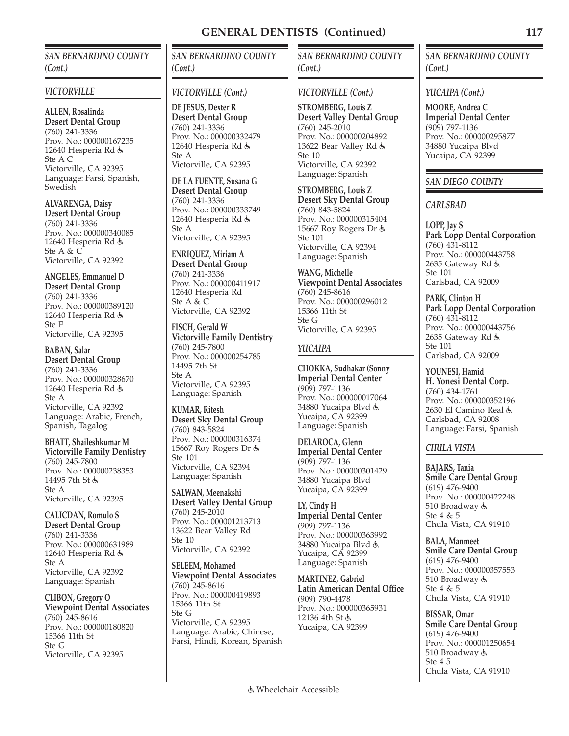## GENERAL DENTISTS (Continued)

### *SAN BERNARDINO COUNTY (Cont.)*

#### *VICTORVILLE*

**ALLEN, Rosalinda**
**Desert Dental Group**
(760) 241-3336
Prov. No.: 000000167235
12640 Hesperia Rd ♿
Ste A C
Victorville, CA 92395
Language: Farsi, Spanish, Swedish

**ALVARENGA, Daisy**
**Desert Dental Group**
(760) 241-3336
Prov. No.: 000000340085
12640 Hesperia Rd ♿
Ste A & C
Victorville, CA 92392

**ANGELES, Emmanuel D**
**Desert Dental Group**
(760) 241-3336
Prov. No.: 000000389120
12640 Hesperia Rd ♿
Ste F
Victorville, CA 92395

**BABAN, Salar**
**Desert Dental Group**
(760) 241-3336
Prov. No.: 000000328670
12640 Hesperia Rd ♿
Ste A
Victorville, CA 92392
Language: Arabic, French, Spanish, Tagalog

**BHATT, Shaileshkumar M**
**Victorville Family Dentistry**
(760) 245-7800
Prov. No.: 000000238353
14495 7th St ♿
Ste A
Victorville, CA 92395

**CALICDAN, Romulo S**
**Desert Dental Group**
(760) 241-3336
Prov. No.: 000000631989
12640 Hesperia Rd ♿
Ste A
Victorville, CA 92392
Language: Spanish

**CLIBON, Gregory O**
**Viewpoint Dental Associates**
(760) 245-8616
Prov. No.: 000000180820
15366 11th St
Ste G
Victorville, CA 92395

### *SAN BERNARDINO COUNTY (Cont.)*

#### *VICTORVILLE (Cont.)*

**DE JESUS, Dexter R**
**Desert Dental Group**
(760) 241-3336
Prov. No.: 000000332479
12640 Hesperia Rd ♿
Ste A
Victorville, CA 92395

**DE LA FUENTE, Susana G**
**Desert Dental Group**
(760) 241-3336
Prov. No.: 000000333749
12640 Hesperia Rd ♿
Ste A
Victorville, CA 92395

**ENRIQUEZ, Miriam A**
**Desert Dental Group**
(760) 241-3336
Prov. No.: 000000411917
12640 Hesperia Rd
Ste A & C
Victorville, CA 92392

**FISCH, Gerald W**
**Victorville Family Dentistry**
(760) 245-7800
Prov. No.: 000000254785
14495 7th St
Ste A
Victorville, CA 92395
Language: Spanish

**KUMAR, Ritesh**
**Desert Sky Dental Group**
(760) 843-5824
Prov. No.: 000000316374
15667 Roy Rogers Dr ♿
Ste 101
Victorville, CA 92394
Language: Spanish

**SALWAN, Meenakshi**
**Desert Valley Dental Group**
(760) 245-2010
Prov. No.: 000001213713
13622 Bear Valley Rd
Ste 10
Victorville, CA 92392

**SELEEM, Mohamed**
**Viewpoint Dental Associates**
(760) 245-8616
Prov. No.: 000000419893
15366 11th St
Ste G
Victorville, CA 92395
Language: Arabic, Chinese, Farsi, Hindi, Korean, Spanish

### *SAN BERNARDINO COUNTY (Cont.)*

#### *VICTORVILLE (Cont.)*

**STROMBERG, Louis Z**
**Desert Valley Dental Group**
(760) 245-2010
Prov. No.: 000000204892
13622 Bear Valley Rd ♿
Ste 10
Victorville, CA 92392
Language: Spanish

**STROMBERG, Louis Z**
**Desert Sky Dental Group**
(760) 843-5824
Prov. No.: 000000315404
15667 Roy Rogers Dr ♿
Ste 101
Victorville, CA 92394
Language: Spanish

**WANG, Michelle**
**Viewpoint Dental Associates**
(760) 245-8616
Prov. No.: 000000296012
15366 11th St
Ste G
Victorville, CA 92395

#### *YUCAIPA*

**CHOKKA, Sudhakar (Sonny**
**Imperial Dental Center**
(909) 797-1136
Prov. No.: 000000017064
34880 Yucaipa Blvd ♿
Yucaipa, CA 92399
Language: Spanish

**DELAROCA, Glenn**
**Imperial Dental Center**
(909) 797-1136
Prov. No.: 000000301429
34880 Yucaipa Blvd
Yucaipa, CA 92399

**LY, Cindy H**
**Imperial Dental Center**
(909) 797-1136
Prov. No.: 000000363992
34880 Yucaipa Blvd ♿
Yucaipa, CA 92399
Language: Spanish

**MARTINEZ, Gabriel**
**Latin American Dental Office**
(909) 790-4478
Prov. No.: 000000365931
12136 4th St ♿
Yucaipa, CA 92399

### *SAN BERNARDINO COUNTY (Cont.)*

#### *YUCAIPA (Cont.)*

**MOORE, Andrea C**
**Imperial Dental Center**
(909) 797-1136
Prov. No.: 000000295877
34880 Yucaipa Blvd
Yucaipa, CA 92399

### *SAN DIEGO COUNTY*

#### *CARLSBAD*

**LOPP, Jay S**
**Park Lopp Dental Corporation**
(760) 431-8112
Prov. No.: 000000443758
2635 Gateway Rd ♿
Ste 101
Carlsbad, CA 92009

**PARK, Clinton H**
**Park Lopp Dental Corporation**
(760) 431-8112
Prov. No.: 000000443756
2635 Gateway Rd ♿
Ste 101
Carlsbad, CA 92009

**YOUNESI, Hamid**
**H. Yonesi Dental Corp.**
(760) 434-1761
Prov. No.: 000000352196
2630 El Camino Real ♿
Carlsbad, CA 92008
Language: Farsi, Spanish

#### *CHULA VISTA*

**BAJARS, Tania**
**Smile Care Dental Group**
(619) 476-9400
Prov. No.: 000000422248
510 Broadway ♿
Ste 4 & 5
Chula Vista, CA 91910

**BALA, Manmeet**
**Smile Care Dental Group**
(619) 476-9400
Prov. No.: 000000357553
510 Broadway ♿
Ste 4 & 5
Chula Vista, CA 91910

**BISSAR, Omar**
**Smile Care Dental Group**
(619) 476-9400
Prov. No.: 000001250654
510 Broadway ♿
Ste 4 5
Chula Vista, CA 91910

♿ Wheelchair Accessible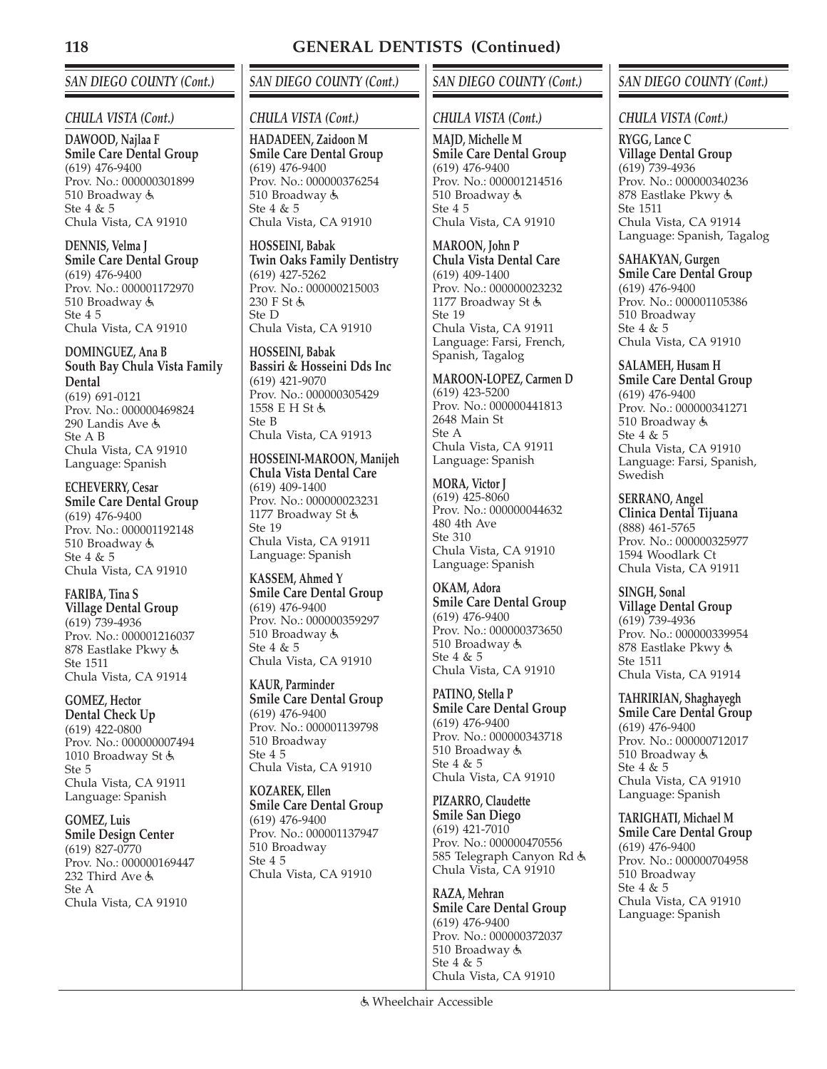## GENERAL DENTISTS (Continued)

### SAN DIEGO COUNTY (Cont.)

#### CHULA VISTA (Cont.)

**DAWOOD, Najlaa F**
**Smile Care Dental Group**
(619) 476-9400
Prov. No.: 000000301899
510 Broadway ♿
Ste 4 & 5
Chula Vista, CA 91910

**DENNIS, Velma J**
**Smile Care Dental Group**
(619) 476-9400
Prov. No.: 000001172970
510 Broadway ♿
Ste 4 5
Chula Vista, CA 91910

**DOMINGUEZ, Ana B**
**South Bay Chula Vista Family Dental**
(619) 691-0121
Prov. No.: 000000469824
290 Landis Ave ♿
Ste A B
Chula Vista, CA 91910
Language: Spanish

**ECHEVERRY, Cesar**
**Smile Care Dental Group**
(619) 476-9400
Prov. No.: 000001192148
510 Broadway ♿
Ste 4 & 5
Chula Vista, CA 91910

**FARIBA, Tina S**
**Village Dental Group**
(619) 739-4936
Prov. No.: 000001216037
878 Eastlake Pkwy ♿
Ste 1511
Chula Vista, CA 91914

**GOMEZ, Hector**
**Dental Check Up**
(619) 422-0800
Prov. No.: 000000007494
1010 Broadway St ♿
Ste 5
Chula Vista, CA 91911
Language: Spanish

**GOMEZ, Luis**
**Smile Design Center**
(619) 827-0770
Prov. No.: 000000169447
232 Third Ave ♿
Ste A
Chula Vista, CA 91910

**HADADEEN, Zaidoon M**
**Smile Care Dental Group**
(619) 476-9400
Prov. No.: 000000376254
510 Broadway ♿
Ste 4 & 5
Chula Vista, CA 91910

**HOSSEINI, Babak**
**Twin Oaks Family Dentistry**
(619) 427-5262
Prov. No.: 000000215003
230 F St ♿
Ste D
Chula Vista, CA 91910

**HOSSEINI, Babak**
**Bassiri & Hosseini Dds Inc**
(619) 421-9070
Prov. No.: 000000305429
1558 E H St ♿
Ste B
Chula Vista, CA 91913

**HOSSEINI-MAROON, Manijeh**
**Chula Vista Dental Care**
(619) 409-1400
Prov. No.: 000000023231
1177 Broadway St ♿
Ste 19
Chula Vista, CA 91911
Language: Spanish

**KASSEM, Ahmed Y**
**Smile Care Dental Group**
(619) 476-9400
Prov. No.: 000000359297
510 Broadway ♿
Ste 4 & 5
Chula Vista, CA 91910

**KAUR, Parminder**
**Smile Care Dental Group**
(619) 476-9400
Prov. No.: 000001139798
510 Broadway
Ste 4 5
Chula Vista, CA 91910

**KOZAREK, Ellen**
**Smile Care Dental Group**
(619) 476-9400
Prov. No.: 000001137947
510 Broadway
Ste 4 5
Chula Vista, CA 91910

**MAJD, Michelle M**
**Smile Care Dental Group**
(619) 476-9400
Prov. No.: 000001214516
510 Broadway ♿
Ste 4 5
Chula Vista, CA 91910

**MAROON, John P**
**Chula Vista Dental Care**
(619) 409-1400
Prov. No.: 000000023232
1177 Broadway St ♿
Ste 19
Chula Vista, CA 91911
Language: Farsi, French, Spanish, Tagalog

**MAROON-LOPEZ, Carmen D**
(619) 423-5200
Prov. No.: 000000441813
2648 Main St
Ste A
Chula Vista, CA 91911
Language: Spanish

**MORA, Victor J**
(619) 425-8060
Prov. No.: 000000044632
480 4th Ave
Ste 310
Chula Vista, CA 91910
Language: Spanish

**OKAM, Adora**
**Smile Care Dental Group**
(619) 476-9400
Prov. No.: 000000373650
510 Broadway ♿
Ste 4 & 5
Chula Vista, CA 91910

**PATINO, Stella P**
**Smile Care Dental Group**
(619) 476-9400
Prov. No.: 000000343718
510 Broadway ♿
Ste 4 & 5
Chula Vista, CA 91910

**PIZARRO, Claudette**
**Smile San Diego**
(619) 421-7010
Prov. No.: 000000470556
585 Telegraph Canyon Rd ♿
Chula Vista, CA 91910

**RAZA, Mehran**
**Smile Care Dental Group**
(619) 476-9400
Prov. No.: 000000372037
510 Broadway ♿
Ste 4 & 5
Chula Vista, CA 91910

**RYGG, Lance C**
**Village Dental Group**
(619) 739-4936
Prov. No.: 000000340236
878 Eastlake Pkwy ♿
Ste 1511
Chula Vista, CA 91914
Language: Spanish, Tagalog

**SAHAKYAN, Gurgen**
**Smile Care Dental Group**
(619) 476-9400
Prov. No.: 000001105386
510 Broadway
Ste 4 & 5
Chula Vista, CA 91910

**SALAMEH, Husam H**
**Smile Care Dental Group**
(619) 476-9400
Prov. No.: 000000341271
510 Broadway ♿
Ste 4 & 5
Chula Vista, CA 91910
Language: Farsi, Spanish, Swedish

**SERRANO, Angel**
**Clinica Dental Tijuana**
(888) 461-5765
Prov. No.: 000000325977
1594 Woodlark Ct
Chula Vista, CA 91911

**SINGH, Sonal**
**Village Dental Group**
(619) 739-4936
Prov. No.: 000000339954
878 Eastlake Pkwy ♿
Ste 1511
Chula Vista, CA 91914

**TAHRIRIAN, Shaghayegh**
**Smile Care Dental Group**
(619) 476-9400
Prov. No.: 000000712017
510 Broadway ♿
Ste 4 & 5
Chula Vista, CA 91910
Language: Spanish

**TARIGHATI, Michael M**
**Smile Care Dental Group**
(619) 476-9400
Prov. No.: 000000704958
510 Broadway
Ste 4 & 5
Chula Vista, CA 91910
Language: Spanish

♿ Wheelchair Accessible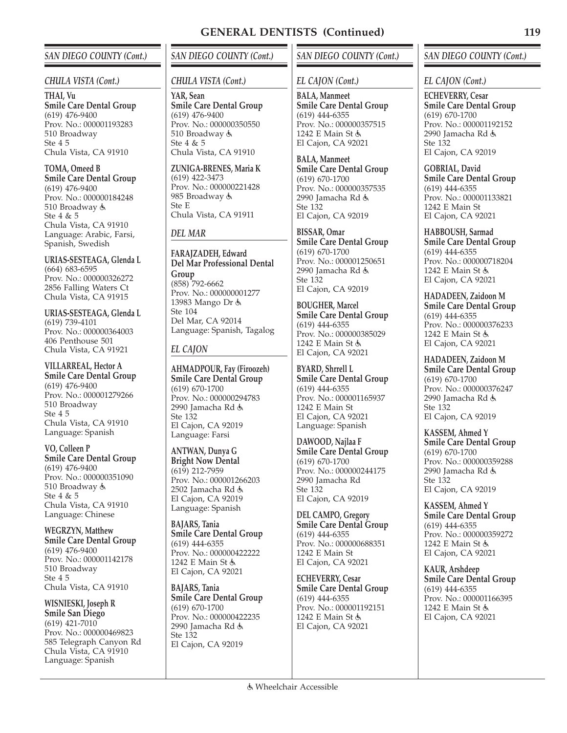# GENERAL DENTISTS (Continued)

## SAN DIEGO COUNTY (Cont.)

### CHULA VISTA (Cont.)

**THAI, Vu**
**Smile Care Dental Group**
(619) 476-9400
Prov. No.: 000001193283
510 Broadway
Ste 4 5
Chula Vista, CA 91910

**TOMA, Omeed B**
**Smile Care Dental Group**
(619) 476-9400
Prov. No.: 000000184248
510 Broadway ♿
Ste 4 & 5
Chula Vista, CA 91910
Language: Arabic, Farsi, Spanish, Swedish

**URIAS-SESTEAGA, Glenda L**
(664) 683-6595
Prov. No.: 000000326272
2856 Falling Waters Ct
Chula Vista, CA 91915

**URIAS-SESTEAGA, Glenda L**
(619) 739-4101
Prov. No.: 000000364003
406 Penthouse 501
Chula Vista, CA 91921

**VILLARREAL, Hector A**
**Smile Care Dental Group**
(619) 476-9400
Prov. No.: 000001279266
510 Broadway
Ste 4 5
Chula Vista, CA 91910
Language: Spanish

**VO, Colleen P**
**Smile Care Dental Group**
(619) 476-9400
Prov. No.: 000000351090
510 Broadway ♿
Ste 4 & 5
Chula Vista, CA 91910
Language: Chinese

**WEGRZYN, Matthew**
**Smile Care Dental Group**
(619) 476-9400
Prov. No.: 000001142178
510 Broadway
Ste 4 5
Chula Vista, CA 91910

**WISNIESKI, Joseph R**
**Smile San Diego**
(619) 421-7010
Prov. No.: 000000469823
585 Telegraph Canyon Rd
Chula Vista, CA 91910
Language: Spanish

**YAR, Sean**
**Smile Care Dental Group**
(619) 476-9400
Prov. No.: 000000350550
510 Broadway ♿
Ste 4 & 5
Chula Vista, CA 91910

**ZUNIGA-BRENES, Maria K**
(619) 422-3473
Prov. No.: 000000221428
985 Broadway ♿
Ste E
Chula Vista, CA 91911

### DEL MAR

**FARAJZADEH, Edward**
**Del Mar Professional Dental Group**
(858) 792-6662
Prov. No.: 000000001277
13983 Mango Dr ♿
Ste 104
Del Mar, CA 92014
Language: Spanish, Tagalog

### EL CAJON

**AHMADPOUR, Fay (Firoozeh)**
**Smile Care Dental Group**
(619) 670-1700
Prov. No.: 000000294783
2990 Jamacha Rd ♿
Ste 132
El Cajon, CA 92019
Language: Farsi

**ANTWAN, Dunya G**
**Bright Now Dental**
(619) 212-7959
Prov. No.: 000001266203
2502 Jamacha Rd ♿
El Cajon, CA 92019
Language: Spanish

**BAJARS, Tania**
**Smile Care Dental Group**
(619) 444-6355
Prov. No.: 000000422222
1242 E Main St ♿
El Cajon, CA 92021

**BAJARS, Tania**
**Smile Care Dental Group**
(619) 670-1700
Prov. No.: 000000422235
2990 Jamacha Rd ♿
Ste 132
El Cajon, CA 92019

**BALA, Manmeet**
**Smile Care Dental Group**
(619) 444-6355
Prov. No.: 000000357515
1242 E Main St ♿
El Cajon, CA 92021

**BALA, Manmeet**
**Smile Care Dental Group**
(619) 670-1700
Prov. No.: 000000357535
2990 Jamacha Rd ♿
Ste 132
El Cajon, CA 92019

**BISSAR, Omar**
**Smile Care Dental Group**
(619) 670-1700
Prov. No.: 000001250651
2990 Jamacha Rd ♿
Ste 132
El Cajon, CA 92019

**BOUGHER, Marcel**
**Smile Care Dental Group**
(619) 444-6355
Prov. No.: 000000385029
1242 E Main St ♿
El Cajon, CA 92021

**BYARD, Shrrell L**
**Smile Care Dental Group**
(619) 444-6355
Prov. No.: 000001165937
1242 E Main St
El Cajon, CA 92021
Language: Spanish

**DAWOOD, Najlaa F**
**Smile Care Dental Group**
(619) 670-1700
Prov. No.: 000000244175
2990 Jamacha Rd
Ste 132
El Cajon, CA 92019

**DEL CAMPO, Gregory**
**Smile Care Dental Group**
(619) 444-6355
Prov. No.: 000000688351
1242 E Main St
El Cajon, CA 92021

**ECHEVERRY, Cesar**
**Smile Care Dental Group**
(619) 444-6355
Prov. No.: 000001192151
1242 E Main St ♿
El Cajon, CA 92021

**ECHEVERRY, Cesar**
**Smile Care Dental Group**
(619) 670-1700
Prov. No.: 000001192152
2990 Jamacha Rd ♿
Ste 132
El Cajon, CA 92019

**GOBRIAL, David**
**Smile Care Dental Group**
(619) 444-6355
Prov. No.: 000001133821
1242 E Main St
El Cajon, CA 92021

**HABBOUSH, Sarmad**
**Smile Care Dental Group**
(619) 444-6355
Prov. No.: 000000718204
1242 E Main St ♿
El Cajon, CA 92021

**HADADEEN, Zaidoon M**
**Smile Care Dental Group**
(619) 444-6355
Prov. No.: 000000376233
1242 E Main St ♿
El Cajon, CA 92021

**HADADEEN, Zaidoon M**
**Smile Care Dental Group**
(619) 670-1700
Prov. No.: 000000376247
2990 Jamacha Rd ♿
Ste 132
El Cajon, CA 92019

**KASSEM, Ahmed Y**
**Smile Care Dental Group**
(619) 670-1700
Prov. No.: 000000359288
2990 Jamacha Rd ♿
Ste 132
El Cajon, CA 92019

**KASSEM, Ahmed Y**
**Smile Care Dental Group**
(619) 444-6355
Prov. No.: 000000359272
1242 E Main St ♿
El Cajon, CA 92021

**KAUR, Arshdeep**
**Smile Care Dental Group**
(619) 444-6355
Prov. No.: 000001166395
1242 E Main St ♿
El Cajon, CA 92021

♿ Wheelchair Accessible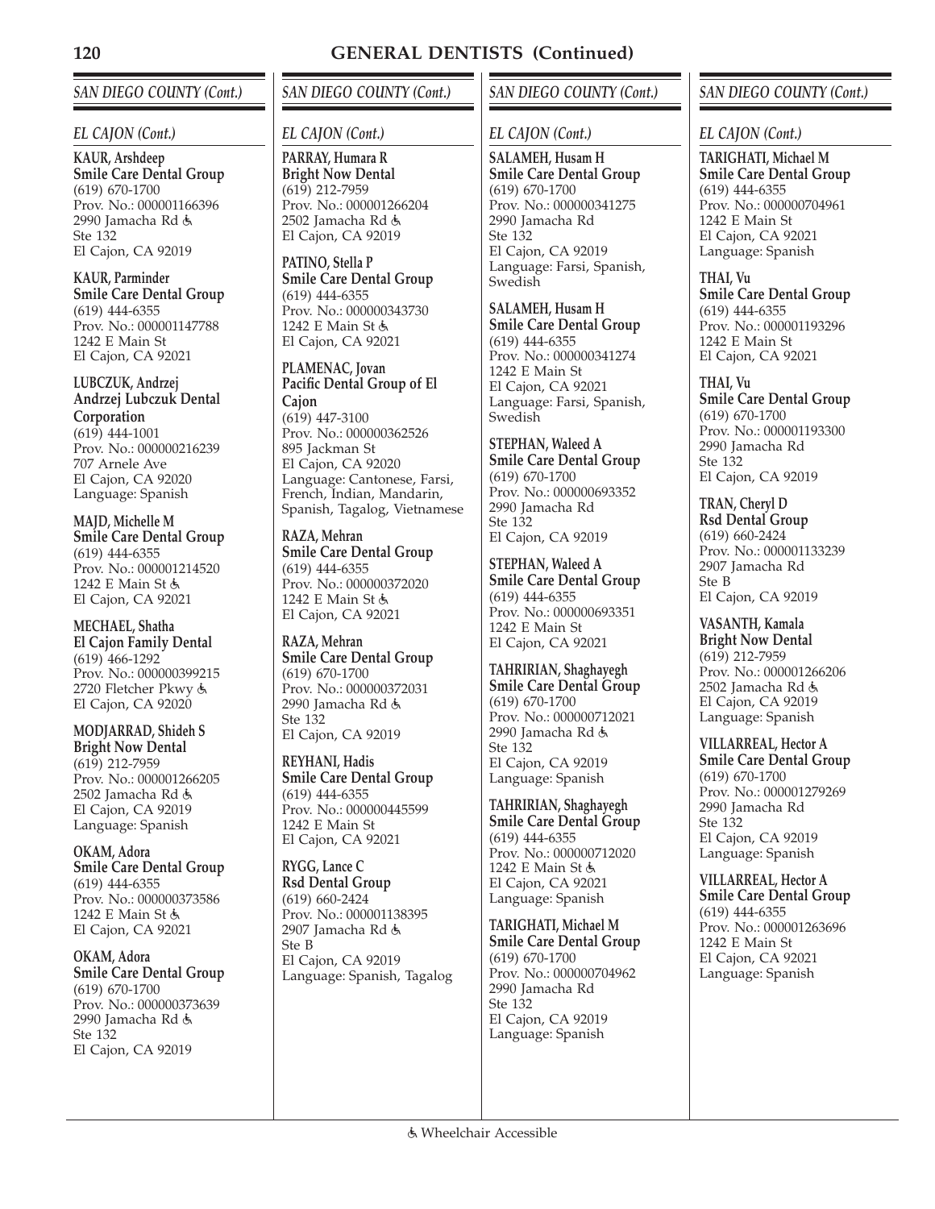## GENERAL DENTISTS (Continued)

### SAN DIEGO COUNTY (Cont.)

#### EL CAJON (Cont.)

**KAUR, Arshdeep**
**Smile Care Dental Group**
(619) 670-1700
Prov. No.: 000001166396
2990 Jamacha Rd ♿
Ste 132
El Cajon, CA 92019

**KAUR, Parminder**
**Smile Care Dental Group**
(619) 444-6355
Prov. No.: 000001147788
1242 E Main St
El Cajon, CA 92021

**LUBCZUK, Andrzej**
**Andrzej Lubczuk Dental Corporation**
(619) 444-1001
Prov. No.: 000000216239
707 Arnele Ave
El Cajon, CA 92020
Language: Spanish

**MAJD, Michelle M**
**Smile Care Dental Group**
(619) 444-6355
Prov. No.: 000001214520
1242 E Main St ♿
El Cajon, CA 92021

**MECHAEL, Shatha**
**El Cajon Family Dental**
(619) 466-1292
Prov. No.: 000000399215
2720 Fletcher Pkwy ♿
El Cajon, CA 92020

**MODJARRAD, Shideh S**
**Bright Now Dental**
(619) 212-7959
Prov. No.: 000001266205
2502 Jamacha Rd ♿
El Cajon, CA 92019
Language: Spanish

**OKAM, Adora**
**Smile Care Dental Group**
(619) 444-6355
Prov. No.: 000000373586
1242 E Main St ♿
El Cajon, CA 92021

**OKAM, Adora**
**Smile Care Dental Group**
(619) 670-1700
Prov. No.: 000000373639
2990 Jamacha Rd ♿
Ste 132
El Cajon, CA 92019

**PARRAY, Humara R**
**Bright Now Dental**
(619) 212-7959
Prov. No.: 000001266204
2502 Jamacha Rd ♿
El Cajon, CA 92019

**PATINO, Stella P**
**Smile Care Dental Group**
(619) 444-6355
Prov. No.: 000000343730
1242 E Main St ♿
El Cajon, CA 92021

**PLAMENAC, Jovan**
**Pacific Dental Group of El Cajon**
(619) 447-3100
Prov. No.: 000000362526
895 Jackman St
El Cajon, CA 92020
Language: Cantonese, Farsi, French, Indian, Mandarin, Spanish, Tagalog, Vietnamese

**RAZA, Mehran**
**Smile Care Dental Group**
(619) 444-6355
Prov. No.: 000000372020
1242 E Main St ♿
El Cajon, CA 92021

**RAZA, Mehran**
**Smile Care Dental Group**
(619) 670-1700
Prov. No.: 000000372031
2990 Jamacha Rd ♿
Ste 132
El Cajon, CA 92019

**REYHANI, Hadis**
**Smile Care Dental Group**
(619) 444-6355
Prov. No.: 000000445599
1242 E Main St
El Cajon, CA 92021

**RYGG, Lance C**
**Rsd Dental Group**
(619) 660-2424
Prov. No.: 000001138395
2907 Jamacha Rd ♿
Ste B
El Cajon, CA 92019
Language: Spanish, Tagalog

**SALAMEH, Husam H**
**Smile Care Dental Group**
(619) 670-1700
Prov. No.: 000000341275
2990 Jamacha Rd
Ste 132
El Cajon, CA 92019
Language: Farsi, Spanish, Swedish

**SALAMEH, Husam H**
**Smile Care Dental Group**
(619) 444-6355
Prov. No.: 000000341274
1242 E Main St
El Cajon, CA 92021
Language: Farsi, Spanish, Swedish

**STEPHAN, Waleed A**
**Smile Care Dental Group**
(619) 670-1700
Prov. No.: 000000693352
2990 Jamacha Rd
Ste 132
El Cajon, CA 92019

**STEPHAN, Waleed A**
**Smile Care Dental Group**
(619) 444-6355
Prov. No.: 000000693351
1242 E Main St
El Cajon, CA 92021

**TAHRIRIAN, Shaghayegh**
**Smile Care Dental Group**
(619) 670-1700
Prov. No.: 000000712021
2990 Jamacha Rd ♿
Ste 132
El Cajon, CA 92019
Language: Spanish

**TAHRIRIAN, Shaghayegh**
**Smile Care Dental Group**
(619) 444-6355
Prov. No.: 000000712020
1242 E Main St ♿
El Cajon, CA 92021
Language: Spanish

**TARIGHATI, Michael M**
**Smile Care Dental Group**
(619) 670-1700
Prov. No.: 000000704962
2990 Jamacha Rd
Ste 132
El Cajon, CA 92019
Language: Spanish

**TARIGHATI, Michael M**
**Smile Care Dental Group**
(619) 444-6355
Prov. No.: 000000704961
1242 E Main St
El Cajon, CA 92021
Language: Spanish

**THAI, Vu**
**Smile Care Dental Group**
(619) 444-6355
Prov. No.: 000001193296
1242 E Main St
El Cajon, CA 92021

**THAI, Vu**
**Smile Care Dental Group**
(619) 670-1700
Prov. No.: 000001193300
2990 Jamacha Rd
Ste 132
El Cajon, CA 92019

**TRAN, Cheryl D**
**Rsd Dental Group**
(619) 660-2424
Prov. No.: 000001133239
2907 Jamacha Rd
Ste B
El Cajon, CA 92019

**VASANTH, Kamala**
**Bright Now Dental**
(619) 212-7959
Prov. No.: 000001266206
2502 Jamacha Rd ♿
El Cajon, CA 92019
Language: Spanish

**VILLARREAL, Hector A**
**Smile Care Dental Group**
(619) 670-1700
Prov. No.: 000001279269
2990 Jamacha Rd
Ste 132
El Cajon, CA 92019
Language: Spanish

**VILLARREAL, Hector A**
**Smile Care Dental Group**
(619) 444-6355
Prov. No.: 000001263696
1242 E Main St
El Cajon, CA 92021
Language: Spanish

♿ Wheelchair Accessible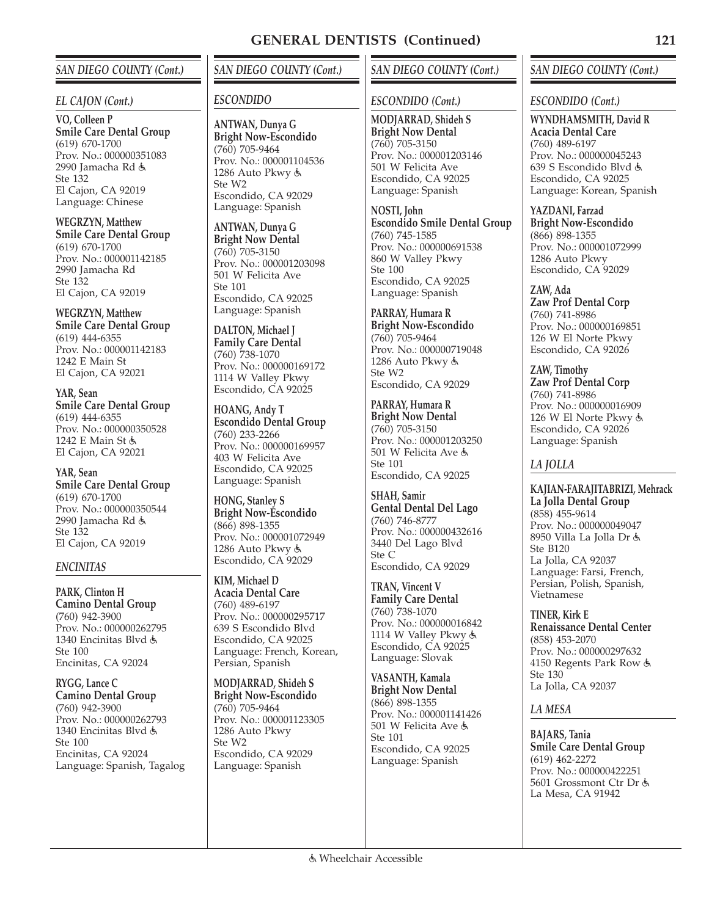## GENERAL DENTISTS (Continued)

### SAN DIEGO COUNTY (Cont.)

#### EL CAJON (Cont.)

**VO, Colleen P**
**Smile Care Dental Group**
(619) 670-1700
Prov. No.: 000000351083
2990 Jamacha Rd ♿
Ste 132
El Cajon, CA 92019
Language: Chinese

**WEGRZYN, Matthew**
**Smile Care Dental Group**
(619) 670-1700
Prov. No.: 000001142185
2990 Jamacha Rd
Ste 132
El Cajon, CA 92019

**WEGRZYN, Matthew**
**Smile Care Dental Group**
(619) 444-6355
Prov. No.: 000001142183
1242 E Main St
El Cajon, CA 92021

**YAR, Sean**
**Smile Care Dental Group**
(619) 444-6355
Prov. No.: 000000350528
1242 E Main St ♿
El Cajon, CA 92021

**YAR, Sean**
**Smile Care Dental Group**
(619) 670-1700
Prov. No.: 000000350544
2990 Jamacha Rd ♿
Ste 132
El Cajon, CA 92019

#### ENCINITAS

**PARK, Clinton H**
**Camino Dental Group**
(760) 942-3900
Prov. No.: 000000262795
1340 Encinitas Blvd ♿
Ste 100
Encinitas, CA 92024

**RYGG, Lance C**
**Camino Dental Group**
(760) 942-3900
Prov. No.: 000000262793
1340 Encinitas Blvd ♿
Ste 100
Encinitas, CA 92024
Language: Spanish, Tagalog

#### ESCONDIDO

**ANTWAN, Dunya G**
**Bright Now-Escondido**
(760) 705-9464
Prov. No.: 000001104536
1286 Auto Pkwy ♿
Ste W2
Escondido, CA 92029
Language: Spanish

**ANTWAN, Dunya G**
**Bright Now Dental**
(760) 705-3150
Prov. No.: 000001203098
501 W Felicita Ave
Ste 101
Escondido, CA 92025
Language: Spanish

**DALTON, Michael J**
**Family Care Dental**
(760) 738-1070
Prov. No.: 000000169172
1114 W Valley Pkwy
Escondido, CA 92025

**HOANG, Andy T**
**Escondido Dental Group**
(760) 233-2266
Prov. No.: 000000169957
403 W Felicita Ave
Escondido, CA 92025
Language: Spanish

**HONG, Stanley S**
**Bright Now-Escondido**
(866) 898-1355
Prov. No.: 000001072949
1286 Auto Pkwy ♿
Escondido, CA 92029

**KIM, Michael D**
**Acacia Dental Care**
(760) 489-6197
Prov. No.: 000000295717
639 S Escondido Blvd
Escondido, CA 92025
Language: French, Korean, Persian, Spanish

**MODJARRAD, Shideh S**
**Bright Now-Escondido**
(760) 705-9464
Prov. No.: 000001123305
1286 Auto Pkwy
Ste W2
Escondido, CA 92029
Language: Spanish

#### ESCONDIDO (Cont.)

**MODJARRAD, Shideh S**
**Bright Now Dental**
(760) 705-3150
Prov. No.: 000001203146
501 W Felicita Ave
Escondido, CA 92025
Language: Spanish

**NOSTI, John**
**Escondido Smile Dental Group**
(760) 745-1585
Prov. No.: 000000691538
860 W Valley Pkwy
Ste 100
Escondido, CA 92025
Language: Spanish

**PARRAY, Humara R**
**Bright Now-Escondido**
(760) 705-9464
Prov. No.: 000000719048
1286 Auto Pkwy ♿
Ste W2
Escondido, CA 92029

**PARRAY, Humara R**
**Bright Now Dental**
(760) 705-3150
Prov. No.: 000001203250
501 W Felicita Ave ♿
Ste 101
Escondido, CA 92025

**SHAH, Samir**
**Gental Dental Del Lago**
(760) 746-8777
Prov. No.: 000000432616
3440 Del Lago Blvd
Ste C
Escondido, CA 92029

**TRAN, Vincent V**
**Family Care Dental**
(760) 738-1070
Prov. No.: 000000016842
1114 W Valley Pkwy ♿
Escondido, CA 92025
Language: Slovak

**VASANTH, Kamala**
**Bright Now Dental**
(866) 898-1355
Prov. No.: 000001141426
501 W Felicita Ave ♿
Ste 101
Escondido, CA 92025
Language: Spanish

**WYNDHAMSMITH, David R**
**Acacia Dental Care**
(760) 489-6197
Prov. No.: 000000045243
639 S Escondido Blvd ♿
Escondido, CA 92025
Language: Korean, Spanish

**YAZDANI, Farzad**
**Bright Now-Escondido**
(866) 898-1355
Prov. No.: 000001072999
1286 Auto Pkwy
Escondido, CA 92029

**ZAW, Ada**
**Zaw Prof Dental Corp**
(760) 741-8986
Prov. No.: 000000169851
126 W El Norte Pkwy
Escondido, CA 92026

**ZAW, Timothy**
**Zaw Prof Dental Corp**
(760) 741-8986
Prov. No.: 000000016909
126 W El Norte Pkwy ♿
Escondido, CA 92026
Language: Spanish

#### LA JOLLA

**KAJIAN-FARAJITABRIZI, Mehrack**
**La Jolla Dental Group**
(858) 455-9614
Prov. No.: 000000049047
8950 Villa La Jolla Dr ♿
Ste B120
La Jolla, CA 92037
Language: Farsi, French, Persian, Polish, Spanish, Vietnamese

**TINER, Kirk E**
**Renaissance Dental Center**
(858) 453-2070
Prov. No.: 000000297632
4150 Regents Park Row ♿
Ste 130
La Jolla, CA 92037

#### LA MESA

**BAJARS, Tania**
**Smile Care Dental Group**
(619) 462-2272
Prov. No.: 000000422251
5601 Grossmont Ctr Dr ♿
La Mesa, CA 91942

♿ Wheelchair Accessible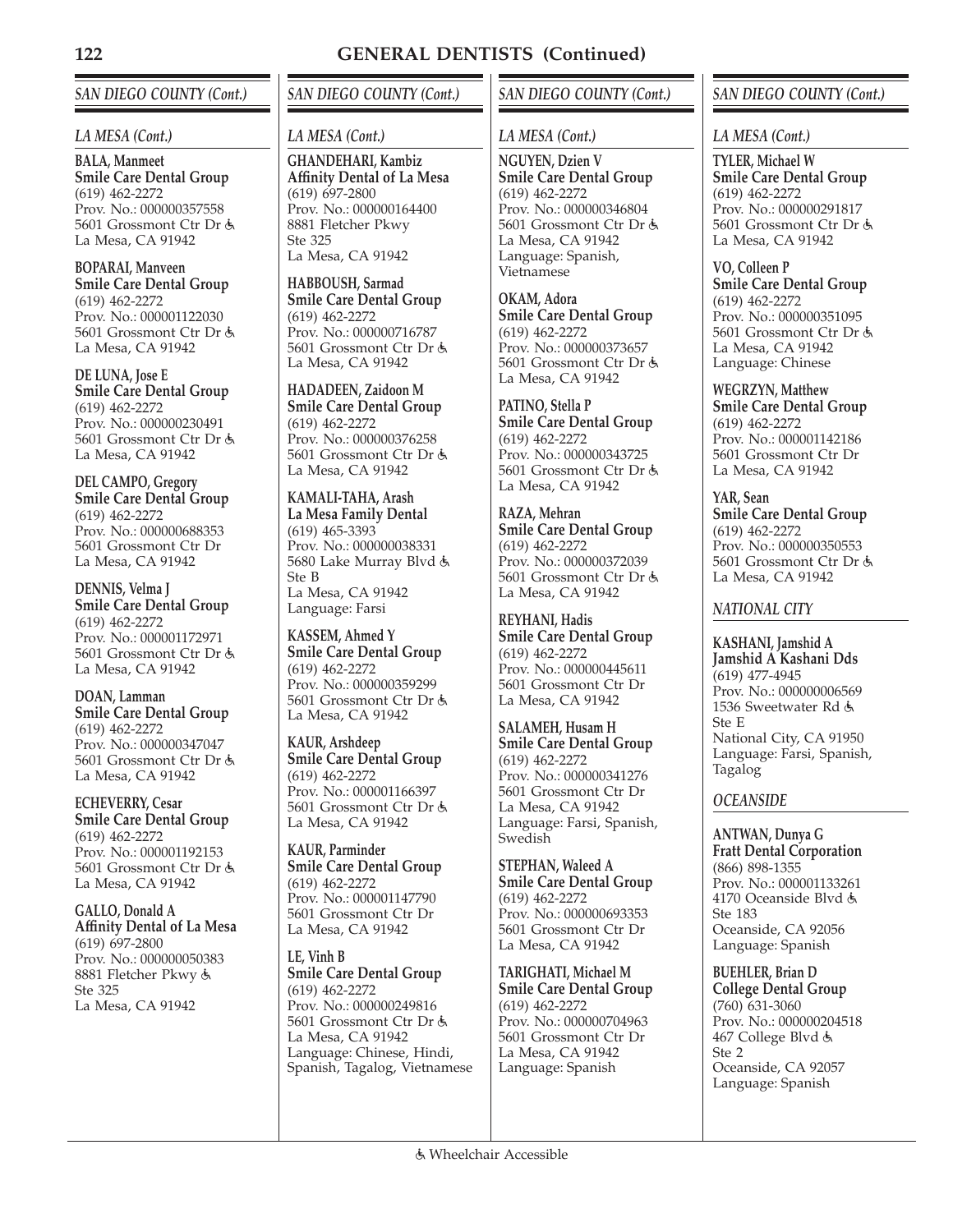# GENERAL DENTISTS (Continued)

## *SAN DIEGO COUNTY (Cont.)*

### *LA MESA (Cont.)*

**BALA, Manmeet**
**Smile Care Dental Group**
(619) 462-2272
Prov. No.: 000000357558
5601 Grossmont Ctr Dr ♿
La Mesa, CA 91942

**BOPARAI, Manveen**
**Smile Care Dental Group**
(619) 462-2272
Prov. No.: 000001122030
5601 Grossmont Ctr Dr ♿
La Mesa, CA 91942

**DE LUNA, Jose E**
**Smile Care Dental Group**
(619) 462-2272
Prov. No.: 000000230491
5601 Grossmont Ctr Dr ♿
La Mesa, CA 91942

**DEL CAMPO, Gregory**
**Smile Care Dental Group**
(619) 462-2272
Prov. No.: 000000688353
5601 Grossmont Ctr Dr
La Mesa, CA 91942

**DENNIS, Velma J**
**Smile Care Dental Group**
(619) 462-2272
Prov. No.: 000001172971
5601 Grossmont Ctr Dr ♿
La Mesa, CA 91942

**DOAN, Lamman**
**Smile Care Dental Group**
(619) 462-2272
Prov. No.: 000000347047
5601 Grossmont Ctr Dr ♿
La Mesa, CA 91942

**ECHEVERRY, Cesar**
**Smile Care Dental Group**
(619) 462-2272
Prov. No.: 000001192153
5601 Grossmont Ctr Dr ♿
La Mesa, CA 91942

**GALLO, Donald A**
**Affinity Dental of La Mesa**
(619) 697-2800
Prov. No.: 000000050383
8881 Fletcher Pkwy ♿
Ste 325
La Mesa, CA 91942

**GHANDEHARI, Kambiz**
**Affinity Dental of La Mesa**
(619) 697-2800
Prov. No.: 000000164400
8881 Fletcher Pkwy
Ste 325
La Mesa, CA 91942

**HABBOUSH, Sarmad**
**Smile Care Dental Group**
(619) 462-2272
Prov. No.: 000000716787
5601 Grossmont Ctr Dr ♿
La Mesa, CA 91942

**HADADEEN, Zaidoon M**
**Smile Care Dental Group**
(619) 462-2272
Prov. No.: 000000376258
5601 Grossmont Ctr Dr ♿
La Mesa, CA 91942

**KAMALI-TAHA, Arash**
**La Mesa Family Dental**
(619) 465-3393
Prov. No.: 000000038331
5680 Lake Murray Blvd ♿
Ste B
La Mesa, CA 91942
Language: Farsi

**KASSEM, Ahmed Y**
**Smile Care Dental Group**
(619) 462-2272
Prov. No.: 000000359299
5601 Grossmont Ctr Dr ♿
La Mesa, CA 91942

**KAUR, Arshdeep**
**Smile Care Dental Group**
(619) 462-2272
Prov. No.: 000001166397
5601 Grossmont Ctr Dr ♿
La Mesa, CA 91942

**KAUR, Parminder**
**Smile Care Dental Group**
(619) 462-2272
Prov. No.: 000001147790
5601 Grossmont Ctr Dr
La Mesa, CA 91942

**LE, Vinh B**
**Smile Care Dental Group**
(619) 462-2272
Prov. No.: 000000249816
5601 Grossmont Ctr Dr ♿
La Mesa, CA 91942
Language: Chinese, Hindi, Spanish, Tagalog, Vietnamese

**NGUYEN, Dzien V**
**Smile Care Dental Group**
(619) 462-2272
Prov. No.: 000000346804
5601 Grossmont Ctr Dr ♿
La Mesa, CA 91942
Language: Spanish, Vietnamese

**OKAM, Adora**
**Smile Care Dental Group**
(619) 462-2272
Prov. No.: 000000373657
5601 Grossmont Ctr Dr ♿
La Mesa, CA 91942

**PATINO, Stella P**
**Smile Care Dental Group**
(619) 462-2272
Prov. No.: 000000343725
5601 Grossmont Ctr Dr ♿
La Mesa, CA 91942

**RAZA, Mehran**
**Smile Care Dental Group**
(619) 462-2272
Prov. No.: 000000372039
5601 Grossmont Ctr Dr ♿
La Mesa, CA 91942

**REYHANI, Hadis**
**Smile Care Dental Group**
(619) 462-2272
Prov. No.: 000000445611
5601 Grossmont Ctr Dr
La Mesa, CA 91942

**SALAMEH, Husam H**
**Smile Care Dental Group**
(619) 462-2272
Prov. No.: 000000341276
5601 Grossmont Ctr Dr
La Mesa, CA 91942
Language: Farsi, Spanish, Swedish

**STEPHAN, Waleed A**
**Smile Care Dental Group**
(619) 462-2272
Prov. No.: 000000693353
5601 Grossmont Ctr Dr
La Mesa, CA 91942

**TARIGHATI, Michael M**
**Smile Care Dental Group**
(619) 462-2272
Prov. No.: 000000704963
5601 Grossmont Ctr Dr
La Mesa, CA 91942
Language: Spanish

**TYLER, Michael W**
**Smile Care Dental Group**
(619) 462-2272
Prov. No.: 000000291817
5601 Grossmont Ctr Dr ♿
La Mesa, CA 91942

**VO, Colleen P**
**Smile Care Dental Group**
(619) 462-2272
Prov. No.: 000000351095
5601 Grossmont Ctr Dr ♿
La Mesa, CA 91942
Language: Chinese

**WEGRZYN, Matthew**
**Smile Care Dental Group**
(619) 462-2272
Prov. No.: 000001142186
5601 Grossmont Ctr Dr
La Mesa, CA 91942

**YAR, Sean**
**Smile Care Dental Group**
(619) 462-2272
Prov. No.: 000000350553
5601 Grossmont Ctr Dr ♿
La Mesa, CA 91942

### *NATIONAL CITY*

**KASHANI, Jamshid A**
**Jamshid A Kashani Dds**
(619) 477-4945
Prov. No.: 000000006569
1536 Sweetwater Rd ♿
Ste E
National City, CA 91950
Language: Farsi, Spanish, Tagalog

### *OCEANSIDE*

**ANTWAN, Dunya G**
**Fratt Dental Corporation**
(866) 898-1355
Prov. No.: 000001133261
4170 Oceanside Blvd ♿
Ste 183
Oceanside, CA 92056
Language: Spanish

**BUEHLER, Brian D**
**College Dental Group**
(760) 631-3060
Prov. No.: 000000204518
467 College Blvd ♿
Ste 2
Oceanside, CA 92057
Language: Spanish

♿ Wheelchair Accessible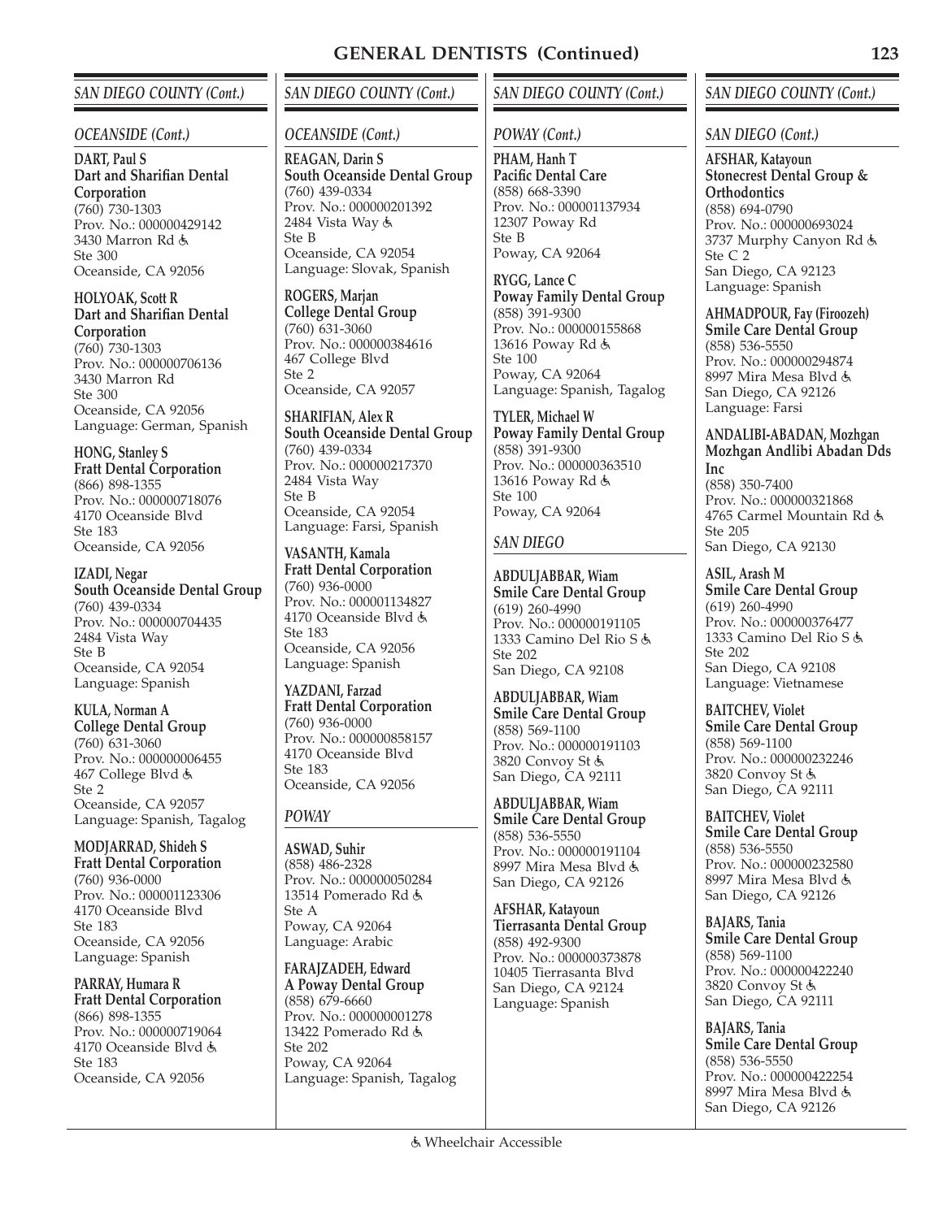## SAN DIEGO COUNTY (Cont.)

### OCEANSIDE (Cont.)

**DART, Paul S**
**Dart and Sharifian Dental Corporation**
(760) 730-1303
Prov. No.: 000000429142
3430 Marron Rd ♿
Ste 300
Oceanside, CA 92056

**HOLYOAK, Scott R**
**Dart and Sharifian Dental Corporation**
(760) 730-1303
Prov. No.: 000000706136
3430 Marron Rd
Ste 300
Oceanside, CA 92056
Language: German, Spanish

**HONG, Stanley S**
**Fratt Dental Corporation**
(866) 898-1355
Prov. No.: 000000718076
4170 Oceanside Blvd
Ste 183
Oceanside, CA 92056

**IZADI, Negar**
**South Oceanside Dental Group**
(760) 439-0334
Prov. No.: 000000704435
2484 Vista Way
Ste B
Oceanside, CA 92054
Language: Spanish

**KULA, Norman A**
**College Dental Group**
(760) 631-3060
Prov. No.: 000000006455
467 College Blvd ♿
Ste 2
Oceanside, CA 92057
Language: Spanish, Tagalog

**MODJARRAD, Shideh S**
**Fratt Dental Corporation**
(760) 936-0000
Prov. No.: 000001123306
4170 Oceanside Blvd
Ste 183
Oceanside, CA 92056
Language: Spanish

**PARRAY, Humara R**
**Fratt Dental Corporation**
(866) 898-1355
Prov. No.: 000000719064
4170 Oceanside Blvd ♿
Ste 183
Oceanside, CA 92056

**REAGAN, Darin S**
**South Oceanside Dental Group**
(760) 439-0334
Prov. No.: 000000201392
2484 Vista Way ♿
Ste B
Oceanside, CA 92054
Language: Slovak, Spanish

**ROGERS, Marjan**
**College Dental Group**
(760) 631-3060
Prov. No.: 000000384616
467 College Blvd
Ste 2
Oceanside, CA 92057

**SHARIFIAN, Alex R**
**South Oceanside Dental Group**
(760) 439-0334
Prov. No.: 000000217370
2484 Vista Way
Ste B
Oceanside, CA 92054
Language: Farsi, Spanish

**VASANTH, Kamala**
**Fratt Dental Corporation**
(760) 936-0000
Prov. No.: 000001134827
4170 Oceanside Blvd ♿
Ste 183
Oceanside, CA 92056
Language: Spanish

**YAZDANI, Farzad**
**Fratt Dental Corporation**
(760) 936-0000
Prov. No.: 000000858157
4170 Oceanside Blvd
Ste 183
Oceanside, CA 92056

### POWAY

**ASWAD, Suhir**
(858) 486-2328
Prov. No.: 000000050284
13514 Pomerado Rd ♿
Ste A
Poway, CA 92064
Language: Arabic

**FARAJZADEH, Edward**
**A Poway Dental Group**
(858) 679-6660
Prov. No.: 000000001278
13422 Pomerado Rd ♿
Ste 202
Poway, CA 92064
Language: Spanish, Tagalog

**PHAM, Hanh T**
**Pacific Dental Care**
(858) 668-3390
Prov. No.: 000001137934
12307 Poway Rd
Ste B
Poway, CA 92064

**RYGG, Lance C**
**Poway Family Dental Group**
(858) 391-9300
Prov. No.: 000000155868
13616 Poway Rd ♿
Ste 100
Poway, CA 92064
Language: Spanish, Tagalog

**TYLER, Michael W**
**Poway Family Dental Group**
(858) 391-9300
Prov. No.: 000000363510
13616 Poway Rd ♿
Ste 100
Poway, CA 92064

### SAN DIEGO

**ABDULJABBAR, Wiam**
**Smile Care Dental Group**
(619) 260-4990
Prov. No.: 000000191105
1333 Camino Del Rio S ♿
Ste 202
San Diego, CA 92108

**ABDULJABBAR, Wiam**
**Smile Care Dental Group**
(858) 569-1100
Prov. No.: 000000191103
3820 Convoy St ♿
San Diego, CA 92111

**ABDULJABBAR, Wiam**
**Smile Care Dental Group**
(858) 536-5550
Prov. No.: 000000191104
8997 Mira Mesa Blvd ♿
San Diego, CA 92126

**AFSHAR, Katayoun**
**Tierrasanta Dental Group**
(858) 492-9300
Prov. No.: 000000373878
10405 Tierrasanta Blvd
San Diego, CA 92124
Language: Spanish

**AFSHAR, Katayoun**
**Stonecrest Dental Group & Orthodontics**
(858) 694-0790
Prov. No.: 000000693024
3737 Murphy Canyon Rd ♿
Ste C 2
San Diego, CA 92123
Language: Spanish

**AHMADPOUR, Fay (Firoozeh)**
**Smile Care Dental Group**
(858) 536-5550
Prov. No.: 000000294874
8997 Mira Mesa Blvd ♿
San Diego, CA 92126
Language: Farsi

**ANDALIBI-ABADAN, Mozhgan**
**Mozhgan Andlibi Abadan Dds Inc**
(858) 350-7400
Prov. No.: 000000321868
4765 Carmel Mountain Rd ♿
Ste 205
San Diego, CA 92130

**ASIL, Arash M**
**Smile Care Dental Group**
(619) 260-4990
Prov. No.: 000000376477
1333 Camino Del Rio S ♿
Ste 202
San Diego, CA 92108
Language: Vietnamese

**BAITCHEV, Violet**
**Smile Care Dental Group**
(858) 569-1100
Prov. No.: 000000232246
3820 Convoy St ♿
San Diego, CA 92111

**BAITCHEV, Violet**
**Smile Care Dental Group**
(858) 536-5550
Prov. No.: 000000232580
8997 Mira Mesa Blvd ♿
San Diego, CA 92126

**BAJARS, Tania**
**Smile Care Dental Group**
(858) 569-1100
Prov. No.: 000000422240
3820 Convoy St ♿
San Diego, CA 92111

**BAJARS, Tania**
**Smile Care Dental Group**
(858) 536-5550
Prov. No.: 000000422254
8997 Mira Mesa Blvd ♿
San Diego, CA 92126

♿ Wheelchair Accessible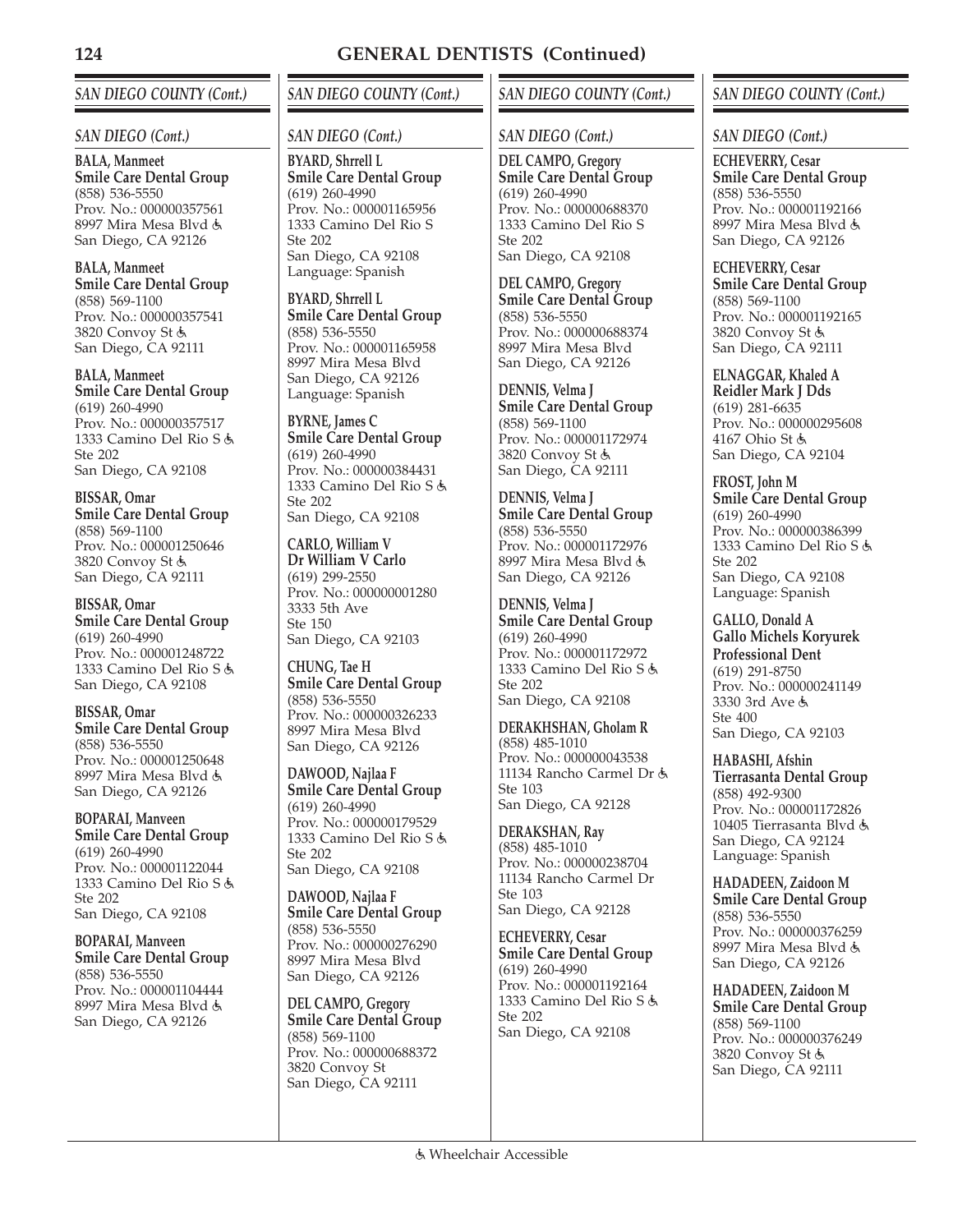## GENERAL DENTISTS (Continued)

### *SAN DIEGO COUNTY (Cont.)*

#### *SAN DIEGO (Cont.)*

**BALA, Manmeet**
**Smile Care Dental Group**
(858) 536-5550
Prov. No.: 000000357561
8997 Mira Mesa Blvd ♿
San Diego, CA 92126

**BALA, Manmeet**
**Smile Care Dental Group**
(858) 569-1100
Prov. No.: 000000357541
3820 Convoy St ♿
San Diego, CA 92111

**BALA, Manmeet**
**Smile Care Dental Group**
(619) 260-4990
Prov. No.: 000000357517
1333 Camino Del Rio S ♿
Ste 202
San Diego, CA 92108

**BISSAR, Omar**
**Smile Care Dental Group**
(858) 569-1100
Prov. No.: 000001250646
3820 Convoy St ♿
San Diego, CA 92111

**BISSAR, Omar**
**Smile Care Dental Group**
(619) 260-4990
Prov. No.: 000001248722
1333 Camino Del Rio S ♿
San Diego, CA 92108

**BISSAR, Omar**
**Smile Care Dental Group**
(858) 536-5550
Prov. No.: 000001250648
8997 Mira Mesa Blvd ♿
San Diego, CA 92126

**BOPARAI, Manveen**
**Smile Care Dental Group**
(619) 260-4990
Prov. No.: 000001122044
1333 Camino Del Rio S ♿
Ste 202
San Diego, CA 92108

**BOPARAI, Manveen**
**Smile Care Dental Group**
(858) 536-5550
Prov. No.: 000001104444
8997 Mira Mesa Blvd ♿
San Diego, CA 92126

**BYARD, Shrrell L**
**Smile Care Dental Group**
(619) 260-4990
Prov. No.: 000001165956
1333 Camino Del Rio S
Ste 202
San Diego, CA 92108
Language: Spanish

**BYARD, Shrrell L**
**Smile Care Dental Group**
(858) 536-5550
Prov. No.: 000001165958
8997 Mira Mesa Blvd
San Diego, CA 92126
Language: Spanish

**BYRNE, James C**
**Smile Care Dental Group**
(619) 260-4990
Prov. No.: 000000384431
1333 Camino Del Rio S ♿
Ste 202
San Diego, CA 92108

**CARLO, William V**
**Dr William V Carlo**
(619) 299-2550
Prov. No.: 000000001280
3333 5th Ave
Ste 150
San Diego, CA 92103

**CHUNG, Tae H**
**Smile Care Dental Group**
(858) 536-5550
Prov. No.: 000000326233
8997 Mira Mesa Blvd
San Diego, CA 92126

**DAWOOD, Najlaa F**
**Smile Care Dental Group**
(619) 260-4990
Prov. No.: 000000179529
1333 Camino Del Rio S ♿
Ste 202
San Diego, CA 92108

**DAWOOD, Najlaa F**
**Smile Care Dental Group**
(858) 536-5550
Prov. No.: 000000276290
8997 Mira Mesa Blvd
San Diego, CA 92126

**DEL CAMPO, Gregory**
**Smile Care Dental Group**
(858) 569-1100
Prov. No.: 000000688372
3820 Convoy St
San Diego, CA 92111

**DEL CAMPO, Gregory**
**Smile Care Dental Group**
(619) 260-4990
Prov. No.: 000000688370
1333 Camino Del Rio S
Ste 202
San Diego, CA 92108

**DEL CAMPO, Gregory**
**Smile Care Dental Group**
(858) 536-5550
Prov. No.: 000000688374
8997 Mira Mesa Blvd
San Diego, CA 92126

**DENNIS, Velma J**
**Smile Care Dental Group**
(858) 569-1100
Prov. No.: 000001172974
3820 Convoy St ♿
San Diego, CA 92111

**DENNIS, Velma J**
**Smile Care Dental Group**
(858) 536-5550
Prov. No.: 000001172976
8997 Mira Mesa Blvd ♿
San Diego, CA 92126

**DENNIS, Velma J**
**Smile Care Dental Group**
(619) 260-4990
Prov. No.: 000001172972
1333 Camino Del Rio S ♿
Ste 202
San Diego, CA 92108

**DERAKHSHAN, Gholam R**
(858) 485-1010
Prov. No.: 000000043538
11134 Rancho Carmel Dr ♿
Ste 103
San Diego, CA 92128

**DERAKSHAN, Ray**
(858) 485-1010
Prov. No.: 000000238704
11134 Rancho Carmel Dr
Ste 103
San Diego, CA 92128

**ECHEVERRY, Cesar**
**Smile Care Dental Group**
(619) 260-4990
Prov. No.: 000001192164
1333 Camino Del Rio S ♿
Ste 202
San Diego, CA 92108

**ECHEVERRY, Cesar**
**Smile Care Dental Group**
(858) 536-5550
Prov. No.: 000001192166
8997 Mira Mesa Blvd ♿
San Diego, CA 92126

**ECHEVERRY, Cesar**
**Smile Care Dental Group**
(858) 569-1100
Prov. No.: 000001192165
3820 Convoy St ♿
San Diego, CA 92111

**ELNAGGAR, Khaled A**
**Reidler Mark J Dds**
(619) 281-6635
Prov. No.: 000000295608
4167 Ohio St ♿
San Diego, CA 92104

**FROST, John M**
**Smile Care Dental Group**
(619) 260-4990
Prov. No.: 000000386399
1333 Camino Del Rio S ♿
Ste 202
San Diego, CA 92108
Language: Spanish

**GALLO, Donald A**
**Gallo Michels Koryurek Professional Dent**
(619) 291-8750
Prov. No.: 000000241149
3330 3rd Ave ♿
Ste 400
San Diego, CA 92103

**HABASHI, Afshin**
**Tierrasanta Dental Group**
(858) 492-9300
Prov. No.: 000001172826
10405 Tierrasanta Blvd ♿
San Diego, CA 92124
Language: Spanish

**HADADEEN, Zaidoon M**
**Smile Care Dental Group**
(858) 536-5550
Prov. No.: 000000376259
8997 Mira Mesa Blvd ♿
San Diego, CA 92126

**HADADEEN, Zaidoon M**
**Smile Care Dental Group**
(858) 569-1100
Prov. No.: 000000376249
3820 Convoy St ♿
San Diego, CA 92111

♿ Wheelchair Accessible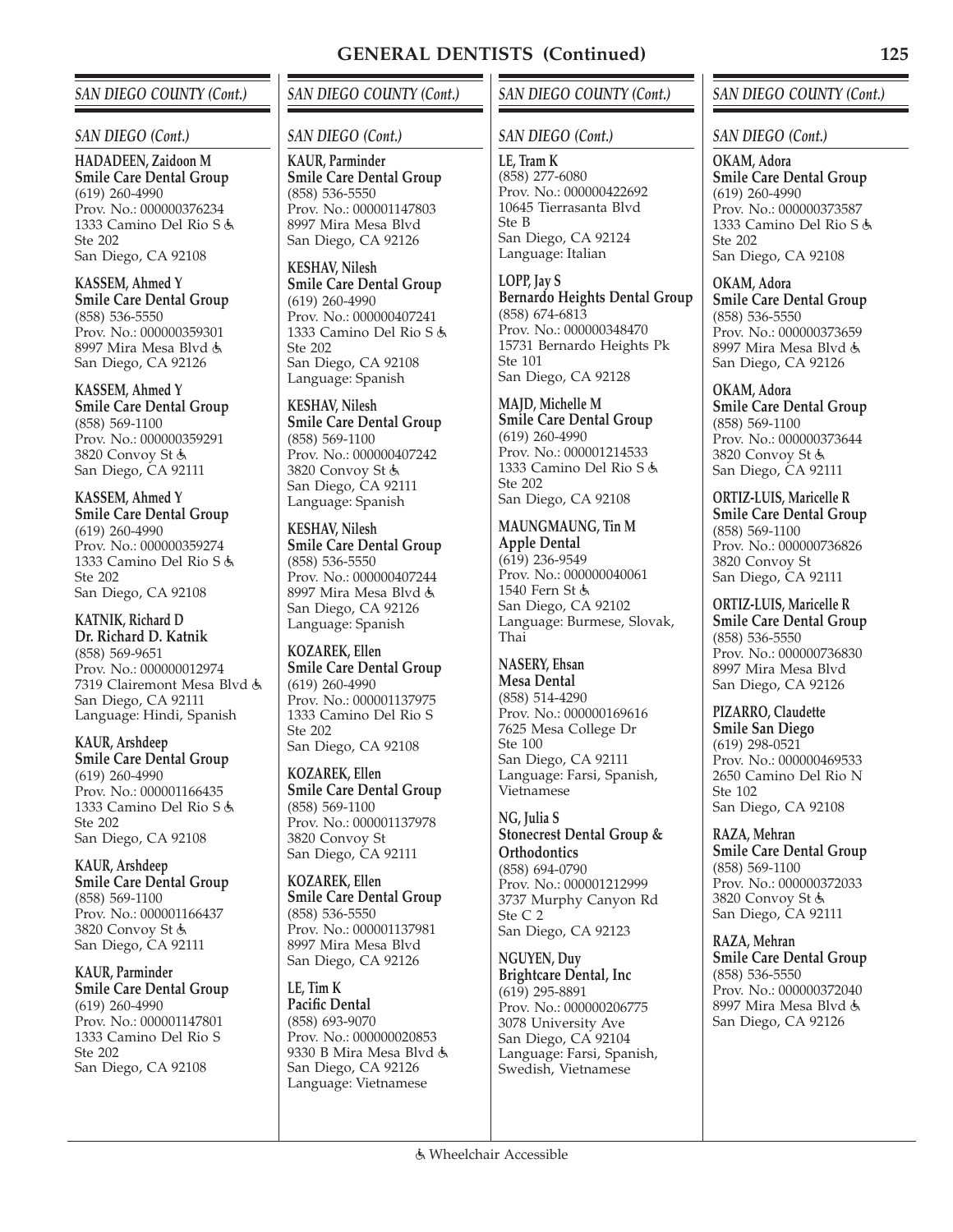# GENERAL DENTISTS (Continued)

## SAN DIEGO COUNTY (Cont.)

### SAN DIEGO (Cont.)

**HADADEEN, Zaidoon M**
**Smile Care Dental Group**
(619) 260-4990
Prov. No.: 000000376234
1333 Camino Del Rio S ♿
Ste 202
San Diego, CA 92108

**KASSEM, Ahmed Y**
**Smile Care Dental Group**
(858) 536-5550
Prov. No.: 000000359301
8997 Mira Mesa Blvd ♿
San Diego, CA 92126

**KASSEM, Ahmed Y**
**Smile Care Dental Group**
(858) 569-1100
Prov. No.: 000000359291
3820 Convoy St ♿
San Diego, CA 92111

**KASSEM, Ahmed Y**
**Smile Care Dental Group**
(619) 260-4990
Prov. No.: 000000359274
1333 Camino Del Rio S ♿
Ste 202
San Diego, CA 92108

**KATNIK, Richard D**
**Dr. Richard D. Katnik**
(858) 569-9651
Prov. No.: 000000012974
7319 Clairemont Mesa Blvd ♿
San Diego, CA 92111
Language: Hindi, Spanish

**KAUR, Arshdeep**
**Smile Care Dental Group**
(619) 260-4990
Prov. No.: 000001166435
1333 Camino Del Rio S ♿
Ste 202
San Diego, CA 92108

**KAUR, Arshdeep**
**Smile Care Dental Group**
(858) 569-1100
Prov. No.: 000001166437
3820 Convoy St ♿
San Diego, CA 92111

**KAUR, Parminder**
**Smile Care Dental Group**
(619) 260-4990
Prov. No.: 000001147801
1333 Camino Del Rio S
Ste 202
San Diego, CA 92108

**KAUR, Parminder**
**Smile Care Dental Group**
(858) 536-5550
Prov. No.: 000001147803
8997 Mira Mesa Blvd
San Diego, CA 92126

**KESHAV, Nilesh**
**Smile Care Dental Group**
(619) 260-4990
Prov. No.: 000000407241
1333 Camino Del Rio S ♿
Ste 202
San Diego, CA 92108
Language: Spanish

**KESHAV, Nilesh**
**Smile Care Dental Group**
(858) 569-1100
Prov. No.: 000000407242
3820 Convoy St ♿
San Diego, CA 92111
Language: Spanish

**KESHAV, Nilesh**
**Smile Care Dental Group**
(858) 536-5550
Prov. No.: 000000407244
8997 Mira Mesa Blvd ♿
San Diego, CA 92126
Language: Spanish

**KOZAREK, Ellen**
**Smile Care Dental Group**
(619) 260-4990
Prov. No.: 000001137975
1333 Camino Del Rio S
Ste 202
San Diego, CA 92108

**KOZAREK, Ellen**
**Smile Care Dental Group**
(858) 569-1100
Prov. No.: 000001137978
3820 Convoy St
San Diego, CA 92111

**KOZAREK, Ellen**
**Smile Care Dental Group**
(858) 536-5550
Prov. No.: 000001137981
8997 Mira Mesa Blvd
San Diego, CA 92126

**LE, Tim K**
**Pacific Dental**
(858) 693-9070
Prov. No.: 000000020853
9330 B Mira Mesa Blvd ♿
San Diego, CA 92126
Language: Vietnamese

**LE, Tram K**
(858) 277-6080
Prov. No.: 000000422692
10645 Tierrasanta Blvd
Ste B
San Diego, CA 92124
Language: Italian

**LOPP, Jay S**
**Bernardo Heights Dental Group**
(858) 674-6813
Prov. No.: 000000348470
15731 Bernardo Heights Pk
Ste 101
San Diego, CA 92128

**MAJD, Michelle M**
**Smile Care Dental Group**
(619) 260-4990
Prov. No.: 000001214533
1333 Camino Del Rio S ♿
Ste 202
San Diego, CA 92108

**MAUNGMAUNG, Tin M**
**Apple Dental**
(619) 236-9549
Prov. No.: 000000040061
1540 Fern St ♿
San Diego, CA 92102
Language: Burmese, Slovak, Thai

**NASERY, Ehsan**
**Mesa Dental**
(858) 514-4290
Prov. No.: 000000169616
7625 Mesa College Dr
Ste 100
San Diego, CA 92111
Language: Farsi, Spanish, Vietnamese

**NG, Julia S**
**Stonecrest Dental Group & Orthodontics**
(858) 694-0790
Prov. No.: 000001212999
3737 Murphy Canyon Rd
Ste C 2
San Diego, CA 92123

**NGUYEN, Duy**
**Brightcare Dental, Inc**
(619) 295-8891
Prov. No.: 000000206775
3078 University Ave
San Diego, CA 92104
Language: Farsi, Spanish, Swedish, Vietnamese

**OKAM, Adora**
**Smile Care Dental Group**
(619) 260-4990
Prov. No.: 000000373587
1333 Camino Del Rio S ♿
Ste 202
San Diego, CA 92108

**OKAM, Adora**
**Smile Care Dental Group**
(858) 536-5550
Prov. No.: 000000373659
8997 Mira Mesa Blvd ♿
San Diego, CA 92126

**OKAM, Adora**
**Smile Care Dental Group**
(858) 569-1100
Prov. No.: 000000373644
3820 Convoy St ♿
San Diego, CA 92111

**ORTIZ-LUIS, Maricelle R**
**Smile Care Dental Group**
(858) 569-1100
Prov. No.: 000000736826
3820 Convoy St
San Diego, CA 92111

**ORTIZ-LUIS, Maricelle R**
**Smile Care Dental Group**
(858) 536-5550
Prov. No.: 000000736830
8997 Mira Mesa Blvd
San Diego, CA 92126

**PIZARRO, Claudette**
**Smile San Diego**
(619) 298-0521
Prov. No.: 000000469533
2650 Camino Del Rio N
Ste 102
San Diego, CA 92108

**RAZA, Mehran**
**Smile Care Dental Group**
(858) 569-1100
Prov. No.: 000000372033
3820 Convoy St ♿
San Diego, CA 92111

**RAZA, Mehran**
**Smile Care Dental Group**
(858) 536-5550
Prov. No.: 000000372040
8997 Mira Mesa Blvd ♿
San Diego, CA 92126

♿ Wheelchair Accessible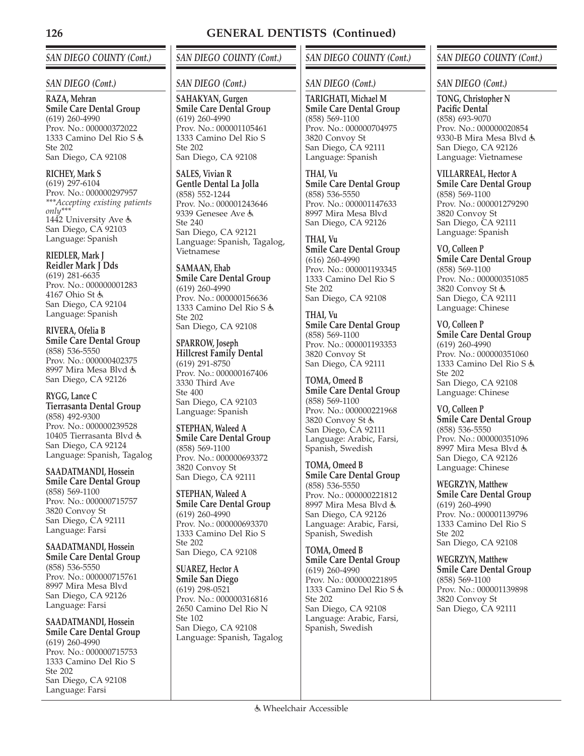# GENERAL DENTISTS (Continued)

## SAN DIEGO COUNTY (Cont.)

### SAN DIEGO (Cont.)

**RAZA, Mehran**
**Smile Care Dental Group**
(619) 260-4990
Prov. No.: 000000372022
1333 Camino Del Rio S ♿
Ste 202
San Diego, CA 92108

**RICHEY, Mark S**
(619) 297-6104
Prov. No.: 000000297957
*\*\*\*Accepting existing patients only\*\*\**
1442 University Ave ♿
San Diego, CA 92103
Language: Spanish

**RIEDLER, Mark J**
**Reidler Mark J Dds**
(619) 281-6635
Prov. No.: 000000001283
4167 Ohio St ♿
San Diego, CA 92104
Language: Spanish

**RIVERA, Ofelia B**
**Smile Care Dental Group**
(858) 536-5550
Prov. No.: 000000402375
8997 Mira Mesa Blvd ♿
San Diego, CA 92126

**RYGG, Lance C**
**Tierrasanta Dental Group**
(858) 492-9300
Prov. No.: 000000239528
10405 Tierrasanta Blvd ♿
San Diego, CA 92124
Language: Spanish, Tagalog

**SAADATMANDI, Hossein**
**Smile Care Dental Group**
(858) 569-1100
Prov. No.: 000000715757
3820 Convoy St
San Diego, CA 92111
Language: Farsi

**SAADATMANDI, Hossein**
**Smile Care Dental Group**
(858) 536-5550
Prov. No.: 000000715761
8997 Mira Mesa Blvd
San Diego, CA 92126
Language: Farsi

**SAADATMANDI, Hossein**
**Smile Care Dental Group**
(619) 260-4990
Prov. No.: 000000715753
1333 Camino Del Rio S
Ste 202
San Diego, CA 92108
Language: Farsi

**SAHAKYAN, Gurgen**
**Smile Care Dental Group**
(619) 260-4990
Prov. No.: 000001105461
1333 Camino Del Rio S
Ste 202
San Diego, CA 92108

**SALES, Vivian R**
**Gentle Dental La Jolla**
(858) 552-1244
Prov. No.: 000001243646
9339 Genesee Ave ♿
Ste 240
San Diego, CA 92121
Language: Spanish, Tagalog, Vietnamese

**SAMAAN, Ehab**
**Smile Care Dental Group**
(619) 260-4990
Prov. No.: 000000156636
1333 Camino Del Rio S ♿
Ste 202
San Diego, CA 92108

**SPARROW, Joseph**
**Hillcrest Family Dental**
(619) 291-8750
Prov. No.: 000000167406
3330 Third Ave
Ste 400
San Diego, CA 92103
Language: Spanish

**STEPHAN, Waleed A**
**Smile Care Dental Group**
(858) 569-1100
Prov. No.: 000000693372
3820 Convoy St
San Diego, CA 92111

**STEPHAN, Waleed A**
**Smile Care Dental Group**
(619) 260-4990
Prov. No.: 000000693370
1333 Camino Del Rio S
Ste 202
San Diego, CA 92108

**SUAREZ, Hector A**
**Smile San Diego**
(619) 298-0521
Prov. No.: 000000316816
2650 Camino Del Rio N
Ste 102
San Diego, CA 92108
Language: Spanish, Tagalog

**TARIGHATI, Michael M**
**Smile Care Dental Group**
(858) 569-1100
Prov. No.: 000000704975
3820 Convoy St
San Diego, CA 92111
Language: Spanish

**THAI, Vu**
**Smile Care Dental Group**
(858) 536-5550
Prov. No.: 000001147633
8997 Mira Mesa Blvd
San Diego, CA 92126

**THAI, Vu**
**Smile Care Dental Group**
(616) 260-4990
Prov. No.: 000001193345
1333 Camino Del Rio S
Ste 202
San Diego, CA 92108

**THAI, Vu**
**Smile Care Dental Group**
(858) 569-1100
Prov. No.: 000001193353
3820 Convoy St
San Diego, CA 92111

**TOMA, Omeed B**
**Smile Care Dental Group**
(858) 569-1100
Prov. No.: 000000221968
3820 Convoy St ♿
San Diego, CA 92111
Language: Arabic, Farsi, Spanish, Swedish

**TOMA, Omeed B**
**Smile Care Dental Group**
(858) 536-5550
Prov. No.: 000000221812
8997 Mira Mesa Blvd ♿
San Diego, CA 92126
Language: Arabic, Farsi, Spanish, Swedish

**TOMA, Omeed B**
**Smile Care Dental Group**
(619) 260-4990
Prov. No.: 000000221895
1333 Camino Del Rio S ♿
Ste 202
San Diego, CA 92108
Language: Arabic, Farsi, Spanish, Swedish

**TONG, Christopher N**
**Pacific Dental**
(858) 693-9070
Prov. No.: 000000020854
9330-B Mira Mesa Blvd ♿
San Diego, CA 92126
Language: Vietnamese

**VILLARREAL, Hector A**
**Smile Care Dental Group**
(858) 569-1100
Prov. No.: 000001279290
3820 Convoy St
San Diego, CA 92111
Language: Spanish

**VO, Colleen P**
**Smile Care Dental Group**
(858) 569-1100
Prov. No.: 000000351085
3820 Convoy St ♿
San Diego, CA 92111
Language: Chinese

**VO, Colleen P**
**Smile Care Dental Group**
(619) 260-4990
Prov. No.: 000000351060
1333 Camino Del Rio S ♿
Ste 202
San Diego, CA 92108
Language: Chinese

**VO, Colleen P**
**Smile Care Dental Group**
(858) 536-5550
Prov. No.: 000000351096
8997 Mira Mesa Blvd ♿
San Diego, CA 92126
Language: Chinese

**WEGRZYN, Matthew**
**Smile Care Dental Group**
(619) 260-4990
Prov. No.: 000001139796
1333 Camino Del Rio S
Ste 202
San Diego, CA 92108

**WEGRZYN, Matthew**
**Smile Care Dental Group**
(858) 569-1100
Prov. No.: 000001139898
3820 Convoy St
San Diego, CA 92111

♿ Wheelchair Accessible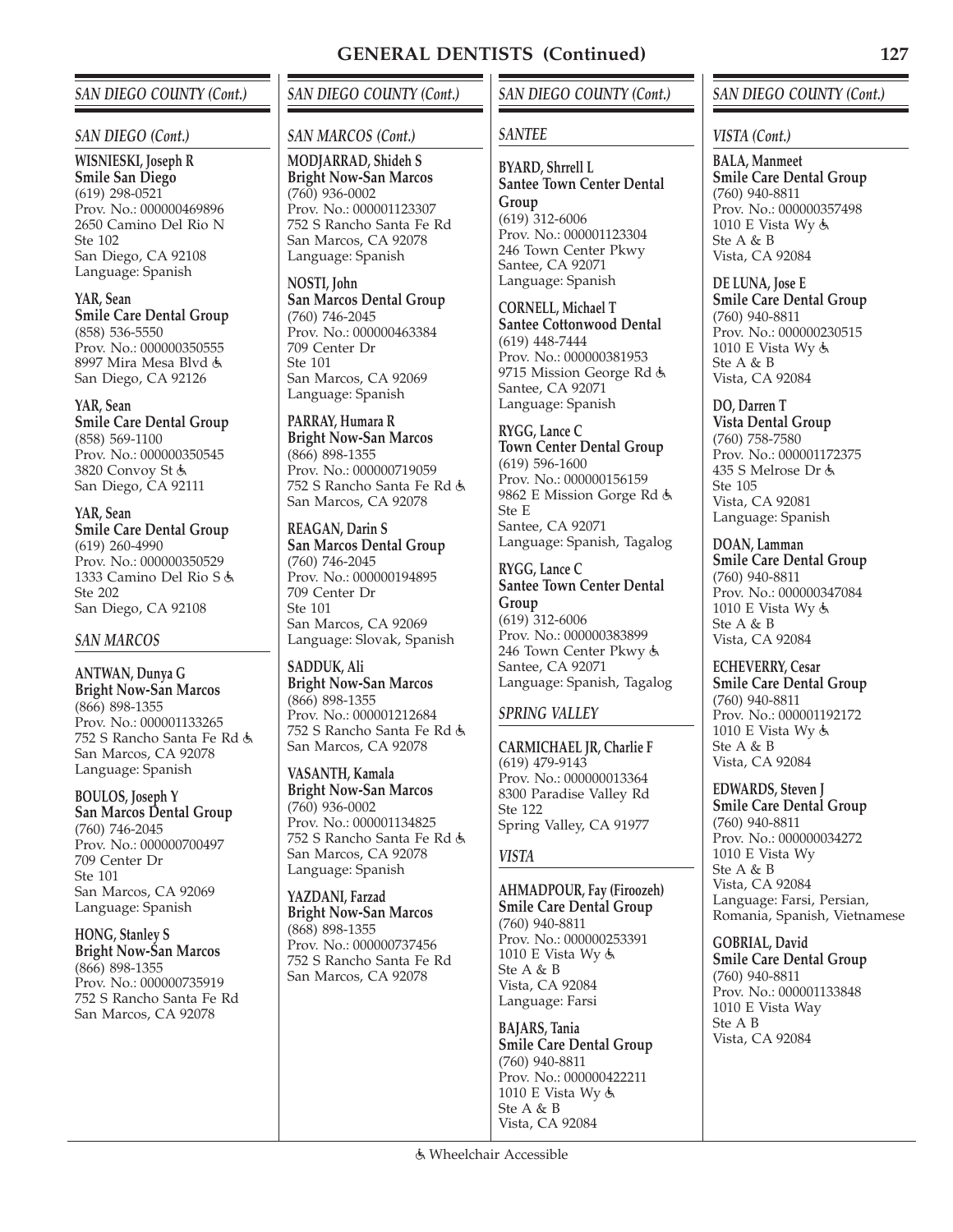# GENERAL DENTISTS (Continued)

## SAN DIEGO COUNTY (Cont.)

### SAN DIEGO (Cont.)

**WISNIESKI, Joseph R**
**Smile San Diego**
(619) 298-0521
Prov. No.: 000000469896
2650 Camino Del Rio N
Ste 102
San Diego, CA 92108
Language: Spanish

**YAR, Sean**
**Smile Care Dental Group**
(858) 536-5550
Prov. No.: 000000350555
8997 Mira Mesa Blvd ♿
San Diego, CA 92126

**YAR, Sean**
**Smile Care Dental Group**
(858) 569-1100
Prov. No.: 000000350545
3820 Convoy St ♿
San Diego, CA 92111

**YAR, Sean**
**Smile Care Dental Group**
(619) 260-4990
Prov. No.: 000000350529
1333 Camino Del Rio S ♿
Ste 202
San Diego, CA 92108

### SAN MARCOS

**ANTWAN, Dunya G**
**Bright Now-San Marcos**
(866) 898-1355
Prov. No.: 000001133265
752 S Rancho Santa Fe Rd ♿
San Marcos, CA 92078
Language: Spanish

**BOULOS, Joseph Y**
**San Marcos Dental Group**
(760) 746-2045
Prov. No.: 000000700497
709 Center Dr
Ste 101
San Marcos, CA 92069
Language: Spanish

**HONG, Stanley S**
**Bright Now-San Marcos**
(866) 898-1355
Prov. No.: 000000735919
752 S Rancho Santa Fe Rd
San Marcos, CA 92078

## SAN DIEGO COUNTY (Cont.)

### SAN MARCOS (Cont.)

**MODJARRAD, Shideh S**
**Bright Now-San Marcos**
(760) 936-0002
Prov. No.: 000001123307
752 S Rancho Santa Fe Rd
San Marcos, CA 92078
Language: Spanish

**NOSTI, John**
**San Marcos Dental Group**
(760) 746-2045
Prov. No.: 000000463384
709 Center Dr
Ste 101
San Marcos, CA 92069
Language: Spanish

**PARRAY, Humara R**
**Bright Now-San Marcos**
(866) 898-1355
Prov. No.: 000000719059
752 S Rancho Santa Fe Rd ♿
San Marcos, CA 92078

**REAGAN, Darin S**
**San Marcos Dental Group**
(760) 746-2045
Prov. No.: 000000194895
709 Center Dr
Ste 101
San Marcos, CA 92069
Language: Slovak, Spanish

**SADDUK, Ali**
**Bright Now-San Marcos**
(866) 898-1355
Prov. No.: 000001212684
752 S Rancho Santa Fe Rd ♿
San Marcos, CA 92078

**VASANTH, Kamala**
**Bright Now-San Marcos**
(760) 936-0002
Prov. No.: 000001134825
752 S Rancho Santa Fe Rd ♿
San Marcos, CA 92078
Language: Spanish

**YAZDANI, Farzad**
**Bright Now-San Marcos**
(868) 898-1355
Prov. No.: 000000737456
752 S Rancho Santa Fe Rd
San Marcos, CA 92078

## SAN DIEGO COUNTY (Cont.)

### SANTEE

**BYARD, Shrrell L**
**Santee Town Center Dental Group**
(619) 312-6006
Prov. No.: 000001123304
246 Town Center Pkwy
Santee, CA 92071
Language: Spanish

**CORNELL, Michael T**
**Santee Cottonwood Dental**
(619) 448-7444
Prov. No.: 000000381953
9715 Mission George Rd ♿
Santee, CA 92071
Language: Spanish

**RYGG, Lance C**
**Town Center Dental Group**
(619) 596-1600
Prov. No.: 000000156159
9862 E Mission Gorge Rd ♿
Ste E
Santee, CA 92071
Language: Spanish, Tagalog

**RYGG, Lance C**
**Santee Town Center Dental Group**
(619) 312-6006
Prov. No.: 000000383899
246 Town Center Pkwy ♿
Santee, CA 92071
Language: Spanish, Tagalog

### SPRING VALLEY

**CARMICHAEL JR, Charlie F**
(619) 479-9143
Prov. No.: 000000013364
8300 Paradise Valley Rd
Ste 122
Spring Valley, CA 91977

### VISTA

**AHMADPOUR, Fay (Firoozeh)**
**Smile Care Dental Group**
(760) 940-8811
Prov. No.: 000000253391
1010 E Vista Wy ♿
Ste A & B
Vista, CA 92084
Language: Farsi

**BAJARS, Tania**
**Smile Care Dental Group**
(760) 940-8811
Prov. No.: 000000422211
1010 E Vista Wy ♿
Ste A & B
Vista, CA 92084

## SAN DIEGO COUNTY (Cont.)

### VISTA (Cont.)

**BALA, Manmeet**
**Smile Care Dental Group**
(760) 940-8811
Prov. No.: 000000357498
1010 E Vista Wy ♿
Ste A & B
Vista, CA 92084

**DE LUNA, Jose E**
**Smile Care Dental Group**
(760) 940-8811
Prov. No.: 000000230515
1010 E Vista Wy ♿
Ste A & B
Vista, CA 92084

**DO, Darren T**
**Vista Dental Group**
(760) 758-7580
Prov. No.: 000001172375
435 S Melrose Dr ♿
Ste 105
Vista, CA 92081
Language: Spanish

**DOAN, Lamman**
**Smile Care Dental Group**
(760) 940-8811
Prov. No.: 000000347084
1010 E Vista Wy ♿
Ste A & B
Vista, CA 92084

**ECHEVERRY, Cesar**
**Smile Care Dental Group**
(760) 940-8811
Prov. No.: 000001192172
1010 E Vista Wy ♿
Ste A & B
Vista, CA 92084

**EDWARDS, Steven J**
**Smile Care Dental Group**
(760) 940-8811
Prov. No.: 000000034272
1010 E Vista Wy
Ste A & B
Vista, CA 92084
Language: Farsi, Persian, Romania, Spanish, Vietnamese

**GOBRIAL, David**
**Smile Care Dental Group**
(760) 940-8811
Prov. No.: 000001133848
1010 E Vista Way
Ste A B
Vista, CA 92084

♿ Wheelchair Accessible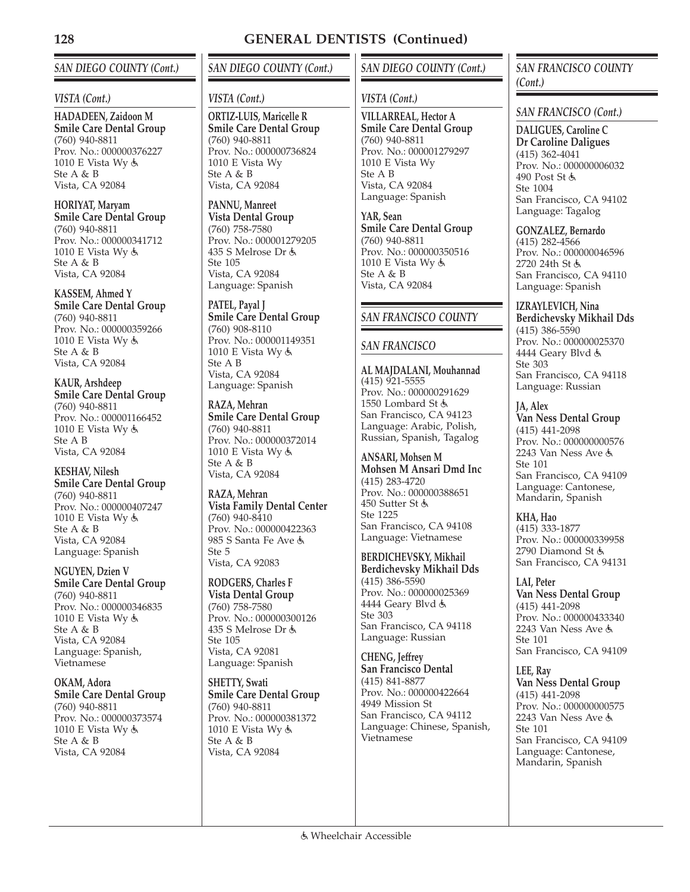## SAN DIEGO COUNTY (Cont.)

### VISTA (Cont.)

**HADADEEN, Zaidoon M**
**Smile Care Dental Group**
(760) 940-8811
Prov. No.: 000000376227
1010 E Vista Wy ♿
Ste A & B
Vista, CA 92084

**HORIYAT, Maryam**
**Smile Care Dental Group**
(760) 940-8811
Prov. No.: 000000341712
1010 E Vista Wy ♿
Ste A & B
Vista, CA 92084

**KASSEM, Ahmed Y**
**Smile Care Dental Group**
(760) 940-8811
Prov. No.: 000000359266
1010 E Vista Wy ♿
Ste A & B
Vista, CA 92084

**KAUR, Arshdeep**
**Smile Care Dental Group**
(760) 940-8811
Prov. No.: 000001166452
1010 E Vista Wy ♿
Ste A B
Vista, CA 92084

**KESHAV, Nilesh**
**Smile Care Dental Group**
(760) 940-8811
Prov. No.: 000000407247
1010 E Vista Wy ♿
Ste A & B
Vista, CA 92084
Language: Spanish

**NGUYEN, Dzien V**
**Smile Care Dental Group**
(760) 940-8811
Prov. No.: 000000346835
1010 E Vista Wy ♿
Ste A & B
Vista, CA 92084
Language: Spanish, Vietnamese

**OKAM, Adora**
**Smile Care Dental Group**
(760) 940-8811
Prov. No.: 000000373574
1010 E Vista Wy ♿
Ste A & B
Vista, CA 92084

**ORTIZ-LUIS, Maricelle R**
**Smile Care Dental Group**
(760) 940-8811
Prov. No.: 000000736824
1010 E Vista Wy
Ste A & B
Vista, CA 92084

**PANNU, Manreet**
**Vista Dental Group**
(760) 758-7580
Prov. No.: 000001279205
435 S Melrose Dr ♿
Ste 105
Vista, CA 92084
Language: Spanish

**PATEL, Payal J**
**Smile Care Dental Group**
(760) 908-8110
Prov. No.: 000001149351
1010 E Vista Wy ♿
Ste A B
Vista, CA 92084
Language: Spanish

**RAZA, Mehran**
**Smile Care Dental Group**
(760) 940-8811
Prov. No.: 000000372014
1010 E Vista Wy ♿
Ste A & B
Vista, CA 92084

**RAZA, Mehran**
**Vista Family Dental Center**
(760) 940-8410
Prov. No.: 000000422363
985 S Santa Fe Ave ♿
Ste 5
Vista, CA 92083

**RODGERS, Charles F**
**Vista Dental Group**
(760) 758-7580
Prov. No.: 000000300126
435 S Melrose Dr ♿
Ste 105
Vista, CA 92081
Language: Spanish

**SHETTY, Swati**
**Smile Care Dental Group**
(760) 940-8811
Prov. No.: 000000381372
1010 E Vista Wy ♿
Ste A & B
Vista, CA 92084

**VILLARREAL, Hector A**
**Smile Care Dental Group**
(760) 940-8811
Prov. No.: 000001279297
1010 E Vista Wy
Ste A B
Vista, CA 92084
Language: Spanish

**YAR, Sean**
**Smile Care Dental Group**
(760) 940-8811
Prov. No.: 000000350516
1010 E Vista Wy ♿
Ste A & B
Vista, CA 92084

## SAN FRANCISCO COUNTY

### SAN FRANCISCO

**AL MAJDALANI, Mouhannad**
(415) 921-5555
Prov. No.: 000000291629
1550 Lombard St ♿
San Francisco, CA 94123
Language: Arabic, Polish, Russian, Spanish, Tagalog

**ANSARI, Mohsen M**
**Mohsen M Ansari Dmd Inc**
(415) 283-4720
Prov. No.: 000000388651
450 Sutter St ♿
Ste 1225
San Francisco, CA 94108
Language: Vietnamese

**BERDICHEVSKY, Mikhail**
**Berdichevsky Mikhail Dds**
(415) 386-5590
Prov. No.: 000000025369
4444 Geary Blvd ♿
Ste 303
San Francisco, CA 94118
Language: Russian

**CHENG, Jeffrey**
**San Francisco Dental**
(415) 841-8877
Prov. No.: 000000422664
4949 Mission St
San Francisco, CA 94112
Language: Chinese, Spanish, Vietnamese

**DALIGUES, Caroline C**
**Dr Caroline Daligues**
(415) 362-4041
Prov. No.: 000000006032
490 Post St ♿
Ste 1004
San Francisco, CA 94102
Language: Tagalog

**GONZALEZ, Bernardo**
(415) 282-4566
Prov. No.: 000000046596
2720 24th St ♿
San Francisco, CA 94110
Language: Spanish

**IZRAYLEVICH, Nina**
**Berdichevsky Mikhail Dds**
(415) 386-5590
Prov. No.: 000000025370
4444 Geary Blvd ♿
Ste 303
San Francisco, CA 94118
Language: Russian

**JA, Alex**
**Van Ness Dental Group**
(415) 441-2098
Prov. No.: 000000000576
2243 Van Ness Ave ♿
Ste 101
San Francisco, CA 94109
Language: Cantonese, Mandarin, Spanish

**KHA, Hao**
(415) 333-1877
Prov. No.: 000000339958
2790 Diamond St ♿
San Francisco, CA 94131

**LAI, Peter**
**Van Ness Dental Group**
(415) 441-2098
Prov. No.: 000000433340
2243 Van Ness Ave ♿
Ste 101
San Francisco, CA 94109

**LEE, Ray**
**Van Ness Dental Group**
(415) 441-2098
Prov. No.: 000000000575
2243 Van Ness Ave ♿
Ste 101
San Francisco, CA 94109
Language: Cantonese, Mandarin, Spanish

♿ Wheelchair Accessible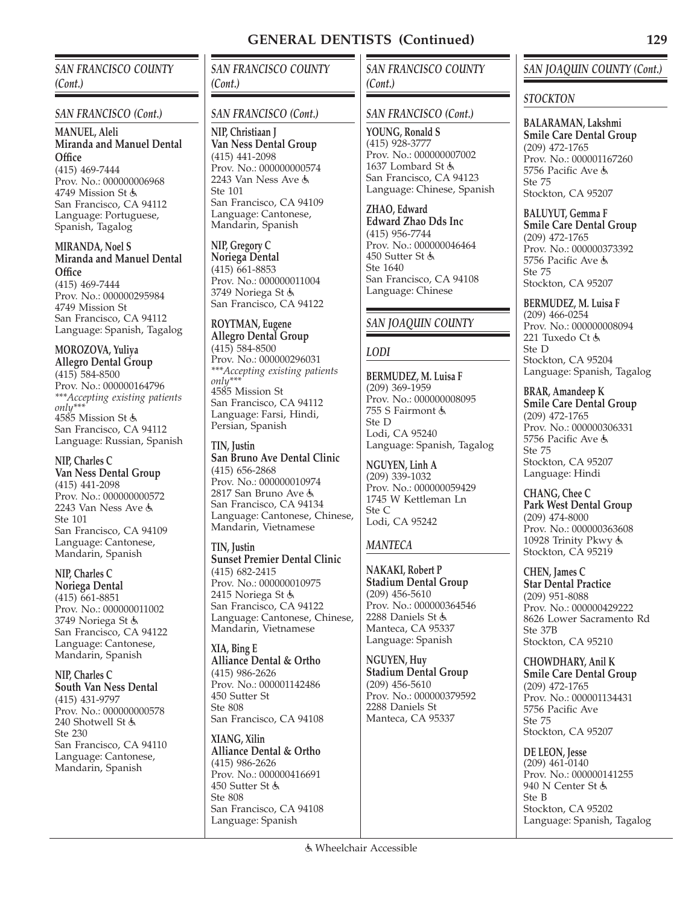## SAN FRANCISCO COUNTY (Cont.)

### SAN FRANCISCO (Cont.)

**MANUEL, Aleli**
**Miranda and Manuel Dental Office**
(415) 469-7444
Prov. No.: 000000006968
4749 Mission St ♿
San Francisco, CA 94112
Language: Portuguese, Spanish, Tagalog

**MIRANDA, Noel S**
**Miranda and Manuel Dental Office**
(415) 469-7444
Prov. No.: 000000295984
4749 Mission St
San Francisco, CA 94112
Language: Spanish, Tagalog

**MOROZOVA, Yuliya**
**Allegro Dental Group**
(415) 584-8500
Prov. No.: 000000164796
****Accepting existing patients only****
4585 Mission St ♿
San Francisco, CA 94112
Language: Russian, Spanish

**NIP, Charles C**
**Van Ness Dental Group**
(415) 441-2098
Prov. No.: 000000000572
2243 Van Ness Ave ♿
Ste 101
San Francisco, CA 94109
Language: Cantonese, Mandarin, Spanish

**NIP, Charles C**
**Noriega Dental**
(415) 661-8851
Prov. No.: 000000011002
3749 Noriega St ♿
San Francisco, CA 94122
Language: Cantonese, Mandarin, Spanish

**NIP, Charles C**
**South Van Ness Dental**
(415) 431-9797
Prov. No.: 000000000578
240 Shotwell St ♿
Ste 230
San Francisco, CA 94110
Language: Cantonese, Mandarin, Spanish

**NIP, Christiaan J**
**Van Ness Dental Group**
(415) 441-2098
Prov. No.: 000000000574
2243 Van Ness Ave ♿
Ste 101
San Francisco, CA 94109
Language: Cantonese, Mandarin, Spanish

**NIP, Gregory C**
**Noriega Dental**
(415) 661-8853
Prov. No.: 000000011004
3749 Noriega St ♿
San Francisco, CA 94122

**ROYTMAN, Eugene**
**Allegro Dental Group**
(415) 584-8500
Prov. No.: 000000296031
****Accepting existing patients only****
4585 Mission St
San Francisco, CA 94112
Language: Farsi, Hindi, Persian, Spanish

**TIN, Justin**
**San Bruno Ave Dental Clinic**
(415) 656-2868
Prov. No.: 000000010974
2817 San Bruno Ave ♿
San Francisco, CA 94134
Language: Cantonese, Chinese, Mandarin, Vietnamese

**TIN, Justin**
**Sunset Premier Dental Clinic**
(415) 682-2415
Prov. No.: 000000010975
2415 Noriega St ♿
San Francisco, CA 94122
Language: Cantonese, Chinese, Mandarin, Vietnamese

**XIA, Bing E**
**Alliance Dental & Ortho**
(415) 986-2626
Prov. No.: 000001142486
450 Sutter St
Ste 808
San Francisco, CA 94108

**XIANG, Xilin**
**Alliance Dental & Ortho**
(415) 986-2626
Prov. No.: 000000416691
450 Sutter St ♿
Ste 808
San Francisco, CA 94108
Language: Spanish

**YOUNG, Ronald S**
(415) 928-3777
Prov. No.: 000000007002
1637 Lombard St ♿
San Francisco, CA 94123
Language: Chinese, Spanish

**ZHAO, Edward**
**Edward Zhao Dds Inc**
(415) 956-7744
Prov. No.: 000000046464
450 Sutter St ♿
Ste 1640
San Francisco, CA 94108
Language: Chinese

## SAN JOAQUIN COUNTY

### LODI

**BERMUDEZ, M. Luisa F**
(209) 369-1959
Prov. No.: 000000008095
755 S Fairmont ♿
Ste D
Lodi, CA 95240
Language: Spanish, Tagalog

**NGUYEN, Linh A**
(209) 339-1032
Prov. No.: 000000059429
1745 W Kettleman Ln
Ste C
Lodi, CA 95242

### MANTECA

**NAKAKI, Robert P**
**Stadium Dental Group**
(209) 456-5610
Prov. No.: 000000364546
2288 Daniels St ♿
Manteca, CA 95337
Language: Spanish

**NGUYEN, Huy**
**Stadium Dental Group**
(209) 456-5610
Prov. No.: 000000379592
2288 Daniels St
Manteca, CA 95337

## SAN JOAQUIN COUNTY (Cont.)

### STOCKTON

**BALARAMAN, Lakshmi**
**Smile Care Dental Group**
(209) 472-1765
Prov. No.: 000001167260
5756 Pacific Ave ♿
Ste 75
Stockton, CA 95207

**BALUYUT, Gemma F**
**Smile Care Dental Group**
(209) 472-1765
Prov. No.: 000000373392
5756 Pacific Ave ♿
Ste 75
Stockton, CA 95207

**BERMUDEZ, M. Luisa F**
(209) 466-0254
Prov. No.: 000000008094
221 Tuxedo Ct ♿
Ste D
Stockton, CA 95204
Language: Spanish, Tagalog

**BRAR, Amandeep K**
**Smile Care Dental Group**
(209) 472-1765
Prov. No.: 000000306331
5756 Pacific Ave ♿
Ste 75
Stockton, CA 95207
Language: Hindi

**CHANG, Chee C**
**Park West Dental Group**
(209) 474-8000
Prov. No.: 000000363608
10928 Trinity Pkwy ♿
Stockton, CA 95219

**CHEN, James C**
**Star Dental Practice**
(209) 951-8088
Prov. No.: 000000429222
8626 Lower Sacramento Rd
Ste 37B
Stockton, CA 95210

**CHOWDHARY, Anil K**
**Smile Care Dental Group**
(209) 472-1765
Prov. No.: 000001134431
5756 Pacific Ave
Ste 75
Stockton, CA 95207

**DE LEON, Jesse**
(209) 461-0140
Prov. No.: 000000141255
940 N Center St ♿
Ste B
Stockton, CA 95202
Language: Spanish, Tagalog

♿ Wheelchair Accessible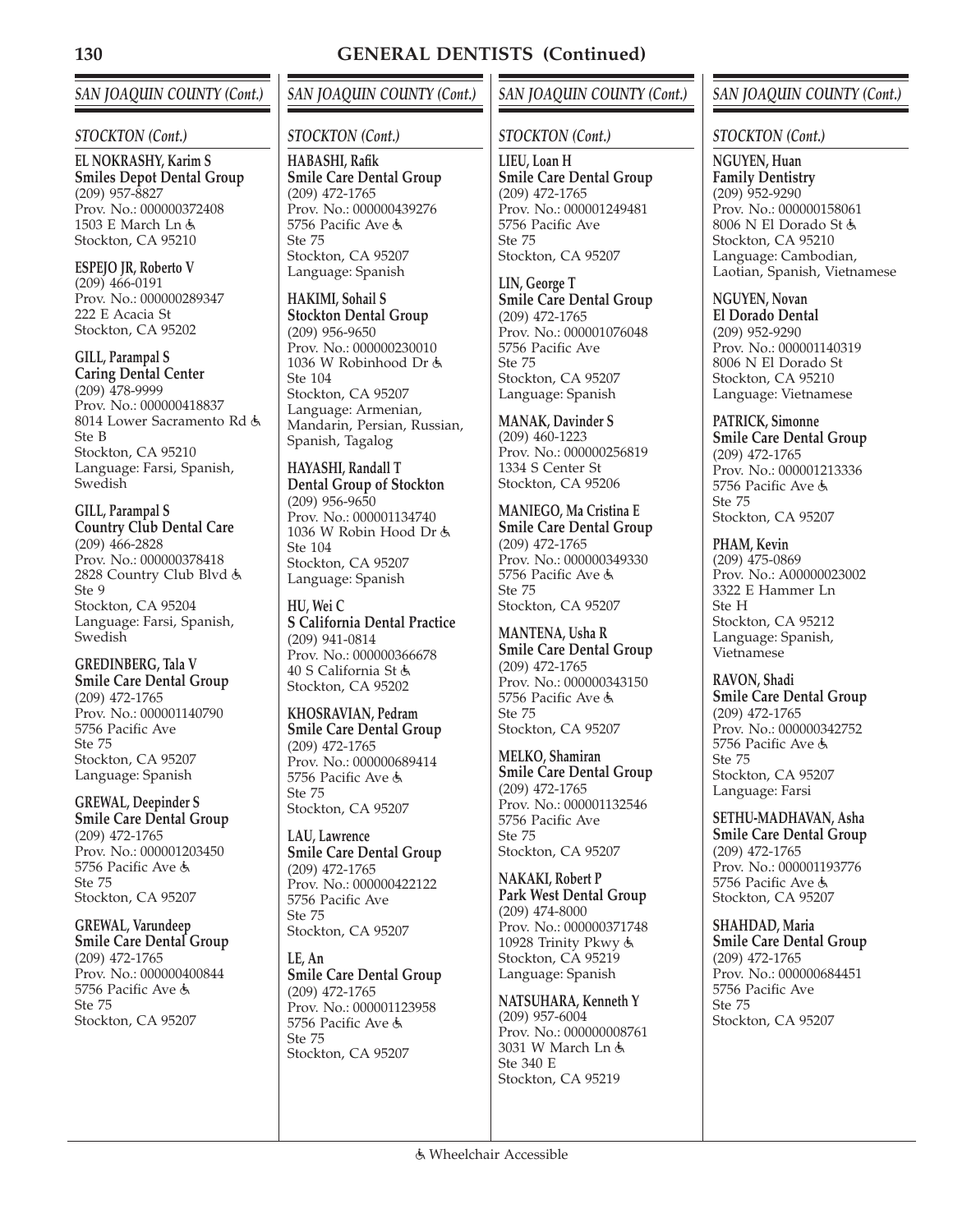# GENERAL DENTISTS (Continued)

## SAN JOAQUIN COUNTY (Cont.)

### STOCKTON (Cont.)

**EL NOKRASHY, Karim S**
**Smiles Depot Dental Group**
(209) 957-8827
Prov. No.: 000000372408
1503 E March Ln ♿
Stockton, CA 95210

**ESPEJO JR, Roberto V**
(209) 466-0191
Prov. No.: 000000289347
222 E Acacia St
Stockton, CA 95202

**GILL, Parampal S**
**Caring Dental Center**
(209) 478-9999
Prov. No.: 000000418837
8014 Lower Sacramento Rd ♿
Ste B
Stockton, CA 95210
Language: Farsi, Spanish, Swedish

**GILL, Parampal S**
**Country Club Dental Care**
(209) 466-2828
Prov. No.: 000000378418
2828 Country Club Blvd ♿
Ste 9
Stockton, CA 95204
Language: Farsi, Spanish, Swedish

**GREDINBERG, Tala V**
**Smile Care Dental Group**
(209) 472-1765
Prov. No.: 000001140790
5756 Pacific Ave
Ste 75
Stockton, CA 95207
Language: Spanish

**GREWAL, Deepinder S**
**Smile Care Dental Group**
(209) 472-1765
Prov. No.: 000001203450
5756 Pacific Ave ♿
Ste 75
Stockton, CA 95207

**GREWAL, Varundeep**
**Smile Care Dental Group**
(209) 472-1765
Prov. No.: 000000400844
5756 Pacific Ave ♿
Ste 75
Stockton, CA 95207

**HABASHI, Rafik**
**Smile Care Dental Group**
(209) 472-1765
Prov. No.: 000000439276
5756 Pacific Ave ♿
Ste 75
Stockton, CA 95207
Language: Spanish

**HAKIMI, Sohail S**
**Stockton Dental Group**
(209) 956-9650
Prov. No.: 000000230010
1036 W Robinhood Dr ♿
Ste 104
Stockton, CA 95207
Language: Armenian, Mandarin, Persian, Russian, Spanish, Tagalog

**HAYASHI, Randall T**
**Dental Group of Stockton**
(209) 956-9650
Prov. No.: 000001134740
1036 W Robin Hood Dr ♿
Ste 104
Stockton, CA 95207
Language: Spanish

**HU, Wei C**
**S California Dental Practice**
(209) 941-0814
Prov. No.: 000000366678
40 S California St ♿
Stockton, CA 95202

**KHOSRAVIAN, Pedram**
**Smile Care Dental Group**
(209) 472-1765
Prov. No.: 000000689414
5756 Pacific Ave ♿
Ste 75
Stockton, CA 95207

**LAU, Lawrence**
**Smile Care Dental Group**
(209) 472-1765
Prov. No.: 000000422122
5756 Pacific Ave
Ste 75
Stockton, CA 95207

**LE, An**
**Smile Care Dental Group**
(209) 472-1765
Prov. No.: 000001123958
5756 Pacific Ave ♿
Ste 75
Stockton, CA 95207

**LIEU, Loan H**
**Smile Care Dental Group**
(209) 472-1765
Prov. No.: 000001249481
5756 Pacific Ave
Ste 75
Stockton, CA 95207

**LIN, George T**
**Smile Care Dental Group**
(209) 472-1765
Prov. No.: 000001076048
5756 Pacific Ave
Ste 75
Stockton, CA 95207
Language: Spanish

**MANAK, Davinder S**
(209) 460-1223
Prov. No.: 000000256819
1334 S Center St
Stockton, CA 95206

**MANIEGO, Ma Cristina E**
**Smile Care Dental Group**
(209) 472-1765
Prov. No.: 000000349330
5756 Pacific Ave ♿
Ste 75
Stockton, CA 95207

**MANTENA, Usha R**
**Smile Care Dental Group**
(209) 472-1765
Prov. No.: 000000343150
5756 Pacific Ave ♿
Ste 75
Stockton, CA 95207

**MELKO, Shamiran**
**Smile Care Dental Group**
(209) 472-1765
Prov. No.: 000001132546
5756 Pacific Ave
Ste 75
Stockton, CA 95207

**NAKAKI, Robert P**
**Park West Dental Group**
(209) 474-8000
Prov. No.: 000000371748
10928 Trinity Pkwy ♿
Stockton, CA 95219
Language: Spanish

**NATSUHARA, Kenneth Y**
(209) 957-6004
Prov. No.: 000000008761
3031 W March Ln ♿
Ste 340 E
Stockton, CA 95219

**NGUYEN, Huan**
**Family Dentistry**
(209) 952-9290
Prov. No.: 000000158061
8006 N El Dorado St ♿
Stockton, CA 95210
Language: Cambodian, Laotian, Spanish, Vietnamese

**NGUYEN, Novan**
**El Dorado Dental**
(209) 952-9290
Prov. No.: 000001140319
8006 N El Dorado St
Stockton, CA 95210
Language: Vietnamese

**PATRICK, Simonne**
**Smile Care Dental Group**
(209) 472-1765
Prov. No.: 000001213336
5756 Pacific Ave ♿
Ste 75
Stockton, CA 95207

**PHAM, Kevin**
(209) 475-0869
Prov. No.: A00000023002
3322 E Hammer Ln
Ste H
Stockton, CA 95212
Language: Spanish, Vietnamese

**RAVON, Shadi**
**Smile Care Dental Group**
(209) 472-1765
Prov. No.: 000000342752
5756 Pacific Ave ♿
Ste 75
Stockton, CA 95207
Language: Farsi

**SETHU-MADHAVAN, Asha**
**Smile Care Dental Group**
(209) 472-1765
Prov. No.: 000001193776
5756 Pacific Ave ♿
Stockton, CA 95207

**SHAHDAD, Maria**
**Smile Care Dental Group**
(209) 472-1765
Prov. No.: 000000684451
5756 Pacific Ave
Ste 75
Stockton, CA 95207

♿ Wheelchair Accessible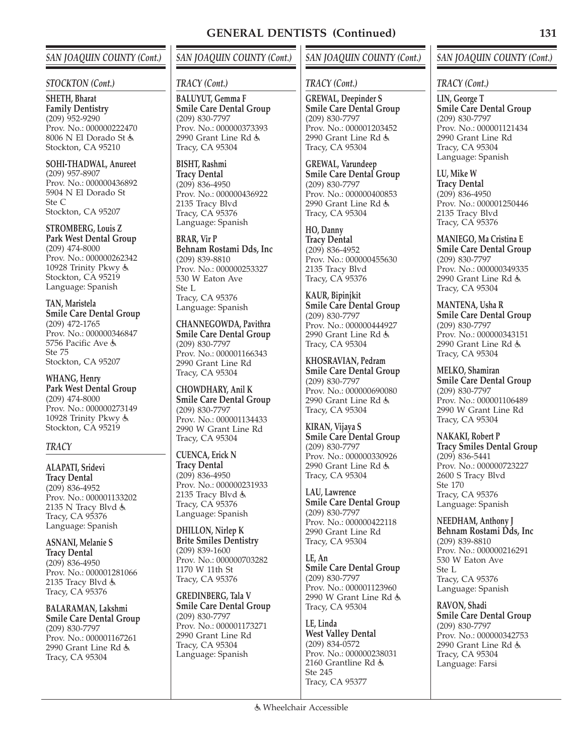# GENERAL DENTISTS (Continued)

## SAN JOAQUIN COUNTY (Cont.)

### STOCKTON (Cont.)

**SHETH, Bharat**
**Family Dentistry**
(209) 952-9290
Prov. No.: 000000222470
8006 N El Dorado St ♿
Stockton, CA 95210

**SOHI-THADWAL, Anureet**
(209) 957-8907
Prov. No.: 000000436892
5904 N El Dorado St
Ste C
Stockton, CA 95207

**STROMBERG, Louis Z**
**Park West Dental Group**
(209) 474-8000
Prov. No.: 000000262342
10928 Trinity Pkwy ♿
Stockton, CA 95219
Language: Spanish

**TAN, Maristela**
**Smile Care Dental Group**
(209) 472-1765
Prov. No.: 000000346847
5756 Pacific Ave ♿
Ste 75
Stockton, CA 95207

**WHANG, Henry**
**Park West Dental Group**
(209) 474-8000
Prov. No.: 000000273149
10928 Trinity Pkwy ♿
Stockton, CA 95219

### TRACY

**ALAPATI, Sridevi**
**Tracy Dental**
(209) 836-4952
Prov. No.: 000001133202
2135 N Tracy Blvd ♿
Tracy, CA 95376
Language: Spanish

**ASNANI, Melanie S**
**Tracy Dental**
(209) 836-4950
Prov. No.: 000001281066
2135 Tracy Blvd ♿
Tracy, CA 95376

**BALARAMAN, Lakshmi**
**Smile Care Dental Group**
(209) 830-7797
Prov. No.: 000001167261
2990 Grant Line Rd ♿
Tracy, CA 95304

**BALUYUT, Gemma F**
**Smile Care Dental Group**
(209) 830-7797
Prov. No.: 000000373393
2990 Grant Line Rd ♿
Tracy, CA 95304

**BISHT, Rashmi**
**Tracy Dental**
(209) 836-4950
Prov. No.: 000000436922
2135 Tracy Blvd
Tracy, CA 95376
Language: Spanish

**BRAR, Vir P**
**Behnam Rostami Dds, Inc**
(209) 839-8810
Prov. No.: 000000253327
530 W Eaton Ave
Ste L
Tracy, CA 95376
Language: Spanish

**CHANNEGOWDA, Pavithra**
**Smile Care Dental Group**
(209) 830-7797
Prov. No.: 000001166343
2990 Grant Line Rd
Tracy, CA 95304

**CHOWDHARY, Anil K**
**Smile Care Dental Group**
(209) 830-7797
Prov. No.: 000001134433
2990 W Grant Line Rd
Tracy, CA 95304

**CUENCA, Erick N**
**Tracy Dental**
(209) 836-4950
Prov. No.: 000000231933
2135 Tracy Blvd ♿
Tracy, CA 95376
Language: Spanish

**DHILLON, Nirlep K**
**Brite Smiles Dentistry**
(209) 839-1600
Prov. No.: 000000703282
1170 W 11th St
Tracy, CA 95376

**GREDINBERG, Tala V**
**Smile Care Dental Group**
(209) 830-7797
Prov. No.: 000001173271
2990 Grant Line Rd
Tracy, CA 95304
Language: Spanish

**GREWAL, Deepinder S**
**Smile Care Dental Group**
(209) 830-7797
Prov. No.: 000001203452
2990 Grant Line Rd ♿
Tracy, CA 95304

**GREWAL, Varundeep**
**Smile Care Dental Group**
(209) 830-7797
Prov. No.: 000000400853
2990 Grant Line Rd ♿
Tracy, CA 95304

**HO, Danny**
**Tracy Dental**
(209) 836-4952
Prov. No.: 000000455630
2135 Tracy Blvd
Tracy, CA 95376

**KAUR, Bipinjkit**
**Smile Care Dental Group**
(209) 830-7797
Prov. No.: 000000444927
2990 Grant Line Rd ♿
Tracy, CA 95304

**KHOSRAVIAN, Pedram**
**Smile Care Dental Group**
(209) 830-7797
Prov. No.: 000000690080
2990 Grant Line Rd ♿
Tracy, CA 95304

**KIRAN, Vijaya S**
**Smile Care Dental Group**
(209) 830-7797
Prov. No.: 000000330926
2990 Grant Line Rd ♿
Tracy, CA 95304

**LAU, Lawrence**
**Smile Care Dental Group**
(209) 830-7797
Prov. No.: 000000422118
2990 Grant Line Rd
Tracy, CA 95304

**LE, An**
**Smile Care Dental Group**
(209) 830-7797
Prov. No.: 000001123960
2990 W Grant Line Rd ♿
Tracy, CA 95304

**LE, Linda**
**West Valley Dental**
(209) 834-0572
Prov. No.: 000000238031
2160 Grantline Rd ♿
Ste 245
Tracy, CA 95377

**LIN, George T**
**Smile Care Dental Group**
(209) 830-7797
Prov. No.: 000001121434
2990 Grant Line Rd
Tracy, CA 95304
Language: Spanish

**LU, Mike W**
**Tracy Dental**
(209) 836-4950
Prov. No.: 000001250446
2135 Tracy Blvd
Tracy, CA 95376

**MANIEGO, Ma Cristina E**
**Smile Care Dental Group**
(209) 830-7797
Prov. No.: 000000349335
2990 Grant Line Rd ♿
Tracy, CA 95304

**MANTENA, Usha R**
**Smile Care Dental Group**
(209) 830-7797
Prov. No.: 000000343151
2990 Grant Line Rd ♿
Tracy, CA 95304

**MELKO, Shamiran**
**Smile Care Dental Group**
(209) 830-7797
Prov. No.: 000001106489
2990 W Grant Line Rd
Tracy, CA 95304

**NAKAKI, Robert P**
**Tracy Smiles Dental Group**
(209) 836-5441
Prov. No.: 000000723227
2600 S Tracy Blvd
Ste 170
Tracy, CA 95376
Language: Spanish

**NEEDHAM, Anthony J**
**Behnam Rostami Dds, Inc**
(209) 839-8810
Prov. No.: 000000216291
530 W Eaton Ave
Ste L
Tracy, CA 95376
Language: Spanish

**RAVON, Shadi**
**Smile Care Dental Group**
(209) 830-7797
Prov. No.: 000000342753
2990 Grant Line Rd ♿
Tracy, CA 95304
Language: Farsi

♿ Wheelchair Accessible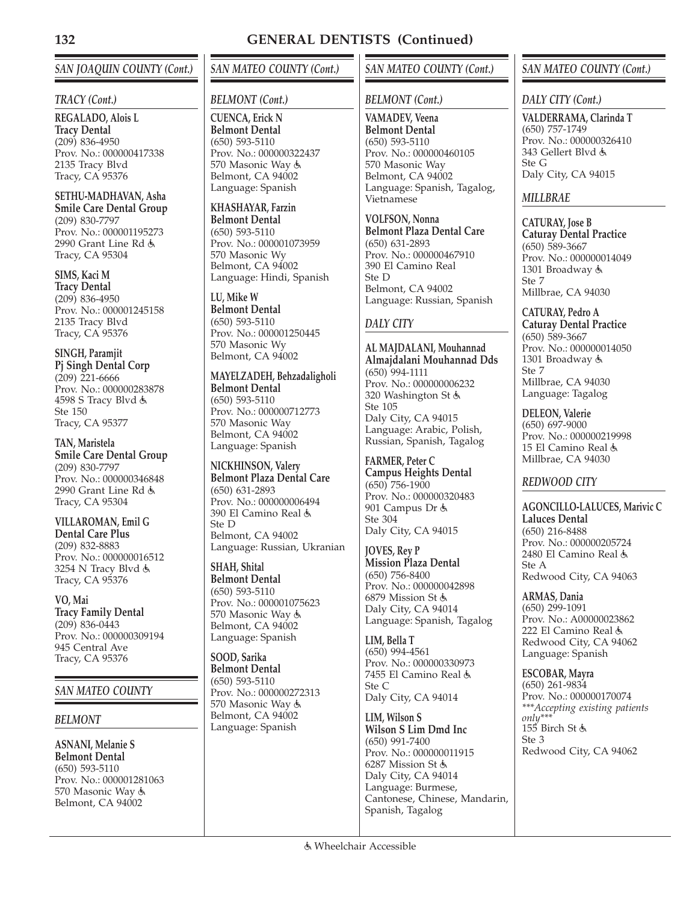# GENERAL DENTISTS (Continued)

## SAN JOAQUIN COUNTY (Cont.)

### TRACY (Cont.)

**REGALADO, Alois L**
**Tracy Dental**
(209) 836-4950
Prov. No.: 000000417338
2135 Tracy Blvd
Tracy, CA 95376

**SETHU-MADHAVAN, Asha**
**Smile Care Dental Group**
(209) 830-7797
Prov. No.: 000001195273
2990 Grant Line Rd ♿
Tracy, CA 95304

**SIMS, Kaci M**
**Tracy Dental**
(209) 836-4950
Prov. No.: 000001245158
2135 Tracy Blvd
Tracy, CA 95376

**SINGH, Paramjit**
**Pj Singh Dental Corp**
(209) 221-6666
Prov. No.: 000000283878
4598 S Tracy Blvd ♿
Ste 150
Tracy, CA 95377

**TAN, Maristela**
**Smile Care Dental Group**
(209) 830-7797
Prov. No.: 000000346848
2990 Grant Line Rd ♿
Tracy, CA 95304

**VILLAROMAN, Emil G**
**Dental Care Plus**
(209) 832-8883
Prov. No.: 000000016512
3254 N Tracy Blvd ♿
Tracy, CA 95376

**VO, Mai**
**Tracy Family Dental**
(209) 836-0443
Prov. No.: 000000309194
945 Central Ave
Tracy, CA 95376

## SAN MATEO COUNTY

### BELMONT

**ASNANI, Melanie S**
**Belmont Dental**
(650) 593-5110
Prov. No.: 000001281063
570 Masonic Way ♿
Belmont, CA 94002

**CUENCA, Erick N**
**Belmont Dental**
(650) 593-5110
Prov. No.: 000000322437
570 Masonic Way ♿
Belmont, CA 94002
Language: Spanish

**KHASHAYAR, Farzin**
**Belmont Dental**
(650) 593-5110
Prov. No.: 000001073959
570 Masonic Wy
Belmont, CA 94002
Language: Hindi, Spanish

**LU, Mike W**
**Belmont Dental**
(650) 593-5110
Prov. No.: 000001250445
570 Masonic Wy
Belmont, CA 94002

**MAYELZADEH, Behzadaligholi**
**Belmont Dental**
(650) 593-5110
Prov. No.: 000000712773
570 Masonic Way
Belmont, CA 94002
Language: Spanish

**NICKHINSON, Valery**
**Belmont Plaza Dental Care**
(650) 631-2893
Prov. No.: 000000006494
390 El Camino Real ♿
Ste D
Belmont, CA 94002
Language: Russian, Ukranian

**SHAH, Shital**
**Belmont Dental**
(650) 593-5110
Prov. No.: 000001075623
570 Masonic Way ♿
Belmont, CA 94002
Language: Spanish

**SOOD, Sarika**
**Belmont Dental**
(650) 593-5110
Prov. No.: 000000272313
570 Masonic Way ♿
Belmont, CA 94002
Language: Spanish

**VAMADEV, Veena**
**Belmont Dental**
(650) 593-5110
Prov. No.: 000000460105
570 Masonic Way
Belmont, CA 94002
Language: Spanish, Tagalog, Vietnamese

**VOLFSON, Nonna**
**Belmont Plaza Dental Care**
(650) 631-2893
Prov. No.: 000000467910
390 El Camino Real
Ste D
Belmont, CA 94002
Language: Russian, Spanish

### DALY CITY

**AL MAJDALANI, Mouhannad**
**Almajdalani Mouhannad Dds**
(650) 994-1111
Prov. No.: 000000006232
320 Washington St ♿
Ste 105
Daly City, CA 94015
Language: Arabic, Polish, Russian, Spanish, Tagalog

**FARMER, Peter C**
**Campus Heights Dental**
(650) 756-1900
Prov. No.: 000000320483
901 Campus Dr ♿
Ste 304
Daly City, CA 94015

**JOVES, Rey P**
**Mission Plaza Dental**
(650) 756-8400
Prov. No.: 000000042898
6879 Mission St ♿
Daly City, CA 94014
Language: Spanish, Tagalog

**LIM, Bella T**
(650) 994-4561
Prov. No.: 000000330973
7455 El Camino Real ♿
Ste C
Daly City, CA 94014

**LIM, Wilson S**
**Wilson S Lim Dmd Inc**
(650) 991-7400
Prov. No.: 000000011915
6287 Mission St ♿
Daly City, CA 94014
Language: Burmese, Cantonese, Chinese, Mandarin, Spanish, Tagalog

**VALDERRAMA, Clarinda T**
(650) 757-1749
Prov. No.: 000000326410
343 Gellert Blvd ♿
Ste G
Daly City, CA 94015

### MILLBRAE

**CATURAY, Jose B**
**Caturay Dental Practice**
(650) 589-3667
Prov. No.: 000000014049
1301 Broadway ♿
Ste 7
Millbrae, CA 94030

**CATURAY, Pedro A**
**Caturay Dental Practice**
(650) 589-3667
Prov. No.: 000000014050
1301 Broadway ♿
Ste 7
Millbrae, CA 94030
Language: Tagalog

**DELEON, Valerie**
(650) 697-9000
Prov. No.: 000000219998
15 El Camino Real ♿
Millbrae, CA 94030

### REDWOOD CITY

**AGONCILLO-LALUCES, Marivic C**
**Laluces Dental**
(650) 216-8488
Prov. No.: 000000205724
2480 El Camino Real ♿
Ste A
Redwood City, CA 94063

**ARMAS, Dania**
(650) 299-1091
Prov. No.: A00000023862
222 El Camino Real ♿
Redwood City, CA 94062
Language: Spanish

**ESCOBAR, Mayra**
(650) 261-9834
Prov. No.: 000000170074
*\*\*\*Accepting existing patients only\*\*\**
155 Birch St ♿
Ste 3
Redwood City, CA 94062

♿ Wheelchair Accessible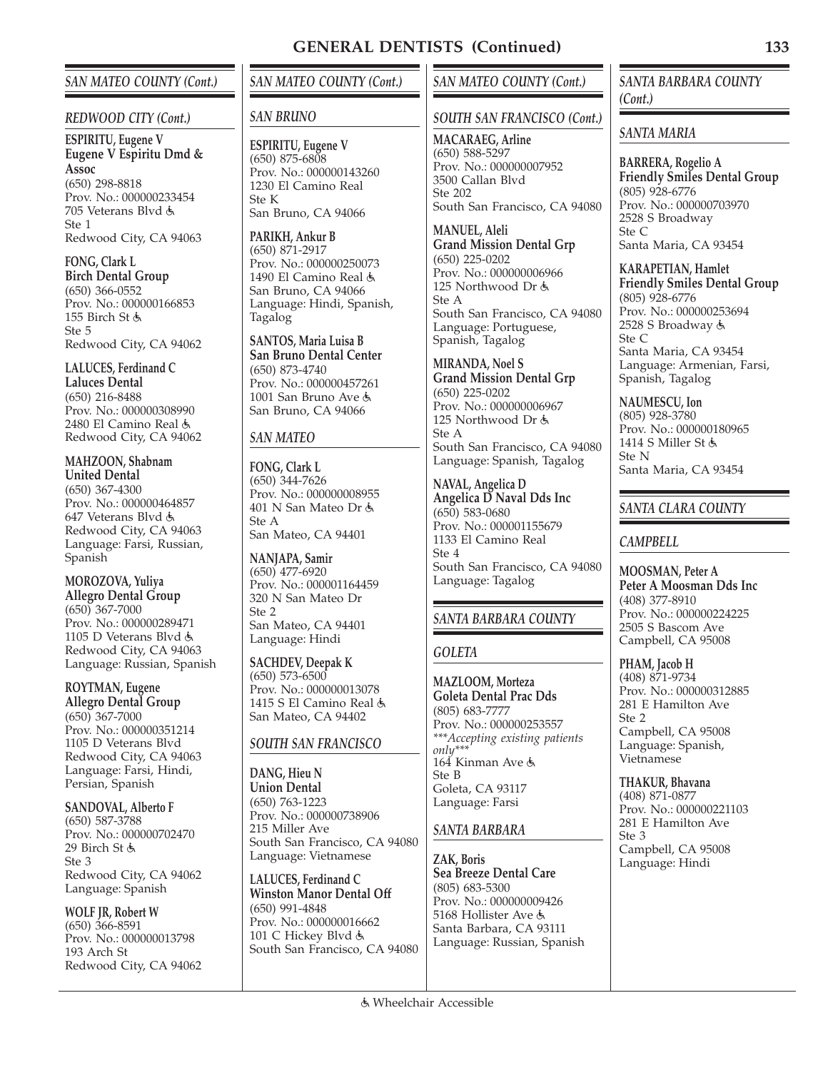# GENERAL DENTISTS (Continued)

## SAN MATEO COUNTY (Cont.)

### REDWOOD CITY (Cont.)

**ESPIRITU, Eugene V**
**Eugene V Espiritu Dmd & Assoc**
(650) 298-8818
Prov. No.: 000000233454
705 Veterans Blvd ♿
Ste 1
Redwood City, CA 94063

**FONG, Clark L**
**Birch Dental Group**
(650) 366-0552
Prov. No.: 000000166853
155 Birch St ♿
Ste 5
Redwood City, CA 94062

**LALUCES, Ferdinand C**
**Laluces Dental**
(650) 216-8488
Prov. No.: 000000308990
2480 El Camino Real ♿
Redwood City, CA 94062

**MAHZOON, Shabnam**
**United Dental**
(650) 367-4300
Prov. No.: 000000464857
647 Veterans Blvd ♿
Redwood City, CA 94063
Language: Farsi, Russian, Spanish

**MOROZOVA, Yuliya**
**Allegro Dental Group**
(650) 367-7000
Prov. No.: 000000289471
1105 D Veterans Blvd ♿
Redwood City, CA 94063
Language: Russian, Spanish

**ROYTMAN, Eugene**
**Allegro Dental Group**
(650) 367-7000
Prov. No.: 000000351214
1105 D Veterans Blvd
Redwood City, CA 94063
Language: Farsi, Hindi, Persian, Spanish

**SANDOVAL, Alberto F**
(650) 587-3788
Prov. No.: 000000702470
29 Birch St ♿
Ste 3
Redwood City, CA 94062
Language: Spanish

**WOLF JR, Robert W**
(650) 366-8591
Prov. No.: 000000013798
193 Arch St
Redwood City, CA 94062

### SAN BRUNO

**ESPIRITU, Eugene V**
(650) 875-6808
Prov. No.: 000000143260
1230 El Camino Real
Ste K
San Bruno, CA 94066

**PARIKH, Ankur B**
(650) 871-2917
Prov. No.: 000000250073
1490 El Camino Real ♿
San Bruno, CA 94066
Language: Hindi, Spanish, Tagalog

**SANTOS, Maria Luisa B**
**San Bruno Dental Center**
(650) 873-4740
Prov. No.: 000000457261
1001 San Bruno Ave ♿
San Bruno, CA 94066

### SAN MATEO

**FONG, Clark L**
(650) 344-7626
Prov. No.: 000000008955
401 N San Mateo Dr ♿
Ste A
San Mateo, CA 94401

**NANJAPA, Samir**
(650) 477-6920
Prov. No.: 000001164459
320 N San Mateo Dr
Ste 2
San Mateo, CA 94401
Language: Hindi

**SACHDEV, Deepak K**
(650) 573-6500
Prov. No.: 000000013078
1415 S El Camino Real ♿
San Mateo, CA 94402

### SOUTH SAN FRANCISCO

**DANG, Hieu N**
**Union Dental**
(650) 763-1223
Prov. No.: 000000738906
215 Miller Ave
South San Francisco, CA 94080
Language: Vietnamese

**LALUCES, Ferdinand C**
**Winston Manor Dental Off**
(650) 991-4848
Prov. No.: 000000016662
101 C Hickey Blvd ♿
South San Francisco, CA 94080

### SOUTH SAN FRANCISCO (Cont.)

**MACARAEG, Arline**
(650) 588-5297
Prov. No.: 000000007952
3500 Callan Blvd
Ste 202
South San Francisco, CA 94080

**MANUEL, Aleli**
**Grand Mission Dental Grp**
(650) 225-0202
Prov. No.: 000000006966
125 Northwood Dr ♿
Ste A
South San Francisco, CA 94080
Language: Portuguese, Spanish, Tagalog

**MIRANDA, Noel S**
**Grand Mission Dental Grp**
(650) 225-0202
Prov. No.: 000000006967
125 Northwood Dr ♿
Ste A
South San Francisco, CA 94080
Language: Spanish, Tagalog

**NAVAL, Angelica D**
**Angelica D Naval Dds Inc**
(650) 583-0680
Prov. No.: 000001155679
1133 El Camino Real
Ste 4
South San Francisco, CA 94080
Language: Tagalog

## SANTA BARBARA COUNTY

### GOLETA

**MAZLOOM, Morteza**
**Goleta Dental Prac Dds**
(805) 683-7777
Prov. No.: 000000253557
****Accepting existing patients only****
164 Kinman Ave ♿
Ste B
Goleta, CA 93117
Language: Farsi

### SANTA BARBARA

**ZAK, Boris**
**Sea Breeze Dental Care**
(805) 683-5300
Prov. No.: 000000009426
5168 Hollister Ave ♿
Santa Barbara, CA 93111
Language: Russian, Spanish

## SANTA BARBARA COUNTY (Cont.)

### SANTA MARIA

**BARRERA, Rogelio A**
**Friendly Smiles Dental Group**
(805) 928-6776
Prov. No.: 000000703970
2528 S Broadway
Ste C
Santa Maria, CA 93454

**KARAPETIAN, Hamlet**
**Friendly Smiles Dental Group**
(805) 928-6776
Prov. No.: 000000253694
2528 S Broadway ♿
Ste C
Santa Maria, CA 93454
Language: Armenian, Farsi, Spanish, Tagalog

**NAUMESCU, Ion**
(805) 928-3780
Prov. No.: 000000180965
1414 S Miller St ♿
Ste N
Santa Maria, CA 93454

## SANTA CLARA COUNTY

### CAMPBELL

**MOOSMAN, Peter A**
**Peter A Moosman Dds Inc**
(408) 377-8910
Prov. No.: 000000224225
2505 S Bascom Ave
Campbell, CA 95008

**PHAM, Jacob H**
(408) 871-9734
Prov. No.: 000000312885
281 E Hamilton Ave
Ste 2
Campbell, CA 95008
Language: Spanish, Vietnamese

**THAKUR, Bhavana**
(408) 871-0877
Prov. No.: 000000221103
281 E Hamilton Ave
Ste 3
Campbell, CA 95008
Language: Hindi

♿ Wheelchair Accessible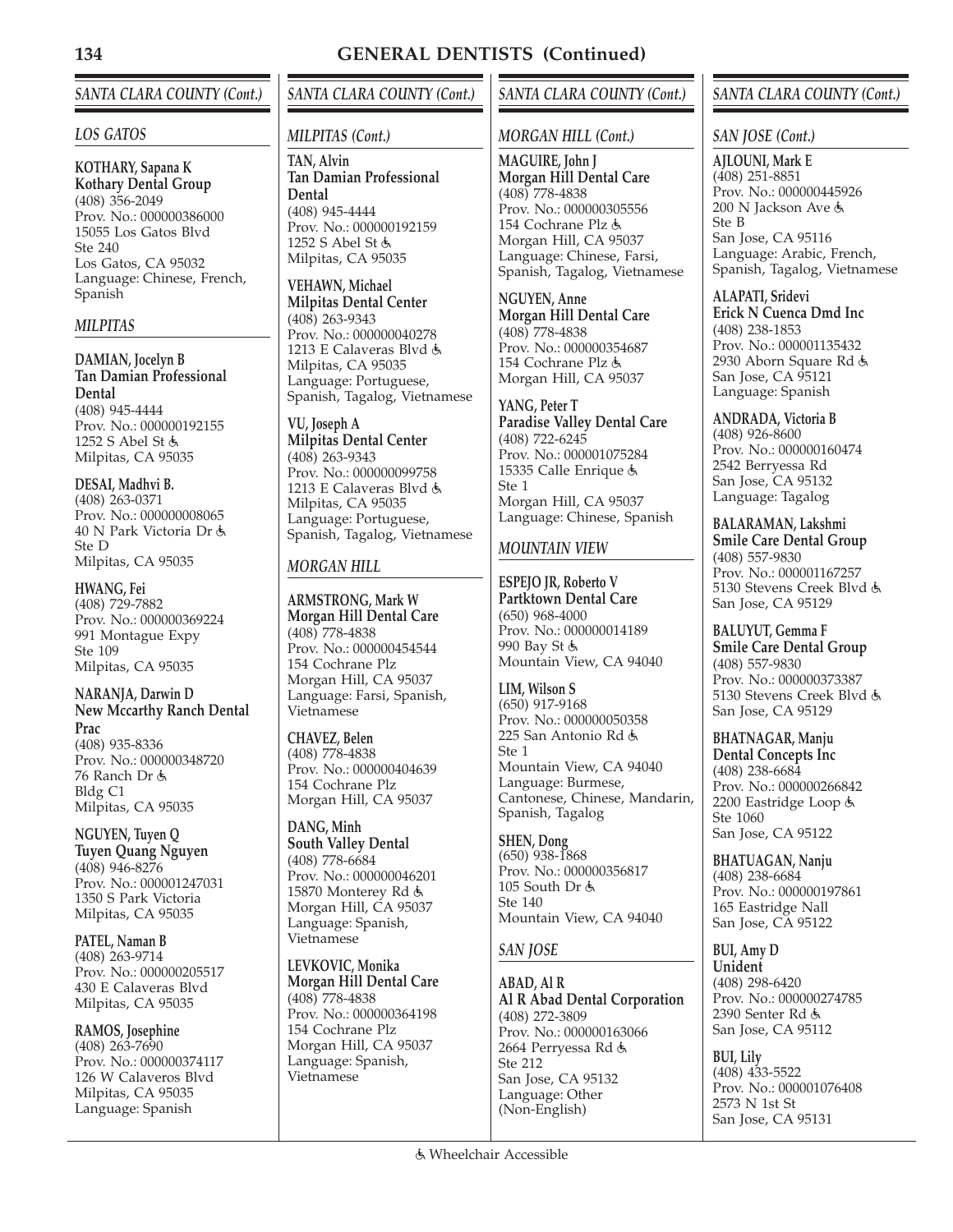# GENERAL DENTISTS (Continued)

## SANTA CLARA COUNTY (Cont.)

### LOS GATOS

**KOTHARY, Sapana K**
**Kothary Dental Group**
(408) 356-2049
Prov. No.: 000000386000
15055 Los Gatos Blvd
Ste 240
Los Gatos, CA 95032
Language: Chinese, French, Spanish

### MILPITAS

**DAMIAN, Jocelyn B**
**Tan Damian Professional Dental**
(408) 945-4444
Prov. No.: 000000192155
1252 S Abel St ♿
Milpitas, CA 95035

**DESAI, Madhvi B.**
(408) 263-0371
Prov. No.: 000000008065
40 N Park Victoria Dr ♿
Ste D
Milpitas, CA 95035

**HWANG, Fei**
(408) 729-7882
Prov. No.: 000000369224
991 Montague Expy
Ste 109
Milpitas, CA 95035

**NARANJA, Darwin D**
**New Mccarthy Ranch Dental Prac**
(408) 935-8336
Prov. No.: 000000348720
76 Ranch Dr ♿
Bldg C1
Milpitas, CA 95035

**NGUYEN, Tuyen Q**
**Tuyen Quang Nguyen**
(408) 946-8276
Prov. No.: 000001247031
1350 S Park Victoria
Milpitas, CA 95035

**PATEL, Naman B**
(408) 263-9714
Prov. No.: 000000205517
430 E Calaveras Blvd
Milpitas, CA 95035

**RAMOS, Josephine**
(408) 263-7690
Prov. No.: 000000374117
126 W Calaveros Blvd
Milpitas, CA 95035
Language: Spanish

## SANTA CLARA COUNTY (Cont.)

### MILPITAS (Cont.)

**TAN, Alvin**
**Tan Damian Professional Dental**
(408) 945-4444
Prov. No.: 000000192159
1252 S Abel St ♿
Milpitas, CA 95035

**VEHAWN, Michael**
**Milpitas Dental Center**
(408) 263-9343
Prov. No.: 000000040278
1213 E Calaveras Blvd ♿
Milpitas, CA 95035
Language: Portuguese, Spanish, Tagalog, Vietnamese

**VU, Joseph A**
**Milpitas Dental Center**
(408) 263-9343
Prov. No.: 000000099758
1213 E Calaveras Blvd ♿
Milpitas, CA 95035
Language: Portuguese, Spanish, Tagalog, Vietnamese

### MORGAN HILL

**ARMSTRONG, Mark W**
**Morgan Hill Dental Care**
(408) 778-4838
Prov. No.: 000000454544
154 Cochrane Plz
Morgan Hill, CA 95037
Language: Farsi, Spanish, Vietnamese

**CHAVEZ, Belen**
(408) 778-4838
Prov. No.: 000000404639
154 Cochrane Plz
Morgan Hill, CA 95037

**DANG, Minh**
**South Valley Dental**
(408) 778-6684
Prov. No.: 000000046201
15870 Monterey Rd ♿
Morgan Hill, CA 95037
Language: Spanish, Vietnamese

**LEVKOVIC, Monika**
**Morgan Hill Dental Care**
(408) 778-4838
Prov. No.: 000000364198
154 Cochrane Plz
Morgan Hill, CA 95037
Language: Spanish, Vietnamese

## SANTA CLARA COUNTY (Cont.)

### MORGAN HILL (Cont.)

**MAGUIRE, John J**
**Morgan Hill Dental Care**
(408) 778-4838
Prov. No.: 000000305556
154 Cochrane Plz ♿
Morgan Hill, CA 95037
Language: Chinese, Farsi, Spanish, Tagalog, Vietnamese

**NGUYEN, Anne**
**Morgan Hill Dental Care**
(408) 778-4838
Prov. No.: 000000354687
154 Cochrane Plz ♿
Morgan Hill, CA 95037

**YANG, Peter T**
**Paradise Valley Dental Care**
(408) 722-6245
Prov. No.: 000001075284
15335 Calle Enrique ♿
Ste 1
Morgan Hill, CA 95037
Language: Chinese, Spanish

### MOUNTAIN VIEW

**ESPEJO JR, Roberto V**
**Partktown Dental Care**
(650) 968-4000
Prov. No.: 000000014189
990 Bay St ♿
Mountain View, CA 94040

**LIM, Wilson S**
(650) 917-9168
Prov. No.: 000000050358
225 San Antonio Rd ♿
Ste 1
Mountain View, CA 94040
Language: Burmese, Cantonese, Chinese, Mandarin, Spanish, Tagalog

**SHEN, Dong**
(650) 938-1868
Prov. No.: 000000356817
105 South Dr ♿
Ste 140
Mountain View, CA 94040

### SAN JOSE

**ABAD, Al R**
**Al R Abad Dental Corporation**
(408) 272-3809
Prov. No.: 000000163066
2664 Perryessa Rd ♿
Ste 212
San Jose, CA 95132
Language: Other (Non-English)

## SANTA CLARA COUNTY (Cont.)

### SAN JOSE (Cont.)

**AJLOUNI, Mark E**
(408) 251-8851
Prov. No.: 000000445926
200 N Jackson Ave ♿
Ste B
San Jose, CA 95116
Language: Arabic, French, Spanish, Tagalog, Vietnamese

**ALAPATI, Sridevi**
**Erick N Cuenca Dmd Inc**
(408) 238-1853
Prov. No.: 000001135432
2930 Aborn Square Rd ♿
San Jose, CA 95121
Language: Spanish

**ANDRADA, Victoria B**
(408) 926-8600
Prov. No.: 000000160474
2542 Berryessa Rd
San Jose, CA 95132
Language: Tagalog

**BALARAMAN, Lakshmi**
**Smile Care Dental Group**
(408) 557-9830
Prov. No.: 000001167257
5130 Stevens Creek Blvd ♿
San Jose, CA 95129

**BALUYUT, Gemma F**
**Smile Care Dental Group**
(408) 557-9830
Prov. No.: 000000373387
5130 Stevens Creek Blvd ♿
San Jose, CA 95129

**BHATNAGAR, Manju**
**Dental Concepts Inc**
(408) 238-6684
Prov. No.: 000000266842
2200 Eastridge Loop ♿
Ste 1060
San Jose, CA 95122

**BHATUAGAN, Nanju**
(408) 238-6684
Prov. No.: 000000197861
165 Eastridge Nall
San Jose, CA 95122

**BUI, Amy D**
**Unident**
(408) 298-6420
Prov. No.: 000000274785
2390 Senter Rd ♿
San Jose, CA 95112

**BUI, Lily**
(408) 433-5522
Prov. No.: 000001076408
2573 N 1st St
San Jose, CA 95131

♿ Wheelchair Accessible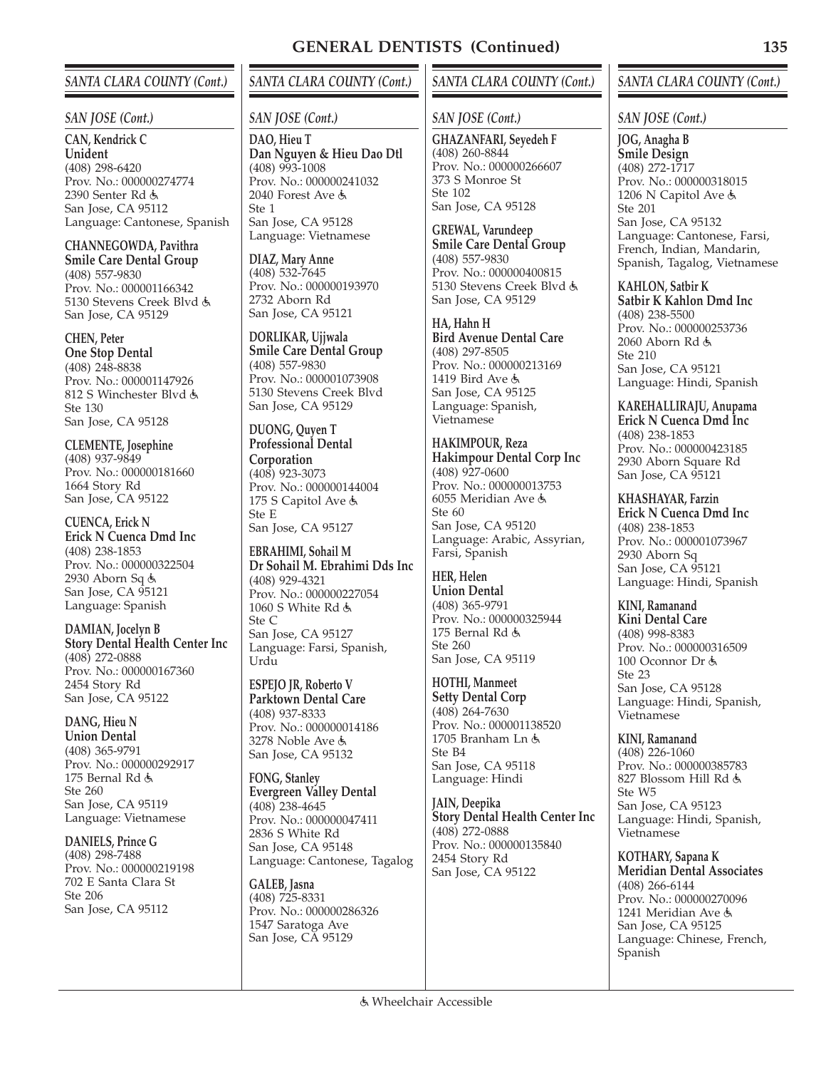# GENERAL DENTISTS (Continued)

## SANTA CLARA COUNTY (Cont.)

### SAN JOSE (Cont.)

**CAN, Kendrick C**
**Unident**
(408) 298-6420
Prov. No.: 000000274774
2390 Senter Rd ♿
San Jose, CA 95112
Language: Cantonese, Spanish

**CHANNEGOWDA, Pavithra**
**Smile Care Dental Group**
(408) 557-9830
Prov. No.: 000001166342
5130 Stevens Creek Blvd ♿
San Jose, CA 95129

**CHEN, Peter**
**One Stop Dental**
(408) 248-8838
Prov. No.: 000001147926
812 S Winchester Blvd ♿
Ste 130
San Jose, CA 95128

**CLEMENTE, Josephine**
(408) 937-9849
Prov. No.: 000000181660
1664 Story Rd
San Jose, CA 95122

**CUENCA, Erick N**
**Erick N Cuenca Dmd Inc**
(408) 238-1853
Prov. No.: 000000322504
2930 Aborn Sq ♿
San Jose, CA 95121
Language: Spanish

**DAMIAN, Jocelyn B**
**Story Dental Health Center Inc**
(408) 272-0888
Prov. No.: 000000167360
2454 Story Rd
San Jose, CA 95122

**DANG, Hieu N**
**Union Dental**
(408) 365-9791
Prov. No.: 000000292917
175 Bernal Rd ♿
Ste 260
San Jose, CA 95119
Language: Vietnamese

**DANIELS, Prince G**
(408) 298-7488
Prov. No.: 000000219198
702 E Santa Clara St
Ste 206
San Jose, CA 95112

**DAO, Hieu T**
**Dan Nguyen & Hieu Dao Dtl**
(408) 993-1008
Prov. No.: 000000241032
2040 Forest Ave ♿
Ste 1
San Jose, CA 95128
Language: Vietnamese

**DIAZ, Mary Anne**
(408) 532-7645
Prov. No.: 000000193970
2732 Aborn Rd
San Jose, CA 95121

**DORLIKAR, Ujjwala**
**Smile Care Dental Group**
(408) 557-9830
Prov. No.: 000001073908
5130 Stevens Creek Blvd
San Jose, CA 95129

**DUONG, Quyen T**
**Professional Dental Corporation**
(408) 923-3073
Prov. No.: 000000144004
175 S Capitol Ave ♿
Ste E
San Jose, CA 95127

**EBRAHIMI, Sohail M**
**Dr Sohail M. Ebrahimi Dds Inc**
(408) 929-4321
Prov. No.: 000000227054
1060 S White Rd ♿
Ste C
San Jose, CA 95127
Language: Farsi, Spanish, Urdu

**ESPEJO JR, Roberto V**
**Parktown Dental Care**
(408) 937-8333
Prov. No.: 000000014186
3278 Noble Ave ♿
San Jose, CA 95132

**FONG, Stanley**
**Evergreen Valley Dental**
(408) 238-4645
Prov. No.: 000000047411
2836 S White Rd
San Jose, CA 95148
Language: Cantonese, Tagalog

**GALEB, Jasna**
(408) 725-8331
Prov. No.: 000000286326
1547 Saratoga Ave
San Jose, CA 95129

**GHAZANFARI, Seyedeh F**
(408) 260-8844
Prov. No.: 000000266607
373 S Monroe St
Ste 102
San Jose, CA 95128

**GREWAL, Varundeep**
**Smile Care Dental Group**
(408) 557-9830
Prov. No.: 000000400815
5130 Stevens Creek Blvd ♿
San Jose, CA 95129

**HA, Hahn H**
**Bird Avenue Dental Care**
(408) 297-8505
Prov. No.: 000000213169
1419 Bird Ave ♿
San Jose, CA 95125
Language: Spanish, Vietnamese

**HAKIMPOUR, Reza**
**Hakimpour Dental Corp Inc**
(408) 927-0600
Prov. No.: 000000013753
6055 Meridian Ave ♿
Ste 60
San Jose, CA 95120
Language: Arabic, Assyrian, Farsi, Spanish

**HER, Helen**
**Union Dental**
(408) 365-9791
Prov. No.: 000000325944
175 Bernal Rd ♿
Ste 260
San Jose, CA 95119

**HOTHI, Manmeet**
**Setty Dental Corp**
(408) 264-7630
Prov. No.: 000001138520
1705 Branham Ln ♿
Ste B4
San Jose, CA 95118
Language: Hindi

**JAIN, Deepika**
**Story Dental Health Center Inc**
(408) 272-0888
Prov. No.: 000000135840
2454 Story Rd
San Jose, CA 95122

**JOG, Anagha B**
**Smile Design**
(408) 272-1717
Prov. No.: 000000318015
1206 N Capitol Ave ♿
Ste 201
San Jose, CA 95132
Language: Cantonese, Farsi, French, Indian, Mandarin, Spanish, Tagalog, Vietnamese

**KAHLON, Satbir K**
**Satbir K Kahlon Dmd Inc**
(408) 238-5500
Prov. No.: 000000253736
2060 Aborn Rd ♿
Ste 210
San Jose, CA 95121
Language: Hindi, Spanish

**KAREHALLIRAJU, Anupama**
**Erick N Cuenca Dmd Inc**
(408) 238-1853
Prov. No.: 000000423185
2930 Aborn Square Rd
San Jose, CA 95121

**KHASHAYAR, Farzin**
**Erick N Cuenca Dmd Inc**
(408) 238-1853
Prov. No.: 000001073967
2930 Aborn Sq
San Jose, CA 95121
Language: Hindi, Spanish

**KINI, Ramanand**
**Kini Dental Care**
(408) 998-8383
Prov. No.: 000000316509
100 Oconnor Dr ♿
Ste 23
San Jose, CA 95128
Language: Hindi, Spanish, Vietnamese

**KINI, Ramanand**
(408) 226-1060
Prov. No.: 000000385783
827 Blossom Hill Rd ♿
Ste W5
San Jose, CA 95123
Language: Hindi, Spanish, Vietnamese

**KOTHARY, Sapana K**
**Meridian Dental Associates**
(408) 266-6144
Prov. No.: 000000270096
1241 Meridian Ave ♿
San Jose, CA 95125
Language: Chinese, French, Spanish

♿ Wheelchair Accessible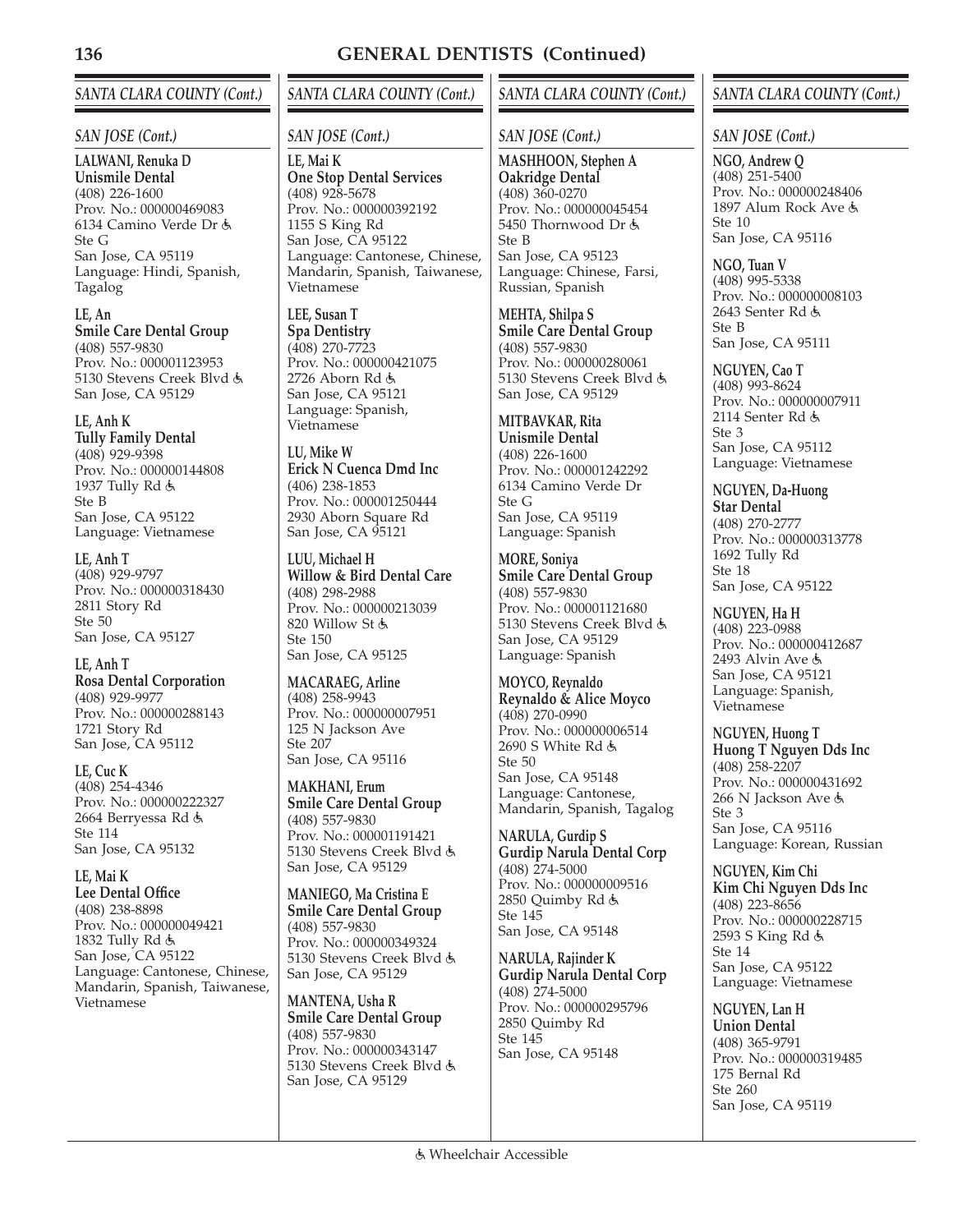# GENERAL DENTISTS (Continued)

## SANTA CLARA COUNTY (Cont.)

### SAN JOSE (Cont.)

**LALWANI, Renuka D**
**Unismile Dental**
(408) 226-1600
Prov. No.: 000000469083
6134 Camino Verde Dr ♿
Ste G
San Jose, CA 95119
Language: Hindi, Spanish, Tagalog

**LE, An**
**Smile Care Dental Group**
(408) 557-9830
Prov. No.: 000001123953
5130 Stevens Creek Blvd ♿
San Jose, CA 95129

**LE, Anh K**
**Tully Family Dental**
(408) 929-9398
Prov. No.: 000000144808
1937 Tully Rd ♿
Ste B
San Jose, CA 95122
Language: Vietnamese

**LE, Anh T**
(408) 929-9797
Prov. No.: 000000318430
2811 Story Rd
Ste 50
San Jose, CA 95127

**LE, Anh T**
**Rosa Dental Corporation**
(408) 929-9977
Prov. No.: 000000288143
1721 Story Rd
San Jose, CA 95112

**LE, Cuc K**
(408) 254-4346
Prov. No.: 000000222327
2664 Berryessa Rd ♿
Ste 114
San Jose, CA 95132

**LE, Mai K**
**Lee Dental Office**
(408) 238-8898
Prov. No.: 000000049421
1832 Tully Rd ♿
San Jose, CA 95122
Language: Cantonese, Chinese, Mandarin, Spanish, Taiwanese, Vietnamese

**LE, Mai K**
**One Stop Dental Services**
(408) 928-5678
Prov. No.: 000000392192
1155 S King Rd
San Jose, CA 95122
Language: Cantonese, Chinese, Mandarin, Spanish, Taiwanese, Vietnamese

**LEE, Susan T**
**Spa Dentistry**
(408) 270-7723
Prov. No.: 000000421075
2726 Aborn Rd ♿
San Jose, CA 95121
Language: Spanish, Vietnamese

**LU, Mike W**
**Erick N Cuenca Dmd Inc**
(406) 238-1853
Prov. No.: 000001250444
2930 Aborn Square Rd
San Jose, CA 95121

**LUU, Michael H**
**Willow & Bird Dental Care**
(408) 298-2988
Prov. No.: 000000213039
820 Willow St ♿
Ste 150
San Jose, CA 95125

**MACARAEG, Arline**
(408) 258-9943
Prov. No.: 000000007951
125 N Jackson Ave
Ste 207
San Jose, CA 95116

**MAKHANI, Erum**
**Smile Care Dental Group**
(408) 557-9830
Prov. No.: 000001191421
5130 Stevens Creek Blvd ♿
San Jose, CA 95129

**MANIEGO, Ma Cristina E**
**Smile Care Dental Group**
(408) 557-9830
Prov. No.: 000000349324
5130 Stevens Creek Blvd ♿
San Jose, CA 95129

**MANTENA, Usha R**
**Smile Care Dental Group**
(408) 557-9830
Prov. No.: 000000343147
5130 Stevens Creek Blvd ♿
San Jose, CA 95129

**MASHHOON, Stephen A**
**Oakridge Dental**
(408) 360-0270
Prov. No.: 000000045454
5450 Thornwood Dr ♿
Ste B
San Jose, CA 95123
Language: Chinese, Farsi, Russian, Spanish

**MEHTA, Shilpa S**
**Smile Care Dental Group**
(408) 557-9830
Prov. No.: 000000280061
5130 Stevens Creek Blvd ♿
San Jose, CA 95129

**MITBAVKAR, Rita**
**Unismile Dental**
(408) 226-1600
Prov. No.: 000001242292
6134 Camino Verde Dr
Ste G
San Jose, CA 95119
Language: Spanish

**MORE, Soniya**
**Smile Care Dental Group**
(408) 557-9830
Prov. No.: 000001121680
5130 Stevens Creek Blvd ♿
San Jose, CA 95129
Language: Spanish

**MOYCO, Reynaldo**
**Reynaldo & Alice Moyco**
(408) 270-0990
Prov. No.: 000000006514
2690 S White Rd ♿
Ste 50
San Jose, CA 95148
Language: Cantonese, Mandarin, Spanish, Tagalog

**NARULA, Gurdip S**
**Gurdip Narula Dental Corp**
(408) 274-5000
Prov. No.: 000000009516
2850 Quimby Rd ♿
Ste 145
San Jose, CA 95148

**NARULA, Rajinder K**
**Gurdip Narula Dental Corp**
(408) 274-5000
Prov. No.: 000000295796
2850 Quimby Rd
Ste 145
San Jose, CA 95148

**NGO, Andrew Q**
(408) 251-5400
Prov. No.: 000000248406
1897 Alum Rock Ave ♿
Ste 10
San Jose, CA 95116

**NGO, Tuan V**
(408) 995-5338
Prov. No.: 000000008103
2643 Senter Rd ♿
Ste B
San Jose, CA 95111

**NGUYEN, Cao T**
(408) 993-8624
Prov. No.: 000000007911
2114 Senter Rd ♿
Ste 3
San Jose, CA 95112
Language: Vietnamese

**NGUYEN, Da-Huong**
**Star Dental**
(408) 270-2777
Prov. No.: 000000313778
1692 Tully Rd
Ste 18
San Jose, CA 95122

**NGUYEN, Ha H**
(408) 223-0988
Prov. No.: 000000412687
2493 Alvin Ave ♿
San Jose, CA 95121
Language: Spanish, Vietnamese

**NGUYEN, Huong T**
**Huong T Nguyen Dds Inc**
(408) 258-2207
Prov. No.: 000000431692
266 N Jackson Ave ♿
Ste 3
San Jose, CA 95116
Language: Korean, Russian

**NGUYEN, Kim Chi**
**Kim Chi Nguyen Dds Inc**
(408) 223-8656
Prov. No.: 000000228715
2593 S King Rd ♿
Ste 14
San Jose, CA 95122
Language: Vietnamese

**NGUYEN, Lan H**
**Union Dental**
(408) 365-9791
Prov. No.: 000000319485
175 Bernal Rd
Ste 260
San Jose, CA 95119

♿ Wheelchair Accessible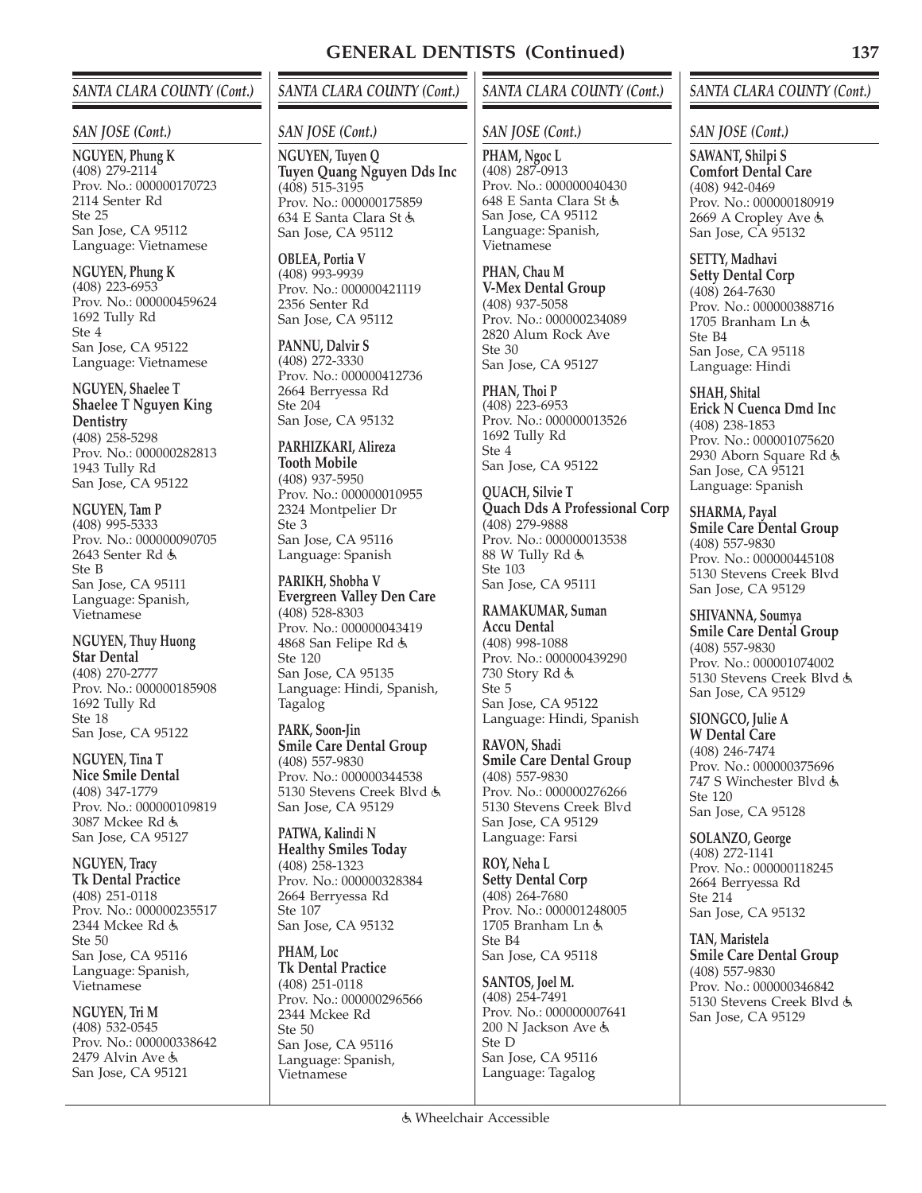# GENERAL DENTISTS (Continued)

## SANTA CLARA COUNTY (Cont.)

### SAN JOSE (Cont.)

**NGUYEN, Phung K**
(408) 279-2114
Prov. No.: 000000170723
2114 Senter Rd
Ste 25
San Jose, CA 95112
Language: Vietnamese

**NGUYEN, Phung K**
(408) 223-6953
Prov. No.: 000000459624
1692 Tully Rd
Ste 4
San Jose, CA 95122
Language: Vietnamese

**NGUYEN, Shaelee T**
**Shaelee T Nguyen King Dentistry**
(408) 258-5298
Prov. No.: 000000282813
1943 Tully Rd
San Jose, CA 95122

**NGUYEN, Tam P**
(408) 995-5333
Prov. No.: 000000090705
2643 Senter Rd ♿
Ste B
San Jose, CA 95111
Language: Spanish, Vietnamese

**NGUYEN, Thuy Huong**
**Star Dental**
(408) 270-2777
Prov. No.: 000000185908
1692 Tully Rd
Ste 18
San Jose, CA 95122

**NGUYEN, Tina T**
**Nice Smile Dental**
(408) 347-1779
Prov. No.: 000000109819
3087 Mckee Rd ♿
San Jose, CA 95127

**NGUYEN, Tracy**
**Tk Dental Practice**
(408) 251-0118
Prov. No.: 000000235517
2344 Mckee Rd ♿
Ste 50
San Jose, CA 95116
Language: Spanish, Vietnamese

**NGUYEN, Tri M**
(408) 532-0545
Prov. No.: 000000338642
2479 Alvin Ave ♿
San Jose, CA 95121

**NGUYEN, Tuyen Q**
**Tuyen Quang Nguyen Dds Inc**
(408) 515-3195
Prov. No.: 000000175859
634 E Santa Clara St ♿
San Jose, CA 95112

**OBLEA, Portia V**
(408) 993-9939
Prov. No.: 000000421119
2356 Senter Rd
San Jose, CA 95112

**PANNU, Dalvir S**
(408) 272-3330
Prov. No.: 000000412736
2664 Berryessa Rd
Ste 204
San Jose, CA 95132

**PARHIZKARI, Alireza**
**Tooth Mobile**
(408) 937-5950
Prov. No.: 000000010955
2324 Montpelier Dr
Ste 3
San Jose, CA 95116
Language: Spanish

**PARIKH, Shobha V**
**Evergreen Valley Den Care**
(408) 528-8303
Prov. No.: 000000043419
4868 San Felipe Rd ♿
Ste 120
San Jose, CA 95135
Language: Hindi, Spanish, Tagalog

**PARK, Soon-Jin**
**Smile Care Dental Group**
(408) 557-9830
Prov. No.: 000000344538
5130 Stevens Creek Blvd ♿
San Jose, CA 95129

**PATWA, Kalindi N**
**Healthy Smiles Today**
(408) 258-1323
Prov. No.: 000000328384
2664 Berryessa Rd
Ste 107
San Jose, CA 95132

**PHAM, Loc**
**Tk Dental Practice**
(408) 251-0118
Prov. No.: 000000296566
2344 Mckee Rd
Ste 50
San Jose, CA 95116
Language: Spanish, Vietnamese

**PHAM, Ngoc L**
(408) 287-0913
Prov. No.: 000000040430
648 E Santa Clara St ♿
San Jose, CA 95112
Language: Spanish, Vietnamese

**PHAN, Chau M**
**V-Mex Dental Group**
(408) 937-5058
Prov. No.: 000000234089
2820 Alum Rock Ave
Ste 30
San Jose, CA 95127

**PHAN, Thoi P**
(408) 223-6953
Prov. No.: 000000013526
1692 Tully Rd
Ste 4
San Jose, CA 95122

**QUACH, Silvie T**
**Quach Dds A Professional Corp**
(408) 279-9888
Prov. No.: 000000013538
88 W Tully Rd ♿
Ste 103
San Jose, CA 95111

**RAMAKUMAR, Suman**
**Accu Dental**
(408) 998-1088
Prov. No.: 000000439290
730 Story Rd ♿
Ste 5
San Jose, CA 95122
Language: Hindi, Spanish

**RAVON, Shadi**
**Smile Care Dental Group**
(408) 557-9830
Prov. No.: 000000276266
5130 Stevens Creek Blvd
San Jose, CA 95129
Language: Farsi

**ROY, Neha L**
**Setty Dental Corp**
(408) 264-7680
Prov. No.: 000001248005
1705 Branham Ln ♿
Ste B4
San Jose, CA 95118

**SANTOS, Joel M.**
(408) 254-7491
Prov. No.: 000000007641
200 N Jackson Ave ♿
Ste D
San Jose, CA 95116
Language: Tagalog

**SAWANT, Shilpi S**
**Comfort Dental Care**
(408) 942-0469
Prov. No.: 000000180919
2669 A Cropley Ave ♿
San Jose, CA 95132

**SETTY, Madhavi**
**Setty Dental Corp**
(408) 264-7630
Prov. No.: 000000388716
1705 Branham Ln ♿
Ste B4
San Jose, CA 95118
Language: Hindi

**SHAH, Shital**
**Erick N Cuenca Dmd Inc**
(408) 238-1853
Prov. No.: 000001075620
2930 Aborn Square Rd ♿
San Jose, CA 95121
Language: Spanish

**SHARMA, Payal**
**Smile Care Dental Group**
(408) 557-9830
Prov. No.: 000000445108
5130 Stevens Creek Blvd
San Jose, CA 95129

**SHIVANNA, Soumya**
**Smile Care Dental Group**
(408) 557-9830
Prov. No.: 000001074002
5130 Stevens Creek Blvd ♿
San Jose, CA 95129

**SIONGCO, Julie A**
**W Dental Care**
(408) 246-7474
Prov. No.: 000000375696
747 S Winchester Blvd ♿
Ste 120
San Jose, CA 95128

**SOLANZO, George**
(408) 272-1141
Prov. No.: 000000118245
2664 Berryessa Rd
Ste 214
San Jose, CA 95132

**TAN, Maristela**
**Smile Care Dental Group**
(408) 557-9830
Prov. No.: 000000346842
5130 Stevens Creek Blvd ♿
San Jose, CA 95129

♿ Wheelchair Accessible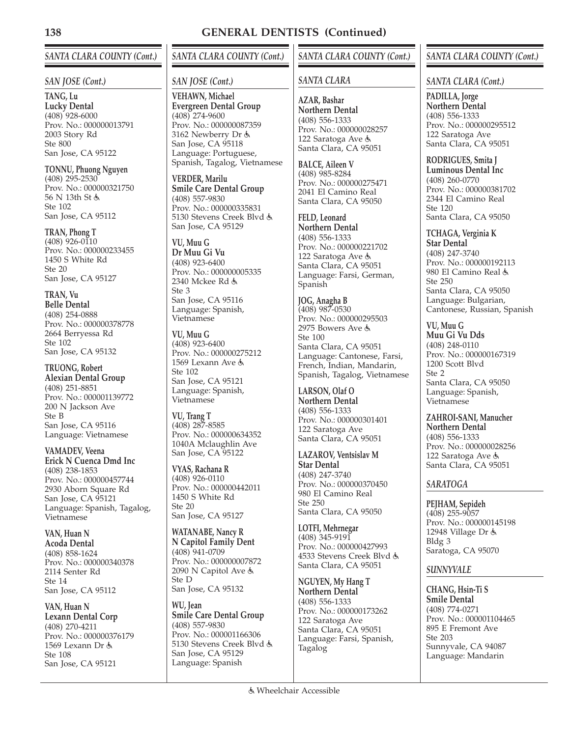# GENERAL DENTISTS (Continued)

## SANTA CLARA COUNTY (Cont.)

### SAN JOSE (Cont.)

**TANG, Lu**
**Lucky Dental**
(408) 928-6000
Prov. No.: 000000013791
2003 Story Rd
Ste 800
San Jose, CA 95122

**TONNU, Phuong Nguyen**
(408) 295-2530
Prov. No.: 000000321750
56 N 13th St ♿
Ste 102
San Jose, CA 95112

**TRAN, Phong T**
(408) 926-0110
Prov. No.: 000000233455
1450 S White Rd
Ste 20
San Jose, CA 95127

**TRAN, Vu**
**Belle Dental**
(408) 254-0888
Prov. No.: 000000378778
2664 Berryessa Rd
Ste 102
San Jose, CA 95132

**TRUONG, Robert**
**Alexian Dental Group**
(408) 251-8851
Prov. No.: 000001139772
200 N Jackson Ave
Ste B
San Jose, CA 95116
Language: Vietnamese

**VAMADEV, Veena**
**Erick N Cuenca Dmd Inc**
(408) 238-1853
Prov. No.: 000000457744
2930 Aborn Square Rd
San Jose, CA 95121
Language: Spanish, Tagalog, Vietnamese

**VAN, Huan N**
**Acoda Dental**
(408) 858-1624
Prov. No.: 000000340378
2114 Senter Rd
Ste 14
San Jose, CA 95112

**VAN, Huan N**
**Lexann Dental Corp**
(408) 270-4211
Prov. No.: 000000376179
1569 Lexann Dr ♿
Ste 108
San Jose, CA 95121

**VEHAWN, Michael**
**Evergreen Dental Group**
(408) 274-9600
Prov. No.: 000000087359
3162 Newberry Dr ♿
San Jose, CA 95118
Language: Portuguese, Spanish, Tagalog, Vietnamese

**VERDER, Marilu**
**Smile Care Dental Group**
(408) 557-9830
Prov. No.: 000000335831
5130 Stevens Creek Blvd ♿
San Jose, CA 95129

**VU, Muu G**
**Dr Muu Gi Vu**
(408) 923-6400
Prov. No.: 000000005335
2340 Mckee Rd ♿
Ste 3
San Jose, CA 95116
Language: Spanish, Vietnamese

**VU, Muu G**
(408) 923-6400
Prov. No.: 000000275212
1569 Lexann Ave ♿
Ste 102
San Jose, CA 95121
Language: Spanish, Vietnamese

**VU, Trang T**
(408) 287-8585
Prov. No.: 000000634352
1040A Mclaughlin Ave
San Jose, CA 95122

**VYAS, Rachana R**
(408) 926-0110
Prov. No.: 000000442011
1450 S White Rd
Ste 20
San Jose, CA 95127

**WATANABE, Nancy R**
**N Capitol Family Dent**
(408) 941-0709
Prov. No.: 000000007872
2090 N Capitol Ave ♿
Ste D
San Jose, CA 95132

**WU, Jean**
**Smile Care Dental Group**
(408) 557-9830
Prov. No.: 000001166306
5130 Stevens Creek Blvd ♿
San Jose, CA 95129
Language: Spanish

### SANTA CLARA

**AZAR, Bashar**
**Northern Dental**
(408) 556-1333
Prov. No.: 000000028257
122 Saratoga Ave ♿
Santa Clara, CA 95051

**BALCE, Aileen V**
(408) 985-8284
Prov. No.: 000000275471
2041 El Camino Real
Santa Clara, CA 95050

**FELD, Leonard**
**Northern Dental**
(408) 556-1333
Prov. No.: 000000221702
122 Saratoga Ave ♿
Santa Clara, CA 95051
Language: Farsi, German, Spanish

**JOG, Anagha B**
(408) 987-0530
Prov. No.: 000000295503
2975 Bowers Ave ♿
Ste 100
Santa Clara, CA 95051
Language: Cantonese, Farsi, French, Indian, Mandarin, Spanish, Tagalog, Vietnamese

**LARSON, Olaf O**
**Northern Dental**
(408) 556-1333
Prov. No.: 000000301401
122 Saratoga Ave
Santa Clara, CA 95051

**LAZAROV, Ventsislav M**
**Star Dental**
(408) 247-3740
Prov. No.: 000000370450
980 El Camino Real
Ste 250
Santa Clara, CA 95050

**LOTFI, Mehrnegar**
(408) 345-9191
Prov. No.: 000000427993
4533 Stevens Creek Blvd ♿
Santa Clara, CA 95051

**NGUYEN, My Hang T**
**Northern Dental**
(408) 556-1333
Prov. No.: 000000173262
122 Saratoga Ave
Santa Clara, CA 95051
Language: Farsi, Spanish, Tagalog

### SANTA CLARA (Cont.)

**PADILLA, Jorge**
**Northern Dental**
(408) 556-1333
Prov. No.: 000000295512
122 Saratoga Ave
Santa Clara, CA 95051

**RODRIGUES, Smita J**
**Luminous Dental Inc**
(408) 260-0770
Prov. No.: 000000381702
2344 El Camino Real
Ste 120
Santa Clara, CA 95050

**TCHAGA, Verginia K**
**Star Dental**
(408) 247-3740
Prov. No.: 000000192113
980 El Camino Real ♿
Ste 250
Santa Clara, CA 95050
Language: Bulgarian, Cantonese, Russian, Spanish

**VU, Muu G**
**Muu Gi Vu Dds**
(408) 248-0110
Prov. No.: 000000167319
1200 Scott Blvd
Ste 2
Santa Clara, CA 95050
Language: Spanish, Vietnamese

**ZAHROI-SANI, Manucher**
**Northern Dental**
(408) 556-1333
Prov. No.: 000000028256
122 Saratoga Ave ♿
Santa Clara, CA 95051

### SARATOGA

**PEJHAM, Sepideh**
(408) 255-9057
Prov. No.: 000000145198
12948 Village Dr ♿
Bldg 3
Saratoga, CA 95070

### SUNNYVALE

**CHANG, Hsin-Ti S**
**Smile Dental**
(408) 774-0271
Prov. No.: 000001104465
895 E Fremont Ave
Ste 203
Sunnyvale, CA 94087
Language: Mandarin

♿ Wheelchair Accessible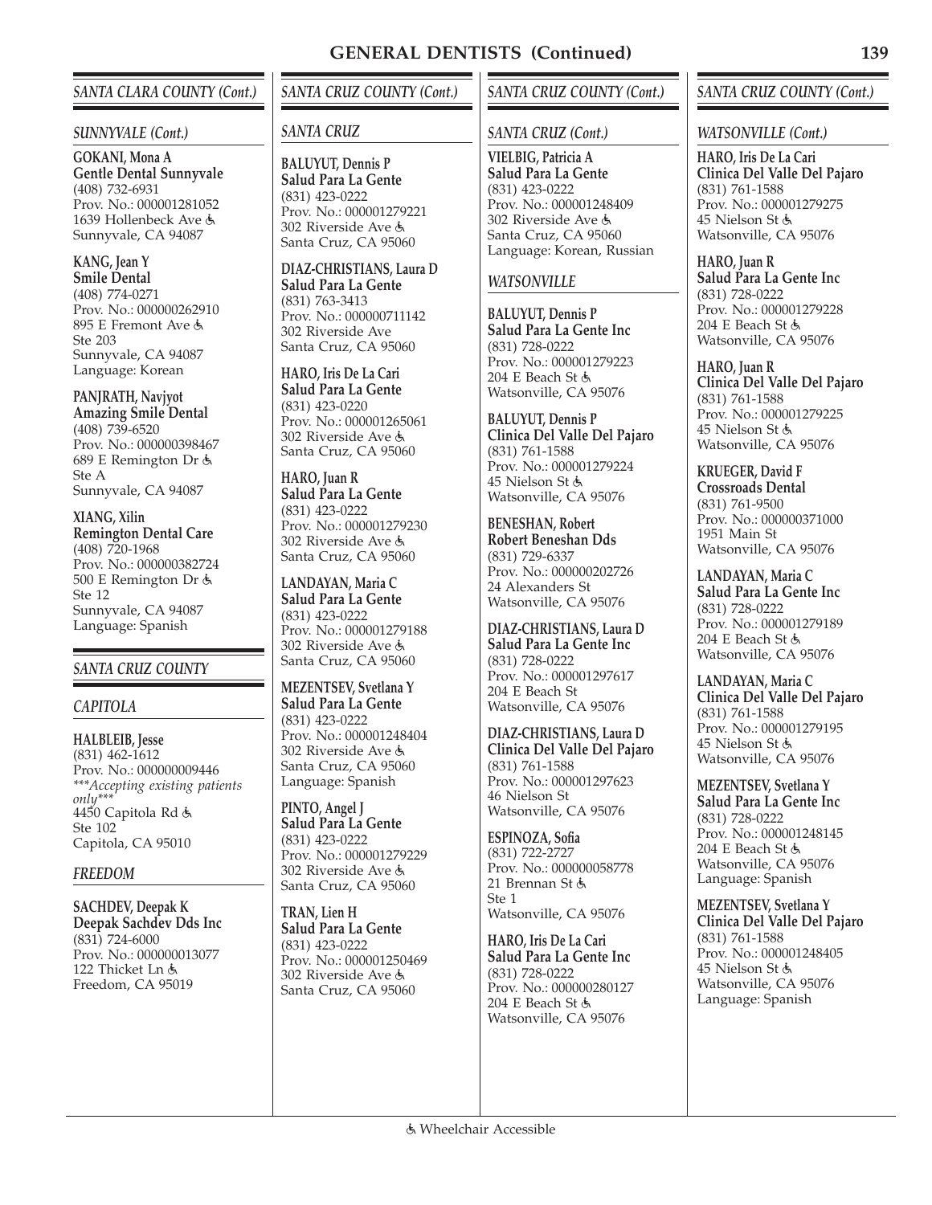# GENERAL DENTISTS (Continued)

## SANTA CLARA COUNTY (Cont.)

### SUNNYVALE (Cont.)

**GOKANI, Mona A**
**Gentle Dental Sunnyvale**
(408) 732-6931
Prov. No.: 000001281052
1639 Hollenbeck Ave ♿
Sunnyvale, CA 94087

**KANG, Jean Y**
**Smile Dental**
(408) 774-0271
Prov. No.: 000000262910
895 E Fremont Ave ♿
Ste 203
Sunnyvale, CA 94087
Language: Korean

**PANJRATH, Navjyot**
**Amazing Smile Dental**
(408) 739-6520
Prov. No.: 000000398467
689 E Remington Dr ♿
Ste A
Sunnyvale, CA 94087

**XIANG, Xilin**
**Remington Dental Care**
(408) 720-1968
Prov. No.: 000000382724
500 E Remington Dr ♿
Ste 12
Sunnyvale, CA 94087
Language: Spanish

## SANTA CRUZ COUNTY

### CAPITOLA

**HALBLEIB, Jesse**
(831) 462-1612
Prov. No.: 000000009446
****Accepting existing patients only****
4450 Capitola Rd ♿
Ste 102
Capitola, CA 95010

### FREEDOM

**SACHDEV, Deepak K**
**Deepak Sachdev Dds Inc**
(831) 724-6000
Prov. No.: 000000013077
122 Thicket Ln ♿
Freedom, CA 95019

## SANTA CRUZ COUNTY (Cont.)

### SANTA CRUZ

**BALUYUT, Dennis P**
**Salud Para La Gente**
(831) 423-0222
Prov. No.: 000001279221
302 Riverside Ave ♿
Santa Cruz, CA 95060

**DIAZ-CHRISTIANS, Laura D**
**Salud Para La Gente**
(831) 763-3413
Prov. No.: 000000711142
302 Riverside Ave
Santa Cruz, CA 95060

**HARO, Iris De La Cari**
**Salud Para La Gente**
(831) 423-0220
Prov. No.: 000001265061
302 Riverside Ave ♿
Santa Cruz, CA 95060

**HARO, Juan R**
**Salud Para La Gente**
(831) 423-0222
Prov. No.: 000001279230
302 Riverside Ave ♿
Santa Cruz, CA 95060

**LANDAYAN, Maria C**
**Salud Para La Gente**
(831) 423-0222
Prov. No.: 000001279188
302 Riverside Ave ♿
Santa Cruz, CA 95060

**MEZENTSEV, Svetlana Y**
**Salud Para La Gente**
(831) 423-0222
Prov. No.: 000001248404
302 Riverside Ave ♿
Santa Cruz, CA 95060
Language: Spanish

**PINTO, Angel J**
**Salud Para La Gente**
(831) 423-0222
Prov. No.: 000001279229
302 Riverside Ave ♿
Santa Cruz, CA 95060

**TRAN, Lien H**
**Salud Para La Gente**
(831) 423-0222
Prov. No.: 000001250469
302 Riverside Ave ♿
Santa Cruz, CA 95060

## SANTA CRUZ COUNTY (Cont.)

### SANTA CRUZ (Cont.)

**VIELBIG, Patricia A**
**Salud Para La Gente**
(831) 423-0222
Prov. No.: 000001248409
302 Riverside Ave ♿
Santa Cruz, CA 95060
Language: Korean, Russian

### WATSONVILLE

**BALUYUT, Dennis P**
**Salud Para La Gente Inc**
(831) 728-0222
Prov. No.: 000001279223
204 E Beach St ♿
Watsonville, CA 95076

**BALUYUT, Dennis P**
**Clinica Del Valle Del Pajaro**
(831) 761-1588
Prov. No.: 000001279224
45 Nielson St ♿
Watsonville, CA 95076

**BENESHAN, Robert**
**Robert Beneshan Dds**
(831) 729-6337
Prov. No.: 000000202726
24 Alexanders St
Watsonville, CA 95076

**DIAZ-CHRISTIANS, Laura D**
**Salud Para La Gente Inc**
(831) 728-0222
Prov. No.: 000001297617
204 E Beach St
Watsonville, CA 95076

**DIAZ-CHRISTIANS, Laura D**
**Clinica Del Valle Del Pajaro**
(831) 761-1588
Prov. No.: 000001297623
46 Nielson St
Watsonville, CA 95076

**ESPINOZA, Sofia**
(831) 722-2727
Prov. No.: 000000058778
21 Brennan St ♿
Ste 1
Watsonville, CA 95076

**HARO, Iris De La Cari**
**Salud Para La Gente Inc**
(831) 728-0222
Prov. No.: 000000280127
204 E Beach St ♿
Watsonville, CA 95076

## SANTA CRUZ COUNTY (Cont.)

### WATSONVILLE (Cont.)

**HARO, Iris De La Cari**
**Clinica Del Valle Del Pajaro**
(831) 761-1588
Prov. No.: 000001279275
45 Nielson St ♿
Watsonville, CA 95076

**HARO, Juan R**
**Salud Para La Gente Inc**
(831) 728-0222
Prov. No.: 000001279228
204 E Beach St ♿
Watsonville, CA 95076

**HARO, Juan R**
**Clinica Del Valle Del Pajaro**
(831) 761-1588
Prov. No.: 000001279225
45 Nielson St ♿
Watsonville, CA 95076

**KRUEGER, David F**
**Crossroads Dental**
(831) 761-9500
Prov. No.: 000000371000
1951 Main St
Watsonville, CA 95076

**LANDAYAN, Maria C**
**Salud Para La Gente Inc**
(831) 728-0222
Prov. No.: 000001279189
204 E Beach St ♿
Watsonville, CA 95076

**LANDAYAN, Maria C**
**Clinica Del Valle Del Pajaro**
(831) 761-1588
Prov. No.: 000001279195
45 Nielson St ♿
Watsonville, CA 95076

**MEZENTSEV, Svetlana Y**
**Salud Para La Gente Inc**
(831) 728-0222
Prov. No.: 000001248145
204 E Beach St ♿
Watsonville, CA 95076
Language: Spanish

**MEZENTSEV, Svetlana Y**
**Clinica Del Valle Del Pajaro**
(831) 761-1588
Prov. No.: 000001248405
45 Nielson St ♿
Watsonville, CA 95076
Language: Spanish

♿ Wheelchair Accessible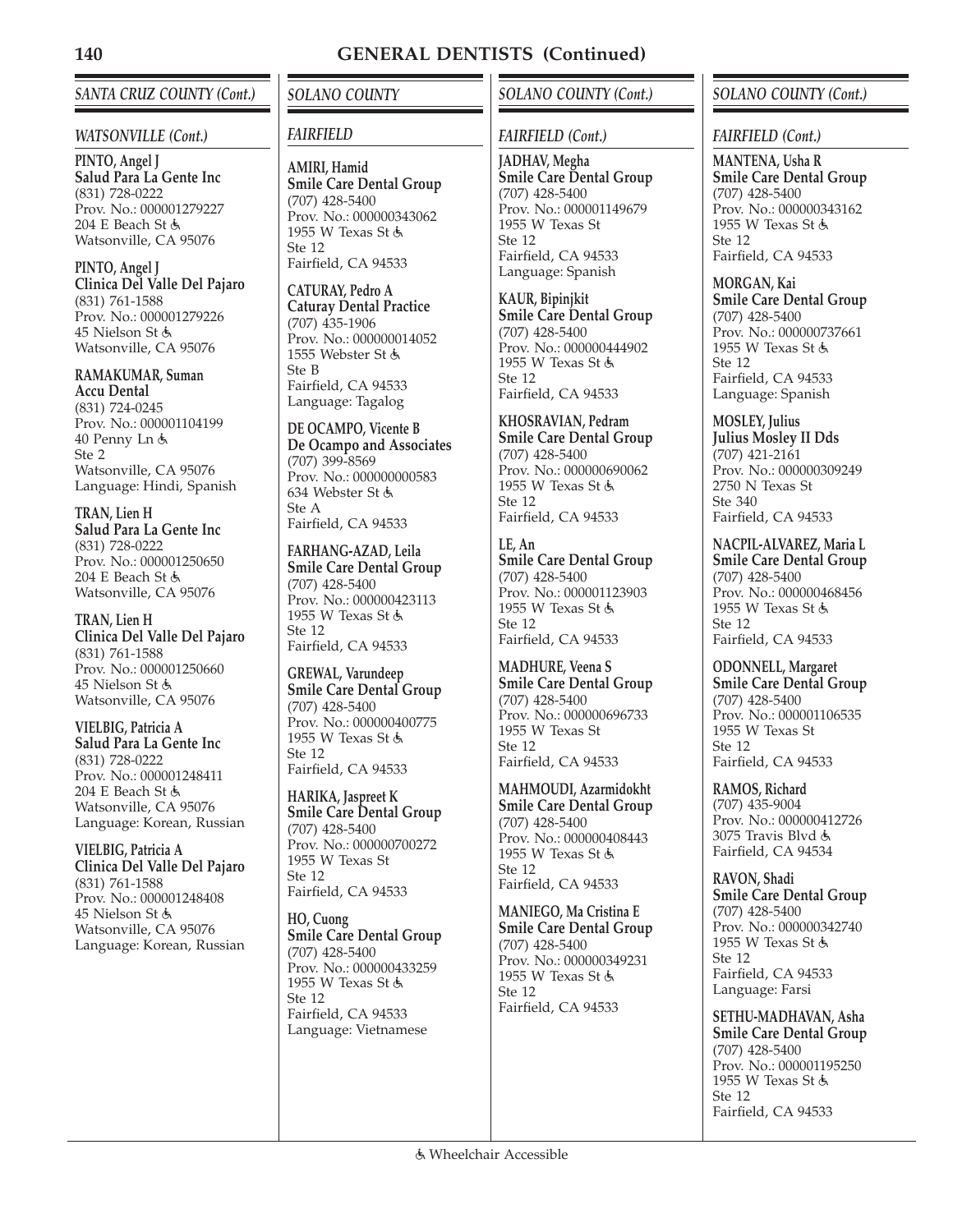## GENERAL DENTISTS (Continued)

### *SANTA CRUZ COUNTY (Cont.)*

#### *WATSONVILLE (Cont.)*

**PINTO, Angel J**
**Salud Para La Gente Inc**
(831) 728-0222
Prov. No.: 000001279227
204 E Beach St ♿
Watsonville, CA 95076

**PINTO, Angel J**
**Clinica Del Valle Del Pajaro**
(831) 761-1588
Prov. No.: 000001279226
45 Nielson St ♿
Watsonville, CA 95076

**RAMAKUMAR, Suman**
**Accu Dental**
(831) 724-0245
Prov. No.: 000001104199
40 Penny Ln ♿
Ste 2
Watsonville, CA 95076
Language: Hindi, Spanish

**TRAN, Lien H**
**Salud Para La Gente Inc**
(831) 728-0222
Prov. No.: 000001250650
204 E Beach St ♿
Watsonville, CA 95076

**TRAN, Lien H**
**Clinica Del Valle Del Pajaro**
(831) 761-1588
Prov. No.: 000001250660
45 Nielson St ♿
Watsonville, CA 95076

**VIELBIG, Patricia A**
**Salud Para La Gente Inc**
(831) 728-0222
Prov. No.: 000001248411
204 E Beach St ♿
Watsonville, CA 95076
Language: Korean, Russian

**VIELBIG, Patricia A**
**Clinica Del Valle Del Pajaro**
(831) 761-1588
Prov. No.: 000001248408
45 Nielson St ♿
Watsonville, CA 95076
Language: Korean, Russian

### *SOLANO COUNTY*

#### *FAIRFIELD*

**AMIRI, Hamid**
**Smile Care Dental Group**
(707) 428-5400
Prov. No.: 000000343062
1955 W Texas St ♿
Ste 12
Fairfield, CA 94533

**CATURAY, Pedro A**
**Caturay Dental Practice**
(707) 435-1906
Prov. No.: 000000014052
1555 Webster St ♿
Ste B
Fairfield, CA 94533
Language: Tagalog

**DE OCAMPO, Vicente B**
**De Ocampo and Associates**
(707) 399-8569
Prov. No.: 000000000583
634 Webster St ♿
Ste A
Fairfield, CA 94533

**FARHANG-AZAD, Leila**
**Smile Care Dental Group**
(707) 428-5400
Prov. No.: 000000423113
1955 W Texas St ♿
Ste 12
Fairfield, CA 94533

**GREWAL, Varundeep**
**Smile Care Dental Group**
(707) 428-5400
Prov. No.: 000000400775
1955 W Texas St ♿
Ste 12
Fairfield, CA 94533

**HARIKA, Jaspreet K**
**Smile Care Dental Group**
(707) 428-5400
Prov. No.: 000000700272
1955 W Texas St
Ste 12
Fairfield, CA 94533

**HO, Cuong**
**Smile Care Dental Group**
(707) 428-5400
Prov. No.: 000000433259
1955 W Texas St ♿
Ste 12
Fairfield, CA 94533
Language: Vietnamese

**JADHAV, Megha**
**Smile Care Dental Group**
(707) 428-5400
Prov. No.: 000001149679
1955 W Texas St
Ste 12
Fairfield, CA 94533
Language: Spanish

**KAUR, Bipinjkit**
**Smile Care Dental Group**
(707) 428-5400
Prov. No.: 000000444902
1955 W Texas St ♿
Ste 12
Fairfield, CA 94533

**KHOSRAVIAN, Pedram**
**Smile Care Dental Group**
(707) 428-5400
Prov. No.: 000000690062
1955 W Texas St ♿
Ste 12
Fairfield, CA 94533

**LE, An**
**Smile Care Dental Group**
(707) 428-5400
Prov. No.: 000001123903
1955 W Texas St ♿
Ste 12
Fairfield, CA 94533

**MADHURE, Veena S**
**Smile Care Dental Group**
(707) 428-5400
Prov. No.: 000000696733
1955 W Texas St
Ste 12
Fairfield, CA 94533

**MAHMOUDI, Azarmidokht**
**Smile Care Dental Group**
(707) 428-5400
Prov. No.: 000000408443
1955 W Texas St ♿
Ste 12
Fairfield, CA 94533

**MANIEGO, Ma Cristina E**
**Smile Care Dental Group**
(707) 428-5400
Prov. No.: 000000349231
1955 W Texas St ♿
Ste 12
Fairfield, CA 94533

**MANTENA, Usha R**
**Smile Care Dental Group**
(707) 428-5400
Prov. No.: 000000343162
1955 W Texas St ♿
Ste 12
Fairfield, CA 94533

**MORGAN, Kai**
**Smile Care Dental Group**
(707) 428-5400
Prov. No.: 000000737661
1955 W Texas St ♿
Ste 12
Fairfield, CA 94533
Language: Spanish

**MOSLEY, Julius**
**Julius Mosley II Dds**
(707) 421-2161
Prov. No.: 000000309249
2750 N Texas St
Ste 340
Fairfield, CA 94533

**NACPIL-ALVAREZ, Maria L**
**Smile Care Dental Group**
(707) 428-5400
Prov. No.: 000000468456
1955 W Texas St ♿
Ste 12
Fairfield, CA 94533

**ODONNELL, Margaret**
**Smile Care Dental Group**
(707) 428-5400
Prov. No.: 000001106535
1955 W Texas St
Ste 12
Fairfield, CA 94533

**RAMOS, Richard**
(707) 435-9004
Prov. No.: 000000412726
3075 Travis Blvd ♿
Fairfield, CA 94534

**RAVON, Shadi**
**Smile Care Dental Group**
(707) 428-5400
Prov. No.: 000000342740
1955 W Texas St ♿
Ste 12
Fairfield, CA 94533
Language: Farsi

**SETHU-MADHAVAN, Asha**
**Smile Care Dental Group**
(707) 428-5400
Prov. No.: 000001195250
1955 W Texas St ♿
Ste 12
Fairfield, CA 94533

♿ Wheelchair Accessible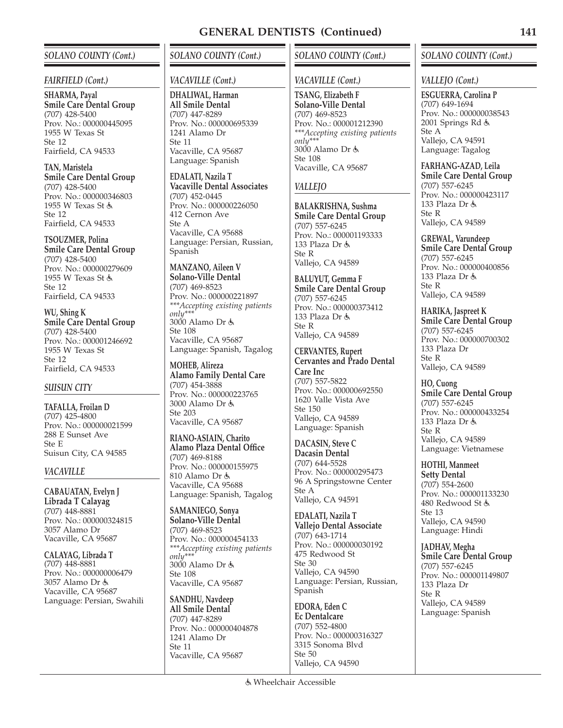# GENERAL DENTISTS (Continued)

## SOLANO COUNTY (Cont.)

### FAIRFIELD (Cont.)

**SHARMA, Payal**
**Smile Care Dental Group**
(707) 428-5400
Prov. No.: 000000445095
1955 W Texas St
Ste 12
Fairfield, CA 94533

**TAN, Maristela**
**Smile Care Dental Group**
(707) 428-5400
Prov. No.: 000000346803
1955 W Texas St ♿
Ste 12
Fairfield, CA 94533

**TSOUZMER, Polina**
**Smile Care Dental Group**
(707) 428-5400
Prov. No.: 000000279609
1955 W Texas St ♿
Ste 12
Fairfield, CA 94533

**WU, Shing K**
**Smile Care Dental Group**
(707) 428-5400
Prov. No.: 000001246692
1955 W Texas St
Ste 12
Fairfield, CA 94533

### SUISUN CITY

**TAFALLA, Froilan D**
(707) 425-4800
Prov. No.: 000000021599
288 E Sunset Ave
Ste E
Suisun City, CA 94585

### VACAVILLE

**CABAUATAN, Evelyn J**
**Librada T Calayag**
(707) 448-8881
Prov. No.: 000000324815
3057 Alamo Dr
Vacaville, CA 95687

**CALAYAG, Librada T**
(707) 448-8881
Prov. No.: 000000006479
3057 Alamo Dr ♿
Vacaville, CA 95687
Language: Persian, Swahili

## SOLANO COUNTY (Cont.)

### VACAVILLE (Cont.)

**DHALIWAL, Harman**
**All Smile Dental**
(707) 447-8289
Prov. No.: 000000695339
1241 Alamo Dr
Ste 11
Vacaville, CA 95687
Language: Spanish

**EDALATI, Nazila T**
**Vacaville Dental Associates**
(707) 452-0445
Prov. No.: 000000226050
412 Cernon Ave
Ste A
Vacaville, CA 95688
Language: Persian, Russian, Spanish

**MANZANO, Aileen V**
**Solano-Ville Dental**
(707) 469-8523
Prov. No.: 000000221897
****Accepting existing patients only****
3000 Alamo Dr ♿
Ste 108
Vacaville, CA 95687
Language: Spanish, Tagalog

**MOHEB, Alireza**
**Alamo Family Dental Care**
(707) 454-3888
Prov. No.: 000000223765
3000 Alamo Dr ♿
Ste 203
Vacaville, CA 95687

**RIANO-ASIAIN, Charito**
**Alamo Plaza Dental Office**
(707) 469-8188
Prov. No.: 000000155975
810 Alamo Dr ♿
Vacaville, CA 95688
Language: Spanish, Tagalog

**SAMANIEGO, Sonya**
**Solano-Ville Dental**
(707) 469-8523
Prov. No.: 000000454133
****Accepting existing patients only****
3000 Alamo Dr ♿
Ste 108
Vacaville, CA 95687

**SANDHU, Navdeep**
**All Smile Dental**
(707) 447-8289
Prov. No.: 000000404878
1241 Alamo Dr
Ste 11
Vacaville, CA 95687

## SOLANO COUNTY (Cont.)

### VACAVILLE (Cont.)

**TSANG, Elizabeth F**
**Solano-Ville Dental**
(707) 469-8523
Prov. No.: 000001212390
****Accepting existing patients only****
3000 Alamo Dr ♿
Ste 108
Vacaville, CA 95687

### VALLEJO

**BALAKRISHNA, Sushma**
**Smile Care Dental Group**
(707) 557-6245
Prov. No.: 000001193333
133 Plaza Dr ♿
Ste R
Vallejo, CA 94589

**BALUYUT, Gemma F**
**Smile Care Dental Group**
(707) 557-6245
Prov. No.: 000000373412
133 Plaza Dr ♿
Ste R
Vallejo, CA 94589

**CERVANTES, Rupert**
**Cervantes and Prado Dental Care Inc**
(707) 557-5822
Prov. No.: 000000692550
1620 Valle Vista Ave
Ste 150
Vallejo, CA 94589
Language: Spanish

**DACASIN, Steve C**
**Dacasin Dental**
(707) 644-5528
Prov. No.: 000000295473
96 A Springstowne Center
Ste A
Vallejo, CA 94591

**EDALATI, Nazila T**
**Vallejo Dental Associate**
(707) 643-1714
Prov. No.: 000000030192
475 Redwood St
Ste 30
Vallejo, CA 94590
Language: Persian, Russian, Spanish

**EDORA, Eden C**
**Ec Dentalcare**
(707) 552-4800
Prov. No.: 000000316327
3315 Sonoma Blvd
Ste 50
Vallejo, CA 94590

## SOLANO COUNTY (Cont.)

### VALLEJO (Cont.)

**ESGUERRA, Carolina P**
(707) 649-1694
Prov. No.: 000000038543
2001 Springs Rd ♿
Ste A
Vallejo, CA 94591
Language: Tagalog

**FARHANG-AZAD, Leila**
**Smile Care Dental Group**
(707) 557-6245
Prov. No.: 000000423117
133 Plaza Dr ♿
Ste R
Vallejo, CA 94589

**GREWAL, Varundeep**
**Smile Care Dental Group**
(707) 557-6245
Prov. No.: 000000400856
133 Plaza Dr ♿
Ste R
Vallejo, CA 94589

**HARIKA, Jaspreet K**
**Smile Care Dental Group**
(707) 557-6245
Prov. No.: 000000700302
133 Plaza Dr
Ste R
Vallejo, CA 94589

**HO, Cuong**
**Smile Care Dental Group**
(707) 557-6245
Prov. No.: 000000433254
133 Plaza Dr ♿
Ste R
Vallejo, CA 94589
Language: Vietnamese

**HOTHI, Manmeet**
**Setty Dental**
(707) 554-2600
Prov. No.: 000001133230
480 Redwood St ♿
Ste 13
Vallejo, CA 94590
Language: Hindi

**JADHAV, Megha**
**Smile Care Dental Group**
(707) 557-6245
Prov. No.: 000001149807
133 Plaza Dr
Ste R
Vallejo, CA 94589
Language: Spanish

♿ Wheelchair Accessible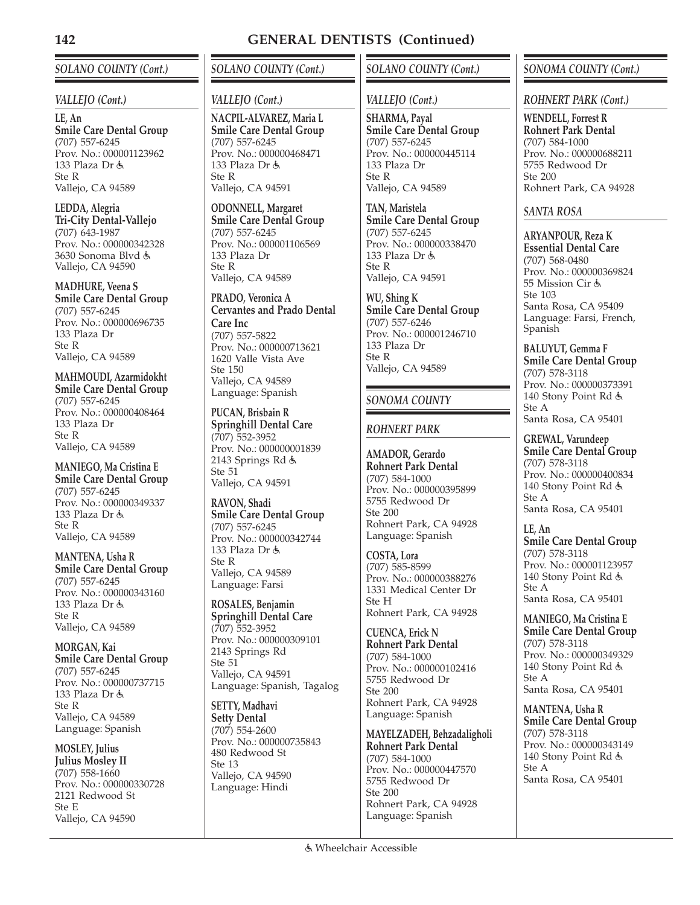# GENERAL DENTISTS (Continued)

## SOLANO COUNTY (Cont.)

### VALLEJO (Cont.)

**LE, An**
**Smile Care Dental Group**
(707) 557-6245
Prov. No.: 000001123962
133 Plaza Dr ♿
Ste R
Vallejo, CA 94589

**LEDDA, Alegria**
**Tri-City Dental-Vallejo**
(707) 643-1987
Prov. No.: 000000342328
3630 Sonoma Blvd ♿
Vallejo, CA 94590

**MADHURE, Veena S**
**Smile Care Dental Group**
(707) 557-6245
Prov. No.: 000000696735
133 Plaza Dr
Ste R
Vallejo, CA 94589

**MAHMOUDI, Azarmidokht**
**Smile Care Dental Group**
(707) 557-6245
Prov. No.: 000000408464
133 Plaza Dr
Ste R
Vallejo, CA 94589

**MANIEGO, Ma Cristina E**
**Smile Care Dental Group**
(707) 557-6245
Prov. No.: 000000349337
133 Plaza Dr ♿
Ste R
Vallejo, CA 94589

**MANTENA, Usha R**
**Smile Care Dental Group**
(707) 557-6245
Prov. No.: 000000343160
133 Plaza Dr ♿
Ste R
Vallejo, CA 94589

**MORGAN, Kai**
**Smile Care Dental Group**
(707) 557-6245
Prov. No.: 000000737715
133 Plaza Dr ♿
Ste R
Vallejo, CA 94589
Language: Spanish

**MOSLEY, Julius**
**Julius Mosley II**
(707) 558-1660
Prov. No.: 000000330728
2121 Redwood St
Ste E
Vallejo, CA 94590

**NACPIL-ALVAREZ, Maria L**
**Smile Care Dental Group**
(707) 557-6245
Prov. No.: 000000468471
133 Plaza Dr ♿
Ste R
Vallejo, CA 94591

**ODONNELL, Margaret**
**Smile Care Dental Group**
(707) 557-6245
Prov. No.: 000001106569
133 Plaza Dr
Ste R
Vallejo, CA 94589

**PRADO, Veronica A**
**Cervantes and Prado Dental Care Inc**
(707) 557-5822
Prov. No.: 000000713621
1620 Valle Vista Ave
Ste 150
Vallejo, CA 94589
Language: Spanish

**PUCAN, Brisbain R**
**Springhill Dental Care**
(707) 552-3952
Prov. No.: 000000001839
2143 Springs Rd ♿
Ste 51
Vallejo, CA 94591

**RAVON, Shadi**
**Smile Care Dental Group**
(707) 557-6245
Prov. No.: 000000342744
133 Plaza Dr ♿
Ste R
Vallejo, CA 94589
Language: Farsi

**ROSALES, Benjamin**
**Springhill Dental Care**
(707) 552-3952
Prov. No.: 000000309101
2143 Springs Rd
Ste 51
Vallejo, CA 94591
Language: Spanish, Tagalog

**SETTY, Madhavi**
**Setty Dental**
(707) 554-2600
Prov. No.: 000000735843
480 Redwood St
Ste 13
Vallejo, CA 94590
Language: Hindi

**SHARMA, Payal**
**Smile Care Dental Group**
(707) 557-6245
Prov. No.: 000000445114
133 Plaza Dr
Ste R
Vallejo, CA 94589

**TAN, Maristela**
**Smile Care Dental Group**
(707) 557-6245
Prov. No.: 000000338470
133 Plaza Dr ♿
Ste R
Vallejo, CA 94591

**WU, Shing K**
**Smile Care Dental Group**
(707) 557-6246
Prov. No.: 000001246710
133 Plaza Dr
Ste R
Vallejo, CA 94589

## SONOMA COUNTY

### ROHNERT PARK

**AMADOR, Gerardo**
**Rohnert Park Dental**
(707) 584-1000
Prov. No.: 000000395899
5755 Redwood Dr
Ste 200
Rohnert Park, CA 94928
Language: Spanish

**COSTA, Lora**
(707) 585-8599
Prov. No.: 000000388276
1331 Medical Center Dr
Ste H
Rohnert Park, CA 94928

**CUENCA, Erick N**
**Rohnert Park Dental**
(707) 584-1000
Prov. No.: 000000102416
5755 Redwood Dr
Ste 200
Rohnert Park, CA 94928
Language: Spanish

**MAYELZADEH, Behzadaligholi**
**Rohnert Park Dental**
(707) 584-1000
Prov. No.: 000000447570
5755 Redwood Dr
Ste 200
Rohnert Park, CA 94928
Language: Spanish

**WENDELL, Forrest R**
**Rohnert Park Dental**
(707) 584-1000
Prov. No.: 000000688211
5755 Redwood Dr
Ste 200
Rohnert Park, CA 94928

### SANTA ROSA

**ARYANPOUR, Reza K**
**Essential Dental Care**
(707) 568-0480
Prov. No.: 000000369824
55 Mission Cir ♿
Ste 103
Santa Rosa, CA 95409
Language: Farsi, French, Spanish

**BALUYUT, Gemma F**
**Smile Care Dental Group**
(707) 578-3118
Prov. No.: 000000373391
140 Stony Point Rd ♿
Ste A
Santa Rosa, CA 95401

**GREWAL, Varundeep**
**Smile Care Dental Group**
(707) 578-3118
Prov. No.: 000000400834
140 Stony Point Rd ♿
Ste A
Santa Rosa, CA 95401

**LE, An**
**Smile Care Dental Group**
(707) 578-3118
Prov. No.: 000001123957
140 Stony Point Rd ♿
Ste A
Santa Rosa, CA 95401

**MANIEGO, Ma Cristina E**
**Smile Care Dental Group**
(707) 578-3118
Prov. No.: 000000349329
140 Stony Point Rd ♿
Ste A
Santa Rosa, CA 95401

**MANTENA, Usha R**
**Smile Care Dental Group**
(707) 578-3118
Prov. No.: 000000343149
140 Stony Point Rd ♿
Ste A
Santa Rosa, CA 95401

♿ Wheelchair Accessible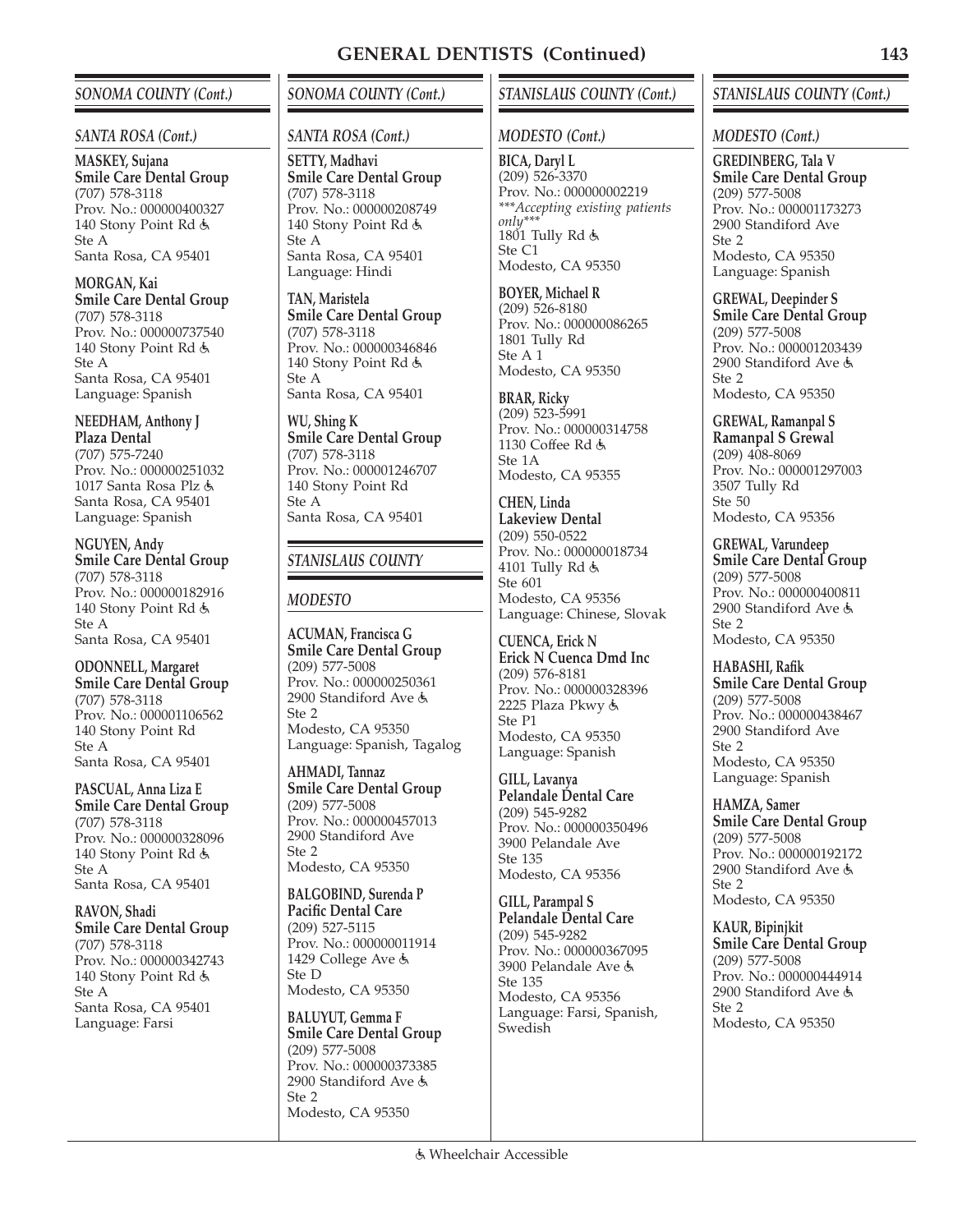# GENERAL DENTISTS (Continued)

## SONOMA COUNTY (Cont.)

### SANTA ROSA (Cont.)

**MASKEY, Sujana**
**Smile Care Dental Group**
(707) 578-3118
Prov. No.: 000000400327
140 Stony Point Rd ♿
Ste A
Santa Rosa, CA 95401

**MORGAN, Kai**
**Smile Care Dental Group**
(707) 578-3118
Prov. No.: 000000737540
140 Stony Point Rd ♿
Ste A
Santa Rosa, CA 95401
Language: Spanish

**NEEDHAM, Anthony J**
**Plaza Dental**
(707) 575-7240
Prov. No.: 000000251032
1017 Santa Rosa Plz ♿
Santa Rosa, CA 95401
Language: Spanish

**NGUYEN, Andy**
**Smile Care Dental Group**
(707) 578-3118
Prov. No.: 000000182916
140 Stony Point Rd ♿
Ste A
Santa Rosa, CA 95401

**ODONNELL, Margaret**
**Smile Care Dental Group**
(707) 578-3118
Prov. No.: 000001106562
140 Stony Point Rd
Ste A
Santa Rosa, CA 95401

**PASCUAL, Anna Liza E**
**Smile Care Dental Group**
(707) 578-3118
Prov. No.: 000000328096
140 Stony Point Rd ♿
Ste A
Santa Rosa, CA 95401

**RAVON, Shadi**
**Smile Care Dental Group**
(707) 578-3118
Prov. No.: 000000342743
140 Stony Point Rd ♿
Ste A
Santa Rosa, CA 95401
Language: Farsi

**SETTY, Madhavi**
**Smile Care Dental Group**
(707) 578-3118
Prov. No.: 000000208749
140 Stony Point Rd ♿
Ste A
Santa Rosa, CA 95401
Language: Hindi

**TAN, Maristela**
**Smile Care Dental Group**
(707) 578-3118
Prov. No.: 000000346846
140 Stony Point Rd ♿
Ste A
Santa Rosa, CA 95401

**WU, Shing K**
**Smile Care Dental Group**
(707) 578-3118
Prov. No.: 000001246707
140 Stony Point Rd
Ste A
Santa Rosa, CA 95401

## STANISLAUS COUNTY

### MODESTO

**ACUMAN, Francisca G**
**Smile Care Dental Group**
(209) 577-5008
Prov. No.: 000000250361
2900 Standiford Ave ♿
Ste 2
Modesto, CA 95350
Language: Spanish, Tagalog

**AHMADI, Tannaz**
**Smile Care Dental Group**
(209) 577-5008
Prov. No.: 000000457013
2900 Standiford Ave
Ste 2
Modesto, CA 95350

**BALGOBIND, Surenda P**
**Pacific Dental Care**
(209) 527-5115
Prov. No.: 000000011914
1429 College Ave ♿
Ste D
Modesto, CA 95350

**BALUYUT, Gemma F**
**Smile Care Dental Group**
(209) 577-5008
Prov. No.: 000000373385
2900 Standiford Ave ♿
Ste 2
Modesto, CA 95350

**BICA, Daryl L**
(209) 526-3370
Prov. No.: 000000002219
****Accepting existing patients only****
1801 Tully Rd ♿
Ste C1
Modesto, CA 95350

**BOYER, Michael R**
(209) 526-8180
Prov. No.: 000000086265
1801 Tully Rd
Ste A 1
Modesto, CA 95350

**BRAR, Ricky**
(209) 523-5991
Prov. No.: 000000314758
1130 Coffee Rd ♿
Ste 1A
Modesto, CA 95355

**CHEN, Linda**
**Lakeview Dental**
(209) 550-0522
Prov. No.: 000000018734
4101 Tully Rd ♿
Ste 601
Modesto, CA 95356
Language: Chinese, Slovak

**CUENCA, Erick N**
**Erick N Cuenca Dmd Inc**
(209) 576-8181
Prov. No.: 000000328396
2225 Plaza Pkwy ♿
Ste P1
Modesto, CA 95350
Language: Spanish

**GILL, Lavanya**
**Pelandale Dental Care**
(209) 545-9282
Prov. No.: 000000350496
3900 Pelandale Ave
Ste 135
Modesto, CA 95356

**GILL, Parampal S**
**Pelandale Dental Care**
(209) 545-9282
Prov. No.: 000000367095
3900 Pelandale Ave ♿
Ste 135
Modesto, CA 95356
Language: Farsi, Spanish, Swedish

**GREDINBERG, Tala V**
**Smile Care Dental Group**
(209) 577-5008
Prov. No.: 000001173273
2900 Standiford Ave
Ste 2
Modesto, CA 95350
Language: Spanish

**GREWAL, Deepinder S**
**Smile Care Dental Group**
(209) 577-5008
Prov. No.: 000001203439
2900 Standiford Ave ♿
Ste 2
Modesto, CA 95350

**GREWAL, Ramanpal S**
**Ramanpal S Grewal**
(209) 408-8069
Prov. No.: 000001297003
3507 Tully Rd
Ste 50
Modesto, CA 95356

**GREWAL, Varundeep**
**Smile Care Dental Group**
(209) 577-5008
Prov. No.: 000000400811
2900 Standiford Ave ♿
Ste 2
Modesto, CA 95350

**HABASHI, Rafik**
**Smile Care Dental Group**
(209) 577-5008
Prov. No.: 000000438467
2900 Standiford Ave
Ste 2
Modesto, CA 95350
Language: Spanish

**HAMZA, Samer**
**Smile Care Dental Group**
(209) 577-5008
Prov. No.: 000000192172
2900 Standiford Ave ♿
Ste 2
Modesto, CA 95350

**KAUR, Bipinjkit**
**Smile Care Dental Group**
(209) 577-5008
Prov. No.: 000000444914
2900 Standiford Ave ♿
Ste 2
Modesto, CA 95350

♿ Wheelchair Accessible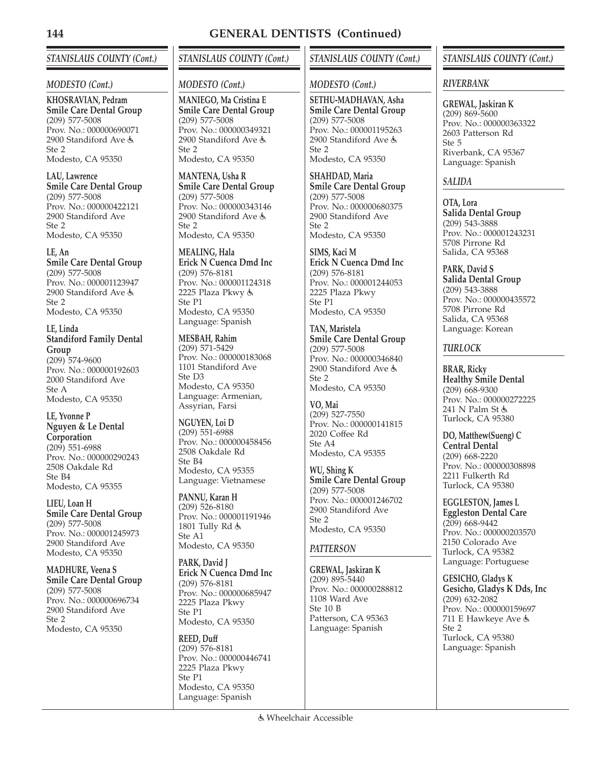## GENERAL DENTISTS (Continued)

### STANISLAUS COUNTY (Cont.)

#### MODESTO (Cont.)

**KHOSRAVIAN, Pedram**
**Smile Care Dental Group**
(209) 577-5008
Prov. No.: 000000690071
2900 Standiford Ave ♿
Ste 2
Modesto, CA 95350

**LAU, Lawrence**
**Smile Care Dental Group**
(209) 577-5008
Prov. No.: 000000422121
2900 Standiford Ave
Ste 2
Modesto, CA 95350

**LE, An**
**Smile Care Dental Group**
(209) 577-5008
Prov. No.: 000001123947
2900 Standiford Ave ♿
Ste 2
Modesto, CA 95350

**LE, Linda**
**Standiford Family Dental Group**
(209) 574-9600
Prov. No.: 000000192603
2000 Standiford Ave
Ste A
Modesto, CA 95350

**LE, Yvonne P**
**Nguyen & Le Dental Corporation**
(209) 551-6988
Prov. No.: 000000290243
2508 Oakdale Rd
Ste B4
Modesto, CA 95355

**LIEU, Loan H**
**Smile Care Dental Group**
(209) 577-5008
Prov. No.: 000001245973
2900 Standiford Ave
Modesto, CA 95350

**MADHURE, Veena S**
**Smile Care Dental Group**
(209) 577-5008
Prov. No.: 000000696734
2900 Standiford Ave
Ste 2
Modesto, CA 95350

**MANIEGO, Ma Cristina E**
**Smile Care Dental Group**
(209) 577-5008
Prov. No.: 000000349321
2900 Standiford Ave ♿
Ste 2
Modesto, CA 95350

**MANTENA, Usha R**
**Smile Care Dental Group**
(209) 577-5008
Prov. No.: 000000343146
2900 Standiford Ave ♿
Ste 2
Modesto, CA 95350

**MEALING, Hala**
**Erick N Cuenca Dmd Inc**
(209) 576-8181
Prov. No.: 000001124318
2225 Plaza Pkwy ♿
Ste P1
Modesto, CA 95350
Language: Spanish

**MESBAH, Rahim**
(209) 571-5429
Prov. No.: 000000183068
1101 Standiford Ave
Ste D3
Modesto, CA 95350
Language: Armenian, Assyrian, Farsi

**NGUYEN, Loi D**
(209) 551-6988
Prov. No.: 000000458456
2508 Oakdale Rd
Ste B4
Modesto, CA 95355
Language: Vietnamese

**PANNU, Karan H**
(209) 526-8180
Prov. No.: 000001191946
1801 Tully Rd ♿
Ste A1
Modesto, CA 95350

**PARK, David J**
**Erick N Cuenca Dmd Inc**
(209) 576-8181
Prov. No.: 000000685947
2225 Plaza Pkwy
Ste P1
Modesto, CA 95350

**REED, Duff**
(209) 576-8181
Prov. No.: 000000446741
2225 Plaza Pkwy
Ste P1
Modesto, CA 95350
Language: Spanish

**SETHU-MADHAVAN, Asha**
**Smile Care Dental Group**
(209) 577-5008
Prov. No.: 000001195263
2900 Standiford Ave ♿
Ste 2
Modesto, CA 95350

**SHAHDAD, Maria**
**Smile Care Dental Group**
(209) 577-5008
Prov. No.: 000000680375
2900 Standiford Ave
Ste 2
Modesto, CA 95350

**SIMS, Kaci M**
**Erick N Cuenca Dmd Inc**
(209) 576-8181
Prov. No.: 000001244053
2225 Plaza Pkwy
Ste P1
Modesto, CA 95350

**TAN, Maristela**
**Smile Care Dental Group**
(209) 577-5008
Prov. No.: 000000346840
2900 Standiford Ave ♿
Ste 2
Modesto, CA 95350

**VO, Mai**
(209) 527-7550
Prov. No.: 000000141815
2020 Coffee Rd
Ste A4
Modesto, CA 95355

**WU, Shing K**
**Smile Care Dental Group**
(209) 577-5008
Prov. No.: 000001246702
2900 Standiford Ave
Ste 2
Modesto, CA 95350

#### PATTERSON

**GREWAL, Jaskiran K**
(209) 895-5440
Prov. No.: 000000288812
1108 Ward Ave
Ste 10 B
Patterson, CA 95363
Language: Spanish

#### RIVERBANK

**GREWAL, Jaskiran K**
(209) 869-5600
Prov. No.: 000000363322
2603 Patterson Rd
Ste 5
Riverbank, CA 95367
Language: Spanish

#### SALIDA

**OTA, Lora**
**Salida Dental Group**
(209) 543-3888
Prov. No.: 000001243231
5708 Pirrone Rd
Salida, CA 95368

**PARK, David S**
**Salida Dental Group**
(209) 543-3888
Prov. No.: 000000435572
5708 Pirrone Rd
Salida, CA 95368
Language: Korean

#### TURLOCK

**BRAR, Ricky**
**Healthy Smile Dental**
(209) 668-9300
Prov. No.: 000000272225
241 N Palm St ♿
Turlock, CA 95380

**DO, Matthew(Sueng) C**
**Central Dental**
(209) 668-2220
Prov. No.: 000000308898
2211 Fulkerth Rd
Turlock, CA 95380

**EGGLESTON, James L**
**Eggleston Dental Care**
(209) 668-9442
Prov. No.: 000000203570
2150 Colorado Ave
Turlock, CA 95382
Language: Portuguese

**GESICHO, Gladys K**
**Gesicho, Gladys K Dds, Inc**
(209) 632-2082
Prov. No.: 000000159697
711 E Hawkeye Ave ♿
Ste 2
Turlock, CA 95380
Language: Spanish

♿ Wheelchair Accessible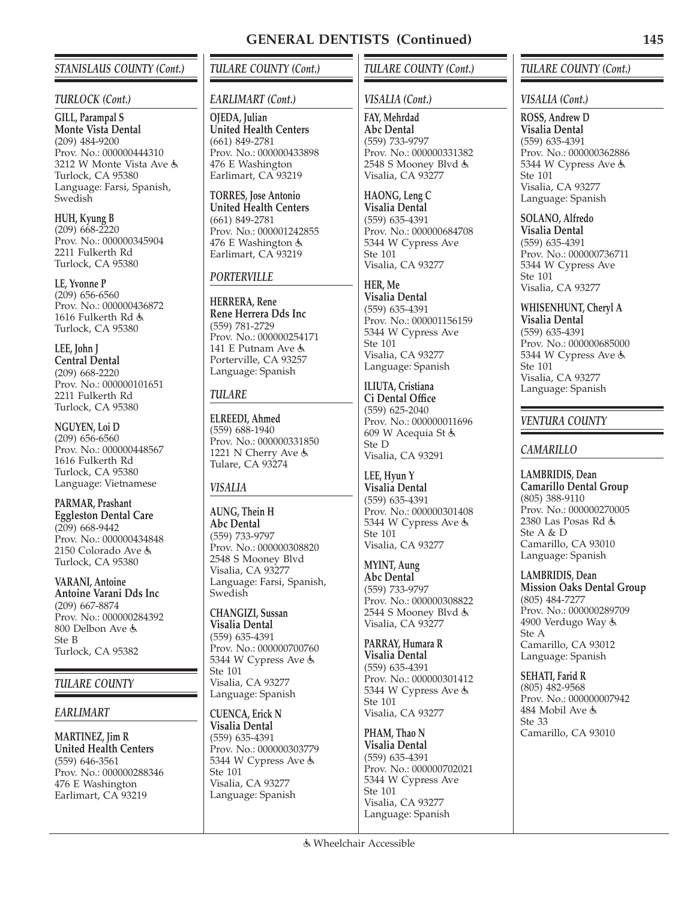## GENERAL DENTISTS (Continued)

### STANISLAUS COUNTY (Cont.)

#### TURLOCK (Cont.)

**GILL, Parampal S**
**Monte Vista Dental**
(209) 484-9200
Prov. No.: 000000444310
3212 W Monte Vista Ave ♿
Turlock, CA 95380
Language: Farsi, Spanish, Swedish

**HUH, Kyung B**
(209) 668-2220
Prov. No.: 000000345904
2211 Fulkerth Rd
Turlock, CA 95380

**LE, Yvonne P**
(209) 656-6560
Prov. No.: 000000436872
1616 Fulkerth Rd ♿
Turlock, CA 95380

**LEE, John J**
**Central Dental**
(209) 668-2220
Prov. No.: 000000101651
2211 Fulkerth Rd
Turlock, CA 95380

**NGUYEN, Loi D**
(209) 656-6560
Prov. No.: 000000448567
1616 Fulkerth Rd
Turlock, CA 95380
Language: Vietnamese

**PARMAR, Prashant**
**Eggleston Dental Care**
(209) 668-9442
Prov. No.: 000000434848
2150 Colorado Ave ♿
Turlock, CA 95380

**VARANI, Antoine**
**Antoine Varani Dds Inc**
(209) 667-8874
Prov. No.: 000000284392
800 Delbon Ave ♿
Ste B
Turlock, CA 95382

### TULARE COUNTY

#### EARLIMART

**MARTINEZ, Jim R**
**United Health Centers**
(559) 646-3561
Prov. No.: 000000288346
476 E Washington
Earlimart, CA 93219

### TULARE COUNTY (Cont.)

#### EARLIMART (Cont.)

**OJEDA, Julian**
**United Health Centers**
(661) 849-2781
Prov. No.: 000000433898
476 E Washington
Earlimart, CA 93219

**TORRES, Jose Antonio**
**United Health Centers**
(661) 849-2781
Prov. No.: 000001242855
476 E Washington ♿
Earlimart, CA 93219

#### PORTERVILLE

**HERRERA, Rene**
**Rene Herrera Dds Inc**
(559) 781-2729
Prov. No.: 000000254171
141 E Putnam Ave ♿
Porterville, CA 93257
Language: Spanish

#### TULARE

**ELREEDI, Ahmed**
(559) 688-1940
Prov. No.: 000000331850
1221 N Cherry Ave ♿
Tulare, CA 93274

#### VISALIA

**AUNG, Thein H**
**Abc Dental**
(559) 733-9797
Prov. No.: 000000308820
2548 S Mooney Blvd
Visalia, CA 93277
Language: Farsi, Spanish, Swedish

**CHANGIZI, Sussan**
**Visalia Dental**
(559) 635-4391
Prov. No.: 000000700760
5344 W Cypress Ave ♿
Ste 101
Visalia, CA 93277
Language: Spanish

**CUENCA, Erick N**
**Visalia Dental**
(559) 635-4391
Prov. No.: 000000303779
5344 W Cypress Ave ♿
Ste 101
Visalia, CA 93277
Language: Spanish

### TULARE COUNTY (Cont.)

#### VISALIA (Cont.)

**FAY, Mehrdad**
**Abc Dental**
(559) 733-9797
Prov. No.: 000000331382
2548 S Mooney Blvd ♿
Visalia, CA 93277

**HAONG, Leng C**
**Visalia Dental**
(559) 635-4391
Prov. No.: 000000684708
5344 W Cypress Ave
Ste 101
Visalia, CA 93277

**HER, Me**
**Visalia Dental**
(559) 635-4391
Prov. No.: 000001156159
5344 W Cypress Ave
Ste 101
Visalia, CA 93277
Language: Spanish

**ILIUTA, Cristiana**
**Ci Dental Office**
(559) 625-2040
Prov. No.: 000000011696
609 W Acequia St ♿
Ste D
Visalia, CA 93291

**LEE, Hyun Y**
**Visalia Dental**
(559) 635-4391
Prov. No.: 000000301408
5344 W Cypress Ave ♿
Ste 101
Visalia, CA 93277

**MYINT, Aung**
**Abc Dental**
(559) 733-9797
Prov. No.: 000000308822
2544 S Mooney Blvd ♿
Visalia, CA 93277

**PARRAY, Humara R**
**Visalia Dental**
(559) 635-4391
Prov. No.: 000000301412
5344 W Cypress Ave ♿
Ste 101
Visalia, CA 93277

**PHAM, Thao N**
**Visalia Dental**
(559) 635-4391
Prov. No.: 000000702021
5344 W Cypress Ave
Ste 101
Visalia, CA 93277
Language: Spanish

### TULARE COUNTY (Cont.)

#### VISALIA (Cont.)

**ROSS, Andrew D**
**Visalia Dental**
(559) 635-4391
Prov. No.: 000000362886
5344 W Cypress Ave ♿
Ste 101
Visalia, CA 93277
Language: Spanish

**SOLANO, Alfredo**
**Visalia Dental**
(559) 635-4391
Prov. No.: 000000736711
5344 W Cypress Ave
Ste 101
Visalia, CA 93277

**WHISENHUNT, Cheryl A**
**Visalia Dental**
(559) 635-4391
Prov. No.: 000000685000
5344 W Cypress Ave ♿
Ste 101
Visalia, CA 93277
Language: Spanish

### VENTURA COUNTY

#### CAMARILLO

**LAMBRIDIS, Dean**
**Camarillo Dental Group**
(805) 388-9110
Prov. No.: 000000270005
2380 Las Posas Rd ♿
Ste A & D
Camarillo, CA 93010
Language: Spanish

**LAMBRIDIS, Dean**
**Mission Oaks Dental Group**
(805) 484-7277
Prov. No.: 000000289709
4900 Verdugo Way ♿
Ste A
Camarillo, CA 93012
Language: Spanish

**SEHATI, Farid R**
(805) 482-9568
Prov. No.: 000000007942
484 Mobil Ave ♿
Ste 33
Camarillo, CA 93010

♿ Wheelchair Accessible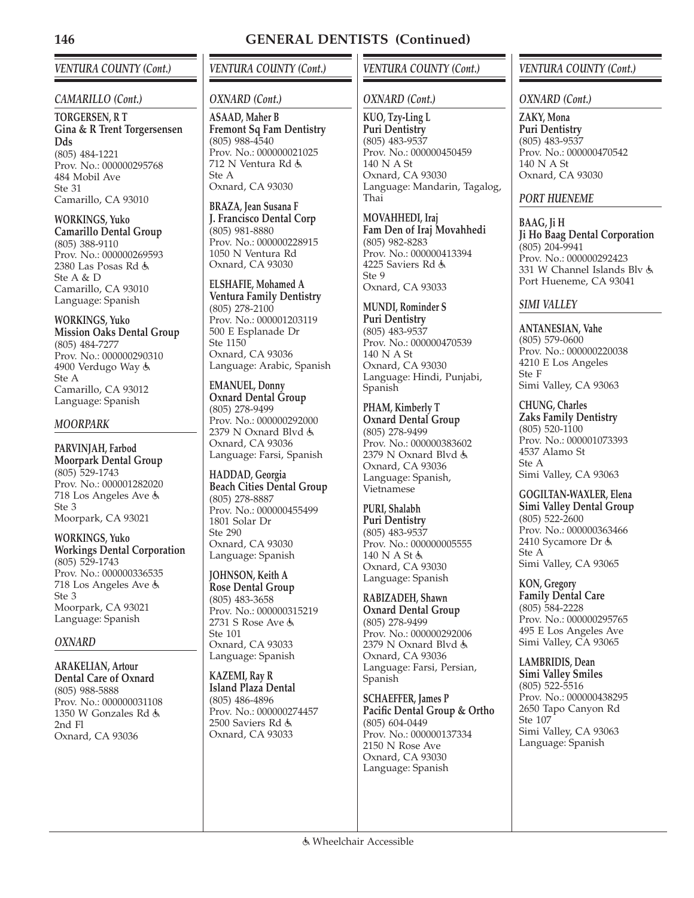# GENERAL DENTISTS (Continued)

## *VENTURA COUNTY (Cont.)*

### *CAMARILLO (Cont.)*

**TORGERSEN, R T**
**Gina & R Trent Torgersensen Dds**
(805) 484-1221
Prov. No.: 000000295768
484 Mobil Ave
Ste 31
Camarillo, CA 93010

**WORKINGS, Yuko**
**Camarillo Dental Group**
(805) 388-9110
Prov. No.: 000000269593
2380 Las Posas Rd ♿
Ste A & D
Camarillo, CA 93010
Language: Spanish

**WORKINGS, Yuko**
**Mission Oaks Dental Group**
(805) 484-7277
Prov. No.: 000000290310
4900 Verdugo Way ♿
Ste A
Camarillo, CA 93012
Language: Spanish

### *MOORPARK*

**PARVINJAH, Farbod**
**Moorpark Dental Group**
(805) 529-1743
Prov. No.: 000001282020
718 Los Angeles Ave ♿
Ste 3
Moorpark, CA 93021

**WORKINGS, Yuko**
**Workings Dental Corporation**
(805) 529-1743
Prov. No.: 000000336535
718 Los Angeles Ave ♿
Ste 3
Moorpark, CA 93021
Language: Spanish

### *OXNARD*

**ARAKELIAN, Artour**
**Dental Care of Oxnard**
(805) 988-5888
Prov. No.: 000000031108
1350 W Gonzales Rd ♿
2nd Fl
Oxnard, CA 93036

## *VENTURA COUNTY (Cont.)*

### *OXNARD (Cont.)*

**ASAAD, Maher B**
**Fremont Sq Fam Dentistry**
(805) 988-4540
Prov. No.: 000000021025
712 N Ventura Rd ♿
Ste A
Oxnard, CA 93030

**BRAZA, Jean Susana F**
**J. Francisco Dental Corp**
(805) 981-8880
Prov. No.: 000000228915
1050 N Ventura Rd
Oxnard, CA 93030

**ELSHAFIE, Mohamed A**
**Ventura Family Dentistry**
(805) 278-2100
Prov. No.: 000001203119
500 E Esplanade Dr
Ste 1150
Oxnard, CA 93036
Language: Arabic, Spanish

**EMANUEL, Donny**
**Oxnard Dental Group**
(805) 278-9499
Prov. No.: 000000292000
2379 N Oxnard Blvd ♿
Oxnard, CA 93036
Language: Farsi, Spanish

**HADDAD, Georgia**
**Beach Cities Dental Group**
(805) 278-8887
Prov. No.: 000000455499
1801 Solar Dr
Ste 290
Oxnard, CA 93030
Language: Spanish

**JOHNSON, Keith A**
**Rose Dental Group**
(805) 483-3658
Prov. No.: 000000315219
2731 S Rose Ave ♿
Ste 101
Oxnard, CA 93033
Language: Spanish

**KAZEMI, Ray R**
**Island Plaza Dental**
(805) 486-4896
Prov. No.: 000000274457
2500 Saviers Rd ♿
Oxnard, CA 93033

## *VENTURA COUNTY (Cont.)*

### *OXNARD (Cont.)*

**KUO, Tzy-Ling L**
**Puri Dentistry**
(805) 483-9537
Prov. No.: 000000450459
140 N A St
Oxnard, CA 93030
Language: Mandarin, Tagalog, Thai

**MOVAHHEDI, Iraj**
**Fam Den of Iraj Movahhedi**
(805) 982-8283
Prov. No.: 000000413394
4225 Saviers Rd ♿
Ste 9
Oxnard, CA 93033

**MUNDI, Rominder S**
**Puri Dentistry**
(805) 483-9537
Prov. No.: 000000470539
140 N A St
Oxnard, CA 93030
Language: Hindi, Punjabi, Spanish

**PHAM, Kimberly T**
**Oxnard Dental Group**
(805) 278-9499
Prov. No.: 000000383602
2379 N Oxnard Blvd ♿
Oxnard, CA 93036
Language: Spanish, Vietnamese

**PURI, Shalabh**
**Puri Dentistry**
(805) 483-9537
Prov. No.: 000000005555
140 N A St ♿
Oxnard, CA 93030
Language: Spanish

**RABIZADEH, Shawn**
**Oxnard Dental Group**
(805) 278-9499
Prov. No.: 000000292006
2379 N Oxnard Blvd ♿
Oxnard, CA 93036
Language: Farsi, Persian, Spanish

**SCHAEFFER, James P**
**Pacific Dental Group & Ortho**
(805) 604-0449
Prov. No.: 000000137334
2150 N Rose Ave
Oxnard, CA 93030
Language: Spanish

## *VENTURA COUNTY (Cont.)*

### *OXNARD (Cont.)*

**ZAKY, Mona**
**Puri Dentistry**
(805) 483-9537
Prov. No.: 000000470542
140 N A St
Oxnard, CA 93030

### *PORT HUENEME*

**BAAG, Ji H**
**Ji Ho Baag Dental Corporation**
(805) 204-9941
Prov. No.: 000000292423
331 W Channel Islands Blv ♿
Port Hueneme, CA 93041

### *SIMI VALLEY*

**ANTANESIAN, Vahe**
(805) 579-0600
Prov. No.: 000000220038
4210 E Los Angeles
Ste F
Simi Valley, CA 93063

**CHUNG, Charles**
**Zaks Family Dentistry**
(805) 520-1100
Prov. No.: 000001073393
4537 Alamo St
Ste A
Simi Valley, CA 93063

**GOGILTAN-WAXLER, Elena**
**Simi Valley Dental Group**
(805) 522-2600
Prov. No.: 000000363466
2410 Sycamore Dr ♿
Ste A
Simi Valley, CA 93065

**KON, Gregory**
**Family Dental Care**
(805) 584-2228
Prov. No.: 000000295765
495 E Los Angeles Ave
Simi Valley, CA 93065

**LAMBRIDIS, Dean**
**Simi Valley Smiles**
(805) 522-5516
Prov. No.: 000000438295
2650 Tapo Canyon Rd
Ste 107
Simi Valley, CA 93063
Language: Spanish

♿ Wheelchair Accessible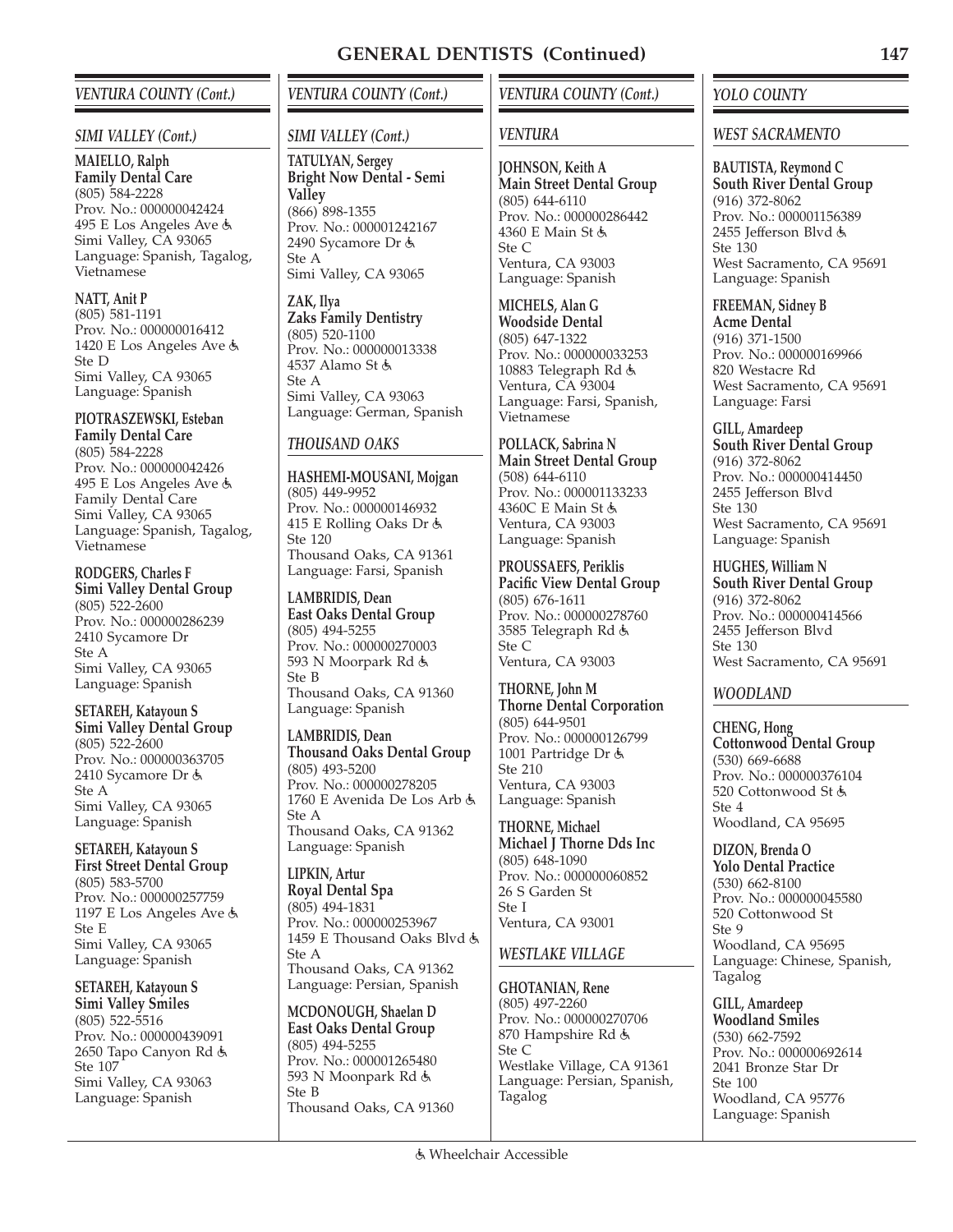# GENERAL DENTISTS (Continued)

## VENTURA COUNTY (Cont.)

### SIMI VALLEY (Cont.)

**MAIELLO, Ralph**
**Family Dental Care**
(805) 584-2228
Prov. No.: 000000042424
495 E Los Angeles Ave ♿
Simi Valley, CA 93065
Language: Spanish, Tagalog, Vietnamese

**NATT, Anit P**
(805) 581-1191
Prov. No.: 000000016412
1420 E Los Angeles Ave ♿
Ste D
Simi Valley, CA 93065
Language: Spanish

**PIOTRASZEWSKI, Esteban**
**Family Dental Care**
(805) 584-2228
Prov. No.: 000000042426
495 E Los Angeles Ave ♿
Family Dental Care
Simi Valley, CA 93065
Language: Spanish, Tagalog, Vietnamese

**RODGERS, Charles F**
**Simi Valley Dental Group**
(805) 522-2600
Prov. No.: 000000286239
2410 Sycamore Dr
Ste A
Simi Valley, CA 93065
Language: Spanish

**SETAREH, Katayoun S**
**Simi Valley Dental Group**
(805) 522-2600
Prov. No.: 000000363705
2410 Sycamore Dr ♿
Ste A
Simi Valley, CA 93065
Language: Spanish

**SETAREH, Katayoun S**
**First Street Dental Group**
(805) 583-5700
Prov. No.: 000000257759
1197 E Los Angeles Ave ♿
Ste E
Simi Valley, CA 93065
Language: Spanish

**SETAREH, Katayoun S**
**Simi Valley Smiles**
(805) 522-5516
Prov. No.: 000000439091
2650 Tapo Canyon Rd ♿
Ste 107
Simi Valley, CA 93063
Language: Spanish

**TATULYAN, Sergey**
**Bright Now Dental - Semi Valley**
(866) 898-1355
Prov. No.: 000001242167
2490 Sycamore Dr ♿
Ste A
Simi Valley, CA 93065

**ZAK, Ilya**
**Zaks Family Dentistry**
(805) 520-1100
Prov. No.: 000000013338
4537 Alamo St ♿
Ste A
Simi Valley, CA 93063
Language: German, Spanish

### THOUSAND OAKS

**HASHEMI-MOUSANI, Mojgan**
(805) 449-9952
Prov. No.: 000000146932
415 E Rolling Oaks Dr ♿
Ste 120
Thousand Oaks, CA 91361
Language: Farsi, Spanish

**LAMBRIDIS, Dean**
**East Oaks Dental Group**
(805) 494-5255
Prov. No.: 000000270003
593 N Moorpark Rd ♿
Ste B
Thousand Oaks, CA 91360
Language: Spanish

**LAMBRIDIS, Dean**
**Thousand Oaks Dental Group**
(805) 493-5200
Prov. No.: 000000278205
1760 E Avenida De Los Arb ♿
Ste A
Thousand Oaks, CA 91362
Language: Spanish

**LIPKIN, Artur**
**Royal Dental Spa**
(805) 494-1831
Prov. No.: 000000253967
1459 E Thousand Oaks Blvd ♿
Ste A
Thousand Oaks, CA 91362
Language: Persian, Spanish

**MCDONOUGH, Shaelan D**
**East Oaks Dental Group**
(805) 494-5255
Prov. No.: 000001265480
593 N Moonpark Rd ♿
Ste B
Thousand Oaks, CA 91360

### VENTURA

**JOHNSON, Keith A**
**Main Street Dental Group**
(805) 644-6110
Prov. No.: 000000286442
4360 E Main St ♿
Ste C
Ventura, CA 93003
Language: Spanish

**MICHELS, Alan G**
**Woodside Dental**
(805) 647-1322
Prov. No.: 000000033253
10883 Telegraph Rd ♿
Ventura, CA 93004
Language: Farsi, Spanish, Vietnamese

**POLLACK, Sabrina N**
**Main Street Dental Group**
(508) 644-6110
Prov. No.: 000001133233
4360C E Main St ♿
Ventura, CA 93003
Language: Spanish

**PROUSSAEFS, Periklis**
**Pacific View Dental Group**
(805) 676-1611
Prov. No.: 000000278760
3585 Telegraph Rd ♿
Ste C
Ventura, CA 93003

**THORNE, John M**
**Thorne Dental Corporation**
(805) 644-9501
Prov. No.: 000000126799
1001 Partridge Dr ♿
Ste 210
Ventura, CA 93003
Language: Spanish

**THORNE, Michael**
**Michael J Thorne Dds Inc**
(805) 648-1090
Prov. No.: 000000060852
26 S Garden St
Ste I
Ventura, CA 93001

### WESTLAKE VILLAGE

**GHOTANIAN, Rene**
(805) 497-2260
Prov. No.: 000000270706
870 Hampshire Rd ♿
Ste C
Westlake Village, CA 91361
Language: Persian, Spanish, Tagalog

## YOLO COUNTY

### WEST SACRAMENTO

**BAUTISTA, Reymond C**
**South River Dental Group**
(916) 372-8062
Prov. No.: 000001156389
2455 Jefferson Blvd ♿
Ste 130
West Sacramento, CA 95691
Language: Spanish

**FREEMAN, Sidney B**
**Acme Dental**
(916) 371-1500
Prov. No.: 000000169966
820 Westacre Rd
West Sacramento, CA 95691
Language: Farsi

**GILL, Amardeep**
**South River Dental Group**
(916) 372-8062
Prov. No.: 000000414450
2455 Jefferson Blvd
Ste 130
West Sacramento, CA 95691
Language: Spanish

**HUGHES, William N**
**South River Dental Group**
(916) 372-8062
Prov. No.: 000000414566
2455 Jefferson Blvd
Ste 130
West Sacramento, CA 95691

### WOODLAND

**CHENG, Hong**
**Cottonwood Dental Group**
(530) 669-6688
Prov. No.: 000000376104
520 Cottonwood St ♿
Ste 4
Woodland, CA 95695

**DIZON, Brenda O**
**Yolo Dental Practice**
(530) 662-8100
Prov. No.: 000000045580
520 Cottonwood St
Ste 9
Woodland, CA 95695
Language: Chinese, Spanish, Tagalog

**GILL, Amardeep**
**Woodland Smiles**
(530) 662-7592
Prov. No.: 000000692614
2041 Bronze Star Dr
Ste 100
Woodland, CA 95776
Language: Spanish

♿ Wheelchair Accessible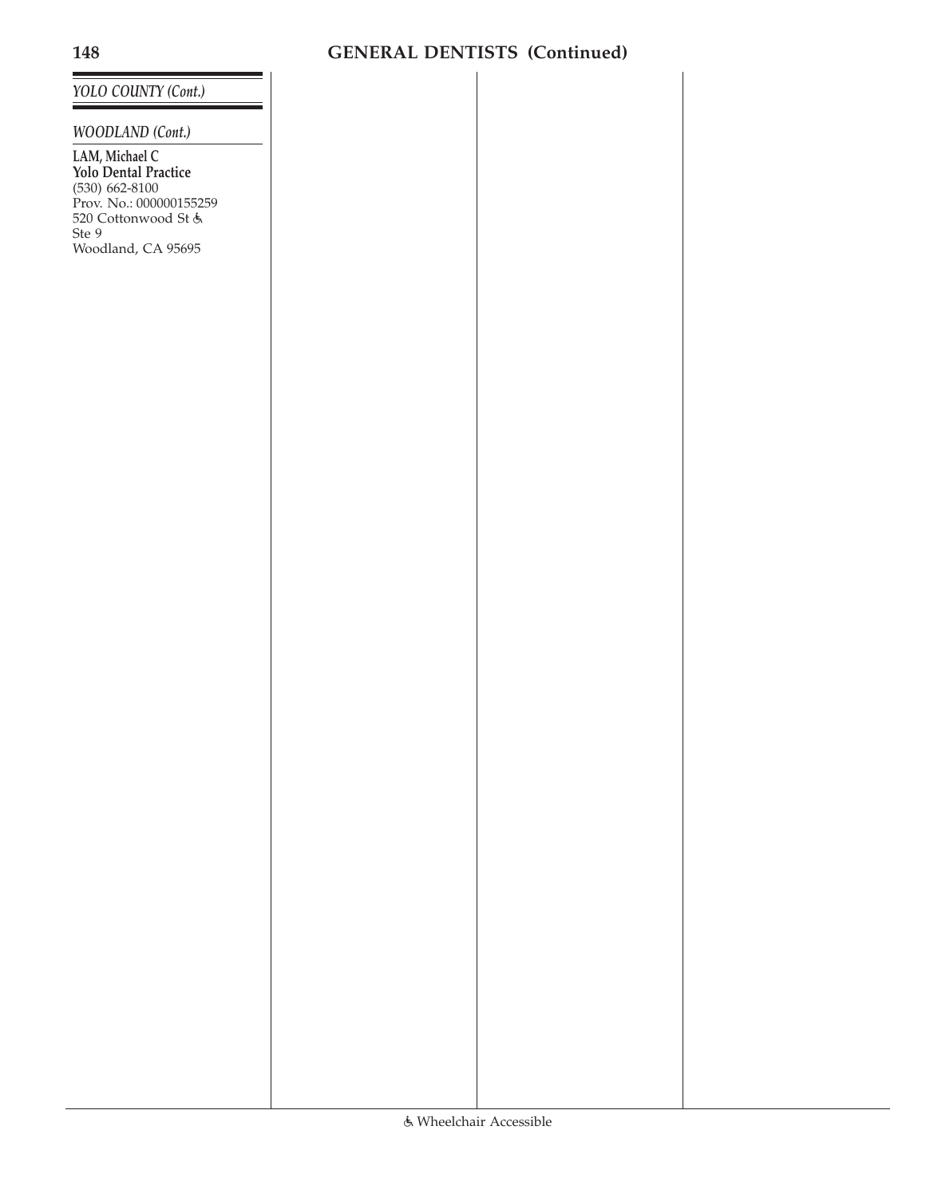## GENERAL DENTISTS (Continued)

*YOLO COUNTY (Cont.)*

*WOODLAND (Cont.)*

**LAM, Michael C**
**Yolo Dental Practice**
(530) 662-8100
Prov. No.: 000000155259
520 Cottonwood St ♿
Ste 9
Woodland, CA 95695

♿ Wheelchair Accessible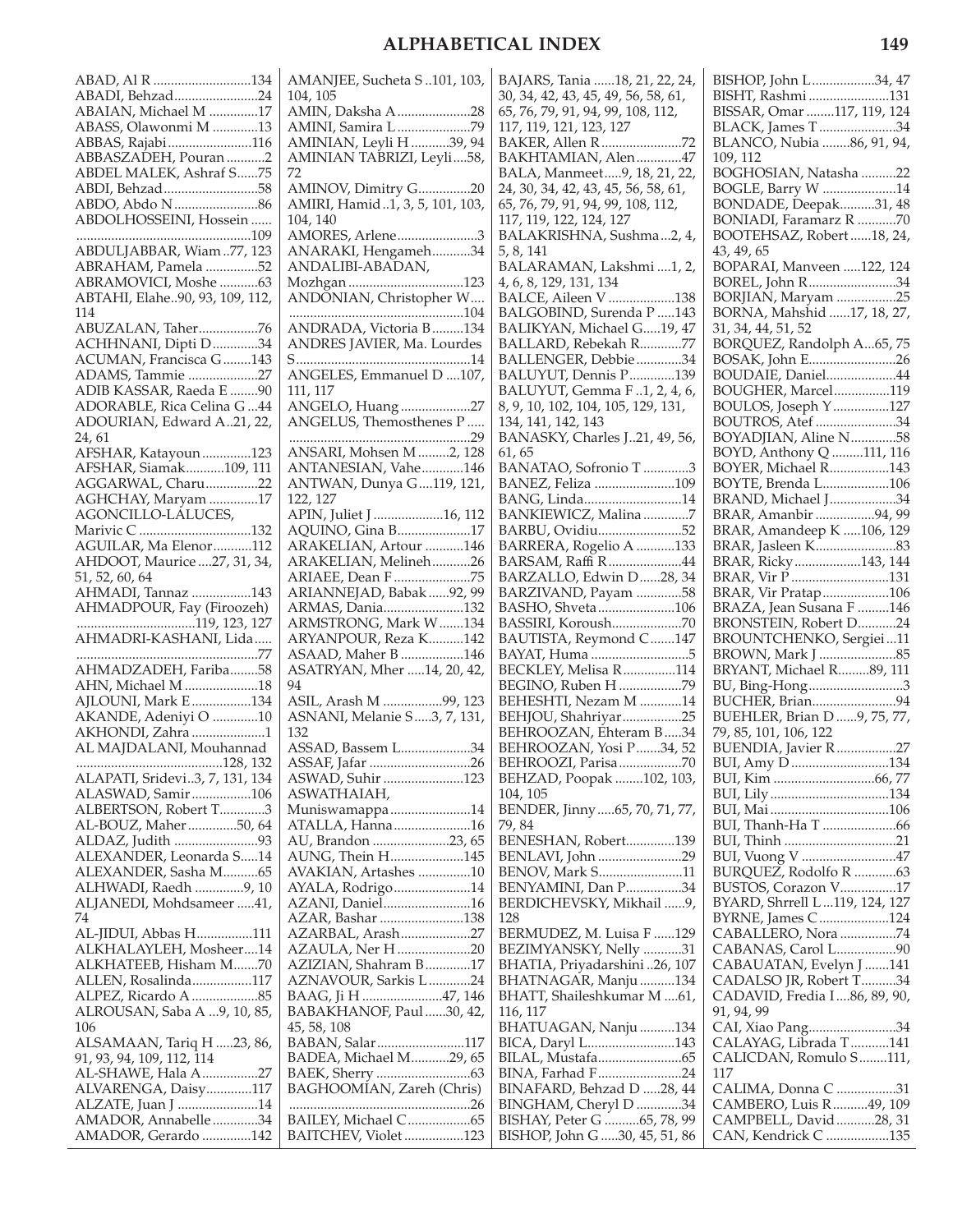# ALPHABETICAL INDEX

ABAD, Al R ............................134
ABADI, Behzad........................24
ABAIAN, Michael M ..............17
ABASS, Olawonmi M .............13
ABBAS, Rajabi........................116
ABBASZADEH, Pouran ...........2
ABDEL MALEK, Ashraf S......75
ABDI, Behzad..........................58
ABDO, Abdo N........................86
ABDOLHOSSEINI, Hossein ......
..................................................109
ABDULJABBAR, Wiam ..77, 123
ABRAHAM, Pamela ...............52
ABRAMOVICI, Moshe ...........63
ABTAHI, Elahe..90, 93, 109, 112, 114
ABUZALAN, Taher.................76
ACHHNANI, Dipti D.............34
ACUMAN, Francisca G........143
ADAMS, Tammie ....................27
ADIB KASSAR, Raeda E ........90
ADORABLE, Rica Celina G ...44
ADOURIAN, Edward A..21, 22, 24, 61
AFSHAR, Katayoun ..............123
AFSHAR, Siamak...........109, 111
AGGARWAL, Charu...............22
AGHCHAY, Maryam ..............17
AGONCILLO-LALUCES, Marivic C ...............................132
AGUILAR, Ma Elenor...........112
AHDOOT, Maurice ....27, 31, 34, 51, 52, 60, 64
AHMADI, Tannaz .................143
AHMADPOUR, Fay (Firoozeh) ..................................119, 123, 127
AHMADRI-KASHANI, Lida.....
....................................................77
AHMADZADEH, Fariba........58
AHN, Michael M .....................18
AJLOUNI, Mark E.................134
AKANDE, Adeniyi O .............10
AKHONDI, Zahra .....................1
AL MAJDALANI, Mouhannad ...........................................128, 132
ALAPATI, Sridevi..3, 7, 131, 134
ALASWAD, Samir.................106
ALBERTSON, Robert T.............3
AL-BOUZ, Maher .............50, 64
ALDAZ, Judith ........................93
ALEXANDER, Leonarda S.....14
ALEXANDER, Sasha M..........65
ALHWADI, Raedh .............9, 10
ALJANEDI, Mohdsameer .....41, 74
AL-JIDUI, Abbas H................111
ALKHALAYLEH, Mosheer....14
ALKHATEEB, Hisham M.......70
ALLEN, Rosalinda.................117
ALPEZ, Ricardo A ...................85
ALROUSAN, Saba A ...9, 10, 85, 106
ALSAMAAN, Tariq H .....23, 86, 91, 93, 94, 109, 112, 114
AL-SHAWE, Hala A................27
ALVARENGA, Daisy.............117
ALZATE, Juan J .......................14
AMADOR, Annabelle.............34
AMADOR, Gerardo ..............142
AMANJEE, Sucheta S ..101, 103, 104, 105
AMIN, Daksha A.....................28
AMINI, Samira L .....................79
AMINIAN, Leyli H ...........39, 94
AMINIAN TABRIZI, Leyli....58, 72
AMINOV, Dimitry G...............20
AMIRI, Hamid ..1, 3, 5, 101, 103, 104, 140
AMORES, Arlene.......................3
ANARAKI, Hengameh...........34
ANDALIBI-ABADAN, Mozhgan ................................123
ANDONIAN, Christopher W....
................................................104
ANDRADA, Victoria B .........134
ANDRES JAVIER, Ma. Lourdes S.................................................14
ANGELES, Emmanuel D ....107, 111, 117
ANGELO, Huang ....................27
ANGELUS, Themosthenes P .....
...................................................29
ANSARI, Mohsen M .........2, 128
ANTANESIAN, Vahe............146
ANTWAN, Dunya G ....119, 121, 122, 127
APIN, Juliet J ....................16, 112
AQUINO, Gina B.....................27
ARAKELIAN, Artour ...........146
ARAKELIAN, Melineh...........26
ARIAEE, Dean F......................75
ARIANNEJAD, Babak......92, 99
ARMAS, Dania.......................132
ARMSTRONG, Mark W.......134
ARYANPOUR, Reza K..........142
ASAAD, Maher B .................146
ASATRYAN, Mher .....14, 20, 42, 94
ASIL, Arash M ................99, 123
ASNANI, Melanie S.....3, 7, 131, 132
ASSAD, Bassem L....................34
ASSAF, Jafar ............................26
ASWAD, Suhir .......................123
ASWATHAIAH, Muniswamappa .......................14
ATALLA, Hanna......................16
AU, Brandon ......................23, 65
AUNG, Thein H.....................145
AVAKIAN, Artashes ...............10
AYALA, Rodrigo......................14
AZANI, Daniel.........................16
AZAR, Bashar ........................138
AZARBAL, Arash....................27
AZAULA, Ner H .....................20
AZIZIAN, Shahram B.............17
AZNAVOUR, Sarkis L............24
BAAG, Ji H .......................47, 146
BABAKHANOF, Paul ......30, 42, 45, 58, 108
BABAN, Salar.........................117
BADEA, Michael M...........29, 65
BAEK, Sherry ...........................63
BAGHOOMIAN, Zareh (Chris)
...................................................26
BAILEY, Michael C..................65
BAITCHEV, Violet .................123
BAJARS, Tania ......18, 21, 22, 24, 30, 34, 42, 43, 45, 49, 56, 58, 61, 65, 76, 79, 91, 94, 99, 108, 112, 117, 119, 121, 123, 127
BAKER, Allen R .......................72
BAKHTAMIAN, Alen.............47
BALA, Manmeet.....9, 18, 21, 22, 24, 30, 34, 42, 43, 45, 56, 58, 61, 65, 76, 79, 91, 94, 99, 108, 112, 117, 119, 122, 124, 127
BALAKRISHNA, Sushma...2, 4, 5, 8, 141
BALARAMAN, Lakshmi ....1, 2, 4, 6, 8, 129, 131, 134
BALCE, Aileen V ...................138
BALGOBIND, Surenda P .....143
BALIKYAN, Michael G.....19, 47
BALLARD, Rebekah R............77
BALLENGER, Debbie.............34
BALUYUT, Dennis P.............139
BALUYUT, Gemma F ..1, 2, 4, 6, 8, 9, 10, 102, 104, 105, 129, 131, 134, 141, 142, 143
BANASKY, Charles J..21, 49, 56, 61, 65
BANATAO, Sofronio T .............3
BANEZ, Feliza .......................109
BANG, Linda............................14
BANKIEWICZ, Malina .............7
BARBU, Ovidiu........................52
BARRERA, Rogelio A ...........133
BARSAM, Raffi R.....................44
BARZALLO, Edwin D......28, 34
BARZIVAND, Payam .............58
BASHO, Shveta......................106
BASSIRI, Koroush....................70
BAUTISTA, Reymond C.......147
BAYAT, Huma ...........................5
BECKLEY, Melisa R...............114
BEGINO, Ruben H ..................79
BEHESHTI, Nezam M ............14
BEHJOU, Shahriyar.................25
BEHROOZAN, Ehteram B.....34
BEHROOZAN, Yosi P.......34, 52
BEHROOZI, Parisa..................70
BEHZAD, Poopak ........102, 103, 104, 105
BENDER, Jinny .....65, 70, 71, 77, 79, 84
BENESHAN, Robert..............139
BENLAVI, John ........................29
BENOV, Mark S........................11
BENYAMINI, Dan P................34
BERDICHEVSKY, Mikhail ......9, 128
BERMUDEZ, M. Luisa F ......129
BEZIMYANSKY, Nelly ...........31
BHATIA, Priyadarshini ..26, 107
BHATNAGAR, Manju ..........134
BHATT, Shaileshkumar M ....61, 116, 117
BHATUAGAN, Nanju ..........134
BICA, Daryl L.........................143
BILAL, Mustafa........................65
BINA, Farhad F........................24
BINAFARD, Behzad D .....28, 44
BINGHAM, Cheryl D .............34
BISHAY, Peter G ..........65, 78, 99
BISHOP, John G .....30, 45, 51, 86
BISHOP, John L ..................34, 47
BISHT, Rashmi .......................131
BISSAR, Omar ........117, 119, 124
BLACK, James T ......................34
BLANCO, Nubia ........86, 91, 94, 109, 112
BOGHOSIAN, Natasha ..........22
BOGLE, Barry W .....................14
BONDADE, Deepak..........31, 48
BONIADI, Faramarz R ...........70
BOOTEHSAZ, Robert ......18, 24, 43, 49, 65
BOPARAI, Manveen .....122, 124
BOREL, John R.........................34
BORJIAN, Maryam .................25
BORNA, Mahshid ......17, 18, 27, 31, 34, 44, 51, 52
BORQUEZ, Randolph A...65, 75
BOSAK, John E.........................26
BOUDAIE, Daniel....................44
BOUGHER, Marcel................119
BOULOS, Joseph Y................127
BOUTROS, Atef .......................34
BOYADJIAN, Aline N.............58
BOYD, Anthony Q .........111, 116
BOYER, Michael R.................143
BOYTE, Brenda L...................106
BRAND, Michael J...................34
BRAR, Amanbir .................94, 99
BRAR, Amandeep K ....106, 129
BRAR, Jasleen K.......................83
BRAR, Ricky...................143, 144
BRAR, Vir P ............................131
BRAR, Vir Pratap ..................106
BRAZA, Jean Susana F .........146
BRONSTEIN, Robert D...........24
BROUNTCHENKO, Sergiei ...11
BROWN, Mark J ......................85
BRYANT, Michael R.........89, 111
BU, Bing-Hong...........................3
BUCHER, Brian........................94
BUEHLER, Brian D ......9, 75, 77, 79, 85, 101, 106, 122
BUENDIA, Javier R.................27
BUI, Amy D ...........................134
BUI, Kim ............................66, 77
BUI, Lily .................................134
BUI, Mai .................................106
BUI, Thanh-Ha T .....................66
BUI, Thinh ................................21
BUI, Vuong V ...........................47
BURQUEZ, Rodolfo R ............63
BUSTOS, Corazon V................17
BYARD, Shrrell L ...119, 124, 127
BYRNE, James C ....................124
CABALLERO, Nora ................74
CABANAS, Carol L..................90
CABAUATAN, Evelyn J .......141
CADALSO JR, Robert T..........34
CADAVID, Fredia I ....86, 89, 90, 91, 94, 99
CAI, Xiao Pang.........................34
CALAYAG, Librada T ...........141
CALICDAN, Romulo S........111, 117
CALIMA, Donna C .................31
CAMBERO, Luis R..........49, 109
CAMPBELL, David ...........28, 31
CAN, Kendrick C ..................135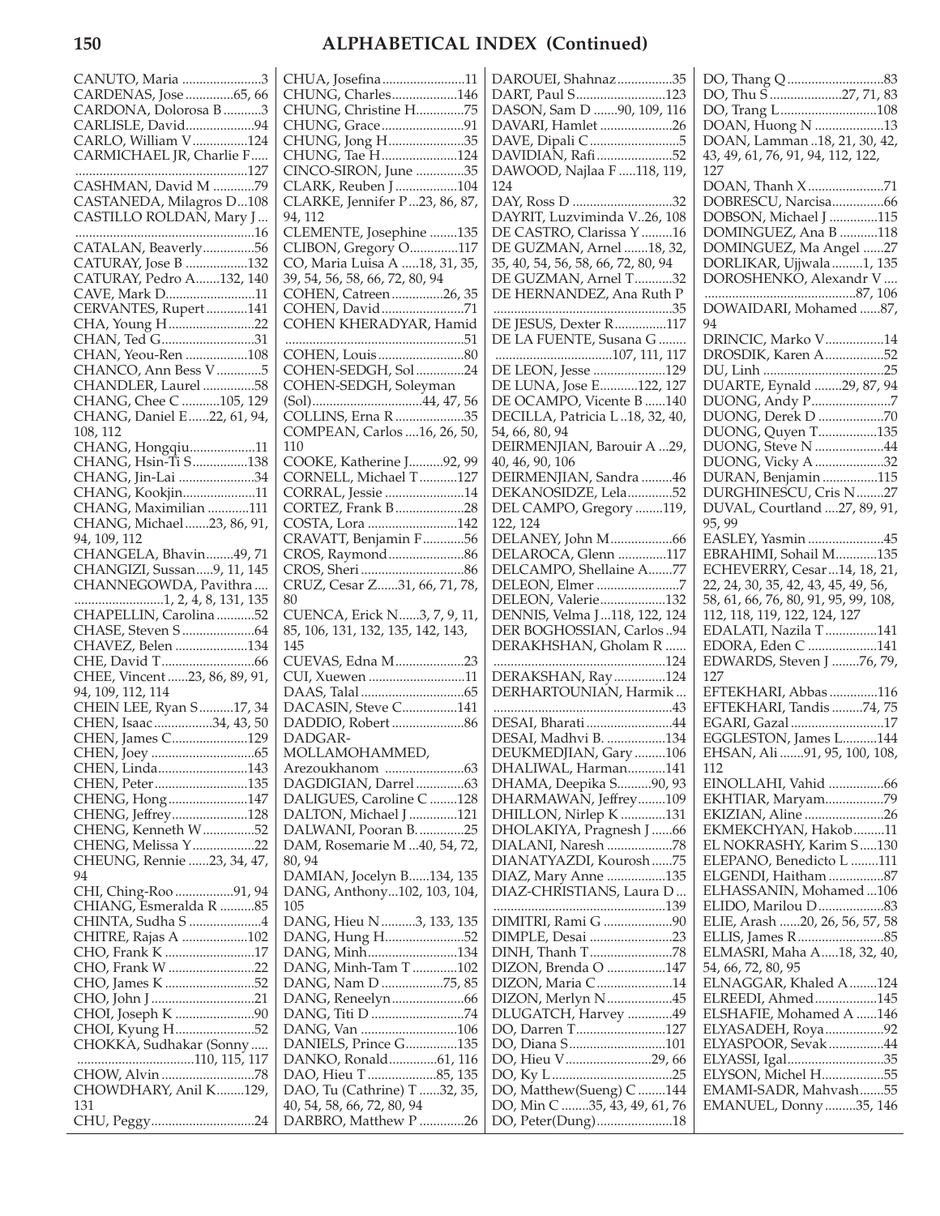# ALPHABETICAL INDEX (Continued)

CANUTO, Maria ....................... 3
CARDENAS, Jose ............... 65, 66
CARDONA, Dolorosa B ........... 3
CARLISLE, David .................... 94
CARLO, William V ................ 124
CARMICHAEL JR, Charlie F ...... ........................................ 127
CASHMAN, David M ............ 79
CASTANEDA, Milagros D ... 108
CASTILLO ROLDAN, Mary J ... ........................................ 16
CATALAN, Beaverly ............... 56
CATURAY, Jose B .................. 132
CATURAY, Pedro A ....... 132, 140
CAVE, Mark D .......................... 11
CERVANTES, Rupert ............ 141
CHA, Young H ......................... 22
CHAN, Ted G ........................... 31
CHAN, Yeou-Ren .................. 108
CHANCO, Ann Bess V ............. 5
CHANDLER, Laurel ............... 58
CHANG, Chee C ........... 105, 129
CHANG, Daniel E ....... 22, 61, 94, 108, 112
CHANG, Hongqiu ................... 11
CHANG, Hsin-Ti S ................ 138
CHANG, Jin-Lai ...................... 34
CHANG, Kookjin ..................... 11
CHANG, Maximilian ............ 111
CHANG, Michael ....... 23, 86, 91, 94, 109, 112
CHANGELA, Bhavin ........ 49, 71
CHANGIZI, Sussan ..... 9, 11, 145
CHANNEGOWDA, Pavithra .... .......................... 1, 2, 4, 8, 131, 135
CHAPELLIN, Carolina ........... 52
CHASE, Steven S ..................... 64
CHAVEZ, Belen ..................... 134
CHE, David T ........................... 66
CHEE, Vincent ...... 23, 86, 89, 91, 94, 109, 112, 114
CHEIN LEE, Ryan S .......... 17, 34
CHEN, Isaac ................. 34, 43, 50
CHEN, James C ...................... 129
CHEN, Joey .............................. 65
CHEN, Linda .......................... 143
CHEN, Peter ........................... 135
CHENG, Hong ....................... 147
CHENG, Jeffrey ...................... 128
CHENG, Kenneth W ............... 52
CHENG, Melissa Y .................. 22
CHEUNG, Rennie ...... 23, 34, 47, 94
CHI, Ching-Roo ................ 91, 94
CHIANG, Esmeralda R .......... 85
CHINTA, Sudha S ..................... 4
CHITRE, Rajas A ................... 102
CHO, Frank K .......................... 17
CHO, Frank W ......................... 22
CHO, James K .......................... 52
CHO, John J .............................. 21
CHOI, Joseph K ....................... 90
CHOI, Kyung H ....................... 52
CHOKKA, Sudhakar (Sonny ..... .................................. 110, 115, 117
CHOW, Alvin ........................... 78
CHOWDHARY, Anil K ........ 129, 131
CHU, Peggy .............................. 24
CHUA, Josefina ........................ 11
CHUNG, Charles ................... 146
CHUNG, Christine H .............. 75
CHUNG, Grace ........................ 91
CHUNG, Jong H ...................... 35
CHUNG, Tae H ...................... 124
CINCO-SIRON, June .............. 35
CLARK, Reuben J .................. 104
CLARKE, Jennifer P ... 23, 86, 87, 94, 112
CLEMENTE, Josephine ........ 135
CLIBON, Gregory O .............. 117
CO, Maria Luisa A ..... 18, 31, 35, 39, 54, 56, 58, 66, 72, 80, 94
COHEN, Catreen ............... 26, 35
COHEN, David ........................ 71
COHEN KHERADYAR, Hamid ........................................ 51
COHEN, Louis ......................... 80
COHEN-SEDGH, Sol .............. 24
COHEN-SEDGH, Soleyman (Sol) ................................ 44, 47, 56
COLLINS, Erna R .................... 35
COMPEAN, Carlos .... 16, 26, 50, 110
COOKE, Katherine J .......... 92, 99
CORNELL, Michael T ........... 127
CORRAL, Jessie ....................... 14
CORTEZ, Frank B .................... 28
COSTA, Lora .......................... 142
CRAVATT, Benjamin F ............ 56
CROS, Raymond ...................... 86
CROS, Sheri .............................. 86
CRUZ, Cesar Z ...... 31, 66, 71, 78, 80
CUENCA, Erick N ...... 3, 7, 9, 11, 85, 106, 131, 132, 135, 142, 143, 145
CUEVAS, Edna M .................... 23
CUI, Xuewen ............................ 11
DAAS, Talal .............................. 65
DACASIN, Steve C ................ 141
DADDIO, Robert ..................... 86
DADGAR-MOLLAMOHAMMED, Arezoukhanom ....................... 63
DAGDIGIAN, Darrel .............. 63
DALIGUES, Caroline C ........ 128
DALTON, Michael J .............. 121
DALWANI, Pooran B. ............. 25
DAM, Rosemarie M ... 40, 54, 72, 80, 94
DAMIAN, Jocelyn B ...... 134, 135
DANG, Anthony ... 102, 103, 104, 105
DANG, Hieu N .......... 3, 133, 135
DANG, Hung H ....................... 52
DANG, Minh .......................... 134
DANG, Minh-Tam T ............. 102
DANG, Nam D .................. 75, 85
DANG, Reneelyn ..................... 66
DANG, Titi D ........................... 74
DANG, Van ............................ 106
DANIELS, Prince G ............... 135
DANKO, Ronald .............. 61, 116
DAO, Hieu T .................... 85, 135
DAO, Tu (Cathrine) T ...... 32, 35, 40, 54, 58, 66, 72, 80, 94
DARBRO, Matthew P ............. 26
DAROUEI, Shahnaz ................ 35
DART, Paul S .......................... 123
DASON, Sam D ....... 90, 109, 116
DAVARI, Hamlet ..................... 26
DAVE, Dipali C .......................... 5
DAVIDIAN, Rafi ...................... 52
DAWOOD, Najlaa F ..... 118, 119, 124
DAY, Ross D ............................ 32
DAYRIT, Luzviminda V .. 26, 108
DE CASTRO, Clarissa Y ......... 16
DE GUZMAN, Arnel ....... 18, 32, 35, 40, 54, 56, 58, 66, 72, 80, 94
DE GUZMAN, Arnel T ........... 32
DE HERNANDEZ, Ana Ruth P ........................................ 35
DE JESUS, Dexter R ............... 117
DE LA FUENTE, Susana G ........ ................................. 107, 111, 117
DE LEON, Jesse ..................... 129
DE LUNA, Jose E ........... 122, 127
DE OCAMPO, Vicente B ...... 140
DECILLA, Patricia L .. 18, 32, 40, 54, 66, 80, 94
DEIRMENJIAN, Barouir A ... 29, 40, 46, 90, 106
DEIRMENJIAN, Sandra ......... 46
DEKANOSIDZE, Lela ............. 52
DEL CAMPO, Gregory ........ 119, 122, 124
DELANEY, John M .................. 66
DELAROCA, Glenn .............. 117
DELCAMPO, Shellaine A ....... 77
DELEON, Elmer ........................ 7
DELEON, Valerie ................... 132
DENNIS, Velma J ... 118, 122, 124
DER BOGHOSSIAN, Carlos .. 94
DERAKHSHAN, Gholam R ...... ........................................ 124
DERAKSHAN, Ray ............... 124
DERHARTOUNIAN, Harmik ... ........................................ 43
DESAI, Bharati ......................... 44
DESAI, Madhvi B. ................. 134
DEUKMEDJIAN, Gary ......... 106
DHALIWAL, Harman ........... 141
DHAMA, Deepika S .......... 90, 93
DHARMAWAN, Jeffrey ........ 109
DHILLON, Nirlep K ............. 131
DHOLAKIYA, Pragnesh J ...... 66
DIALANI, Naresh ................... 78
DIANATYAZDI, Kourosh ...... 75
DIAZ, Mary Anne ................. 135
DIAZ-CHRISTIANS, Laura D ... ........................................ 139
DIMITRI, Rami G .................... 90
DIMPLE, Desai ........................ 23
DINH, Thanh T ........................ 78
DIZON, Brenda O ................. 147
DIZON, Maria C ...................... 14
DIZON, Merlyn N ................... 45
DLUGATCH, Harvey ............. 49
DO, Darren T ......................... 127
DO, Diana S ........................... 101
DO, Hieu V ......................... 29, 66
DO, Ky L ................................... 25
DO, Matthew(Sueng) C ........ 144
DO, Min C ........ 35, 43, 49, 61, 76
DO, Peter(Dung) ...................... 18
DO, Thang Q ............................ 83
DO, Thu S ..................... 27, 71, 83
DO, Trang L ............................ 108
DOAN, Huong N .................... 13
DOAN, Lamman .. 18, 21, 30, 42, 43, 49, 61, 76, 91, 94, 112, 122, 127
DOAN, Thanh X ...................... 71
DOBRESCU, Narcisa ............... 66
DOBSON, Michael J .............. 115
DOMINGUEZ, Ana B ........... 118
DOMINGUEZ, Ma Angel ...... 27
DORLIKAR, Ujjwala ......... 1, 135
DOROSHENKO, Alexandr V .... ..................................... 87, 106
DOWAIDARI, Mohamed ...... 87, 94
DRINCIC, Marko V ................. 14
DROSDIK, Karen A ................. 52
DU, Linh ................................... 25
DUARTE, Eynald ........ 29, 87, 94
DUONG, Andy P ....................... 7
DUONG, Derek D ................... 70
DUONG, Quyen T ................. 135
DUONG, Steve N .................... 44
DUONG, Vicky A .................... 32
DURAN, Benjamin ................ 115
DURGHINESCU, Cris N ........ 27
DUVAL, Courtland .... 27, 89, 91, 95, 99
EASLEY, Yasmin ...................... 45
EBRAHIMI, Sohail M ............ 135
ECHEVERRY, Cesar ... 14, 18, 21, 22, 24, 30, 35, 42, 43, 45, 49, 56, 58, 61, 66, 76, 80, 91, 95, 99, 108, 112, 118, 119, 122, 124, 127
EDALATI, Nazila T ............... 141
EDORA, Eden C .................... 141
EDWARDS, Steven J ........ 76, 79, 127
EFTEKHARI, Abbas .............. 116
EFTEKHARI, Tandis ......... 74, 75
EGARI, Gazal ........................... 17
EGGLESTON, James L .......... 144
EHSAN, Ali ....... 91, 95, 100, 108, 112
EINOLLAHI, Vahid ................ 66
EKHTIAR, Maryam ................. 79
EKIZIAN, Aline ....................... 26
EKMEKCHYAN, Hakob ......... 11
EL NOKRASHY, Karim S ..... 130
ELEPANO, Benedicto L ........ 111
ELGENDI, Haitham ................ 87
ELHASSANIN, Mohamed ... 106
ELIDO, Marilou D ................... 83
ELIE, Arash ...... 20, 26, 56, 57, 58
ELLIS, James R ......................... 85
ELMASRI, Maha A ..... 18, 32, 40, 54, 66, 72, 80, 95
ELNAGGAR, Khaled A ........ 124
ELREEDI, Ahmed .................. 145
ELSHAFIE, Mohamed A ...... 146
ELYASADEH, Roya ................. 92
ELYASPOOR, Sevak ................ 44
ELYASSI, Igal ........................... 35
ELYSON, Michel H .................. 55
EMAMI-SADR, Mahvash ....... 55
EMANUEL, Donny ......... 35, 146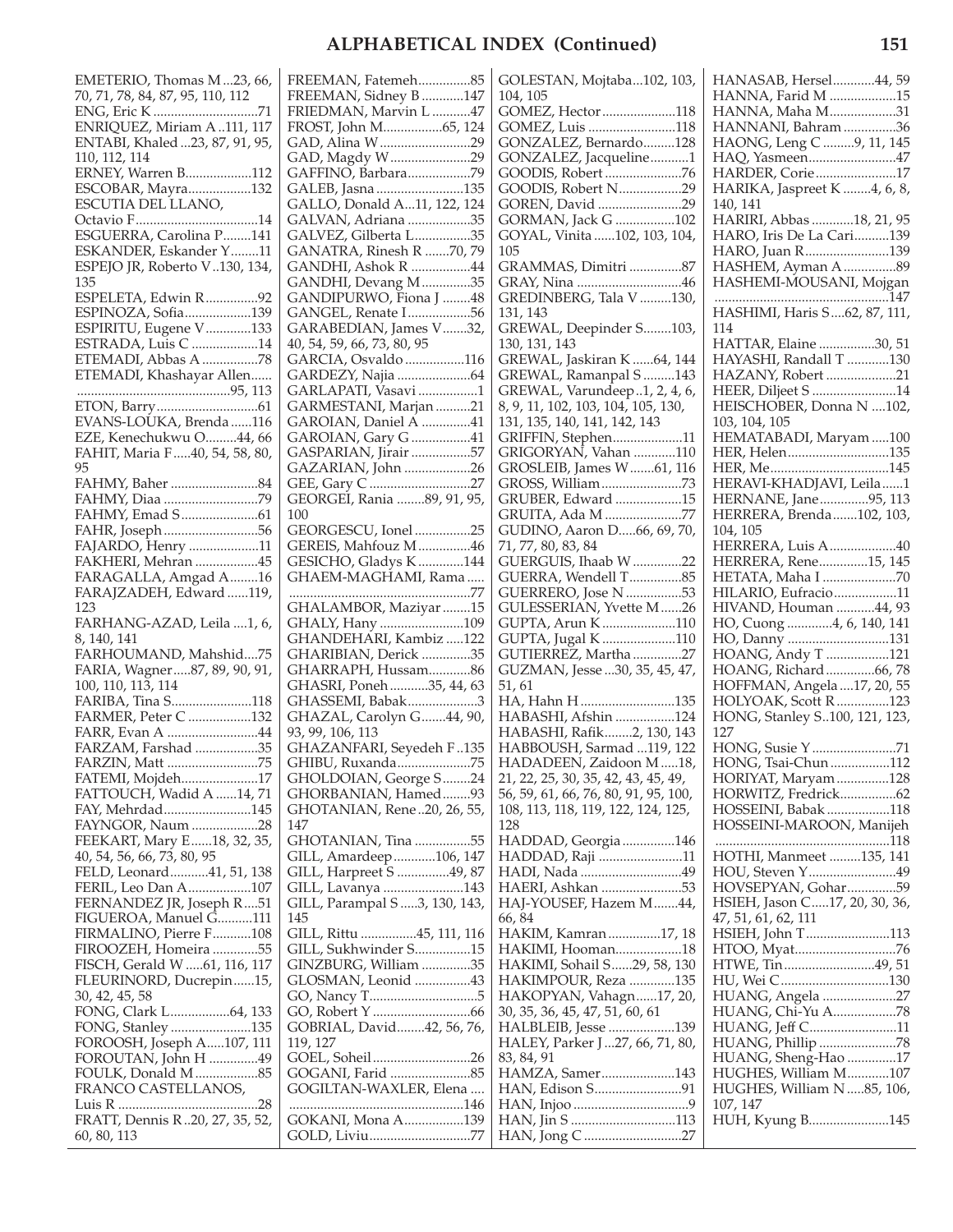## ALPHABETICAL INDEX (Continued)

EMETERIO, Thomas M...23, 66, 70, 71, 78, 84, 87, 95, 110, 112
ENG, Eric K.............................71
ENRIQUEZ, Miriam A..111, 117
ENTABI, Khaled...23, 87, 91, 95, 110, 112, 114
ERNEY, Warren B...................112
ESCOBAR, Mayra...................132
ESCUTIA DEL LLANO, Octavio F...................................14
ESGUERRA, Carolina P........141
ESKANDER, Eskander Y........11
ESPEJO JR, Roberto V..130, 134, 135
ESPELETA, Edwin R...............92
ESPINOZA, Sofia...................139
ESPIRITU, Eugene V.............133
ESTRADA, Luis C...................14
ETEMADI, Abbas A................78
ETEMADI, Khashayar Allen...... ...........................................95, 113
ETON, Barry.............................61
EVANS-LOUKA, Brenda......116
EZE, Kenechukwu O.........44, 66
FAHIT, Maria F.....40, 54, 58, 80, 95
FAHMY, Baher.........................84
FAHMY, Diaa...........................79
FAHMY, Emad S......................61
FAHR, Joseph...........................56
FAJARDO, Henry....................11
FAKHERI, Mehran..................45
FARAGALLA, Amgad A........16
FARAJZADEH, Edward......119, 123
FARHANG-AZAD, Leila....1, 6, 8, 140, 141
FARHOUMAND, Mahshid....75
FARIA, Wagner.....87, 89, 90, 91, 100, 110, 113, 114
FARIBA, Tina S.......................118
FARMER, Peter C..................132
FARR, Evan A..........................44
FARZAM, Farshad..................35
FARZIN, Matt..........................75
FATEMI, Mojdeh......................17
FATTOUCH, Wadid A......14, 71
FAY, Mehrdad.........................145
FAYNGOR, Naum...................28
FEEKART, Mary E......18, 32, 35, 40, 54, 56, 66, 73, 80, 95
FELD, Leonard...........41, 51, 138
FERIL, Leo Dan A..................107
FERNANDEZ JR, Joseph R....51
FIGUEROA, Manuel G..........111
FIRMALINO, Pierre F...........108
FIROOZEH, Homeira.............55
FISCH, Gerald W.....61, 116, 117
FLEURINORD, Ducrepin......15, 30, 42, 45, 58
FONG, Clark L.................64, 133
FONG, Stanley.......................135
FOROOSH, Joseph A.....107, 111
FOROUTAN, John H..............49
FOULK, Donald M..................85
FRANCO CASTELLANOS, Luis R........................................28
FRATT, Dennis R..20, 27, 35, 52, 60, 80, 113
FREEMAN, Fatemeh...............85
FREEMAN, Sidney B............147
FRIEDMAN, Marvin L...........47
FROST, John M.................65, 124
GAD, Alina W..........................29
GAD, Magdy W.......................29
GAFFINO, Barbara..................79
GALEB, Jasna.........................135
GALLO, Donald A...11, 122, 124
GALVAN, Adriana..................35
GALVEZ, Gilberta L................35
GANATRA, Rinesh R.......70, 79
GANDHI, Ashok R.................44
GANDHI, Devang M..............35
GANDIPURWO, Fiona J........48
GANGEL, Renate I..................56
GARABEDIAN, James V.......32, 40, 54, 59, 66, 73, 80, 95
GARCIA, Osvaldo.................116
GARDEZY, Najia.....................64
GARLAPATI, Vasavi.................1
GARMESTANI, Marjan..........21
GAROIAN, Daniel A..............41
GAROIAN, Gary G.................41
GASPARIAN, Jirair.................57
GAZARIAN, John...................26
GEE, Gary C.............................27
GEORGEI, Rania........89, 91, 95, 100
GEORGESCU, Ionel................25
GEREIS, Mahfouz M...............46
GESICHO, Gladys K.............144
GHAEM-MAGHAMI, Rama..... ...................................................77
GHALAMBOR, Maziyar........15
GHALY, Hany........................109
GHANDEHARI, Kambiz.....122
GHARIBIAN, Derick..............35
GHARRAPH, Hussam............86
GHASRI, Poneh...........35, 44, 63
GHASSEMI, Babak....................3
GHAZAL, Carolyn G.......44, 90, 93, 99, 106, 113
GHAZANFARI, Seyedeh F..135
GHIBU, Ruxanda....................75
GHOLDOIAN, George S........24
GHORBANIAN, Hamed........93
GHOTANIAN, Rene..20, 26, 55, 147
GHOTANIAN, Tina................55
GILL, Amardeep............106, 147
GILL, Harpreet S...............49, 87
GILL, Lavanya.......................143
GILL, Parampal S.....3, 130, 143, 145
GILL, Rittu................45, 111, 116
GILL, Sukhwinder S................15
GINZBURG, William..............35
GLOSMAN, Leonid................43
GO, Nancy T...............................5
GO, Robert Y...........................66
GOBRIAL, David........42, 56, 76, 119, 127
GOEL, Soheil............................26
GOGANI, Farid.......................85
GOGILTAN-WAXLER, Elena.... .................................................146
GOKANI, Mona A.................139
GOLD, Liviu.............................77
GOLESTAN, Mojtaba...102, 103, 104, 105
GOMEZ, Hector.....................118
GOMEZ, Luis.........................118
GONZALEZ, Bernardo.........128
GONZALEZ, Jacqueline...........1
GOODIS, Robert......................76
GOODIS, Robert N..................29
GOREN, David........................29
GORMAN, Jack G.................102
GOYAL, Vinita......102, 103, 104, 105
GRAMMAS, Dimitri...............87
GRAY, Nina.............................46
GREDINBERG, Tala V.........130, 131, 143
GREWAL, Deepinder S........103, 130, 131, 143
GREWAL, Jaskiran K......64, 144
GREWAL, Ramanpal S.........143
GREWAL, Varundeep..1, 2, 4, 6, 8, 9, 11, 102, 103, 104, 105, 130, 131, 135, 140, 141, 142, 143
GRIFFIN, Stephen....................11
GRIGORYAN, Vahan............110
GROSLEIB, James W.......61, 116
GROSS, William.......................73
GRUBER, Edward...................15
GRUITA, Ada M.....................77
GUDINO, Aaron D.....66, 69, 70, 71, 77, 80, 83, 84
GUERGUIS, Ihaab W..............22
GUERRA, Wendell T...............85
GUERRERO, Jose N................53
GULESSERIAN, Yvette M......26
GUPTA, Arun K.....................110
GUPTA, Jugal K.....................110
GUTIERREZ, Martha.............27
GUZMAN, Jesse...30, 35, 45, 47, 51, 61
HA, Hahn H..........................135
HABASHI, Afshin.................124
HABASHI, Rafik........2, 130, 143
HABBOUSH, Sarmad...119, 122
HADADEEN, Zaidoon M.....18, 21, 22, 25, 30, 35, 42, 43, 45, 49, 56, 59, 61, 66, 76, 80, 91, 95, 100, 108, 113, 118, 119, 122, 124, 125, 128
HADDAD, Georgia...............146
HADDAD, Raji.........................11
HADI, Nada.............................49
HAERI, Ashkan.......................53
HAJ-YOUSEF, Hazem M.......44, 66, 84
HAKIM, Kamran..............17, 18
HAKIMI, Hooman...................18
HAKIMI, Sohail S......29, 58, 130
HAKIMPOUR, Reza.............135
HAKOPYAN, Vahagn......17, 20, 30, 35, 36, 45, 47, 51, 60, 61
HALBLEIB, Jesse...................139
HALEY, Parker J...27, 66, 71, 80, 83, 84, 91
HAMZA, Samer.....................143
HAN, Edison S.........................91
HAN, Injoo..................................9
HAN, Jin S..............................113
HAN, Jong C............................27
HANASAB, Hersel............44, 59
HANNA, Farid M...................15
HANNA, Maha M...................31
HANNANI, Bahram...............36
HAONG, Leng C.........9, 11, 145
HAQ, Yasmeen........................47
HARDER, Corie.......................17
HARIKA, Jaspreet K........4, 6, 8, 140, 141
HARIRI, Abbas............18, 21, 95
HARO, Iris De La Cari..........139
HARO, Juan R........................139
HASHEM, Ayman A...............89
HASHEMI-MOUSANI, Mojgan .................................................147
HASHIMI, Haris S....62, 87, 111, 114
HATTAR, Elaine................30, 51
HAYASHI, Randall T............130
HAZANY, Robert....................21
HEER, Diljeet S........................14
HEISCHOBER, Donna N....102, 103, 104, 105
HEMATABADI, Maryam.....100
HER, Helen.............................135
HER, Me.................................145
HERAVI-KHADJAVI, Leila......1
HERNANE, Jane.............95, 113
HERRERA, Brenda.......102, 103, 104, 105
HERRERA, Luis A...................40
HERRERA, Rene.............15, 145
HETATA, Maha I.....................70
HILARIO, Eufracio..................11
HIVAND, Houman...........44, 93
HO, Cuong.............4, 6, 140, 141
HO, Danny.............................131
HOANG, Andy T..................121
HOANG, Richard.............66, 78
HOFFMAN, Angela....17, 20, 55
HOLYOAK, Scott R...............123
HONG, Stanley S..100, 121, 123, 127
HONG, Susie Y........................71
HONG, Tsai-Chun.................112
HORIYAT, Maryam...............128
HORWITZ, Fredrick................62
HOSSEINI, Babak..................118
HOSSEINI-MAROON, Manijeh .................................................118
HOTHI, Manmeet.........135, 141
HOU, Steven Y.........................49
HOVSEPYAN, Gohar.............59
HSIEH, Jason C.....17, 20, 30, 36, 47, 51, 61, 62, 111
HSIEH, John T........................113
HTOO, Myat.............................76
HTWE, Tin.........................49, 51
HU, Wei C..............................130
HUANG, Angela.....................27
HUANG, Chi-Yu A..................78
HUANG, Jeff C.........................11
HUANG, Phillip......................78
HUANG, Sheng-Hao.............17
HUGHES, William M............107
HUGHES, William N.....85, 106, 107, 147
HUH, Kyung B.......................145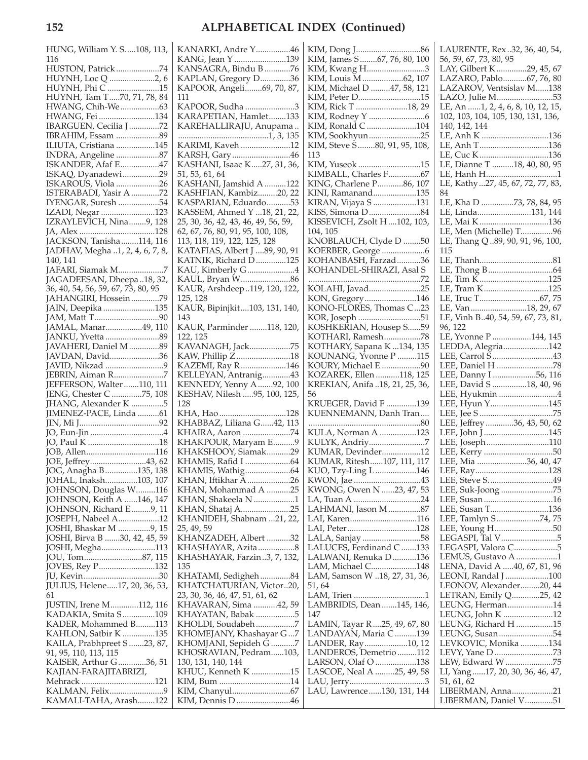# ALPHABETICAL INDEX (Continued)

HUNG, William Y. S.....108, 113, 116
HUSTON, Patrick....................74
HUYNH, Loc Q .....................2, 6
HUYNH, Phi C ........................15
HUYNH, Tam T.....70, 71, 78, 84
HWANG, Chih-We..................63
HWANG, Fei ..........................134
IBARGUEN, Cecilia J.............72
IBRAHIM, Essam ....................89
ILIUTA, Cristiana ..................145
INDRA, Angeline ....................87
ISKANDER, Afaf E..................47
ISKAQ, Dyanadewi.................29
ISKAROUS, Viola ....................26
ISTERABADI, Yasir A .............72
IYENGAR, Suresh ...................54
IZADI, Negar .........................123
IZRAYLEVICH, Nina........9, 128
JA, Alex ...................................128
JACKSON, Tanisha........114, 116
JADHAV, Megha ..1, 2, 4, 6, 7, 8, 140, 141
JAFARI, Siamak M.....................7
JAGADEESAN, Dheepa ..18, 32, 36, 40, 54, 56, 59, 67, 73, 80, 95
JAHANGIRI, Hossein.............79
JAIN, Deepika ........................135
JAM, Matt T..............................90
JAMAL, Manar.................49, 110
JANKU, Yvetta .........................89
JAVAHERI, Daniel M..............89
JAVDAN, David.......................36
JAVID, Nikzad ...........................9
JEBRIN, Aiman R.......................7
JEFFERSON, Walter.......110, 111
JENG, Chester C ..............75, 108
JHANG, Alexander K ...............5
JIMENEZ-PACE, Linda ..........61
JIN, Mi J.....................................92
JO, Eun-Jin .................................4
JO, Paul K .................................18
JOB, Allen................................116
JOE, Jeffrey..........................43, 62
JOG, Anagha B...............135, 138
JOHAL, Inaksh...............103, 107
JOHNSON, Douglas W.........116
JOHNSON, Keith A ......146, 147
JOHNSON, Richard E.........9, 11
JOSEPH, Nabeel A...................12
JOSHI, Bhaskar M ...............9, 15
JOSHI, Birva B .......30, 42, 45, 59
JOSHI, Megha.........................113
JOU, Tom...........................87, 115
JOVES, Rey P..........................132
JU, Kevin...................................30
JULIUS, Helene.....17, 20, 36, 53, 61
JUSTIN, Irene M.............112, 116
KADAKIA, Smita S...............109
KADER, Mohammed B.........113
KAHLON, Satbir K ...............135
KAILA, Prabhpreet S .......23, 87, 91, 95, 110, 113, 115
KAISER, Arthur G.............36, 51
KAJIAN-FARAJITABRIZI, Mehrack ..................................121
KALMAN, Felix.........................9
KAMALI-TAHA, Arash........122
KANARKI, Andre Y................46
KANG, Jean Y ........................139
KANSAGRA, Bindu B ............76
KAPLAN, Gregory D..............36
KAPOOR, Angeli........69, 70, 87, 111
KAPOOR, Sudha .......................3
KARAPETIAN, Hamlet........133
KAREHALLIRAJU, Anupama ..........................................1, 3, 135
KARIMI, Kaveh .......................12
KARSH, Gary...........................46
KASHANI, Isaac K.....27, 31, 36, 51, 53, 61, 64
KASHANI, Jamshid A ..........122
KASHFIAN, Kambiz.........20, 22
KASPARIAN, Eduardo...........53
KASSEM, Ahmed Y ...18, 21, 22, 25, 30, 36, 42, 43, 46, 49, 56, 59, 62, 67, 76, 80, 91, 95, 100, 108, 113, 118, 119, 122, 125, 128
KATAFIAS, Albert J ....89, 90, 91
KATNIK, Richard D..............125
KAU, Kimberly G......................4
KAUL, Bryan W.......................86
KAUR, Arshdeep ..119, 120, 122, 125, 128
KAUR, Bipinjkit....103, 131, 140, 143
KAUR, Parminder ........118, 120, 122, 125
KAVANAGH, Jack...................75
KAW, Phillip Z.........................18
KAZEMI, Ray R.....................146
KELLEYAN, Antranig.............43
KENNEDY, Yenny A.......92, 100
KESHAV, Nilesh .....95, 100, 125, 128
KHA, Hao ...............................128
KHABBAZ, Liliana G......42, 113
KHAIRA, Aaron ......................74
KHAKPOUR, Maryam E..........9
KHAKSHOOY, Siamak...........29
KHAMIS, Rafid I .....................64
KHAMIS, Wathig.....................64
KHAN, Iftikhar A ....................26
KHAN, Mohammad A ...........25
KHAN, Shakeela N ...................1
KHAN, Shataj A.......................25
KHANIDEH, Shabnam ...21, 22, 25, 49, 59
KHANZADEH, Albert ...........32
KHASHAYAR, Azita.................8
KHASHAYAR, Farzin ..3, 7, 132, 135
KHATAMI, Sedigheh..............84
KHATCHATURIAN, Victor..20, 23, 30, 36, 46, 47, 51, 61, 62
KHAVARAN, Sima ...........42, 59
KHAYATAN, Babak .................5
KHOLDI, Soudabeh..................7
KHOMEJANY, Khashayar G ...7
KHOMJANI, Sepideh G ...........7
KHOSRAVIAN, Pedram......103, 130, 131, 140, 144
KHUU, Kenneth K ..................15
KIM, Bum .................................14
KIM, Chanyul...........................67
KIM, Dennis D .........................46
KIM, Dong J..............................86
KIM, James S ........67, 76, 80, 100
KIM, Kwang H...........................3
KIM, Louis M ...................62, 107
KIM, Michael D .........47, 58, 121
KIM, Peter D.............................15
KIM, Rick T ........................18, 29
KIM, Rodney Y ..........................6
KIM, Ronald C .......................104
KIM, Sookhyun........................25
KIM, Steve S ........80, 91, 95, 108, 113
KIM, Yuseok .............................15
KIMBALL, Charles F...............67
KING, Charlene P............86, 107
KINI, Ramanand....................135
KIRAN, Vijaya S ....................131
KISS, Simona D........................84
KISSEVICH, Zsolt H ....102, 103, 104, 105
KNOBLAUCH, Clyde D ........50
KOERBER, George ....................6
KOHANBASH, Farzad...........36
KOHANDEL-SHIRAZI, Asal S ...................................................72
KOLAHI, Javad........................25
KON, Gregory........................146
KONO-FLORES, Thomas C...23
KOR, Joseph .............................51
KOSHKERIAN, Housep S......59
KOTHARI, Ramesh.................78
KOTHARY, Sapana K ..134, 135
KOUNANG, Yvonne P .........115
KOURY, Michael E ..................90
KOZAREK, Ellen ...........118, 125
KREKIAN, Anifa ..18, 21, 25, 36, 56
KRUEGER, David F ..............139
KUENNEMANN, Danh Tran.... ...................................................80
KULA, Norman A .................123
KULYK, Andriy..........................7
KUMAR, Devinder..................12
KUMAR, Ritesh......107, 111, 117
KUO, Tzy-Ling L ...................146
KWON, Jae ...............................43
KWONG, Owen N ......23, 47, 53
LA, Tuan A ...............................24
LAHMANI, Jason M...............87
LAI, Karen...............................116
LAI, Peter................................128
LALA, Sanjay ...........................58
LALUCES, Ferdinand C .......133
LALWANI, Renuka D...........136
LAM, Michael C.....................148
LAM, Samson W ..18, 27, 31, 36, 51, 64
LAM, Trien .................................1
LAMBRIDIS, Dean .......145, 146, 147
LAMIN, Tayar R ....25, 49, 67, 80
LANDAYAN, Maria C ..........139
LANDER, Ray....................10, 12
LANDEROS, Demetrio .........112
LARSON, Olaf O ...................138
LASCOE, Neal A .........25, 49, 58
LAU, Jerry...................................3
LAU, Lawrence......130, 131, 144
LAURENTE, Rex ..32, 36, 40, 54, 56, 59, 67, 73, 80, 95
LAY, Gilbert K..............29, 45, 67
LAZARO, Pablo...........67, 76, 80
LAZAROV, Ventsislav M......138
LAZO, Julie M..........................53
LE, An ......1, 2, 4, 6, 8, 10, 12, 15, 102, 103, 104, 105, 130, 131, 136, 140, 142, 144
LE, Anh K ...............................136
LE, Anh T................................136
LE, Cuc K ................................136
LE, Dianne T ..........18, 40, 80, 95
LE, Hanh H.................................1
LE, Kathy ...27, 45, 67, 72, 77, 83, 84
LE, Kha D ...............73, 78, 84, 95
LE, Linda.........................131, 144
LE, Mai K ................................136
LE, Men (Michelle) T...............96
LE, Thang Q ..89, 90, 91, 96, 100, 115
LE, Thanh..................................81
LE, Thong B..............................64
LE, Tim K ................................125
LE, Tram K..............................125
LE, Truc T............................67, 75
LE, Van ..........................18, 29, 67
LE, Vinh B..40, 54, 59, 67, 73, 81, 96, 122
LE, Yvonne P ..................144, 145
LEDDA, Alegria.....................142
LEE, Carrol S ............................43
LEE, Daniel H ..........................78
LEE, Danny I ....................56, 116
LEE, David S ................18, 40, 96
LEE, Hyukmin ...........................4
LEE, Hyun Y...........................145
LEE, Jee S ..................................75
LEE, Jeffrey ............36, 43, 50, 62
LEE, John J..............................145
LEE, Joseph............................110
LEE, Kerry ................................50
LEE, Mia .......................36, 40, 47
LEE, Ray..................................128
LEE, Steve S. .............................49
LEE, Suk-Joong ........................75
LEE, Susan ................................16
LEE, Susan T...........................136
LEE, Tamlyn S ....................74, 75
LEE, Young H...........................50
LEGASPI, Tal V..........................5
LEGASPI, Valora C....................5
LEMUS, Gustavo A ...................1
LENA, David A .....40, 67, 81, 96
LEONI, Randal J ....................100
LEONOV, Alexander.........20, 44
LETRAN, Emily Q.............25, 42
LEUNG, Herman.....................14
LEUNG, John K .......................12
LEUNG, Richard H .................15
LEUNG, Susan.........................54
LEVKOVIC, Monika .............134
LEVY, Yane D ..........................73
LEW, Edward W ......................75
LI, Yang ......17, 20, 30, 36, 46, 47, 51, 61, 62
LIBERMAN, Anna...................21
LIBERMAN, Daniel V.............51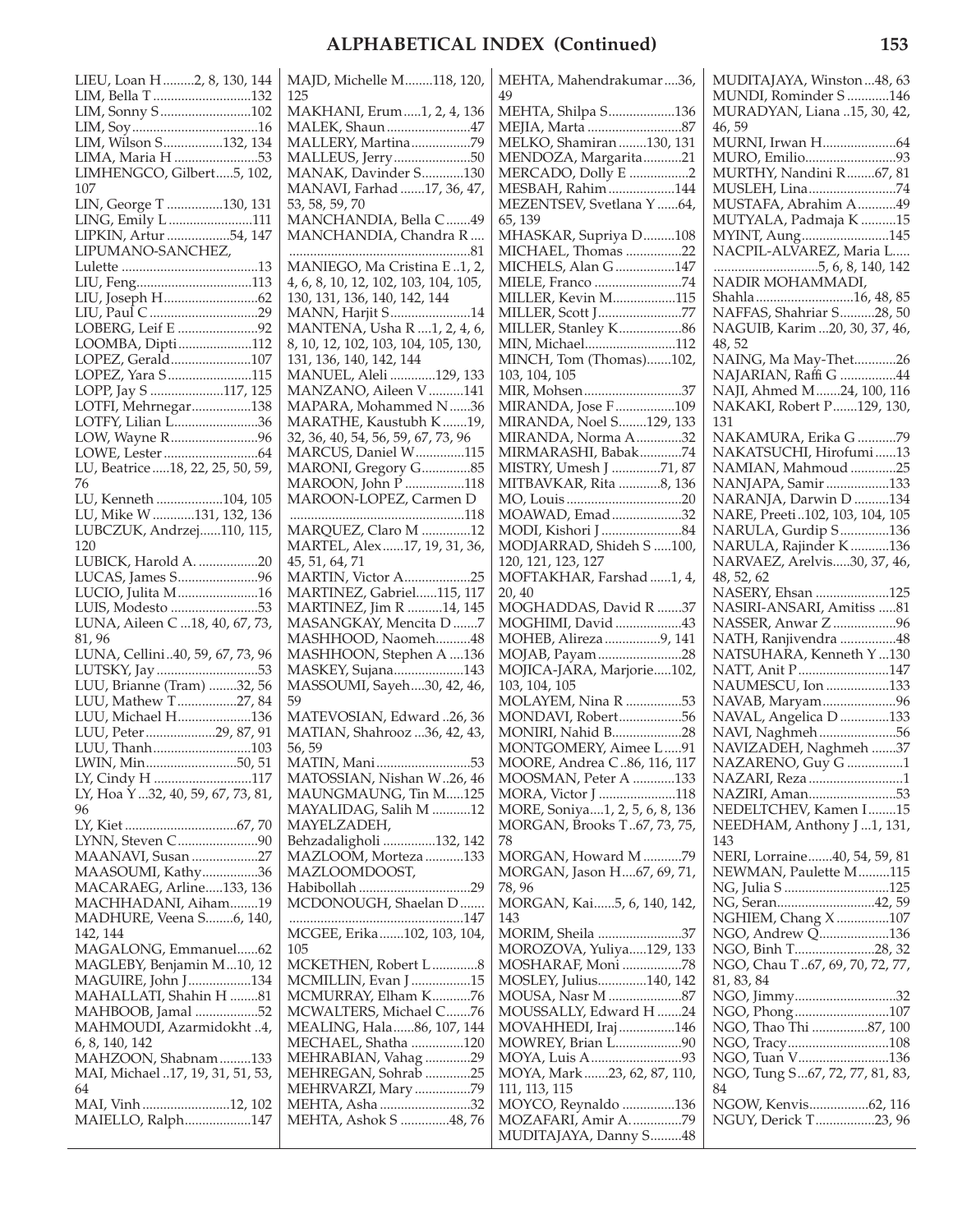# ALPHABETICAL INDEX (Continued)

LIEU, Loan H.........2, 8, 130, 144
LIM, Bella T...........................132
LIM, Sonny S.........................102
LIM, Soy...................................16
LIM, Wilson S.................132, 134
LIMA, Maria H ........................53
LIMHENGCO, Gilbert.....5, 102, 107
LIN, George T ................130, 131
LING, Emily L ........................111
LIPKIN, Artur ..................54, 147
LIPUMANO-SANCHEZ, Lulette .......................................13
LIU, Feng.................................113
LIU, Joseph H...........................62
LIU, Paul C ...............................29
LOBERG, Leif E .......................92
LOOMBA, Dipti.....................112
LOPEZ, Gerald.......................107
LOPEZ, Yara S........................115
LOPP, Jay S .....................117, 125
LOTFI, Mehrnegar.................138
LOTFY, Lilian L........................36
LOW, Wayne R.........................96
LOWE, Lester...........................64
LU, Beatrice.....18, 22, 25, 50, 59, 76
LU, Kenneth ...................104, 105
LU, Mike W ............131, 132, 136
LUBCZUK, Andrzej......110, 115, 120
LUBICK, Harold A. .................20
LUCAS, James S.......................96
LUCIO, Julita M.......................16
LUIS, Modesto .........................53
LUNA, Aileen C ...18, 40, 67, 73, 81, 96
LUNA, Cellini..40, 59, 67, 73, 96
LUTSKY, Jay ............................53
LUU, Brianne (Tram) ........32, 56
LUU, Mathew T.................27, 84
LUU, Michael H.....................136
LUU, Peter....................29, 87, 91
LUU, Thanh............................103
LWIN, Min..........................50, 51
LY, Cindy H ............................117
LY, Hoa Y ...32, 40, 59, 67, 73, 81, 96
LY, Kiet ................................67, 70
LYNN, Steven C.......................90
MAANAVI, Susan ...................27
MAASOUMI, Kathy................36
MACARAEG, Arline.....133, 136
MACHHADANI, Aiham........19
MADHURE, Veena S........6, 140, 142, 144
MAGALONG, Emmanuel......62
MAGLEBY, Benjamin M...10, 12
MAGUIRE, John J..................134
MAHALLATI, Shahin H ........81
MAHBOOB, Jamal ..................52
MAHMOUDI, Azarmidokht ..4, 6, 8, 140, 142
MAHZOON, Shabnam.........133
MAI, Michael ..17, 19, 31, 51, 53, 64
MAI, Vinh .........................12, 102
MAIELLO, Ralph...................147
MAJD, Michelle M........118, 120, 125
MAKHANI, Erum.....1, 2, 4, 136
MALEK, Shaun ........................47
MALLERY, Martina.................79
MALLEUS, Jerry......................50
MANAK, Davinder S............130
MANAVI, Farhad .......17, 36, 47, 53, 58, 59, 70
MANCHANDIA, Bella C.......49
MANCHANDIA, Chandra R ....................................................81
MANIEGO, Ma Cristina E ..1, 2, 4, 6, 8, 10, 12, 102, 103, 104, 105, 130, 131, 136, 140, 142, 144
MANN, Harjit S.......................14
MANTENA, Usha R ....1, 2, 4, 6, 8, 10, 12, 102, 103, 104, 105, 130, 131, 136, 140, 142, 144
MANUEL, Aleli .............129, 133
MANZANO, Aileen V ..........141
MAPARA, Mohammed N ......36
MARATHE, Kaustubh K.......19, 32, 36, 40, 54, 56, 59, 67, 73, 96
MARCUS, Daniel W..............115
MARONI, Gregory G..............85
MAROON, John P .................118
MAROON-LOPEZ, Carmen D ..................................................118
MARQUEZ, Claro M ..............12
MARTEL, Alex......17, 19, 31, 36, 45, 51, 64, 71
MARTIN, Victor A...................25
MARTINEZ, Gabriel......115, 117
MARTINEZ, Jim R ..........14, 145
MASANGKAY, Mencita D .......7
MASHHOOD, Naomeh..........48
MASHHOON, Stephen A ....136
MASKEY, Sujana....................143
MASSOUMI, Sayeh....30, 42, 46, 59
MATEVOSIAN, Edward ..26, 36
MATIAN, Shahrooz ...36, 42, 43, 56, 59
MATIN, Mani...........................53
MATOSSIAN, Nishan W..26, 46
MAUNGMAUNG, Tin M.....125
MAYALIDAG, Salih M ...........12
MAYELZADEH, Behzadaligholi ...............132, 142
MAZLOOM, Morteza ...........133
MAZLOOMDOOST, Habibollah ................................29
MCDONOUGH, Shaelan D ...................................................147
MCGEE, Erika.......102, 103, 104, 105
MCKETHEN, Robert L .............8
MCMILLIN, Evan J .................15
MCMURRAY, Elham K...........76
MCWALTERS, Michael C.......76
MEALING, Hala......86, 107, 144
MECHAEL, Shatha ...............120
MEHRABIAN, Vahag .............29
MEHREGAN, Sohrab .............25
MEHRVARZI, Mary ................79
MEHTA, Asha ..........................17
MEHTA, Ashok S .............48, 76
MEHTA, Mahendrakumar ....36, 49
MEHTA, Shilpa S...................136
MEJIA, Marta ...........................87
MELKO, Shamiran ........130, 131
MENDOZA, Margarita...........21
MERCADO, Dolly E .................2
MESBAH, Rahim ...................144
MEZENTSEV, Svetlana Y ......64, 65, 139
MHASKAR, Supriya D.........108
MICHAEL, Thomas ................22
MICHELS, Alan G .................147
MIELE, Franco .........................74
MILLER, Kevin M..................115
MILLER, Scott J........................77
MILLER, Stanley K..................86
MIN, Michael..........................112
MINCH, Tom (Thomas).......102, 103, 104, 105
MIR, Mohsen...........................37
MIRANDA, Jose F.................109
MIRANDA, Noel S........129, 133
MIRANDA, Norma A.............32
MIRMARASHI, Babak............74
MISTRY, Umesh J ..............71, 87
MITBAVKAR, Rita ............8, 136
MO, Louis .................................20
MOAWAD, Emad....................32
MODI, Kishori J .......................84
MODJARRAD, Shideh S .....100, 120, 121, 123, 127
MOFTAKHAR, Farshad ......1, 4, 20, 40
MOGHADDAS, David R .......37
MOGHIMI, David ...................43
MOHEB, Alireza ................9, 141
MOJAB, Payam........................28
MOJICA-JARA, Marjorie.....102, 103, 104, 105
MOLAYEM, Nina R ................53
MONDAVI, Robert..................56
MONIRI, Nahid B....................28
MONTGOMERY, Aimee L .....91
MOORE, Andrea C ..86, 116, 117
MOOSMAN, Peter A ............133
MORA, Victor J ......................118
MORE, Soniya....1, 2, 5, 6, 8, 136
MORGAN, Brooks T ..67, 73, 75, 78
MORGAN, Howard M ...........79
MORGAN, Jason H....67, 69, 71, 78, 96
MORGAN, Kai......5, 6, 140, 142, 143
MORIM, Sheila ........................37
MOROZOVA, Yuliya.....129, 133
MOSHARAF, Moni .................78
MOSLEY, Julius.............140, 142
MOUSA, Nasr M .....................87
MOUSSALLY, Edward H .......24
MOVAHHEDI, Iraj ................146
MOWREY, Brian L...................90
MOYA, Luis A..........................93
MOYA, Mark .......23, 62, 87, 110, 111, 113, 115
MOYCO, Reynaldo ...............136
MOZAFARI, Amir A...............79
MUDITAJAYA, Danny S.........48
MUDITAJAYA, Winston ...48, 63
MUNDI, Rominder S ............146
MURADYAN, Liana ..15, 30, 42, 46, 59
MURNI, Irwan H.....................64
MURO, Emilio..........................93
MURTHY, Nandini R........67, 81
MUSLEH, Lina.........................74
MUSTAFA, Abrahim A...........49
MUTYALA, Padmaja K ..........15
MYINT, Aung.........................145
NACPIL-ALVAREZ, Maria L..... .............................5, 6, 8, 140, 142
NADIR MOHAMMADI, Shahla ............................16, 48, 85
NAFFAS, Shahriar S..........28, 50
NAGUIB, Karim ...20, 30, 37, 46, 48, 52
NAING, Ma May-Thet............26
NAJARIAN, Raffi G ................44
NAJI, Ahmed M.......24, 100, 116
NAKAKI, Robert P.......129, 130, 131
NAKAMURA, Erika G ...........79
NAKATSUCHI, Hirofumi ......13
NAMIAN, Mahmoud .............25
NANJAPA, Samir ..................133
NARANJA, Darwin D ..........134
NARE, Preeti ..102, 103, 104, 105
NARULA, Gurdip S..............136
NARULA, Rajinder K ...........136
NARVAEZ, Arelvis.....30, 37, 46, 48, 52, 62
NASERY, Ehsan .....................125
NASIRI-ANSARI, Amitiss .....81
NASSER, Anwar Z ..................96
NATH, Ranjivendra ................48
NATSUHARA, Kenneth Y ...130
NATT, Anit P..........................147
NAUMESCU, Ion ..................133
NAVAB, Maryam.....................96
NAVAL, Angelica D ..............133
NAVI, Naghmeh......................56
NAVIZADEH, Naghmeh .......37
NAZARENO, Guy G ................1
NAZARI, Reza ...........................1
NAZIRI, Aman.........................53
NEDELTCHEV, Kamen I........15
NEEDHAM, Anthony J ...1, 131, 143
NERI, Lorraine.......40, 54, 59, 81
NEWMAN, Paulette M.........115
NG, Julia S ..............................125
NG, Seran............................42, 59
NGHIEM, Chang X ...............107
NGO, Andrew Q....................136
NGO, Binh T.......................28, 32
NGO, Chau T ..67, 69, 70, 72, 77, 81, 83, 84
NGO, Jimmy.............................32
NGO, Phong...........................107
NGO, Thao Thi ................87, 100
NGO, Tracy.............................108
NGO, Tuan V..........................136
NGO, Tung S...67, 72, 77, 81, 83, 84
NGOW, Kenvis.................62, 116
NGUY, Derick T.................23, 96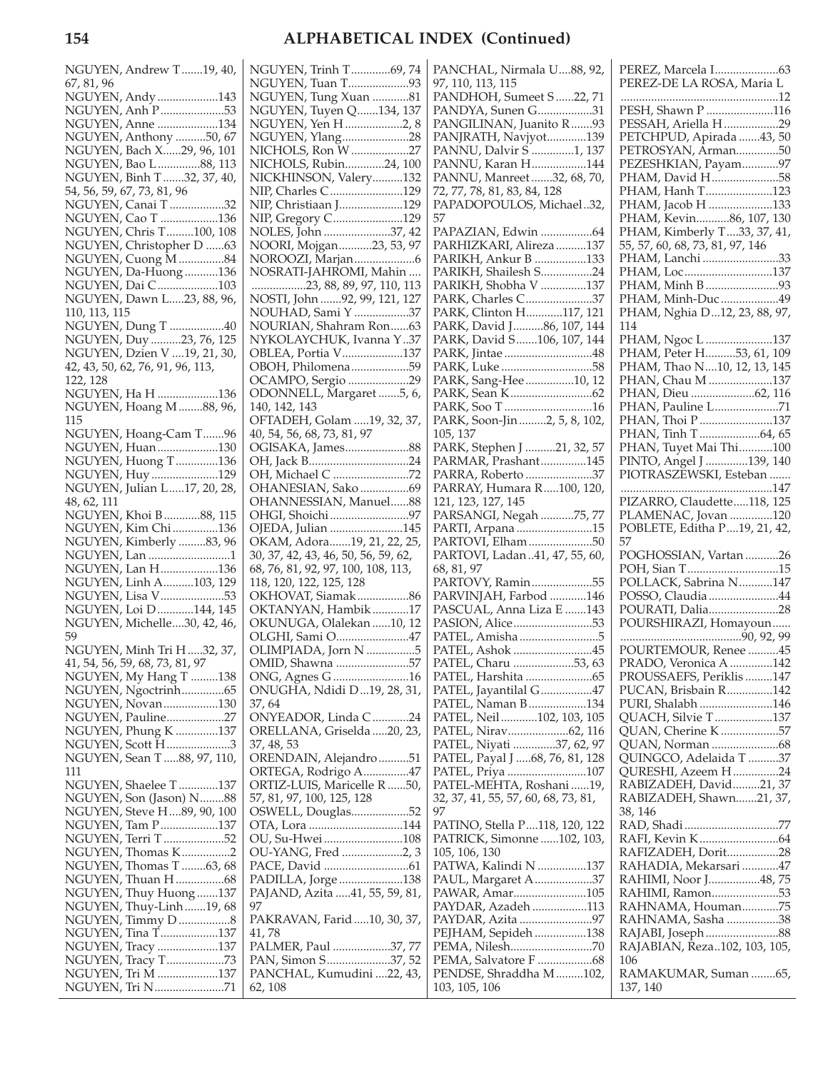## ALPHABETICAL INDEX (Continued)

NGUYEN, Andrew T.......19, 40, 67, 81, 96
NGUYEN, Andy....................143
NGUYEN, Anh P.....................53
NGUYEN, Anne....................134
NGUYEN, Anthony ..........50, 67
NGUYEN, Bach X......29, 96, 101
NGUYEN, Bao L..............88, 113
NGUYEN, Binh T.......32, 37, 40, 54, 56, 59, 67, 73, 81, 96
NGUYEN, Canai T..................32
NGUYEN, Cao T...................136
NGUYEN, Chris T.........100, 108
NGUYEN, Christopher D ......63
NGUYEN, Cuong M...............84
NGUYEN, Da-Huong...........136
NGUYEN, Dai C....................103
NGUYEN, Dawn L.....23, 88, 96, 110, 113, 115
NGUYEN, Dung T ..................40
NGUYEN, Duy ..........23, 76, 125
NGUYEN, Dzien V ....19, 21, 30, 42, 43, 50, 62, 76, 91, 96, 113, 122, 128
NGUYEN, Ha H ....................136
NGUYEN, Hoang M........88, 96, 115
NGUYEN, Hoang-Cam T.......96
NGUYEN, Huan....................130
NGUYEN, Huong T..............136
NGUYEN, Huy......................129
NGUYEN, Julian L.....17, 20, 28, 48, 62, 111
NGUYEN, Khoi B............88, 115
NGUYEN, Kim Chi...............136
NGUYEN, Kimberly .........83, 96
NGUYEN, Lan ...........................1
NGUYEN, Lan H...................136
NGUYEN, Linh A..........103, 129
NGUYEN, Lisa V.....................53
NGUYEN, Loi D............144, 145
NGUYEN, Michelle....30, 42, 46, 59
NGUYEN, Minh Tri H.....32, 37, 41, 54, 56, 59, 68, 73, 81, 97
NGUYEN, My Hang T .........138
NGUYEN, Ngoctrinh..............65
NGUYEN, Novan..................130
NGUYEN, Pauline...................27
NGUYEN, Phung K ..............137
NGUYEN, Scott H.....................3
NGUYEN, Sean T .....88, 97, 110, 111
NGUYEN, Shaelee T.............137
NGUYEN, Son (Jason) N........88
NGUYEN, Steve H....89, 90, 100
NGUYEN, Tam P...................137
NGUYEN, Terri T....................52
NGUYEN, Thomas K................2
NGUYEN, Thomas T ........63, 68
NGUYEN, Thuan H................68
NGUYEN, Thuy Huong.......137
NGUYEN, Thuy-Linh.......19, 68
NGUYEN, Timmy D .................8
NGUYEN, Tina T...................137
NGUYEN, Tracy ....................137
NGUYEN, Tracy T...................73
NGUYEN, Tri M ....................137
NGUYEN, Tri N.......................71
NGUYEN, Trinh T.............69, 74
NGUYEN, Tuan T....................93
NGUYEN, Tung Xuan ............81
NGUYEN, Tuyen Q.......134, 137
NGUYEN, Yen H ...................2, 8
NGUYEN, Ylang......................28
NICHOLS, Ron W ...................27
NICHOLS, Rubin.............24, 100
NICKHINSON, Valery..........132
NIP, Charles C........................129
NIP, Christiaan J.....................129
NIP, Gregory C.......................129
NOLES, John ......................37, 42
NOORI, Mojgan...........23, 53, 97
NOROOZI, Marjan....................6
NOSRATI-JAHROMI, Mahin .... .................23, 88, 89, 97, 110, 113
NOSTI, John .......92, 99, 121, 127
NOUHAD, Sami Y ..................37
NOURIAN, Shahram Ron......63
NYKOLAYCHUK, Ivanna Y..37
OBLEA, Portia V....................137
OBOH, Philomena...................59
OCAMPO, Sergio ....................29
ODONNELL, Margaret .......5, 6, 140, 142, 143
OFTADEH, Golam .....19, 32, 37, 40, 54, 56, 68, 73, 81, 97
OGISAKA, James.....................88
OH, Jack B.................................24
OH, Michael C .........................72
OHANESIAN, Sako ................69
OHANNESSIAN, Manuel......88
OHGI, Shoichi..........................97
OJEDA, Julian ........................145
OKAM, Adora.......19, 21, 22, 25, 30, 37, 42, 43, 46, 50, 56, 59, 62, 68, 76, 81, 92, 97, 100, 108, 113, 118, 120, 122, 125, 128
OKHOVAT, Siamak.................86
OKTANYAN, Hambik............17
OKUNUGA, Olalekan......10, 12
OLGHI, Sami O........................47
OLIMPIADA, Jorn N ................5
OMID, Shawna ........................57
ONG, Agnes G.........................16
ONUGHA, Ndidi D...19, 28, 31, 37, 64
ONYEADOR, Linda C............24
ORELLANA, Griselda .....20, 23, 37, 48, 53
ORENDAIN, Alejandro..........51
ORTEGA, Rodrigo A...............47
ORTIZ-LUIS, Maricelle R......50, 57, 81, 97, 100, 125, 128
OSWELL, Douglas...................52
OTA, Lora ...............................144
OU, Su-Hwei..........................108
OU-YANG, Fred ....................2, 3
PACE, David ............................61
PADILLA, Jorge .....................138
PAJAND, Azita .....41, 55, 59, 81, 97
PAKRAVAN, Farid .....10, 30, 37, 41, 78
PALMER, Paul ...................37, 77
PAN, Simon S.....................37, 52
PANCHAL, Kumudini ....22, 43, 62, 108
PANCHAL, Nirmala U....88, 92, 97, 110, 113, 115
PANDHOH, Sumeet S ......22, 71
PANDYA, Sunen G..................31
PANGILINAN, Juanito R.......93
PANJRATH, Navjyot.............139
PANNU, Dalvir S ..............1, 137
PANNU, Karan H..................144
PANNU, Manreet .......32, 68, 70, 72, 77, 78, 81, 83, 84, 128
PAPADOPOULOS, Michael..32, 57
PAPAZIAN, Edwin .................64
PARHIZKARI, Alireza ..........137
PARIKH, Ankur B .................133
PARIKH, Shailesh S.................24
PARIKH, Shobha V ...............137
PARK, Charles C......................37
PARK, Clinton H............117, 121
PARK, David J..........86, 107, 144
PARK, David S.......106, 107, 144
PARK, Jintae .............................48
PARK, Luke ..............................58
PARK, Sang-Hee................10, 12
PARK, Sean K...........................62
PARK, Soo T .............................16
PARK, Soon-Jin.........2, 5, 8, 102, 105, 137
PARK, Stephen J ..........21, 32, 57
PARMAR, Prashant...............145
PARRA, Roberto ......................37
PARRAY, Humara R.....100, 120, 121, 123, 127, 145
PARSANGI, Negah ...........75, 77
PARTI, Arpana .........................15
PARTOVI, Elham .....................50
PARTOVI, Ladan ..41, 47, 55, 60, 68, 81, 97
PARTOVY, Ramin....................55
PARVINJAH, Farbod ............146
PASCUAL, Anna Liza E .......143
PASION, Alice..........................53
PATEL, Amisha .........................5
PATEL, Ashok ..........................45
PATEL, Charu ....................53, 63
PATEL, Harshita ......................65
PATEL, Jayantilal G.................47
PATEL, Naman B...................134
PATEL, Neil ............102, 103, 105
PATEL, Nirav....................62, 116
PATEL, Niyati ..............37, 62, 97
PATEL, Payal J .....68, 76, 81, 128
PATEL, Priya ..........................107
PATEL-MEHTA, Roshani ......19, 32, 37, 41, 55, 57, 60, 68, 73, 81, 97
PATINO, Stella P....118, 120, 122
PATRICK, Simonne ......102, 103, 105, 106, 130
PATWA, Kalindi N ................137
PAUL, Margaret A...................37
PAWAR, Amar........................105
PAYDAR, Azadeh ..................113
PAYDAR, Azita ........................97
PEJHAM, Sepideh .................138
PEMA, Nilesh...........................70
PEMA, Salvatore F ..................68
PENDSE, Shraddha M.........102, 103, 105, 106
PEREZ, Marcela I.....................63
PEREZ-DE LA ROSA, Maria L ....................................................12
PESH, Shawn P ......................116
PESSAH, Ariella H ..................29
PETCHPUD, Apirada .......43, 50
PETROSYAN, Arman..............50
PEZESHKIAN, Payam............97
PHAM, David H......................58
PHAM, Hanh T......................123
PHAM, Jacob H .....................133
PHAM, Kevin...........86, 107, 130
PHAM, Kimberly T....33, 37, 41, 55, 57, 60, 68, 73, 81, 97, 146
PHAM, Lanchi .........................33
PHAM, Loc.............................137
PHAM, Minh B ........................93
PHAM, Minh-Duc ...................49
PHAM, Nghia D...12, 23, 88, 97, 114
PHAM, Ngoc L ......................137
PHAM, Peter H..........53, 61, 109
PHAM, Thao N....10, 12, 13, 145
PHAN, Chau M .....................137
PHAN, Dieu .....................62, 116
PHAN, Pauline L......................71
PHAN, Thoi P ........................137
PHAN, Tinh T ....................64, 65
PHAN, Tuyet Mai Thi...........100
PINTO, Angel J ..............139, 140
PIOTRASZEWSKI, Esteban ....... ..................................................147
PIZARRO, Claudette.....118, 125
PLAMENAC, Jovan ..............120
POBLETE, Editha P....19, 21, 42, 57
POGHOSSIAN, Vartan ...........26
POH, Sian T..............................15
POLLACK, Sabrina N...........147
POSSO, Claudia .......................44
POURATI, Dalia.......................28
POURSHIRAZI, Homayoun...... ........................................90, 92, 99
POURTEMOUR, Renee ..........45
PRADO, Veronica A ..............142
PROUSSAEFS, Periklis .........147
PUCAN, Brisbain R...............142
PURI, Shalabh ........................146
QUACH, Silvie T ...................137
QUAN, Cherine K ...................57
QUAN, Norman ......................68
QUINGCO, Adelaida T ..........37
QURESHI, Azeem H...............24
RABIZADEH, David.........21, 37
RABIZADEH, Shawn.......21, 37, 38, 146
RAD, Shadi ...............................77
RAFI, Kevin K..........................64
RAFIZADEH, Dorit.................28
RAHADIA, Mekarsari ............47
RAHIMI, Noor J.................48, 75
RAHIMI, Ramon......................53
RAHNAMA, Houman............75
RAHNAMA, Sasha .................38
RAJABI, Joseph ........................88
RAJABIAN, Reza..102, 103, 105, 106
RAMAKUMAR, Suman ........65, 137, 140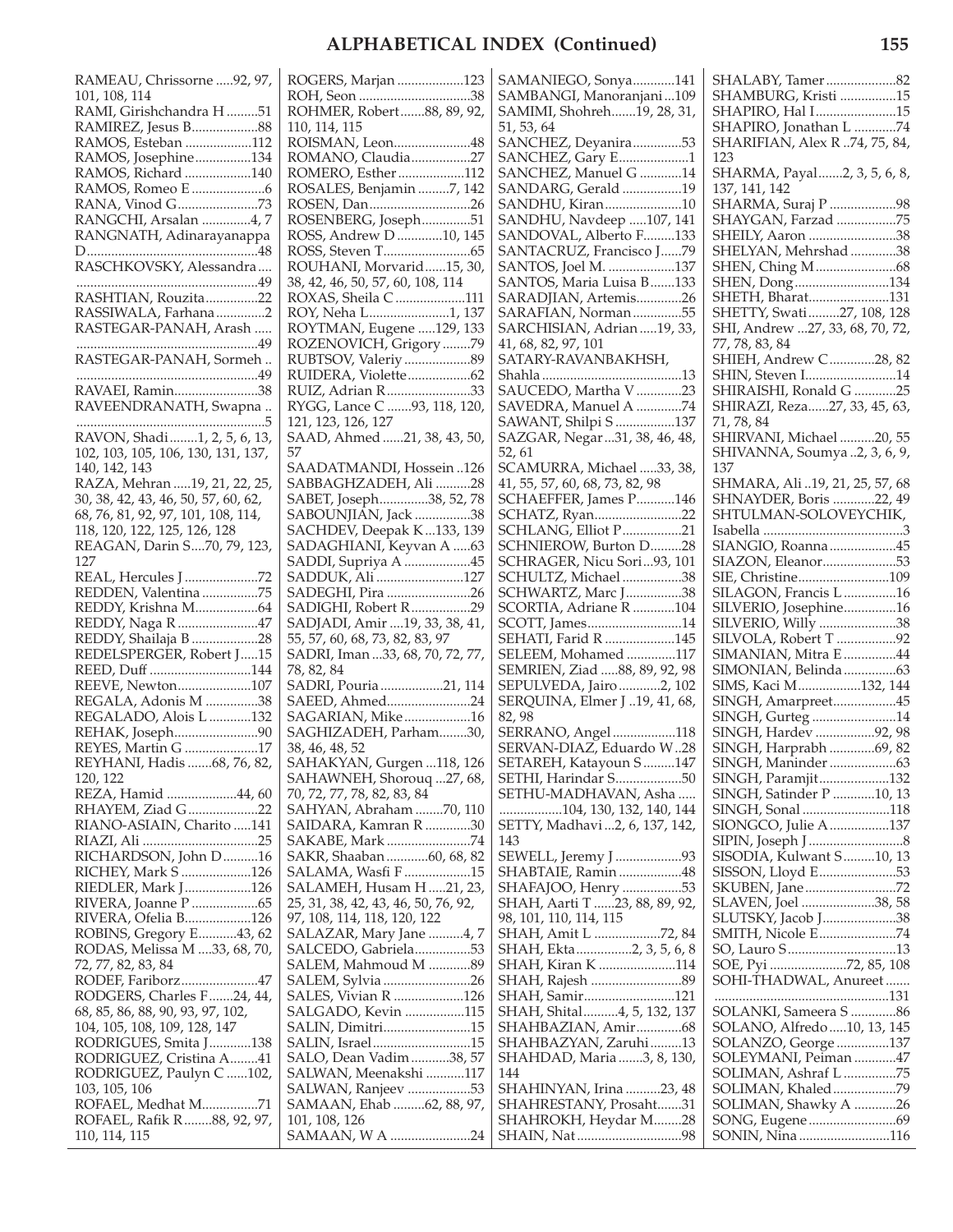## ALPHABETICAL INDEX (Continued)

RAMEAU, Chrissorne .....92, 97, 101, 108, 114
RAMI, Girishchandra H .........51
RAMIREZ, Jesus B...................88
RAMOS, Esteban ...................112
RAMOS, Josephine................134
RAMOS, Richard ...................140
RAMOS, Romeo E .....................6
RANA, Vinod G.......................73
RANGCHI, Arsalan ..............4, 7
RANGNATH, Adinarayanappa D................................................48
RASCHKOVSKY, Alessandra.... ....................................................49
RASHTIAN, Rouzita...............22
RASSIWALA, Farhana .............2
RASTEGAR-PANAH, Arash ..... ....................................................49
RASTEGAR-PANAH, Sormeh .. ....................................................49
RAVAEI, Ramin........................38
RAVEENDRANATH, Swapna .. ......................................................5
RAVON, Shadi........1, 2, 5, 6, 13, 102, 103, 105, 106, 130, 131, 137, 140, 142, 143
RAZA, Mehran .....19, 21, 22, 25, 30, 38, 42, 43, 46, 50, 57, 60, 62, 68, 76, 81, 92, 97, 101, 108, 114, 118, 120, 122, 125, 126, 128
REAGAN, Darin S....70, 79, 123, 127
REAL, Hercules J .....................72
REDDEN, Valentina ................75
REDDY, Krishna M..................64
REDDY, Naga R .......................47
REDDY, Shailaja B ...................28
REDELSPERGER, Robert J.....15
REED, Duff .............................144
REEVE, Newton.....................107
REGALA, Adonis M ...............38
REGALADO, Alois L ............132
REHAK, Joseph........................90
REYES, Martin G .....................17
REYHANI, Hadis .......68, 76, 82, 120, 122
REZA, Hamid ....................44, 60
RHAYEM, Ziad G....................22
RIANO-ASIAIN, Charito .....141
RIAZI, Ali .................................25
RICHARDSON, John D..........16
RICHEY, Mark S ....................126
RIEDLER, Mark J...................126
RIVERA, Joanne P ...................65
RIVERA, Ofelia B...................126
ROBINS, Gregory E...........43, 62
RODAS, Melissa M ....33, 68, 70, 72, 77, 82, 83, 84
RODEF, Fariborz......................47
RODGERS, Charles F.......24, 44, 68, 85, 86, 88, 90, 93, 97, 102, 104, 105, 108, 109, 128, 147
RODRIGUES, Smita J............138
RODRIGUEZ, Cristina A........41
RODRIGUEZ, Paulyn C ......102, 103, 105, 106
ROFAEL, Medhat M................71
ROFAEL, Rafik R........88, 92, 97, 110, 114, 115
ROGERS, Marjan ...................123
ROH, Seon ................................38
ROHMER, Robert.......88, 89, 92, 110, 114, 115
ROISMAN, Leon......................48
ROMANO, Claudia.................27
ROMERO, Esther ...................112
ROSALES, Benjamin .........7, 142
ROSEN, Dan.............................26
ROSENBERG, Joseph..............51
ROSS, Andrew D .............10, 145
ROSS, Steven T.........................65
ROUHANI, Morvarid......15, 30, 38, 42, 46, 50, 57, 60, 108, 114
ROXAS, Sheila C ...................111
ROY, Neha L.......................1, 137
ROYTMAN, Eugene .....129, 133
ROZENOVICH, Grigory ........79
RUBTSOV, Valeriy ...................89
RUIDERA, Violette..................62
RUIZ, Adrian R ........................33
RYGG, Lance C .......93, 118, 120, 121, 123, 126, 127
SAAD, Ahmed ......21, 38, 43, 50, 57
SAADATMANDI, Hossein ..126
SABBAGHZADEH, Ali ..........28
SABET, Joseph..............38, 52, 78
SABOUNJIAN, Jack ................38
SACHDEV, Deepak K...133, 139
SADAGHIANI, Keyvan A .....63
SADDI, Supriya A ...................45
SADDUK, Ali .........................127
SADEGHI, Pira ........................26
SADIGHI, Robert R.................29
SADJADI, Amir ....19, 33, 38, 41, 55, 57, 60, 68, 73, 82, 83, 97
SADRI, Iman ...33, 68, 70, 72, 77, 78, 82, 84
SADRI, Pouria ..................21, 114
SAEED, Ahmed........................24
SAGARIAN, Mike....................16
SAGHIZADEH, Parham........30, 38, 46, 48, 52
SAHAKYAN, Gurgen ...118, 126
SAHAWNEH, Shorouq ...27, 68, 70, 72, 77, 78, 82, 83, 84
SAHYAN, Abraham ........70, 110
SAIDARA, Kamran R .............30
SAKABE, Mark ........................74
SAKR, Shaaban ............60, 68, 82
SALAMA, Wasfi F ...................15
SALAMEH, Husam H .....21, 23, 25, 31, 38, 42, 43, 46, 50, 76, 92, 97, 108, 114, 118, 120, 122
SALAZAR, Mary Jane ..........4, 7
SALCEDO, Gabriela................53
SALEM, Mahmoud M ............89
SALEM, Sylvia .........................26
SALES, Vivian R ....................126
SALGADO, Kevin .................115
SALIN, Dimitri.........................15
SALIN, Israel............................15
SALO, Dean Vadim...........38, 57
SALWAN, Meenakshi ...........117
SALWAN, Ranjeev ..................53
SAMAAN, Ehab .........62, 88, 97, 101, 108, 126
SAMAAN, W A .......................24
SAMANIEGO, Sonya............141
SAMBANGI, Manoranjani...109
SAMIMI, Shohreh.......19, 28, 31, 51, 53, 64
SANCHEZ, Deyanira..............53
SANCHEZ, Gary E....................1
SANCHEZ, Manuel G ............14
SANDARG, Gerald .................19
SANDHU, Kiran......................10
SANDHU, Navdeep .....107, 141
SANDOVAL, Alberto F.........133
SANTACRUZ, Francisco J......79
SANTOS, Joel M. ...................137
SANTOS, Maria Luisa B.......133
SARADJIAN, Artemis............26
SARAFIAN, Norman ..............55
SARCHISIAN, Adrian .....19, 33, 41, 68, 82, 97, 101
SATARY-RAVANBAKHSH, Shahla ........................................13
SAUCEDO, Martha V .............23
SAVEDRA, Manuel A .............74
SAWANT, Shilpi S .................137
SAZGAR, Negar ...31, 38, 46, 48, 52, 61
SCAMURRA, Michael .....33, 38, 41, 55, 57, 60, 68, 73, 82, 98
SCHAEFFER, James P...........146
SCHATZ, Ryan.........................22
SCHLANG, Elliot P.................21
SCHNIEROW, Burton D.........28
SCHRAGER, Nicu Sori...93, 101
SCHULTZ, Michael .................38
SCHWARTZ, Marc J................38
SCORTIA, Adriane R ............104
SCOTT, James...........................14
SEHATI, Farid R ....................145
SELEEM, Mohamed ..............117
SEMRIEN, Ziad .....88, 89, 92, 98
SEPULVEDA, Jairo ............2, 102
SERQUINA, Elmer J ..19, 41, 68, 82, 98
SERRANO, Angel ..................118
SERVAN-DIAZ, Eduardo W ..28
SETAREH, Katayoun S .........147
SETHI, Harindar S...................50
SETHU-MADHAVAN, Asha ..... .................104, 130, 132, 140, 144
SETTY, Madhavi ...2, 6, 137, 142, 143
SEWELL, Jeremy J ...................93
SHABTAIE, Ramin ..................48
SHAFAJOO, Henry .................53
SHAH, Aarti T ......23, 88, 89, 92, 98, 101, 110, 114, 115
SHAH, Amit L ...................72, 84
SHAH, Ekta................2, 3, 5, 6, 8
SHAH, Kiran K ......................114
SHAH, Rajesh ..........................89
SHAH, Samir..........................121
SHAH, Shital..........4, 5, 132, 137
SHAHBAZIAN, Amir.............68
SHAHBAZYAN, Zaruhi .........13
SHAHDAD, Maria .......3, 8, 130, 144
SHAHINYAN, Irina ..........23, 48
SHAHRESTANY, Prosaht.......31
SHAHROKH, Heydar M........28
SHAIN, Nat..............................98
SHALABY, Tamer....................82
SHAMBURG, Kristi ................15
SHAPIRO, Hal I.......................15
SHAPIRO, Jonathan L ............74
SHARIFIAN, Alex R ..74, 75, 84, 123
SHARMA, Payal.......2, 3, 5, 6, 8, 137, 141, 142
SHARMA, Suraj P ...................98
SHAYGAN, Farzad .................75
SHEILY, Aaron .........................38
SHELYAN, Mehrshad .............38
SHEN, Ching M .......................68
SHEN, Dong ...........................134
SHETH, Bharat.......................131
SHETTY, Swati.........27, 108, 128
SHI, Andrew ...27, 33, 68, 70, 72, 77, 78, 83, 84
SHIEH, Andrew C.............28, 82
SHIN, Steven I..........................14
SHIRAISHI, Ronald G ............25
SHIRAZI, Reza......27, 33, 45, 63, 71, 78, 84
SHIRVANI, Michael ..........20, 55
SHIVANNA, Soumya ..2, 3, 6, 9, 137
SHMARA, Ali ..19, 21, 25, 57, 68
SHNAYDER, Boris ...........22, 49
SHTULMAN-SOLOVEYCHIK, Isabella ........................................3
SIANGIO, Roanna ...................45
SIAZON, Eleanor.....................53
SIE, Christine..........................109
SILAGON, Francis L ...............16
SILVERIO, Josephine...............16
SILVERIO, Willy ......................38
SILVOLA, Robert T .................92
SIMANIAN, Mitra E ...............44
SIMONIAN, Belinda ...............63
SIMS, Kaci M..................132, 144
SINGH, Amarpreet..................45
SINGH, Gurteg ........................14
SINGH, Hardev .................92, 98
SINGH, Harprabh .............69, 82
SINGH, Maninder ...................63
SINGH, Paramjit....................132
SINGH, Satinder P ............10, 13
SINGH, Sonal .........................118
SIONGCO, Julie A .................137
SIPIN, Joseph J ...........................8
SISODIA, Kulwant S.........10, 13
SISSON, Lloyd E......................53
SKUBEN, Jane ..........................72
SLAVEN, Joel .....................38, 58
SLUTSKY, Jacob J.....................38
SMITH, Nicole E......................74
SO, Lauro S ...............................13
SOE, Pyi ....................72, 85, 108
SOHI-THADWAL, Anureet ....... .................................................131
SOLANKI, Sameera S .............86
SOLANO, Alfredo .....10, 13, 145
SOLANZO, George ...............137
SOLEYMANI, Peiman ............47
SOLIMAN, Ashraf L ...............75
SOLIMAN, Khaled..................79
SOLIMAN, Shawky A ............26
SONG, Eugene.........................69
SONIN, Nina ..........................116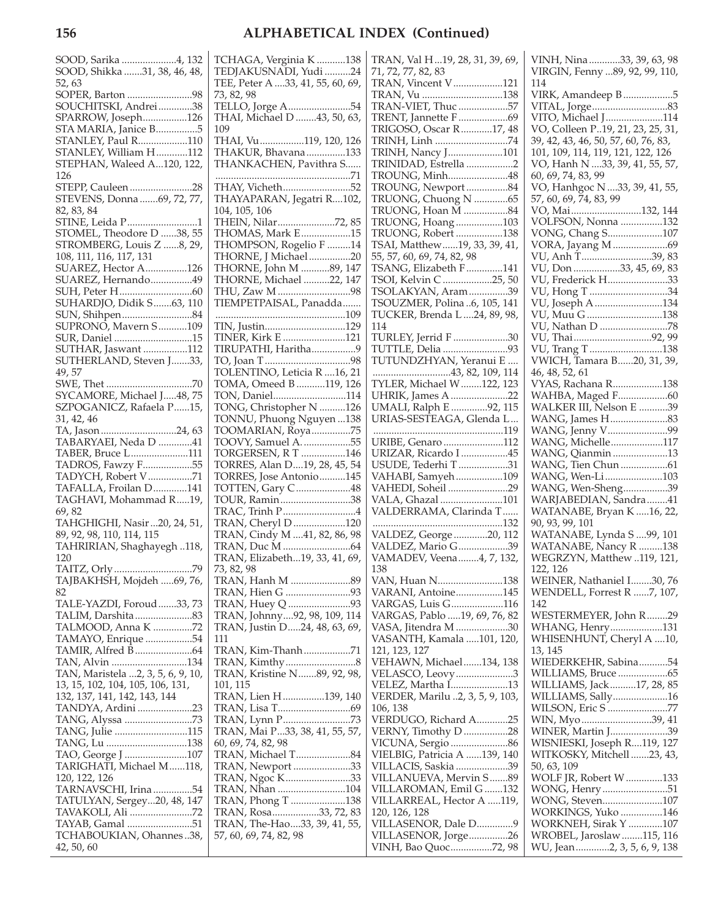## ALPHABETICAL INDEX (Continued)

SOOD, Sarika .....................4, 132
SOOD, Shikka .......31, 38, 46, 48, 52, 63
SOPER, Barton .........................98
SOUCHITSKI, Andrei .............38
SPARROW, Joseph.................126
STA MARIA, Janice B................5
STANLEY, Paul R...................110
STANLEY, William H............112
STEPHAN, Waleed A...120, 122, 126
STEPP, Cauleen ........................28
STEVENS, Donna .......69, 72, 77, 82, 83, 84
STINE, Leida P...........................1
STOMEL, Theodore D ......38, 55
STROMBERG, Louis Z ......8, 29, 108, 111, 116, 117, 131
SUAREZ, Hector A................126
SUAREZ, Hernando................49
SUH, Peter H............................60
SUHARDJO, Didik S.......63, 110
SUN, Shihpen...........................84
SUPRONO, Mavern S...........109
SUR, Daniel ..............................15
SUTHAR, Jaswant .................112
SUTHERLAND, Steven J.......33, 49, 57
SWE, Thet .................................70
SYCAMORE, Michael J.....48, 75
SZPOGANICZ, Rafaela P......15, 31, 42, 46
TA, Jason .............................24, 63
TABARYAEI, Neda D .............41
TABER, Bruce L......................111
TADROS, Fawzy F...................55
TADYCH, Robert V.................71
TAFALLA, Froilan D.............141
TAGHAVI, Mohammad R.....19, 69, 82
TAHGHIGHI, Nasir...20, 24, 51, 89, 92, 98, 110, 114, 115
TAHRIRIAN, Shaghayegh ..118, 120
TAITZ, Orly ..............................79
TAJBAKHSH, Mojdeh .....69, 76, 82
TALE-YAZDI, Foroud.......33, 73
TALIM, Darshita......................83
TALMOOD, Anna K ...............72
TAMAYO, Enrique ..................54
TAMIR, Alfred B......................64
TAN, Alvin .............................134
TAN, Maristela ...2, 3, 5, 6, 9, 10, 13, 15, 102, 104, 105, 106, 131, 132, 137, 141, 142, 143, 144
TANDYA, Ardini .....................23
TANG, Alyssa ..........................73
TANG, Julie ............................115
TANG, Lu ...............................138
TAO, George J ........................107
TARIGHATI, Michael M......118, 120, 122, 126
TARNAVSCHI, Irina ...............54
TATULYAN, Sergey...20, 48, 147
TAVAKOLI, Ali ........................72
TAYAB, Gamal .........................51
TCHABOUKIAN, Ohannes ..38, 42, 50, 60
TCHAGA, Verginia K ...........138
TEDJAKUSNADI, Yudi ..........24
TEE, Peter A ....33, 41, 55, 60, 69, 73, 82, 98
TELLO, Jorge A........................54
THAI, Michael D ........43, 50, 63, 109
THAI, Vu.................119, 120, 126
THAKUR, Bhavana...............133
THANKACHEN, Pavithra S...... ....................................................71
THAY, Vicheth..........................52
THAYAPARAN, Jegatri R....102, 104, 105, 106
THEIN, Nilar......................72, 85
THOMAS, Mark E...................15
THOMPSON, Rogelio F .........14
THORNE, J Michael................20
THORNE, John M ...........89, 147
THORNE, Michael ..........22, 147
THU, Zaw M............................98
TIEMPETPAISAL, Panadda....... .................................................109
TIN, Justin...............................129
TINER, Kirk E ........................121
TIRUPATHI, Haritha.................9
TO, Joan T .................................98
TOLENTINO, Leticia R ....16, 21
TOMA, Omeed B ...........119, 126
TON, Daniel............................114
TONG, Christopher N ..........126
TONNU, Phuong Nguyen ...138
TOOMARIAN, Roya...............75
TOOVY, Samuel A. ..................55
TORGERSEN, R T .................106
TORRES, Alan D....19, 28, 45, 54
TORRES, Jose Antonio..........145
TOTTEN, Gary C.....................48
TOUR, Ramin...........................38
TRAC, Trinh P............................4
TRAN, Cheryl D....................120
TRAN, Cindy M ....41, 82, 86, 98
TRAN, Duc M ..........................64
TRAN, Elizabeth...19, 33, 41, 69, 73, 82, 98
TRAN, Hanh M .......................89
TRAN, Hien G .........................93
TRAN, Huey Q ........................93
TRAN, Johnny....92, 98, 109, 114
TRAN, Justin D.....24, 48, 63, 69, 111
TRAN, Kim-Thanh..................71
TRAN, Kimthy...........................8
TRAN, Kristine N.......89, 92, 98, 101, 115
TRAN, Lien H................139, 140
TRAN, Lisa T............................69
TRAN, Lynn P..........................73
TRAN, Mai P...33, 38, 41, 55, 57, 60, 69, 74, 82, 98
TRAN, Michael T.....................84
TRAN, Newport ......................33
TRAN, Ngoc K.........................33
TRAN, Nhan ..........................104
TRAN, Phong T .....................138
TRAN, Rosa..................33, 72, 83
TRAN, The-Hao....33, 39, 41, 55, 57, 60, 69, 74, 82, 98
TRAN, Val H ...19, 28, 31, 39, 69, 71, 72, 77, 82, 83
TRAN, Vincent V...................121
TRAN, Vu ...............................138
TRAN-VIET, Thuc ...................57
TRENT, Jannette F ...................69
TRIGOSO, Oscar R............17, 48
TRINH, Linh ............................74
TRINH, Nancy J.....................101
TRINIDAD, Estrella ..................2
TROUNG, Minh.......................48
TROUNG, Newport ................84
TRUONG, Chuong N .............65
TRUONG, Hoan M .................84
TRUONG, Hoang ..................103
TRUONG, Robert ..................138
TSAI, Matthew......19, 33, 39, 41, 55, 57, 60, 69, 74, 82, 98
TSANG, Elizabeth F..............141
TSOI, Kelvin C ...................25, 50
TSOLAKYAN, Aram...............39
TSOUZMER, Polina ..6, 105, 141
TUCKER, Brenda L ....24, 89, 98, 114
TURLEY, Jerrid F .....................30
TUTTLE, Delia .........................93
TUTUNDZHYAN, Yeranui E .... .............................43, 82, 109, 114
TYLER, Michael W........122, 123
UHRIK, James A ......................22
UMALI, Ralph E .............92, 115
URIAS-SESTEAGA, Glenda L.... .................................................119
URIBE, Genaro .......................112
URIZAR, Ricardo I ..................45
USUDE, Tederhi T ...................31
VAHABI, Samyeh..................109
VAHEDI, Soheil .......................29
VALA, Ghazal ........................101
VALDERRAMA, Clarinda T...... .................................................132
VALDEZ, George .............20, 112
VALDEZ, Mario G...................39
VAMADEV, Veena........4, 7, 132, 138
VAN, Huan N.........................138
VARANI, Antoine..................145
VARGAS, Luis G....................116
VARGAS, Pablo .....19, 69, 76, 82
VASA, Jitendra M ....................30
VASANTH, Kamala .....101, 120, 121, 123, 127
VEHAWN, Michael.......134, 138
VELASCO, Leovy ......................3
VELEZ, Martha I......................13
VERDER, Marilu ..2, 3, 5, 9, 103, 106, 138
VERDUGO, Richard A............25
VERNY, Timothy D .................28
VICUNA, Sergio ......................86
VIELBIG, Patricia A ......139, 140
VILLACIS, Saskia ....................39
VILLANUEVA, Mervin S.......89
VILLAROMAN, Emil G .......132
VILLARREAL, Hector A .....119, 120, 126, 128
VILLASENOR, Dale D..............9
VILLASENOR, Jorge...............26
VINH, Bao Quoc................72, 98
VINH, Nina ............33, 39, 63, 98
VIRGIN, Fenny ...89, 92, 99, 110, 114
VIRK, Amandeep B ...................5
VITAL, Jorge.............................83
VITO, Michael J......................114
VO, Colleen P..19, 21, 23, 25, 31, 39, 42, 43, 46, 50, 57, 60, 76, 83, 101, 109, 114, 119, 121, 122, 126
VO, Hanh N ....33, 39, 41, 55, 57, 60, 69, 74, 83, 99
VO, Hanhgoc N ....33, 39, 41, 55, 57, 60, 69, 74, 83, 99
VO, Mai...........................132, 144
VOLFSON, Nonna ................132
VONG, Chang S.....................107
VORA, Jayang M .....................69
VU, Anh T...........................39, 83
VU, Don ..................33, 45, 69, 83
VU, Frederick H.......................33
VU, Hong T ..............................34
VU, Joseph A ..........................134
VU, Muu G .............................138
VU, Nathan D ..........................78
VU, Thai ..............................92, 99
VU, Trang T ............................138
VWICH, Tamara B......20, 31, 39, 46, 48, 52, 61
VYAS, Rachana R...................138
WAHBA, Maged F...................60
WALKER III, Nelson E ...........39
WANG, James H......................83
WANG, Jenny V.......................99
WANG, Michelle....................117
WANG, Qianmin .....................13
WANG, Tien Chun ..................61
WANG, Wen-Li ......................103
WANG, Wen-Sheng.................39
WARJABEDIAN, Sandra........41
WATANABE, Bryan K .....16, 22, 90, 93, 99, 101
WATANABE, Lynda S ....99, 101
WATANABE, Nancy R .........138
WEGRZYN, Matthew ..119, 121, 122, 126
WEINER, Nathaniel I........30, 76
WENDELL, Forrest R ......7, 107, 142
WESTERMEYER, John R........29
WHANG, Henry....................131
WHISENHUNT, Cheryl A ....10, 13, 145
WIEDERKEHR, Sabina...........54
WILLIAMS, Bruce ...................65
WILLIAMS, Jack..........17, 28, 85
WILLIAMS, Sally.....................16
WILSON, Eric S .......................77
WIN, Myo...........................39, 41
WINER, Martin J......................39
WISNIESKI, Joseph R....119, 127
WITKOSKY, Mitchell .......23, 43, 50, 63, 109
WOLF JR, Robert W ..............133
WONG, Henry .........................51
WONG, Steven.......................107
WORKINGS, Yuko ................146
WORKNEH, Sirak Y .............107
WROBEL, Jaroslaw........115, 116
WU, Jean.............2, 3, 5, 6, 9, 138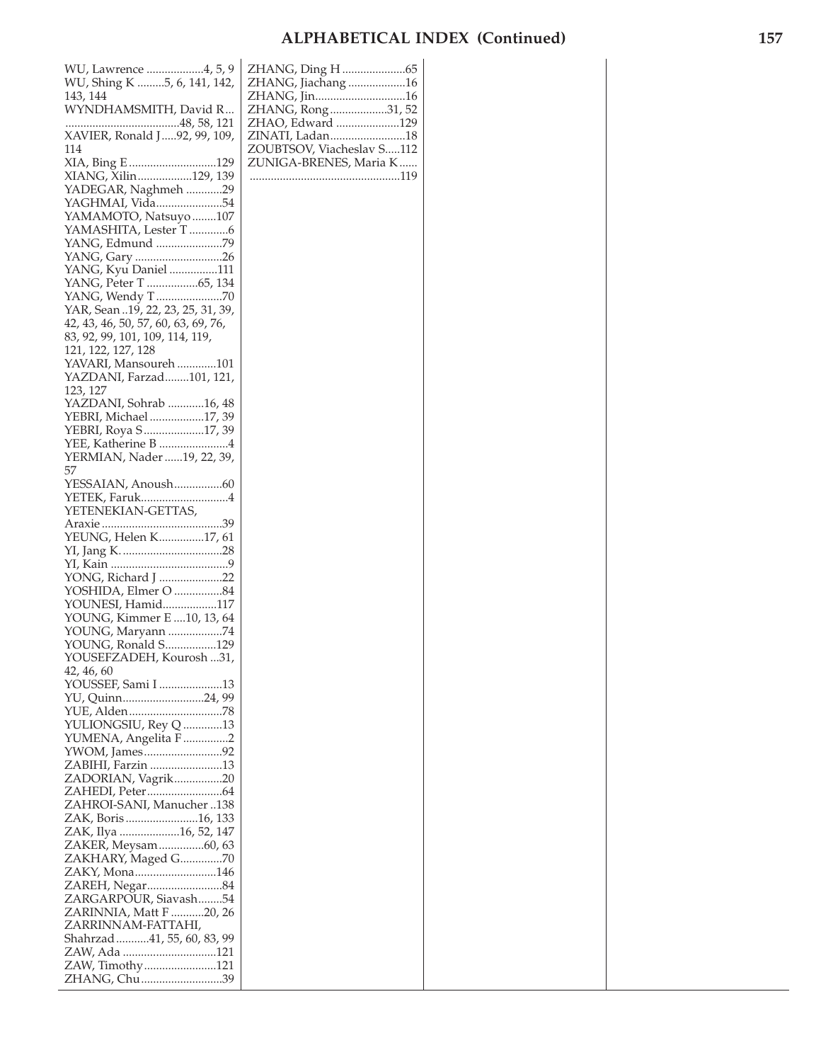## ALPHABETICAL INDEX (Continued)

WU, Lawrence ...................4, 5, 9
WU, Shing K .........5, 6, 141, 142, 143, 144
WYNDHAMSMITH, David R... ......................................48, 58, 121
XAVIER, Ronald J.....92, 99, 109, 114
XIA, Bing E.............................129
XIANG, Xilin..................129, 139
YADEGAR, Naghmeh ............29
YAGHMAI, Vida......................54
YAMAMOTO, Natsuyo........107
YAMASHITA, Lester T.............6
YANG, Edmund ......................79
YANG, Gary ............................26
YANG, Kyu Daniel ................111
YANG, Peter T .................65, 134
YANG, Wendy T.....................70
YAR, Sean ..19, 22, 23, 25, 31, 39, 42, 43, 46, 50, 57, 60, 63, 69, 76, 83, 92, 99, 101, 109, 114, 119, 121, 122, 127, 128
YAVARI, Mansoureh .............101
YAZDANI, Farzad........101, 121, 123, 127
YAZDANI, Sohrab ............16, 48
YEBRI, Michael ..................17, 39
YEBRI, Roya S....................17, 39
YEE, Katherine B .......................4
YERMIAN, Nader ......19, 22, 39, 57
YESSAIAN, Anoush................60
YETEK, Faruk.............................4
YETENEKIAN-GETTAS, Araxie........................................39
YEUNG, Helen K...............17, 61
YI, Jang K. .................................28
YI, Kain ......................................9
YONG, Richard J .....................22
YOSHIDA, Elmer O ................84
YOUNESI, Hamid..................117
YOUNG, Kimmer E ....10, 13, 64
YOUNG, Maryann ..................74
YOUNG, Ronald S.................129
YOUSEFZADEH, Kourosh ...31, 42, 46, 60
YOUSSEF, Sami I .....................13
YU, Quinn...........................24, 99
YUE, Alden...............................78
YULIONGSIU, Rey Q .............13
YUMENA, Angelita F ...............2
YWOM, James..........................92
ZABIHI, Farzin ........................13
ZADORIAN, Vagrik................20
ZAHEDI, Peter.........................64
ZAHROI-SANI, Manucher ..138
ZAK, Boris ........................16, 133
ZAK, Ilya ....................16, 52, 147
ZAKER, Meysam...............60, 63
ZAKHARY, Maged G.............70
ZAKY, Mona...........................146
ZAREH, Negar.........................84
ZARGARPOUR, Siavash........54
ZARINNIA, Matt F ...........20, 26
ZARRINNAM-FATTAHI, Shahrzad ...........41, 55, 60, 83, 99
ZAW, Ada ...............................121
ZAW, Timothy........................121
ZHANG, Chu...........................39
ZHANG, Ding H .....................65
ZHANG, Jiachang ...................16
ZHANG, Jin..............................16
ZHANG, Rong...................31, 52
ZHAO, Edward .....................129
ZINATI, Ladan.........................18
ZOUBTSOV, Viacheslav S.....112
ZUNIGA-BRENES, Maria K...... ..................................................119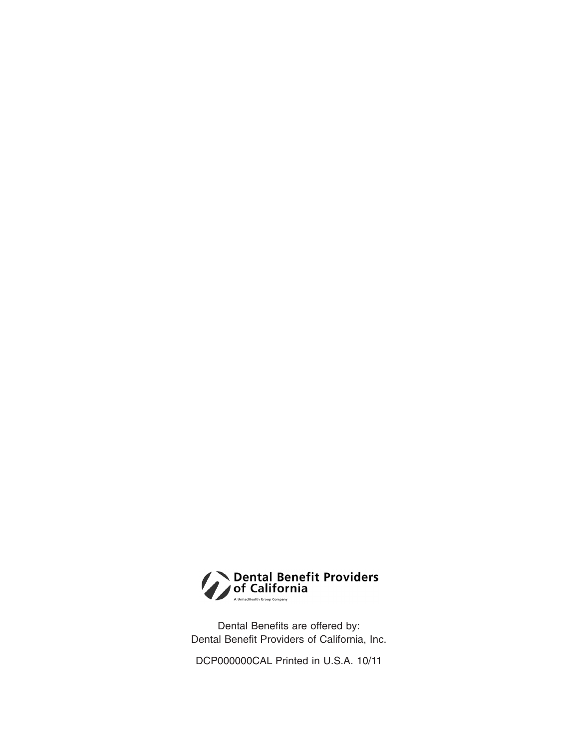Dental Benefit Providers of California

A UnitedHealth Group Company

Dental Benefits are offered by:
Dental Benefit Providers of California, Inc.

DCP000000CAL Printed in U.S.A. 10/11